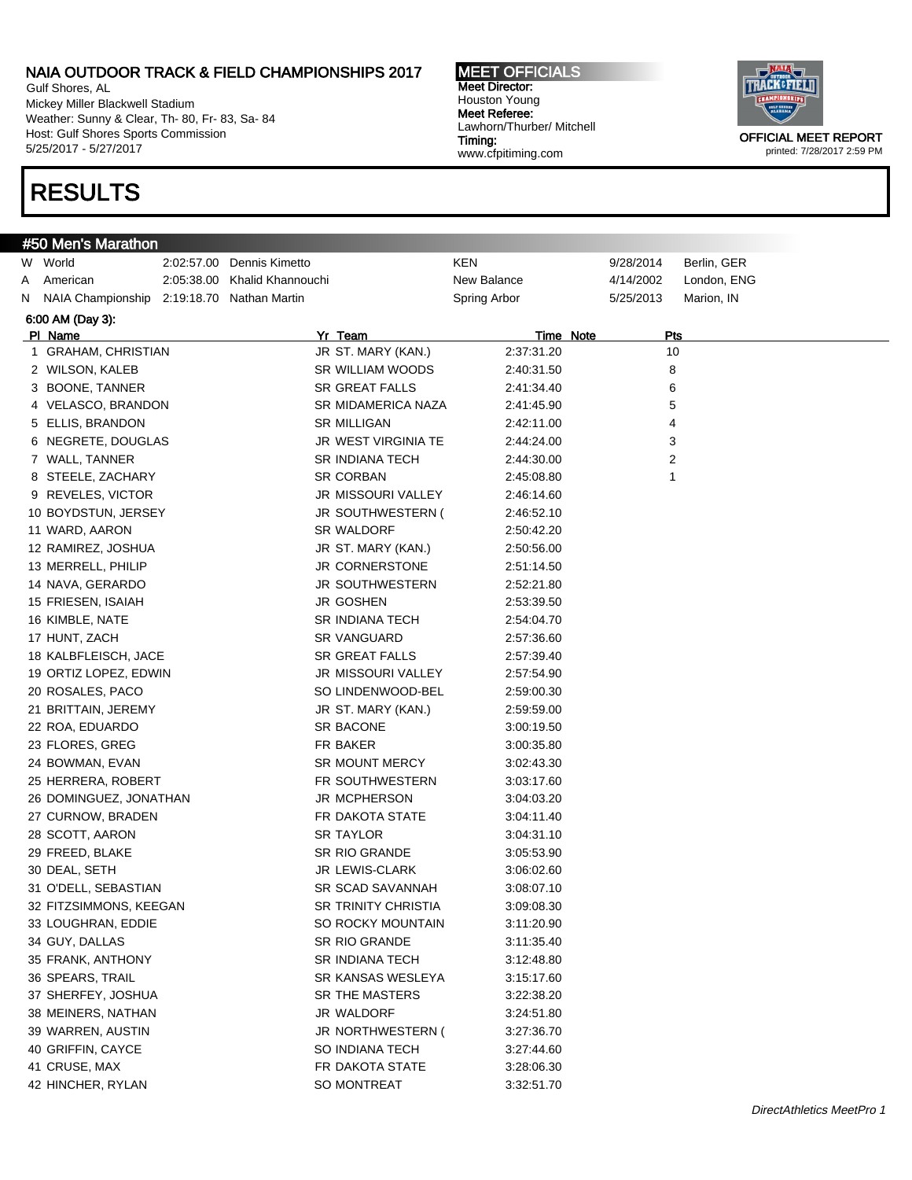NAIA OUTDOOR TRACK & FIELD CHAMPIONSHIPS 2017
Gulf Shores, AL
Mickey Miller Blackwell Stadium
Weather: Sunny & Clear, Th- 80, Fr- 83, Sa- 84
Host: Gulf Shores Sports Commission
5/25/2017 - 5/27/2017

MEET OFFICIALS
Meet Director:
Houston Young
Meet Referee:
Lawhorn/Thurber/ Mitchell
Timing:
www.cfpitiming.com

OFFICIAL MEET REPORT
printed: 7/28/2017 2:59 PM

# RESULTS

## #50 Men's Marathon

| | | | | | | |
|---|---|---|---|---|---|---|
| W | World | 2:02:57.00 | Dennis Kimetto | KEN | 9/28/2014 | Berlin, GER |
| A | American | 2:05:38.00 | Khalid Khannouchi | New Balance | 4/14/2002 | London, ENG |
| N | NAIA Championship | 2:19:18.70 | Nathan Martin | Spring Arbor | 5/25/2013 | Marion, IN |

6:00 AM (Day 3):

| Pl | Name | Yr | Team | Time | Note | Pts |
|---|---|---|---|---|---|---|
| 1 | GRAHAM, CHRISTIAN | JR | ST. MARY (KAN.) | 2:37:31.20 | | 10 |
| 2 | WILSON, KALEB | SR | WILLIAM WOODS | 2:40:31.50 | | 8 |
| 3 | BOONE, TANNER | SR | GREAT FALLS | 2:41:34.40 | | 6 |
| 4 | VELASCO, BRANDON | SR | MIDAMERICA NAZA | 2:41:45.90 | | 5 |
| 5 | ELLIS, BRANDON | SR | MILLIGAN | 2:42:11.00 | | 4 |
| 6 | NEGRETE, DOUGLAS | JR | WEST VIRGINIA TE | 2:44:24.00 | | 3 |
| 7 | WALL, TANNER | SR | INDIANA TECH | 2:44:30.00 | | 2 |
| 8 | STEELE, ZACHARY | SR | CORBAN | 2:45:08.80 | | 1 |
| 9 | REVELES, VICTOR | JR | MISSOURI VALLEY | 2:46:14.60 | | |
| 10 | BOYDSTUN, JERSEY | JR | SOUTHWESTERN ( | 2:46:52.10 | | |
| 11 | WARD, AARON | SR | WALDORF | 2:50:42.20 | | |
| 12 | RAMIREZ, JOSHUA | JR | ST. MARY (KAN.) | 2:50:56.00 | | |
| 13 | MERRELL, PHILIP | JR | CORNERSTONE | 2:51:14.50 | | |
| 14 | NAVA, GERARDO | JR | SOUTHWESTERN | 2:52:21.80 | | |
| 15 | FRIESEN, ISAIAH | JR | GOSHEN | 2:53:39.50 | | |
| 16 | KIMBLE, NATE | SR | INDIANA TECH | 2:54:04.70 | | |
| 17 | HUNT, ZACH | SR | VANGUARD | 2:57:36.60 | | |
| 18 | KALBFLEISCH, JACE | SR | GREAT FALLS | 2:57:39.40 | | |
| 19 | ORTIZ LOPEZ, EDWIN | JR | MISSOURI VALLEY | 2:57:54.90 | | |
| 20 | ROSALES, PACO | SO | LINDENWOOD-BEL | 2:59:00.30 | | |
| 21 | BRITTAIN, JEREMY | JR | ST. MARY (KAN.) | 2:59:59.00 | | |
| 22 | ROA, EDUARDO | SR | BACONE | 3:00:19.50 | | |
| 23 | FLORES, GREG | FR | BAKER | 3:00:35.80 | | |
| 24 | BOWMAN, EVAN | SR | MOUNT MERCY | 3:02:43.30 | | |
| 25 | HERRERA, ROBERT | FR | SOUTHWESTERN | 3:03:17.60 | | |
| 26 | DOMINGUEZ, JONATHAN | JR | MCPHERSON | 3:04:03.20 | | |
| 27 | CURNOW, BRADEN | FR | DAKOTA STATE | 3:04:11.40 | | |
| 28 | SCOTT, AARON | SR | TAYLOR | 3:04:31.10 | | |
| 29 | FREED, BLAKE | SR | RIO GRANDE | 3:05:53.90 | | |
| 30 | DEAL, SETH | JR | LEWIS-CLARK | 3:06:02.60 | | |
| 31 | O'DELL, SEBASTIAN | SR | SCAD SAVANNAH | 3:08:07.10 | | |
| 32 | FITZSIMMONS, KEEGAN | SR | TRINITY CHRISTIA | 3:09:08.30 | | |
| 33 | LOUGHRAN, EDDIE | SO | ROCKY MOUNTAIN | 3:11:20.90 | | |
| 34 | GUY, DALLAS | SR | RIO GRANDE | 3:11:35.40 | | |
| 35 | FRANK, ANTHONY | SR | INDIANA TECH | 3:12:48.80 | | |
| 36 | SPEARS, TRAIL | SR | KANSAS WESLEYA | 3:15:17.60 | | |
| 37 | SHERFEY, JOSHUA | SR | THE MASTERS | 3:22:38.20 | | |
| 38 | MEINERS, NATHAN | JR | WALDORF | 3:24:51.80 | | |
| 39 | WARREN, AUSTIN | JR | NORTHWESTERN ( | 3:27:36.70 | | |
| 40 | GRIFFIN, CAYCE | SO | INDIANA TECH | 3:27:44.60 | | |
| 41 | CRUSE, MAX | FR | DAKOTA STATE | 3:28:06.30 | | |
| 42 | HINCHER, RYLAN | SO | MONTREAT | 3:32:51.70 | | |

DirectAthletics MeetPro 1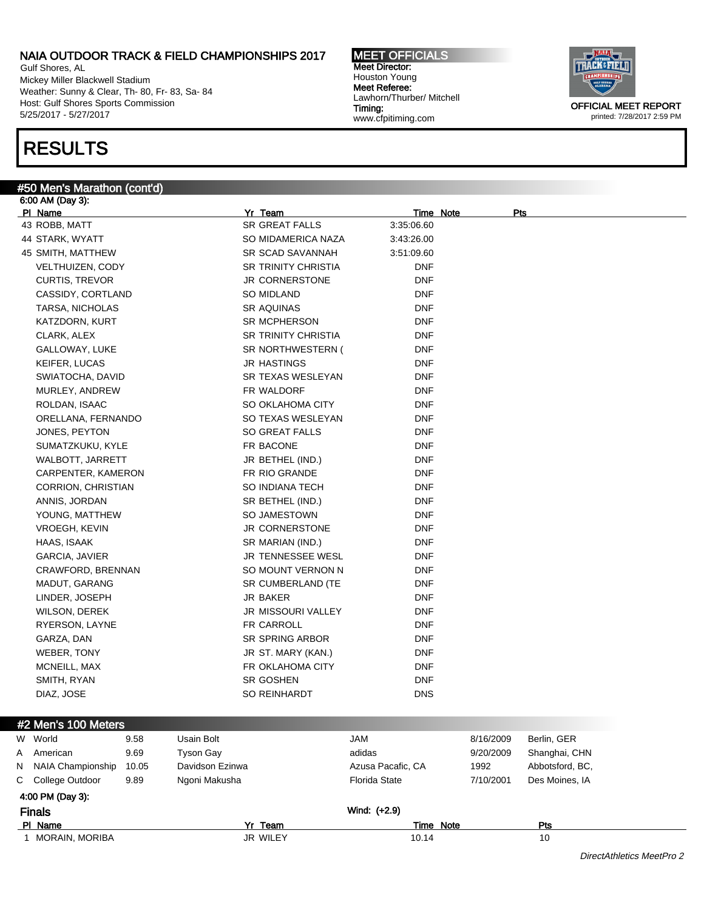# NAIA OUTDOOR TRACK & FIELD CHAMPIONSHIPS 2017

Gulf Shores, AL
Mickey Miller Blackwell Stadium
Weather: Sunny & Clear, Th- 80, Fr- 83, Sa- 84
Host: Gulf Shores Sports Commission
5/25/2017 - 5/27/2017

**MEET OFFICIALS**
**Meet Director:** Houston Young
**Meet Referee:** Lawhorn/Thurber/ Mitchell
**Timing:** www.cfpitiming.com

OFFICIAL MEET REPORT
printed: 7/28/2017 2:59 PM

# RESULTS

## #50 Men's Marathon (cont'd)

6:00 AM (Day 3):

| Pl | Name | Yr | Team | Time | Note | Pts |
|---|---|---|---|---|---|---|
| 43 | ROBB, MATT | SR | GREAT FALLS | 3:35:06.60 | | |
| 44 | STARK, WYATT | SO | MIDAMERICA NAZA | 3:43:26.00 | | |
| 45 | SMITH, MATTHEW | SR | SCAD SAVANNAH | 3:51:09.60 | | |
| | VELTHUIZEN, CODY | SR | TRINITY CHRISTIA | DNF | | |
| | CURTIS, TREVOR | JR | CORNERSTONE | DNF | | |
| | CASSIDY, CORTLAND | SO | MIDLAND | DNF | | |
| | TARSA, NICHOLAS | SR | AQUINAS | DNF | | |
| | KATZDORN, KURT | SR | MCPHERSON | DNF | | |
| | CLARK, ALEX | SR | TRINITY CHRISTIA | DNF | | |
| | GALLOWAY, LUKE | SR | NORTHWESTERN ( | DNF | | |
| | KEIFER, LUCAS | JR | HASTINGS | DNF | | |
| | SWIATOCHA, DAVID | SR | TEXAS WESLEYAN | DNF | | |
| | MURLEY, ANDREW | FR | WALDORF | DNF | | |
| | ROLDAN, ISAAC | SO | OKLAHOMA CITY | DNF | | |
| | ORELLANA, FERNANDO | SO | TEXAS WESLEYAN | DNF | | |
| | JONES, PEYTON | SO | GREAT FALLS | DNF | | |
| | SUMATZKUKU, KYLE | FR | BACONE | DNF | | |
| | WALBOTT, JARRETT | JR | BETHEL (IND.) | DNF | | |
| | CARPENTER, KAMERON | FR | RIO GRANDE | DNF | | |
| | CORRION, CHRISTIAN | SO | INDIANA TECH | DNF | | |
| | ANNIS, JORDAN | SR | BETHEL (IND.) | DNF | | |
| | YOUNG, MATTHEW | SO | JAMESTOWN | DNF | | |
| | VROEGH, KEVIN | JR | CORNERSTONE | DNF | | |
| | HAAS, ISAAK | SR | MARIAN (IND.) | DNF | | |
| | GARCIA, JAVIER | JR | TENNESSEE WESL | DNF | | |
| | CRAWFORD, BRENNAN | SO | MOUNT VERNON N | DNF | | |
| | MADUT, GARANG | SR | CUMBERLAND (TE | DNF | | |
| | LINDER, JOSEPH | JR | BAKER | DNF | | |
| | WILSON, DEREK | JR | MISSOURI VALLEY | DNF | | |
| | RYERSON, LAYNE | FR | CARROLL | DNF | | |
| | GARZA, DAN | SR | SPRING ARBOR | DNF | | |
| | WEBER, TONY | JR | ST. MARY (KAN.) | DNF | | |
| | MCNEILL, MAX | FR | OKLAHOMA CITY | DNF | | |
| | SMITH, RYAN | SR | GOSHEN | DNF | | |
| | DIAZ, JOSE | SO | REINHARDT | DNS | | |

## #2 Men's 100 Meters

| | Record | Mark | Holder | Team | Date | Location |
|---|---|---|---|---|---|---|
| W | World | 9.58 | Usain Bolt | JAM | 8/16/2009 | Berlin, GER |
| A | American | 9.69 | Tyson Gay | adidas | 9/20/2009 | Shanghai, CHN |
| N | NAIA Championship | 10.05 | Davidson Ezinwa | Azusa Pacafic, CA | 1992 | Abbotsford, BC, |
| C | College Outdoor | 9.89 | Ngoni Makusha | Florida State | 7/10/2001 | Des Moines, IA |

4:00 PM (Day 3):

### Finals

Wind: (+2.9)

| Pl | Name | Yr | Team | Time | Note | Pts |
|---|---|---|---|---|---|---|
| 1 | MORAIN, MORIBA | JR | WILEY | 10.14 | | 10 |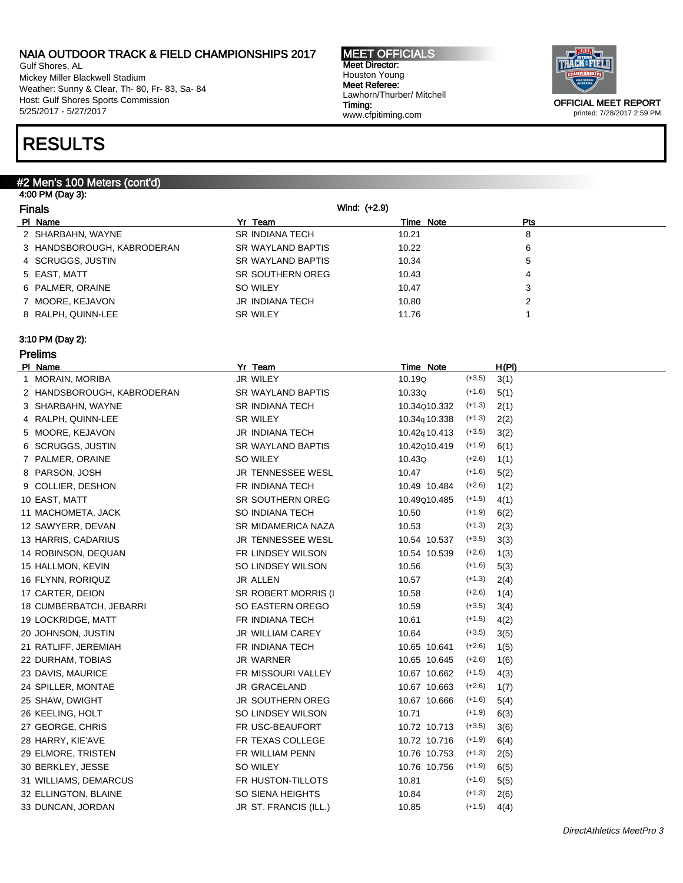# RESULTS

## #2 Men's 100 Meters (cont'd)

4:00 PM (Day 3):

### Finals

Wind: (+2.9)

| Pl | Name | Yr | Team | Time | Note | Pts |
|---|---|---|---|---|---|---|
| 2 | SHARBAHN, WAYNE | SR | INDIANA TECH | 10.21 | | 8 |
| 3 | HANDSBOROUGH, KABRODERAN | SR | WAYLAND BAPTIS | 10.22 | | 6 |
| 4 | SCRUGGS, JUSTIN | SR | WAYLAND BAPTIS | 10.34 | | 5 |
| 5 | EAST, MATT | SR | SOUTHERN OREG | 10.43 | | 4 |
| 6 | PALMER, ORAINE | SO | WILEY | 10.47 | | 3 |
| 7 | MOORE, KEJAVON | JR | INDIANA TECH | 10.80 | | 2 |
| 8 | RALPH, QUINN-LEE | SR | WILEY | 11.76 | | 1 |

3:10 PM (Day 2):

### Prelims

| Pl | Name | Yr | Team | Time | Note | Wind | H(Pl) |
|---|---|---|---|---|---|---|---|
| 1 | MORAIN, MORIBA | JR | WILEY | 10.19Q | | (+3.5) | 3(1) |
| 2 | HANDSBOROUGH, KABRODERAN | SR | WAYLAND BAPTIS | 10.33Q | | (+1.6) | 5(1) |
| 3 | SHARBAHN, WAYNE | SR | INDIANA TECH | 10.34Q | 10.332 | (+1.3) | 2(1) |
| 4 | RALPH, QUINN-LEE | SR | WILEY | 10.34q | 10.338 | (+1.3) | 2(2) |
| 5 | MOORE, KEJAVON | JR | INDIANA TECH | 10.42q | 10.413 | (+3.5) | 3(2) |
| 6 | SCRUGGS, JUSTIN | SR | WAYLAND BAPTIS | 10.42Q | 10.419 | (+1.9) | 6(1) |
| 7 | PALMER, ORAINE | SO | WILEY | 10.43Q | | (+2.6) | 1(1) |
| 8 | PARSON, JOSH | JR | TENNESSEE WESL | 10.47 | | (+1.6) | 5(2) |
| 9 | COLLIER, DESHON | FR | INDIANA TECH | 10.49 | 10.484 | (+2.6) | 1(2) |
| 10 | EAST, MATT | SR | SOUTHERN OREG | 10.49Q | 10.485 | (+1.5) | 4(1) |
| 11 | MACHOMETA, JACK | SO | INDIANA TECH | 10.50 | | (+1.9) | 6(2) |
| 12 | SAWYERR, DEVAN | SR | MIDAMERICA NAZA | 10.53 | | (+1.3) | 2(3) |
| 13 | HARRIS, CADARIUS | JR | TENNESSEE WESL | 10.54 | 10.537 | (+3.5) | 3(3) |
| 14 | ROBINSON, DEQUAN | FR | LINDSEY WILSON | 10.54 | 10.539 | (+2.6) | 1(3) |
| 15 | HALLMON, KEVIN | SO | LINDSEY WILSON | 10.56 | | (+1.6) | 5(3) |
| 16 | FLYNN, RORIQUZ | JR | ALLEN | 10.57 | | (+1.3) | 2(4) |
| 17 | CARTER, DEION | SR | ROBERT MORRIS (I | 10.58 | | (+2.6) | 1(4) |
| 18 | CUMBERBATCH, JEBARRI | SO | EASTERN OREGO | 10.59 | | (+3.5) | 3(4) |
| 19 | LOCKRIDGE, MATT | FR | INDIANA TECH | 10.61 | | (+1.5) | 4(2) |
| 20 | JOHNSON, JUSTIN | JR | WILLIAM CAREY | 10.64 | | (+3.5) | 3(5) |
| 21 | RATLIFF, JEREMIAH | FR | INDIANA TECH | 10.65 | 10.641 | (+2.6) | 1(5) |
| 22 | DURHAM, TOBIAS | JR | WARNER | 10.65 | 10.645 | (+2.6) | 1(6) |
| 23 | DAVIS, MAURICE | FR | MISSOURI VALLEY | 10.67 | 10.662 | (+1.5) | 4(3) |
| 24 | SPILLER, MONTAE | JR | GRACELAND | 10.67 | 10.663 | (+2.6) | 1(7) |
| 25 | SHAW, DWIGHT | JR | SOUTHERN OREG | 10.67 | 10.666 | (+1.6) | 5(4) |
| 26 | KEELING, HOLT | SO | LINDSEY WILSON | 10.71 | | (+1.9) | 6(3) |
| 27 | GEORGE, CHRIS | FR | USC-BEAUFORT | 10.72 | 10.713 | (+3.5) | 3(6) |
| 28 | HARRY, KIE'AVE | FR | TEXAS COLLEGE | 10.72 | 10.716 | (+1.9) | 6(4) |
| 29 | ELMORE, TRISTEN | FR | WILLIAM PENN | 10.76 | 10.753 | (+1.3) | 2(5) |
| 30 | BERKLEY, JESSE | SO | WILEY | 10.76 | 10.756 | (+1.9) | 6(5) |
| 31 | WILLIAMS, DEMARCUS | FR | HUSTON-TILLOTS | 10.81 | | (+1.6) | 5(5) |
| 32 | ELLINGTON, BLAINE | SO | SIENA HEIGHTS | 10.84 | | (+1.3) | 2(6) |
| 33 | DUNCAN, JORDAN | JR | ST. FRANCIS (ILL.) | 10.85 | | (+1.5) | 4(4) |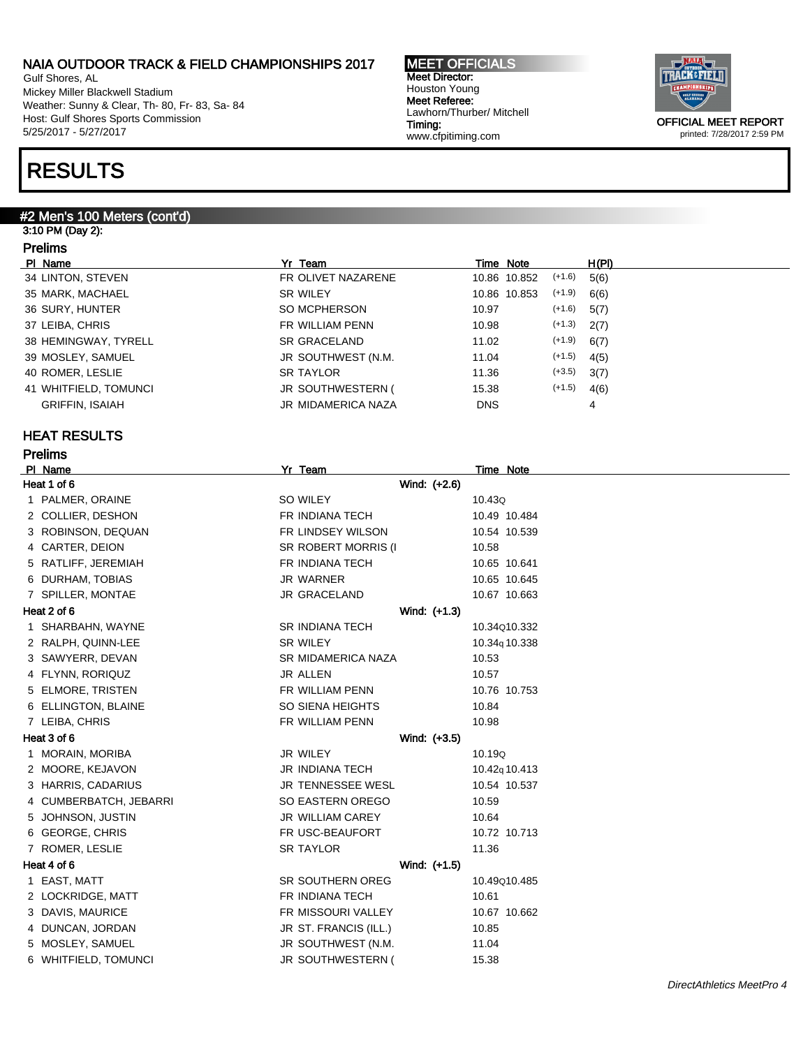# NAIA OUTDOOR TRACK & FIELD CHAMPIONSHIPS 2017

Gulf Shores, AL
Mickey Miller Blackwell Stadium
Weather: Sunny & Clear, Th- 80, Fr- 83, Sa- 84
Host: Gulf Shores Sports Commission
5/25/2017 - 5/27/2017

**MEET OFFICIALS**
**Meet Director:**
Houston Young
**Meet Referee:**
Lawhorn/Thurber/ Mitchell
**Timing:**
www.cfpitiming.com

OFFICIAL MEET REPORT
printed: 7/28/2017 2:59 PM

# RESULTS

## #2 Men's 100 Meters (cont'd)

3:10 PM (Day 2):

### Prelims

| Pl | Name | Yr | Team | Time | Note | | H(Pl) |
|---|---|---|---|---|---|---|---|
| 34 | LINTON, STEVEN | FR | OLIVET NAZARENE | 10.86 | 10.852 | (+1.6) | 5(6) |
| 35 | MARK, MACHAEL | SR | WILEY | 10.86 | 10.853 | (+1.9) | 6(6) |
| 36 | SURY, HUNTER | SO | MCPHERSON | 10.97 | | (+1.6) | 5(7) |
| 37 | LEIBA, CHRIS | FR | WILLIAM PENN | 10.98 | | (+1.3) | 2(7) |
| 38 | HEMINGWAY, TYRELL | SR | GRACELAND | 11.02 | | (+1.9) | 6(7) |
| 39 | MOSLEY, SAMUEL | JR | SOUTHWEST (N.M. | 11.04 | | (+1.5) | 4(5) |
| 40 | ROMER, LESLIE | SR | TAYLOR | 11.36 | | (+3.5) | 3(7) |
| 41 | WHITFIELD, TOMUNCI | JR | SOUTHWESTERN ( | 15.38 | | (+1.5) | 4(6) |
| | GRIFFIN, ISAIAH | JR | MIDAMERICA NAZA | DNS | | | 4 |

### HEAT RESULTS

#### Prelims

| Pl | Name | Yr | Team | Time | Note |
|---|---|---|---|---|---|
| **Heat 1 of 6** | | | Wind: (+2.6) | | |
| 1 | PALMER, ORAINE | SO | WILEY | 10.43Q | |
| 2 | COLLIER, DESHON | FR | INDIANA TECH | 10.49 | 10.484 |
| 3 | ROBINSON, DEQUAN | FR | LINDSEY WILSON | 10.54 | 10.539 |
| 4 | CARTER, DEION | SR | ROBERT MORRIS (I | 10.58 | |
| 5 | RATLIFF, JEREMIAH | FR | INDIANA TECH | 10.65 | 10.641 |
| 6 | DURHAM, TOBIAS | JR | WARNER | 10.65 | 10.645 |
| 7 | SPILLER, MONTAE | JR | GRACELAND | 10.67 | 10.663 |
| **Heat 2 of 6** | | | Wind: (+1.3) | | |
| 1 | SHARBAHN, WAYNE | SR | INDIANA TECH | 10.34Q | 10.332 |
| 2 | RALPH, QUINN-LEE | SR | WILEY | 10.34q | 10.338 |
| 3 | SAWYERR, DEVAN | SR | MIDAMERICA NAZA | 10.53 | |
| 4 | FLYNN, RORIQUZ | JR | ALLEN | 10.57 | |
| 5 | ELMORE, TRISTEN | FR | WILLIAM PENN | 10.76 | 10.753 |
| 6 | ELLINGTON, BLAINE | SO | SIENA HEIGHTS | 10.84 | |
| 7 | LEIBA, CHRIS | FR | WILLIAM PENN | 10.98 | |
| **Heat 3 of 6** | | | Wind: (+3.5) | | |
| 1 | MORAIN, MORIBA | JR | WILEY | 10.19Q | |
| 2 | MOORE, KEJAVON | JR | INDIANA TECH | 10.42q | 10.413 |
| 3 | HARRIS, CADARIUS | JR | TENNESSEE WESL | 10.54 | 10.537 |
| 4 | CUMBERBATCH, JEBARRI | SO | EASTERN OREGO | 10.59 | |
| 5 | JOHNSON, JUSTIN | JR | WILLIAM CAREY | 10.64 | |
| 6 | GEORGE, CHRIS | FR | USC-BEAUFORT | 10.72 | 10.713 |
| 7 | ROMER, LESLIE | SR | TAYLOR | 11.36 | |
| **Heat 4 of 6** | | | Wind: (+1.5) | | |
| 1 | EAST, MATT | SR | SOUTHERN OREG | 10.49Q | 10.485 |
| 2 | LOCKRIDGE, MATT | FR | INDIANA TECH | 10.61 | |
| 3 | DAVIS, MAURICE | FR | MISSOURI VALLEY | 10.67 | 10.662 |
| 4 | DUNCAN, JORDAN | JR | ST. FRANCIS (ILL.) | 10.85 | |
| 5 | MOSLEY, SAMUEL | JR | SOUTHWEST (N.M. | 11.04 | |
| 6 | WHITFIELD, TOMUNCI | JR | SOUTHWESTERN ( | 15.38 | |

*DirectAthletics MeetPro 4*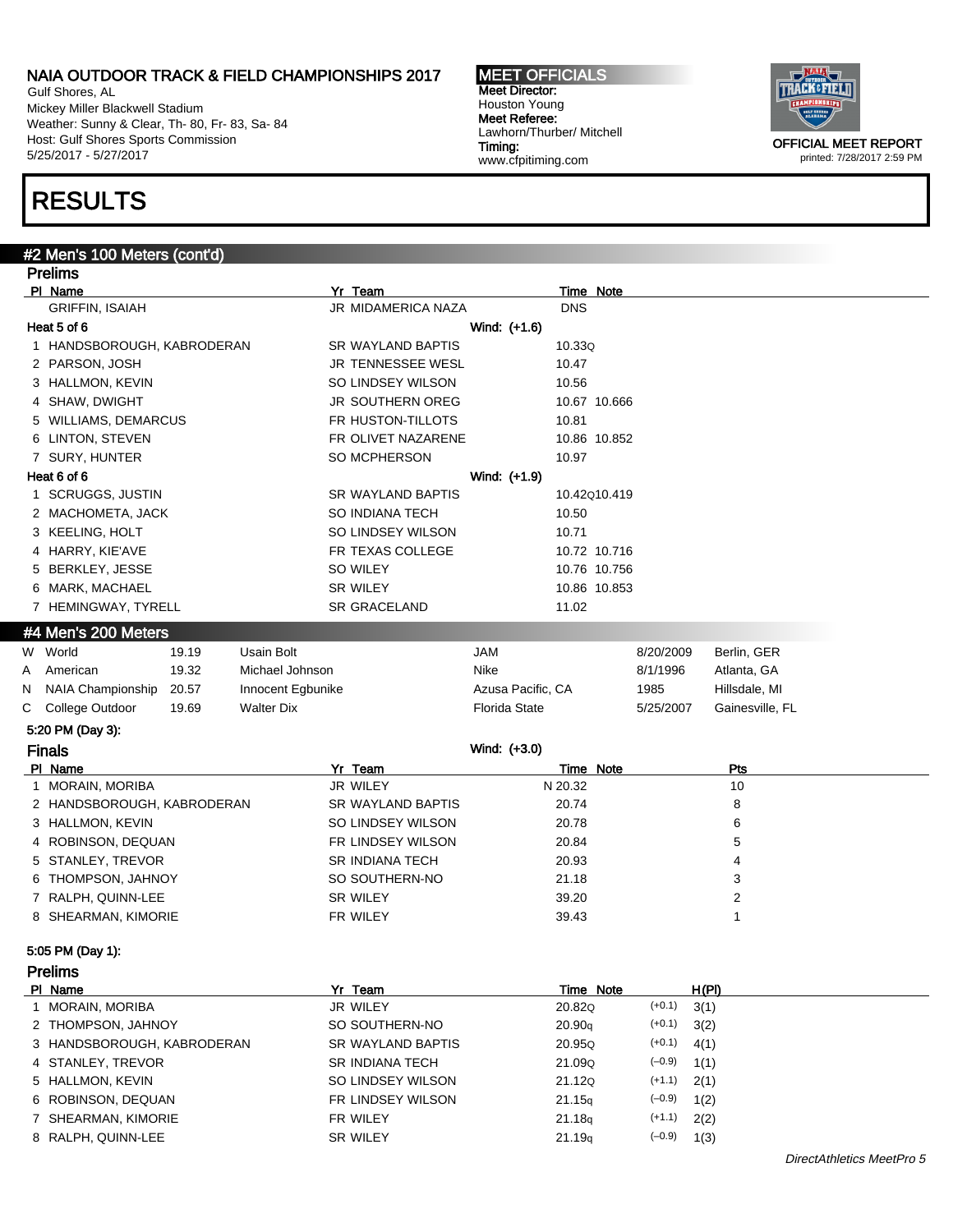# RESULTS

## #2 Men's 100 Meters (cont'd)

### Prelims

| Pl | Name | Yr | Team | Time | Note |
|---|---|---|---|---|---|
| | GRIFFIN, ISAIAH | JR | MIDAMERICA NAZA | DNS | |

**Heat 5 of 6** Wind: (+1.6)

| Pl | Name | Yr | Team | Time | Note |
|---|---|---|---|---|---|
| 1 | HANDSBOROUGH, KABRODERAN | SR | WAYLAND BAPTIS | 10.33Q | |
| 2 | PARSON, JOSH | JR | TENNESSEE WESL | 10.47 | |
| 3 | HALLMON, KEVIN | SO | LINDSEY WILSON | 10.56 | |
| 4 | SHAW, DWIGHT | JR | SOUTHERN OREG | 10.67 | 10.666 |
| 5 | WILLIAMS, DEMARCUS | FR | HUSTON-TILLOTS | 10.81 | |
| 6 | LINTON, STEVEN | FR | OLIVET NAZARENE | 10.86 | 10.852 |
| 7 | SURY, HUNTER | SO | MCPHERSON | 10.97 | |

**Heat 6 of 6** Wind: (+1.9)

| Pl | Name | Yr | Team | Time | Note |
|---|---|---|---|---|---|
| 1 | SCRUGGS, JUSTIN | SR | WAYLAND BAPTIS | 10.42Q | 10.419 |
| 2 | MACHOMETA, JACK | SO | INDIANA TECH | 10.50 | |
| 3 | KEELING, HOLT | SO | LINDSEY WILSON | 10.71 | |
| 4 | HARRY, KIE'AVE | FR | TEXAS COLLEGE | 10.72 | 10.716 |
| 5 | BERKLEY, JESSE | SO | WILEY | 10.76 | 10.756 |
| 6 | MARK, MACHAEL | SR | WILEY | 10.86 | 10.853 |
| 7 | HEMINGWAY, TYRELL | SR | GRACELAND | 11.02 | |

## #4 Men's 200 Meters

| | Record | Mark | Holder | Team | Date | Location |
|---|---|---|---|---|---|---|
| W | World | 19.19 | Usain Bolt | JAM | 8/20/2009 | Berlin, GER |
| A | American | 19.32 | Michael Johnson | Nike | 8/1/1996 | Atlanta, GA |
| N | NAIA Championship | 20.57 | Innocent Egbunike | Azusa Pacific, CA | 1985 | Hillsdale, MI |
| C | College Outdoor | 19.69 | Walter Dix | Florida State | 5/25/2007 | Gainesville, FL |

**5:20 PM (Day 3):**

### Finals

Wind: (+3.0)

| Pl | Name | Yr | Team | Time | Note | Pts |
|---|---|---|---|---|---|---|
| 1 | MORAIN, MORIBA | JR | WILEY | N 20.32 | | 10 |
| 2 | HANDSBOROUGH, KABRODERAN | SR | WAYLAND BAPTIS | 20.74 | | 8 |
| 3 | HALLMON, KEVIN | SO | LINDSEY WILSON | 20.78 | | 6 |
| 4 | ROBINSON, DEQUAN | FR | LINDSEY WILSON | 20.84 | | 5 |
| 5 | STANLEY, TREVOR | SR | INDIANA TECH | 20.93 | | 4 |
| 6 | THOMPSON, JAHNOY | SO | SOUTHERN-NO | 21.18 | | 3 |
| 7 | RALPH, QUINN-LEE | SR | WILEY | 39.20 | | 2 |
| 8 | SHEARMAN, KIMORIE | FR | WILEY | 39.43 | | 1 |

**5:05 PM (Day 1):**

### Prelims

| Pl | Name | Yr | Team | Time | Note | Wind | H(Pl) |
|---|---|---|---|---|---|---|---|
| 1 | MORAIN, MORIBA | JR | WILEY | 20.82Q | | (+0.1) | 3(1) |
| 2 | THOMPSON, JAHNOY | SO | SOUTHERN-NO | 20.90q | | (+0.1) | 3(2) |
| 3 | HANDSBOROUGH, KABRODERAN | SR | WAYLAND BAPTIS | 20.95Q | | (+0.1) | 4(1) |
| 4 | STANLEY, TREVOR | SR | INDIANA TECH | 21.09Q | | (–0.9) | 1(1) |
| 5 | HALLMON, KEVIN | SO | LINDSEY WILSON | 21.12Q | | (+1.1) | 2(1) |
| 6 | ROBINSON, DEQUAN | FR | LINDSEY WILSON | 21.15q | | (–0.9) | 1(2) |
| 7 | SHEARMAN, KIMORIE | FR | WILEY | 21.18q | | (+1.1) | 2(2) |
| 8 | RALPH, QUINN-LEE | SR | WILEY | 21.19q | | (–0.9) | 1(3) |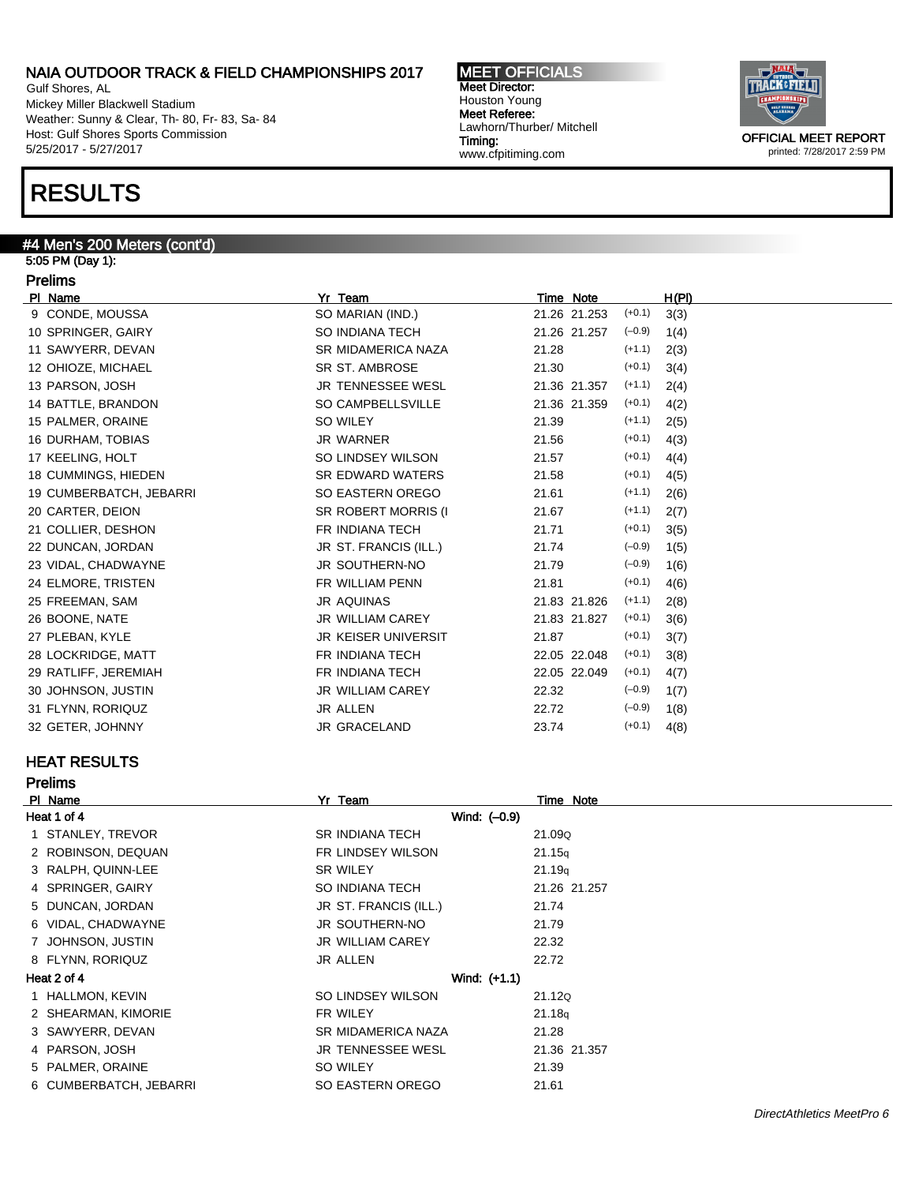NAIA OUTDOOR TRACK & FIELD CHAMPIONSHIPS 2017
Gulf Shores, AL
Mickey Miller Blackwell Stadium
Weather: Sunny & Clear, Th- 80, Fr- 83, Sa- 84
Host: Gulf Shores Sports Commission
5/25/2017 - 5/27/2017

MEET OFFICIALS
Meet Director:
Houston Young
Meet Referee:
Lawhorn/Thurber/ Mitchell
Timing:
www.cfpitiming.com

OFFICIAL MEET REPORT
printed: 7/28/2017 2:59 PM

# RESULTS

## #4 Men's 200 Meters (cont'd)

5:05 PM (Day 1):

### Prelims

| Pl | Name | Yr | Team | Time | Note | | H(Pl) |
|---|---|---|---|---|---|---|---|
| 9 | CONDE, MOUSSA | SO | MARIAN (IND.) | 21.26 | 21.253 | (+0.1) | 3(3) |
| 10 | SPRINGER, GAIRY | SO | INDIANA TECH | 21.26 | 21.257 | (–0.9) | 1(4) |
| 11 | SAWYERR, DEVAN | SR | MIDAMERICA NAZA | 21.28 | | (+1.1) | 2(3) |
| 12 | OHIOZE, MICHAEL | SR | ST. AMBROSE | 21.30 | | (+0.1) | 3(4) |
| 13 | PARSON, JOSH | JR | TENNESSEE WESL | 21.36 | 21.357 | (+1.1) | 2(4) |
| 14 | BATTLE, BRANDON | SO | CAMPBELLSVILLE | 21.36 | 21.359 | (+0.1) | 4(2) |
| 15 | PALMER, ORAINE | SO | WILEY | 21.39 | | (+1.1) | 2(5) |
| 16 | DURHAM, TOBIAS | JR | WARNER | 21.56 | | (+0.1) | 4(3) |
| 17 | KEELING, HOLT | SO | LINDSEY WILSON | 21.57 | | (+0.1) | 4(4) |
| 18 | CUMMINGS, HIEDEN | SR | EDWARD WATERS | 21.58 | | (+0.1) | 4(5) |
| 19 | CUMBERBATCH, JEBARRI | SO | EASTERN OREGO | 21.61 | | (+1.1) | 2(6) |
| 20 | CARTER, DEION | SR | ROBERT MORRIS (I | 21.67 | | (+1.1) | 2(7) |
| 21 | COLLIER, DESHON | FR | INDIANA TECH | 21.71 | | (+0.1) | 3(5) |
| 22 | DUNCAN, JORDAN | JR | ST. FRANCIS (ILL.) | 21.74 | | (–0.9) | 1(5) |
| 23 | VIDAL, CHADWAYNE | JR | SOUTHERN-NO | 21.79 | | (–0.9) | 1(6) |
| 24 | ELMORE, TRISTEN | FR | WILLIAM PENN | 21.81 | | (+0.1) | 4(6) |
| 25 | FREEMAN, SAM | JR | AQUINAS | 21.83 | 21.826 | (+1.1) | 2(8) |
| 26 | BOONE, NATE | JR | WILLIAM CAREY | 21.83 | 21.827 | (+0.1) | 3(6) |
| 27 | PLEBAN, KYLE | JR | KEISER UNIVERSIT | 21.87 | | (+0.1) | 3(7) |
| 28 | LOCKRIDGE, MATT | FR | INDIANA TECH | 22.05 | 22.048 | (+0.1) | 3(8) |
| 29 | RATLIFF, JEREMIAH | FR | INDIANA TECH | 22.05 | 22.049 | (+0.1) | 4(7) |
| 30 | JOHNSON, JUSTIN | JR | WILLIAM CAREY | 22.32 | | (–0.9) | 1(7) |
| 31 | FLYNN, RORIQUZ | JR | ALLEN | 22.72 | | (–0.9) | 1(8) |
| 32 | GETER, JOHNNY | JR | GRACELAND | 23.74 | | (+0.1) | 4(8) |

### HEAT RESULTS

### Prelims

| Pl | Name | Yr | Team | Time | Note |
|---|---|---|---|---|---|
| **Heat 1 of 4** | | | Wind: (–0.9) | | |
| 1 | STANLEY, TREVOR | SR | INDIANA TECH | 21.09Q | |
| 2 | ROBINSON, DEQUAN | FR | LINDSEY WILSON | 21.15q | |
| 3 | RALPH, QUINN-LEE | SR | WILEY | 21.19q | |
| 4 | SPRINGER, GAIRY | SO | INDIANA TECH | 21.26 | 21.257 |
| 5 | DUNCAN, JORDAN | JR | ST. FRANCIS (ILL.) | 21.74 | |
| 6 | VIDAL, CHADWAYNE | JR | SOUTHERN-NO | 21.79 | |
| 7 | JOHNSON, JUSTIN | JR | WILLIAM CAREY | 22.32 | |
| 8 | FLYNN, RORIQUZ | JR | ALLEN | 22.72 | |
| **Heat 2 of 4** | | | Wind: (+1.1) | | |
| 1 | HALLMON, KEVIN | SO | LINDSEY WILSON | 21.12Q | |
| 2 | SHEARMAN, KIMORIE | FR | WILEY | 21.18q | |
| 3 | SAWYERR, DEVAN | SR | MIDAMERICA NAZA | 21.28 | |
| 4 | PARSON, JOSH | JR | TENNESSEE WESL | 21.36 | 21.357 |
| 5 | PALMER, ORAINE | SO | WILEY | 21.39 | |
| 6 | CUMBERBATCH, JEBARRI | SO | EASTERN OREGO | 21.61 | |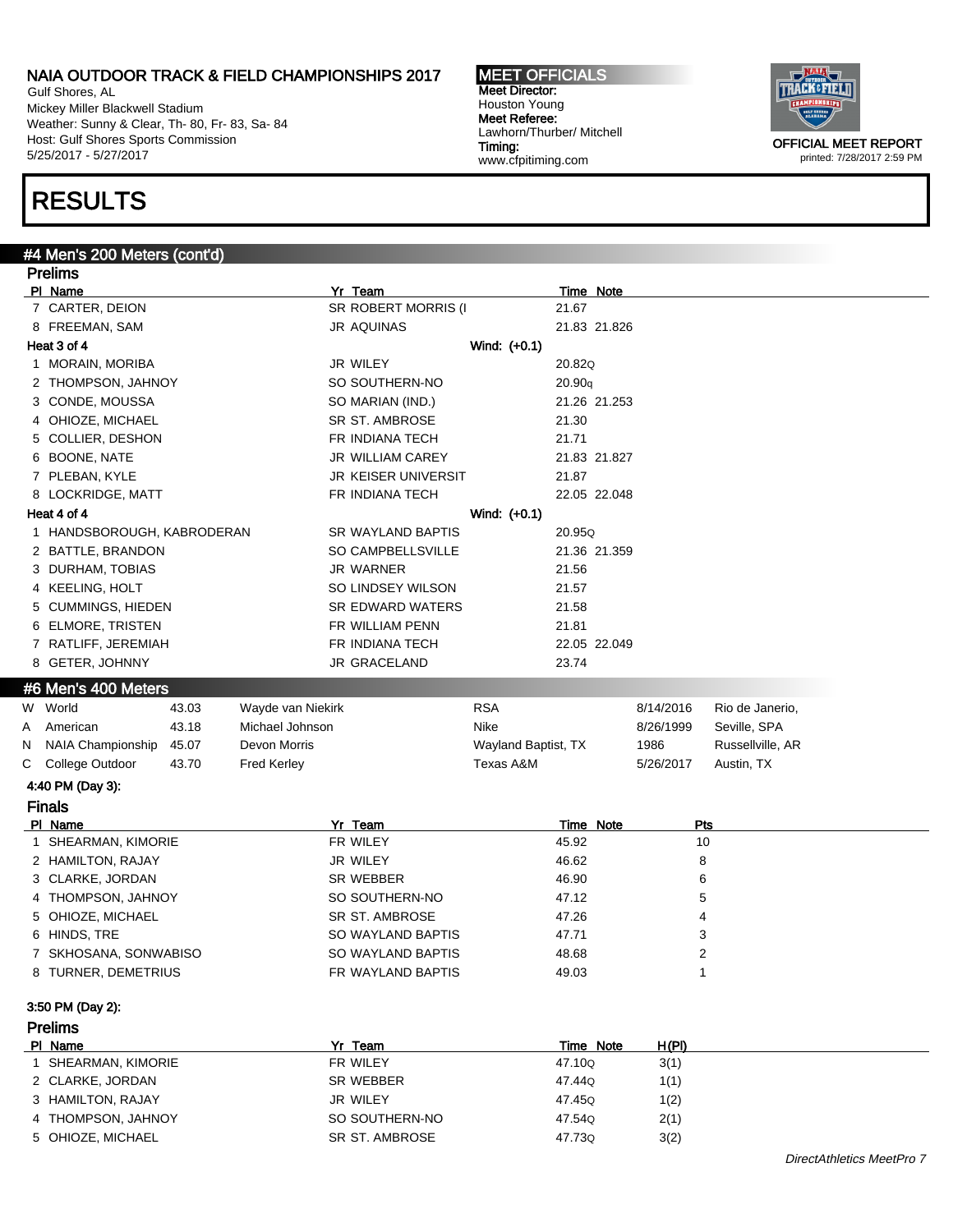# RESULTS

## #4 Men's 200 Meters (cont'd)

### Prelims

| Pl | Name | Yr | Team | Time | Note |
|---|---|---|---|---|---|
| 7 | CARTER, DEION | SR | ROBERT MORRIS (I | 21.67 | |
| 8 | FREEMAN, SAM | JR | AQUINAS | 21.83 | 21.826 |

**Heat 3 of 4** Wind: (+0.1)

| Pl | Name | Yr | Team | Time | Note |
|---|---|---|---|---|---|
| 1 | MORAIN, MORIBA | JR | WILEY | 20.82Q | |
| 2 | THOMPSON, JAHNOY | SO | SOUTHERN-NO | 20.90q | |
| 3 | CONDE, MOUSSA | SO | MARIAN (IND.) | 21.26 | 21.253 |
| 4 | OHIOZE, MICHAEL | SR | ST. AMBROSE | 21.30 | |
| 5 | COLLIER, DESHON | FR | INDIANA TECH | 21.71 | |
| 6 | BOONE, NATE | JR | WILLIAM CAREY | 21.83 | 21.827 |
| 7 | PLEBAN, KYLE | JR | KEISER UNIVERSIT | 21.87 | |
| 8 | LOCKRIDGE, MATT | FR | INDIANA TECH | 22.05 | 22.048 |

**Heat 4 of 4** Wind: (+0.1)

| Pl | Name | Yr | Team | Time | Note |
|---|---|---|---|---|---|
| 1 | HANDSBOROUGH, KABRODERAN | SR | WAYLAND BAPTIS | 20.95Q | |
| 2 | BATTLE, BRANDON | SO | CAMPBELLSVILLE | 21.36 | 21.359 |
| 3 | DURHAM, TOBIAS | JR | WARNER | 21.56 | |
| 4 | KEELING, HOLT | SO | LINDSEY WILSON | 21.57 | |
| 5 | CUMMINGS, HIEDEN | SR | EDWARD WATERS | 21.58 | |
| 6 | ELMORE, TRISTEN | FR | WILLIAM PENN | 21.81 | |
| 7 | RATLIFF, JEREMIAH | FR | INDIANA TECH | 22.05 | 22.049 |
| 8 | GETER, JOHNNY | JR | GRACELAND | 23.74 | |

## #6 Men's 400 Meters

| | | | | | | |
|---|---|---|---|---|---|---|
| W | World | 43.03 | Wayde van Niekirk | RSA | 8/14/2016 | Rio de Janerio, |
| A | American | 43.18 | Michael Johnson | Nike | 8/26/1999 | Seville, SPA |
| N | NAIA Championship | 45.07 | Devon Morris | Wayland Baptist, TX | 1986 | Russellville, AR |
| C | College Outdoor | 43.70 | Fred Kerley | Texas A&M | 5/26/2017 | Austin, TX |

**4:40 PM (Day 3):**

### Finals

| Pl | Name | Yr | Team | Time | Note | Pts |
|---|---|---|---|---|---|---|
| 1 | SHEARMAN, KIMORIE | FR | WILEY | 45.92 | | 10 |
| 2 | HAMILTON, RAJAY | JR | WILEY | 46.62 | | 8 |
| 3 | CLARKE, JORDAN | SR | WEBBER | 46.90 | | 6 |
| 4 | THOMPSON, JAHNOY | SO | SOUTHERN-NO | 47.12 | | 5 |
| 5 | OHIOZE, MICHAEL | SR | ST. AMBROSE | 47.26 | | 4 |
| 6 | HINDS, TRE | SO | WAYLAND BAPTIS | 47.71 | | 3 |
| 7 | SKHOSANA, SONWABISO | SO | WAYLAND BAPTIS | 48.68 | | 2 |
| 8 | TURNER, DEMETRIUS | FR | WAYLAND BAPTIS | 49.03 | | 1 |

**3:50 PM (Day 2):**

### Prelims

| Pl | Name | Yr | Team | Time | Note | H(Pl) |
|---|---|---|---|---|---|---|
| 1 | SHEARMAN, KIMORIE | FR | WILEY | 47.10Q | | 3(1) |
| 2 | CLARKE, JORDAN | SR | WEBBER | 47.44Q | | 1(1) |
| 3 | HAMILTON, RAJAY | JR | WILEY | 47.45Q | | 1(2) |
| 4 | THOMPSON, JAHNOY | SO | SOUTHERN-NO | 47.54Q | | 2(1) |
| 5 | OHIOZE, MICHAEL | SR | ST. AMBROSE | 47.73Q | | 3(2) |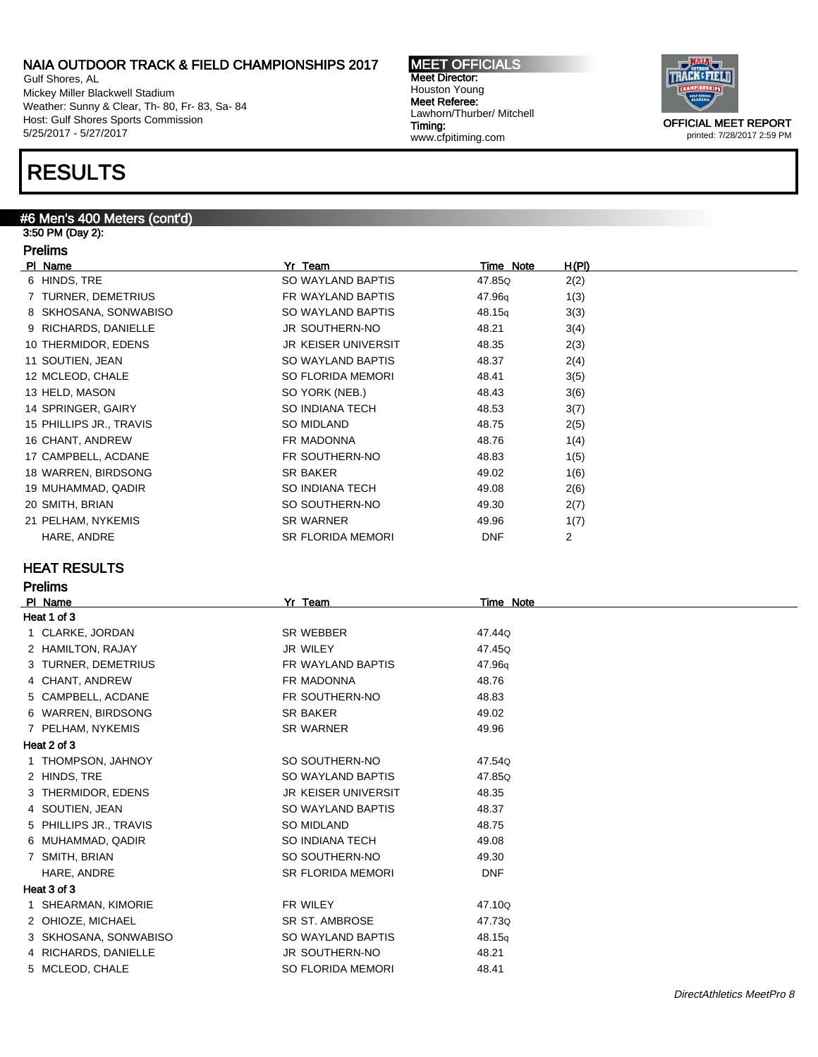NAIA OUTDOOR TRACK & FIELD CHAMPIONSHIPS 2017

Gulf Shores, AL
Mickey Miller Blackwell Stadium
Weather: Sunny & Clear, Th- 80, Fr- 83, Sa- 84
Host: Gulf Shores Sports Commission
5/25/2017 - 5/27/2017

MEET OFFICIALS
Meet Director: Houston Young
Meet Referee: Lawhorn/Thurber/ Mitchell
Timing: www.cfpitiming.com

OFFICIAL MEET REPORT
printed: 7/28/2017 2:59 PM

# RESULTS

## #6 Men's 400 Meters (cont'd)

3:50 PM (Day 2):

### Prelims

| Pl | Name | Yr | Team | Time | Note | H(Pl) |
|---|---|---|---|---|---|---|
| 6 | HINDS, TRE | SO | WAYLAND BAPTIS | 47.85 | Q | 2(2) |
| 7 | TURNER, DEMETRIUS | FR | WAYLAND BAPTIS | 47.96 | q | 1(3) |
| 8 | SKHOSANA, SONWABISO | SO | WAYLAND BAPTIS | 48.15 | q | 3(3) |
| 9 | RICHARDS, DANIELLE | JR | SOUTHERN-NO | 48.21 | | 3(4) |
| 10 | THERMIDOR, EDENS | JR | KEISER UNIVERSIT | 48.35 | | 2(3) |
| 11 | SOUTIEN, JEAN | SO | WAYLAND BAPTIS | 48.37 | | 2(4) |
| 12 | MCLEOD, CHALE | SO | FLORIDA MEMORI | 48.41 | | 3(5) |
| 13 | HELD, MASON | SO | YORK (NEB.) | 48.43 | | 3(6) |
| 14 | SPRINGER, GAIRY | SO | INDIANA TECH | 48.53 | | 3(7) |
| 15 | PHILLIPS JR., TRAVIS | SO | MIDLAND | 48.75 | | 2(5) |
| 16 | CHANT, ANDREW | FR | MADONNA | 48.76 | | 1(4) |
| 17 | CAMPBELL, ACDANE | FR | SOUTHERN-NO | 48.83 | | 1(5) |
| 18 | WARREN, BIRDSONG | SR | BAKER | 49.02 | | 1(6) |
| 19 | MUHAMMAD, QADIR | SO | INDIANA TECH | 49.08 | | 2(6) |
| 20 | SMITH, BRIAN | SO | SOUTHERN-NO | 49.30 | | 2(7) |
| 21 | PELHAM, NYKEMIS | SR | WARNER | 49.96 | | 1(7) |
| | HARE, ANDRE | SR | FLORIDA MEMORI | DNF | | 2 |

### HEAT RESULTS

### Prelims

| Pl | Name | Yr | Team | Time | Note |
|---|---|---|---|---|---|
| **Heat 1 of 3** | | | | | |
| 1 | CLARKE, JORDAN | SR | WEBBER | 47.44 | Q |
| 2 | HAMILTON, RAJAY | JR | WILEY | 47.45 | Q |
| 3 | TURNER, DEMETRIUS | FR | WAYLAND BAPTIS | 47.96 | q |
| 4 | CHANT, ANDREW | FR | MADONNA | 48.76 | |
| 5 | CAMPBELL, ACDANE | FR | SOUTHERN-NO | 48.83 | |
| 6 | WARREN, BIRDSONG | SR | BAKER | 49.02 | |
| 7 | PELHAM, NYKEMIS | SR | WARNER | 49.96 | |
| **Heat 2 of 3** | | | | | |
| 1 | THOMPSON, JAHNOY | SO | SOUTHERN-NO | 47.54 | Q |
| 2 | HINDS, TRE | SO | WAYLAND BAPTIS | 47.85 | Q |
| 3 | THERMIDOR, EDENS | JR | KEISER UNIVERSIT | 48.35 | |
| 4 | SOUTIEN, JEAN | SO | WAYLAND BAPTIS | 48.37 | |
| 5 | PHILLIPS JR., TRAVIS | SO | MIDLAND | 48.75 | |
| 6 | MUHAMMAD, QADIR | SO | INDIANA TECH | 49.08 | |
| 7 | SMITH, BRIAN | SO | SOUTHERN-NO | 49.30 | |
| | HARE, ANDRE | SR | FLORIDA MEMORI | DNF | |
| **Heat 3 of 3** | | | | | |
| 1 | SHEARMAN, KIMORIE | FR | WILEY | 47.10 | Q |
| 2 | OHIOZE, MICHAEL | SR | ST. AMBROSE | 47.73 | Q |
| 3 | SKHOSANA, SONWABISO | SO | WAYLAND BAPTIS | 48.15 | q |
| 4 | RICHARDS, DANIELLE | JR | SOUTHERN-NO | 48.21 | |
| 5 | MCLEOD, CHALE | SO | FLORIDA MEMORI | 48.41 | |

*DirectAthletics MeetPro 8*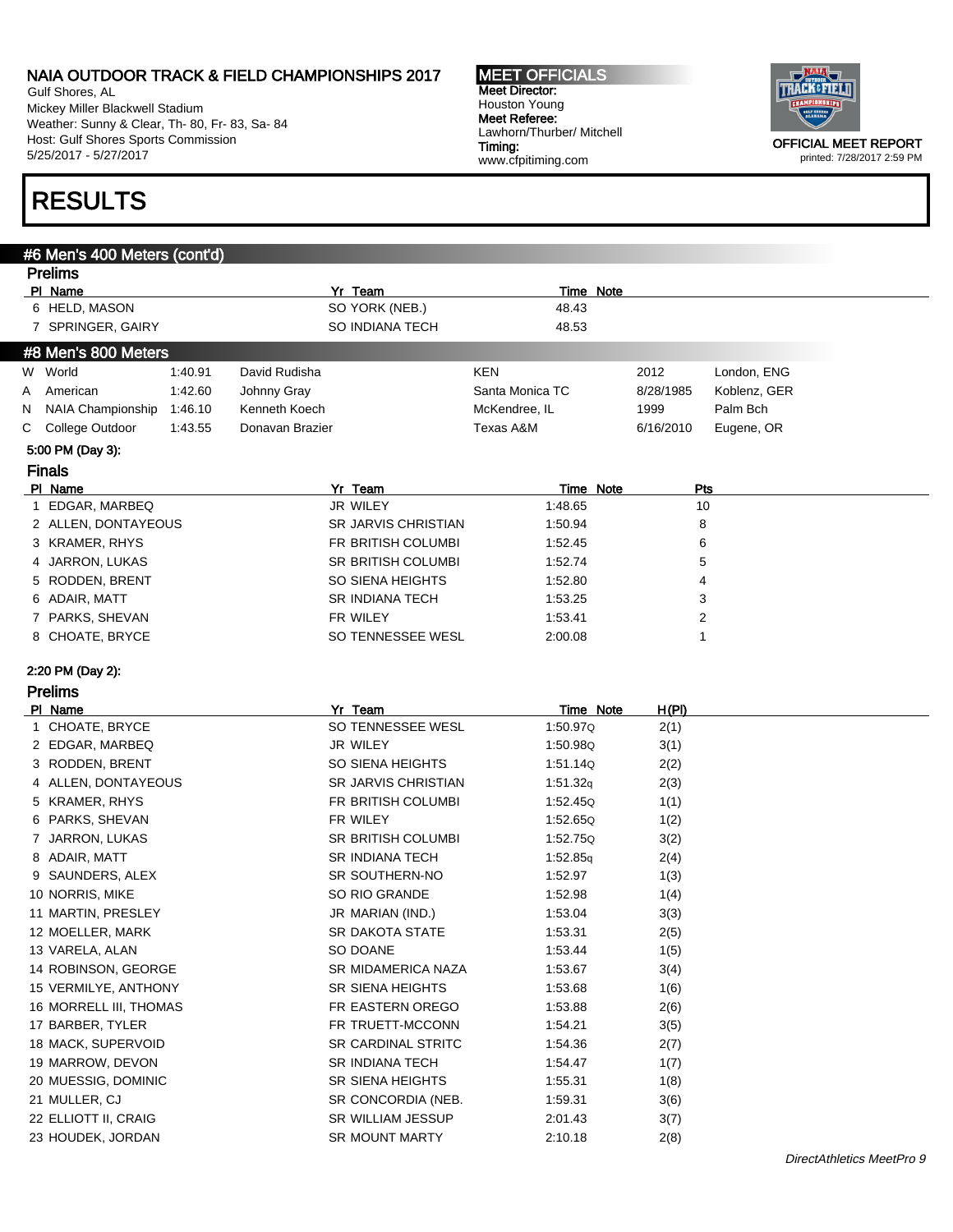# RESULTS

## #6 Men's 400 Meters (cont'd)

### Prelims

| Pl | Name | Yr | Team | Time | Note |
|---|---|---|---|---|---|
| 6 | HELD, MASON | SO | YORK (NEB.) | 48.43 | |
| 7 | SPRINGER, GAIRY | SO | INDIANA TECH | 48.53 | |

## #8 Men's 800 Meters

| | | | | | | |
|---|---|---|---|---|---|---|
| W | World | 1:40.91 | David Rudisha | KEN | 2012 | London, ENG |
| A | American | 1:42.60 | Johnny Gray | Santa Monica TC | 8/28/1985 | Koblenz, GER |
| N | NAIA Championship | 1:46.10 | Kenneth Koech | McKendree, IL | 1999 | Palm Bch |
| C | College Outdoor | 1:43.55 | Donavan Brazier | Texas A&M | 6/16/2010 | Eugene, OR |

5:00 PM (Day 3):

### Finals

| Pl | Name | Yr | Team | Time | Note | Pts |
|---|---|---|---|---|---|---|
| 1 | EDGAR, MARBEQ | JR | WILEY | 1:48.65 | | 10 |
| 2 | ALLEN, DONTAYEOUS | SR | JARVIS CHRISTIAN | 1:50.94 | | 8 |
| 3 | KRAMER, RHYS | FR | BRITISH COLUMBI | 1:52.45 | | 6 |
| 4 | JARRON, LUKAS | SR | BRITISH COLUMBI | 1:52.74 | | 5 |
| 5 | RODDEN, BRENT | SO | SIENA HEIGHTS | 1:52.80 | | 4 |
| 6 | ADAIR, MATT | SR | INDIANA TECH | 1:53.25 | | 3 |
| 7 | PARKS, SHEVAN | FR | WILEY | 1:53.41 | | 2 |
| 8 | CHOATE, BRYCE | SO | TENNESSEE WESL | 2:00.08 | | 1 |

2:20 PM (Day 2):

### Prelims

| Pl | Name | Yr | Team | Time | Note | H(Pl) |
|---|---|---|---|---|---|---|
| 1 | CHOATE, BRYCE | SO | TENNESSEE WESL | 1:50.97 | Q | 2(1) |
| 2 | EDGAR, MARBEQ | JR | WILEY | 1:50.98 | Q | 3(1) |
| 3 | RODDEN, BRENT | SO | SIENA HEIGHTS | 1:51.14 | Q | 2(2) |
| 4 | ALLEN, DONTAYEOUS | SR | JARVIS CHRISTIAN | 1:51.32 | q | 2(3) |
| 5 | KRAMER, RHYS | FR | BRITISH COLUMBI | 1:52.45 | Q | 1(1) |
| 6 | PARKS, SHEVAN | FR | WILEY | 1:52.65 | Q | 1(2) |
| 7 | JARRON, LUKAS | SR | BRITISH COLUMBI | 1:52.75 | Q | 3(2) |
| 8 | ADAIR, MATT | SR | INDIANA TECH | 1:52.85 | q | 2(4) |
| 9 | SAUNDERS, ALEX | SR | SOUTHERN-NO | 1:52.97 | | 1(3) |
| 10 | NORRIS, MIKE | SO | RIO GRANDE | 1:52.98 | | 1(4) |
| 11 | MARTIN, PRESLEY | JR | MARIAN (IND.) | 1:53.04 | | 3(3) |
| 12 | MOELLER, MARK | SR | DAKOTA STATE | 1:53.31 | | 2(5) |
| 13 | VARELA, ALAN | SO | DOANE | 1:53.44 | | 1(5) |
| 14 | ROBINSON, GEORGE | SR | MIDAMERICA NAZA | 1:53.67 | | 3(4) |
| 15 | VERMILYE, ANTHONY | SR | SIENA HEIGHTS | 1:53.68 | | 1(6) |
| 16 | MORRELL III, THOMAS | FR | EASTERN OREGO | 1:53.88 | | 2(6) |
| 17 | BARBER, TYLER | FR | TRUETT-MCCONN | 1:54.21 | | 3(5) |
| 18 | MACK, SUPERVOID | SR | CARDINAL STRITC | 1:54.36 | | 2(7) |
| 19 | MARROW, DEVON | SR | INDIANA TECH | 1:54.47 | | 1(7) |
| 20 | MUESSIG, DOMINIC | SR | SIENA HEIGHTS | 1:55.31 | | 1(8) |
| 21 | MULLER, CJ | SR | CONCORDIA (NEB. | 1:59.31 | | 3(6) |
| 22 | ELLIOTT II, CRAIG | SR | WILLIAM JESSUP | 2:01.43 | | 3(7) |
| 23 | HOUDEK, JORDAN | SR | MOUNT MARTY | 2:10.18 | | 2(8) |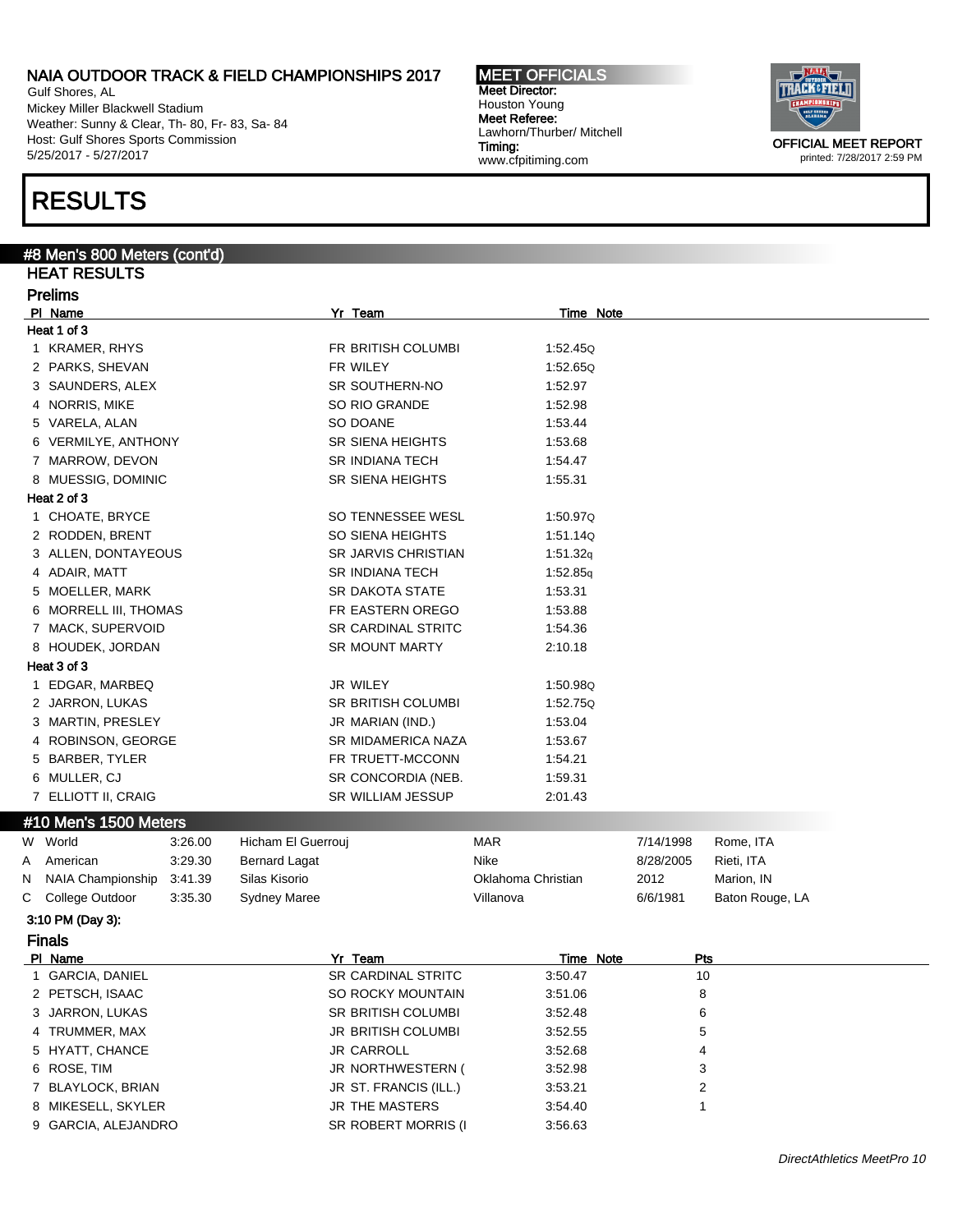# RESULTS

## #8 Men's 800 Meters (cont'd)

### HEAT RESULTS

#### Prelims

| Pl | Name | Yr | Team | Time | Note |
|---|---|---|---|---|---|
| **Heat 1 of 3** | | | | | |
| 1 | KRAMER, RHYS | FR | BRITISH COLUMBI | 1:52.45 | Q |
| 2 | PARKS, SHEVAN | FR | WILEY | 1:52.65 | Q |
| 3 | SAUNDERS, ALEX | SR | SOUTHERN-NO | 1:52.97 | |
| 4 | NORRIS, MIKE | SO | RIO GRANDE | 1:52.98 | |
| 5 | VARELA, ALAN | SO | DOANE | 1:53.44 | |
| 6 | VERMILYE, ANTHONY | SR | SIENA HEIGHTS | 1:53.68 | |
| 7 | MARROW, DEVON | SR | INDIANA TECH | 1:54.47 | |
| 8 | MUESSIG, DOMINIC | SR | SIENA HEIGHTS | 1:55.31 | |
| **Heat 2 of 3** | | | | | |
| 1 | CHOATE, BRYCE | SO | TENNESSEE WESL | 1:50.97 | Q |
| 2 | RODDEN, BRENT | SO | SIENA HEIGHTS | 1:51.14 | Q |
| 3 | ALLEN, DONTAYEOUS | SR | JARVIS CHRISTIAN | 1:51.32 | q |
| 4 | ADAIR, MATT | SR | INDIANA TECH | 1:52.85 | q |
| 5 | MOELLER, MARK | SR | DAKOTA STATE | 1:53.31 | |
| 6 | MORRELL III, THOMAS | FR | EASTERN OREGO | 1:53.88 | |
| 7 | MACK, SUPERVOID | SR | CARDINAL STRITC | 1:54.36 | |
| 8 | HOUDEK, JORDAN | SR | MOUNT MARTY | 2:10.18 | |
| **Heat 3 of 3** | | | | | |
| 1 | EDGAR, MARBEQ | JR | WILEY | 1:50.98 | Q |
| 2 | JARRON, LUKAS | SR | BRITISH COLUMBI | 1:52.75 | Q |
| 3 | MARTIN, PRESLEY | JR | MARIAN (IND.) | 1:53.04 | |
| 4 | ROBINSON, GEORGE | SR | MIDAMERICA NAZA | 1:53.67 | |
| 5 | BARBER, TYLER | FR | TRUETT-MCCONN | 1:54.21 | |
| 6 | MULLER, CJ | SR | CONCORDIA (NEB. | 1:59.31 | |
| 7 | ELLIOTT II, CRAIG | SR | WILLIAM JESSUP | 2:01.43 | |

## #10 Men's 1500 Meters

| | | | | | | |
|---|---|---|---|---|---|---|
| W | World | 3:26.00 | Hicham El Guerrouj | MAR | 7/14/1998 | Rome, ITA |
| A | American | 3:29.30 | Bernard Lagat | Nike | 8/28/2005 | Rieti, ITA |
| N | NAIA Championship | 3:41.39 | Silas Kisorio | Oklahoma Christian | 2012 | Marion, IN |
| C | College Outdoor | 3:35.30 | Sydney Maree | Villanova | 6/6/1981 | Baton Rouge, LA |

3:10 PM (Day 3):

#### Finals

| Pl | Name | Yr | Team | Time | Note | Pts |
|---|---|---|---|---|---|---|
| 1 | GARCIA, DANIEL | SR | CARDINAL STRITC | 3:50.47 | | 10 |
| 2 | PETSCH, ISAAC | SO | ROCKY MOUNTAIN | 3:51.06 | | 8 |
| 3 | JARRON, LUKAS | SR | BRITISH COLUMBI | 3:52.48 | | 6 |
| 4 | TRUMMER, MAX | JR | BRITISH COLUMBI | 3:52.55 | | 5 |
| 5 | HYATT, CHANCE | JR | CARROLL | 3:52.68 | | 4 |
| 6 | ROSE, TIM | JR | NORTHWESTERN ( | 3:52.98 | | 3 |
| 7 | BLAYLOCK, BRIAN | JR | ST. FRANCIS (ILL.) | 3:53.21 | | 2 |
| 8 | MIKESELL, SKYLER | JR | THE MASTERS | 3:54.40 | | 1 |
| 9 | GARCIA, ALEJANDRO | SR | ROBERT MORRIS (I | 3:56.63 | | |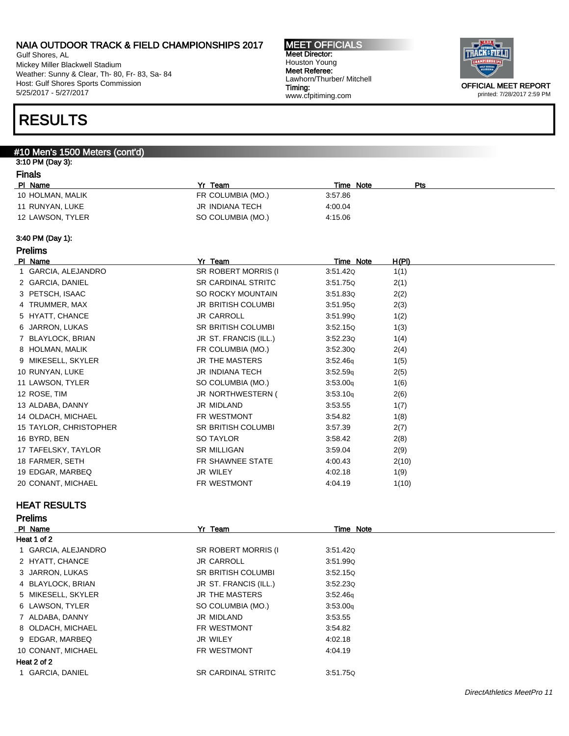# RESULTS

## #10 Men's 1500 Meters (cont'd)

3:10 PM (Day 3):

### Finals

| Pl | Name | Yr | Team | Time | Note | Pts |
|---|---|---|---|---|---|---|
| 10 | HOLMAN, MALIK | FR | COLUMBIA (MO.) | 3:57.86 | | |
| 11 | RUNYAN, LUKE | JR | INDIANA TECH | 4:00.04 | | |
| 12 | LAWSON, TYLER | SO | COLUMBIA (MO.) | 4:15.06 | | |

3:40 PM (Day 1):

### Prelims

| Pl | Name | Yr | Team | Time | Note | H(Pl) |
|---|---|---|---|---|---|---|
| 1 | GARCIA, ALEJANDRO | SR | ROBERT MORRIS (I | 3:51.42 | Q | 1(1) |
| 2 | GARCIA, DANIEL | SR | CARDINAL STRITC | 3:51.75 | Q | 2(1) |
| 3 | PETSCH, ISAAC | SO | ROCKY MOUNTAIN | 3:51.83 | Q | 2(2) |
| 4 | TRUMMER, MAX | JR | BRITISH COLUMBI | 3:51.95 | Q | 2(3) |
| 5 | HYATT, CHANCE | JR | CARROLL | 3:51.99 | Q | 1(2) |
| 6 | JARRON, LUKAS | SR | BRITISH COLUMBI | 3:52.15 | Q | 1(3) |
| 7 | BLAYLOCK, BRIAN | JR | ST. FRANCIS (ILL.) | 3:52.23 | Q | 1(4) |
| 8 | HOLMAN, MALIK | FR | COLUMBIA (MO.) | 3:52.30 | Q | 2(4) |
| 9 | MIKESELL, SKYLER | JR | THE MASTERS | 3:52.46 | q | 1(5) |
| 10 | RUNYAN, LUKE | JR | INDIANA TECH | 3:52.59 | q | 2(5) |
| 11 | LAWSON, TYLER | SO | COLUMBIA (MO.) | 3:53.00 | q | 1(6) |
| 12 | ROSE, TIM | JR | NORTHWESTERN ( | 3:53.10 | q | 2(6) |
| 13 | ALDABA, DANNY | JR | MIDLAND | 3:53.55 | | 1(7) |
| 14 | OLDACH, MICHAEL | FR | WESTMONT | 3:54.82 | | 1(8) |
| 15 | TAYLOR, CHRISTOPHER | SR | BRITISH COLUMBI | 3:57.39 | | 2(7) |
| 16 | BYRD, BEN | SO | TAYLOR | 3:58.42 | | 2(8) |
| 17 | TAFELSKY, TAYLOR | SR | MILLIGAN | 3:59.04 | | 2(9) |
| 18 | FARMER, SETH | FR | SHAWNEE STATE | 4:00.43 | | 2(10) |
| 19 | EDGAR, MARBEQ | JR | WILEY | 4:02.18 | | 1(9) |
| 20 | CONANT, MICHAEL | FR | WESTMONT | 4:04.19 | | 1(10) |

## HEAT RESULTS

### Prelims

| Pl | Name | Yr | Team | Time | Note |
|---|---|---|---|---|---|
| **Heat 1 of 2** | | | | | |
| 1 | GARCIA, ALEJANDRO | SR | ROBERT MORRIS (I | 3:51.42 | Q |
| 2 | HYATT, CHANCE | JR | CARROLL | 3:51.99 | Q |
| 3 | JARRON, LUKAS | SR | BRITISH COLUMBI | 3:52.15 | Q |
| 4 | BLAYLOCK, BRIAN | JR | ST. FRANCIS (ILL.) | 3:52.23 | Q |
| 5 | MIKESELL, SKYLER | JR | THE MASTERS | 3:52.46 | q |
| 6 | LAWSON, TYLER | SO | COLUMBIA (MO.) | 3:53.00 | q |
| 7 | ALDABA, DANNY | JR | MIDLAND | 3:53.55 | |
| 8 | OLDACH, MICHAEL | FR | WESTMONT | 3:54.82 | |
| 9 | EDGAR, MARBEQ | JR | WILEY | 4:02.18 | |
| 10 | CONANT, MICHAEL | FR | WESTMONT | 4:04.19 | |
| **Heat 2 of 2** | | | | | |
| 1 | GARCIA, DANIEL | SR | CARDINAL STRITC | 3:51.75 | Q |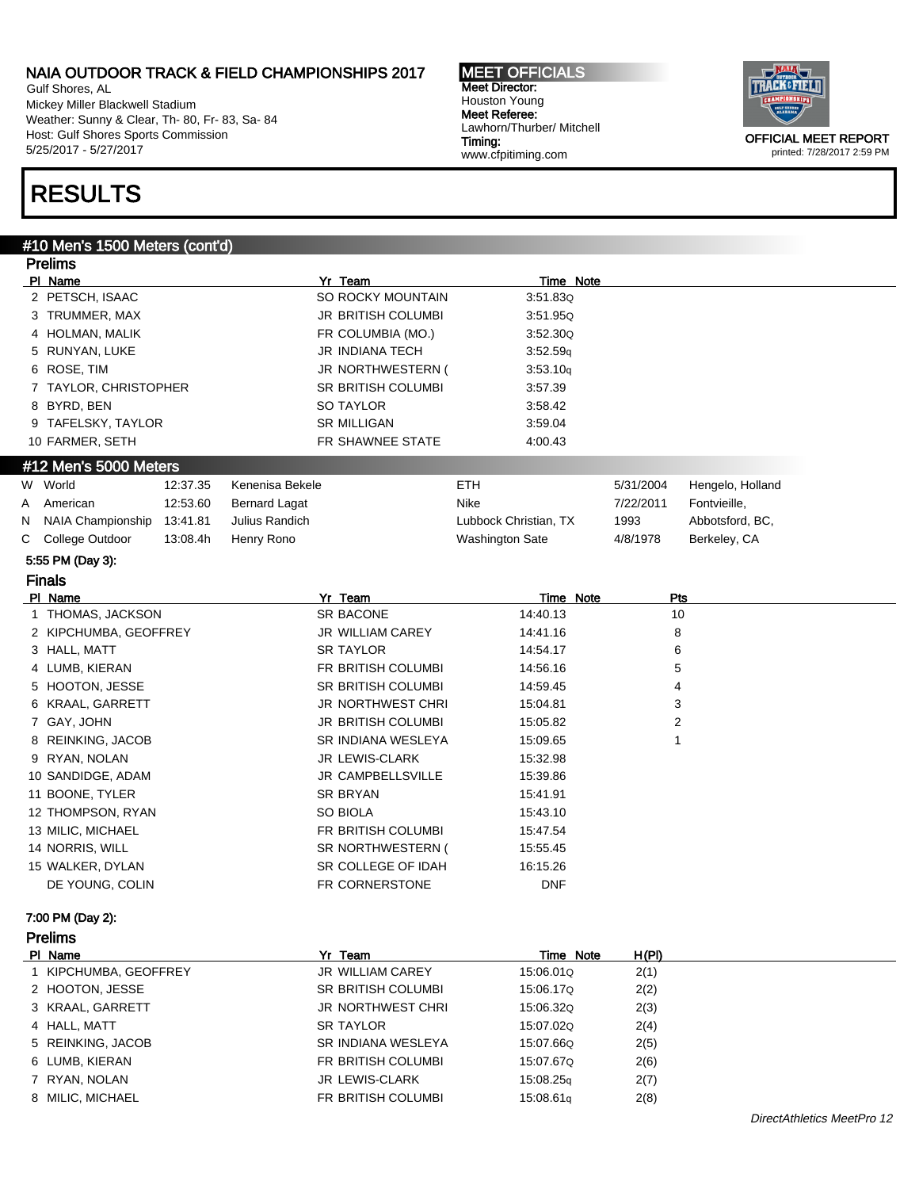# RESULTS

## #10 Men's 1500 Meters (cont'd)

### Prelims

| Pl | Name | Yr | Team | Time | Note |
|---|---|---|---|---|---|
| 2 | PETSCH, ISAAC | SO | ROCKY MOUNTAIN | 3:51.83 | Q |
| 3 | TRUMMER, MAX | JR | BRITISH COLUMBI | 3:51.95 | Q |
| 4 | HOLMAN, MALIK | FR | COLUMBIA (MO.) | 3:52.30 | Q |
| 5 | RUNYAN, LUKE | JR | INDIANA TECH | 3:52.59 | q |
| 6 | ROSE, TIM | JR | NORTHWESTERN ( | 3:53.10 | q |
| 7 | TAYLOR, CHRISTOPHER | SR | BRITISH COLUMBI | 3:57.39 | |
| 8 | BYRD, BEN | SO | TAYLOR | 3:58.42 | |
| 9 | TAFELSKY, TAYLOR | SR | MILLIGAN | 3:59.04 | |
| 10 | FARMER, SETH | FR | SHAWNEE STATE | 4:00.43 | |

## #12 Men's 5000 Meters

| | | | | | | |
|---|---|---|---|---|---|---|
| W | World | 12:37.35 | Kenenisa Bekele | ETH | 5/31/2004 | Hengelo, Holland |
| A | American | 12:53.60 | Bernard Lagat | Nike | 7/22/2011 | Fontvieille, |
| N | NAIA Championship | 13:41.81 | Julius Randich | Lubbock Christian, TX | 1993 | Abbotsford, BC, |
| C | College Outdoor | 13:08.4h | Henry Rono | Washington Sate | 4/8/1978 | Berkeley, CA |

5:55 PM (Day 3):

### Finals

| Pl | Name | Yr | Team | Time | Note | Pts |
|---|---|---|---|---|---|---|
| 1 | THOMAS, JACKSON | SR | BACONE | 14:40.13 | | 10 |
| 2 | KIPCHUMBA, GEOFFREY | JR | WILLIAM CAREY | 14:41.16 | | 8 |
| 3 | HALL, MATT | SR | TAYLOR | 14:54.17 | | 6 |
| 4 | LUMB, KIERAN | FR | BRITISH COLUMBI | 14:56.16 | | 5 |
| 5 | HOOTON, JESSE | SR | BRITISH COLUMBI | 14:59.45 | | 4 |
| 6 | KRAAL, GARRETT | JR | NORTHWEST CHRI | 15:04.81 | | 3 |
| 7 | GAY, JOHN | JR | BRITISH COLUMBI | 15:05.82 | | 2 |
| 8 | REINKING, JACOB | SR | INDIANA WESLEYA | 15:09.65 | | 1 |
| 9 | RYAN, NOLAN | JR | LEWIS-CLARK | 15:32.98 | | |
| 10 | SANDIDGE, ADAM | JR | CAMPBELLSVILLE | 15:39.86 | | |
| 11 | BOONE, TYLER | SR | BRYAN | 15:41.91 | | |
| 12 | THOMPSON, RYAN | SO | BIOLA | 15:43.10 | | |
| 13 | MILIC, MICHAEL | FR | BRITISH COLUMBI | 15:47.54 | | |
| 14 | NORRIS, WILL | SR | NORTHWESTERN ( | 15:55.45 | | |
| 15 | WALKER, DYLAN | SR | COLLEGE OF IDAH | 16:15.26 | | |
| | DE YOUNG, COLIN | FR | CORNERSTONE | DNF | | |

7:00 PM (Day 2):

### Prelims

| Pl | Name | Yr | Team | Time | Note | H(Pl) |
|---|---|---|---|---|---|---|
| 1 | KIPCHUMBA, GEOFFREY | JR | WILLIAM CAREY | 15:06.01 | Q | 2(1) |
| 2 | HOOTON, JESSE | SR | BRITISH COLUMBI | 15:06.17 | Q | 2(2) |
| 3 | KRAAL, GARRETT | JR | NORTHWEST CHRI | 15:06.32 | Q | 2(3) |
| 4 | HALL, MATT | SR | TAYLOR | 15:07.02 | Q | 2(4) |
| 5 | REINKING, JACOB | SR | INDIANA WESLEYA | 15:07.66 | Q | 2(5) |
| 6 | LUMB, KIERAN | FR | BRITISH COLUMBI | 15:07.67 | Q | 2(6) |
| 7 | RYAN, NOLAN | JR | LEWIS-CLARK | 15:08.25 | q | 2(7) |
| 8 | MILIC, MICHAEL | FR | BRITISH COLUMBI | 15:08.61 | q | 2(8) |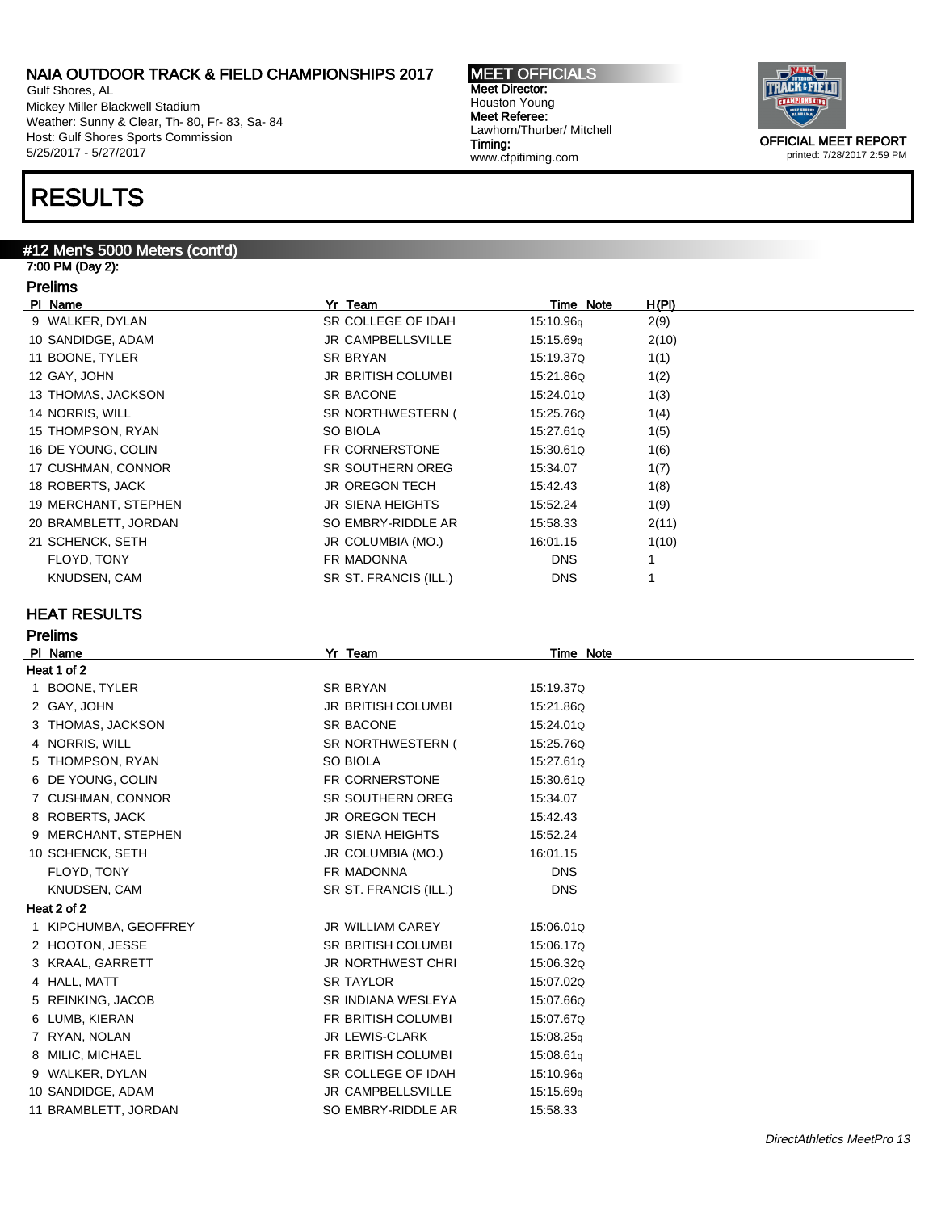# NAIA OUTDOOR TRACK & FIELD CHAMPIONSHIPS 2017

Gulf Shores, AL
Mickey Miller Blackwell Stadium
Weather: Sunny & Clear, Th- 80, Fr- 83, Sa- 84
Host: Gulf Shores Sports Commission
5/25/2017 - 5/27/2017

**MEET OFFICIALS**
**Meet Director:** Houston Young
**Meet Referee:** Lawhorn/Thurber/ Mitchell
**Timing:** www.cfpitiming.com

OFFICIAL MEET REPORT
printed: 7/28/2017 2:59 PM

# RESULTS

## #12 Men's 5000 Meters (cont'd)

7:00 PM (Day 2):

### Prelims

| Pl | Name | Yr | Team | Time | Note | H(Pl) |
|---|---|---|---|---|---|---|
| 9 | WALKER, DYLAN | SR | COLLEGE OF IDAH | 15:10.96 | q | 2(9) |
| 10 | SANDIDGE, ADAM | JR | CAMPBELLSVILLE | 15:15.69 | q | 2(10) |
| 11 | BOONE, TYLER | SR | BRYAN | 15:19.37 | Q | 1(1) |
| 12 | GAY, JOHN | JR | BRITISH COLUMBI | 15:21.86 | Q | 1(2) |
| 13 | THOMAS, JACKSON | SR | BACONE | 15:24.01 | Q | 1(3) |
| 14 | NORRIS, WILL | SR | NORTHWESTERN ( | 15:25.76 | Q | 1(4) |
| 15 | THOMPSON, RYAN | SO | BIOLA | 15:27.61 | Q | 1(5) |
| 16 | DE YOUNG, COLIN | FR | CORNERSTONE | 15:30.61 | Q | 1(6) |
| 17 | CUSHMAN, CONNOR | SR | SOUTHERN OREG | 15:34.07 | | 1(7) |
| 18 | ROBERTS, JACK | JR | OREGON TECH | 15:42.43 | | 1(8) |
| 19 | MERCHANT, STEPHEN | JR | SIENA HEIGHTS | 15:52.24 | | 1(9) |
| 20 | BRAMBLETT, JORDAN | SO | EMBRY-RIDDLE AR | 15:58.33 | | 2(11) |
| 21 | SCHENCK, SETH | JR | COLUMBIA (MO.) | 16:01.15 | | 1(10) |
| | FLOYD, TONY | FR | MADONNA | DNS | | 1 |
| | KNUDSEN, CAM | SR | ST. FRANCIS (ILL.) | DNS | | 1 |

## HEAT RESULTS

### Prelims

| Pl | Name | Yr | Team | Time | Note |
|---|---|---|---|---|---|
| **Heat 1 of 2** | | | | | |
| 1 | BOONE, TYLER | SR | BRYAN | 15:19.37 | Q |
| 2 | GAY, JOHN | JR | BRITISH COLUMBI | 15:21.86 | Q |
| 3 | THOMAS, JACKSON | SR | BACONE | 15:24.01 | Q |
| 4 | NORRIS, WILL | SR | NORTHWESTERN ( | 15:25.76 | Q |
| 5 | THOMPSON, RYAN | SO | BIOLA | 15:27.61 | Q |
| 6 | DE YOUNG, COLIN | FR | CORNERSTONE | 15:30.61 | Q |
| 7 | CUSHMAN, CONNOR | SR | SOUTHERN OREG | 15:34.07 | |
| 8 | ROBERTS, JACK | JR | OREGON TECH | 15:42.43 | |
| 9 | MERCHANT, STEPHEN | JR | SIENA HEIGHTS | 15:52.24 | |
| 10 | SCHENCK, SETH | JR | COLUMBIA (MO.) | 16:01.15 | |
| | FLOYD, TONY | FR | MADONNA | DNS | |
| | KNUDSEN, CAM | SR | ST. FRANCIS (ILL.) | DNS | |
| **Heat 2 of 2** | | | | | |
| 1 | KIPCHUMBA, GEOFFREY | JR | WILLIAM CAREY | 15:06.01 | Q |
| 2 | HOOTON, JESSE | SR | BRITISH COLUMBI | 15:06.17 | Q |
| 3 | KRAAL, GARRETT | JR | NORTHWEST CHRI | 15:06.32 | Q |
| 4 | HALL, MATT | SR | TAYLOR | 15:07.02 | Q |
| 5 | REINKING, JACOB | SR | INDIANA WESLEYA | 15:07.66 | Q |
| 6 | LUMB, KIERAN | FR | BRITISH COLUMBI | 15:07.67 | Q |
| 7 | RYAN, NOLAN | JR | LEWIS-CLARK | 15:08.25 | q |
| 8 | MILIC, MICHAEL | FR | BRITISH COLUMBI | 15:08.61 | q |
| 9 | WALKER, DYLAN | SR | COLLEGE OF IDAH | 15:10.96 | q |
| 10 | SANDIDGE, ADAM | JR | CAMPBELLSVILLE | 15:15.69 | q |
| 11 | BRAMBLETT, JORDAN | SO | EMBRY-RIDDLE AR | 15:58.33 | |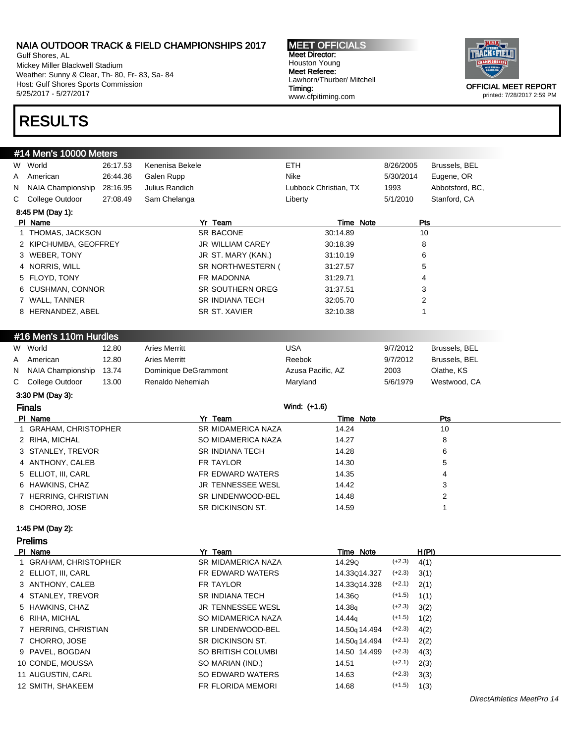NAIA OUTDOOR TRACK & FIELD CHAMPIONSHIPS 2017
Gulf Shores, AL
Mickey Miller Blackwell Stadium
Weather: Sunny & Clear, Th- 80, Fr- 83, Sa- 84
Host: Gulf Shores Sports Commission
5/25/2017 - 5/27/2017

MEET OFFICIALS
Meet Director:
Houston Young
Meet Referee:
Lawhorn/Thurber/ Mitchell
Timing:
www.cfpitiming.com

OFFICIAL MEET REPORT
printed: 7/28/2017 2:59 PM

# RESULTS

## #14 Men's 10000 Meters

| | | | | | | |
|---|---|---|---|---|---|---|
| W | World | 26:17.53 | Kenenisa Bekele | ETH | 8/26/2005 | Brussels, BEL |
| A | American | 26:44.36 | Galen Rupp | Nike | 5/30/2014 | Eugene, OR |
| N | NAIA Championship | 28:16.95 | Julius Randich | Lubbock Christian, TX | 1993 | Abbotsford, BC, |
| C | College Outdoor | 27:08.49 | Sam Chelanga | Liberty | 5/1/2010 | Stanford, CA |

8:45 PM (Day 1):

| Pl | Name | Yr | Team | Time | Note | Pts |
|---|---|---|---|---|---|---|
| 1 | THOMAS, JACKSON | SR | BACONE | 30:14.89 | | 10 |
| 2 | KIPCHUMBA, GEOFFREY | JR | WILLIAM CAREY | 30:18.39 | | 8 |
| 3 | WEBER, TONY | JR | ST. MARY (KAN.) | 31:10.19 | | 6 |
| 4 | NORRIS, WILL | SR | NORTHWESTERN ( | 31:27.57 | | 5 |
| 5 | FLOYD, TONY | FR | MADONNA | 31:29.71 | | 4 |
| 6 | CUSHMAN, CONNOR | SR | SOUTHERN OREG | 31:37.51 | | 3 |
| 7 | WALL, TANNER | SR | INDIANA TECH | 32:05.70 | | 2 |
| 8 | HERNANDEZ, ABEL | SR | ST. XAVIER | 32:10.38 | | 1 |

## #16 Men's 110m Hurdles

| | | | | | | |
|---|---|---|---|---|---|---|
| W | World | 12.80 | Aries Merritt | USA | 9/7/2012 | Brussels, BEL |
| A | American | 12.80 | Aries Merritt | Reebok | 9/7/2012 | Brussels, BEL |
| N | NAIA Championship | 13.74 | Dominique DeGrammont | Azusa Pacific, AZ | 2003 | Olathe, KS |
| C | College Outdoor | 13.00 | Renaldo Nehemiah | Maryland | 5/6/1979 | Westwood, CA |

3:30 PM (Day 3):

### Finals

Wind: (+1.6)

| Pl | Name | Yr | Team | Time | Note | Pts |
|---|---|---|---|---|---|---|
| 1 | GRAHAM, CHRISTOPHER | SR | MIDAMERICA NAZA | 14.24 | | 10 |
| 2 | RIHA, MICHAL | SO | MIDAMERICA NAZA | 14.27 | | 8 |
| 3 | STANLEY, TREVOR | SR | INDIANA TECH | 14.28 | | 6 |
| 4 | ANTHONY, CALEB | FR | TAYLOR | 14.30 | | 5 |
| 5 | ELLIOT, III, CARL | FR | EDWARD WATERS | 14.35 | | 4 |
| 6 | HAWKINS, CHAZ | JR | TENNESSEE WESL | 14.42 | | 3 |
| 7 | HERRING, CHRISTIAN | SR | LINDENWOOD-BEL | 14.48 | | 2 |
| 8 | CHORRO, JOSE | SR | DICKINSON ST. | 14.59 | | 1 |

1:45 PM (Day 2):

### Prelims

| Pl | Name | Yr | Team | Time | Note | Wind | H(Pl) |
|---|---|---|---|---|---|---|---|
| 1 | GRAHAM, CHRISTOPHER | SR | MIDAMERICA NAZA | 14.29Q | | (+2.3) | 4(1) |
| 2 | ELLIOT, III, CARL | FR | EDWARD WATERS | 14.33Q | 14.327 | (+2.3) | 3(1) |
| 3 | ANTHONY, CALEB | FR | TAYLOR | 14.33Q | 14.328 | (+2.1) | 2(1) |
| 4 | STANLEY, TREVOR | SR | INDIANA TECH | 14.36Q | | (+1.5) | 1(1) |
| 5 | HAWKINS, CHAZ | JR | TENNESSEE WESL | 14.38q | | (+2.3) | 3(2) |
| 6 | RIHA, MICHAL | SO | MIDAMERICA NAZA | 14.44q | | (+1.5) | 1(2) |
| 7 | HERRING, CHRISTIAN | SR | LINDENWOOD-BEL | 14.50q | 14.494 | (+2.3) | 4(2) |
| 7 | CHORRO, JOSE | SR | DICKINSON ST. | 14.50q | 14.494 | (+2.1) | 2(2) |
| 9 | PAVEL, BOGDAN | SO | BRITISH COLUMBI | 14.50 | 14.499 | (+2.3) | 4(3) |
| 10 | CONDE, MOUSSA | SO | MARIAN (IND.) | 14.51 | | (+2.1) | 2(3) |
| 11 | AUGUSTIN, CARL | SO | EDWARD WATERS | 14.63 | | (+2.3) | 3(3) |
| 12 | SMITH, SHAKEEM | FR | FLORIDA MEMORI | 14.68 | | (+1.5) | 1(3) |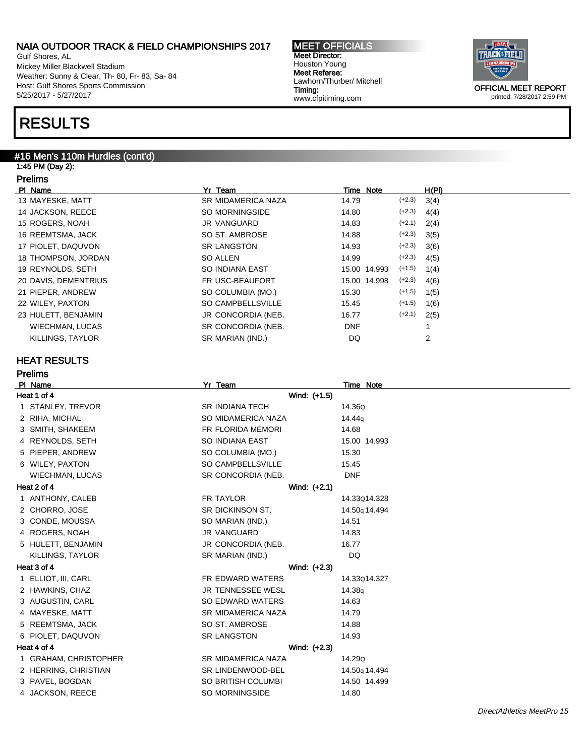# RESULTS

## #16 Men's 110m Hurdles (cont'd)

1:45 PM (Day 2):

### Prelims

| Pl | Name | Yr | Team | Time | Note | | H(Pl) |
|---|---|---|---|---|---|---|---|
| 13 | MAYESKE, MATT | SR | MIDAMERICA NAZA | 14.79 | | (+2.3) | 3(4) |
| 14 | JACKSON, REECE | SO | MORNINGSIDE | 14.80 | | (+2.3) | 4(4) |
| 15 | ROGERS, NOAH | JR | VANGUARD | 14.83 | | (+2.1) | 2(4) |
| 16 | REEMTSMA, JACK | SO | ST. AMBROSE | 14.88 | | (+2.3) | 3(5) |
| 17 | PIOLET, DAQUVON | SR | LANGSTON | 14.93 | | (+2.3) | 3(6) |
| 18 | THOMPSON, JORDAN | SO | ALLEN | 14.99 | | (+2.3) | 4(5) |
| 19 | REYNOLDS, SETH | SO | INDIANA EAST | 15.00 | 14.993 | (+1.5) | 1(4) |
| 20 | DAVIS, DEMENTRIUS | FR | USC-BEAUFORT | 15.00 | 14.998 | (+2.3) | 4(6) |
| 21 | PIEPER, ANDREW | SO | COLUMBIA (MO.) | 15.30 | | (+1.5) | 1(5) |
| 22 | WILEY, PAXTON | SO | CAMPBELLSVILLE | 15.45 | | (+1.5) | 1(6) |
| 23 | HULETT, BENJAMIN | JR | CONCORDIA (NEB. | 16.77 | | (+2.1) | 2(5) |
| | WIECHMAN, LUCAS | SR | CONCORDIA (NEB. | DNF | | | 1 |
| | KILLINGS, TAYLOR | SR | MARIAN (IND.) | DQ | | | 2 |

## HEAT RESULTS

### Prelims

| Pl | Name | Yr | Team | Time | Note |
|---|---|---|---|---|---|
| **Heat 1 of 4** | | | Wind: (+1.5) | | |
| 1 | STANLEY, TREVOR | SR | INDIANA TECH | 14.36Q | |
| 2 | RIHA, MICHAL | SO | MIDAMERICA NAZA | 14.44q | |
| 3 | SMITH, SHAKEEM | FR | FLORIDA MEMORI | 14.68 | |
| 4 | REYNOLDS, SETH | SO | INDIANA EAST | 15.00 | 14.993 |
| 5 | PIEPER, ANDREW | SO | COLUMBIA (MO.) | 15.30 | |
| 6 | WILEY, PAXTON | SO | CAMPBELLSVILLE | 15.45 | |
| | WIECHMAN, LUCAS | SR | CONCORDIA (NEB. | DNF | |
| **Heat 2 of 4** | | | Wind: (+2.1) | | |
| 1 | ANTHONY, CALEB | FR | TAYLOR | 14.33Q | 14.328 |
| 2 | CHORRO, JOSE | SR | DICKINSON ST. | 14.50q | 14.494 |
| 3 | CONDE, MOUSSA | SO | MARIAN (IND.) | 14.51 | |
| 4 | ROGERS, NOAH | JR | VANGUARD | 14.83 | |
| 5 | HULETT, BENJAMIN | JR | CONCORDIA (NEB. | 16.77 | |
| | KILLINGS, TAYLOR | SR | MARIAN (IND.) | DQ | |
| **Heat 3 of 4** | | | Wind: (+2.3) | | |
| 1 | ELLIOT, III, CARL | FR | EDWARD WATERS | 14.33Q | 14.327 |
| 2 | HAWKINS, CHAZ | JR | TENNESSEE WESL | 14.38q | |
| 3 | AUGUSTIN, CARL | SO | EDWARD WATERS | 14.63 | |
| 4 | MAYESKE, MATT | SR | MIDAMERICA NAZA | 14.79 | |
| 5 | REEMTSMA, JACK | SO | ST. AMBROSE | 14.88 | |
| 6 | PIOLET, DAQUVON | SR | LANGSTON | 14.93 | |
| **Heat 4 of 4** | | | Wind: (+2.3) | | |
| 1 | GRAHAM, CHRISTOPHER | SR | MIDAMERICA NAZA | 14.29Q | |
| 2 | HERRING, CHRISTIAN | SR | LINDENWOOD-BEL | 14.50q | 14.494 |
| 3 | PAVEL, BOGDAN | SO | BRITISH COLUMBI | 14.50 | 14.499 |
| 4 | JACKSON, REECE | SO | MORNINGSIDE | 14.80 | |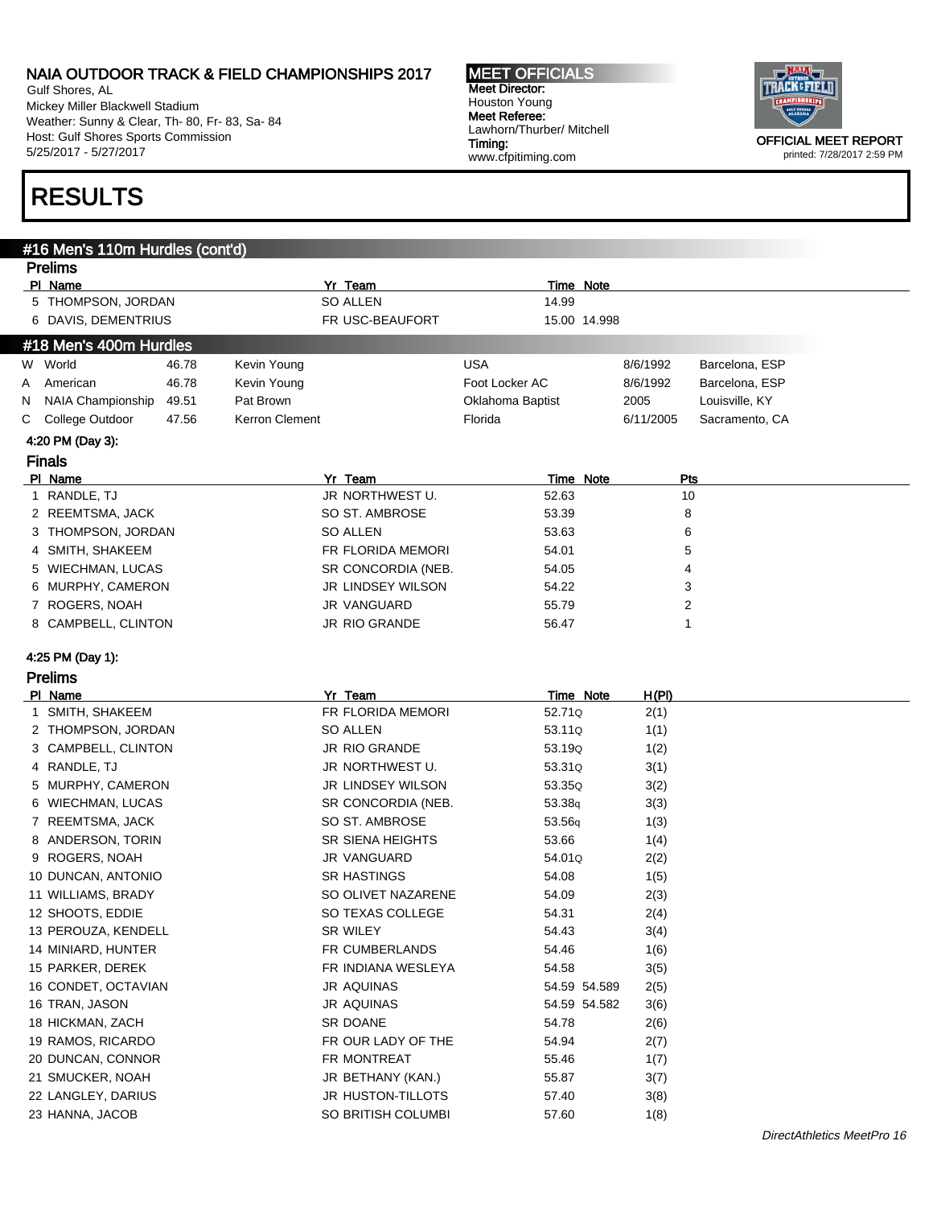# RESULTS

## #16 Men's 110m Hurdles (cont'd)

### Prelims

| Pl | Name | Yr | Team | Time | Note |
|---|---|---|---|---|---|
| 5 | THOMPSON, JORDAN | SO | ALLEN | 14.99 | |
| 6 | DAVIS, DEMENTRIUS | FR | USC-BEAUFORT | 15.00 | 14.998 |

## #18 Men's 400m Hurdles

| | | | | | | |
|---|---|---|---|---|---|---|
| W | World | 46.78 | Kevin Young | USA | 8/6/1992 | Barcelona, ESP |
| A | American | 46.78 | Kevin Young | Foot Locker AC | 8/6/1992 | Barcelona, ESP |
| N | NAIA Championship | 49.51 | Pat Brown | Oklahoma Baptist | 2005 | Louisville, KY |
| C | College Outdoor | 47.56 | Kerron Clement | Florida | 6/11/2005 | Sacramento, CA |

4:20 PM (Day 3):

### Finals

| Pl | Name | Yr | Team | Time | Note | Pts |
|---|---|---|---|---|---|---|
| 1 | RANDLE, TJ | JR | NORTHWEST U. | 52.63 | | 10 |
| 2 | REEMTSMA, JACK | SO | ST. AMBROSE | 53.39 | | 8 |
| 3 | THOMPSON, JORDAN | SO | ALLEN | 53.63 | | 6 |
| 4 | SMITH, SHAKEEM | FR | FLORIDA MEMORI | 54.01 | | 5 |
| 5 | WIECHMAN, LUCAS | SR | CONCORDIA (NEB. | 54.05 | | 4 |
| 6 | MURPHY, CAMERON | JR | LINDSEY WILSON | 54.22 | | 3 |
| 7 | ROGERS, NOAH | JR | VANGUARD | 55.79 | | 2 |
| 8 | CAMPBELL, CLINTON | JR | RIO GRANDE | 56.47 | | 1 |

4:25 PM (Day 1):

### Prelims

| Pl | Name | Yr | Team | Time | Note | H(Pl) |
|---|---|---|---|---|---|---|
| 1 | SMITH, SHAKEEM | FR | FLORIDA MEMORI | 52.71Q | | 2(1) |
| 2 | THOMPSON, JORDAN | SO | ALLEN | 53.11Q | | 1(1) |
| 3 | CAMPBELL, CLINTON | JR | RIO GRANDE | 53.19Q | | 1(2) |
| 4 | RANDLE, TJ | JR | NORTHWEST U. | 53.31Q | | 3(1) |
| 5 | MURPHY, CAMERON | JR | LINDSEY WILSON | 53.35Q | | 3(2) |
| 6 | WIECHMAN, LUCAS | SR | CONCORDIA (NEB. | 53.38q | | 3(3) |
| 7 | REEMTSMA, JACK | SO | ST. AMBROSE | 53.56q | | 1(3) |
| 8 | ANDERSON, TORIN | SR | SIENA HEIGHTS | 53.66 | | 1(4) |
| 9 | ROGERS, NOAH | JR | VANGUARD | 54.01Q | | 2(2) |
| 10 | DUNCAN, ANTONIO | SR | HASTINGS | 54.08 | | 1(5) |
| 11 | WILLIAMS, BRADY | SO | OLIVET NAZARENE | 54.09 | | 2(3) |
| 12 | SHOOTS, EDDIE | SO | TEXAS COLLEGE | 54.31 | | 2(4) |
| 13 | PEROUZA, KENDELL | SR | WILEY | 54.43 | | 3(4) |
| 14 | MINIARD, HUNTER | FR | CUMBERLANDS | 54.46 | | 1(6) |
| 15 | PARKER, DEREK | FR | INDIANA WESLEYA | 54.58 | | 3(5) |
| 16 | CONDET, OCTAVIAN | JR | AQUINAS | 54.59 | 54.589 | 2(5) |
| 16 | TRAN, JASON | JR | AQUINAS | 54.59 | 54.582 | 3(6) |
| 18 | HICKMAN, ZACH | SR | DOANE | 54.78 | | 2(6) |
| 19 | RAMOS, RICARDO | FR | OUR LADY OF THE | 54.94 | | 2(7) |
| 20 | DUNCAN, CONNOR | FR | MONTREAT | 55.46 | | 1(7) |
| 21 | SMUCKER, NOAH | JR | BETHANY (KAN.) | 55.87 | | 3(7) |
| 22 | LANGLEY, DARIUS | JR | HUSTON-TILLOTS | 57.40 | | 3(8) |
| 23 | HANNA, JACOB | SO | BRITISH COLUMBI | 57.60 | | 1(8) |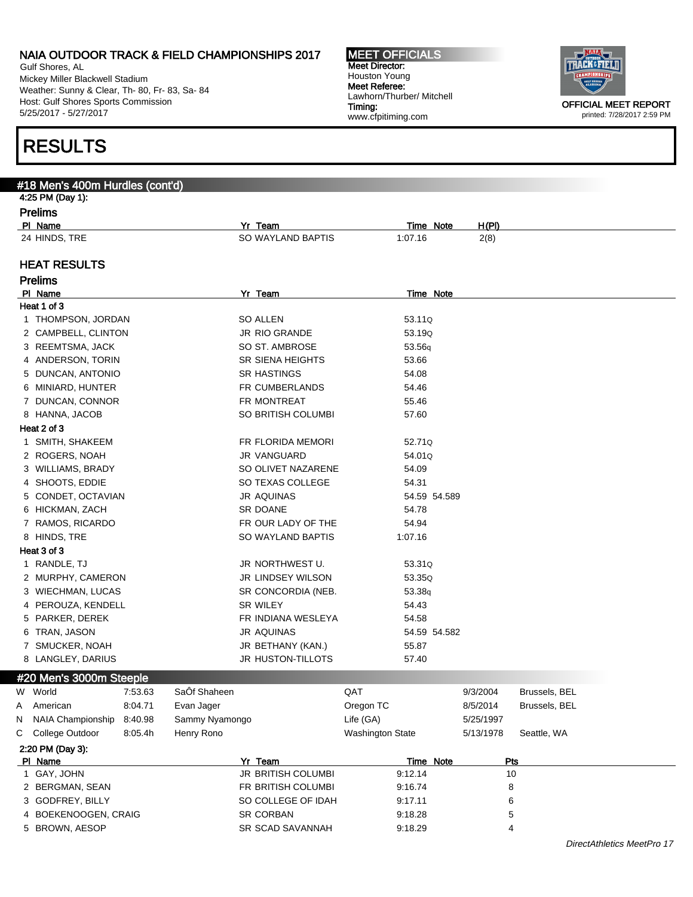# RESULTS

## #18 Men's 400m Hurdles (cont'd)

4:25 PM (Day 1):

### Prelims

| Pl | Name | Yr | Team | Time | Note | H(Pl) |
|---|---|---|---|---|---|---|
| 24 | HINDS, TRE | SO | WAYLAND BAPTIS | 1:07.16 | | 2(8) |

### HEAT RESULTS

### Prelims

| Pl | Name | Yr | Team | Time | Note |
|---|---|---|---|---|---|
| **Heat 1 of 3** | | | | | |
| 1 | THOMPSON, JORDAN | SO | ALLEN | 53.11Q | |
| 2 | CAMPBELL, CLINTON | JR | RIO GRANDE | 53.19Q | |
| 3 | REEMTSMA, JACK | SO | ST. AMBROSE | 53.56q | |
| 4 | ANDERSON, TORIN | SR | SIENA HEIGHTS | 53.66 | |
| 5 | DUNCAN, ANTONIO | SR | HASTINGS | 54.08 | |
| 6 | MINIARD, HUNTER | FR | CUMBERLANDS | 54.46 | |
| 7 | DUNCAN, CONNOR | FR | MONTREAT | 55.46 | |
| 8 | HANNA, JACOB | SO | BRITISH COLUMBI | 57.60 | |
| **Heat 2 of 3** | | | | | |
| 1 | SMITH, SHAKEEM | FR | FLORIDA MEMORI | 52.71Q | |
| 2 | ROGERS, NOAH | JR | VANGUARD | 54.01Q | |
| 3 | WILLIAMS, BRADY | SO | OLIVET NAZARENE | 54.09 | |
| 4 | SHOOTS, EDDIE | SO | TEXAS COLLEGE | 54.31 | |
| 5 | CONDET, OCTAVIAN | JR | AQUINAS | 54.59 | 54.589 |
| 6 | HICKMAN, ZACH | SR | DOANE | 54.78 | |
| 7 | RAMOS, RICARDO | FR | OUR LADY OF THE | 54.94 | |
| 8 | HINDS, TRE | SO | WAYLAND BAPTIS | 1:07.16 | |
| **Heat 3 of 3** | | | | | |
| 1 | RANDLE, TJ | JR | NORTHWEST U. | 53.31Q | |
| 2 | MURPHY, CAMERON | JR | LINDSEY WILSON | 53.35Q | |
| 3 | WIECHMAN, LUCAS | SR | CONCORDIA (NEB. | 53.38q | |
| 4 | PEROUZA, KENDELL | SR | WILEY | 54.43 | |
| 5 | PARKER, DEREK | FR | INDIANA WESLEYA | 54.58 | |
| 6 | TRAN, JASON | JR | AQUINAS | 54.59 | 54.582 |
| 7 | SMUCKER, NOAH | JR | BETHANY (KAN.) | 55.87 | |
| 8 | LANGLEY, DARIUS | JR | HUSTON-TILLOTS | 57.40 | |

## #20 Men's 3000m Steeple

| | | | | | | |
|---|---|---|---|---|---|---|
| W | World | 7:53.63 | SaÔf Shaheen | QAT | 9/3/2004 | Brussels, BEL |
| A | American | 8:04.71 | Evan Jager | Oregon TC | 8/5/2014 | Brussels, BEL |
| N | NAIA Championship | 8:40.98 | Sammy Nyamongo | Life (GA) | 5/25/1997 | |
| C | College Outdoor | 8:05.4h | Henry Rono | Washington State | 5/13/1978 | Seattle, WA |

2:20 PM (Day 3):

| Pl | Name | Yr | Team | Time | Note | Pts |
|---|---|---|---|---|---|---|
| 1 | GAY, JOHN | JR | BRITISH COLUMBI | 9:12.14 | | 10 |
| 2 | BERGMAN, SEAN | FR | BRITISH COLUMBI | 9:16.74 | | 8 |
| 3 | GODFREY, BILLY | SO | COLLEGE OF IDAH | 9:17.11 | | 6 |
| 4 | BOEKENOOGEN, CRAIG | SR | CORBAN | 9:18.28 | | 5 |
| 5 | BROWN, AESOP | SR | SCAD SAVANNAH | 9:18.29 | | 4 |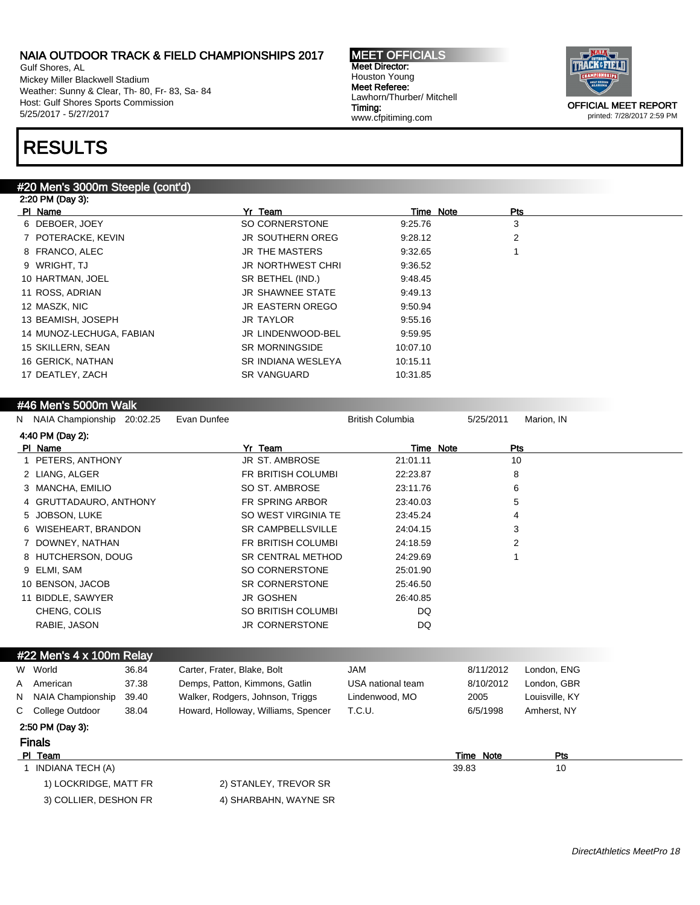# NAIA OUTDOOR TRACK & FIELD CHAMPIONSHIPS 2017

Gulf Shores, AL
Mickey Miller Blackwell Stadium
Weather: Sunny & Clear, Th- 80, Fr- 83, Sa- 84
Host: Gulf Shores Sports Commission
5/25/2017 - 5/27/2017

**MEET OFFICIALS**
Meet Director: Houston Young
Meet Referee: Lawhorn/Thurber/ Mitchell
Timing: www.cfpitiming.com

OFFICIAL MEET REPORT
printed: 7/28/2017 2:59 PM

# RESULTS

## #20 Men's 3000m Steeple (cont'd)

2:20 PM (Day 3):

| Pl | Name | Yr | Team | Time | Note | Pts |
|---|---|---|---|---|---|---|
| 6 | DEBOER, JOEY | SO | CORNERSTONE | 9:25.76 | | 3 |
| 7 | POTERACKE, KEVIN | JR | SOUTHERN OREG | 9:28.12 | | 2 |
| 8 | FRANCO, ALEC | JR | THE MASTERS | 9:32.65 | | 1 |
| 9 | WRIGHT, TJ | JR | NORTHWEST CHRI | 9:36.52 | | |
| 10 | HARTMAN, JOEL | SR | BETHEL (IND.) | 9:48.45 | | |
| 11 | ROSS, ADRIAN | JR | SHAWNEE STATE | 9:49.13 | | |
| 12 | MASZK, NIC | JR | EASTERN OREGO | 9:50.94 | | |
| 13 | BEAMISH, JOSEPH | JR | TAYLOR | 9:55.16 | | |
| 14 | MUNOZ-LECHUGA, FABIAN | JR | LINDENWOOD-BEL | 9:59.95 | | |
| 15 | SKILLERN, SEAN | SR | MORNINGSIDE | 10:07.10 | | |
| 16 | GERICK, NATHAN | SR | INDIANA WESLEYA | 10:15.11 | | |
| 17 | DEATLEY, ZACH | SR | VANGUARD | 10:31.85 | | |

## #46 Men's 5000m Walk

| | | | | | | |
|---|---|---|---|---|---|---|
| N | NAIA Championship | 20:02.25 | Evan Dunfee | British Columbia | 5/25/2011 | Marion, IN |

4:40 PM (Day 2):

| Pl | Name | Yr | Team | Time | Note | Pts |
|---|---|---|---|---|---|---|
| 1 | PETERS, ANTHONY | JR | ST. AMBROSE | 21:01.11 | | 10 |
| 2 | LIANG, ALGER | FR | BRITISH COLUMBI | 22:23.87 | | 8 |
| 3 | MANCHA, EMILIO | SO | ST. AMBROSE | 23:11.76 | | 6 |
| 4 | GRUTTADAURO, ANTHONY | FR | SPRING ARBOR | 23:40.03 | | 5 |
| 5 | JOBSON, LUKE | SO | WEST VIRGINIA TE | 23:45.24 | | 4 |
| 6 | WISEHEART, BRANDON | SR | CAMPBELLSVILLE | 24:04.15 | | 3 |
| 7 | DOWNEY, NATHAN | FR | BRITISH COLUMBI | 24:18.59 | | 2 |
| 8 | HUTCHERSON, DOUG | SR | CENTRAL METHOD | 24:29.69 | | 1 |
| 9 | ELMI, SAM | SO | CORNERSTONE | 25:01.90 | | |
| 10 | BENSON, JACOB | SR | CORNERSTONE | 25:46.50 | | |
| 11 | BIDDLE, SAWYER | JR | GOSHEN | 26:40.85 | | |
| | CHENG, COLIS | SO | BRITISH COLUMBI | DQ | | |
| | RABIE, JASON | JR | CORNERSTONE | DQ | | |

## #22 Men's 4 x 100m Relay

| | | | | | | |
|---|---|---|---|---|---|---|
| W | World | 36.84 | Carter, Frater, Blake, Bolt | JAM | 8/11/2012 | London, ENG |
| A | American | 37.38 | Demps, Patton, Kimmons, Gatlin | USA national team | 8/10/2012 | London, GBR |
| N | NAIA Championship | 39.40 | Walker, Rodgers, Johnson, Triggs | Lindenwood, MO | 2005 | Louisville, KY |
| C | College Outdoor | 38.04 | Howard, Holloway, Williams, Spencer | T.C.U. | 6/5/1998 | Amherst, NY |

2:50 PM (Day 3):

### Finals

| Pl | Team | Time | Note | Pts |
|---|---|---|---|---|
| 1 | INDIANA TECH (A) | 39.83 | | 10 |

1) LOCKRIDGE, MATT FR
2) STANLEY, TREVOR SR
3) COLLIER, DESHON FR
4) SHARBAHN, WAYNE SR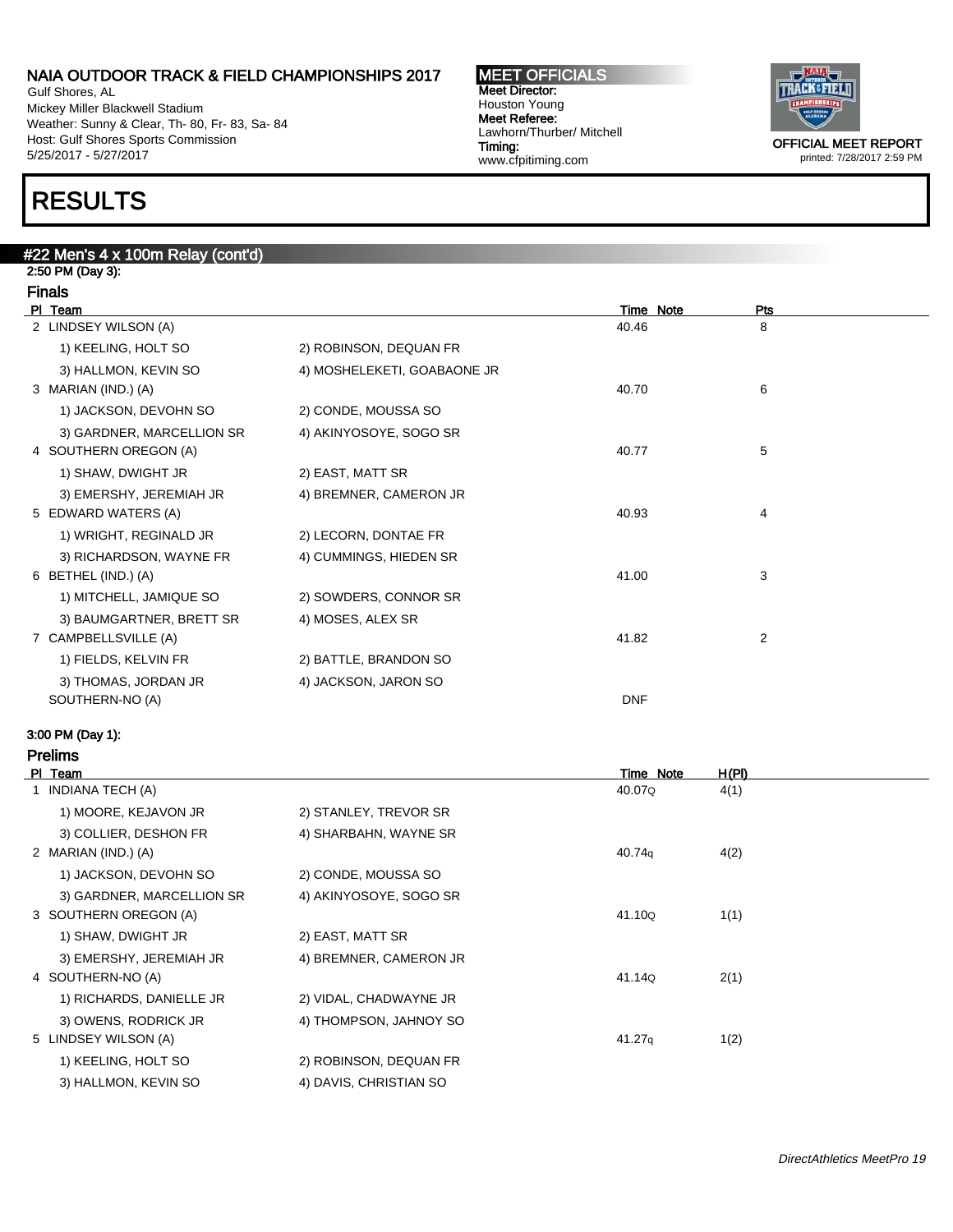# RESULTS

## #22 Men's 4 x 100m Relay (cont'd)

2:50 PM (Day 3):

### Finals

| Pl | Team | | Time | Note | Pts |
|---|---|---|---|---|---|
| 2 | LINDSEY WILSON (A) | | 40.46 | | 8 |
| | 1) KEELING, HOLT SO | 2) ROBINSON, DEQUAN FR | | | |
| | 3) HALLMON, KEVIN SO | 4) MOSHELEKETI, GOABAONE JR | | | |
| 3 | MARIAN (IND.) (A) | | 40.70 | | 6 |
| | 1) JACKSON, DEVOHN SO | 2) CONDE, MOUSSA SO | | | |
| | 3) GARDNER, MARCELLION SR | 4) AKINYOSOYE, SOGO SR | | | |
| 4 | SOUTHERN OREGON (A) | | 40.77 | | 5 |
| | 1) SHAW, DWIGHT JR | 2) EAST, MATT SR | | | |
| | 3) EMERSHY, JEREMIAH JR | 4) BREMNER, CAMERON JR | | | |
| 5 | EDWARD WATERS (A) | | 40.93 | | 4 |
| | 1) WRIGHT, REGINALD JR | 2) LECORN, DONTAE FR | | | |
| | 3) RICHARDSON, WAYNE FR | 4) CUMMINGS, HIEDEN SR | | | |
| 6 | BETHEL (IND.) (A) | | 41.00 | | 3 |
| | 1) MITCHELL, JAMIQUE SO | 2) SOWDERS, CONNOR SR | | | |
| | 3) BAUMGARTNER, BRETT SR | 4) MOSES, ALEX SR | | | |
| 7 | CAMPBELLSVILLE (A) | | 41.82 | | 2 |
| | 1) FIELDS, KELVIN FR | 2) BATTLE, BRANDON SO | | | |
| | 3) THOMAS, JORDAN JR | 4) JACKSON, JARON SO | | | |
| | SOUTHERN-NO (A) | | DNF | | |

3:00 PM (Day 1):

### Prelims

| Pl | Team | | Time | Note | H(Pl) |
|---|---|---|---|---|---|
| 1 | INDIANA TECH (A) | | 40.07 | Q | 4(1) |
| | 1) MOORE, KEJAVON JR | 2) STANLEY, TREVOR SR | | | |
| | 3) COLLIER, DESHON FR | 4) SHARBAHN, WAYNE SR | | | |
| 2 | MARIAN (IND.) (A) | | 40.74 | q | 4(2) |
| | 1) JACKSON, DEVOHN SO | 2) CONDE, MOUSSA SO | | | |
| | 3) GARDNER, MARCELLION SR | 4) AKINYOSOYE, SOGO SR | | | |
| 3 | SOUTHERN OREGON (A) | | 41.10 | Q | 1(1) |
| | 1) SHAW, DWIGHT JR | 2) EAST, MATT SR | | | |
| | 3) EMERSHY, JEREMIAH JR | 4) BREMNER, CAMERON JR | | | |
| 4 | SOUTHERN-NO (A) | | 41.14 | Q | 2(1) |
| | 1) RICHARDS, DANIELLE JR | 2) VIDAL, CHADWAYNE JR | | | |
| | 3) OWENS, RODRICK JR | 4) THOMPSON, JAHNOY SO | | | |
| 5 | LINDSEY WILSON (A) | | 41.27 | q | 1(2) |
| | 1) KEELING, HOLT SO | 2) ROBINSON, DEQUAN FR | | | |
| | 3) HALLMON, KEVIN SO | 4) DAVIS, CHRISTIAN SO | | | |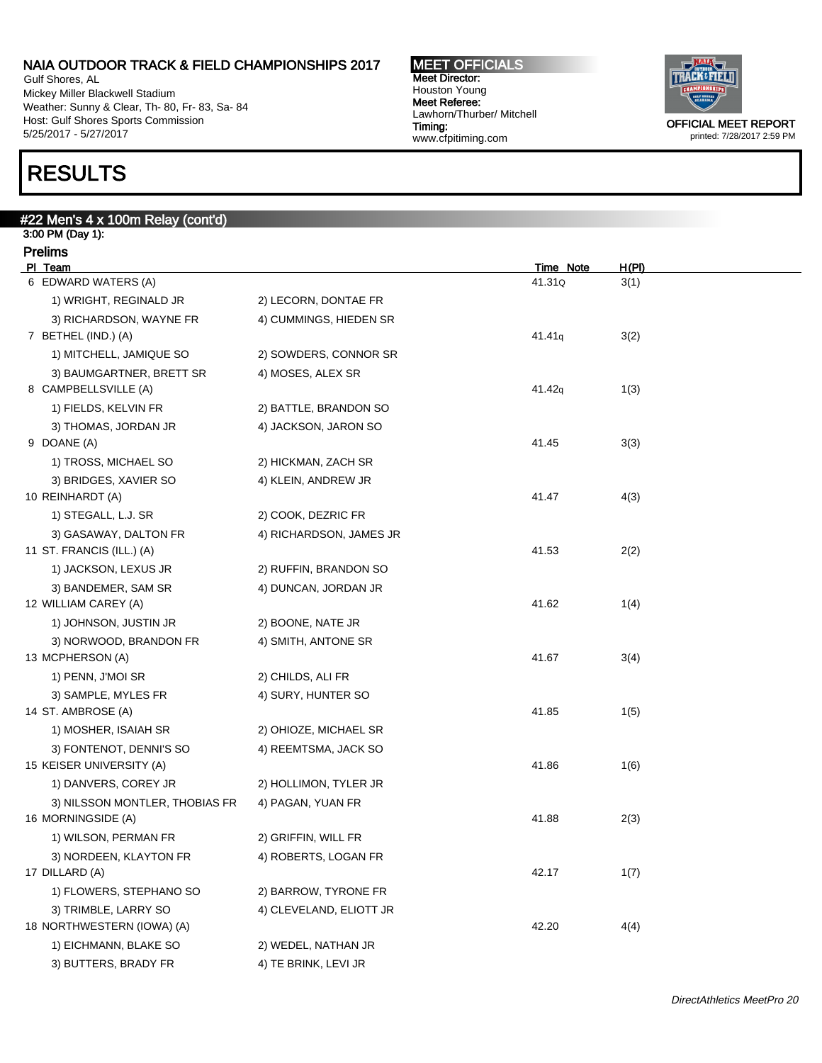# RESULTS

## #22 Men's 4 x 100m Relay (cont'd)

3:00 PM (Day 1):

### Prelims

| Pl | Team | | Time | Note | H(Pl) |
|---|---|---|---|---|---|
| 6 | EDWARD WATERS (A) | | 41.31 | Q | 3(1) |
| | 1) WRIGHT, REGINALD JR | 2) LECORN, DONTAE FR | | | |
| | 3) RICHARDSON, WAYNE FR | 4) CUMMINGS, HIEDEN SR | | | |
| 7 | BETHEL (IND.) (A) | | 41.41 | q | 3(2) |
| | 1) MITCHELL, JAMIQUE SO | 2) SOWDERS, CONNOR SR | | | |
| | 3) BAUMGARTNER, BRETT SR | 4) MOSES, ALEX SR | | | |
| 8 | CAMPBELLSVILLE (A) | | 41.42 | q | 1(3) |
| | 1) FIELDS, KELVIN FR | 2) BATTLE, BRANDON SO | | | |
| | 3) THOMAS, JORDAN JR | 4) JACKSON, JARON SO | | | |
| 9 | DOANE (A) | | 41.45 | | 3(3) |
| | 1) TROSS, MICHAEL SO | 2) HICKMAN, ZACH SR | | | |
| | 3) BRIDGES, XAVIER SO | 4) KLEIN, ANDREW JR | | | |
| 10 | REINHARDT (A) | | 41.47 | | 4(3) |
| | 1) STEGALL, L.J. SR | 2) COOK, DEZRIC FR | | | |
| | 3) GASAWAY, DALTON FR | 4) RICHARDSON, JAMES JR | | | |
| 11 | ST. FRANCIS (ILL.) (A) | | 41.53 | | 2(2) |
| | 1) JACKSON, LEXUS JR | 2) RUFFIN, BRANDON SO | | | |
| | 3) BANDEMER, SAM SR | 4) DUNCAN, JORDAN JR | | | |
| 12 | WILLIAM CAREY (A) | | 41.62 | | 1(4) |
| | 1) JOHNSON, JUSTIN JR | 2) BOONE, NATE JR | | | |
| | 3) NORWOOD, BRANDON FR | 4) SMITH, ANTONE SR | | | |
| 13 | MCPHERSON (A) | | 41.67 | | 3(4) |
| | 1) PENN, J'MOI SR | 2) CHILDS, ALI FR | | | |
| | 3) SAMPLE, MYLES FR | 4) SURY, HUNTER SO | | | |
| 14 | ST. AMBROSE (A) | | 41.85 | | 1(5) |
| | 1) MOSHER, ISAIAH SR | 2) OHIOZE, MICHAEL SR | | | |
| | 3) FONTENOT, DENNI'S SO | 4) REEMTSMA, JACK SO | | | |
| 15 | KEISER UNIVERSITY (A) | | 41.86 | | 1(6) |
| | 1) DANVERS, COREY JR | 2) HOLLIMON, TYLER JR | | | |
| | 3) NILSSON MONTLER, THOBIAS FR | 4) PAGAN, YUAN FR | | | |
| 16 | MORNINGSIDE (A) | | 41.88 | | 2(3) |
| | 1) WILSON, PERMAN FR | 2) GRIFFIN, WILL FR | | | |
| | 3) NORDEEN, KLAYTON FR | 4) ROBERTS, LOGAN FR | | | |
| 17 | DILLARD (A) | | 42.17 | | 1(7) |
| | 1) FLOWERS, STEPHANO SO | 2) BARROW, TYRONE FR | | | |
| | 3) TRIMBLE, LARRY SO | 4) CLEVELAND, ELIOTT JR | | | |
| 18 | NORTHWESTERN (IOWA) (A) | | 42.20 | | 4(4) |
| | 1) EICHMANN, BLAKE SO | 2) WEDEL, NATHAN JR | | | |
| | 3) BUTTERS, BRADY FR | 4) TE BRINK, LEVI JR | | | |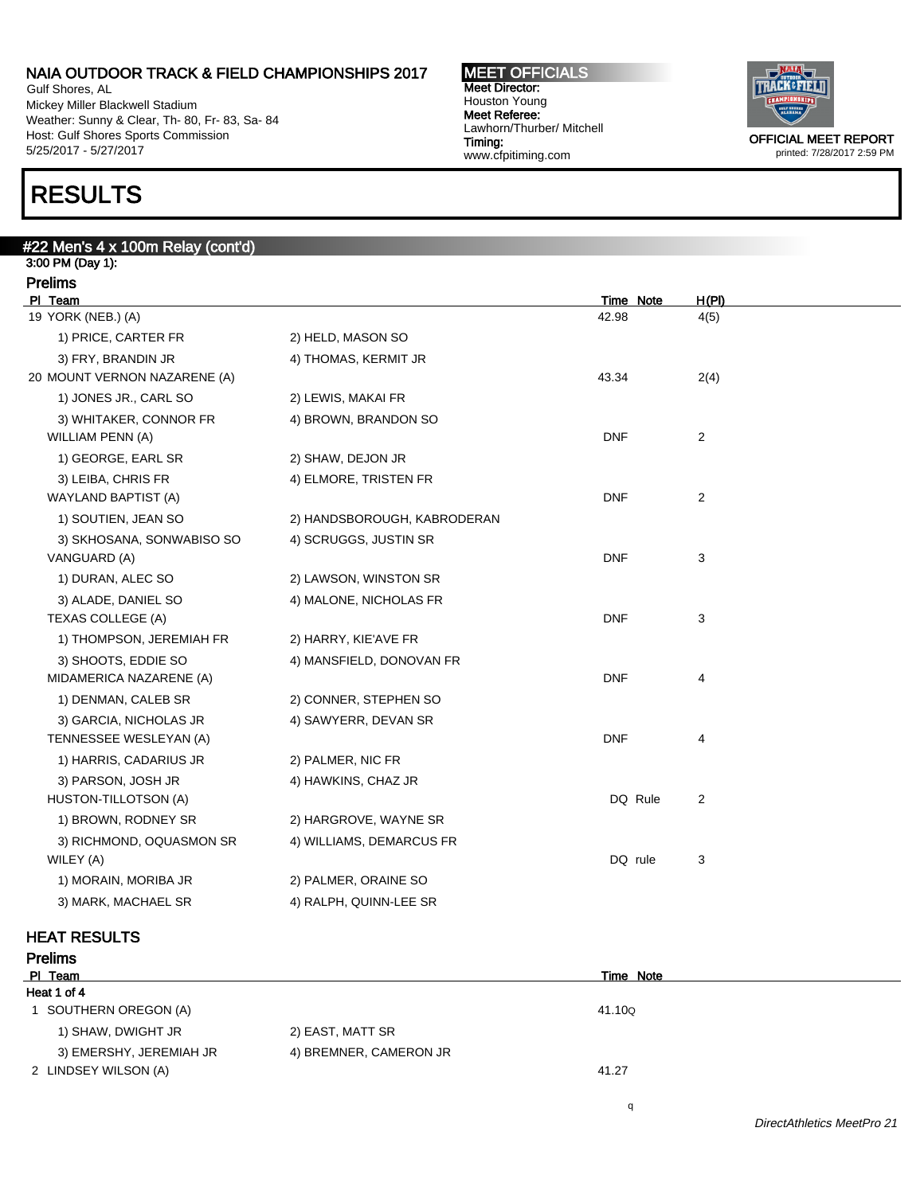# NAIA OUTDOOR TRACK & FIELD CHAMPIONSHIPS 2017

Gulf Shores, AL
Mickey Miller Blackwell Stadium
Weather: Sunny & Clear, Th- 80, Fr- 83, Sa- 84
Host: Gulf Shores Sports Commission
5/25/2017 - 5/27/2017

**MEET OFFICIALS**
**Meet Director:** Houston Young
**Meet Referee:** Lawhorn/Thurber/ Mitchell
**Timing:** www.cfpitiming.com

OFFICIAL MEET REPORT
printed: 7/28/2017 2:59 PM

# RESULTS

## #22 Men's 4 x 100m Relay (cont'd)

3:00 PM (Day 1):

### Prelims

| Pl | Team | | Time | Note | H(Pl) |
|---|---|---|---|---|---|
| 19 | YORK (NEB.) (A) | | 42.98 | | 4(5) |
| | 1) PRICE, CARTER FR | 2) HELD, MASON SO | | | |
| | 3) FRY, BRANDIN JR | 4) THOMAS, KERMIT JR | | | |
| 20 | MOUNT VERNON NAZARENE (A) | | 43.34 | | 2(4) |
| | 1) JONES JR., CARL SO | 2) LEWIS, MAKAI FR | | | |
| | 3) WHITAKER, CONNOR FR | 4) BROWN, BRANDON SO | | | |
| | WILLIAM PENN (A) | | DNF | | 2 |
| | 1) GEORGE, EARL SR | 2) SHAW, DEJON JR | | | |
| | 3) LEIBA, CHRIS FR | 4) ELMORE, TRISTEN FR | | | |
| | WAYLAND BAPTIST (A) | | DNF | | 2 |
| | 1) SOUTIEN, JEAN SO | 2) HANDSBOROUGH, KABRODERAN | | | |
| | 3) SKHOSANA, SONWABISO SO | 4) SCRUGGS, JUSTIN SR | | | |
| | VANGUARD (A) | | DNF | | 3 |
| | 1) DURAN, ALEC SO | 2) LAWSON, WINSTON SR | | | |
| | 3) ALADE, DANIEL SO | 4) MALONE, NICHOLAS FR | | | |
| | TEXAS COLLEGE (A) | | DNF | | 3 |
| | 1) THOMPSON, JEREMIAH FR | 2) HARRY, KIE'AVE FR | | | |
| | 3) SHOOTS, EDDIE SO | 4) MANSFIELD, DONOVAN FR | | | |
| | MIDAMERICA NAZARENE (A) | | DNF | | 4 |
| | 1) DENMAN, CALEB SR | 2) CONNER, STEPHEN SO | | | |
| | 3) GARCIA, NICHOLAS JR | 4) SAWYERR, DEVAN SR | | | |
| | TENNESSEE WESLEYAN (A) | | DNF | | 4 |
| | 1) HARRIS, CADARIUS JR | 2) PALMER, NIC FR | | | |
| | 3) PARSON, JOSH JR | 4) HAWKINS, CHAZ JR | | | |
| | HUSTON-TILLOTSON (A) | | DQ | Rule | 2 |
| | 1) BROWN, RODNEY SR | 2) HARGROVE, WAYNE SR | | | |
| | 3) RICHMOND, OQUASMON SR | 4) WILLIAMS, DEMARCUS FR | | | |
| | WILEY (A) | | DQ | rule | 3 |
| | 1) MORAIN, MORIBA JR | 2) PALMER, ORAINE SO | | | |
| | 3) MARK, MACHAEL SR | 4) RALPH, QUINN-LEE SR | | | |

## HEAT RESULTS

### Prelims

| Pl | Team | | Time | Note |
|---|---|---|---|---|
| **Heat 1 of 4** | | | | |
| 1 | SOUTHERN OREGON (A) | | 41.10 | Q |
| | 1) SHAW, DWIGHT JR | 2) EAST, MATT SR | | |
| | 3) EMERSHY, JEREMIAH JR | 4) BREMNER, CAMERON JR | | |
| 2 | LINDSEY WILSON (A) | | 41.27 | q |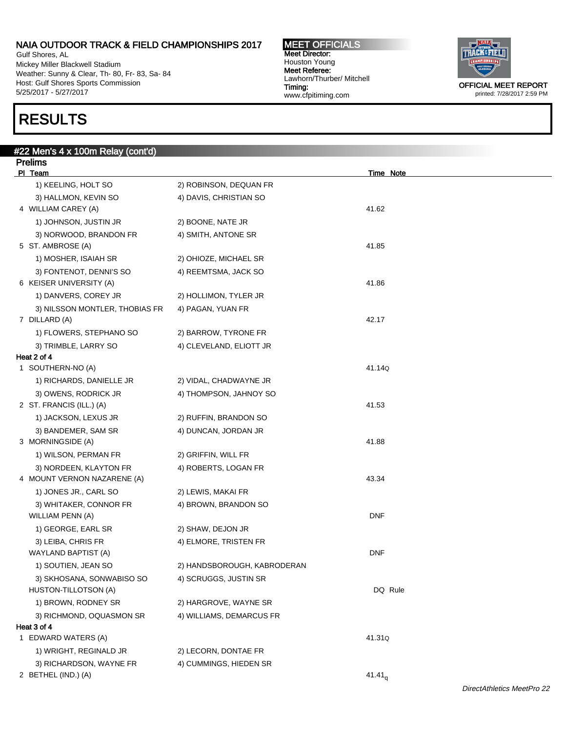# RESULTS

## #22 Men's 4 x 100m Relay (cont'd)

### Prelims

| Pl | Team | | Time | Note |
|---|---|---|---|---|
| | 1) KEELING, HOLT SO | 2) ROBINSON, DEQUAN FR | | |
| | 3) HALLMON, KEVIN SO | 4) DAVIS, CHRISTIAN SO | | |
| 4 | WILLIAM CAREY (A) | | 41.62 | |
| | 1) JOHNSON, JUSTIN JR | 2) BOONE, NATE JR | | |
| | 3) NORWOOD, BRANDON FR | 4) SMITH, ANTONE SR | | |
| 5 | ST. AMBROSE (A) | | 41.85 | |
| | 1) MOSHER, ISAIAH SR | 2) OHIOZE, MICHAEL SR | | |
| | 3) FONTENOT, DENNI'S SO | 4) REEMTSMA, JACK SO | | |
| 6 | KEISER UNIVERSITY (A) | | 41.86 | |
| | 1) DANVERS, COREY JR | 2) HOLLIMON, TYLER JR | | |
| | 3) NILSSON MONTLER, THOBIAS FR | 4) PAGAN, YUAN FR | | |
| 7 | DILLARD (A) | | 42.17 | |
| | 1) FLOWERS, STEPHANO SO | 2) BARROW, TYRONE FR | | |
| | 3) TRIMBLE, LARRY SO | 4) CLEVELAND, ELIOTT JR | | |

**Heat 2 of 4**

| Pl | Team | | Time | Note |
|---|---|---|---|---|
| 1 | SOUTHERN-NO (A) | | 41.14Q | |
| | 1) RICHARDS, DANIELLE JR | 2) VIDAL, CHADWAYNE JR | | |
| | 3) OWENS, RODRICK JR | 4) THOMPSON, JAHNOY SO | | |
| 2 | ST. FRANCIS (ILL.) (A) | | 41.53 | |
| | 1) JACKSON, LEXUS JR | 2) RUFFIN, BRANDON SO | | |
| | 3) BANDEMER, SAM SR | 4) DUNCAN, JORDAN JR | | |
| 3 | MORNINGSIDE (A) | | 41.88 | |
| | 1) WILSON, PERMAN FR | 2) GRIFFIN, WILL FR | | |
| | 3) NORDEEN, KLAYTON FR | 4) ROBERTS, LOGAN FR | | |
| 4 | MOUNT VERNON NAZARENE (A) | | 43.34 | |
| | 1) JONES JR., CARL SO | 2) LEWIS, MAKAI FR | | |
| | 3) WHITAKER, CONNOR FR | 4) BROWN, BRANDON SO | | |
| | WILLIAM PENN (A) | | DNF | |
| | 1) GEORGE, EARL SR | 2) SHAW, DEJON JR | | |
| | 3) LEIBA, CHRIS FR | 4) ELMORE, TRISTEN FR | | |
| | WAYLAND BAPTIST (A) | | DNF | |
| | 1) SOUTIEN, JEAN SO | 2) HANDSBOROUGH, KABRODERAN | | |
| | 3) SKHOSANA, SONWABISO SO | 4) SCRUGGS, JUSTIN SR | | |
| | HUSTON-TILLOTSON (A) | | DQ | Rule |
| | 1) BROWN, RODNEY SR | 2) HARGROVE, WAYNE SR | | |
| | 3) RICHMOND, OQUASMON SR | 4) WILLIAMS, DEMARCUS FR | | |

**Heat 3 of 4**

| Pl | Team | | Time | Note |
|---|---|---|---|---|
| 1 | EDWARD WATERS (A) | | 41.31Q | |
| | 1) WRIGHT, REGINALD JR | 2) LECORN, DONTAE FR | | |
| | 3) RICHARDSON, WAYNE FR | 4) CUMMINGS, HIEDEN SR | | |
| 2 | BETHEL (IND.) (A) | | 41.41q | |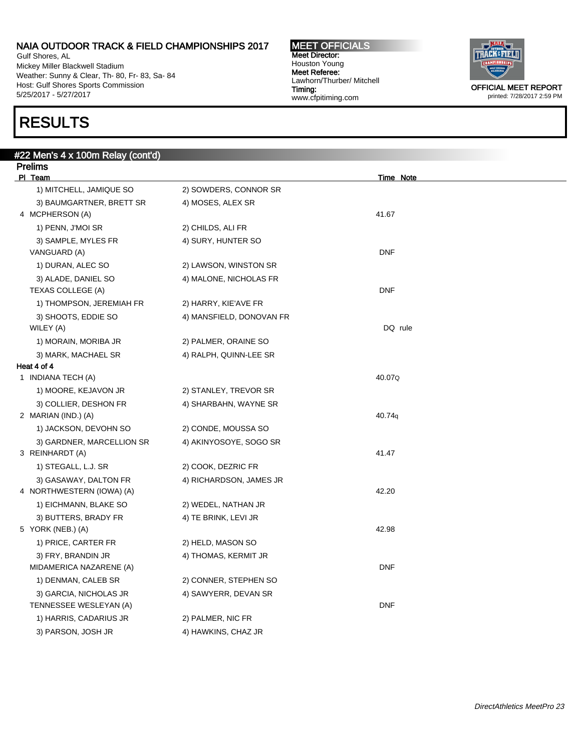# RESULTS

## #22 Men's 4 x 100m Relay (cont'd)

### Prelims

| Pl | Team | | Time | Note |
|---|---|---|---|---|
| | 1) MITCHELL, JAMIQUE SO | 2) SOWDERS, CONNOR SR | | |
| | 3) BAUMGARTNER, BRETT SR | 4) MOSES, ALEX SR | | |
| 4 | MCPHERSON (A) | | 41.67 | |
| | 1) PENN, J'MOI SR | 2) CHILDS, ALI FR | | |
| | 3) SAMPLE, MYLES FR | 4) SURY, HUNTER SO | | |
| | VANGUARD (A) | | DNF | |
| | 1) DURAN, ALEC SO | 2) LAWSON, WINSTON SR | | |
| | 3) ALADE, DANIEL SO | 4) MALONE, NICHOLAS FR | | |
| | TEXAS COLLEGE (A) | | DNF | |
| | 1) THOMPSON, JEREMIAH FR | 2) HARRY, KIE'AVE FR | | |
| | 3) SHOOTS, EDDIE SO | 4) MANSFIELD, DONOVAN FR | | |
| | WILEY (A) | | DQ | rule |
| | 1) MORAIN, MORIBA JR | 2) PALMER, ORAINE SO | | |
| | 3) MARK, MACHAEL SR | 4) RALPH, QUINN-LEE SR | | |

**Heat 4 of 4**

| Pl | Team | | Time | Note |
|---|---|---|---|---|
| 1 | INDIANA TECH (A) | | 40.07Q | |
| | 1) MOORE, KEJAVON JR | 2) STANLEY, TREVOR SR | | |
| | 3) COLLIER, DESHON FR | 4) SHARBAHN, WAYNE SR | | |
| 2 | MARIAN (IND.) (A) | | 40.74q | |
| | 1) JACKSON, DEVOHN SO | 2) CONDE, MOUSSA SO | | |
| | 3) GARDNER, MARCELLION SR | 4) AKINYOSOYE, SOGO SR | | |
| 3 | REINHARDT (A) | | 41.47 | |
| | 1) STEGALL, L.J. SR | 2) COOK, DEZRIC FR | | |
| | 3) GASAWAY, DALTON FR | 4) RICHARDSON, JAMES JR | | |
| 4 | NORTHWESTERN (IOWA) (A) | | 42.20 | |
| | 1) EICHMANN, BLAKE SO | 2) WEDEL, NATHAN JR | | |
| | 3) BUTTERS, BRADY FR | 4) TE BRINK, LEVI JR | | |
| 5 | YORK (NEB.) (A) | | 42.98 | |
| | 1) PRICE, CARTER FR | 2) HELD, MASON SO | | |
| | 3) FRY, BRANDIN JR | 4) THOMAS, KERMIT JR | | |
| | MIDAMERICA NAZARENE (A) | | DNF | |
| | 1) DENMAN, CALEB SR | 2) CONNER, STEPHEN SO | | |
| | 3) GARCIA, NICHOLAS JR | 4) SAWYERR, DEVAN SR | | |
| | TENNESSEE WESLEYAN (A) | | DNF | |
| | 1) HARRIS, CADARIUS JR | 2) PALMER, NIC FR | | |
| | 3) PARSON, JOSH JR | 4) HAWKINS, CHAZ JR | | |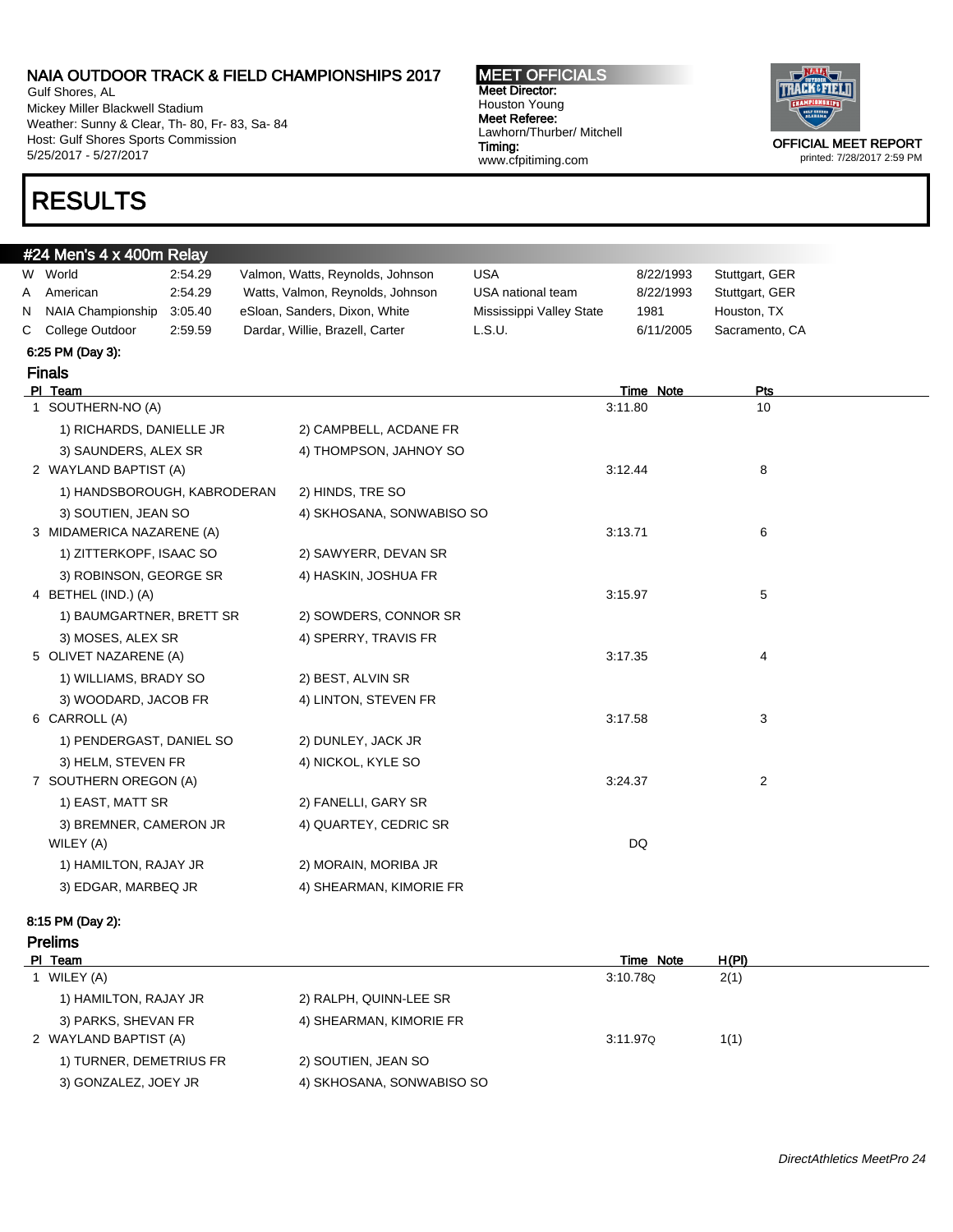# NAIA OUTDOOR TRACK & FIELD CHAMPIONSHIPS 2017

Gulf Shores, AL
Mickey Miller Blackwell Stadium
Weather: Sunny & Clear, Th- 80, Fr- 83, Sa- 84
Host: Gulf Shores Sports Commission
5/25/2017 - 5/27/2017

**MEET OFFICIALS**
**Meet Director:** Houston Young
**Meet Referee:** Lawhorn/Thurber/ Mitchell
**Timing:** www.cfpitiming.com

OFFICIAL MEET REPORT
printed: 7/28/2017 2:59 PM

# RESULTS

## #24 Men's 4 x 400m Relay

| | | | | | | |
|---|---|---|---|---|---|---|
| W | World | 2:54.29 | Valmon, Watts, Reynolds, Johnson | USA | 8/22/1993 | Stuttgart, GER |
| A | American | 2:54.29 | Watts, Valmon, Reynolds, Johnson | USA national team | 8/22/1993 | Stuttgart, GER |
| N | NAIA Championship | 3:05.40 | eSloan, Sanders, Dixon, White | Mississippi Valley State | 1981 | Houston, TX |
| C | College Outdoor | 2:59.59 | Dardar, Willie, Brazell, Carter | L.S.U. | 6/11/2005 | Sacramento, CA |

**6:25 PM (Day 3):**

### Finals

| Pl | Team | | Time | Note | Pts |
|---|---|---|---|---|---|
| 1 | SOUTHERN-NO (A) | | 3:11.80 | | 10 |
| | 1) RICHARDS, DANIELLE JR | 2) CAMPBELL, ACDANE FR | | | |
| | 3) SAUNDERS, ALEX SR | 4) THOMPSON, JAHNOY SO | | | |
| 2 | WAYLAND BAPTIST (A) | | 3:12.44 | | 8 |
| | 1) HANDSBOROUGH, KABRODERAN | 2) HINDS, TRE SO | | | |
| | 3) SOUTIEN, JEAN SO | 4) SKHOSANA, SONWABISO SO | | | |
| 3 | MIDAMERICA NAZARENE (A) | | 3:13.71 | | 6 |
| | 1) ZITTERKOPF, ISAAC SO | 2) SAWYERR, DEVAN SR | | | |
| | 3) ROBINSON, GEORGE SR | 4) HASKIN, JOSHUA FR | | | |
| 4 | BETHEL (IND.) (A) | | 3:15.97 | | 5 |
| | 1) BAUMGARTNER, BRETT SR | 2) SOWDERS, CONNOR SR | | | |
| | 3) MOSES, ALEX SR | 4) SPERRY, TRAVIS FR | | | |
| 5 | OLIVET NAZARENE (A) | | 3:17.35 | | 4 |
| | 1) WILLIAMS, BRADY SO | 2) BEST, ALVIN SR | | | |
| | 3) WOODARD, JACOB FR | 4) LINTON, STEVEN FR | | | |
| 6 | CARROLL (A) | | 3:17.58 | | 3 |
| | 1) PENDERGAST, DANIEL SO | 2) DUNLEY, JACK JR | | | |
| | 3) HELM, STEVEN FR | 4) NICKOL, KYLE SO | | | |
| 7 | SOUTHERN OREGON (A) | | 3:24.37 | | 2 |
| | 1) EAST, MATT SR | 2) FANELLI, GARY SR | | | |
| | 3) BREMNER, CAMERON JR | 4) QUARTEY, CEDRIC SR | | | |
| | WILEY (A) | | DQ | | |
| | 1) HAMILTON, RAJAY JR | 2) MORAIN, MORIBA JR | | | |
| | 3) EDGAR, MARBEQ JR | 4) SHEARMAN, KIMORIE FR | | | |

**8:15 PM (Day 2):**

### Prelims

| Pl | Team | | Time | Note | H(Pl) |
|---|---|---|---|---|---|
| 1 | WILEY (A) | | 3:10.78 | Q | 2(1) |
| | 1) HAMILTON, RAJAY JR | 2) RALPH, QUINN-LEE SR | | | |
| | 3) PARKS, SHEVAN FR | 4) SHEARMAN, KIMORIE FR | | | |
| 2 | WAYLAND BAPTIST (A) | | 3:11.97 | Q | 1(1) |
| | 1) TURNER, DEMETRIUS FR | 2) SOUTIEN, JEAN SO | | | |
| | 3) GONZALEZ, JOEY JR | 4) SKHOSANA, SONWABISO SO | | | |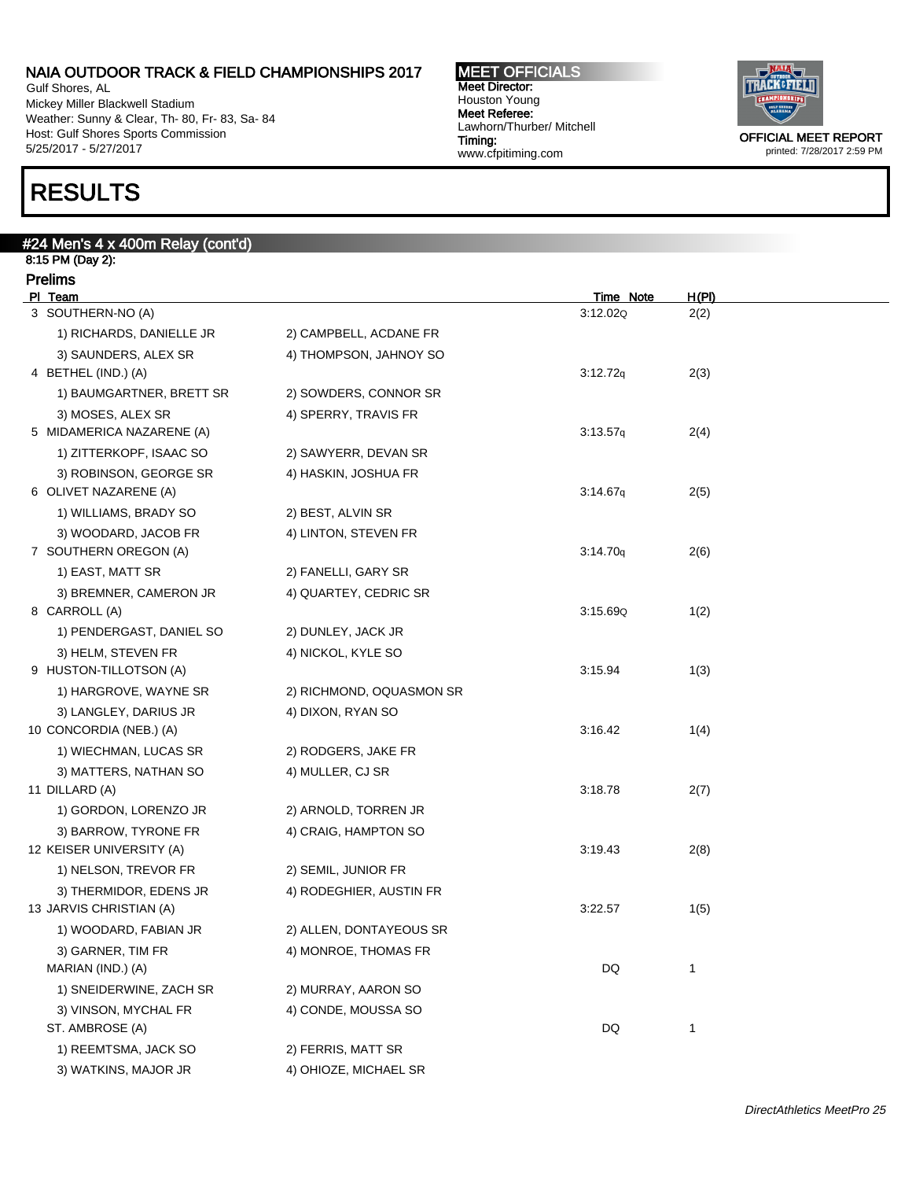# NAIA OUTDOOR TRACK & FIELD CHAMPIONSHIPS 2017

Gulf Shores, AL
Mickey Miller Blackwell Stadium
Weather: Sunny & Clear, Th- 80, Fr- 83, Sa- 84
Host: Gulf Shores Sports Commission
5/25/2017 - 5/27/2017

**MEET OFFICIALS**
**Meet Director:** Houston Young
**Meet Referee:** Lawhorn/Thurber/ Mitchell
**Timing:** www.cfpitiming.com

OFFICIAL MEET REPORT
printed: 7/28/2017 2:59 PM

# RESULTS

## #24 Men's 4 x 400m Relay (cont'd)

8:15 PM (Day 2):

### Prelims

| Pl | Team | | Time | Note | H(Pl) |
|---|---|---|---|---|---|
| 3 | SOUTHERN-NO (A) | | 3:12.02 | Q | 2(2) |
| | 1) RICHARDS, DANIELLE JR | 2) CAMPBELL, ACDANE FR | | | |
| | 3) SAUNDERS, ALEX SR | 4) THOMPSON, JAHNOY SO | | | |
| 4 | BETHEL (IND.) (A) | | 3:12.72 | q | 2(3) |
| | 1) BAUMGARTNER, BRETT SR | 2) SOWDERS, CONNOR SR | | | |
| | 3) MOSES, ALEX SR | 4) SPERRY, TRAVIS FR | | | |
| 5 | MIDAMERICA NAZARENE (A) | | 3:13.57 | q | 2(4) |
| | 1) ZITTERKOPF, ISAAC SO | 2) SAWYERR, DEVAN SR | | | |
| | 3) ROBINSON, GEORGE SR | 4) HASKIN, JOSHUA FR | | | |
| 6 | OLIVET NAZARENE (A) | | 3:14.67 | q | 2(5) |
| | 1) WILLIAMS, BRADY SO | 2) BEST, ALVIN SR | | | |
| | 3) WOODARD, JACOB FR | 4) LINTON, STEVEN FR | | | |
| 7 | SOUTHERN OREGON (A) | | 3:14.70 | q | 2(6) |
| | 1) EAST, MATT SR | 2) FANELLI, GARY SR | | | |
| | 3) BREMNER, CAMERON JR | 4) QUARTEY, CEDRIC SR | | | |
| 8 | CARROLL (A) | | 3:15.69 | Q | 1(2) |
| | 1) PENDERGAST, DANIEL SO | 2) DUNLEY, JACK JR | | | |
| | 3) HELM, STEVEN FR | 4) NICKOL, KYLE SO | | | |
| 9 | HUSTON-TILLOTSON (A) | | 3:15.94 | | 1(3) |
| | 1) HARGROVE, WAYNE SR | 2) RICHMOND, OQUASMON SR | | | |
| | 3) LANGLEY, DARIUS JR | 4) DIXON, RYAN SO | | | |
| 10 | CONCORDIA (NEB.) (A) | | 3:16.42 | | 1(4) |
| | 1) WIECHMAN, LUCAS SR | 2) RODGERS, JAKE FR | | | |
| | 3) MATTERS, NATHAN SO | 4) MULLER, CJ SR | | | |
| 11 | DILLARD (A) | | 3:18.78 | | 2(7) |
| | 1) GORDON, LORENZO JR | 2) ARNOLD, TORREN JR | | | |
| | 3) BARROW, TYRONE FR | 4) CRAIG, HAMPTON SO | | | |
| 12 | KEISER UNIVERSITY (A) | | 3:19.43 | | 2(8) |
| | 1) NELSON, TREVOR FR | 2) SEMIL, JUNIOR FR | | | |
| | 3) THERMIDOR, EDENS JR | 4) RODEGHIER, AUSTIN FR | | | |
| 13 | JARVIS CHRISTIAN (A) | | 3:22.57 | | 1(5) |
| | 1) WOODARD, FABIAN JR | 2) ALLEN, DONTAYEOUS SR | | | |
| | 3) GARNER, TIM FR | 4) MONROE, THOMAS FR | | | |
| | MARIAN (IND.) (A) | | DQ | | 1 |
| | 1) SNEIDERWINE, ZACH SR | 2) MURRAY, AARON SO | | | |
| | 3) VINSON, MYCHAL FR | 4) CONDE, MOUSSA SO | | | |
| | ST. AMBROSE (A) | | DQ | | 1 |
| | 1) REEMTSMA, JACK SO | 2) FERRIS, MATT SR | | | |
| | 3) WATKINS, MAJOR JR | 4) OHIOZE, MICHAEL SR | | | |

*DirectAthletics MeetPro 25*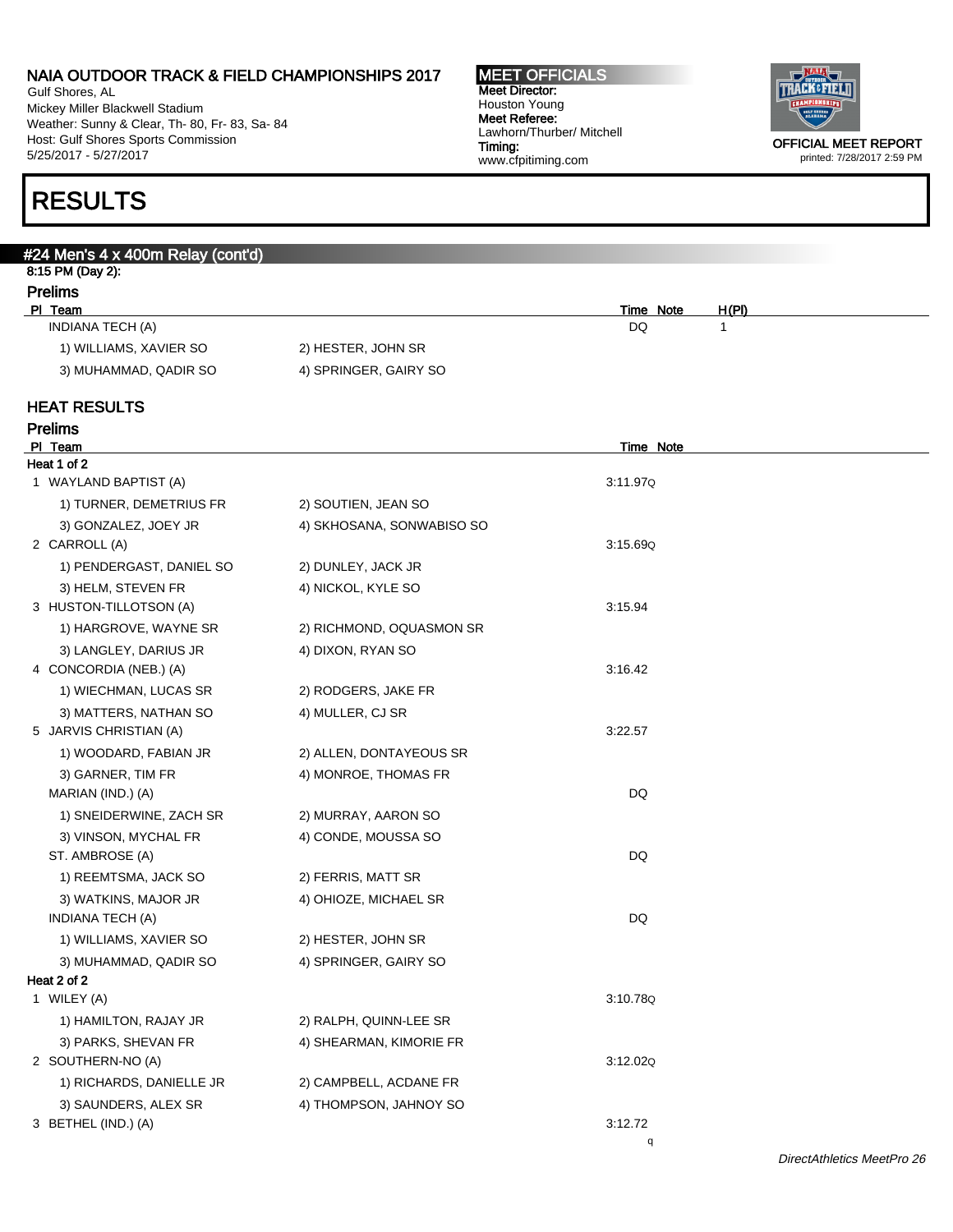# RESULTS

## #24 Men's 4 x 400m Relay (cont'd)

8:15 PM (Day 2):

### Prelims

| Pl | Team | | Time | Note | H(Pl) |
|---|---|---|---|---|---|
| | INDIANA TECH (A) | | DQ | | 1 |
| | 1) WILLIAMS, XAVIER SO | 2) HESTER, JOHN SR | | | |
| | 3) MUHAMMAD, QADIR SO | 4) SPRINGER, GAIRY SO | | | |

### HEAT RESULTS

### Prelims

| Pl | Team | | Time | Note |
|---|---|---|---|---|
| **Heat 1 of 2** | | | | |
| 1 | WAYLAND BAPTIST (A) | | 3:11.97 | Q |
| | 1) TURNER, DEMETRIUS FR | 2) SOUTIEN, JEAN SO | | |
| | 3) GONZALEZ, JOEY JR | 4) SKHOSANA, SONWABISO SO | | |
| 2 | CARROLL (A) | | 3:15.69 | Q |
| | 1) PENDERGAST, DANIEL SO | 2) DUNLEY, JACK JR | | |
| | 3) HELM, STEVEN FR | 4) NICKOL, KYLE SO | | |
| 3 | HUSTON-TILLOTSON (A) | | 3:15.94 | |
| | 1) HARGROVE, WAYNE SR | 2) RICHMOND, OQUASMON SR | | |
| | 3) LANGLEY, DARIUS JR | 4) DIXON, RYAN SO | | |
| 4 | CONCORDIA (NEB.) (A) | | 3:16.42 | |
| | 1) WIECHMAN, LUCAS SR | 2) RODGERS, JAKE FR | | |
| | 3) MATTERS, NATHAN SO | 4) MULLER, CJ SR | | |
| 5 | JARVIS CHRISTIAN (A) | | 3:22.57 | |
| | 1) WOODARD, FABIAN JR | 2) ALLEN, DONTAYEOUS SR | | |
| | 3) GARNER, TIM FR | 4) MONROE, THOMAS FR | | |
| | MARIAN (IND.) (A) | | DQ | |
| | 1) SNEIDERWINE, ZACH SR | 2) MURRAY, AARON SO | | |
| | 3) VINSON, MYCHAL FR | 4) CONDE, MOUSSA SO | | |
| | ST. AMBROSE (A) | | DQ | |
| | 1) REEMTSMA, JACK SO | 2) FERRIS, MATT SR | | |
| | 3) WATKINS, MAJOR JR | 4) OHIOZE, MICHAEL SR | | |
| | INDIANA TECH (A) | | DQ | |
| | 1) WILLIAMS, XAVIER SO | 2) HESTER, JOHN SR | | |
| | 3) MUHAMMAD, QADIR SO | 4) SPRINGER, GAIRY SO | | |
| **Heat 2 of 2** | | | | |
| 1 | WILEY (A) | | 3:10.78 | Q |
| | 1) HAMILTON, RAJAY JR | 2) RALPH, QUINN-LEE SR | | |
| | 3) PARKS, SHEVAN FR | 4) SHEARMAN, KIMORIE FR | | |
| 2 | SOUTHERN-NO (A) | | 3:12.02 | Q |
| | 1) RICHARDS, DANIELLE JR | 2) CAMPBELL, ACDANE FR | | |
| | 3) SAUNDERS, ALEX SR | 4) THOMPSON, JAHNOY SO | | |
| 3 | BETHEL (IND.) (A) | | 3:12.72 | q |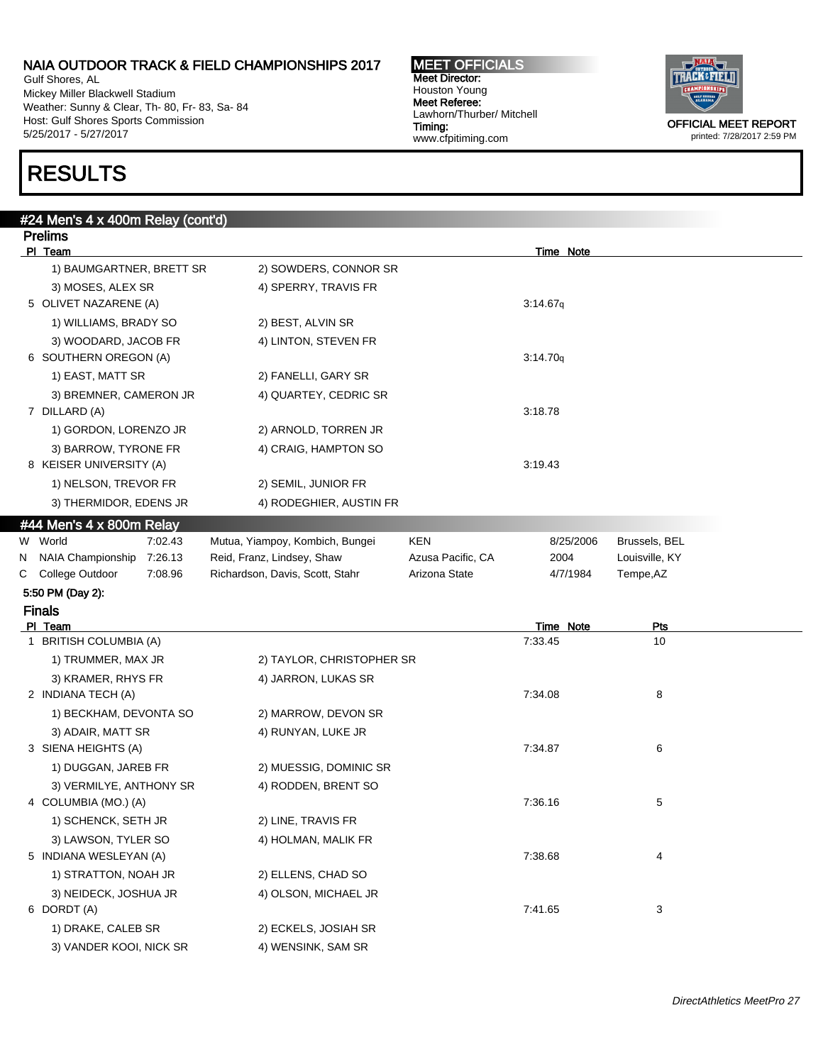# RESULTS

## #24 Men's 4 x 400m Relay (cont'd)

### Prelims

| Pl | Team | | Time | Note |
|---|---|---|---|---|
| | 1) BAUMGARTNER, BRETT SR | 2) SOWDERS, CONNOR SR | | |
| | 3) MOSES, ALEX SR | 4) SPERRY, TRAVIS FR | | |
| 5 | OLIVET NAZARENE (A) | | 3:14.67 | q |
| | 1) WILLIAMS, BRADY SO | 2) BEST, ALVIN SR | | |
| | 3) WOODARD, JACOB FR | 4) LINTON, STEVEN FR | | |
| 6 | SOUTHERN OREGON (A) | | 3:14.70 | q |
| | 1) EAST, MATT SR | 2) FANELLI, GARY SR | | |
| | 3) BREMNER, CAMERON JR | 4) QUARTEY, CEDRIC SR | | |
| 7 | DILLARD (A) | | 3:18.78 | |
| | 1) GORDON, LORENZO JR | 2) ARNOLD, TORREN JR | | |
| | 3) BARROW, TYRONE FR | 4) CRAIG, HAMPTON SO | | |
| 8 | KEISER UNIVERSITY (A) | | 3:19.43 | |
| | 1) NELSON, TREVOR FR | 2) SEMIL, JUNIOR FR | | |
| | 3) THERMIDOR, EDENS JR | 4) RODEGHIER, AUSTIN FR | | |

## #44 Men's 4 x 800m Relay

| | | | | | | |
|---|---|---|---|---|---|---|
| W | World | 7:02.43 | Mutua, Yiampoy, Kombich, Bungei | KEN | 8/25/2006 | Brussels, BEL |
| N | NAIA Championship | 7:26.13 | Reid, Franz, Lindsey, Shaw | Azusa Pacific, CA | 2004 | Louisville, KY |
| C | College Outdoor | 7:08.96 | Richardson, Davis, Scott, Stahr | Arizona State | 4/7/1984 | Tempe,AZ |

5:50 PM (Day 2):

### Finals

| Pl | Team | | Time | Note | Pts |
|---|---|---|---|---|---|
| 1 | BRITISH COLUMBIA (A) | | 7:33.45 | | 10 |
| | 1) TRUMMER, MAX JR | 2) TAYLOR, CHRISTOPHER SR | | | |
| | 3) KRAMER, RHYS FR | 4) JARRON, LUKAS SR | | | |
| 2 | INDIANA TECH (A) | | 7:34.08 | | 8 |
| | 1) BECKHAM, DEVONTA SO | 2) MARROW, DEVON SR | | | |
| | 3) ADAIR, MATT SR | 4) RUNYAN, LUKE JR | | | |
| 3 | SIENA HEIGHTS (A) | | 7:34.87 | | 6 |
| | 1) DUGGAN, JAREB FR | 2) MUESSIG, DOMINIC SR | | | |
| | 3) VERMILYE, ANTHONY SR | 4) RODDEN, BRENT SO | | | |
| 4 | COLUMBIA (MO.) (A) | | 7:36.16 | | 5 |
| | 1) SCHENCK, SETH JR | 2) LINE, TRAVIS FR | | | |
| | 3) LAWSON, TYLER SO | 4) HOLMAN, MALIK FR | | | |
| 5 | INDIANA WESLEYAN (A) | | 7:38.68 | | 4 |
| | 1) STRATTON, NOAH JR | 2) ELLENS, CHAD SO | | | |
| | 3) NEIDECK, JOSHUA JR | 4) OLSON, MICHAEL JR | | | |
| 6 | DORDT (A) | | 7:41.65 | | 3 |
| | 1) DRAKE, CALEB SR | 2) ECKELS, JOSIAH SR | | | |
| | 3) VANDER KOOI, NICK SR | 4) WENSINK, SAM SR | | | |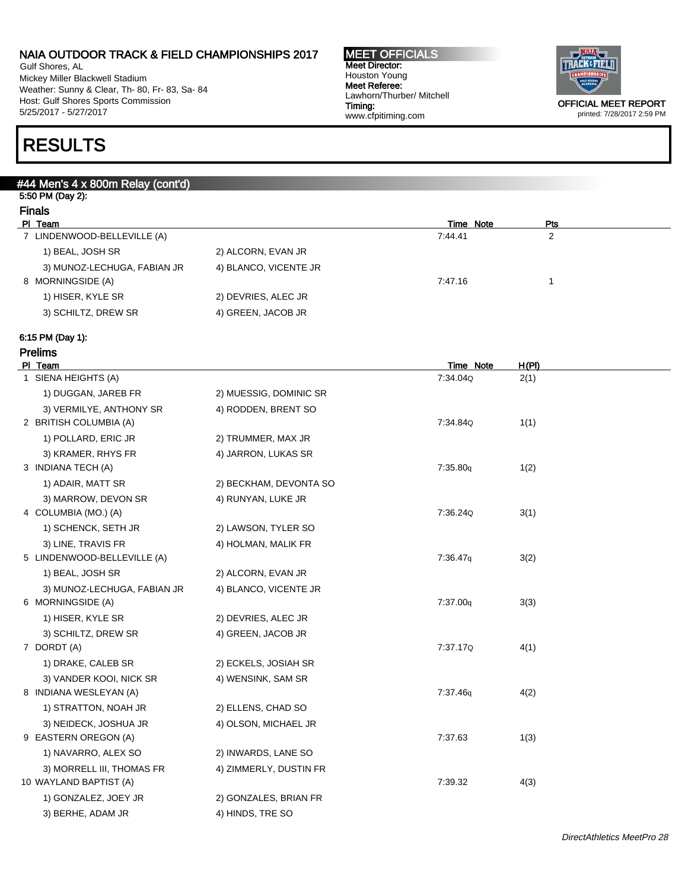# RESULTS

## #44 Men's 4 x 800m Relay (cont'd)

5:50 PM (Day 2):

### Finals

| Pl | Team | | Time | Note | Pts |
|---|---|---|---|---|---|
| 7 | LINDENWOOD-BELLEVILLE (A) | | 7:44.41 | | 2 |
| | 1) BEAL, JOSH SR | 2) ALCORN, EVAN JR | | | |
| | 3) MUNOZ-LECHUGA, FABIAN JR | 4) BLANCO, VICENTE JR | | | |
| 8 | MORNINGSIDE (A) | | 7:47.16 | | 1 |
| | 1) HISER, KYLE SR | 2) DEVRIES, ALEC JR | | | |
| | 3) SCHILTZ, DREW SR | 4) GREEN, JACOB JR | | | |

6:15 PM (Day 1):

### Prelims

| Pl | Team | | Time | Note | H(Pl) |
|---|---|---|---|---|---|
| 1 | SIENA HEIGHTS (A) | | 7:34.04 | Q | 2(1) |
| | 1) DUGGAN, JAREB FR | 2) MUESSIG, DOMINIC SR | | | |
| | 3) VERMILYE, ANTHONY SR | 4) RODDEN, BRENT SO | | | |
| 2 | BRITISH COLUMBIA (A) | | 7:34.84 | Q | 1(1) |
| | 1) POLLARD, ERIC JR | 2) TRUMMER, MAX JR | | | |
| | 3) KRAMER, RHYS FR | 4) JARRON, LUKAS SR | | | |
| 3 | INDIANA TECH (A) | | 7:35.80 | q | 1(2) |
| | 1) ADAIR, MATT SR | 2) BECKHAM, DEVONTA SO | | | |
| | 3) MARROW, DEVON SR | 4) RUNYAN, LUKE JR | | | |
| 4 | COLUMBIA (MO.) (A) | | 7:36.24 | Q | 3(1) |
| | 1) SCHENCK, SETH JR | 2) LAWSON, TYLER SO | | | |
| | 3) LINE, TRAVIS FR | 4) HOLMAN, MALIK FR | | | |
| 5 | LINDENWOOD-BELLEVILLE (A) | | 7:36.47 | q | 3(2) |
| | 1) BEAL, JOSH SR | 2) ALCORN, EVAN JR | | | |
| | 3) MUNOZ-LECHUGA, FABIAN JR | 4) BLANCO, VICENTE JR | | | |
| 6 | MORNINGSIDE (A) | | 7:37.00 | q | 3(3) |
| | 1) HISER, KYLE SR | 2) DEVRIES, ALEC JR | | | |
| | 3) SCHILTZ, DREW SR | 4) GREEN, JACOB JR | | | |
| 7 | DORDT (A) | | 7:37.17 | Q | 4(1) |
| | 1) DRAKE, CALEB SR | 2) ECKELS, JOSIAH SR | | | |
| | 3) VANDER KOOI, NICK SR | 4) WENSINK, SAM SR | | | |
| 8 | INDIANA WESLEYAN (A) | | 7:37.46 | q | 4(2) |
| | 1) STRATTON, NOAH JR | 2) ELLENS, CHAD SO | | | |
| | 3) NEIDECK, JOSHUA JR | 4) OLSON, MICHAEL JR | | | |
| 9 | EASTERN OREGON (A) | | 7:37.63 | | 1(3) |
| | 1) NAVARRO, ALEX SO | 2) INWARDS, LANE SO | | | |
| | 3) MORRELL III, THOMAS FR | 4) ZIMMERLY, DUSTIN FR | | | |
| 10 | WAYLAND BAPTIST (A) | | 7:39.32 | | 4(3) |
| | 1) GONZALEZ, JOEY JR | 2) GONZALES, BRIAN FR | | | |
| | 3) BERHE, ADAM JR | 4) HINDS, TRE SO | | | |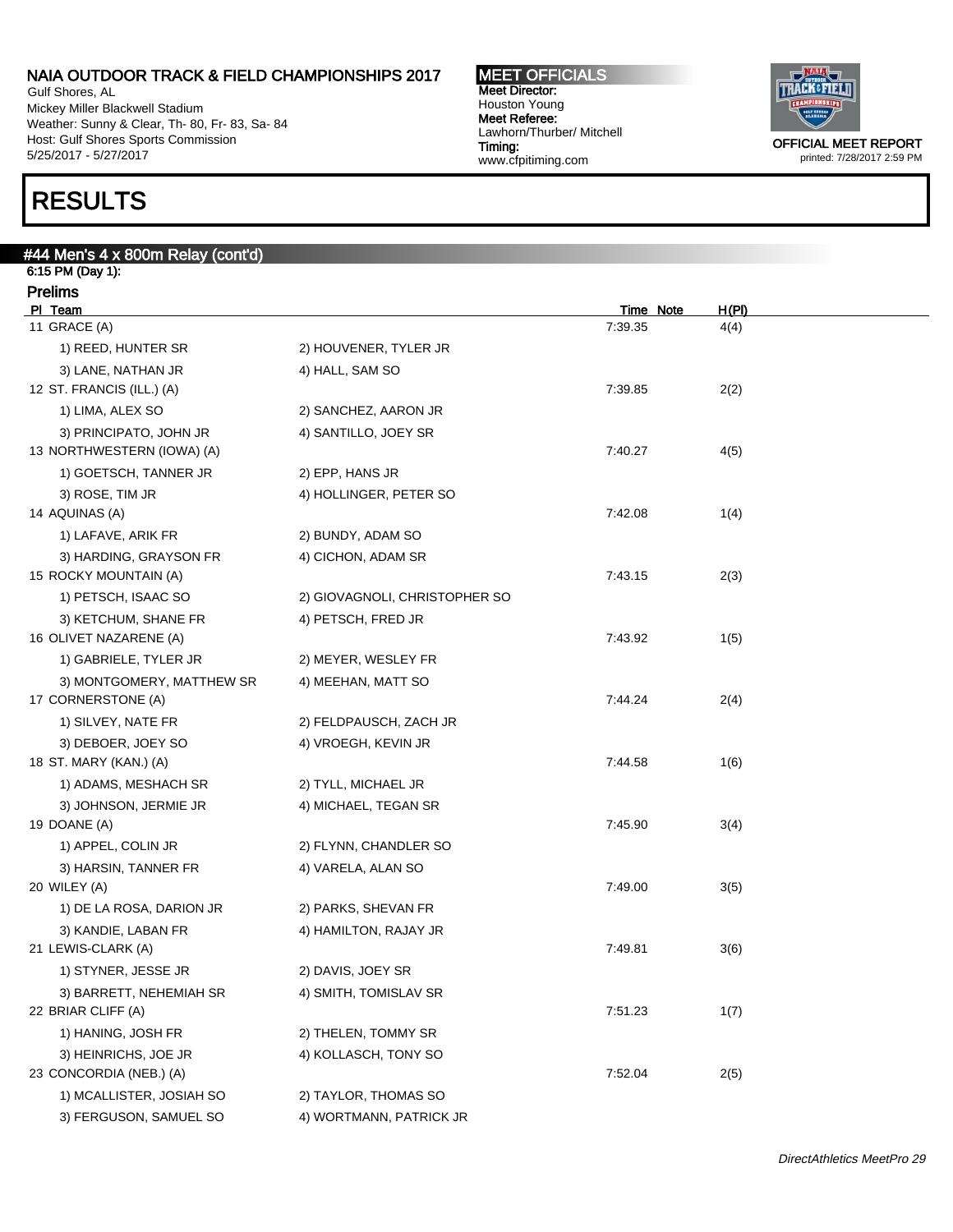# NAIA OUTDOOR TRACK & FIELD CHAMPIONSHIPS 2017

Gulf Shores, AL
Mickey Miller Blackwell Stadium
Weather: Sunny & Clear, Th- 80, Fr- 83, Sa- 84
Host: Gulf Shores Sports Commission
5/25/2017 - 5/27/2017

**MEET OFFICIALS**
**Meet Director:** Houston Young
**Meet Referee:** Lawhorn/Thurber/ Mitchell
**Timing:** www.cfpitiming.com

**OFFICIAL MEET REPORT**
printed: 7/28/2017 2:59 PM

# RESULTS

## #44 Men's 4 x 800m Relay (cont'd)

6:15 PM (Day 1):

### Prelims

| Pl | Team | | Time | Note | H(Pl) |
|---|---|---|---|---|---|
| 11 | GRACE (A) | | 7:39.35 | | 4(4) |
| | 1) REED, HUNTER SR | 2) HOUVENER, TYLER JR | | | |
| | 3) LANE, NATHAN JR | 4) HALL, SAM SO | | | |
| 12 | ST. FRANCIS (ILL.) (A) | | 7:39.85 | | 2(2) |
| | 1) LIMA, ALEX SO | 2) SANCHEZ, AARON JR | | | |
| | 3) PRINCIPATO, JOHN JR | 4) SANTILLO, JOEY SR | | | |
| 13 | NORTHWESTERN (IOWA) (A) | | 7:40.27 | | 4(5) |
| | 1) GOETSCH, TANNER JR | 2) EPP, HANS JR | | | |
| | 3) ROSE, TIM JR | 4) HOLLINGER, PETER SO | | | |
| 14 | AQUINAS (A) | | 7:42.08 | | 1(4) |
| | 1) LAFAVE, ARIK FR | 2) BUNDY, ADAM SO | | | |
| | 3) HARDING, GRAYSON FR | 4) CICHON, ADAM SR | | | |
| 15 | ROCKY MOUNTAIN (A) | | 7:43.15 | | 2(3) |
| | 1) PETSCH, ISAAC SO | 2) GIOVAGNOLI, CHRISTOPHER SO | | | |
| | 3) KETCHUM, SHANE FR | 4) PETSCH, FRED JR | | | |
| 16 | OLIVET NAZARENE (A) | | 7:43.92 | | 1(5) |
| | 1) GABRIELE, TYLER JR | 2) MEYER, WESLEY FR | | | |
| | 3) MONTGOMERY, MATTHEW SR | 4) MEEHAN, MATT SO | | | |
| 17 | CORNERSTONE (A) | | 7:44.24 | | 2(4) |
| | 1) SILVEY, NATE FR | 2) FELDPAUSCH, ZACH JR | | | |
| | 3) DEBOER, JOEY SO | 4) VROEGH, KEVIN JR | | | |
| 18 | ST. MARY (KAN.) (A) | | 7:44.58 | | 1(6) |
| | 1) ADAMS, MESHACH SR | 2) TYLL, MICHAEL JR | | | |
| | 3) JOHNSON, JERMIE JR | 4) MICHAEL, TEGAN SR | | | |
| 19 | DOANE (A) | | 7:45.90 | | 3(4) |
| | 1) APPEL, COLIN JR | 2) FLYNN, CHANDLER SO | | | |
| | 3) HARSIN, TANNER FR | 4) VARELA, ALAN SO | | | |
| 20 | WILEY (A) | | 7:49.00 | | 3(5) |
| | 1) DE LA ROSA, DARION JR | 2) PARKS, SHEVAN FR | | | |
| | 3) KANDIE, LABAN FR | 4) HAMILTON, RAJAY JR | | | |
| 21 | LEWIS-CLARK (A) | | 7:49.81 | | 3(6) |
| | 1) STYNER, JESSE JR | 2) DAVIS, JOEY SR | | | |
| | 3) BARRETT, NEHEMIAH SR | 4) SMITH, TOMISLAV SR | | | |
| 22 | BRIAR CLIFF (A) | | 7:51.23 | | 1(7) |
| | 1) HANING, JOSH FR | 2) THELEN, TOMMY SR | | | |
| | 3) HEINRICHS, JOE JR | 4) KOLLASCH, TONY SO | | | |
| 23 | CONCORDIA (NEB.) (A) | | 7:52.04 | | 2(5) |
| | 1) MCALLISTER, JOSIAH SO | 2) TAYLOR, THOMAS SO | | | |
| | 3) FERGUSON, SAMUEL SO | 4) WORTMANN, PATRICK JR | | | |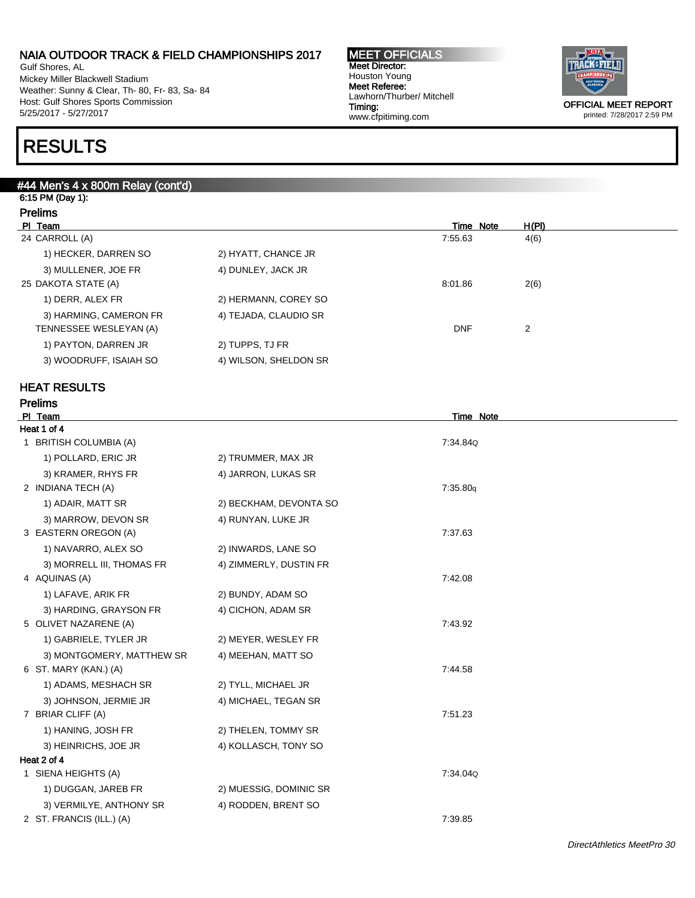# RESULTS

## #44 Men's 4 x 800m Relay (cont'd)

6:15 PM (Day 1):

### Prelims

| Pl | Team | | Time | Note | H(Pl) |
|---|---|---|---|---|---|
| 24 | CARROLL (A) | | 7:55.63 | | 4(6) |
| | 1) HECKER, DARREN SO | 2) HYATT, CHANCE JR | | | |
| | 3) MULLENER, JOE FR | 4) DUNLEY, JACK JR | | | |
| 25 | DAKOTA STATE (A) | | 8:01.86 | | 2(6) |
| | 1) DERR, ALEX FR | 2) HERMANN, COREY SO | | | |
| | 3) HARMING, CAMERON FR | 4) TEJADA, CLAUDIO SR | | | |
| | TENNESSEE WESLEYAN (A) | | DNF | | 2 |
| | 1) PAYTON, DARREN JR | 2) TUPPS, TJ FR | | | |
| | 3) WOODRUFF, ISAIAH SO | 4) WILSON, SHELDON SR | | | |

### HEAT RESULTS

### Prelims

| Pl | Team | | Time | Note |
|---|---|---|---|---|
| **Heat 1 of 4** | | | | |
| 1 | BRITISH COLUMBIA (A) | | 7:34.84 | Q |
| | 1) POLLARD, ERIC JR | 2) TRUMMER, MAX JR | | |
| | 3) KRAMER, RHYS FR | 4) JARRON, LUKAS SR | | |
| 2 | INDIANA TECH (A) | | 7:35.80 | q |
| | 1) ADAIR, MATT SR | 2) BECKHAM, DEVONTA SO | | |
| | 3) MARROW, DEVON SR | 4) RUNYAN, LUKE JR | | |
| 3 | EASTERN OREGON (A) | | 7:37.63 | |
| | 1) NAVARRO, ALEX SO | 2) INWARDS, LANE SO | | |
| | 3) MORRELL III, THOMAS FR | 4) ZIMMERLY, DUSTIN FR | | |
| 4 | AQUINAS (A) | | 7:42.08 | |
| | 1) LAFAVE, ARIK FR | 2) BUNDY, ADAM SO | | |
| | 3) HARDING, GRAYSON FR | 4) CICHON, ADAM SR | | |
| 5 | OLIVET NAZARENE (A) | | 7:43.92 | |
| | 1) GABRIELE, TYLER JR | 2) MEYER, WESLEY FR | | |
| | 3) MONTGOMERY, MATTHEW SR | 4) MEEHAN, MATT SO | | |
| 6 | ST. MARY (KAN.) (A) | | 7:44.58 | |
| | 1) ADAMS, MESHACH SR | 2) TYLL, MICHAEL JR | | |
| | 3) JOHNSON, JERMIE JR | 4) MICHAEL, TEGAN SR | | |
| 7 | BRIAR CLIFF (A) | | 7:51.23 | |
| | 1) HANING, JOSH FR | 2) THELEN, TOMMY SR | | |
| | 3) HEINRICHS, JOE JR | 4) KOLLASCH, TONY SO | | |
| **Heat 2 of 4** | | | | |
| 1 | SIENA HEIGHTS (A) | | 7:34.04 | Q |
| | 1) DUGGAN, JAREB FR | 2) MUESSIG, DOMINIC SR | | |
| | 3) VERMILYE, ANTHONY SR | 4) RODDEN, BRENT SO | | |
| 2 | ST. FRANCIS (ILL.) (A) | | 7:39.85 | |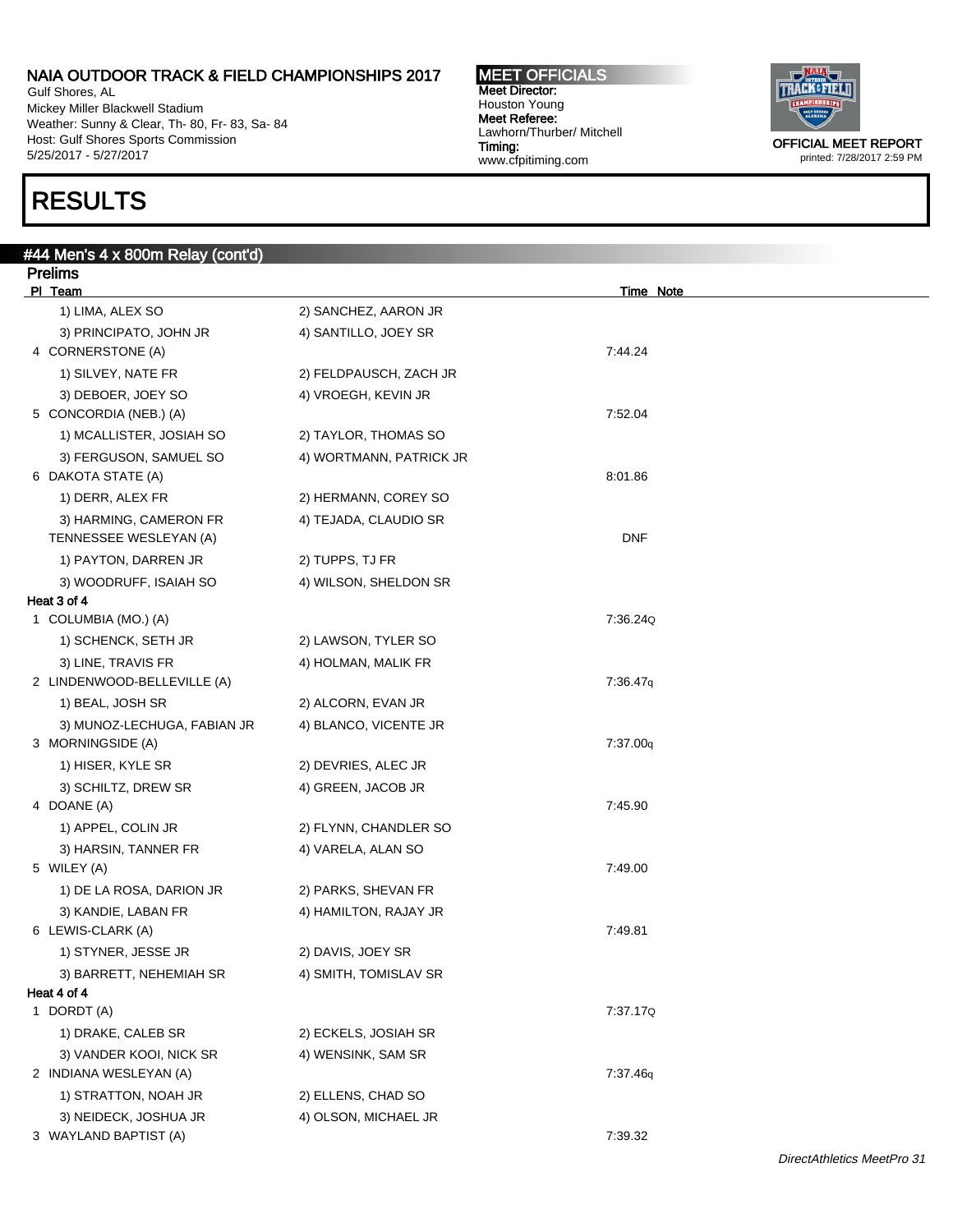# RESULTS

## #44 Men's 4 x 800m Relay (cont'd)

### Prelims

| Pl | Team | | Time | Note |
|---|---|---|---|---|
| | 1) LIMA, ALEX SO | 2) SANCHEZ, AARON JR | | |
| | 3) PRINCIPATO, JOHN JR | 4) SANTILLO, JOEY SR | | |
| 4 | CORNERSTONE (A) | | 7:44.24 | |
| | 1) SILVEY, NATE FR | 2) FELDPAUSCH, ZACH JR | | |
| | 3) DEBOER, JOEY SO | 4) VROEGH, KEVIN JR | | |
| 5 | CONCORDIA (NEB.) (A) | | 7:52.04 | |
| | 1) MCALLISTER, JOSIAH SO | 2) TAYLOR, THOMAS SO | | |
| | 3) FERGUSON, SAMUEL SO | 4) WORTMANN, PATRICK JR | | |
| 6 | DAKOTA STATE (A) | | 8:01.86 | |
| | 1) DERR, ALEX FR | 2) HERMANN, COREY SO | | |
| | 3) HARMING, CAMERON FR | 4) TEJADA, CLAUDIO SR | | |
| | TENNESSEE WESLEYAN (A) | | DNF | |
| | 1) PAYTON, DARREN JR | 2) TUPPS, TJ FR | | |
| | 3) WOODRUFF, ISAIAH SO | 4) WILSON, SHELDON SR | | |

**Heat 3 of 4**

| Pl | Team | | Time | Note |
|---|---|---|---|---|
| 1 | COLUMBIA (MO.) (A) | | 7:36.24 | Q |
| | 1) SCHENCK, SETH JR | 2) LAWSON, TYLER SO | | |
| | 3) LINE, TRAVIS FR | 4) HOLMAN, MALIK FR | | |
| 2 | LINDENWOOD-BELLEVILLE (A) | | 7:36.47 | q |
| | 1) BEAL, JOSH SR | 2) ALCORN, EVAN JR | | |
| | 3) MUNOZ-LECHUGA, FABIAN JR | 4) BLANCO, VICENTE JR | | |
| 3 | MORNINGSIDE (A) | | 7:37.00 | q |
| | 1) HISER, KYLE SR | 2) DEVRIES, ALEC JR | | |
| | 3) SCHILTZ, DREW SR | 4) GREEN, JACOB JR | | |
| 4 | DOANE (A) | | 7:45.90 | |
| | 1) APPEL, COLIN JR | 2) FLYNN, CHANDLER SO | | |
| | 3) HARSIN, TANNER FR | 4) VARELA, ALAN SO | | |
| 5 | WILEY (A) | | 7:49.00 | |
| | 1) DE LA ROSA, DARION JR | 2) PARKS, SHEVAN FR | | |
| | 3) KANDIE, LABAN FR | 4) HAMILTON, RAJAY JR | | |
| 6 | LEWIS-CLARK (A) | | 7:49.81 | |
| | 1) STYNER, JESSE JR | 2) DAVIS, JOEY SR | | |
| | 3) BARRETT, NEHEMIAH SR | 4) SMITH, TOMISLAV SR | | |

**Heat 4 of 4**

| Pl | Team | | Time | Note |
|---|---|---|---|---|
| 1 | DORDT (A) | | 7:37.17 | Q |
| | 1) DRAKE, CALEB SR | 2) ECKELS, JOSIAH SR | | |
| | 3) VANDER KOOI, NICK SR | 4) WENSINK, SAM SR | | |
| 2 | INDIANA WESLEYAN (A) | | 7:37.46 | q |
| | 1) STRATTON, NOAH JR | 2) ELLENS, CHAD SO | | |
| | 3) NEIDECK, JOSHUA JR | 4) OLSON, MICHAEL JR | | |
| 3 | WAYLAND BAPTIST (A) | | 7:39.32 | |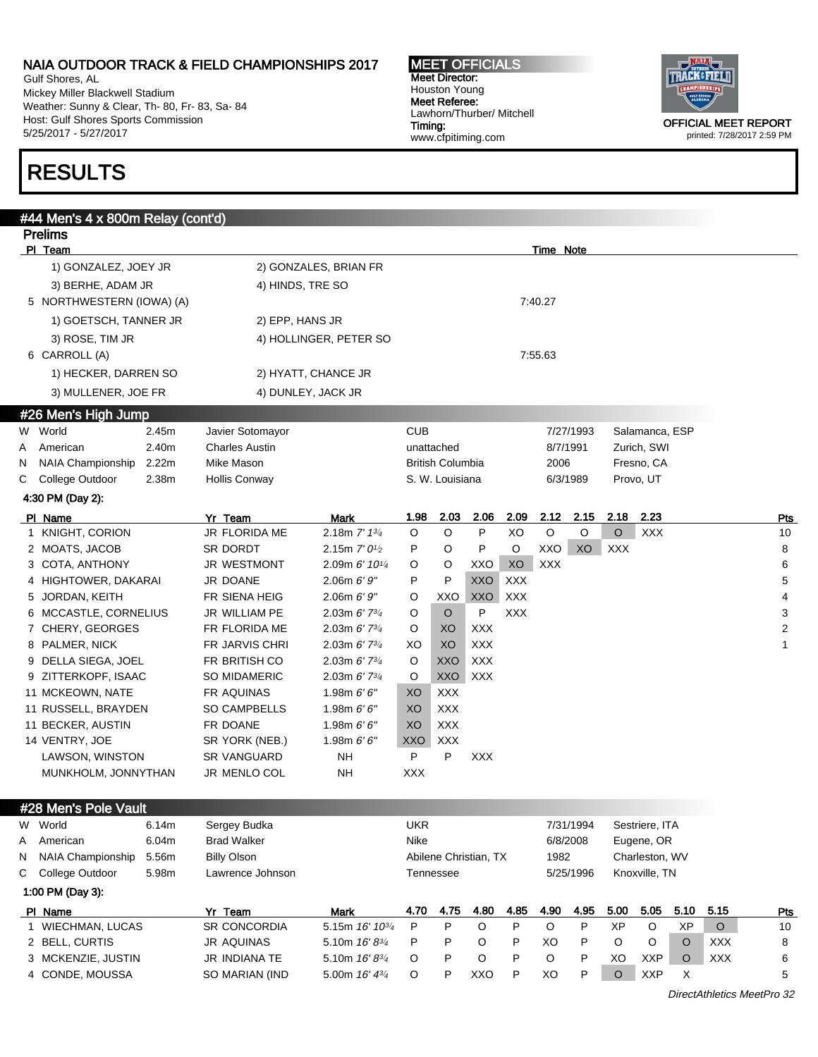# RESULTS

## #44 Men's 4 x 800m Relay (cont'd)

### Prelims

| Pl | Team | | Time | Note |
|---|---|---|---|---|
| | 1) GONZALEZ, JOEY JR | 2) GONZALES, BRIAN FR | | |
| | 3) BERHE, ADAM JR | 4) HINDS, TRE SO | | |
| 5 | NORTHWESTERN (IOWA) (A) | | 7:40.27 | |
| | 1) GOETSCH, TANNER JR | 2) EPP, HANS JR | | |
| | 3) ROSE, TIM JR | 4) HOLLINGER, PETER SO | | |
| 6 | CARROLL (A) | | 7:55.63 | |
| | 1) HECKER, DARREN SO | 2) HYATT, CHANCE JR | | |
| | 3) MULLENER, JOE FR | 4) DUNLEY, JACK JR | | |

## #26 Men's High Jump

| | Record | Mark | Name | Team | Date | Location |
|---|---|---|---|---|---|---|
| W | World | 2.45m | Javier Sotomayor | CUB | 7/27/1993 | Salamanca, ESP |
| A | American | 2.40m | Charles Austin | unattached | 8/7/1991 | Zurich, SWI |
| N | NAIA Championship | 2.22m | Mike Mason | British Columbia | 2006 | Fresno, CA |
| C | College Outdoor | 2.38m | Hollis Conway | S. W. Louisiana | 6/3/1989 | Provo, UT |

4:30 PM (Day 2):

| Pl | Name | Yr | Team | Mark | 1.98 | 2.03 | 2.06 | 2.09 | 2.12 | 2.15 | 2.18 | 2.23 | Pts |
|---|---|---|---|---|---|---|---|---|---|---|---|---|---|
| 1 | KNIGHT, CORION | JR | FLORIDA ME | 2.18m 7' 1¾ | O | O | P | XO | O | O | O | XXX | 10 |
| 2 | MOATS, JACOB | SR | DORDT | 2.15m 7' 0½ | P | O | P | O | XXO | XO | XXX | | 8 |
| 3 | COTA, ANTHONY | JR | WESTMONT | 2.09m 6' 10¼ | O | O | XXO | XO | XXX | | | | 6 |
| 4 | HIGHTOWER, DAKARAI | JR | DOANE | 2.06m 6' 9" | P | P | XXO | XXX | | | | | 5 |
| 5 | JORDAN, KEITH | FR | SIENA HEIG | 2.06m 6' 9" | O | XXO | XXO | XXX | | | | | 4 |
| 6 | MCCASTLE, CORNELIUS | JR | WILLIAM PE | 2.03m 6' 7¾ | O | O | P | XXX | | | | | 3 |
| 7 | CHERY, GEORGES | FR | FLORIDA ME | 2.03m 6' 7¾ | O | XO | XXX | | | | | | 2 |
| 8 | PALMER, NICK | FR | JARVIS CHRI | 2.03m 6' 7¾ | XO | XO | XXX | | | | | | 1 |
| 9 | DELLA SIEGA, JOEL | FR | BRITISH CO | 2.03m 6' 7¾ | O | XXO | XXX | | | | | | |
| 9 | ZITTERKOPF, ISAAC | SO | MIDAMERIC | 2.03m 6' 7¾ | O | XXO | XXX | | | | | | |
| 11 | MCKEOWN, NATE | FR | AQUINAS | 1.98m 6' 6" | XO | XXX | | | | | | | |
| 11 | RUSSELL, BRAYDEN | SO | CAMPBELLS | 1.98m 6' 6" | XO | XXX | | | | | | | |
| 11 | BECKER, AUSTIN | FR | DOANE | 1.98m 6' 6" | XO | XXX | | | | | | | |
| 14 | VENTRY, JOE | SR | YORK (NEB.) | 1.98m 6' 6" | XXO | XXX | | | | | | | |
| | LAWSON, WINSTON | SR | VANGUARD | NH | P | P | XXX | | | | | | |
| | MUNKHOLM, JONNYTHAN | JR | MENLO COL | NH | XXX | | | | | | | | |

## #28 Men's Pole Vault

| | Record | Mark | Name | Team | Date | Location |
|---|---|---|---|---|---|---|
| W | World | 6.14m | Sergey Budka | UKR | 7/31/1994 | Sestriere, ITA |
| A | American | 6.04m | Brad Walker | Nike | 6/8/2008 | Eugene, OR |
| N | NAIA Championship | 5.56m | Billy Olson | Abilene Christian, TX | 1982 | Charleston, WV |
| C | College Outdoor | 5.98m | Lawrence Johnson | Tennessee | 5/25/1996 | Knoxville, TN |

1:00 PM (Day 3):

| Pl | Name | Yr | Team | Mark | 4.70 | 4.75 | 4.80 | 4.85 | 4.90 | 4.95 | 5.00 | 5.05 | 5.10 | 5.15 | Pts |
|---|---|---|---|---|---|---|---|---|---|---|---|---|---|---|---|
| 1 | WIECHMAN, LUCAS | SR | CONCORDIA | 5.15m 16' 10¾ | P | P | O | P | O | P | XP | O | XP | O | 10 |
| 2 | BELL, CURTIS | JR | AQUINAS | 5.10m 16' 8¾ | P | P | O | P | XO | P | O | O | O | XXX | 8 |
| 3 | MCKENZIE, JUSTIN | JR | INDIANA TE | 5.10m 16' 8¾ | O | P | O | P | O | P | XO | XXP | O | XXX | 6 |
| 4 | CONDE, MOUSSA | SO | MARIAN (IND | 5.00m 16' 4¾ | O | P | XXO | P | XO | P | O | XXP | X | | 5 |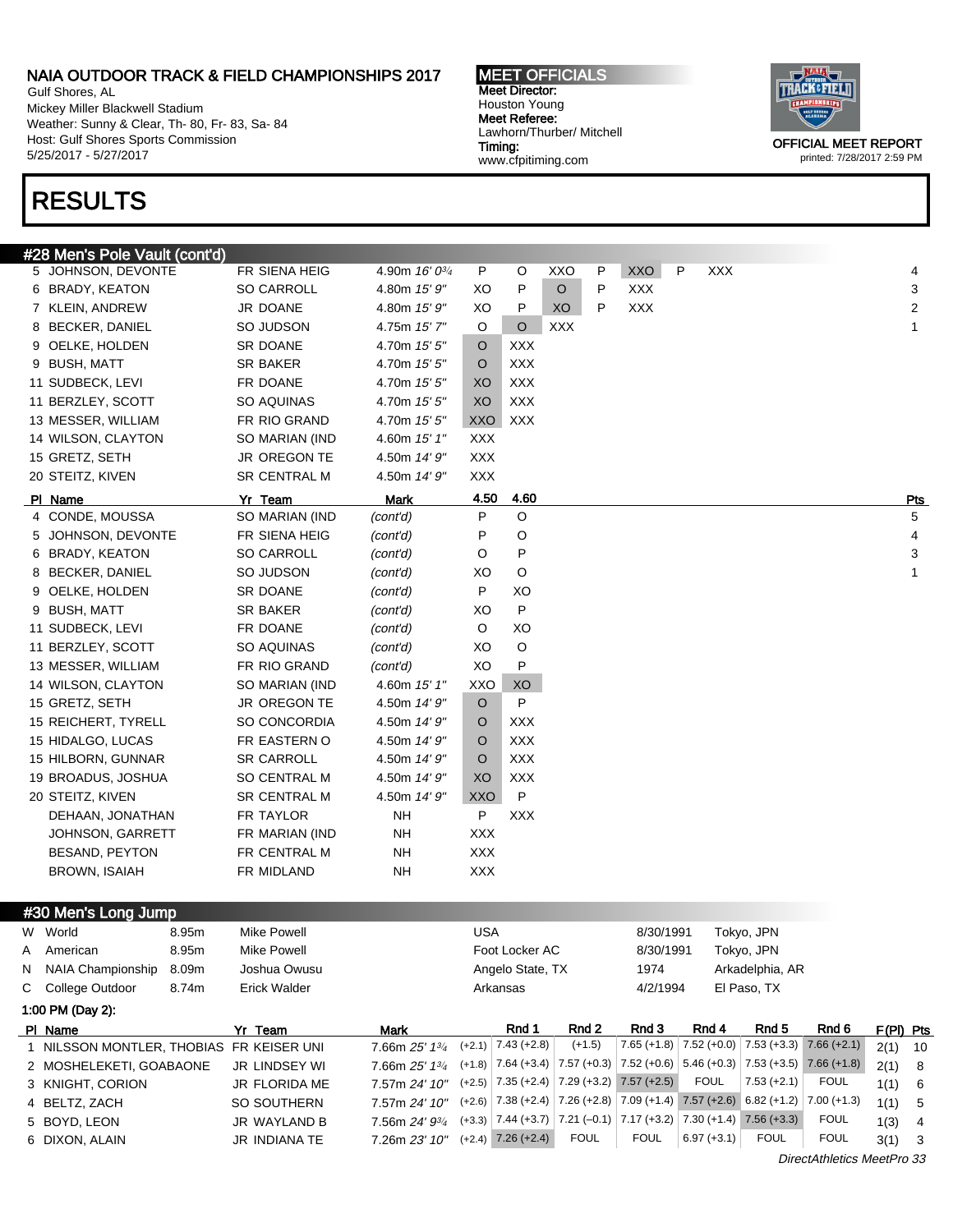# RESULTS

## #28 Men's Pole Vault (cont'd)

| Pl | Name | Yr | Team | Mark | | | | | | | | Pts |
|---|---|---|---|---|---|---|---|---|---|---|---|---|
| 5 | JOHNSON, DEVONTE | FR | SIENA HEIG | 4.90m *16' 0¾* | P | O | XXO | P | XXO | P | XXX | 4 |
| 6 | BRADY, KEATON | SO | CARROLL | 4.80m *15' 9"* | XO | P | O | P | XXX | | | 3 |
| 7 | KLEIN, ANDREW | JR | DOANE | 4.80m *15' 9"* | XO | P | XO | P | XXX | | | 2 |
| 8 | BECKER, DANIEL | SO | JUDSON | 4.75m *15' 7"* | O | O | XXX | | | | | 1 |
| 9 | OELKE, HOLDEN | SR | DOANE | 4.70m *15' 5"* | O | XXX | | | | | | |
| 9 | BUSH, MATT | SR | BAKER | 4.70m *15' 5"* | O | XXX | | | | | | |
| 11 | SUDBECK, LEVI | FR | DOANE | 4.70m *15' 5"* | XO | XXX | | | | | | |
| 11 | BERZLEY, SCOTT | SO | AQUINAS | 4.70m *15' 5"* | XO | XXX | | | | | | |
| 13 | MESSER, WILLIAM | FR | RIO GRAND | 4.70m *15' 5"* | XXO | XXX | | | | | | |
| 14 | WILSON, CLAYTON | SO | MARIAN (IND | 4.60m *15' 1"* | XXX | | | | | | | |
| 15 | GRETZ, SETH | JR | OREGON TE | 4.50m *14' 9"* | XXX | | | | | | | |
| 20 | STEITZ, KIVEN | SR | CENTRAL M | 4.50m *14' 9"* | XXX | | | | | | | |

| Pl | Name | Yr | Team | Mark | 4.50 | 4.60 | Pts |
|---|---|---|---|---|---|---|---|
| 4 | CONDE, MOUSSA | SO | MARIAN (IND | *(cont'd)* | P | O | 5 |
| 5 | JOHNSON, DEVONTE | FR | SIENA HEIG | *(cont'd)* | P | O | 4 |
| 6 | BRADY, KEATON | SO | CARROLL | *(cont'd)* | O | P | 3 |
| 8 | BECKER, DANIEL | SO | JUDSON | *(cont'd)* | XO | O | 1 |
| 9 | OELKE, HOLDEN | SR | DOANE | *(cont'd)* | P | XO | |
| 9 | BUSH, MATT | SR | BAKER | *(cont'd)* | XO | P | |
| 11 | SUDBECK, LEVI | FR | DOANE | *(cont'd)* | O | XO | |
| 11 | BERZLEY, SCOTT | SO | AQUINAS | *(cont'd)* | XO | O | |
| 13 | MESSER, WILLIAM | FR | RIO GRAND | *(cont'd)* | XO | P | |
| 14 | WILSON, CLAYTON | SO | MARIAN (IND | 4.60m *15' 1"* | XXO | XO | |
| 15 | GRETZ, SETH | JR | OREGON TE | 4.50m *14' 9"* | O | P | |
| 15 | REICHERT, TYRELL | SO | CONCORDIA | 4.50m *14' 9"* | O | XXX | |
| 15 | HIDALGO, LUCAS | FR | EASTERN O | 4.50m *14' 9"* | O | XXX | |
| 15 | HILBORN, GUNNAR | SR | CARROLL | 4.50m *14' 9"* | O | XXX | |
| 19 | BROADUS, JOSHUA | SO | CENTRAL M | 4.50m *14' 9"* | XO | XXX | |
| 20 | STEITZ, KIVEN | SR | CENTRAL M | 4.50m *14' 9"* | XXO | P | |
| | DEHAAN, JONATHAN | FR | TAYLOR | NH | P | XXX | |
| | JOHNSON, GARRETT | FR | MARIAN (IND | NH | XXX | | |
| | BESAND, PEYTON | FR | CENTRAL M | NH | XXX | | |
| | BROWN, ISAIAH | FR | MIDLAND | NH | XXX | | |

## #30 Men's Long Jump

| | | | | | | |
|---|---|---|---|---|---|---|
| W | World | 8.95m | Mike Powell | USA | 8/30/1991 | Tokyo, JPN |
| A | American | 8.95m | Mike Powell | Foot Locker AC | 8/30/1991 | Tokyo, JPN |
| N | NAIA Championship | 8.09m | Joshua Owusu | Angelo State, TX | 1974 | Arkadelphia, AR |
| C | College Outdoor | 8.74m | Erick Walder | Arkansas | 4/2/1994 | El Paso, TX |

**1:00 PM (Day 2):**

| Pl | Name | Yr | Team | Mark | | Rnd 1 | Rnd 2 | Rnd 3 | Rnd 4 | Rnd 5 | Rnd 6 | F(Pl) | Pts |
|---|---|---|---|---|---|---|---|---|---|---|---|---|---|
| 1 | NILSSON MONTLER, THOBIAS | FR | KEISER UNI | 7.66m *25' 1¾* | (+2.1) | 7.43 (+2.8) | (+1.5) | 7.65 (+1.8) | 7.52 (+0.0) | 7.53 (+3.3) | 7.66 (+2.1) | 2(1) | 10 |
| 2 | MOSHELEKETI, GOABAONE | JR | LINDSEY WI | 7.66m *25' 1¾* | (+1.8) | 7.64 (+3.4) | 7.57 (+0.3) | 7.52 (+0.6) | 5.46 (+0.3) | 7.53 (+3.5) | 7.66 (+1.8) | 2(1) | 8 |
| 3 | KNIGHT, CORION | JR | FLORIDA ME | 7.57m *24' 10"* | (+2.5) | 7.35 (+2.4) | 7.29 (+3.2) | 7.57 (+2.5) | FOUL | 7.53 (+2.1) | FOUL | 1(1) | 6 |
| 4 | BELTZ, ZACH | SO | SOUTHERN | 7.57m *24' 10"* | (+2.6) | 7.38 (+2.4) | 7.26 (+2.8) | 7.09 (+1.4) | 7.57 (+2.6) | 6.82 (+1.2) | 7.00 (+1.3) | 1(1) | 5 |
| 5 | BOYD, LEON | JR | WAYLAND B | 7.56m *24' 9¾* | (+3.3) | 7.44 (+3.7) | 7.21 (−0.1) | 7.17 (+3.2) | 7.30 (+1.4) | 7.56 (+3.3) | FOUL | 1(3) | 4 |
| 6 | DIXON, ALAIN | JR | INDIANA TE | 7.26m *23' 10"* | (+2.4) | 7.26 (+2.4) | FOUL | FOUL | 6.97 (+3.1) | FOUL | FOUL | 3(1) | 3 |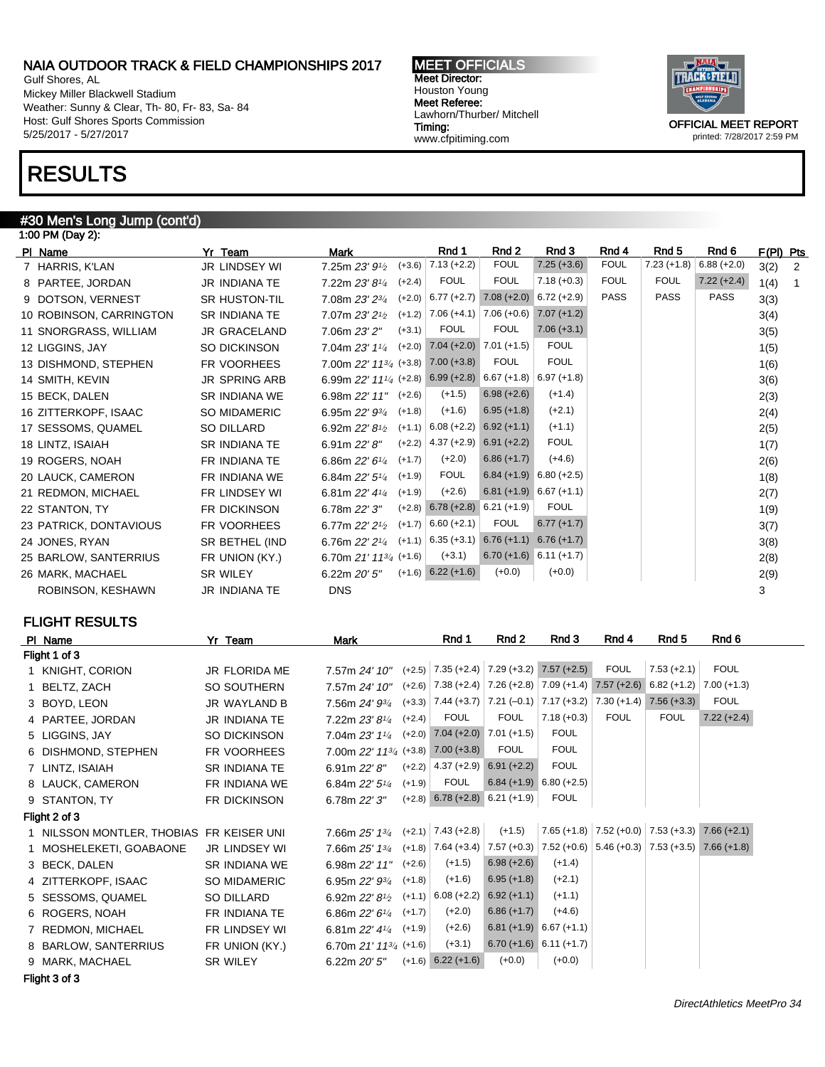NAIA OUTDOOR TRACK & FIELD CHAMPIONSHIPS 2017
Gulf Shores, AL
Mickey Miller Blackwell Stadium
Weather: Sunny & Clear, Th- 80, Fr- 83, Sa- 84
Host: Gulf Shores Sports Commission
5/25/2017 - 5/27/2017

MEET OFFICIALS
Meet Director: Houston Young
Meet Referee: Lawhorn/Thurber/ Mitchell
Timing: www.cfpitiming.com

OFFICIAL MEET REPORT
printed: 7/28/2017 2:59 PM

# RESULTS

## #30 Men's Long Jump (cont'd)

1:00 PM (Day 2):

| Pl | Name | Yr | Team | Mark | | Rnd 1 | Rnd 2 | Rnd 3 | Rnd 4 | Rnd 5 | Rnd 6 | F(Pl) | Pts |
|---|---|---|---|---|---|---|---|---|---|---|---|---|---|
| 7 | HARRIS, K'LAN | JR | LINDSEY WI | 7.25m 23' 9½ | (+3.6) | 7.13 (+2.2) | FOUL | 7.25 (+3.6) | FOUL | 7.23 (+1.8) | 6.88 (+2.0) | 3(2) | 2 |
| 8 | PARTEE, JORDAN | JR | INDIANA TE | 7.22m 23' 8¼ | (+2.4) | FOUL | FOUL | 7.18 (+0.3) | FOUL | FOUL | 7.22 (+2.4) | 1(4) | 1 |
| 9 | DOTSON, VERNEST | SR | HUSTON-TIL | 7.08m 23' 2¾ | (+2.0) | 6.77 (+2.7) | 7.08 (+2.0) | 6.72 (+2.9) | PASS | PASS | PASS | 3(3) | |
| 10 | ROBINSON, CARRINGTON | SR | INDIANA TE | 7.07m 23' 2½ | (+1.2) | 7.06 (+4.1) | 7.06 (+0.6) | 7.07 (+1.2) | | | | 3(4) | |
| 11 | SNORGRASS, WILLIAM | JR | GRACELAND | 7.06m 23' 2" | (+3.1) | FOUL | FOUL | 7.06 (+3.1) | | | | 3(5) | |
| 12 | LIGGINS, JAY | SO | DICKINSON | 7.04m 23' 1¼ | (+2.0) | 7.04 (+2.0) | 7.01 (+1.5) | FOUL | | | | 1(5) | |
| 13 | DISHMOND, STEPHEN | FR | VOORHEES | 7.00m 22' 11¾ | (+3.8) | 7.00 (+3.8) | FOUL | FOUL | | | | 1(6) | |
| 14 | SMITH, KEVIN | JR | SPRING ARB | 6.99m 22' 11¼ | (+2.8) | 6.99 (+2.8) | 6.67 (+1.8) | 6.97 (+1.8) | | | | 3(6) | |
| 15 | BECK, DALEN | SR | INDIANA WE | 6.98m 22' 11" | (+2.6) | (+1.5) | 6.98 (+2.6) | (+1.4) | | | | 2(3) | |
| 16 | ZITTERKOPF, ISAAC | SO | MIDAMERIC | 6.95m 22' 9¾ | (+1.8) | (+1.6) | 6.95 (+1.8) | (+2.1) | | | | 2(4) | |
| 17 | SESSOMS, QUAMEL | SO | DILLARD | 6.92m 22' 8½ | (+1.1) | 6.08 (+2.2) | 6.92 (+1.1) | (+1.1) | | | | 2(5) | |
| 18 | LINTZ, ISAIAH | SR | INDIANA TE | 6.91m 22' 8" | (+2.2) | 4.37 (+2.9) | 6.91 (+2.2) | FOUL | | | | 1(7) | |
| 19 | ROGERS, NOAH | FR | INDIANA TE | 6.86m 22' 6¼ | (+1.7) | (+2.0) | 6.86 (+1.7) | (+4.6) | | | | 2(6) | |
| 20 | LAUCK, CAMERON | FR | INDIANA WE | 6.84m 22' 5¼ | (+1.9) | FOUL | 6.84 (+1.9) | 6.80 (+2.5) | | | | 1(8) | |
| 21 | REDMON, MICHAEL | FR | LINDSEY WI | 6.81m 22' 4¼ | (+1.9) | (+2.6) | 6.81 (+1.9) | 6.67 (+1.1) | | | | 2(7) | |
| 22 | STANTON, TY | FR | DICKINSON | 6.78m 22' 3" | (+2.8) | 6.78 (+2.8) | 6.21 (+1.9) | FOUL | | | | 1(9) | |
| 23 | PATRICK, DONTAVIOUS | FR | VOORHEES | 6.77m 22' 2½ | (+1.7) | 6.60 (+2.1) | FOUL | 6.77 (+1.7) | | | | 3(7) | |
| 24 | JONES, RYAN | SR | BETHEL (IND | 6.76m 22' 2¼ | (+1.1) | 6.35 (+3.1) | 6.76 (+1.1) | 6.76 (+1.7) | | | | 3(8) | |
| 25 | BARLOW, SANTERRIUS | FR | UNION (KY.) | 6.70m 21' 11¾ | (+1.6) | (+3.1) | 6.70 (+1.6) | 6.11 (+1.7) | | | | 2(8) | |
| 26 | MARK, MACHAEL | SR | WILEY | 6.22m 20' 5" | (+1.6) | 6.22 (+1.6) | (+0.0) | (+0.0) | | | | 2(9) | |
| | ROBINSON, KESHAWN | JR | INDIANA TE | DNS | | | | | | | | 3 | |

### FLIGHT RESULTS

| Pl | Name | Yr | Team | Mark | | Rnd 1 | Rnd 2 | Rnd 3 | Rnd 4 | Rnd 5 | Rnd 6 |
|---|---|---|---|---|---|---|---|---|---|---|---|
| **Flight 1 of 3** | | | | | | | | | | | |
| 1 | KNIGHT, CORION | JR | FLORIDA ME | 7.57m 24' 10" | (+2.5) | 7.35 (+2.4) | 7.29 (+3.2) | 7.57 (+2.5) | FOUL | 7.53 (+2.1) | FOUL |
| 1 | BELTZ, ZACH | SO | SOUTHERN | 7.57m 24' 10" | (+2.6) | 7.38 (+2.4) | 7.26 (+2.8) | 7.09 (+1.4) | 7.57 (+2.6) | 6.82 (+1.2) | 7.00 (+1.3) |
| 3 | BOYD, LEON | JR | WAYLAND B | 7.56m 24' 9¾ | (+3.3) | 7.44 (+3.7) | 7.21 (–0.1) | 7.17 (+3.2) | 7.30 (+1.4) | 7.56 (+3.3) | FOUL |
| 4 | PARTEE, JORDAN | JR | INDIANA TE | 7.22m 23' 8¼ | (+2.4) | FOUL | FOUL | 7.18 (+0.3) | FOUL | FOUL | 7.22 (+2.4) |
| 5 | LIGGINS, JAY | SO | DICKINSON | 7.04m 23' 1¼ | (+2.0) | 7.04 (+2.0) | 7.01 (+1.5) | FOUL | | | |
| 6 | DISHMOND, STEPHEN | FR | VOORHEES | 7.00m 22' 11¾ | (+3.8) | 7.00 (+3.8) | FOUL | FOUL | | | |
| 7 | LINTZ, ISAIAH | SR | INDIANA TE | 6.91m 22' 8" | (+2.2) | 4.37 (+2.9) | 6.91 (+2.2) | FOUL | | | |
| 8 | LAUCK, CAMERON | FR | INDIANA WE | 6.84m 22' 5¼ | (+1.9) | FOUL | 6.84 (+1.9) | 6.80 (+2.5) | | | |
| 9 | STANTON, TY | FR | DICKINSON | 6.78m 22' 3" | (+2.8) | 6.78 (+2.8) | 6.21 (+1.9) | FOUL | | | |
| **Flight 2 of 3** | | | | | | | | | | | |
| 1 | NILSSON MONTLER, THOBIAS | FR | KEISER UNI | 7.66m 25' 1¾ | (+2.1) | 7.43 (+2.8) | (+1.5) | 7.65 (+1.8) | 7.52 (+0.0) | 7.53 (+3.3) | 7.66 (+2.1) |
| 1 | MOSHELEKETI, GOABAONE | JR | LINDSEY WI | 7.66m 25' 1¾ | (+1.8) | 7.64 (+3.4) | 7.57 (+0.3) | 7.52 (+0.6) | 5.46 (+0.3) | 7.53 (+3.5) | 7.66 (+1.8) |
| 3 | BECK, DALEN | SR | INDIANA WE | 6.98m 22' 11" | (+2.6) | (+1.5) | 6.98 (+2.6) | (+1.4) | | | |
| 4 | ZITTERKOPF, ISAAC | SO | MIDAMERIC | 6.95m 22' 9¾ | (+1.8) | (+1.6) | 6.95 (+1.8) | (+2.1) | | | |
| 5 | SESSOMS, QUAMEL | SO | DILLARD | 6.92m 22' 8½ | (+1.1) | 6.08 (+2.2) | 6.92 (+1.1) | (+1.1) | | | |
| 6 | ROGERS, NOAH | FR | INDIANA TE | 6.86m 22' 6¼ | (+1.7) | (+2.0) | 6.86 (+1.7) | (+4.6) | | | |
| 7 | REDMON, MICHAEL | FR | LINDSEY WI | 6.81m 22' 4¼ | (+1.9) | (+2.6) | 6.81 (+1.9) | 6.67 (+1.1) | | | |
| 8 | BARLOW, SANTERRIUS | FR | UNION (KY.) | 6.70m 21' 11¾ | (+1.6) | (+3.1) | 6.70 (+1.6) | 6.11 (+1.7) | | | |
| 9 | MARK, MACHAEL | SR | WILEY | 6.22m 20' 5" | (+1.6) | 6.22 (+1.6) | (+0.0) | (+0.0) | | | |

Flight 3 of 3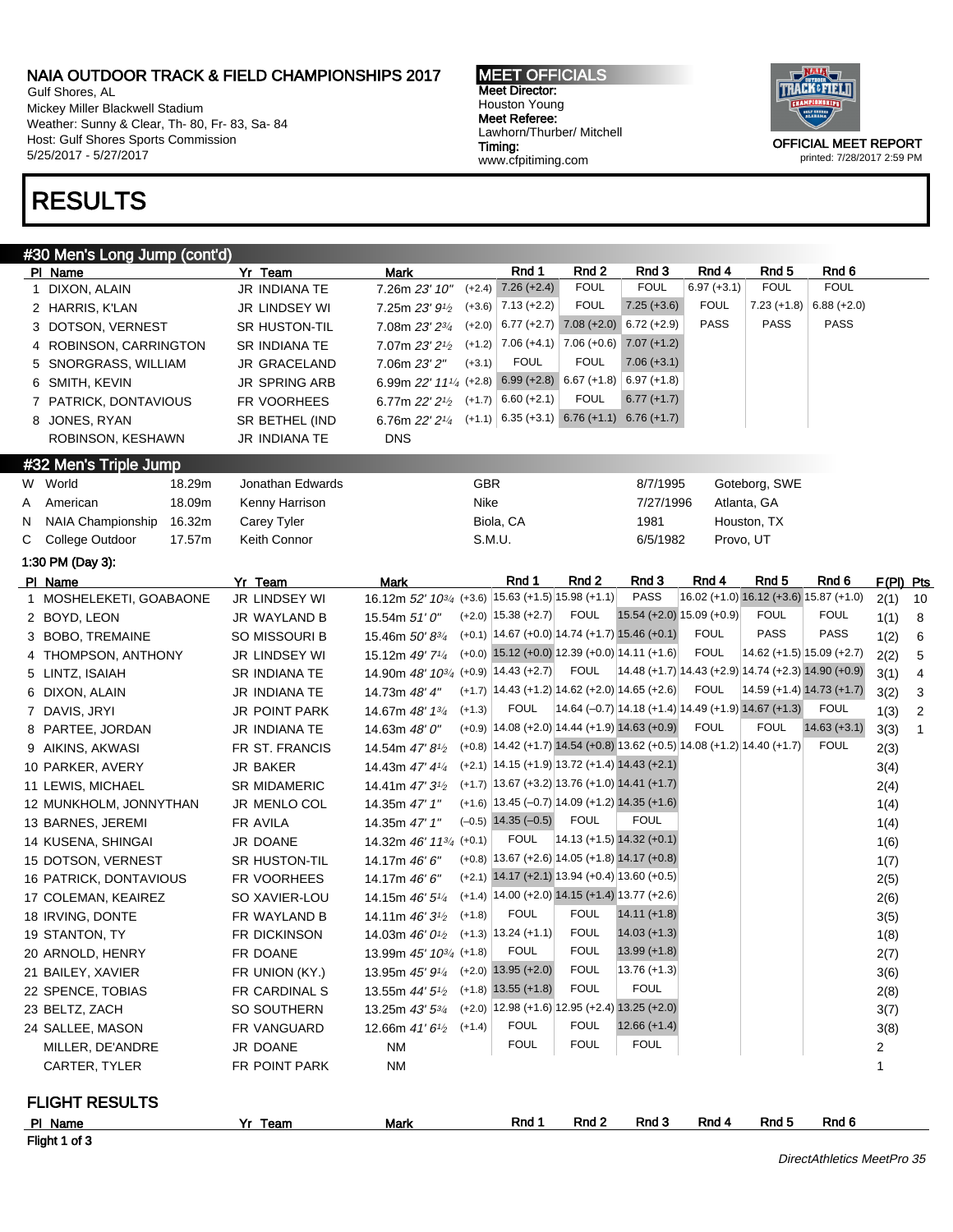# NAIA OUTDOOR TRACK & FIELD CHAMPIONSHIPS 2017

Gulf Shores, AL
Mickey Miller Blackwell Stadium
Weather: Sunny & Clear, Th- 80, Fr- 83, Sa- 84
Host: Gulf Shores Sports Commission
5/25/2017 - 5/27/2017

**MEET OFFICIALS**
Meet Director:
Houston Young
Meet Referee:
Lawhorn/Thurber/ Mitchell
Timing:
www.cfpitiming.com

OFFICIAL MEET REPORT
printed: 7/28/2017 2:59 PM

# RESULTS

## #30 Men's Long Jump (cont'd)

| Pl | Name | Yr | Team | Mark | | Rnd 1 | Rnd 2 | Rnd 3 | Rnd 4 | Rnd 5 | Rnd 6 |
|---|---|---|---|---|---|---|---|---|---|---|---|
| 1 | DIXON, ALAIN | JR | INDIANA TE | 7.26m *23' 10"* | (+2.4) | 7.26 (+2.4) | FOUL | FOUL | 6.97 (+3.1) | FOUL | FOUL |
| 2 | HARRIS, K'LAN | JR | LINDSEY WI | 7.25m *23' 9½* | (+3.6) | 7.13 (+2.2) | FOUL | 7.25 (+3.6) | FOUL | 7.23 (+1.8) | 6.88 (+2.0) |
| 3 | DOTSON, VERNEST | SR | HUSTON-TIL | 7.08m *23' 2¾* | (+2.0) | 6.77 (+2.7) | 7.08 (+2.0) | 6.72 (+2.9) | PASS | PASS | PASS |
| 4 | ROBINSON, CARRINGTON | SR | INDIANA TE | 7.07m *23' 2½* | (+1.2) | 7.06 (+4.1) | 7.06 (+0.6) | 7.07 (+1.2) | | | |
| 5 | SNORGRASS, WILLIAM | JR | GRACELAND | 7.06m *23' 2"* | (+3.1) | FOUL | FOUL | 7.06 (+3.1) | | | |
| 6 | SMITH, KEVIN | JR | SPRING ARB | 6.99m *22' 11¼* | (+2.8) | 6.99 (+2.8) | 6.67 (+1.8) | 6.97 (+1.8) | | | |
| 7 | PATRICK, DONTAVIOUS | FR | VOORHEES | 6.77m *22' 2½* | (+1.7) | 6.60 (+2.1) | FOUL | 6.77 (+1.7) | | | |
| 8 | JONES, RYAN | SR | BETHEL (IND | 6.76m *22' 2¼* | (+1.1) | 6.35 (+3.1) | 6.76 (+1.1) | 6.76 (+1.7) | | | |
| | ROBINSON, KESHAWN | JR | INDIANA TE | DNS | | | | | | | |

## #32 Men's Triple Jump

| | | | | | | |
|---|---|---|---|---|---|---|
| W | World | 18.29m | Jonathan Edwards | GBR | 8/7/1995 | Goteborg, SWE |
| A | American | 18.09m | Kenny Harrison | Nike | 7/27/1996 | Atlanta, GA |
| N | NAIA Championship | 16.32m | Carey Tyler | Biola, CA | 1981 | Houston, TX |
| C | College Outdoor | 17.57m | Keith Connor | S.M.U. | 6/5/1982 | Provo, UT |

1:30 PM (Day 3):

| Pl | Name | Yr | Team | Mark | | Rnd 1 | Rnd 2 | Rnd 3 | Rnd 4 | Rnd 5 | Rnd 6 | F(Pl) | Pts |
|---|---|---|---|---|---|---|---|---|---|---|---|---|---|
| 1 | MOSHELEKETI, GOABAONE | JR | LINDSEY WI | 16.12m *52' 10¾* | (+3.6) | 15.63 (+1.5) | 15.98 (+1.1) | PASS | 16.02 (+1.0) | 16.12 (+3.6) | 15.87 (+1.0) | 2(1) | 10 |
| 2 | BOYD, LEON | JR | WAYLAND B | 15.54m *51' 0"* | (+2.0) | 15.38 (+2.7) | FOUL | 15.54 (+2.0) | 15.09 (+0.9) | FOUL | FOUL | 1(1) | 8 |
| 3 | BOBO, TREMAINE | SO | MISSOURI B | 15.46m *50' 8¾* | (+0.1) | 14.67 (+0.0) | 14.74 (+1.7) | 15.46 (+0.1) | FOUL | PASS | PASS | 1(2) | 6 |
| 4 | THOMPSON, ANTHONY | JR | LINDSEY WI | 15.12m *49' 7¼* | (+0.0) | 15.12 (+0.0) | 12.39 (+0.0) | 14.11 (+1.6) | FOUL | 14.62 (+1.5) | 15.09 (+2.7) | 2(2) | 5 |
| 5 | LINTZ, ISAIAH | SR | INDIANA TE | 14.90m *48' 10¾* | (+0.9) | 14.43 (+2.7) | FOUL | 14.48 (+1.7) | 14.43 (+2.9) | 14.74 (+2.3) | 14.90 (+0.9) | 3(1) | 4 |
| 6 | DIXON, ALAIN | JR | INDIANA TE | 14.73m *48' 4"* | (+1.7) | 14.43 (+1.2) | 14.62 (+2.0) | 14.65 (+2.6) | FOUL | 14.59 (+1.4) | 14.73 (+1.7) | 3(2) | 3 |
| 7 | DAVIS, JRYI | JR | POINT PARK | 14.67m *48' 1¾* | (+1.3) | FOUL | 14.64 (–0.7) | 14.18 (+1.4) | 14.49 (+1.9) | 14.67 (+1.3) | FOUL | 1(3) | 2 |
| 8 | PARTEE, JORDAN | JR | INDIANA TE | 14.63m *48' 0"* | (+0.9) | 14.08 (+2.0) | 14.44 (+1.9) | 14.63 (+0.9) | FOUL | FOUL | 14.63 (+3.1) | 3(3) | 1 |
| 9 | AIKINS, AKWASI | FR | ST. FRANCIS | 14.54m *47' 8½* | (+0.8) | 14.42 (+1.7) | 14.54 (+0.8) | 13.62 (+0.5) | 14.08 (+1.2) | 14.40 (+1.7) | FOUL | 2(3) | |
| 10 | PARKER, AVERY | JR | BAKER | 14.43m *47' 4¼* | (+2.1) | 14.15 (+1.9) | 13.72 (+1.4) | 14.43 (+2.1) | | | | 3(4) | |
| 11 | LEWIS, MICHAEL | SR | MIDAMERIC | 14.41m *47' 3½* | (+1.7) | 13.67 (+3.2) | 13.76 (+1.0) | 14.41 (+1.7) | | | | 2(4) | |
| 12 | MUNKHOLM, JONNYTHAN | JR | MENLO COL | 14.35m *47' 1"* | (+1.6) | 13.45 (–0.7) | 14.09 (+1.2) | 14.35 (+1.6) | | | | 1(4) | |
| 13 | BARNES, JEREMI | FR | AVILA | 14.35m *47' 1"* | (–0.5) | 14.35 (–0.5) | FOUL | FOUL | | | | 1(4) | |
| 14 | KUSENA, SHINGAI | JR | DOANE | 14.32m *46' 11¾* | (+0.1) | FOUL | 14.13 (+1.5) | 14.32 (+0.1) | | | | 1(6) | |
| 15 | DOTSON, VERNEST | SR | HUSTON-TIL | 14.17m *46' 6"* | (+0.8) | 13.67 (+2.6) | 14.05 (+1.8) | 14.17 (+0.8) | | | | 1(7) | |
| 16 | PATRICK, DONTAVIOUS | FR | VOORHEES | 14.17m *46' 6"* | (+2.1) | 14.17 (+2.1) | 13.94 (+0.4) | 13.60 (+0.5) | | | | 2(5) | |
| 17 | COLEMAN, KEAIREZ | SO | XAVIER-LOU | 14.15m *46' 5¼* | (+1.4) | 14.00 (+2.0) | 14.15 (+1.4) | 13.77 (+2.6) | | | | 2(6) | |
| 18 | IRVING, DONTE | FR | WAYLAND B | 14.11m *46' 3½* | (+1.8) | FOUL | FOUL | 14.11 (+1.8) | | | | 3(5) | |
| 19 | STANTON, TY | FR | DICKINSON | 14.03m *46' 0½* | (+1.3) | 13.24 (+1.1) | FOUL | 14.03 (+1.3) | | | | 1(8) | |
| 20 | ARNOLD, HENRY | FR | DOANE | 13.99m *45' 10¾* | (+1.8) | FOUL | FOUL | 13.99 (+1.8) | | | | 2(7) | |
| 21 | BAILEY, XAVIER | FR | UNION (KY.) | 13.95m *45' 9¼* | (+2.0) | 13.95 (+2.0) | FOUL | 13.76 (+1.3) | | | | 3(6) | |
| 22 | SPENCE, TOBIAS | FR | CARDINAL S | 13.55m *44' 5½* | (+1.8) | 13.55 (+1.8) | FOUL | FOUL | | | | 2(8) | |
| 23 | BELTZ, ZACH | SO | SOUTHERN | 13.25m *43' 5¾* | (+2.0) | 12.98 (+1.6) | 12.95 (+2.4) | 13.25 (+2.0) | | | | 3(7) | |
| 24 | SALLEE, MASON | FR | VANGUARD | 12.66m *41' 6½* | (+1.4) | FOUL | FOUL | 12.66 (+1.4) | | | | 3(8) | |
| | MILLER, DE'ANDRE | JR | DOANE | NM | | FOUL | FOUL | FOUL | | | | 2 | |
| | CARTER, TYLER | FR | POINT PARK | NM | | | | | | | | 1 | |

### FLIGHT RESULTS

| Pl | Name | Yr | Team | Mark | Rnd 1 | Rnd 2 | Rnd 3 | Rnd 4 | Rnd 5 | Rnd 6 |
|---|---|---|---|---|---|---|---|---|---|---|

Flight 1 of 3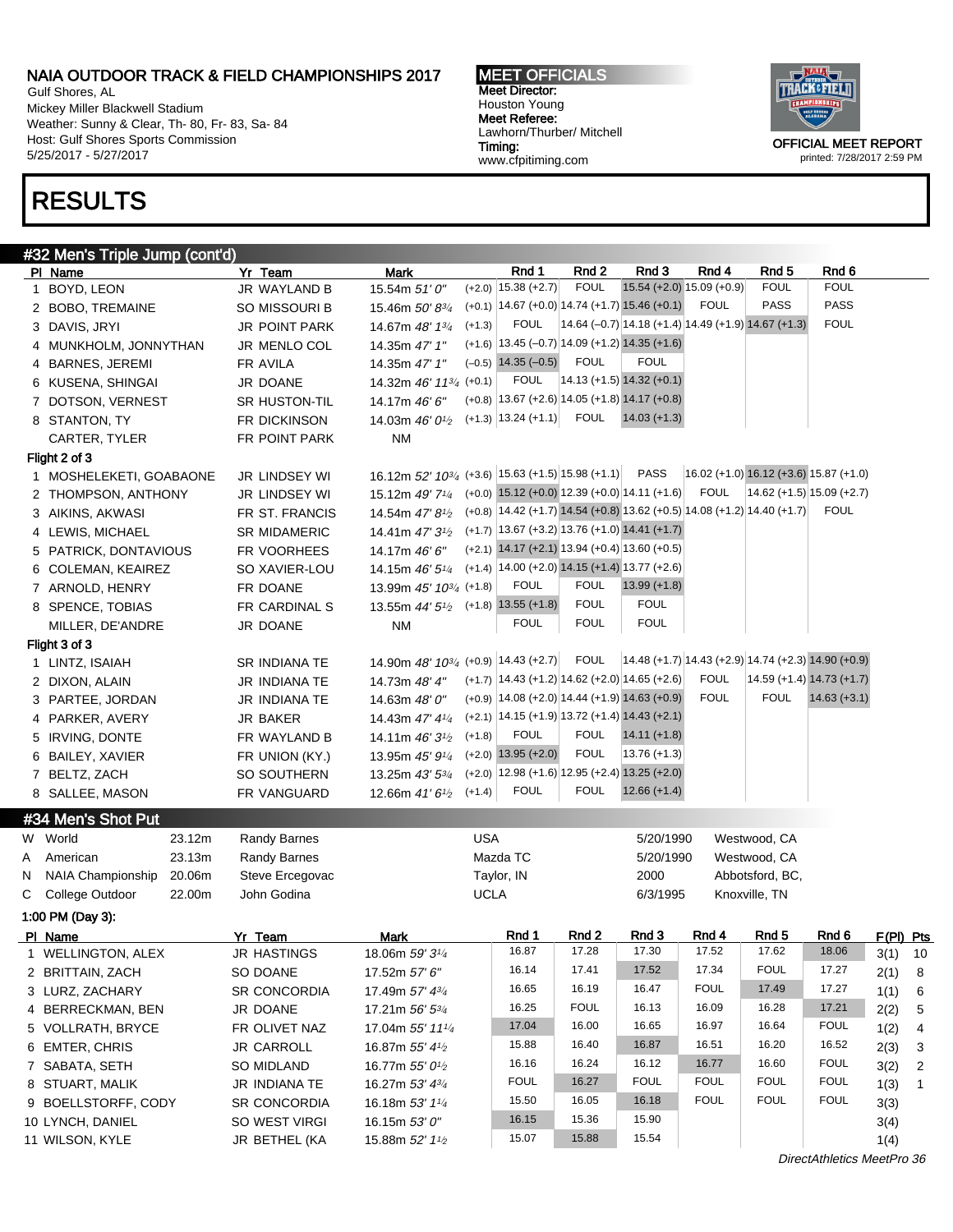NAIA OUTDOOR TRACK & FIELD CHAMPIONSHIPS 2017
Gulf Shores, AL
Mickey Miller Blackwell Stadium
Weather: Sunny & Clear, Th- 80, Fr- 83, Sa- 84
Host: Gulf Shores Sports Commission
5/25/2017 - 5/27/2017

MEET OFFICIALS
Meet Director:
Houston Young
Meet Referee:
Lawhorn/Thurber/ Mitchell
Timing:
www.cfpitiming.com

OFFICIAL MEET REPORT
printed: 7/28/2017 2:59 PM

# RESULTS

## #32 Men's Triple Jump (cont'd)

| Pl | Name | Yr | Team | Mark | | Rnd 1 | Rnd 2 | Rnd 3 | Rnd 4 | Rnd 5 | Rnd 6 |
|---|---|---|---|---|---|---|---|---|---|---|---|
| 1 | BOYD, LEON | JR | WAYLAND B | 15.54m 51' 0" | (+2.0) | 15.38 (+2.7) | FOUL | 15.54 (+2.0) | 15.09 (+0.9) | FOUL | FOUL |
| 2 | BOBO, TREMAINE | SO | MISSOURI B | 15.46m 50' 8¾ | (+0.1) | 14.67 (+0.0) | 14.74 (+1.7) | 15.46 (+0.1) | FOUL | PASS | PASS |
| 3 | DAVIS, JRYI | JR | POINT PARK | 14.67m 48' 1¾ | (+1.3) | FOUL | 14.64 (–0.7) | 14.18 (+1.4) | 14.49 (+1.9) | 14.67 (+1.3) | FOUL |
| 4 | MUNKHOLM, JONNYTHAN | JR | MENLO COL | 14.35m 47' 1" | (+1.6) | 13.45 (–0.7) | 14.09 (+1.2) | 14.35 (+1.6) | | | |
| 4 | BARNES, JEREMI | FR | AVILA | 14.35m 47' 1" | (–0.5) | 14.35 (–0.5) | FOUL | FOUL | | | |
| 6 | KUSENA, SHINGAI | JR | DOANE | 14.32m 46' 11¾ | (+0.1) | FOUL | 14.13 (+1.5) | 14.32 (+0.1) | | | |
| 7 | DOTSON, VERNEST | SR | HUSTON-TIL | 14.17m 46' 6" | (+0.8) | 13.67 (+2.6) | 14.05 (+1.8) | 14.17 (+0.8) | | | |
| 8 | STANTON, TY | FR | DICKINSON | 14.03m 46' 0½ | (+1.3) | 13.24 (+1.1) | FOUL | 14.03 (+1.3) | | | |
| | CARTER, TYLER | FR | POINT PARK | NM | | | | | | | |
| | **Flight 2 of 3** | | | | | | | | | | |
| 1 | MOSHELEKETI, GOABAONE | JR | LINDSEY WI | 16.12m 52' 10¾ | (+3.6) | 15.63 (+1.5) | 15.98 (+1.1) | PASS | 16.02 (+1.0) | 16.12 (+3.6) | 15.87 (+1.0) |
| 2 | THOMPSON, ANTHONY | JR | LINDSEY WI | 15.12m 49' 7¼ | (+0.0) | 15.12 (+0.0) | 12.39 (+0.0) | 14.11 (+1.6) | FOUL | 14.62 (+1.5) | 15.09 (+2.7) |
| 3 | AIKINS, AKWASI | FR | ST. FRANCIS | 14.54m 47' 8½ | (+0.8) | 14.42 (+1.7) | 14.54 (+0.8) | 13.62 (+0.5) | 14.08 (+2.7) | 14.40 (+1.7) | FOUL |
| 4 | LEWIS, MICHAEL | SR | MIDAMERIC | 14.41m 47' 3½ | (+1.7) | 13.67 (+3.2) | 13.76 (+1.0) | 14.41 (+1.7) | | | |
| 5 | PATRICK, DONTAVIOUS | FR | VOORHEES | 14.17m 46' 6" | (+2.1) | 14.17 (+2.1) | 13.94 (+0.4) | 13.60 (+0.5) | | | |
| 6 | COLEMAN, KEAIREZ | SO | XAVIER-LOU | 14.15m 46' 5¼ | (+1.4) | 14.00 (+2.0) | 14.15 (+1.4) | 13.77 (+2.6) | | | |
| 7 | ARNOLD, HENRY | FR | DOANE | 13.99m 45' 10¾ | (+1.8) | FOUL | FOUL | 13.99 (+1.8) | | | |
| 8 | SPENCE, TOBIAS | FR | CARDINAL S | 13.55m 44' 5½ | (+1.8) | 13.55 (+1.8) | FOUL | FOUL | | | |
| | MILLER, DE'ANDRE | JR | DOANE | NM | | FOUL | FOUL | FOUL | | | |
| | **Flight 3 of 3** | | | | | | | | | | |
| 1 | LINTZ, ISAIAH | SR | INDIANA TE | 14.90m 48' 10¾ | (+0.9) | 14.43 (+2.7) | FOUL | 14.48 (+1.7) | 14.43 (+2.9) | 14.74 (+2.3) | 14.90 (+0.9) |
| 2 | DIXON, ALAIN | JR | INDIANA TE | 14.73m 48' 4" | (+1.7) | 14.43 (+1.2) | 14.62 (+2.0) | 14.65 (+2.6) | FOUL | 14.59 (+1.4) | 14.73 (+1.7) |
| 3 | PARTEE, JORDAN | JR | INDIANA TE | 14.63m 48' 0" | (+0.9) | 14.08 (+2.0) | 14.44 (+1.9) | 14.63 (+0.9) | FOUL | FOUL | 14.63 (+3.1) |
| 4 | PARKER, AVERY | JR | BAKER | 14.43m 47' 4¼ | (+2.1) | 14.15 (+1.9) | 13.72 (+1.4) | 14.43 (+2.1) | | | |
| 5 | IRVING, DONTE | FR | WAYLAND B | 14.11m 46' 3½ | (+1.8) | FOUL | FOUL | 14.11 (+1.8) | | | |
| 6 | BAILEY, XAVIER | FR | UNION (KY.) | 13.95m 45' 9¼ | (+2.0) | 13.95 (+2.0) | FOUL | 13.76 (+1.3) | | | |
| 7 | BELTZ, ZACH | SO | SOUTHERN | 13.25m 43' 5¾ | (+2.0) | 12.98 (+1.6) | 12.95 (+2.4) | 13.25 (+2.0) | | | |
| 8 | SALLEE, MASON | FR | VANGUARD | 12.66m 41' 6½ | (+1.4) | FOUL | FOUL | 12.66 (+1.4) | | | |

## #34 Men's Shot Put

| | | | | | | |
|---|---|---|---|---|---|---|
| W | World | 23.12m | Randy Barnes | USA | 5/20/1990 | Westwood, CA |
| A | American | 23.13m | Randy Barnes | Mazda TC | 5/20/1990 | Westwood, CA |
| N | NAIA Championship | 20.06m | Steve Ercegovac | Taylor, IN | 2000 | Abbotsford, BC, |
| C | College Outdoor | 22.00m | John Godina | UCLA | 6/3/1995 | Knoxville, TN |

**1:00 PM (Day 3):**

| Pl | Name | Yr | Team | Mark | Rnd 1 | Rnd 2 | Rnd 3 | Rnd 4 | Rnd 5 | Rnd 6 | F(Pl) | Pts |
|---|---|---|---|---|---|---|---|---|---|---|---|---|
| 1 | WELLINGTON, ALEX | JR | HASTINGS | 18.06m 59' 3¼ | 16.87 | 17.28 | 17.30 | 17.52 | 17.62 | 18.06 | 3(1) | 10 |
| 2 | BRITTAIN, ZACH | SO | DOANE | 17.52m 57' 6" | 16.14 | 17.41 | 17.52 | 17.34 | FOUL | 17.27 | 2(1) | 8 |
| 3 | LURZ, ZACHARY | SR | CONCORDIA | 17.49m 57' 4¾ | 16.65 | 16.19 | 16.47 | FOUL | 17.49 | 17.27 | 1(1) | 6 |
| 4 | BERRECKMAN, BEN | JR | DOANE | 17.21m 56' 5¾ | 16.25 | FOUL | 16.13 | 16.09 | 16.28 | 17.21 | 2(2) | 5 |
| 5 | VOLLRATH, BRYCE | FR | OLIVET NAZ | 17.04m 55' 11¼ | 17.04 | 16.00 | 16.65 | 16.97 | 16.64 | FOUL | 1(2) | 4 |
| 6 | EMTER, CHRIS | JR | CARROLL | 16.87m 55' 4½ | 15.88 | 16.40 | 16.87 | 16.51 | 16.20 | 16.52 | 2(3) | 3 |
| 7 | SABATA, SETH | SO | MIDLAND | 16.77m 55' 0½ | 16.16 | 16.24 | 16.12 | 16.77 | 16.60 | FOUL | 3(2) | 2 |
| 8 | STUART, MALIK | JR | INDIANA TE | 16.27m 53' 4¾ | FOUL | 16.27 | FOUL | FOUL | FOUL | FOUL | 1(3) | 1 |
| 9 | BOELLSTORFF, CODY | SR | CONCORDIA | 16.18m 53' 1¼ | 15.50 | 16.05 | 16.18 | FOUL | FOUL | FOUL | 3(3) | |
| 10 | LYNCH, DANIEL | SO | WEST VIRGI | 16.15m 53' 0" | 16.15 | 15.36 | 15.90 | | | | 3(4) | |
| 11 | WILSON, KYLE | JR | BETHEL (KA | 15.88m 52' 1½ | 15.07 | 15.88 | 15.54 | | | | 1(4) | |

DirectAthletics MeetPro 36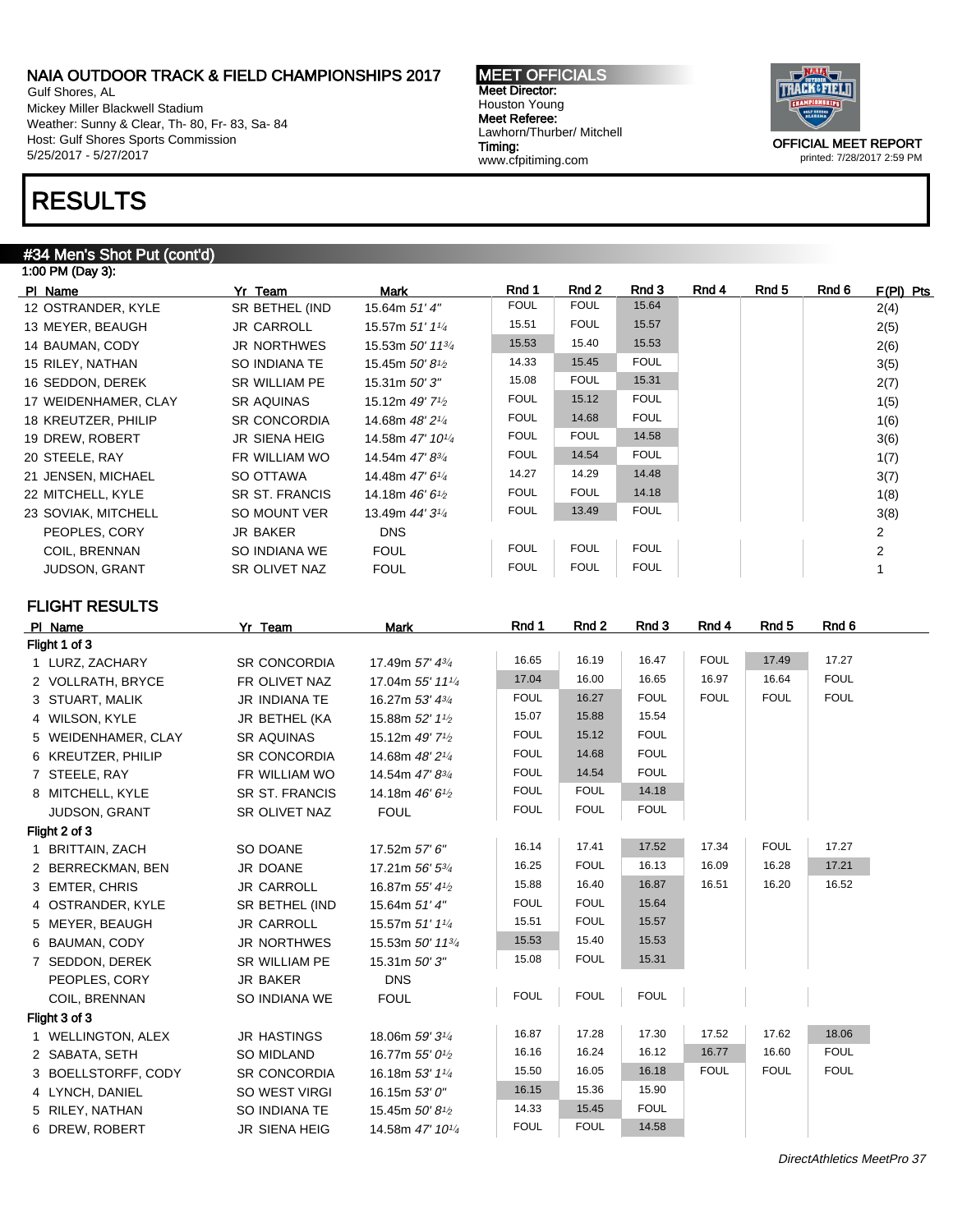# NAIA OUTDOOR TRACK & FIELD CHAMPIONSHIPS 2017

Gulf Shores, AL
Mickey Miller Blackwell Stadium
Weather: Sunny & Clear, Th- 80, Fr- 83, Sa- 84
Host: Gulf Shores Sports Commission
5/25/2017 - 5/27/2017

**MEET OFFICIALS**
Meet Director:
Houston Young
Meet Referee:
Lawhorn/Thurber/ Mitchell
Timing:
www.cfpitiming.com

OFFICIAL MEET REPORT
printed: 7/28/2017 2:59 PM

# RESULTS

## #34 Men's Shot Put (cont'd)

1:00 PM (Day 3):

| Pl | Name | Yr | Team | Mark | Rnd 1 | Rnd 2 | Rnd 3 | Rnd 4 | Rnd 5 | Rnd 6 | F(Pl) Pts |
|---|---|---|---|---|---|---|---|---|---|---|---|
| 12 | OSTRANDER, KYLE | SR | BETHEL (IND | 15.64m *51' 4"* | FOUL | FOUL | 15.64 | | | | 2(4) |
| 13 | MEYER, BEAUGH | JR | CARROLL | 15.57m *51' 1¼* | 15.51 | FOUL | 15.57 | | | | 2(5) |
| 14 | BAUMAN, CODY | JR | NORTHWES | 15.53m *50' 11¾* | 15.53 | 15.40 | 15.53 | | | | 2(6) |
| 15 | RILEY, NATHAN | SO | INDIANA TE | 15.45m *50' 8½* | 14.33 | 15.45 | FOUL | | | | 3(5) |
| 16 | SEDDON, DEREK | SR | WILLIAM PE | 15.31m *50' 3"* | 15.08 | FOUL | 15.31 | | | | 2(7) |
| 17 | WEIDENHAMER, CLAY | SR | AQUINAS | 15.12m *49' 7½* | FOUL | 15.12 | FOUL | | | | 1(5) |
| 18 | KREUTZER, PHILIP | SR | CONCORDIA | 14.68m *48' 2¼* | FOUL | 14.68 | FOUL | | | | 1(6) |
| 19 | DREW, ROBERT | JR | SIENA HEIG | 14.58m *47' 10¼* | FOUL | FOUL | 14.58 | | | | 3(6) |
| 20 | STEELE, RAY | FR | WILLIAM WO | 14.54m *47' 8¾* | FOUL | 14.54 | FOUL | | | | 1(7) |
| 21 | JENSEN, MICHAEL | SO | OTTAWA | 14.48m *47' 6¼* | 14.27 | 14.29 | 14.48 | | | | 3(7) |
| 22 | MITCHELL, KYLE | SR | ST. FRANCIS | 14.18m *46' 6½* | FOUL | FOUL | 14.18 | | | | 1(8) |
| 23 | SOVIAK, MITCHELL | SO | MOUNT VER | 13.49m *44' 3¼* | FOUL | 13.49 | FOUL | | | | 3(8) |
| | PEOPLES, CORY | JR | BAKER | DNS | | | | | | | 2 |
| | COIL, BRENNAN | SO | INDIANA WE | FOUL | FOUL | FOUL | FOUL | | | | 2 |
| | JUDSON, GRANT | SR | OLIVET NAZ | FOUL | FOUL | FOUL | FOUL | | | | 1 |

### FLIGHT RESULTS

| Pl | Name | Yr | Team | Mark | Rnd 1 | Rnd 2 | Rnd 3 | Rnd 4 | Rnd 5 | Rnd 6 |
|---|---|---|---|---|---|---|---|---|---|---|
| **Flight 1 of 3** | | | | | | | | | | |
| 1 | LURZ, ZACHARY | SR | CONCORDIA | 17.49m *57' 4¾* | 16.65 | 16.19 | 16.47 | FOUL | 17.49 | 17.27 |
| 2 | VOLLRATH, BRYCE | FR | OLIVET NAZ | 17.04m *55' 11¼* | 17.04 | 16.00 | 16.65 | 16.97 | 16.64 | FOUL |
| 3 | STUART, MALIK | JR | INDIANA TE | 16.27m *53' 4¾* | FOUL | 16.27 | FOUL | FOUL | FOUL | FOUL |
| 4 | WILSON, KYLE | JR | BETHEL (KA | 15.88m *52' 1½* | 15.07 | 15.88 | 15.54 | | | |
| 5 | WEIDENHAMER, CLAY | SR | AQUINAS | 15.12m *49' 7½* | FOUL | 15.12 | FOUL | | | |
| 6 | KREUTZER, PHILIP | SR | CONCORDIA | 14.68m *48' 2¼* | FOUL | 14.68 | FOUL | | | |
| 7 | STEELE, RAY | FR | WILLIAM WO | 14.54m *47' 8¾* | FOUL | 14.54 | FOUL | | | |
| 8 | MITCHELL, KYLE | SR | ST. FRANCIS | 14.18m *46' 6½* | FOUL | FOUL | 14.18 | | | |
| | JUDSON, GRANT | SR | OLIVET NAZ | FOUL | FOUL | FOUL | FOUL | | | |
| **Flight 2 of 3** | | | | | | | | | | |
| 1 | BRITTAIN, ZACH | SO | DOANE | 17.52m *57' 6"* | 16.14 | 17.41 | 17.52 | 17.34 | FOUL | 17.27 |
| 2 | BERRECKMAN, BEN | JR | DOANE | 17.21m *56' 5¾* | 16.25 | FOUL | 16.13 | 16.09 | 16.28 | 17.21 |
| 3 | EMTER, CHRIS | JR | CARROLL | 16.87m *55' 4½* | 15.88 | 16.40 | 16.87 | 16.51 | 16.20 | 16.52 |
| 4 | OSTRANDER, KYLE | SR | BETHEL (IND | 15.64m *51' 4"* | FOUL | FOUL | 15.64 | | | |
| 5 | MEYER, BEAUGH | JR | CARROLL | 15.57m *51' 1¼* | 15.51 | FOUL | 15.57 | | | |
| 6 | BAUMAN, CODY | JR | NORTHWES | 15.53m *50' 11¾* | 15.53 | 15.40 | 15.53 | | | |
| 7 | SEDDON, DEREK | SR | WILLIAM PE | 15.31m *50' 3"* | 15.08 | FOUL | 15.31 | | | |
| | PEOPLES, CORY | JR | BAKER | DNS | | | | | | |
| | COIL, BRENNAN | SO | INDIANA WE | FOUL | FOUL | FOUL | FOUL | | | |
| **Flight 3 of 3** | | | | | | | | | | |
| 1 | WELLINGTON, ALEX | JR | HASTINGS | 18.06m *59' 3¼* | 16.87 | 17.28 | 17.30 | 17.52 | 17.62 | 18.06 |
| 2 | SABATA, SETH | SO | MIDLAND | 16.77m *55' 0½* | 16.16 | 16.24 | 16.12 | 16.77 | 16.60 | FOUL |
| 3 | BOELLSTORFF, CODY | SR | CONCORDIA | 16.18m *53' 1¼* | 15.50 | 16.05 | 16.18 | FOUL | FOUL | FOUL |
| 4 | LYNCH, DANIEL | SO | WEST VIRGI | 16.15m *53' 0"* | 16.15 | 15.36 | 15.90 | | | |
| 5 | RILEY, NATHAN | SO | INDIANA TE | 15.45m *50' 8½* | 14.33 | 15.45 | FOUL | | | |
| 6 | DREW, ROBERT | JR | SIENA HEIG | 14.58m *47' 10¼* | FOUL | FOUL | 14.58 | | | |

*DirectAthletics MeetPro 37*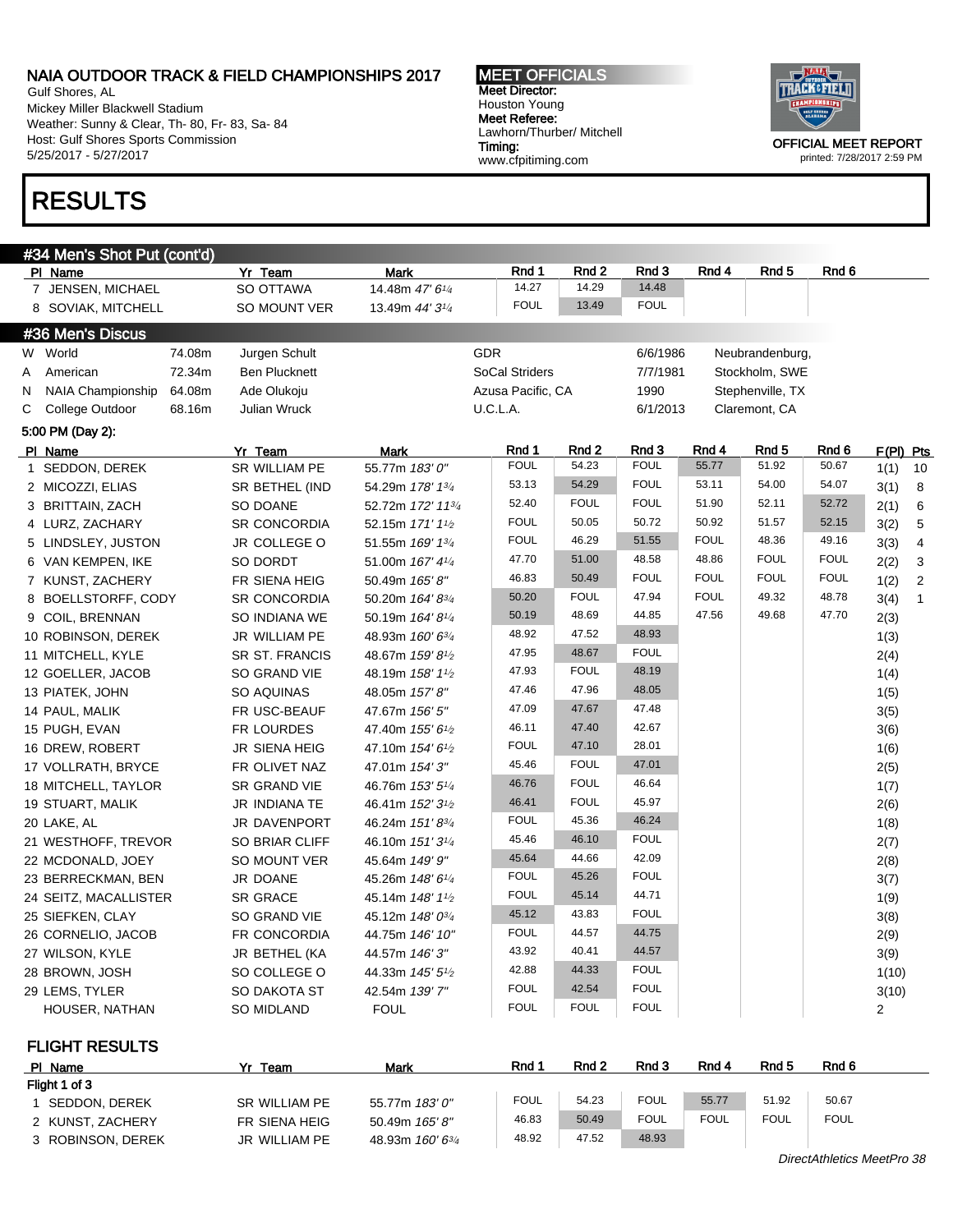NAIA OUTDOOR TRACK & FIELD CHAMPIONSHIPS 2017

Gulf Shores, AL
Mickey Miller Blackwell Stadium
Weather: Sunny & Clear, Th- 80, Fr- 83, Sa- 84
Host: Gulf Shores Sports Commission
5/25/2017 - 5/27/2017

MEET OFFICIALS
Meet Director:
Houston Young
Meet Referee:
Lawhorn/Thurber/ Mitchell
Timing:
www.cfpitiming.com

OFFICIAL MEET REPORT
printed: 7/28/2017 2:59 PM

# RESULTS

## #34 Men's Shot Put (cont'd)

| Pl | Name | Yr | Team | Mark | Rnd 1 | Rnd 2 | Rnd 3 | Rnd 4 | Rnd 5 | Rnd 6 |
|---|---|---|---|---|---|---|---|---|---|---|
| 7 | JENSEN, MICHAEL | SO | OTTAWA | 14.48m 47' 6¼ | 14.27 | 14.29 | 14.48 | | | |
| 8 | SOVIAK, MITCHELL | SO | MOUNT VER | 13.49m 44' 3¼ | FOUL | 13.49 | FOUL | | | |

## #36 Men's Discus

| | | | | | | |
|---|---|---|---|---|---|---|
| W | World | 74.08m | Jurgen Schult | GDR | 6/6/1986 | Neubrandenburg, |
| A | American | 72.34m | Ben Plucknett | SoCal Striders | 7/7/1981 | Stockholm, SWE |
| N | NAIA Championship | 64.08m | Ade Olukoju | Azusa Pacific, CA | 1990 | Stephenville, TX |
| C | College Outdoor | 68.16m | Julian Wruck | U.C.L.A. | 6/1/2013 | Claremont, CA |

5:00 PM (Day 2):

| Pl | Name | Yr | Team | Mark | Rnd 1 | Rnd 2 | Rnd 3 | Rnd 4 | Rnd 5 | Rnd 6 | F(Pl) | Pts |
|---|---|---|---|---|---|---|---|---|---|---|---|---|
| 1 | SEDDON, DEREK | SR | WILLIAM PE | 55.77m 183' 0" | FOUL | 54.23 | FOUL | 55.77 | 51.92 | 50.67 | 1(1) | 10 |
| 2 | MICOZZI, ELIAS | SR | BETHEL (IND | 54.29m 178' 1¾ | 53.13 | 54.29 | FOUL | 53.11 | 54.00 | 54.07 | 3(1) | 8 |
| 3 | BRITTAIN, ZACH | SO | DOANE | 52.72m 172' 11¾ | 52.40 | FOUL | FOUL | 51.90 | 52.11 | 52.72 | 2(1) | 6 |
| 4 | LURZ, ZACHARY | SR | CONCORDIA | 52.15m 171' 1½ | FOUL | 50.05 | 50.72 | 50.92 | 51.57 | 52.15 | 3(2) | 5 |
| 5 | LINDSLEY, JUSTON | JR | COLLEGE O | 51.55m 169' 1¾ | FOUL | 46.29 | 51.55 | FOUL | 48.36 | 49.16 | 3(3) | 4 |
| 6 | VAN KEMPEN, IKE | SO | DORDT | 51.00m 167' 4¼ | 47.70 | 51.00 | 48.58 | 48.86 | FOUL | FOUL | 2(2) | 3 |
| 7 | KUNST, ZACHERY | FR | SIENA HEIG | 50.49m 165' 8" | 46.83 | 50.49 | FOUL | FOUL | FOUL | FOUL | 1(2) | 2 |
| 8 | BOELLSTORFF, CODY | SR | CONCORDIA | 50.20m 164' 8¾ | 50.20 | FOUL | 47.94 | FOUL | 49.32 | 48.78 | 3(4) | 1 |
| 9 | COIL, BRENNAN | SO | INDIANA WE | 50.19m 164' 8¼ | 50.19 | 48.69 | 44.85 | 47.56 | 49.68 | 47.70 | 2(3) | |
| 10 | ROBINSON, DEREK | JR | WILLIAM PE | 48.93m 160' 6¾ | 48.92 | 47.52 | 48.93 | | | | 1(3) | |
| 11 | MITCHELL, KYLE | SR | ST. FRANCIS | 48.67m 159' 8½ | 47.95 | 48.67 | FOUL | | | | 2(4) | |
| 12 | GOELLER, JACOB | SO | GRAND VIE | 48.19m 158' 1½ | 47.93 | FOUL | 48.19 | | | | 1(4) | |
| 13 | PIATEK, JOHN | SO | AQUINAS | 48.05m 157' 8" | 47.46 | 47.96 | 48.05 | | | | 1(5) | |
| 14 | PAUL, MALIK | FR | USC-BEAUF | 47.67m 156' 5" | 47.09 | 47.67 | 47.48 | | | | 3(5) | |
| 15 | PUGH, EVAN | FR | LOURDES | 47.40m 155' 6½ | 46.11 | 47.40 | 42.67 | | | | 3(6) | |
| 16 | DREW, ROBERT | JR | SIENA HEIG | 47.10m 154' 6½ | FOUL | 47.10 | 28.01 | | | | 1(6) | |
| 17 | VOLLRATH, BRYCE | FR | OLIVET NAZ | 47.01m 154' 3" | 45.46 | FOUL | 47.01 | | | | 2(5) | |
| 18 | MITCHELL, TAYLOR | SR | GRAND VIE | 46.76m 153' 5¼ | 46.76 | FOUL | 46.64 | | | | 1(7) | |
| 19 | STUART, MALIK | JR | INDIANA TE | 46.41m 152' 3½ | 46.41 | FOUL | 45.97 | | | | 2(6) | |
| 20 | LAKE, AL | JR | DAVENPORT | 46.24m 151' 8¾ | FOUL | 45.36 | 46.24 | | | | 1(8) | |
| 21 | WESTHOFF, TREVOR | SO | BRIAR CLIFF | 46.10m 151' 3¼ | 45.46 | 46.10 | FOUL | | | | 2(7) | |
| 22 | MCDONALD, JOEY | SO | MOUNT VER | 45.64m 149' 9" | 45.64 | 44.66 | 42.09 | | | | 2(8) | |
| 23 | BERRECKMAN, BEN | JR | DOANE | 45.26m 148' 6¼ | FOUL | 45.26 | FOUL | | | | 3(7) | |
| 24 | SEITZ, MACALLISTER | SR | GRACE | 45.14m 148' 1½ | FOUL | 45.14 | 44.71 | | | | 1(9) | |
| 25 | SIEFKEN, CLAY | SO | GRAND VIE | 45.12m 148' 0¾ | 45.12 | 43.83 | FOUL | | | | 3(8) | |
| 26 | CORNELIO, JACOB | FR | CONCORDIA | 44.75m 146' 10" | FOUL | 44.57 | 44.75 | | | | 2(9) | |
| 27 | WILSON, KYLE | JR | BETHEL (KA | 44.57m 146' 3" | 43.92 | 40.41 | 44.57 | | | | 3(9) | |
| 28 | BROWN, JOSH | SO | COLLEGE O | 44.33m 145' 5½ | 42.88 | 44.33 | FOUL | | | | 1(10) | |
| 29 | LEMS, TYLER | SO | DAKOTA ST | 42.54m 139' 7" | FOUL | 42.54 | FOUL | | | | 3(10) | |
| | HOUSER, NATHAN | SO | MIDLAND | FOUL | FOUL | FOUL | FOUL | | | | 2 | |

### FLIGHT RESULTS

| Pl | Name | Yr | Team | Mark | Rnd 1 | Rnd 2 | Rnd 3 | Rnd 4 | Rnd 5 | Rnd 6 |
|---|---|---|---|---|---|---|---|---|---|---|
| Flight 1 of 3 | | | | | | | | | | |
| 1 | SEDDON, DEREK | SR | WILLIAM PE | 55.77m 183' 0" | FOUL | 54.23 | FOUL | 55.77 | 51.92 | 50.67 |
| 2 | KUNST, ZACHERY | FR | SIENA HEIG | 50.49m 165' 8" | 46.83 | 50.49 | FOUL | FOUL | FOUL | FOUL |
| 3 | ROBINSON, DEREK | JR | WILLIAM PE | 48.93m 160' 6¾ | 48.92 | 47.52 | 48.93 | | | |

DirectAthletics MeetPro 38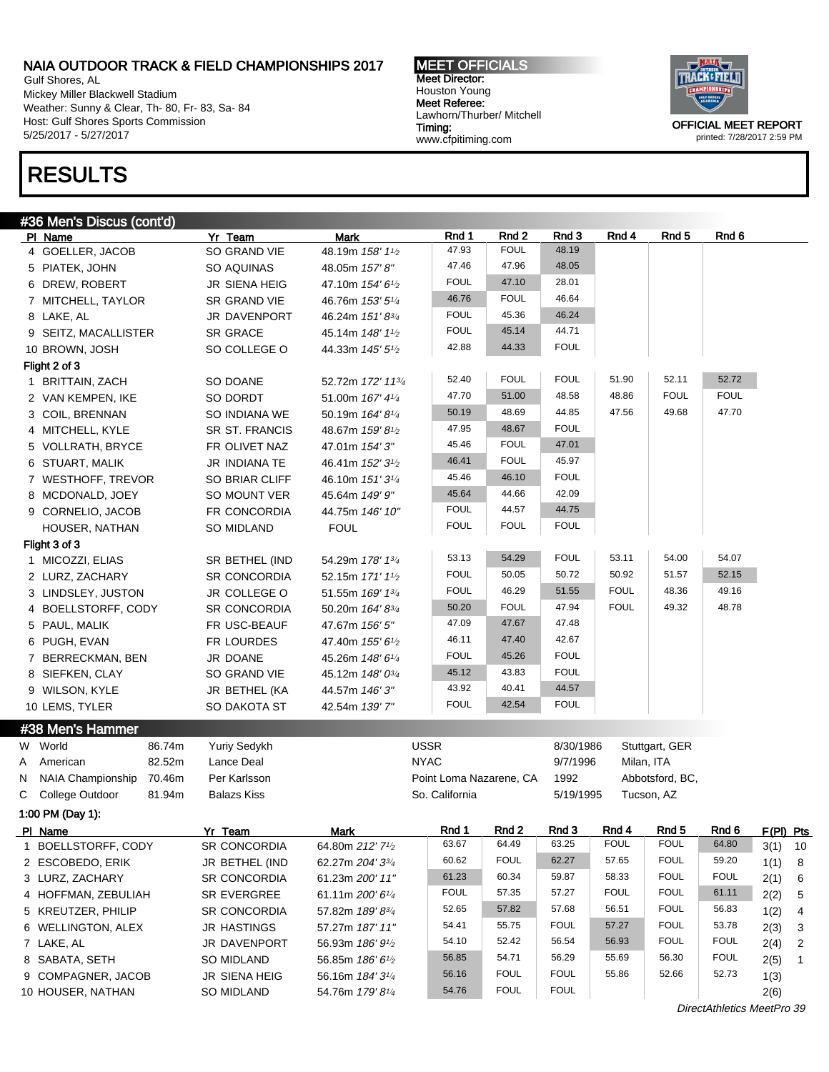# NAIA OUTDOOR TRACK & FIELD CHAMPIONSHIPS 2017

Gulf Shores, AL
Mickey Miller Blackwell Stadium
Weather: Sunny & Clear, Th- 80, Fr- 83, Sa- 84
Host: Gulf Shores Sports Commission
5/25/2017 - 5/27/2017

**MEET OFFICIALS**
Meet Director: Houston Young
Meet Referee: Lawhorn/Thurber/ Mitchell
Timing: www.cfpitiming.com

OFFICIAL MEET REPORT
printed: 7/28/2017 2:59 PM

# RESULTS

## #36 Men's Discus (cont'd)

| Pl | Name | Yr | Team | Mark | Rnd 1 | Rnd 2 | Rnd 3 | Rnd 4 | Rnd 5 | Rnd 6 |
|---|---|---|---|---|---|---|---|---|---|---|
| 4 | GOELLER, JACOB | SO | GRAND VIE | 48.19m *158' 1½* | 47.93 | FOUL | 48.19 | | | |
| 5 | PIATEK, JOHN | SO | AQUINAS | 48.05m *157' 8"* | 47.46 | 47.96 | 48.05 | | | |
| 6 | DREW, ROBERT | JR | SIENA HEIG | 47.10m *154' 6½* | FOUL | 47.10 | 28.01 | | | |
| 7 | MITCHELL, TAYLOR | SR | GRAND VIE | 46.76m *153' 5¼* | 46.76 | FOUL | 46.64 | | | |
| 8 | LAKE, AL | JR | DAVENPORT | 46.24m *151' 8¾* | FOUL | 45.36 | 46.24 | | | |
| 9 | SEITZ, MACALLISTER | SR | GRACE | 45.14m *148' 1½* | FOUL | 45.14 | 44.71 | | | |
| 10 | BROWN, JOSH | SO | COLLEGE O | 44.33m *145' 5½* | 42.88 | 44.33 | FOUL | | | |

Flight 2 of 3

| Pl | Name | Yr | Team | Mark | Rnd 1 | Rnd 2 | Rnd 3 | Rnd 4 | Rnd 5 | Rnd 6 |
|---|---|---|---|---|---|---|---|---|---|---|
| 1 | BRITTAIN, ZACH | SO | DOANE | 52.72m *172' 11¾* | 52.40 | FOUL | FOUL | 51.90 | 52.11 | 52.72 |
| 2 | VAN KEMPEN, IKE | SO | DORDT | 51.00m *167' 4¼* | 47.70 | 51.00 | 48.58 | 48.86 | FOUL | FOUL |
| 3 | COIL, BRENNAN | SO | INDIANA WE | 50.19m *164' 8¼* | 50.19 | 48.69 | 44.85 | 47.56 | 49.68 | 47.70 |
| 4 | MITCHELL, KYLE | SR | ST. FRANCIS | 48.67m *159' 8½* | 47.95 | 48.67 | FOUL | | | |
| 5 | VOLLRATH, BRYCE | FR | OLIVET NAZ | 47.01m *154' 3"* | 45.46 | FOUL | 47.01 | | | |
| 6 | STUART, MALIK | JR | INDIANA TE | 46.41m *152' 3½* | 46.41 | FOUL | 45.97 | | | |
| 7 | WESTHOFF, TREVOR | SO | BRIAR CLIFF | 46.10m *151' 3¼* | 45.46 | 46.10 | FOUL | | | |
| 8 | MCDONALD, JOEY | SO | MOUNT VER | 45.64m *149' 9"* | 45.64 | 44.66 | 42.09 | | | |
| 9 | CORNELIO, JACOB | FR | CONCORDIA | 44.75m *146' 10"* | FOUL | 44.57 | 44.75 | | | |
| | HOUSER, NATHAN | SO | MIDLAND | FOUL | FOUL | FOUL | FOUL | | | |

Flight 3 of 3

| Pl | Name | Yr | Team | Mark | Rnd 1 | Rnd 2 | Rnd 3 | Rnd 4 | Rnd 5 | Rnd 6 |
|---|---|---|---|---|---|---|---|---|---|---|
| 1 | MICOZZI, ELIAS | SR | BETHEL (IND | 54.29m *178' 1¾* | 53.13 | 54.29 | FOUL | 53.11 | 54.00 | 54.07 |
| 2 | LURZ, ZACHARY | SR | CONCORDIA | 52.15m *171' 1½* | FOUL | 50.05 | 50.72 | 50.92 | 51.57 | 52.15 |
| 3 | LINDSLEY, JUSTON | JR | COLLEGE O | 51.55m *169' 1¾* | FOUL | 46.29 | 51.55 | FOUL | 48.36 | 49.16 |
| 4 | BOELLSTORFF, CODY | SR | CONCORDIA | 50.20m *164' 8¾* | 50.20 | FOUL | 47.94 | FOUL | 49.32 | 48.78 |
| 5 | PAUL, MALIK | FR | USC-BEAUF | 47.67m *156' 5"* | 47.09 | 47.67 | 47.48 | | | |
| 6 | PUGH, EVAN | FR | LOURDES | 47.40m *155' 6½* | 46.11 | 47.40 | 42.67 | | | |
| 7 | BERRECKMAN, BEN | JR | DOANE | 45.26m *148' 6¼* | FOUL | 45.26 | FOUL | | | |
| 8 | SIEFKEN, CLAY | SO | GRAND VIE | 45.12m *148' 0¾* | 45.12 | 43.83 | FOUL | | | |
| 9 | WILSON, KYLE | JR | BETHEL (KA | 44.57m *146' 3"* | 43.92 | 40.41 | 44.57 | | | |
| 10 | LEMS, TYLER | SO | DAKOTA ST | 42.54m *139' 7"* | FOUL | 42.54 | FOUL | | | |

## #38 Men's Hammer

| | Record | Mark | Name | Team | Date | Location |
|---|---|---|---|---|---|---|
| W | World | 86.74m | Yuriy Sedykh | USSR | 8/30/1986 | Stuttgart, GER |
| A | American | 82.52m | Lance Deal | NYAC | 9/7/1996 | Milan, ITA |
| N | NAIA Championship | 70.46m | Per Karlsson | Point Loma Nazarene, CA | 1992 | Abbotsford, BC, |
| C | College Outdoor | 81.94m | Balazs Kiss | So. California | 5/19/1995 | Tucson, AZ |

1:00 PM (Day 1):

| Pl | Name | Yr | Team | Mark | Rnd 1 | Rnd 2 | Rnd 3 | Rnd 4 | Rnd 5 | Rnd 6 | F(Pl) | Pts |
|---|---|---|---|---|---|---|---|---|---|---|---|---|
| 1 | BOELLSTORFF, CODY | SR | CONCORDIA | 64.80m *212' 7½* | 63.67 | 64.49 | 63.25 | FOUL | FOUL | 64.80 | 3(1) | 10 |
| 2 | ESCOBEDO, ERIK | JR | BETHEL (IND | 62.27m *204' 3¾* | 60.62 | FOUL | 62.27 | 57.65 | FOUL | 59.20 | 1(1) | 8 |
| 3 | LURZ, ZACHARY | SR | CONCORDIA | 61.23m *200' 11"* | 61.23 | 60.34 | 59.87 | 58.33 | FOUL | FOUL | 2(1) | 6 |
| 4 | HOFFMAN, ZEBULIAH | SR | EVERGREE | 61.11m *200' 6¼* | FOUL | 57.35 | 57.27 | FOUL | FOUL | 61.11 | 2(2) | 5 |
| 5 | KREUTZER, PHILIP | SR | CONCORDIA | 57.82m *189' 8¾* | 52.65 | 57.82 | 57.68 | 56.51 | FOUL | 56.83 | 1(2) | 4 |
| 6 | WELLINGTON, ALEX | JR | HASTINGS | 57.27m *187' 11"* | 54.41 | 55.75 | FOUL | 57.27 | FOUL | 53.78 | 2(3) | 3 |
| 7 | LAKE, AL | JR | DAVENPORT | 56.93m *186' 9½* | 54.10 | 52.42 | 56.54 | 56.93 | FOUL | FOUL | 2(4) | 2 |
| 8 | SABATA, SETH | SO | MIDLAND | 56.85m *186' 6½* | 56.85 | 54.71 | 56.29 | 55.69 | 56.30 | FOUL | 2(5) | 1 |
| 9 | COMPAGNER, JACOB | JR | SIENA HEIG | 56.16m *184' 3¼* | 56.16 | FOUL | FOUL | 55.86 | 52.66 | 52.73 | 1(3) | |
| 10 | HOUSER, NATHAN | SO | MIDLAND | 54.76m *179' 8¼* | 54.76 | FOUL | FOUL | | | | 2(6) | |

DirectAthletics MeetPro 39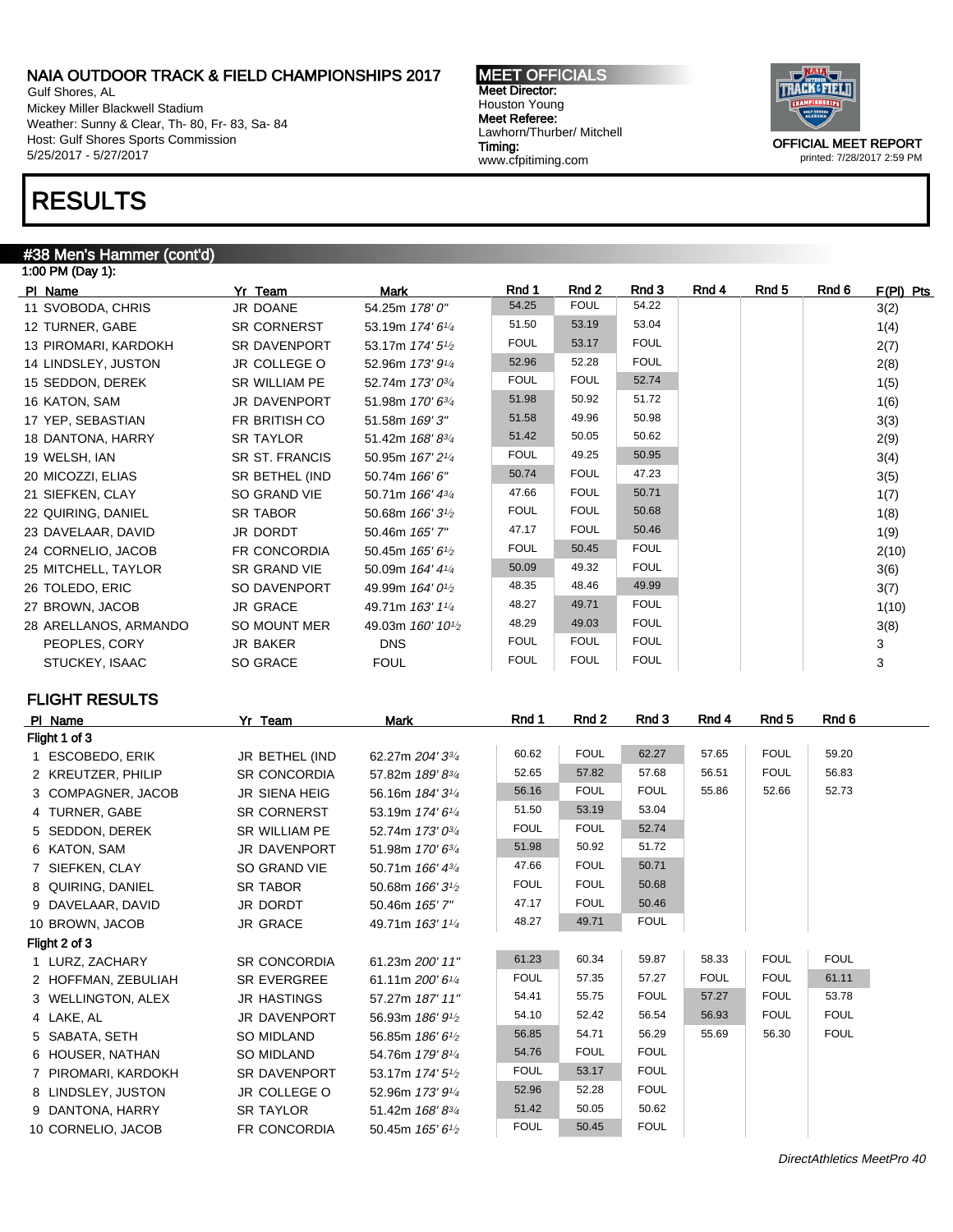NAIA OUTDOOR TRACK & FIELD CHAMPIONSHIPS 2017
Gulf Shores, AL
Mickey Miller Blackwell Stadium
Weather: Sunny & Clear, Th- 80, Fr- 83, Sa- 84
Host: Gulf Shores Sports Commission
5/25/2017 - 5/27/2017

MEET OFFICIALS
Meet Director:
Houston Young
Meet Referee:
Lawhorn/Thurber/ Mitchell
Timing:
www.cfpitiming.com

OFFICIAL MEET REPORT
printed: 7/28/2017 2:59 PM

# RESULTS

## #38 Men's Hammer (cont'd)

1:00 PM (Day 1):

| Pl | Name | Yr | Team | Mark | Rnd 1 | Rnd 2 | Rnd 3 | Rnd 4 | Rnd 5 | Rnd 6 | F(Pl) | Pts |
|---|---|---|---|---|---|---|---|---|---|---|---|---|
| 11 | SVOBODA, CHRIS | JR | DOANE | 54.25m *178' 0"* | 54.25 | FOUL | 54.22 | | | | 3(2) | |
| 12 | TURNER, GABE | SR | CORNERST | 53.19m *174' 6¼* | 51.50 | 53.19 | 53.04 | | | | 1(4) | |
| 13 | PIROMARI, KARDOKH | SR | DAVENPORT | 53.17m *174' 5½* | FOUL | 53.17 | FOUL | | | | 2(7) | |
| 14 | LINDSLEY, JUSTON | JR | COLLEGE O | 52.96m *173' 9¼* | 52.96 | 52.28 | FOUL | | | | 2(8) | |
| 15 | SEDDON, DEREK | SR | WILLIAM PE | 52.74m *173' 0¾* | FOUL | FOUL | 52.74 | | | | 1(5) | |
| 16 | KATON, SAM | JR | DAVENPORT | 51.98m *170' 6¾* | 51.98 | 50.92 | 51.72 | | | | 1(6) | |
| 17 | YEP, SEBASTIAN | FR | BRITISH CO | 51.58m *169' 3"* | 51.58 | 49.96 | 50.98 | | | | 3(3) | |
| 18 | DANTONA, HARRY | SR | TAYLOR | 51.42m *168' 8¾* | 51.42 | 50.05 | 50.62 | | | | 2(9) | |
| 19 | WELSH, IAN | SR | ST. FRANCIS | 50.95m *167' 2¼* | FOUL | 49.25 | 50.95 | | | | 3(4) | |
| 20 | MICOZZI, ELIAS | SR | BETHEL (IND | 50.74m *166' 6"* | 50.74 | FOUL | 47.23 | | | | 3(5) | |
| 21 | SIEFKEN, CLAY | SO | GRAND VIE | 50.71m *166' 4¾* | 47.66 | FOUL | 50.71 | | | | 1(7) | |
| 22 | QUIRING, DANIEL | SR | TABOR | 50.68m *166' 3½* | FOUL | FOUL | 50.68 | | | | 1(8) | |
| 23 | DAVELAAR, DAVID | JR | DORDT | 50.46m *165' 7"* | 47.17 | FOUL | 50.46 | | | | 1(9) | |
| 24 | CORNELIO, JACOB | FR | CONCORDIA | 50.45m *165' 6½* | FOUL | 50.45 | FOUL | | | | 2(10) | |
| 25 | MITCHELL, TAYLOR | SR | GRAND VIE | 50.09m *164' 4¼* | 50.09 | 49.32 | FOUL | | | | 3(6) | |
| 26 | TOLEDO, ERIC | SO | DAVENPORT | 49.99m *164' 0½* | 48.35 | 48.46 | 49.99 | | | | 3(7) | |
| 27 | BROWN, JACOB | JR | GRACE | 49.71m *163' 1¼* | 48.27 | 49.71 | FOUL | | | | 1(10) | |
| 28 | ARELLANOS, ARMANDO | SO | MOUNT MER | 49.03m *160' 10½* | 48.29 | 49.03 | FOUL | | | | 3(8) | |
| | PEOPLES, CORY | JR | BAKER | DNS | FOUL | FOUL | FOUL | | | | 3 | |
| | STUCKEY, ISAAC | SO | GRACE | FOUL | FOUL | FOUL | FOUL | | | | 3 | |

### FLIGHT RESULTS

| Pl | Name | Yr | Team | Mark | Rnd 1 | Rnd 2 | Rnd 3 | Rnd 4 | Rnd 5 | Rnd 6 |
|---|---|---|---|---|---|---|---|---|---|---|
| Flight 1 of 3 | | | | | | | | | | |
| 1 | ESCOBEDO, ERIK | JR | BETHEL (IND | 62.27m *204' 3¾* | 60.62 | FOUL | 62.27 | 57.65 | FOUL | 59.20 |
| 2 | KREUTZER, PHILIP | SR | CONCORDIA | 57.82m *189' 8¾* | 52.65 | 57.82 | 57.68 | 56.51 | FOUL | 56.83 |
| 3 | COMPAGNER, JACOB | JR | SIENA HEIG | 56.16m *184' 3¼* | 56.16 | FOUL | FOUL | 55.86 | 52.66 | 52.73 |
| 4 | TURNER, GABE | SR | CORNERST | 53.19m *174' 6¼* | 51.50 | 53.19 | 53.04 | | | |
| 5 | SEDDON, DEREK | SR | WILLIAM PE | 52.74m *173' 0¾* | FOUL | FOUL | 52.74 | | | |
| 6 | KATON, SAM | JR | DAVENPORT | 51.98m *170' 6¾* | 51.98 | 50.92 | 51.72 | | | |
| 7 | SIEFKEN, CLAY | SO | GRAND VIE | 50.71m *166' 4¾* | 47.66 | FOUL | 50.71 | | | |
| 8 | QUIRING, DANIEL | SR | TABOR | 50.68m *166' 3½* | FOUL | FOUL | 50.68 | | | |
| 9 | DAVELAAR, DAVID | JR | DORDT | 50.46m *165' 7"* | 47.17 | FOUL | 50.46 | | | |
| 10 | BROWN, JACOB | JR | GRACE | 49.71m *163' 1¼* | 48.27 | 49.71 | FOUL | | | |
| Flight 2 of 3 | | | | | | | | | | |
| 1 | LURZ, ZACHARY | SR | CONCORDIA | 61.23m *200' 11"* | 61.23 | 60.34 | 59.87 | 58.33 | FOUL | FOUL |
| 2 | HOFFMAN, ZEBULIAH | SR | EVERGREE | 61.11m *200' 6¼* | FOUL | 57.35 | 57.27 | FOUL | FOUL | 61.11 |
| 3 | WELLINGTON, ALEX | JR | HASTINGS | 57.27m *187' 11"* | 54.41 | 55.75 | FOUL | 57.27 | FOUL | 53.78 |
| 4 | LAKE, AL | JR | DAVENPORT | 56.93m *186' 9½* | 54.10 | 52.42 | 56.54 | 56.93 | FOUL | FOUL |
| 5 | SABATA, SETH | SO | MIDLAND | 56.85m *186' 6½* | 56.85 | 54.71 | 56.29 | 55.69 | 56.30 | FOUL |
| 6 | HOUSER, NATHAN | SO | MIDLAND | 54.76m *179' 8¼* | 54.76 | FOUL | FOUL | | | |
| 7 | PIROMARI, KARDOKH | SR | DAVENPORT | 53.17m *174' 5½* | FOUL | 53.17 | FOUL | | | |
| 8 | LINDSLEY, JUSTON | JR | COLLEGE O | 52.96m *173' 9¼* | 52.96 | 52.28 | FOUL | | | |
| 9 | DANTONA, HARRY | SR | TAYLOR | 51.42m *168' 8¾* | 51.42 | 50.05 | 50.62 | | | |
| 10 | CORNELIO, JACOB | FR | CONCORDIA | 50.45m *165' 6½* | FOUL | 50.45 | FOUL | | | |

DirectAthletics MeetPro 40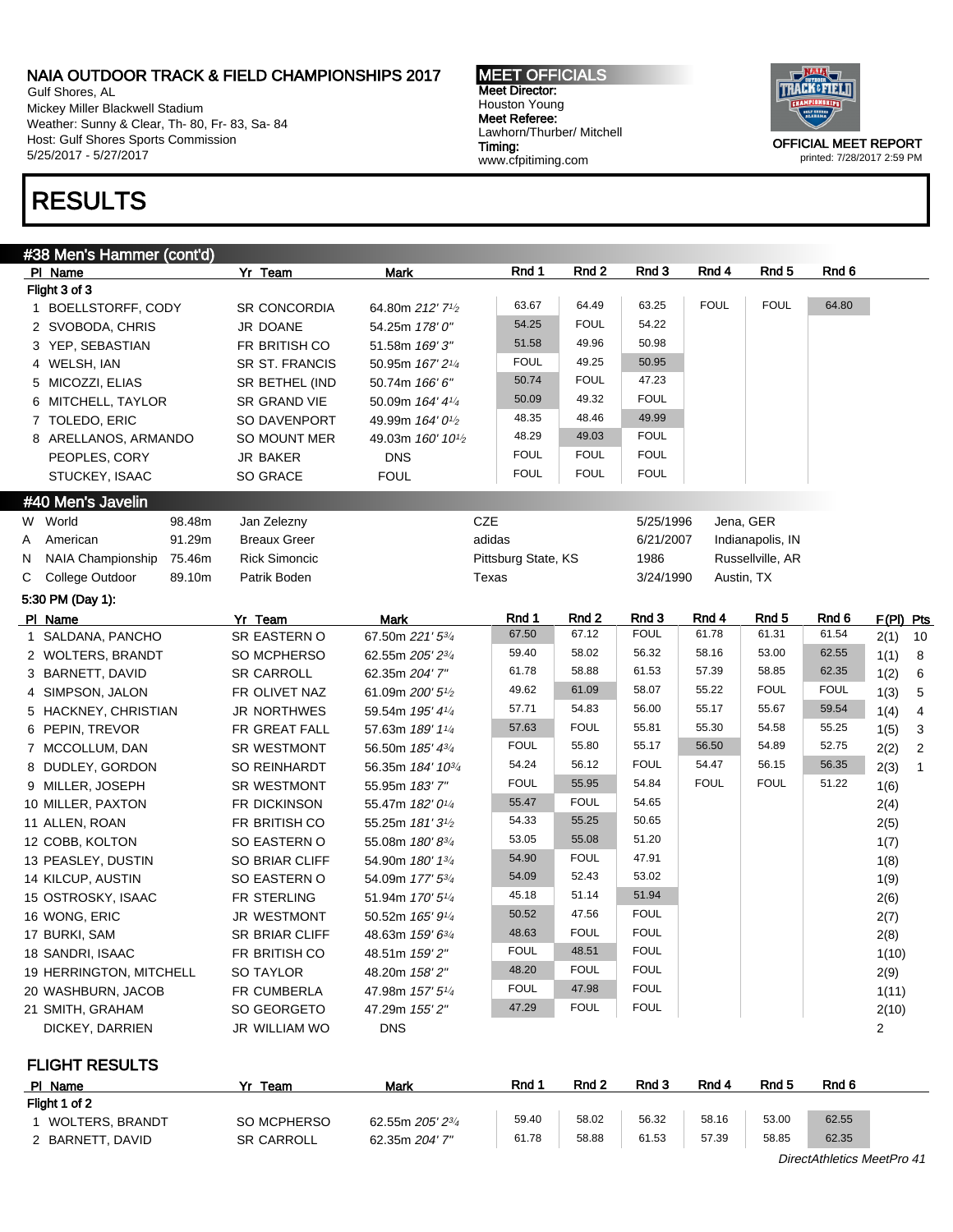# RESULTS

## #38 Men's Hammer (cont'd)

| Pl | Name | Yr | Team | Mark | Rnd 1 | Rnd 2 | Rnd 3 | Rnd 4 | Rnd 5 | Rnd 6 |
|---|---|---|---|---|---|---|---|---|---|---|
| **Flight 3 of 3** | | | | | | | | | | |
| 1 | BOELLSTORFF, CODY | SR | CONCORDIA | 64.80m *212' 7½* | 63.67 | 64.49 | 63.25 | FOUL | FOUL | 64.80 |
| 2 | SVOBODA, CHRIS | JR | DOANE | 54.25m *178' 0"* | 54.25 | FOUL | 54.22 | | | |
| 3 | YEP, SEBASTIAN | FR | BRITISH CO | 51.58m *169' 3"* | 51.58 | 49.96 | 50.98 | | | |
| 4 | WELSH, IAN | SR | ST. FRANCIS | 50.95m *167' 2¼* | FOUL | 49.25 | 50.95 | | | |
| 5 | MICOZZI, ELIAS | SR | BETHEL (IND | 50.74m *166' 6"* | 50.74 | FOUL | 47.23 | | | |
| 6 | MITCHELL, TAYLOR | SR | GRAND VIE | 50.09m *164' 4¼* | 50.09 | 49.32 | FOUL | | | |
| 7 | TOLEDO, ERIC | SO | DAVENPORT | 49.99m *164' 0½* | 48.35 | 48.46 | 49.99 | | | |
| 8 | ARELLANOS, ARMANDO | SO | MOUNT MER | 49.03m *160' 10½* | 48.29 | 49.03 | FOUL | | | |
| | PEOPLES, CORY | JR | BAKER | DNS | FOUL | FOUL | FOUL | | | |
| | STUCKEY, ISAAC | SO | GRACE | FOUL | FOUL | FOUL | FOUL | | | |

## #40 Men's Javelin

| | | | | | | |
|---|---|---|---|---|---|---|
| W | World | 98.48m | Jan Zelezny | CZE | 5/25/1996 | Jena, GER |
| A | American | 91.29m | Breaux Greer | adidas | 6/21/2007 | Indianapolis, IN |
| N | NAIA Championship | 75.46m | Rick Simoncic | Pittsburg State, KS | 1986 | Russellville, AR |
| C | College Outdoor | 89.10m | Patrik Boden | Texas | 3/24/1990 | Austin, TX |

5:30 PM (Day 1):

| Pl | Name | Yr | Team | Mark | Rnd 1 | Rnd 2 | Rnd 3 | Rnd 4 | Rnd 5 | Rnd 6 | F(Pl) | Pts |
|---|---|---|---|---|---|---|---|---|---|---|---|---|
| 1 | SALDANA, PANCHO | SR | EASTERN O | 67.50m *221' 5¾* | 67.50 | 67.12 | FOUL | 61.78 | 61.31 | 61.54 | 2(1) | 10 |
| 2 | WOLTERS, BRANDT | SO | MCPHERSO | 62.55m *205' 2¾* | 59.40 | 58.02 | 56.32 | 58.16 | 53.00 | 62.55 | 1(1) | 8 |
| 3 | BARNETT, DAVID | SR | CARROLL | 62.35m *204' 7"* | 61.78 | 58.88 | 61.53 | 57.39 | 58.85 | 62.35 | 1(2) | 6 |
| 4 | SIMPSON, JALON | FR | OLIVET NAZ | 61.09m *200' 5½* | 49.62 | 61.09 | 58.07 | 55.22 | FOUL | FOUL | 1(3) | 5 |
| 5 | HACKNEY, CHRISTIAN | JR | NORTHWES | 59.54m *195' 4¼* | 57.71 | 54.83 | 56.00 | 55.17 | 55.67 | 59.54 | 1(4) | 4 |
| 6 | PEPIN, TREVOR | FR | GREAT FALL | 57.63m *189' 1¼* | 57.63 | FOUL | 55.81 | 55.30 | 54.58 | 55.25 | 1(5) | 3 |
| 7 | MCCOLLUM, DAN | SR | WESTMONT | 56.50m *185' 4¾* | FOUL | 55.80 | 55.17 | 56.50 | 54.89 | 52.75 | 2(2) | 2 |
| 8 | DUDLEY, GORDON | SO | REINHARDT | 56.35m *184' 10¾* | 54.24 | 56.12 | FOUL | 54.47 | 56.15 | 56.35 | 2(3) | 1 |
| 9 | MILLER, JOSEPH | SR | WESTMONT | 55.95m *183' 7"* | FOUL | 55.95 | 54.84 | FOUL | FOUL | 51.22 | 1(6) | |
| 10 | MILLER, PAXTON | FR | DICKINSON | 55.47m *182' 0¼* | 55.47 | FOUL | 54.65 | | | | 2(4) | |
| 11 | ALLEN, ROAN | FR | BRITISH CO | 55.25m *181' 3½* | 54.33 | 55.25 | 50.65 | | | | 2(5) | |
| 12 | COBB, KOLTON | SO | EASTERN O | 55.08m *180' 8¾* | 53.05 | 55.08 | 51.20 | | | | 1(7) | |
| 13 | PEASLEY, DUSTIN | SO | BRIAR CLIFF | 54.90m *180' 1¾* | 54.90 | FOUL | 47.91 | | | | 1(8) | |
| 14 | KILCUP, AUSTIN | SO | EASTERN O | 54.09m *177' 5¾* | 54.09 | 52.43 | 53.02 | | | | 1(9) | |
| 15 | OSTROSKY, ISAAC | FR | STERLING | 51.94m *170' 5¼* | 45.18 | 51.14 | 51.94 | | | | 2(6) | |
| 16 | WONG, ERIC | JR | WESTMONT | 50.52m *165' 9¼* | 50.52 | 47.56 | FOUL | | | | 2(7) | |
| 17 | BURKI, SAM | SR | BRIAR CLIFF | 48.63m *159' 6¾* | 48.63 | FOUL | FOUL | | | | 2(8) | |
| 18 | SANDRI, ISAAC | FR | BRITISH CO | 48.51m *159' 2"* | FOUL | 48.51 | FOUL | | | | 1(10) | |
| 19 | HERRINGTON, MITCHELL | SO | TAYLOR | 48.20m *158' 2"* | 48.20 | FOUL | FOUL | | | | 2(9) | |
| 20 | WASHBURN, JACOB | FR | CUMBERLA | 47.98m *157' 5¼* | FOUL | 47.98 | FOUL | | | | 1(11) | |
| 21 | SMITH, GRAHAM | SO | GEORGETO | 47.29m *155' 2"* | 47.29 | FOUL | FOUL | | | | 2(10) | |
| | DICKEY, DARRIEN | JR | WILLIAM WO | DNS | | | | | | | 2 | |

### FLIGHT RESULTS

| Pl | Name | Yr | Team | Mark | Rnd 1 | Rnd 2 | Rnd 3 | Rnd 4 | Rnd 5 | Rnd 6 |
|---|---|---|---|---|---|---|---|---|---|---|
| **Flight 1 of 2** | | | | | | | | | | |
| 1 | WOLTERS, BRANDT | SO | MCPHERSO | 62.55m *205' 2¾* | 59.40 | 58.02 | 56.32 | 58.16 | 53.00 | 62.55 |
| 2 | BARNETT, DAVID | SR | CARROLL | 62.35m *204' 7"* | 61.78 | 58.88 | 61.53 | 57.39 | 58.85 | 62.35 |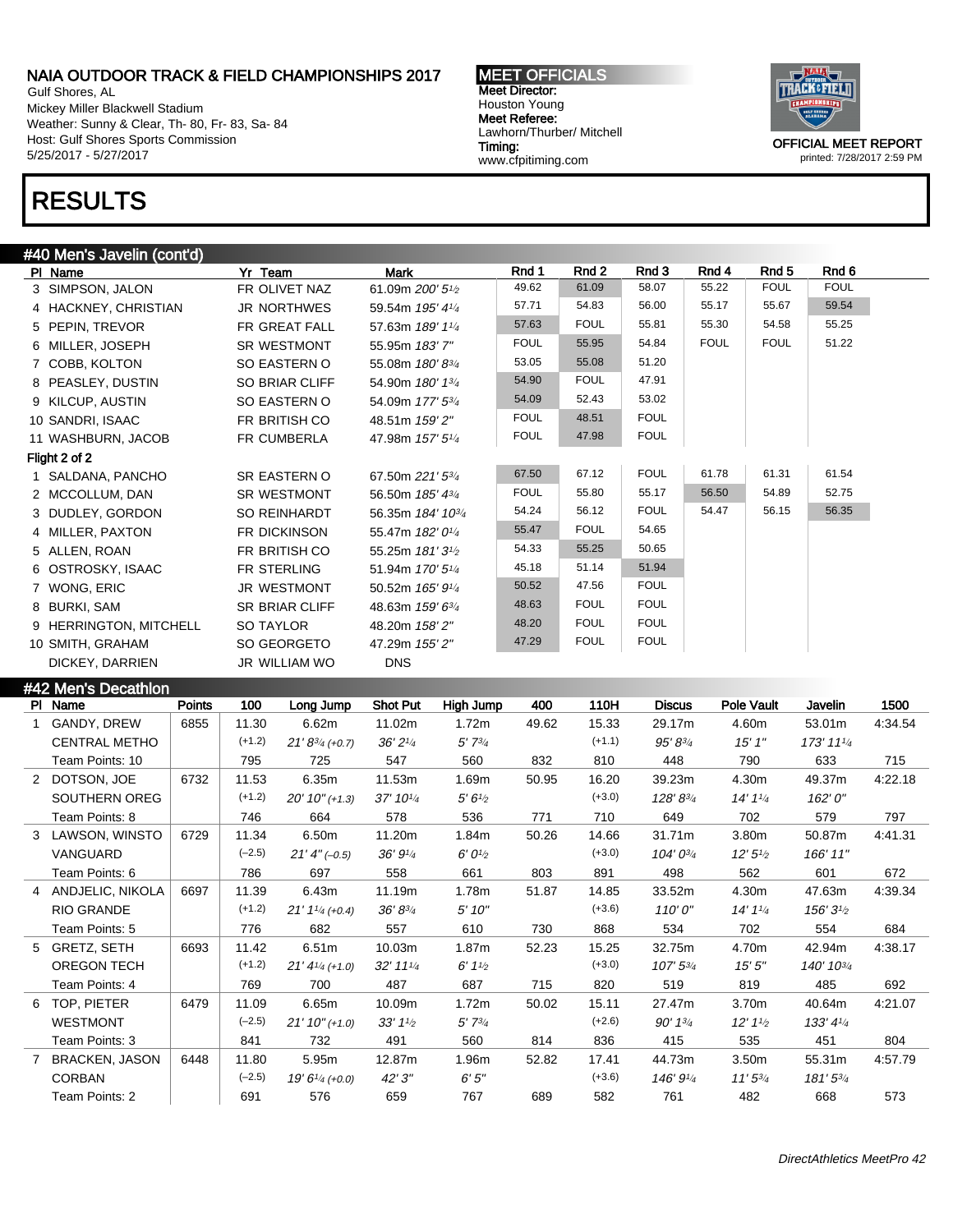## NAIA OUTDOOR TRACK & FIELD CHAMPIONSHIPS 2017

Gulf Shores, AL
Mickey Miller Blackwell Stadium
Weather: Sunny & Clear, Th- 80, Fr- 83, Sa- 84
Host: Gulf Shores Sports Commission
5/25/2017 - 5/27/2017

**MEET OFFICIALS**
Meet Director:
Houston Young
Meet Referee:
Lawhorn/Thurber/ Mitchell
Timing:
www.cfpitiming.com

OFFICIAL MEET REPORT
printed: 7/28/2017 2:59 PM

# RESULTS

### #40 Men's Javelin (cont'd)

| Pl | Name | Yr | Team | Mark | Rnd 1 | Rnd 2 | Rnd 3 | Rnd 4 | Rnd 5 | Rnd 6 |
|---|---|---|---|---|---|---|---|---|---|---|
| 3 | SIMPSON, JALON | FR | OLIVET NAZ | 61.09m *200' 5½* | 49.62 | 61.09 | 58.07 | 55.22 | FOUL | FOUL |
| 4 | HACKNEY, CHRISTIAN | JR | NORTHWES | 59.54m *195' 4¼* | 57.71 | 54.83 | 56.00 | 55.17 | 55.67 | 59.54 |
| 5 | PEPIN, TREVOR | FR | GREAT FALL | 57.63m *189' 1¼* | 57.63 | FOUL | 55.81 | 55.30 | 54.58 | 55.25 |
| 6 | MILLER, JOSEPH | SR | WESTMONT | 55.95m *183' 7"* | FOUL | 55.95 | 54.84 | FOUL | FOUL | 51.22 |
| 7 | COBB, KOLTON | SO | EASTERN O | 55.08m *180' 8¾* | 53.05 | 55.08 | 51.20 | | | |
| 8 | PEASLEY, DUSTIN | SO | BRIAR CLIFF | 54.90m *180' 1¾* | 54.90 | FOUL | 47.91 | | | |
| 9 | KILCUP, AUSTIN | SO | EASTERN O | 54.09m *177' 5¾* | 54.09 | 52.43 | 53.02 | | | |
| 10 | SANDRI, ISAAC | FR | BRITISH CO | 48.51m *159' 2"* | FOUL | 48.51 | FOUL | | | |
| 11 | WASHBURN, JACOB | FR | CUMBERLA | 47.98m *157' 5¼* | FOUL | 47.98 | FOUL | | | |
| **Flight 2 of 2** | | | | | | | | | | |
| 1 | SALDANA, PANCHO | SR | EASTERN O | 67.50m *221' 5¾* | 67.50 | 67.12 | FOUL | 61.78 | 61.31 | 61.54 |
| 2 | MCCOLLUM, DAN | SR | WESTMONT | 56.50m *185' 4¾* | FOUL | 55.80 | 55.17 | 56.50 | 54.89 | 52.75 |
| 3 | DUDLEY, GORDON | SO | REINHARDT | 56.35m *184' 10¾* | 54.24 | 56.12 | FOUL | 54.47 | 56.15 | 56.35 |
| 4 | MILLER, PAXTON | FR | DICKINSON | 55.47m *182' 0¼* | 55.47 | FOUL | 54.65 | | | |
| 5 | ALLEN, ROAN | FR | BRITISH CO | 55.25m *181' 3½* | 54.33 | 55.25 | 50.65 | | | |
| 6 | OSTROSKY, ISAAC | FR | STERLING | 51.94m *170' 5¼* | 45.18 | 51.14 | 51.94 | | | |
| 7 | WONG, ERIC | JR | WESTMONT | 50.52m *165' 9¼* | 50.52 | 47.56 | FOUL | | | |
| 8 | BURKI, SAM | SR | BRIAR CLIFF | 48.63m *159' 6¾* | 48.63 | FOUL | FOUL | | | |
| 9 | HERRINGTON, MITCHELL | SO | TAYLOR | 48.20m *158' 2"* | 48.20 | FOUL | FOUL | | | |
| 10 | SMITH, GRAHAM | SO | GEORGETO | 47.29m *155' 2"* | 47.29 | FOUL | FOUL | | | |
| | DICKEY, DARRIEN | JR | WILLIAM WO | DNS | | | | | | |

### #42 Men's Decathlon

| Pl | Name | Points | 100 | Long Jump | Shot Put | High Jump | 400 | 110H | Discus | Pole Vault | Javelin | 1500 |
|---|---|---|---|---|---|---|---|---|---|---|---|---|
| 1 | GANDY, DREW | 6855 | 11.30 | 6.62m | 11.02m | 1.72m | 49.62 | 15.33 | 29.17m | 4.60m | 53.01m | 4:34.54 |
| | CENTRAL METHO | | (+1.2) | *21' 8¾ (+0.7)* | *36' 2¼* | *5' 7¾* | | (+1.1) | *95' 8¾* | *15' 1"* | *173' 11¼* | |
| | Team Points: 10 | | 795 | 725 | 547 | 560 | 832 | 810 | 448 | 790 | 633 | 715 |
| 2 | DOTSON, JOE | 6732 | 11.53 | 6.35m | 11.53m | 1.69m | 50.95 | 16.20 | 39.23m | 4.30m | 49.37m | 4:22.18 |
| | SOUTHERN OREG | | (+1.2) | *20' 10" (+1.3)* | *37' 10¼* | *5' 6½* | | (+3.0) | *128' 8¾* | *14' 1¼* | *162' 0"* | |
| | Team Points: 8 | | 746 | 664 | 578 | 536 | 771 | 710 | 649 | 702 | 579 | 797 |
| 3 | LAWSON, WINSTO | 6729 | 11.34 | 6.50m | 11.20m | 1.84m | 50.26 | 14.66 | 31.71m | 3.80m | 50.87m | 4:41.31 |
| | VANGUARD | | (−2.5) | *21' 4" (−0.5)* | *36' 9¼* | *6' 0½* | | (+3.0) | *104' 0¾* | *12' 5½* | *166' 11"* | |
| | Team Points: 6 | | 786 | 697 | 558 | 661 | 803 | 891 | 498 | 562 | 601 | 672 |
| 4 | ANDJELIC, NIKOLA | 6697 | 11.39 | 6.43m | 11.19m | 1.78m | 51.87 | 14.85 | 33.52m | 4.30m | 47.63m | 4:39.34 |
| | RIO GRANDE | | (+1.2) | *21' 1¼ (+0.4)* | *36' 8¾* | *5' 10"* | | (+3.6) | *110' 0"* | *14' 1¼* | *156' 3½* | |
| | Team Points: 5 | | 776 | 682 | 557 | 610 | 730 | 868 | 534 | 702 | 554 | 684 |
| 5 | GRETZ, SETH | 6693 | 11.42 | 6.51m | 10.03m | 1.87m | 52.23 | 15.25 | 32.75m | 4.70m | 42.94m | 4:38.17 |
| | OREGON TECH | | (+1.2) | *21' 4¼ (+1.0)* | *32' 11¼* | *6' 1½* | | (+3.0) | *107' 5¾* | *15' 5"* | *140' 10¾* | |
| | Team Points: 4 | | 769 | 700 | 487 | 687 | 715 | 820 | 519 | 819 | 485 | 692 |
| 6 | TOP, PIETER | 6479 | 11.09 | 6.65m | 10.09m | 1.72m | 50.02 | 15.11 | 27.47m | 3.70m | 40.64m | 4:21.07 |
| | WESTMONT | | (−2.5) | *21' 10" (+1.0)* | *33' 1½* | *5' 7¾* | | (+2.6) | *90' 1¾* | *12' 1½* | *133' 4¼* | |
| | Team Points: 3 | | 841 | 732 | 491 | 560 | 814 | 836 | 415 | 535 | 451 | 804 |
| 7 | BRACKEN, JASON | 6448 | 11.80 | 5.95m | 12.87m | 1.96m | 52.82 | 17.41 | 44.73m | 3.50m | 55.31m | 4:57.79 |
| | CORBAN | | (−2.5) | *19' 6¼ (+0.0)* | *42' 3"* | *6' 5"* | | (+3.6) | *146' 9¼* | *11' 5¾* | *181' 5¾* | |
| | Team Points: 2 | | 691 | 576 | 659 | 767 | 689 | 582 | 761 | 482 | 668 | 573 |

DirectAthletics MeetPro 42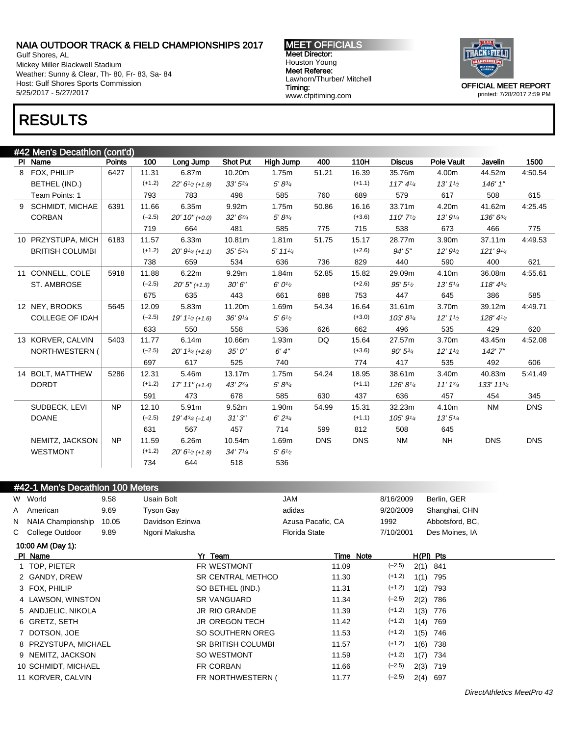NAIA OUTDOOR TRACK & FIELD CHAMPIONSHIPS 2017
Gulf Shores, AL
Mickey Miller Blackwell Stadium
Weather: Sunny & Clear, Th- 80, Fr- 83, Sa- 84
Host: Gulf Shores Sports Commission
5/25/2017 - 5/27/2017

MEET OFFICIALS
Meet Director: Houston Young
Meet Referee: Lawhorn/Thurber/ Mitchell
Timing: www.cfpitiming.com

OFFICIAL MEET REPORT
printed: 7/28/2017 2:59 PM

# RESULTS

## #42 Men's Decathlon (cont'd)

| Pl | Name | Points | 100 | Long Jump | Shot Put | High Jump | 400 | 110H | Discus | Pole Vault | Javelin | 1500 |
|---|---|---|---|---|---|---|---|---|---|---|---|---|
| 8 | FOX, PHILIP | 6427 | 11.31 | 6.87m | 10.20m | 1.75m | 51.21 | 16.39 | 35.76m | 4.00m | 44.52m | 4:50.54 |
| | BETHEL (IND.) | | (+1.2) | 22' 6½ (+1.9) | 33' 5¾ | 5' 8¾ | | (+1.1) | 117' 4¼ | 13' 1½ | 146' 1" | |
| | Team Points: 1 | | 793 | 783 | 498 | 585 | 760 | 689 | 579 | 617 | 508 | 615 |
| 9 | SCHMIDT, MICHAE | 6391 | 11.66 | 6.35m | 9.92m | 1.75m | 50.86 | 16.16 | 33.71m | 4.20m | 41.62m | 4:25.45 |
| | CORBAN | | (−2.5) | 20' 10" (+0.0) | 32' 6¾ | 5' 8¾ | | (+3.6) | 110' 7½ | 13' 9¼ | 136' 6¾ | |
| | | | 719 | 664 | 481 | 585 | 775 | 715 | 538 | 673 | 466 | 775 |
| 10 | PRZYSTUPA, MICH | 6183 | 11.57 | 6.33m | 10.81m | 1.81m | 51.75 | 15.17 | 28.77m | 3.90m | 37.11m | 4:49.53 |
| | BRITISH COLUMBI | | (+1.2) | 20' 9¼ (+1.1) | 35' 5¾ | 5' 11¼ | | (+2.6) | 94' 5" | 12' 9½ | 121' 9¼ | |
| | | | 738 | 659 | 534 | 636 | 736 | 829 | 440 | 590 | 400 | 621 |
| 11 | CONNELL, COLE | 5918 | 11.88 | 6.22m | 9.29m | 1.84m | 52.85 | 15.82 | 29.09m | 4.10m | 36.08m | 4:55.61 |
| | ST. AMBROSE | | (−2.5) | 20' 5" (+1.3) | 30' 6" | 6' 0½ | | (+2.6) | 95' 5½ | 13' 5¼ | 118' 4¾ | |
| | | | 675 | 635 | 443 | 661 | 688 | 753 | 447 | 645 | 386 | 585 |
| 12 | NEY, BROOKS | 5645 | 12.09 | 5.83m | 11.20m | 1.69m | 54.34 | 16.64 | 31.61m | 3.70m | 39.12m | 4:49.71 |
| | COLLEGE OF IDAH | | (−2.5) | 19' 1½ (+1.6) | 36' 9¼ | 5' 6½ | | (+3.0) | 103' 8¾ | 12' 1½ | 128' 4½ | |
| | | | 633 | 550 | 558 | 536 | 626 | 662 | 496 | 535 | 429 | 620 |
| 13 | KORVER, CALVIN | 5403 | 11.77 | 6.14m | 10.66m | 1.93m | DQ | 15.64 | 27.57m | 3.70m | 43.45m | 4:52.08 |
| | NORTHWESTERN ( | | (−2.5) | 20' 1¾ (+2.6) | 35' 0" | 6' 4" | | (+3.6) | 90' 5¾ | 12' 1½ | 142' 7" | |
| | | | 697 | 617 | 525 | 740 | | 774 | 417 | 535 | 492 | 606 |
| 14 | BOLT, MATTHEW | 5286 | 12.31 | 5.46m | 13.17m | 1.75m | 54.24 | 18.95 | 38.61m | 3.40m | 40.83m | 5:41.49 |
| | DORDT | | (+1.2) | 17' 11" (+1.4) | 43' 2¾ | 5' 8¾ | | (+1.1) | 126' 8¼ | 11' 1¾ | 133' 11¾ | |
| | | | 591 | 473 | 678 | 585 | 630 | 437 | 636 | 457 | 454 | 345 |
| | SUDBECK, LEVI | NP | 12.10 | 5.91m | 9.52m | 1.90m | 54.99 | 15.31 | 32.23m | 4.10m | NM | DNS |
| | DOANE | | (−2.5) | 19' 4¾ (−1.4) | 31' 3" | 6' 2¾ | | (+1.1) | 105' 9¼ | 13' 5¼ | | |
| | | | 631 | 567 | 457 | 714 | 599 | 812 | 508 | 645 | | |
| | NEMITZ, JACKSON | NP | 11.59 | 6.26m | 10.54m | 1.69m | DNS | DNS | NM | NH | DNS | DNS |
| | WESTMONT | | (+1.2) | 20' 6½ (+1.9) | 34' 7¼ | 5' 6½ | | | | | | |
| | | | 734 | 644 | 518 | 536 | | | | | | |

## #42-1 Men's Decathlon 100 Meters

| | | | | | | |
|---|---|---|---|---|---|---|
| W | World | 9.58 | Usain Bolt | JAM | 8/16/2009 | Berlin, GER |
| A | American | 9.69 | Tyson Gay | adidas | 9/20/2009 | Shanghai, CHN |
| N | NAIA Championship | 10.05 | Davidson Ezinwa | Azusa Pacific, CA | 1992 | Abbotsford, BC, |
| C | College Outdoor | 9.89 | Ngoni Makusha | Florida State | 7/10/2001 | Des Moines, IA |

10:00 AM (Day 1):

| Pl | Name | Yr | Team | Time | Note | Wind | H(Pl) | Pts |
|---|---|---|---|---|---|---|---|---|
| 1 | TOP, PIETER | FR | WESTMONT | 11.09 | | (−2.5) | 2(1) | 841 |
| 2 | GANDY, DREW | SR | CENTRAL METHOD | 11.30 | | (+1.2) | 1(1) | 795 |
| 3 | FOX, PHILIP | SO | BETHEL (IND.) | 11.31 | | (+1.2) | 1(2) | 793 |
| 4 | LAWSON, WINSTON | SR | VANGUARD | 11.34 | | (−2.5) | 2(2) | 786 |
| 5 | ANDJELIC, NIKOLA | JR | RIO GRANDE | 11.39 | | (+1.2) | 1(3) | 776 |
| 6 | GRETZ, SETH | JR | OREGON TECH | 11.42 | | (+1.2) | 1(4) | 769 |
| 7 | DOTSON, JOE | SO | SOUTHERN OREG | 11.53 | | (+1.2) | 1(5) | 746 |
| 8 | PRZYSTUPA, MICHAEL | SR | BRITISH COLUMBI | 11.57 | | (+1.2) | 1(6) | 738 |
| 9 | NEMITZ, JACKSON | SO | WESTMONT | 11.59 | | (+1.2) | 1(7) | 734 |
| 10 | SCHMIDT, MICHAEL | FR | CORBAN | 11.66 | | (−2.5) | 2(3) | 719 |
| 11 | KORVER, CALVIN | FR | NORTHWESTERN ( | 11.77 | | (−2.5) | 2(4) | 697 |

DirectAthletics MeetPro 43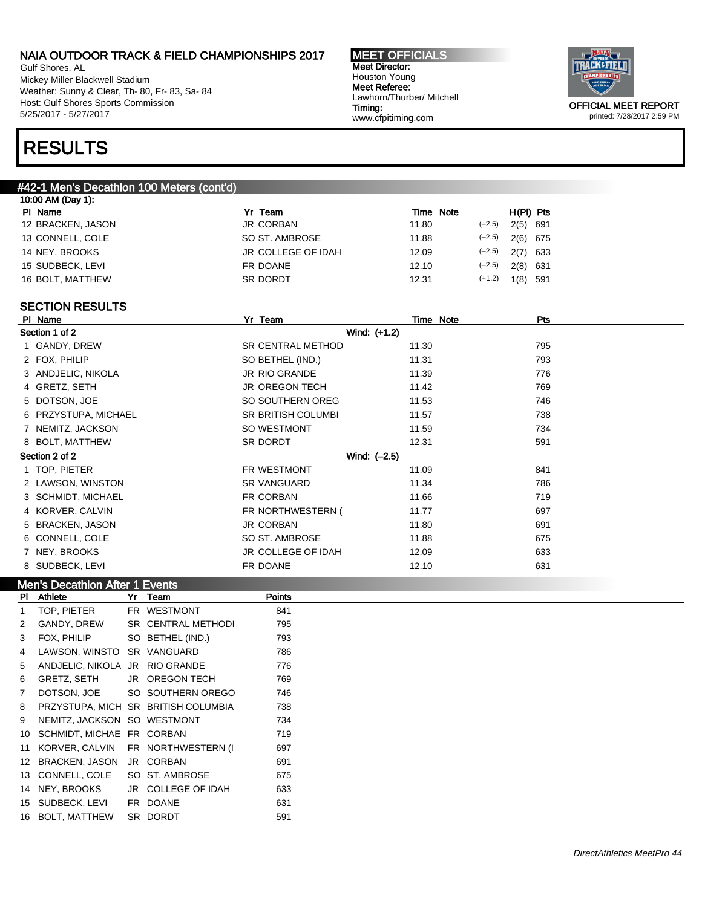NAIA OUTDOOR TRACK & FIELD CHAMPIONSHIPS 2017
Gulf Shores, AL
Mickey Miller Blackwell Stadium
Weather: Sunny & Clear, Th- 80, Fr- 83, Sa- 84
Host: Gulf Shores Sports Commission
5/25/2017 - 5/27/2017

MEET OFFICIALS
Meet Director:
Houston Young
Meet Referee:
Lawhorn/Thurber/ Mitchell
Timing:
www.cfpitiming.com

OFFICIAL MEET REPORT
printed: 7/28/2017 2:59 PM

# RESULTS

## #42-1 Men's Decathlon 100 Meters (cont'd)

10:00 AM (Day 1):

| Pl | Name | Yr | Team | Time | Note | Wind | H(Pl) | Pts |
|---|---|---|---|---|---|---|---|---|
| 12 | BRACKEN, JASON | JR | CORBAN | 11.80 | | (–2.5) | 2(5) | 691 |
| 13 | CONNELL, COLE | SO | ST. AMBROSE | 11.88 | | (–2.5) | 2(6) | 675 |
| 14 | NEY, BROOKS | JR | COLLEGE OF IDAH | 12.09 | | (–2.5) | 2(7) | 633 |
| 15 | SUDBECK, LEVI | FR | DOANE | 12.10 | | (–2.5) | 2(8) | 631 |
| 16 | BOLT, MATTHEW | SR | DORDT | 12.31 | | (+1.2) | 1(8) | 591 |

### SECTION RESULTS

| Pl | Name | Yr | Team | Time | Note | Pts |
|---|---|---|---|---|---|---|
| Section 1 of 2 | | | Wind: (+1.2) | | | |
| 1 | GANDY, DREW | SR | CENTRAL METHOD | 11.30 | | 795 |
| 2 | FOX, PHILIP | SO | BETHEL (IND.) | 11.31 | | 793 |
| 3 | ANDJELIC, NIKOLA | JR | RIO GRANDE | 11.39 | | 776 |
| 4 | GRETZ, SETH | JR | OREGON TECH | 11.42 | | 769 |
| 5 | DOTSON, JOE | SO | SOUTHERN OREG | 11.53 | | 746 |
| 6 | PRZYSTUPA, MICHAEL | SR | BRITISH COLUMBI | 11.57 | | 738 |
| 7 | NEMITZ, JACKSON | SO | WESTMONT | 11.59 | | 734 |
| 8 | BOLT, MATTHEW | SR | DORDT | 12.31 | | 591 |
| Section 2 of 2 | | | Wind: (–2.5) | | | |
| 1 | TOP, PIETER | FR | WESTMONT | 11.09 | | 841 |
| 2 | LAWSON, WINSTON | SR | VANGUARD | 11.34 | | 786 |
| 3 | SCHMIDT, MICHAEL | FR | CORBAN | 11.66 | | 719 |
| 4 | KORVER, CALVIN | FR | NORTHWESTERN ( | 11.77 | | 697 |
| 5 | BRACKEN, JASON | JR | CORBAN | 11.80 | | 691 |
| 6 | CONNELL, COLE | SO | ST. AMBROSE | 11.88 | | 675 |
| 7 | NEY, BROOKS | JR | COLLEGE OF IDAH | 12.09 | | 633 |
| 8 | SUDBECK, LEVI | FR | DOANE | 12.10 | | 631 |

## Men's Decathlon After 1 Events

| Pl | Athlete | Yr | Team | Points |
|---|---|---|---|---|
| 1 | TOP, PIETER | FR | WESTMONT | 841 |
| 2 | GANDY, DREW | SR | CENTRAL METHODI | 795 |
| 3 | FOX, PHILIP | SO | BETHEL (IND.) | 793 |
| 4 | LAWSON, WINSTO | SR | VANGUARD | 786 |
| 5 | ANDJELIC, NIKOLA | JR | RIO GRANDE | 776 |
| 6 | GRETZ, SETH | JR | OREGON TECH | 769 |
| 7 | DOTSON, JOE | SO | SOUTHERN OREGO | 746 |
| 8 | PRZYSTUPA, MICH | SR | BRITISH COLUMBIA | 738 |
| 9 | NEMITZ, JACKSON | SO | WESTMONT | 734 |
| 10 | SCHMIDT, MICHAE | FR | CORBAN | 719 |
| 11 | KORVER, CALVIN | FR | NORTHWESTERN (I | 697 |
| 12 | BRACKEN, JASON | JR | CORBAN | 691 |
| 13 | CONNELL, COLE | SO | ST. AMBROSE | 675 |
| 14 | NEY, BROOKS | JR | COLLEGE OF IDAH | 633 |
| 15 | SUDBECK, LEVI | FR | DOANE | 631 |
| 16 | BOLT, MATTHEW | SR | DORDT | 591 |

*DirectAthletics MeetPro 44*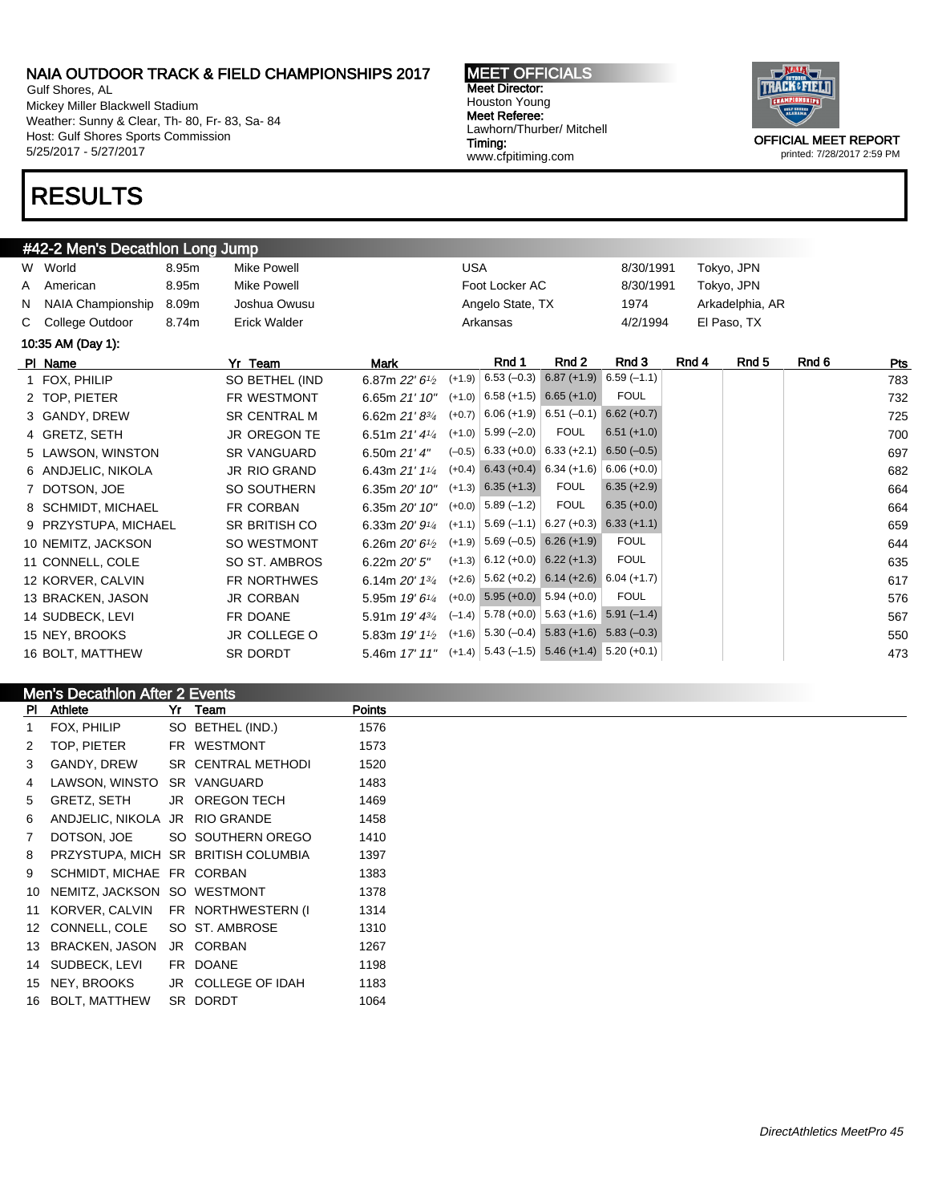# NAIA OUTDOOR TRACK & FIELD CHAMPIONSHIPS 2017

Gulf Shores, AL
Mickey Miller Blackwell Stadium
Weather: Sunny & Clear, Th- 80, Fr- 83, Sa- 84
Host: Gulf Shores Sports Commission
5/25/2017 - 5/27/2017

**MEET OFFICIALS**
**Meet Director:**
Houston Young
**Meet Referee:**
Lawhorn/Thurber/ Mitchell
**Timing:**
www.cfpitiming.com

**OFFICIAL MEET REPORT**
printed: 7/28/2017 2:59 PM

# RESULTS

## #42-2 Men's Decathlon Long Jump

| | | | | | | |
|---|---|---|---|---|---|---|
| W | World | 8.95m | Mike Powell | USA | 8/30/1991 | Tokyo, JPN |
| A | American | 8.95m | Mike Powell | Foot Locker AC | 8/30/1991 | Tokyo, JPN |
| N | NAIA Championship | 8.09m | Joshua Owusu | Angelo State, TX | 1974 | Arkadelphia, AR |
| C | College Outdoor | 8.74m | Erick Walder | Arkansas | 4/2/1994 | El Paso, TX |

10:35 AM (Day 1):

| Pl | Name | Yr | Team | Mark | | Rnd 1 | Rnd 2 | Rnd 3 | Rnd 4 | Rnd 5 | Rnd 6 | Pts |
|---|---|---|---|---|---|---|---|---|---|---|---|---|
| 1 | FOX, PHILIP | SO | BETHEL (IND | 6.87m *22' 6½* | (+1.9) | 6.53 (–0.3) | 6.87 (+1.9) | 6.59 (–1.1) | | | | 783 |
| 2 | TOP, PIETER | FR | WESTMONT | 6.65m *21' 10"* | (+1.0) | 6.58 (+1.5) | 6.65 (+1.0) | FOUL | | | | 732 |
| 3 | GANDY, DREW | SR | CENTRAL M | 6.62m *21' 8¾* | (+0.7) | 6.06 (+1.9) | 6.51 (–0.1) | 6.62 (+0.7) | | | | 725 |
| 4 | GRETZ, SETH | JR | OREGON TE | 6.51m *21' 4¼* | (+1.0) | 5.99 (–2.0) | FOUL | 6.51 (+1.0) | | | | 700 |
| 5 | LAWSON, WINSTON | SR | VANGUARD | 6.50m *21' 4"* | (–0.5) | 6.33 (+0.0) | 6.33 (+2.1) | 6.50 (–0.5) | | | | 697 |
| 6 | ANDJELIC, NIKOLA | JR | RIO GRAND | 6.43m *21' 1¼* | (+0.4) | 6.43 (+0.4) | 6.34 (+1.6) | 6.06 (+0.0) | | | | 682 |
| 7 | DOTSON, JOE | SO | SOUTHERN | 6.35m *20' 10"* | (+1.3) | 6.35 (+1.3) | FOUL | 6.35 (+2.9) | | | | 664 |
| 8 | SCHMIDT, MICHAEL | FR | CORBAN | 6.35m *20' 10"* | (+0.0) | 5.89 (–1.2) | FOUL | 6.35 (+0.0) | | | | 664 |
| 9 | PRZYSTUPA, MICHAEL | SR | BRITISH CO | 6.33m *20' 9¼* | (+1.1) | 5.69 (–1.1) | 6.27 (+0.3) | 6.33 (+1.1) | | | | 659 |
| 10 | NEMITZ, JACKSON | SO | WESTMONT | 6.26m *20' 6½* | (+1.9) | 5.69 (–0.5) | 6.26 (+1.9) | FOUL | | | | 644 |
| 11 | CONNELL, COLE | SO | ST. AMBROS | 6.22m *20' 5"* | (+1.3) | 6.12 (+0.0) | 6.22 (+1.3) | FOUL | | | | 635 |
| 12 | KORVER, CALVIN | FR | NORTHWES | 6.14m *20' 1¾* | (+2.6) | 5.62 (+0.2) | 6.14 (+2.6) | 6.04 (+1.7) | | | | 617 |
| 13 | BRACKEN, JASON | JR | CORBAN | 5.95m *19' 6¼* | (+0.0) | 5.95 (+0.0) | 5.94 (+0.0) | FOUL | | | | 576 |
| 14 | SUDBECK, LEVI | FR | DOANE | 5.91m *19' 4¾* | (–1.4) | 5.78 (+0.0) | 5.63 (+1.6) | 5.91 (–1.4) | | | | 567 |
| 15 | NEY, BROOKS | JR | COLLEGE O | 5.83m *19' 1½* | (+1.6) | 5.30 (–0.4) | 5.83 (+1.6) | 5.83 (–0.3) | | | | 550 |
| 16 | BOLT, MATTHEW | SR | DORDT | 5.46m *17' 11"* | (+1.4) | 5.43 (–1.5) | 5.46 (+1.4) | 5.20 (+0.1) | | | | 473 |

## Men's Decathlon After 2 Events

| Pl | Athlete | Yr | Team | Points |
|---|---|---|---|---|
| 1 | FOX, PHILIP | SO | BETHEL (IND.) | 1576 |
| 2 | TOP, PIETER | FR | WESTMONT | 1573 |
| 3 | GANDY, DREW | SR | CENTRAL METHODI | 1520 |
| 4 | LAWSON, WINSTO | SR | VANGUARD | 1483 |
| 5 | GRETZ, SETH | JR | OREGON TECH | 1469 |
| 6 | ANDJELIC, NIKOLA | JR | RIO GRANDE | 1458 |
| 7 | DOTSON, JOE | SO | SOUTHERN OREGO | 1410 |
| 8 | PRZYSTUPA, MICH | SR | BRITISH COLUMBIA | 1397 |
| 9 | SCHMIDT, MICHAE | FR | CORBAN | 1383 |
| 10 | NEMITZ, JACKSON | SO | WESTMONT | 1378 |
| 11 | KORVER, CALVIN | FR | NORTHWESTERN (I | 1314 |
| 12 | CONNELL, COLE | SO | ST. AMBROSE | 1310 |
| 13 | BRACKEN, JASON | JR | CORBAN | 1267 |
| 14 | SUDBECK, LEVI | FR | DOANE | 1198 |
| 15 | NEY, BROOKS | JR | COLLEGE OF IDAH | 1183 |
| 16 | BOLT, MATTHEW | SR | DORDT | 1064 |

*DirectAthletics MeetPro 45*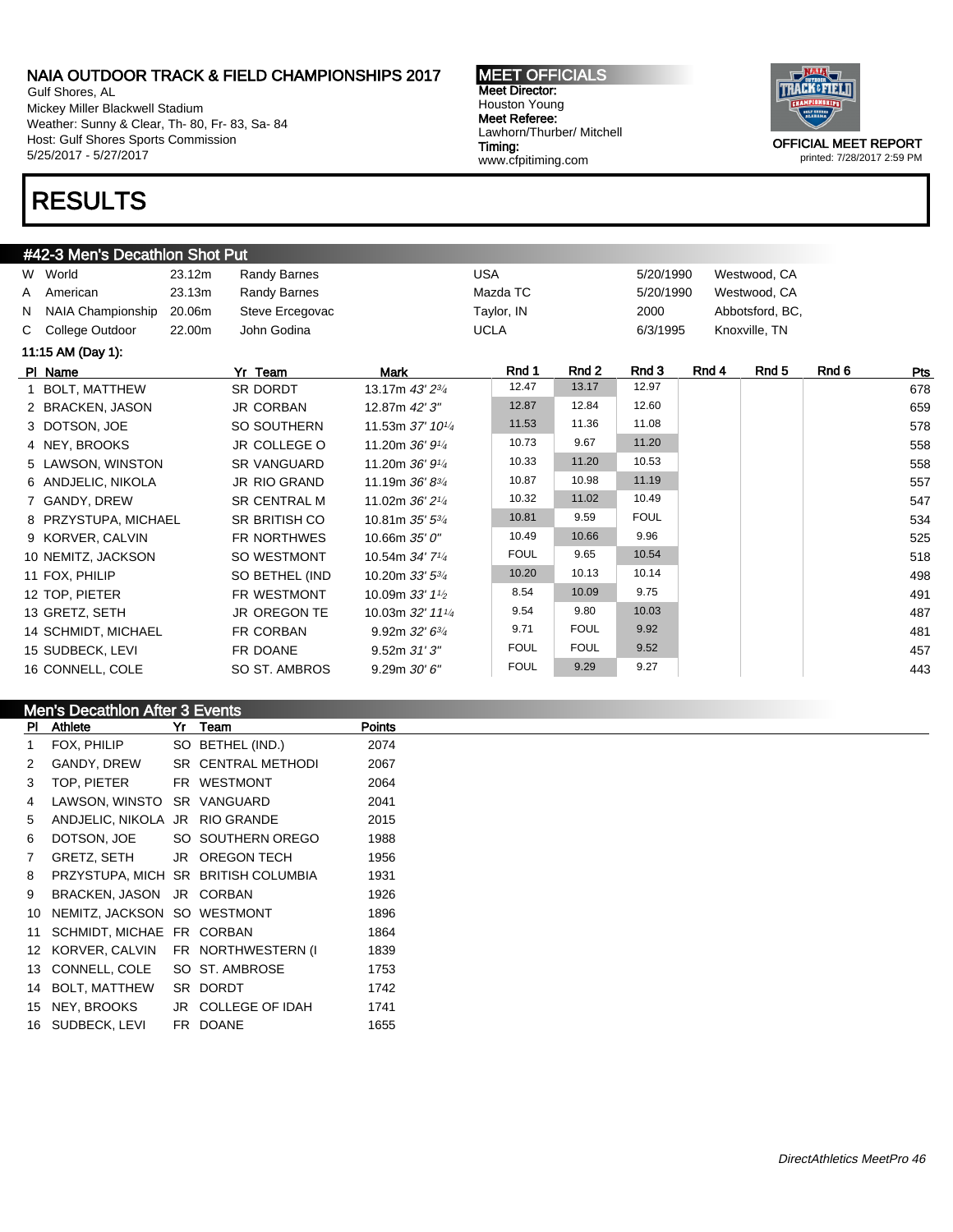# NAIA OUTDOOR TRACK & FIELD CHAMPIONSHIPS 2017

Gulf Shores, AL
Mickey Miller Blackwell Stadium
Weather: Sunny & Clear, Th- 80, Fr- 83, Sa- 84
Host: Gulf Shores Sports Commission
5/25/2017 - 5/27/2017

**MEET OFFICIALS**
**Meet Director:**
Houston Young
**Meet Referee:**
Lawhorn/Thurber/ Mitchell
**Timing:**
www.cfpitiming.com

**OFFICIAL MEET REPORT**
printed: 7/28/2017 2:59 PM

# RESULTS

## #42-3 Men's Decathlon Shot Put

| | | | | | | |
|---|---|---|---|---|---|---|
| W | World | 23.12m | Randy Barnes | USA | 5/20/1990 | Westwood, CA |
| A | American | 23.13m | Randy Barnes | Mazda TC | 5/20/1990 | Westwood, CA |
| N | NAIA Championship | 20.06m | Steve Ercegovac | Taylor, IN | 2000 | Abbotsford, BC, |
| C | College Outdoor | 22.00m | John Godina | UCLA | 6/3/1995 | Knoxville, TN |

**11:15 AM (Day 1):**

| Pl | Name | Yr | Team | Mark | Rnd 1 | Rnd 2 | Rnd 3 | Rnd 4 | Rnd 5 | Rnd 6 | Pts |
|---|---|---|---|---|---|---|---|---|---|---|---|
| 1 | BOLT, MATTHEW | SR | DORDT | 13.17m *43' 2¾* | 12.47 | 13.17 | 12.97 | | | | 678 |
| 2 | BRACKEN, JASON | JR | CORBAN | 12.87m *42' 3"* | 12.87 | 12.84 | 12.60 | | | | 659 |
| 3 | DOTSON, JOE | SO | SOUTHERN | 11.53m *37' 10¼* | 11.53 | 11.36 | 11.08 | | | | 578 |
| 4 | NEY, BROOKS | JR | COLLEGE O | 11.20m *36' 9¼* | 10.73 | 9.67 | 11.20 | | | | 558 |
| 5 | LAWSON, WINSTON | SR | VANGUARD | 11.20m *36' 9¼* | 10.33 | 11.20 | 10.53 | | | | 558 |
| 6 | ANDJELIC, NIKOLA | JR | RIO GRAND | 11.19m *36' 8¾* | 10.87 | 10.98 | 11.19 | | | | 557 |
| 7 | GANDY, DREW | SR | CENTRAL M | 11.02m *36' 2¼* | 10.32 | 11.02 | 10.49 | | | | 547 |
| 8 | PRZYSTUPA, MICHAEL | SR | BRITISH CO | 10.81m *35' 5¾* | 10.81 | 9.59 | FOUL | | | | 534 |
| 9 | KORVER, CALVIN | FR | NORTHWES | 10.66m *35' 0"* | 10.49 | 10.66 | 9.96 | | | | 525 |
| 10 | NEMITZ, JACKSON | SO | WESTMONT | 10.54m *34' 7¼* | FOUL | 9.65 | 10.54 | | | | 518 |
| 11 | FOX, PHILIP | SO | BETHEL (IND | 10.20m *33' 5¾* | 10.20 | 10.13 | 10.14 | | | | 498 |
| 12 | TOP, PIETER | FR | WESTMONT | 10.09m *33' 1½* | 8.54 | 10.09 | 9.75 | | | | 491 |
| 13 | GRETZ, SETH | JR | OREGON TE | 10.03m *32' 11¼* | 9.54 | 9.80 | 10.03 | | | | 487 |
| 14 | SCHMIDT, MICHAEL | FR | CORBAN | 9.92m *32' 6¾* | 9.71 | FOUL | 9.92 | | | | 481 |
| 15 | SUDBECK, LEVI | FR | DOANE | 9.52m *31' 3"* | FOUL | FOUL | 9.52 | | | | 457 |
| 16 | CONNELL, COLE | SO | ST. AMBROS | 9.29m *30' 6"* | FOUL | 9.29 | 9.27 | | | | 443 |

## Men's Decathlon After 3 Events

| Pl | Athlete | Yr | Team | Points |
|---|---|---|---|---|
| 1 | FOX, PHILIP | SO | BETHEL (IND.) | 2074 |
| 2 | GANDY, DREW | SR | CENTRAL METHODI | 2067 |
| 3 | TOP, PIETER | FR | WESTMONT | 2064 |
| 4 | LAWSON, WINSTO | SR | VANGUARD | 2041 |
| 5 | ANDJELIC, NIKOLA | JR | RIO GRANDE | 2015 |
| 6 | DOTSON, JOE | SO | SOUTHERN OREGO | 1988 |
| 7 | GRETZ, SETH | JR | OREGON TECH | 1956 |
| 8 | PRZYSTUPA, MICH | SR | BRITISH COLUMBIA | 1931 |
| 9 | BRACKEN, JASON | JR | CORBAN | 1926 |
| 10 | NEMITZ, JACKSON | SO | WESTMONT | 1896 |
| 11 | SCHMIDT, MICHAE | FR | CORBAN | 1864 |
| 12 | KORVER, CALVIN | FR | NORTHWESTERN (I | 1839 |
| 13 | CONNELL, COLE | SO | ST. AMBROSE | 1753 |
| 14 | BOLT, MATTHEW | SR | DORDT | 1742 |
| 15 | NEY, BROOKS | JR | COLLEGE OF IDAH | 1741 |
| 16 | SUDBECK, LEVI | FR | DOANE | 1655 |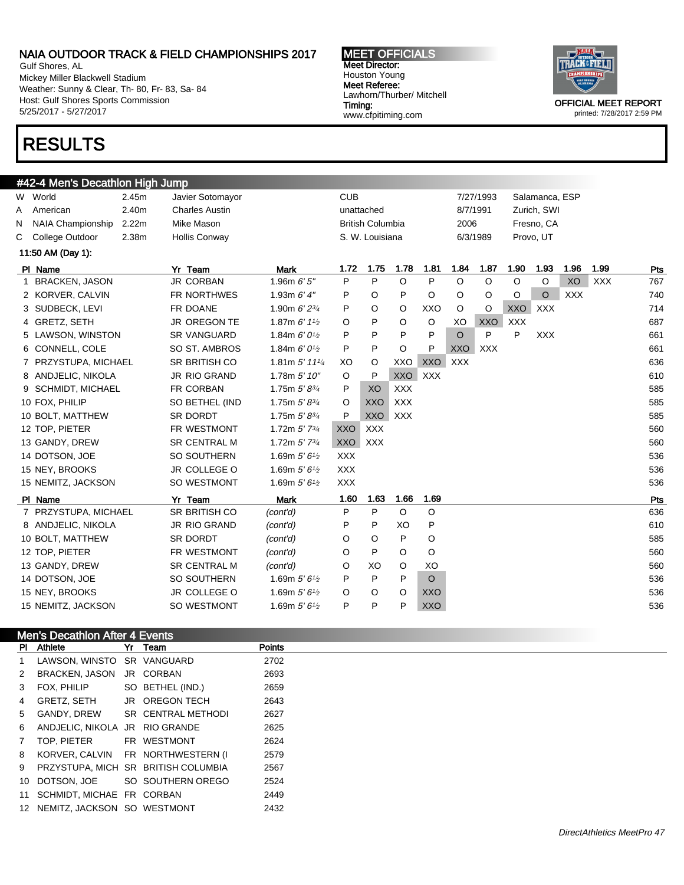NAIA OUTDOOR TRACK & FIELD CHAMPIONSHIPS 2017

Gulf Shores, AL
Mickey Miller Blackwell Stadium
Weather: Sunny & Clear, Th- 80, Fr- 83, Sa- 84
Host: Gulf Shores Sports Commission
5/25/2017 - 5/27/2017

MEET OFFICIALS
Meet Director:
Houston Young
Meet Referee:
Lawhorn/Thurber/ Mitchell
Timing:
www.cfpitiming.com

OFFICIAL MEET REPORT
printed: 7/28/2017 2:59 PM

# RESULTS

## #42-4 Men's Decathlon High Jump

| | | | | | | |
|---|---|---|---|---|---|---|
| W | World | 2.45m | Javier Sotomayor | CUB | 7/27/1993 | Salamanca, ESP |
| A | American | 2.40m | Charles Austin | unattached | 8/7/1991 | Zurich, SWI |
| N | NAIA Championship | 2.22m | Mike Mason | British Columbia | 2006 | Fresno, CA |
| C | College Outdoor | 2.38m | Hollis Conway | S. W. Louisiana | 6/3/1989 | Provo, UT |

11:50 AM (Day 1):

| Pl | Name | Yr | Team | Mark | 1.72 | 1.75 | 1.78 | 1.81 | 1.84 | 1.87 | 1.90 | 1.93 | 1.96 | 1.99 | Pts |
|---|---|---|---|---|---|---|---|---|---|---|---|---|---|---|---|
| 1 | BRACKEN, JASON | JR | CORBAN | 1.96m *6' 5"* | P | P | O | P | O | O | O | O | XO | XXX | 767 |
| 2 | KORVER, CALVIN | FR | NORTHWES | 1.93m *6' 4"* | P | O | P | O | O | O | O | O | XXX | | 740 |
| 3 | SUDBECK, LEVI | FR | DOANE | 1.90m *6' 2¾* | P | O | O | XXO | O | O | XXO | XXX | | | 714 |
| 4 | GRETZ, SETH | JR | OREGON TE | 1.87m *6' 1½* | O | P | O | O | XO | XXO | XXX | | | | 687 |
| 5 | LAWSON, WINSTON | SR | VANGUARD | 1.84m *6' 0½* | P | P | P | P | O | P | P | XXX | | | 661 |
| 6 | CONNELL, COLE | SO | ST. AMBROS | 1.84m *6' 0½* | P | P | O | P | XXO | XXX | | | | | 661 |
| 7 | PRZYSTUPA, MICHAEL | SR | BRITISH CO | 1.81m *5' 11¼* | XO | O | XXO | XXO | XXX | | | | | | 636 |
| 8 | ANDJELIC, NIKOLA | JR | RIO GRAND | 1.78m *5' 10"* | O | P | XXO | XXX | | | | | | | 610 |
| 9 | SCHMIDT, MICHAEL | FR | CORBAN | 1.75m *5' 8¾* | P | XO | XXX | | | | | | | | 585 |
| 10 | FOX, PHILIP | SO | BETHEL (IND | 1.75m *5' 8¾* | O | XXO | XXX | | | | | | | | 585 |
| 10 | BOLT, MATTHEW | SR | DORDT | 1.75m *5' 8¾* | P | XXO | XXX | | | | | | | | 585 |
| 12 | TOP, PIETER | FR | WESTMONT | 1.72m *5' 7¾* | XXO | XXX | | | | | | | | | 560 |
| 13 | GANDY, DREW | SR | CENTRAL M | 1.72m *5' 7¾* | XXO | XXX | | | | | | | | | 560 |
| 14 | DOTSON, JOE | SO | SOUTHERN | 1.69m *5' 6½* | XXX | | | | | | | | | | 536 |
| 15 | NEY, BROOKS | JR | COLLEGE O | 1.69m *5' 6½* | XXX | | | | | | | | | | 536 |
| 15 | NEMITZ, JACKSON | SO | WESTMONT | 1.69m *5' 6½* | XXX | | | | | | | | | | 536 |

| Pl | Name | Yr | Team | Mark | 1.60 | 1.63 | 1.66 | 1.69 | Pts |
|---|---|---|---|---|---|---|---|---|---|
| 7 | PRZYSTUPA, MICHAEL | SR | BRITISH CO | *(cont'd)* | P | P | O | O | 636 |
| 8 | ANDJELIC, NIKOLA | JR | RIO GRAND | *(cont'd)* | P | P | XO | P | 610 |
| 10 | BOLT, MATTHEW | SR | DORDT | *(cont'd)* | O | O | P | O | 585 |
| 12 | TOP, PIETER | FR | WESTMONT | *(cont'd)* | O | P | O | O | 560 |
| 13 | GANDY, DREW | SR | CENTRAL M | *(cont'd)* | O | XO | O | XO | 560 |
| 14 | DOTSON, JOE | SO | SOUTHERN | 1.69m *5' 6½* | P | P | P | O | 536 |
| 15 | NEY, BROOKS | JR | COLLEGE O | 1.69m *5' 6½* | O | O | O | XXO | 536 |
| 15 | NEMITZ, JACKSON | SO | WESTMONT | 1.69m *5' 6½* | P | P | P | XXO | 536 |

## Men's Decathlon After 4 Events

| Pl | Athlete | Yr | Team | Points |
|---|---|---|---|---|
| 1 | LAWSON, WINSTO | SR | VANGUARD | 2702 |
| 2 | BRACKEN, JASON | JR | CORBAN | 2693 |
| 3 | FOX, PHILIP | SO | BETHEL (IND.) | 2659 |
| 4 | GRETZ, SETH | JR | OREGON TECH | 2643 |
| 5 | GANDY, DREW | SR | CENTRAL METHODI | 2627 |
| 6 | ANDJELIC, NIKOLA | JR | RIO GRANDE | 2625 |
| 7 | TOP, PIETER | FR | WESTMONT | 2624 |
| 8 | KORVER, CALVIN | FR | NORTHWESTERN (I | 2579 |
| 9 | PRZYSTUPA, MICH | SR | BRITISH COLUMBIA | 2567 |
| 10 | DOTSON, JOE | SO | SOUTHERN OREGO | 2524 |
| 11 | SCHMIDT, MICHAE | FR | CORBAN | 2449 |
| 12 | NEMITZ, JACKSON | SO | WESTMONT | 2432 |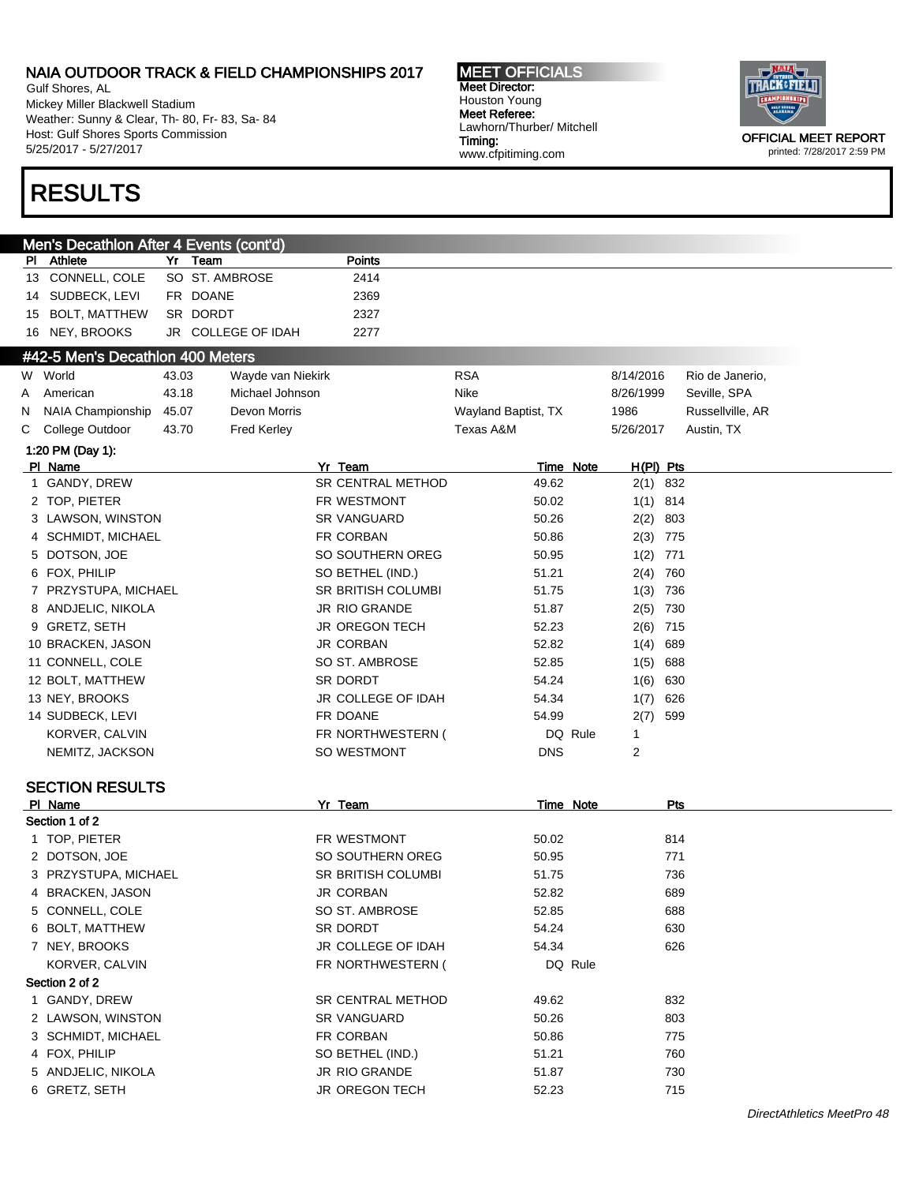# RESULTS

## Men's Decathlon After 4 Events (cont'd)

| Pl | Athlete | Yr | Team | Points |
|---|---|---|---|---|
| 13 | CONNELL, COLE | SO | ST. AMBROSE | 2414 |
| 14 | SUDBECK, LEVI | FR | DOANE | 2369 |
| 15 | BOLT, MATTHEW | SR | DORDT | 2327 |
| 16 | NEY, BROOKS | JR | COLLEGE OF IDAH | 2277 |

## #42-5 Men's Decathlon 400 Meters

| | | | | | | |
|---|---|---|---|---|---|---|
| W | World | 43.03 | Wayde van Niekirk | RSA | 8/14/2016 | Rio de Janerio, |
| A | American | 43.18 | Michael Johnson | Nike | 8/26/1999 | Seville, SPA |
| N | NAIA Championship | 45.07 | Devon Morris | Wayland Baptist, TX | 1986 | Russellville, AR |
| C | College Outdoor | 43.70 | Fred Kerley | Texas A&M | 5/26/2017 | Austin, TX |

**1:20 PM (Day 1):**

| Pl | Name | Yr | Team | Time | Note | H(Pl) | Pts |
|---|---|---|---|---|---|---|---|
| 1 | GANDY, DREW | SR | CENTRAL METHOD | 49.62 | | 2(1) | 832 |
| 2 | TOP, PIETER | FR | WESTMONT | 50.02 | | 1(1) | 814 |
| 3 | LAWSON, WINSTON | SR | VANGUARD | 50.26 | | 2(2) | 803 |
| 4 | SCHMIDT, MICHAEL | FR | CORBAN | 50.86 | | 2(3) | 775 |
| 5 | DOTSON, JOE | SO | SOUTHERN OREG | 50.95 | | 1(2) | 771 |
| 6 | FOX, PHILIP | SO | BETHEL (IND.) | 51.21 | | 2(4) | 760 |
| 7 | PRZYSTUPA, MICHAEL | SR | BRITISH COLUMBI | 51.75 | | 1(3) | 736 |
| 8 | ANDJELIC, NIKOLA | JR | RIO GRANDE | 51.87 | | 2(5) | 730 |
| 9 | GRETZ, SETH | JR | OREGON TECH | 52.23 | | 2(6) | 715 |
| 10 | BRACKEN, JASON | JR | CORBAN | 52.82 | | 1(4) | 689 |
| 11 | CONNELL, COLE | SO | ST. AMBROSE | 52.85 | | 1(5) | 688 |
| 12 | BOLT, MATTHEW | SR | DORDT | 54.24 | | 1(6) | 630 |
| 13 | NEY, BROOKS | JR | COLLEGE OF IDAH | 54.34 | | 1(7) | 626 |
| 14 | SUDBECK, LEVI | FR | DOANE | 54.99 | | 2(7) | 599 |
| | KORVER, CALVIN | FR | NORTHWESTERN ( | DQ | Rule | 1 | |
| | NEMITZ, JACKSON | SO | WESTMONT | DNS | | 2 | |

### SECTION RESULTS

| Pl | Name | Yr | Team | Time | Note | Pts |
|---|---|---|---|---|---|---|
| **Section 1 of 2** | | | | | | |
| 1 | TOP, PIETER | FR | WESTMONT | 50.02 | | 814 |
| 2 | DOTSON, JOE | SO | SOUTHERN OREG | 50.95 | | 771 |
| 3 | PRZYSTUPA, MICHAEL | SR | BRITISH COLUMBI | 51.75 | | 736 |
| 4 | BRACKEN, JASON | JR | CORBAN | 52.82 | | 689 |
| 5 | CONNELL, COLE | SO | ST. AMBROSE | 52.85 | | 688 |
| 6 | BOLT, MATTHEW | SR | DORDT | 54.24 | | 630 |
| 7 | NEY, BROOKS | JR | COLLEGE OF IDAH | 54.34 | | 626 |
| | KORVER, CALVIN | FR | NORTHWESTERN ( | DQ | Rule | |
| **Section 2 of 2** | | | | | | |
| 1 | GANDY, DREW | SR | CENTRAL METHOD | 49.62 | | 832 |
| 2 | LAWSON, WINSTON | SR | VANGUARD | 50.26 | | 803 |
| 3 | SCHMIDT, MICHAEL | FR | CORBAN | 50.86 | | 775 |
| 4 | FOX, PHILIP | SO | BETHEL (IND.) | 51.21 | | 760 |
| 5 | ANDJELIC, NIKOLA | JR | RIO GRANDE | 51.87 | | 730 |
| 6 | GRETZ, SETH | JR | OREGON TECH | 52.23 | | 715 |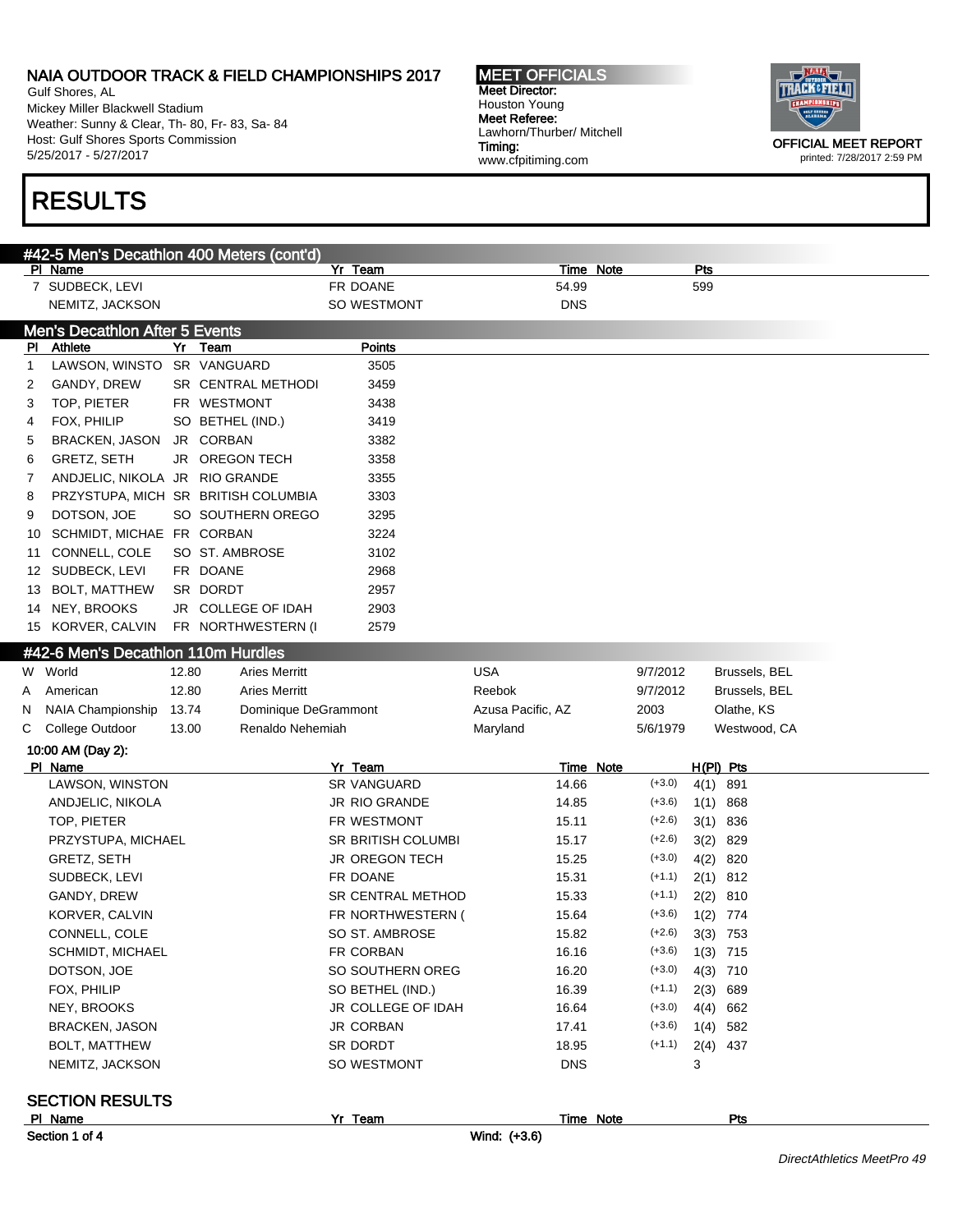# NAIA OUTDOOR TRACK & FIELD CHAMPIONSHIPS 2017

Gulf Shores, AL
Mickey Miller Blackwell Stadium
Weather: Sunny & Clear, Th- 80, Fr- 83, Sa- 84
Host: Gulf Shores Sports Commission
5/25/2017 - 5/27/2017

**MEET OFFICIALS**
**Meet Director:** Houston Young
**Meet Referee:** Lawhorn/Thurber/ Mitchell
**Timing:** www.cfpitiming.com

OFFICIAL MEET REPORT
printed: 7/28/2017 2:59 PM

# RESULTS

## #42-5 Men's Decathlon 400 Meters (cont'd)

| Pl | Name | Yr | Team | Time | Note | Pts |
|---|---|---|---|---|---|---|
| 7 | SUDBECK, LEVI | FR | DOANE | 54.99 | | 599 |
| | NEMITZ, JACKSON | SO | WESTMONT | DNS | | |

## Men's Decathlon After 5 Events

| Pl | Athlete | Yr | Team | Points |
|---|---|---|---|---|
| 1 | LAWSON, WINSTO | SR | VANGUARD | 3505 |
| 2 | GANDY, DREW | SR | CENTRAL METHODI | 3459 |
| 3 | TOP, PIETER | FR | WESTMONT | 3438 |
| 4 | FOX, PHILIP | SO | BETHEL (IND.) | 3419 |
| 5 | BRACKEN, JASON | JR | CORBAN | 3382 |
| 6 | GRETZ, SETH | JR | OREGON TECH | 3358 |
| 7 | ANDJELIC, NIKOLA | JR | RIO GRANDE | 3355 |
| 8 | PRZYSTUPA, MICH | SR | BRITISH COLUMBIA | 3303 |
| 9 | DOTSON, JOE | SO | SOUTHERN OREGO | 3295 |
| 10 | SCHMIDT, MICHAE | FR | CORBAN | 3224 |
| 11 | CONNELL, COLE | SO | ST. AMBROSE | 3102 |
| 12 | SUDBECK, LEVI | FR | DOANE | 2968 |
| 13 | BOLT, MATTHEW | SR | DORDT | 2957 |
| 14 | NEY, BROOKS | JR | COLLEGE OF IDAH | 2903 |
| 15 | KORVER, CALVIN | FR | NORTHWESTERN (I | 2579 |

## #42-6 Men's Decathlon 110m Hurdles

| | | | | | | |
|---|---|---|---|---|---|---|
| W | World | 12.80 | Aries Merritt | USA | 9/7/2012 | Brussels, BEL |
| A | American | 12.80 | Aries Merritt | Reebok | 9/7/2012 | Brussels, BEL |
| N | NAIA Championship | 13.74 | Dominique DeGrammont | Azusa Pacific, AZ | 2003 | Olathe, KS |
| C | College Outdoor | 13.00 | Renaldo Nehemiah | Maryland | 5/6/1979 | Westwood, CA |

10:00 AM (Day 2):

| Pl | Name | Yr | Team | Time | Note | Wind | H(Pl) | Pts |
|---|---|---|---|---|---|---|---|---|
| | LAWSON, WINSTON | SR | VANGUARD | 14.66 | | (+3.0) | 4(1) | 891 |
| | ANDJELIC, NIKOLA | JR | RIO GRANDE | 14.85 | | (+3.6) | 1(1) | 868 |
| | TOP, PIETER | FR | WESTMONT | 15.11 | | (+2.6) | 3(1) | 836 |
| | PRZYSTUPA, MICHAEL | SR | BRITISH COLUMBI | 15.17 | | (+2.6) | 3(2) | 829 |
| | GRETZ, SETH | JR | OREGON TECH | 15.25 | | (+3.0) | 4(2) | 820 |
| | SUDBECK, LEVI | FR | DOANE | 15.31 | | (+1.1) | 2(1) | 812 |
| | GANDY, DREW | SR | CENTRAL METHOD | 15.33 | | (+1.1) | 2(2) | 810 |
| | KORVER, CALVIN | FR | NORTHWESTERN ( | 15.64 | | (+3.6) | 1(2) | 774 |
| | CONNELL, COLE | SO | ST. AMBROSE | 15.82 | | (+2.6) | 3(3) | 753 |
| | SCHMIDT, MICHAEL | FR | CORBAN | 16.16 | | (+3.6) | 1(3) | 715 |
| | DOTSON, JOE | SO | SOUTHERN OREG | 16.20 | | (+3.0) | 4(3) | 710 |
| | FOX, PHILIP | SO | BETHEL (IND.) | 16.39 | | (+1.1) | 2(3) | 689 |
| | NEY, BROOKS | JR | COLLEGE OF IDAH | 16.64 | | (+3.0) | 4(4) | 662 |
| | BRACKEN, JASON | JR | CORBAN | 17.41 | | (+3.6) | 1(4) | 582 |
| | BOLT, MATTHEW | SR | DORDT | 18.95 | | (+1.1) | 2(4) | 437 |
| | NEMITZ, JACKSON | SO | WESTMONT | DNS | | | 3 | |

### SECTION RESULTS

| Pl | Name | Yr | Team | Time | Note | Pts |
|---|---|---|---|---|---|---|

Section 1 of 4 — Wind: (+3.6)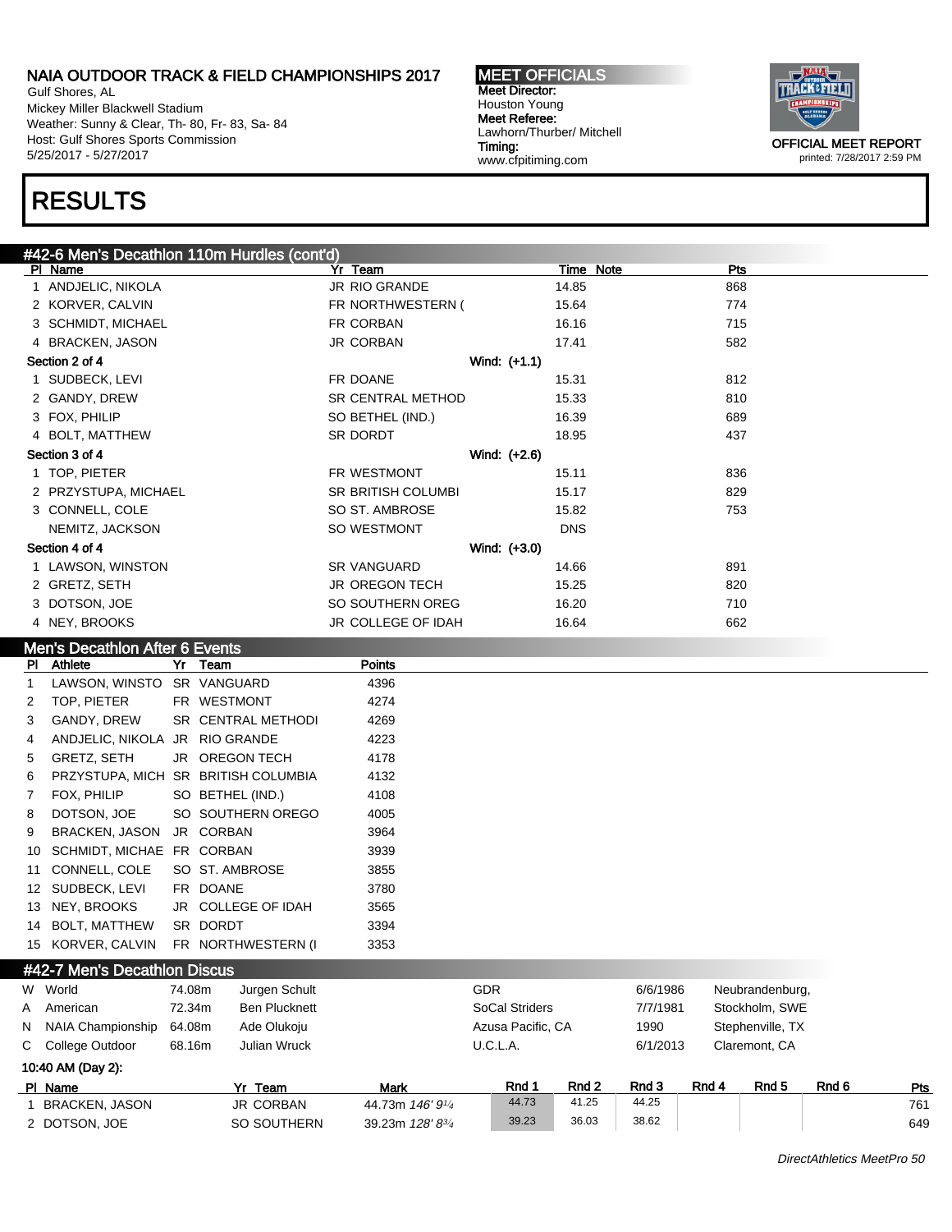# RESULTS

## #42-6 Men's Decathlon 110m Hurdles (cont'd)

| Pl | Name | Yr | Team | Time | Note | Pts |
|---|---|---|---|---|---|---|
| 1 | ANDJELIC, NIKOLA | JR | RIO GRANDE | 14.85 | | 868 |
| 2 | KORVER, CALVIN | FR | NORTHWESTERN ( | 15.64 | | 774 |
| 3 | SCHMIDT, MICHAEL | FR | CORBAN | 16.16 | | 715 |
| 4 | BRACKEN, JASON | JR | CORBAN | 17.41 | | 582 |
| **Section 2 of 4** | | | Wind: (+1.1) | | | |
| 1 | SUDBECK, LEVI | FR | DOANE | 15.31 | | 812 |
| 2 | GANDY, DREW | SR | CENTRAL METHOD | 15.33 | | 810 |
| 3 | FOX, PHILIP | SO | BETHEL (IND.) | 16.39 | | 689 |
| 4 | BOLT, MATTHEW | SR | DORDT | 18.95 | | 437 |
| **Section 3 of 4** | | | Wind: (+2.6) | | | |
| 1 | TOP, PIETER | FR | WESTMONT | 15.11 | | 836 |
| 2 | PRZYSTUPA, MICHAEL | SR | BRITISH COLUMBI | 15.17 | | 829 |
| 3 | CONNELL, COLE | SO | ST. AMBROSE | 15.82 | | 753 |
| | NEMITZ, JACKSON | SO | WESTMONT | DNS | | |
| **Section 4 of 4** | | | Wind: (+3.0) | | | |
| 1 | LAWSON, WINSTON | SR | VANGUARD | 14.66 | | 891 |
| 2 | GRETZ, SETH | JR | OREGON TECH | 15.25 | | 820 |
| 3 | DOTSON, JOE | SO | SOUTHERN OREG | 16.20 | | 710 |
| 4 | NEY, BROOKS | JR | COLLEGE OF IDAH | 16.64 | | 662 |

## Men's Decathlon After 6 Events

| Pl | Athlete | Yr | Team | Points |
|---|---|---|---|---|
| 1 | LAWSON, WINSTO | SR | VANGUARD | 4396 |
| 2 | TOP, PIETER | FR | WESTMONT | 4274 |
| 3 | GANDY, DREW | SR | CENTRAL METHODI | 4269 |
| 4 | ANDJELIC, NIKOLA | JR | RIO GRANDE | 4223 |
| 5 | GRETZ, SETH | JR | OREGON TECH | 4178 |
| 6 | PRZYSTUPA, MICH | SR | BRITISH COLUMBIA | 4132 |
| 7 | FOX, PHILIP | SO | BETHEL (IND.) | 4108 |
| 8 | DOTSON, JOE | SO | SOUTHERN OREGO | 4005 |
| 9 | BRACKEN, JASON | JR | CORBAN | 3964 |
| 10 | SCHMIDT, MICHAE | FR | CORBAN | 3939 |
| 11 | CONNELL, COLE | SO | ST. AMBROSE | 3855 |
| 12 | SUDBECK, LEVI | FR | DOANE | 3780 |
| 13 | NEY, BROOKS | JR | COLLEGE OF IDAH | 3565 |
| 14 | BOLT, MATTHEW | SR | DORDT | 3394 |
| 15 | KORVER, CALVIN | FR | NORTHWESTERN (I | 3353 |

## #42-7 Men's Decathlon Discus

| | Record | Mark | Holder | Team | Date | Location |
|---|---|---|---|---|---|---|
| W | World | 74.08m | Jurgen Schult | GDR | 6/6/1986 | Neubrandenburg, |
| A | American | 72.34m | Ben Plucknett | SoCal Striders | 7/7/1981 | Stockholm, SWE |
| N | NAIA Championship | 64.08m | Ade Olukoju | Azusa Pacific, CA | 1990 | Stephenville, TX |
| C | College Outdoor | 68.16m | Julian Wruck | U.C.L.A. | 6/1/2013 | Claremont, CA |

10:40 AM (Day 2):

| Pl | Name | Yr | Team | Mark | Rnd 1 | Rnd 2 | Rnd 3 | Rnd 4 | Rnd 5 | Rnd 6 | Pts |
|---|---|---|---|---|---|---|---|---|---|---|---|
| 1 | BRACKEN, JASON | JR | CORBAN | 44.73m *146' 9¼* | 44.73 | 41.25 | 44.25 | | | | 761 |
| 2 | DOTSON, JOE | SO | SOUTHERN | 39.23m *128' 8¾* | 39.23 | 36.03 | 38.62 | | | | 649 |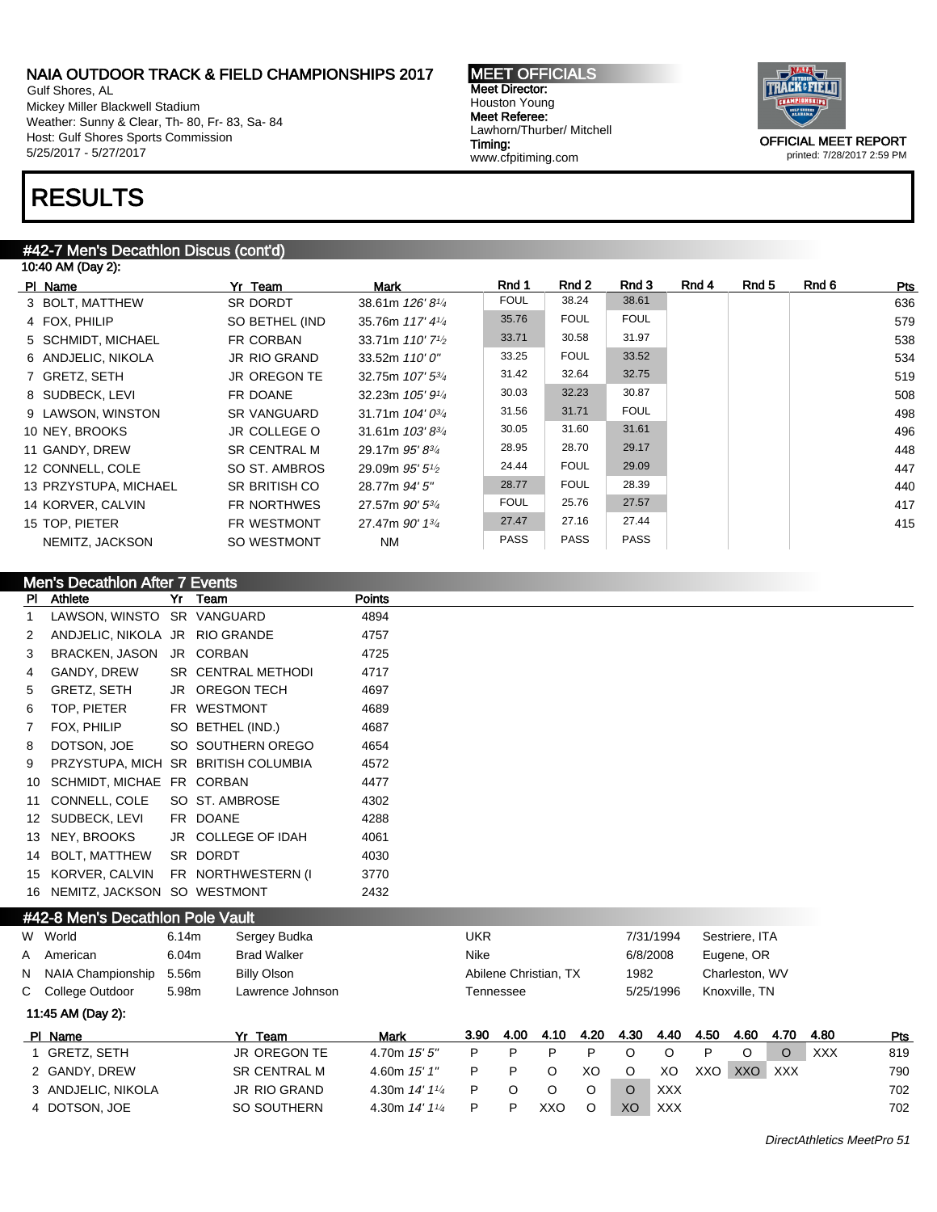# NAIA OUTDOOR TRACK & FIELD CHAMPIONSHIPS 2017

Gulf Shores, AL
Mickey Miller Blackwell Stadium
Weather: Sunny & Clear, Th- 80, Fr- 83, Sa- 84
Host: Gulf Shores Sports Commission
5/25/2017 - 5/27/2017

**MEET OFFICIALS**
**Meet Director:** Houston Young
**Meet Referee:** Lawhorn/Thurber/ Mitchell
**Timing:** www.cfpitiming.com

OFFICIAL MEET REPORT
printed: 7/28/2017 2:59 PM

# RESULTS

## #42-7 Men's Decathlon Discus (cont'd)

10:40 AM (Day 2):

| Pl | Name | Yr | Team | Mark | Rnd 1 | Rnd 2 | Rnd 3 | Rnd 4 | Rnd 5 | Rnd 6 | Pts |
|---|---|---|---|---|---|---|---|---|---|---|---|
| 3 | BOLT, MATTHEW | SR | DORDT | 38.61m *126' 8¼* | FOUL | 38.24 | 38.61 | | | | 636 |
| 4 | FOX, PHILIP | SO | BETHEL (IND | 35.76m *117' 4¼* | 35.76 | FOUL | FOUL | | | | 579 |
| 5 | SCHMIDT, MICHAEL | FR | CORBAN | 33.71m *110' 7½* | 33.71 | 30.58 | 31.97 | | | | 538 |
| 6 | ANDJELIC, NIKOLA | JR | RIO GRAND | 33.52m *110' 0"* | 33.25 | FOUL | 33.52 | | | | 534 |
| 7 | GRETZ, SETH | JR | OREGON TE | 32.75m *107' 5¾* | 31.42 | 32.64 | 32.75 | | | | 519 |
| 8 | SUDBECK, LEVI | FR | DOANE | 32.23m *105' 9¼* | 30.03 | 32.23 | 30.87 | | | | 508 |
| 9 | LAWSON, WINSTON | SR | VANGUARD | 31.71m *104' 0¾* | 31.56 | 31.71 | FOUL | | | | 498 |
| 10 | NEY, BROOKS | JR | COLLEGE O | 31.61m *103' 8¾* | 30.05 | 31.60 | 31.61 | | | | 496 |
| 11 | GANDY, DREW | SR | CENTRAL M | 29.17m *95' 8¾* | 28.95 | 28.70 | 29.17 | | | | 448 |
| 12 | CONNELL, COLE | SO | ST. AMBROS | 29.09m *95' 5½* | 24.44 | FOUL | 29.09 | | | | 447 |
| 13 | PRZYSTUPA, MICHAEL | SR | BRITISH CO | 28.77m *94' 5"* | 28.77 | FOUL | 28.39 | | | | 440 |
| 14 | KORVER, CALVIN | FR | NORTHWES | 27.57m *90' 5¾* | FOUL | 25.76 | 27.57 | | | | 417 |
| 15 | TOP, PIETER | FR | WESTMONT | 27.47m *90' 1¾* | 27.47 | 27.16 | 27.44 | | | | 415 |
| | NEMITZ, JACKSON | SO | WESTMONT | NM | PASS | PASS | PASS | | | | |

## Men's Decathlon After 7 Events

| Pl | Athlete | Yr | Team | Points |
|---|---|---|---|---|
| 1 | LAWSON, WINSTO | SR | VANGUARD | 4894 |
| 2 | ANDJELIC, NIKOLA | JR | RIO GRANDE | 4757 |
| 3 | BRACKEN, JASON | JR | CORBAN | 4725 |
| 4 | GANDY, DREW | SR | CENTRAL METHODI | 4717 |
| 5 | GRETZ, SETH | JR | OREGON TECH | 4697 |
| 6 | TOP, PIETER | FR | WESTMONT | 4689 |
| 7 | FOX, PHILIP | SO | BETHEL (IND.) | 4687 |
| 8 | DOTSON, JOE | SO | SOUTHERN OREGO | 4654 |
| 9 | PRZYSTUPA, MICH | SR | BRITISH COLUMBIA | 4572 |
| 10 | SCHMIDT, MICHAE | FR | CORBAN | 4477 |
| 11 | CONNELL, COLE | SO | ST. AMBROSE | 4302 |
| 12 | SUDBECK, LEVI | FR | DOANE | 4288 |
| 13 | NEY, BROOKS | JR | COLLEGE OF IDAH | 4061 |
| 14 | BOLT, MATTHEW | SR | DORDT | 4030 |
| 15 | KORVER, CALVIN | FR | NORTHWESTERN (I | 3770 |
| 16 | NEMITZ, JACKSON | SO | WESTMONT | 2432 |

## #42-8 Men's Decathlon Pole Vault

| | Record | Mark | Holder | Team | Date | Location |
|---|---|---|---|---|---|---|
| W | World | 6.14m | Sergey Budka | UKR | 7/31/1994 | Sestriere, ITA |
| A | American | 6.04m | Brad Walker | Nike | 6/8/2008 | Eugene, OR |
| N | NAIA Championship | 5.56m | Billy Olson | Abilene Christian, TX | 1982 | Charleston, WV |
| C | College Outdoor | 5.98m | Lawrence Johnson | Tennessee | 5/25/1996 | Knoxville, TN |

11:45 AM (Day 2):

| Pl | Name | Yr | Team | Mark | 3.90 | 4.00 | 4.10 | 4.20 | 4.30 | 4.40 | 4.50 | 4.60 | 4.70 | 4.80 | Pts |
|---|---|---|---|---|---|---|---|---|---|---|---|---|---|---|---|
| 1 | GRETZ, SETH | JR | OREGON TE | 4.70m *15' 5"* | P | P | P | P | O | O | P | O | O | XXX | 819 |
| 2 | GANDY, DREW | SR | CENTRAL M | 4.60m *15' 1"* | P | P | O | XO | O | XO | XXO | XXO | XXX | | 790 |
| 3 | ANDJELIC, NIKOLA | JR | RIO GRAND | 4.30m *14' 1¼* | P | O | O | O | O | XXX | | | | | 702 |
| 4 | DOTSON, JOE | SO | SOUTHERN | 4.30m *14' 1¼* | P | P | XXO | O | XO | XXX | | | | | 702 |

DirectAthletics MeetPro 51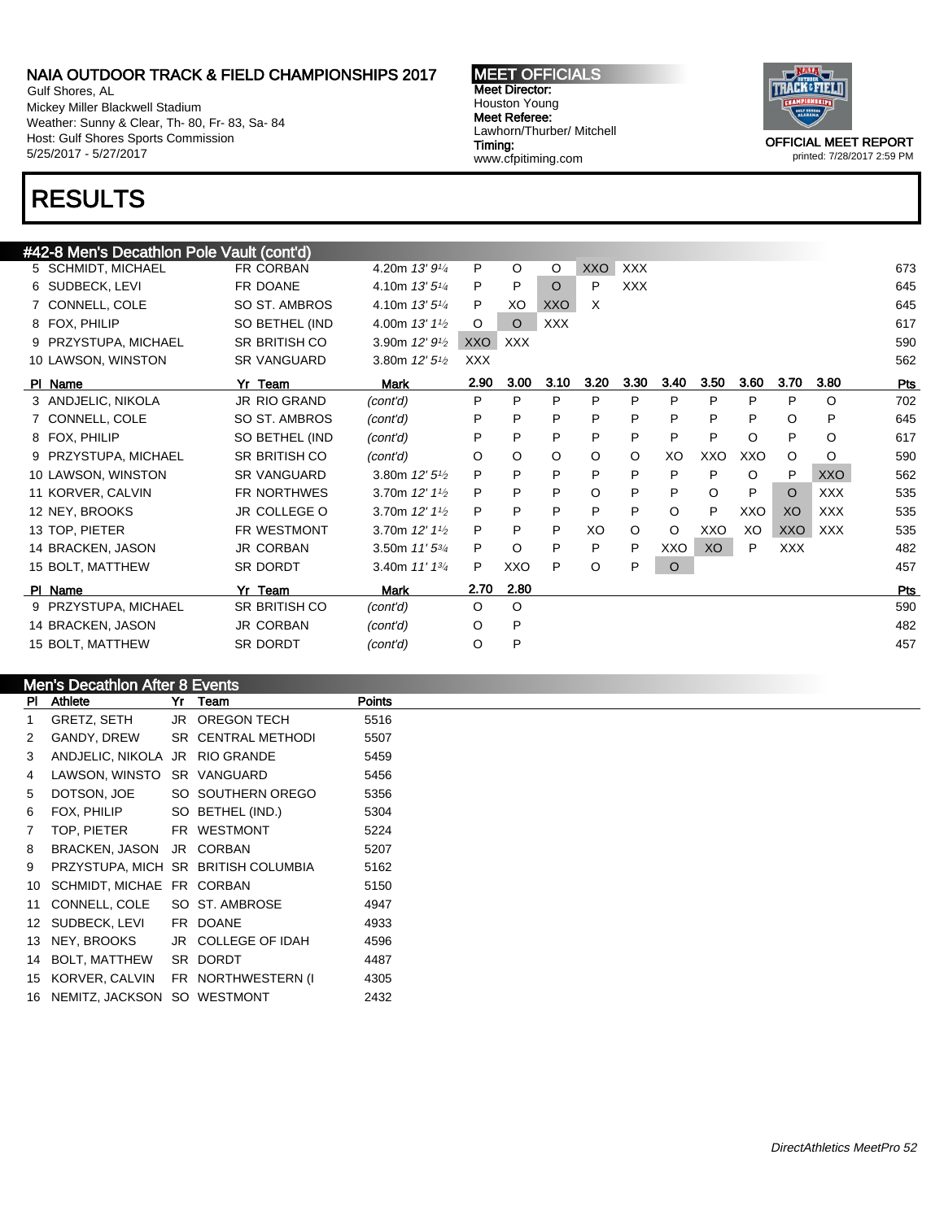## NAIA OUTDOOR TRACK & FIELD CHAMPIONSHIPS 2017

Gulf Shores, AL
Mickey Miller Blackwell Stadium
Weather: Sunny & Clear, Th- 80, Fr- 83, Sa- 84
Host: Gulf Shores Sports Commission
5/25/2017 - 5/27/2017

**MEET OFFICIALS**
Meet Director:
Houston Young
Meet Referee:
Lawhorn/Thurber/ Mitchell
Timing:
www.cfpitiming.com

OFFICIAL MEET REPORT
printed: 7/28/2017 2:59 PM

# RESULTS

### #42-8 Men's Decathlon Pole Vault (cont'd)

| Pl | Name | Yr | Team | Mark | | | | | | Pts |
|---|---|---|---|---|---|---|---|---|---|---|
| 5 | SCHMIDT, MICHAEL | FR | CORBAN | 4.20m *13' 9¼* | P | O | O | XXO | XXX | 673 |
| 6 | SUDBECK, LEVI | FR | DOANE | 4.10m *13' 5¼* | P | P | O | P | XXX | 645 |
| 7 | CONNELL, COLE | SO | ST. AMBROS | 4.10m *13' 5¼* | P | XO | XXO | X | | 645 |
| 8 | FOX, PHILIP | SO | BETHEL (IND | 4.00m *13' 1½* | O | O | XXX | | | 617 |
| 9 | PRZYSTUPA, MICHAEL | SR | BRITISH CO | 3.90m *12' 9½* | XXO | XXX | | | | 590 |
| 10 | LAWSON, WINSTON | SR | VANGUARD | 3.80m *12' 5½* | XXX | | | | | 562 |

| Pl | Name | Yr | Team | Mark | 2.90 | 3.00 | 3.10 | 3.20 | 3.30 | 3.40 | 3.50 | 3.60 | 3.70 | 3.80 | Pts |
|---|---|---|---|---|---|---|---|---|---|---|---|---|---|---|---|
| 3 | ANDJELIC, NIKOLA | JR | RIO GRANDE | *(cont'd)* | P | P | P | P | P | P | P | P | P | O | 702 |
| 7 | CONNELL, COLE | SO | ST. AMBROS | *(cont'd)* | P | P | P | P | P | P | P | P | O | P | 645 |
| 8 | FOX, PHILIP | SO | BETHEL (IND | *(cont'd)* | P | P | P | P | P | P | P | O | P | O | 617 |
| 9 | PRZYSTUPA, MICHAEL | SR | BRITISH CO | *(cont'd)* | O | O | O | O | O | XO | XXO | XXO | O | O | 590 |
| 10 | LAWSON, WINSTON | SR | VANGUARD | 3.80m *12' 5½* | P | P | P | P | P | P | P | O | P | XXO | 562 |
| 11 | KORVER, CALVIN | FR | NORTHWES | 3.70m *12' 1½* | P | P | P | O | P | P | O | P | O | XXX | 535 |
| 12 | NEY, BROOKS | JR | COLLEGE O | 3.70m *12' 1½* | P | P | P | P | P | O | P | XXO | XO | XXX | 535 |
| 13 | TOP, PIETER | FR | WESTMONT | 3.70m *12' 1½* | P | P | P | XO | O | O | XXO | XO | XXO | XXX | 535 |
| 14 | BRACKEN, JASON | JR | CORBAN | 3.50m *11' 5¾* | P | O | P | P | P | XXO | XO | P | XXX | | 482 |
| 15 | BOLT, MATTHEW | SR | DORDT | 3.40m *11' 1¾* | P | XXO | P | O | P | O | | | | | 457 |

| Pl | Name | Yr | Team | Mark | 2.70 | 2.80 | Pts |
|---|---|---|---|---|---|---|---|
| 9 | PRZYSTUPA, MICHAEL | SR | BRITISH CO | *(cont'd)* | O | O | 590 |
| 14 | BRACKEN, JASON | JR | CORBAN | *(cont'd)* | O | P | 482 |
| 15 | BOLT, MATTHEW | SR | DORDT | *(cont'd)* | O | P | 457 |

### Men's Decathlon After 8 Events

| Pl | Athlete | Yr | Team | Points |
|---|---|---|---|---|
| 1 | GRETZ, SETH | JR | OREGON TECH | 5516 |
| 2 | GANDY, DREW | SR | CENTRAL METHODI | 5507 |
| 3 | ANDJELIC, NIKOLA | JR | RIO GRANDE | 5459 |
| 4 | LAWSON, WINSTO | SR | VANGUARD | 5456 |
| 5 | DOTSON, JOE | SO | SOUTHERN OREGO | 5356 |
| 6 | FOX, PHILIP | SO | BETHEL (IND.) | 5304 |
| 7 | TOP, PIETER | FR | WESTMONT | 5224 |
| 8 | BRACKEN, JASON | JR | CORBAN | 5207 |
| 9 | PRZYSTUPA, MICH | SR | BRITISH COLUMBIA | 5162 |
| 10 | SCHMIDT, MICHAE | FR | CORBAN | 5150 |
| 11 | CONNELL, COLE | SO | ST. AMBROSE | 4947 |
| 12 | SUDBECK, LEVI | FR | DOANE | 4933 |
| 13 | NEY, BROOKS | JR | COLLEGE OF IDAH | 4596 |
| 14 | BOLT, MATTHEW | SR | DORDT | 4487 |
| 15 | KORVER, CALVIN | FR | NORTHWESTERN (I | 4305 |
| 16 | NEMITZ, JACKSON | SO | WESTMONT | 2432 |

*DirectAthletics MeetPro 52*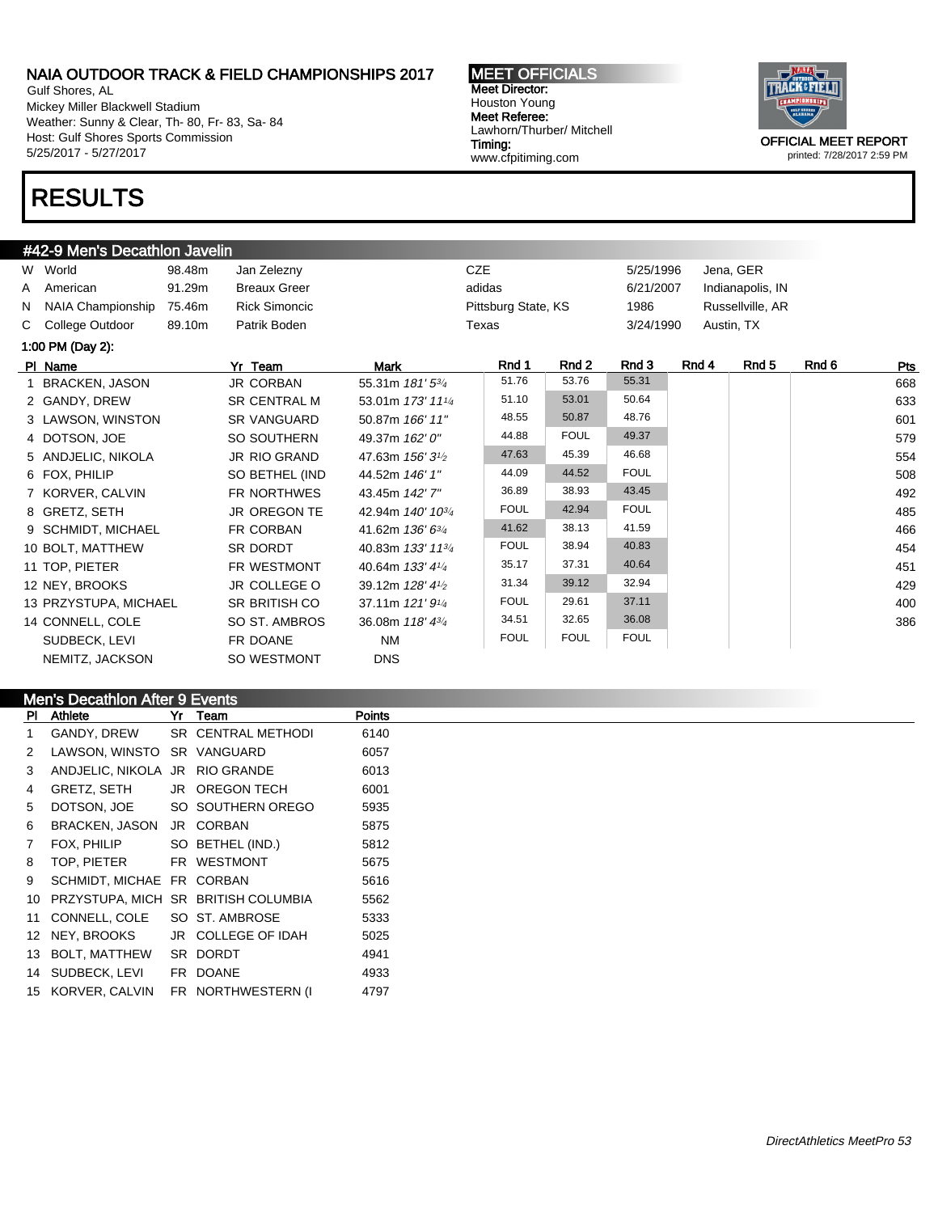# NAIA OUTDOOR TRACK & FIELD CHAMPIONSHIPS 2017

Gulf Shores, AL
Mickey Miller Blackwell Stadium
Weather: Sunny & Clear, Th- 80, Fr- 83, Sa- 84
Host: Gulf Shores Sports Commission
5/25/2017 - 5/27/2017

**MEET OFFICIALS**
**Meet Director:**
Houston Young
**Meet Referee:**
Lawhorn/Thurber/ Mitchell
**Timing:**
www.cfpitiming.com

**OFFICIAL MEET REPORT**
printed: 7/28/2017 2:59 PM

# RESULTS

## #42-9 Men's Decathlon Javelin

| | | | | | | |
|---|---|---|---|---|---|---|
| W | World | 98.48m | Jan Zelezny | CZE | 5/25/1996 | Jena, GER |
| A | American | 91.29m | Breaux Greer | adidas | 6/21/2007 | Indianapolis, IN |
| N | NAIA Championship | 75.46m | Rick Simoncic | Pittsburg State, KS | 1986 | Russellville, AR |
| C | College Outdoor | 89.10m | Patrik Boden | Texas | 3/24/1990 | Austin, TX |

1:00 PM (Day 2):

| Pl | Name | Yr | Team | Mark | Rnd 1 | Rnd 2 | Rnd 3 | Rnd 4 | Rnd 5 | Rnd 6 | Pts |
|---|---|---|---|---|---|---|---|---|---|---|---|
| 1 | BRACKEN, JASON | JR | CORBAN | 55.31m *181' 5¾* | 51.76 | 53.76 | 55.31 | | | | 668 |
| 2 | GANDY, DREW | SR | CENTRAL M | 53.01m *173' 11¼* | 51.10 | 53.01 | 50.64 | | | | 633 |
| 3 | LAWSON, WINSTON | SR | VANGUARD | 50.87m *166' 11"* | 48.55 | 50.87 | 48.76 | | | | 601 |
| 4 | DOTSON, JOE | SO | SOUTHERN | 49.37m *162' 0"* | 44.88 | FOUL | 49.37 | | | | 579 |
| 5 | ANDJELIC, NIKOLA | JR | RIO GRAND | 47.63m *156' 3½* | 47.63 | 45.39 | 46.68 | | | | 554 |
| 6 | FOX, PHILIP | SO | BETHEL (IND | 44.52m *146' 1"* | 44.09 | 44.52 | FOUL | | | | 508 |
| 7 | KORVER, CALVIN | FR | NORTHWES | 43.45m *142' 7"* | 36.89 | 38.93 | 43.45 | | | | 492 |
| 8 | GRETZ, SETH | JR | OREGON TE | 42.94m *140' 10¾* | FOUL | 42.94 | FOUL | | | | 485 |
| 9 | SCHMIDT, MICHAEL | FR | CORBAN | 41.62m *136' 6¾* | 41.62 | 38.13 | 41.59 | | | | 466 |
| 10 | BOLT, MATTHEW | SR | DORDT | 40.83m *133' 11¾* | FOUL | 38.94 | 40.83 | | | | 454 |
| 11 | TOP, PIETER | FR | WESTMONT | 40.64m *133' 4¼* | 35.17 | 37.31 | 40.64 | | | | 451 |
| 12 | NEY, BROOKS | JR | COLLEGE O | 39.12m *128' 4½* | 31.34 | 39.12 | 32.94 | | | | 429 |
| 13 | PRZYSTUPA, MICHAEL | SR | BRITISH CO | 37.11m *121' 9¼* | FOUL | 29.61 | 37.11 | | | | 400 |
| 14 | CONNELL, COLE | SO | ST. AMBROS | 36.08m *118' 4¾* | 34.51 | 32.65 | 36.08 | | | | 386 |
| | SUDBECK, LEVI | FR | DOANE | NM | FOUL | FOUL | FOUL | | | | |
| | NEMITZ, JACKSON | SO | WESTMONT | DNS | | | | | | | |

## Men's Decathlon After 9 Events

| Pl | Athlete | Yr | Team | Points |
|---|---|---|---|---|
| 1 | GANDY, DREW | SR | CENTRAL METHODI | 6140 |
| 2 | LAWSON, WINSTO | SR | VANGUARD | 6057 |
| 3 | ANDJELIC, NIKOLA | JR | RIO GRANDE | 6013 |
| 4 | GRETZ, SETH | JR | OREGON TECH | 6001 |
| 5 | DOTSON, JOE | SO | SOUTHERN OREGO | 5935 |
| 6 | BRACKEN, JASON | JR | CORBAN | 5875 |
| 7 | FOX, PHILIP | SO | BETHEL (IND.) | 5812 |
| 8 | TOP, PIETER | FR | WESTMONT | 5675 |
| 9 | SCHMIDT, MICHAE | FR | CORBAN | 5616 |
| 10 | PRZYSTUPA, MICH | SR | BRITISH COLUMBIA | 5562 |
| 11 | CONNELL, COLE | SO | ST. AMBROSE | 5333 |
| 12 | NEY, BROOKS | JR | COLLEGE OF IDAH | 5025 |
| 13 | BOLT, MATTHEW | SR | DORDT | 4941 |
| 14 | SUDBECK, LEVI | FR | DOANE | 4933 |
| 15 | KORVER, CALVIN | FR | NORTHWESTERN (I | 4797 |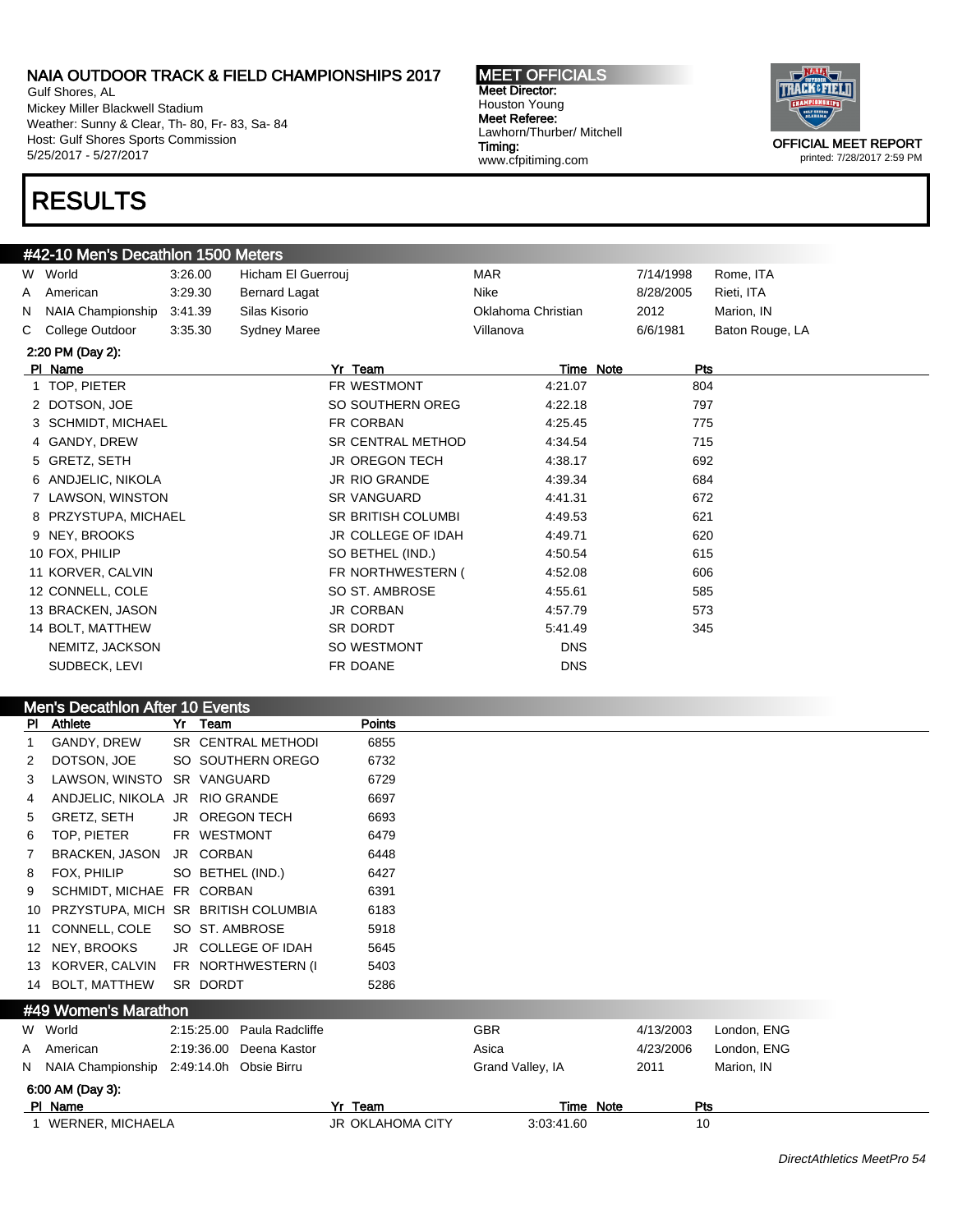NAIA OUTDOOR TRACK & FIELD CHAMPIONSHIPS 2017
Gulf Shores, AL
Mickey Miller Blackwell Stadium
Weather: Sunny & Clear, Th- 80, Fr- 83, Sa- 84
Host: Gulf Shores Sports Commission
5/25/2017 - 5/27/2017

MEET OFFICIALS
Meet Director:
Houston Young
Meet Referee:
Lawhorn/Thurber/ Mitchell
Timing:
www.cfpitiming.com

OFFICIAL MEET REPORT
printed: 7/28/2017 2:59 PM

# RESULTS

## #42-10 Men's Decathlon 1500 Meters

| | | | | | | |
|---|---|---|---|---|---|---|
| W | World | 3:26.00 | Hicham El Guerrouj | MAR | 7/14/1998 | Rome, ITA |
| A | American | 3:29.30 | Bernard Lagat | Nike | 8/28/2005 | Rieti, ITA |
| N | NAIA Championship | 3:41.39 | Silas Kisorio | Oklahoma Christian | 2012 | Marion, IN |
| C | College Outdoor | 3:35.30 | Sydney Maree | Villanova | 6/6/1981 | Baton Rouge, LA |

**2:20 PM (Day 2):**

| Pl | Name | Yr | Team | Time | Note | Pts |
|---|---|---|---|---|---|---|
| 1 | TOP, PIETER | FR | WESTMONT | 4:21.07 | | 804 |
| 2 | DOTSON, JOE | SO | SOUTHERN OREG | 4:22.18 | | 797 |
| 3 | SCHMIDT, MICHAEL | FR | CORBAN | 4:25.45 | | 775 |
| 4 | GANDY, DREW | SR | CENTRAL METHOD | 4:34.54 | | 715 |
| 5 | GRETZ, SETH | JR | OREGON TECH | 4:38.17 | | 692 |
| 6 | ANDJELIC, NIKOLA | JR | RIO GRANDE | 4:39.34 | | 684 |
| 7 | LAWSON, WINSTON | SR | VANGUARD | 4:41.31 | | 672 |
| 8 | PRZYSTUPA, MICHAEL | SR | BRITISH COLUMBI | 4:49.53 | | 621 |
| 9 | NEY, BROOKS | JR | COLLEGE OF IDAH | 4:49.71 | | 620 |
| 10 | FOX, PHILIP | SO | BETHEL (IND.) | 4:50.54 | | 615 |
| 11 | KORVER, CALVIN | FR | NORTHWESTERN ( | 4:52.08 | | 606 |
| 12 | CONNELL, COLE | SO | ST. AMBROSE | 4:55.61 | | 585 |
| 13 | BRACKEN, JASON | JR | CORBAN | 4:57.79 | | 573 |
| 14 | BOLT, MATTHEW | SR | DORDT | 5:41.49 | | 345 |
| | NEMITZ, JACKSON | SO | WESTMONT | DNS | | |
| | SUDBECK, LEVI | FR | DOANE | DNS | | |

## Men's Decathlon After 10 Events

| Pl | Athlete | Yr | Team | Points |
|---|---|---|---|---|
| 1 | GANDY, DREW | SR | CENTRAL METHODI | 6855 |
| 2 | DOTSON, JOE | SO | SOUTHERN OREGO | 6732 |
| 3 | LAWSON, WINSTO | SR | VANGUARD | 6729 |
| 4 | ANDJELIC, NIKOLA | JR | RIO GRANDE | 6697 |
| 5 | GRETZ, SETH | JR | OREGON TECH | 6693 |
| 6 | TOP, PIETER | FR | WESTMONT | 6479 |
| 7 | BRACKEN, JASON | JR | CORBAN | 6448 |
| 8 | FOX, PHILIP | SO | BETHEL (IND.) | 6427 |
| 9 | SCHMIDT, MICHAE | FR | CORBAN | 6391 |
| 10 | PRZYSTUPA, MICH | SR | BRITISH COLUMBIA | 6183 |
| 11 | CONNELL, COLE | SO | ST. AMBROSE | 5918 |
| 12 | NEY, BROOKS | JR | COLLEGE OF IDAH | 5645 |
| 13 | KORVER, CALVIN | FR | NORTHWESTERN (I | 5403 |
| 14 | BOLT, MATTHEW | SR | DORDT | 5286 |

## #49 Women's Marathon

| | | | | | | |
|---|---|---|---|---|---|---|
| W | World | 2:15:25.00 | Paula Radcliffe | GBR | 4/13/2003 | London, ENG |
| A | American | 2:19:36.00 | Deena Kastor | Asica | 4/23/2006 | London, ENG |
| N | NAIA Championship | 2:49:14.0h | Obsie Birru | Grand Valley, IA | 2011 | Marion, IN |

**6:00 AM (Day 3):**

| Pl | Name | Yr | Team | Time | Note | Pts |
|---|---|---|---|---|---|---|
| 1 | WERNER, MICHAELA | JR | OKLAHOMA CITY | 3:03:41.60 | | 10 |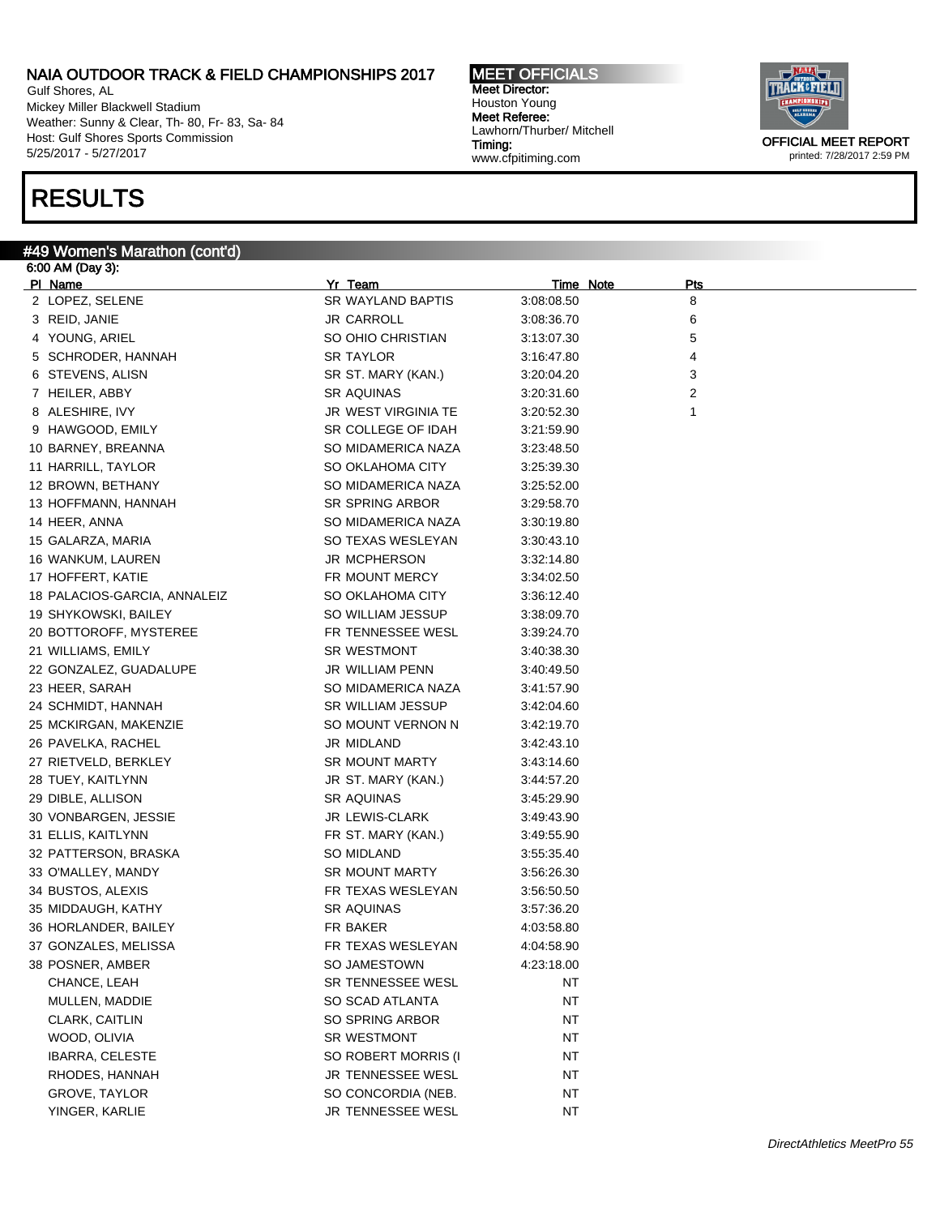# NAIA OUTDOOR TRACK & FIELD CHAMPIONSHIPS 2017

Gulf Shores, AL
Mickey Miller Blackwell Stadium
Weather: Sunny & Clear, Th- 80, Fr- 83, Sa- 84
Host: Gulf Shores Sports Commission
5/25/2017 - 5/27/2017

**MEET OFFICIALS**
**Meet Director:**
Houston Young
**Meet Referee:**
Lawhorn/Thurber/ Mitchell
**Timing:**
www.cfpitiming.com

**OFFICIAL MEET REPORT**
printed: 7/28/2017 2:59 PM

# RESULTS

## #49 Women's Marathon (cont'd)

6:00 AM (Day 3):

| Pl | Name | Yr | Team | Time | Note | Pts |
|---|---|---|---|---|---|---|
| 2 | LOPEZ, SELENE | SR | WAYLAND BAPTIS | 3:08:08.50 | | 8 |
| 3 | REID, JANIE | JR | CARROLL | 3:08:36.70 | | 6 |
| 4 | YOUNG, ARIEL | SO | OHIO CHRISTIAN | 3:13:07.30 | | 5 |
| 5 | SCHRODER, HANNAH | SR | TAYLOR | 3:16:47.80 | | 4 |
| 6 | STEVENS, ALISN | SR | ST. MARY (KAN.) | 3:20:04.20 | | 3 |
| 7 | HEILER, ABBY | SR | AQUINAS | 3:20:31.60 | | 2 |
| 8 | ALESHIRE, IVY | JR | WEST VIRGINIA TE | 3:20:52.30 | | 1 |
| 9 | HAWGOOD, EMILY | SR | COLLEGE OF IDAH | 3:21:59.90 | | |
| 10 | BARNEY, BREANNA | SO | MIDAMERICA NAZA | 3:23:48.50 | | |
| 11 | HARRILL, TAYLOR | SO | OKLAHOMA CITY | 3:25:39.30 | | |
| 12 | BROWN, BETHANY | SO | MIDAMERICA NAZA | 3:25:52.00 | | |
| 13 | HOFFMANN, HANNAH | SR | SPRING ARBOR | 3:29:58.70 | | |
| 14 | HEER, ANNA | SO | MIDAMERICA NAZA | 3:30:19.80 | | |
| 15 | GALARZA, MARIA | SO | TEXAS WESLEYAN | 3:30:43.10 | | |
| 16 | WANKUM, LAUREN | JR | MCPHERSON | 3:32:14.80 | | |
| 17 | HOFFERT, KATIE | FR | MOUNT MERCY | 3:34:02.50 | | |
| 18 | PALACIOS-GARCIA, ANNALEIZ | SO | OKLAHOMA CITY | 3:36:12.40 | | |
| 19 | SHYKOWSKI, BAILEY | SO | WILLIAM JESSUP | 3:38:09.70 | | |
| 20 | BOTTOROFF, MYSTEREE | FR | TENNESSEE WESL | 3:39:24.70 | | |
| 21 | WILLIAMS, EMILY | SR | WESTMONT | 3:40:38.30 | | |
| 22 | GONZALEZ, GUADALUPE | JR | WILLIAM PENN | 3:40:49.50 | | |
| 23 | HEER, SARAH | SO | MIDAMERICA NAZA | 3:41:57.90 | | |
| 24 | SCHMIDT, HANNAH | SR | WILLIAM JESSUP | 3:42:04.60 | | |
| 25 | MCKIRGAN, MAKENZIE | SO | MOUNT VERNON N | 3:42:19.70 | | |
| 26 | PAVELKA, RACHEL | JR | MIDLAND | 3:42:43.10 | | |
| 27 | RIETVELD, BERKLEY | SR | MOUNT MARTY | 3:43:14.60 | | |
| 28 | TUEY, KAITLYNN | JR | ST. MARY (KAN.) | 3:44:57.20 | | |
| 29 | DIBLE, ALLISON | SR | AQUINAS | 3:45:29.90 | | |
| 30 | VONBARGEN, JESSIE | JR | LEWIS-CLARK | 3:49:43.90 | | |
| 31 | ELLIS, KAITLYNN | FR | ST. MARY (KAN.) | 3:49:55.90 | | |
| 32 | PATTERSON, BRASKA | SO | MIDLAND | 3:55:35.40 | | |
| 33 | O'MALLEY, MANDY | SR | MOUNT MARTY | 3:56:26.30 | | |
| 34 | BUSTOS, ALEXIS | FR | TEXAS WESLEYAN | 3:56:50.50 | | |
| 35 | MIDDAUGH, KATHY | SR | AQUINAS | 3:57:36.20 | | |
| 36 | HORLANDER, BAILEY | FR | BAKER | 4:03:58.80 | | |
| 37 | GONZALES, MELISSA | FR | TEXAS WESLEYAN | 4:04:58.90 | | |
| 38 | POSNER, AMBER | SO | JAMESTOWN | 4:23:18.00 | | |
| | CHANCE, LEAH | SR | TENNESSEE WESL | NT | | |
| | MULLEN, MADDIE | SO | SCAD ATLANTA | NT | | |
| | CLARK, CAITLIN | SO | SPRING ARBOR | NT | | |
| | WOOD, OLIVIA | SR | WESTMONT | NT | | |
| | IBARRA, CELESTE | SO | ROBERT MORRIS (I | NT | | |
| | RHODES, HANNAH | JR | TENNESSEE WESL | NT | | |
| | GROVE, TAYLOR | SO | CONCORDIA (NEB. | NT | | |
| | YINGER, KARLIE | JR | TENNESSEE WESL | NT | | |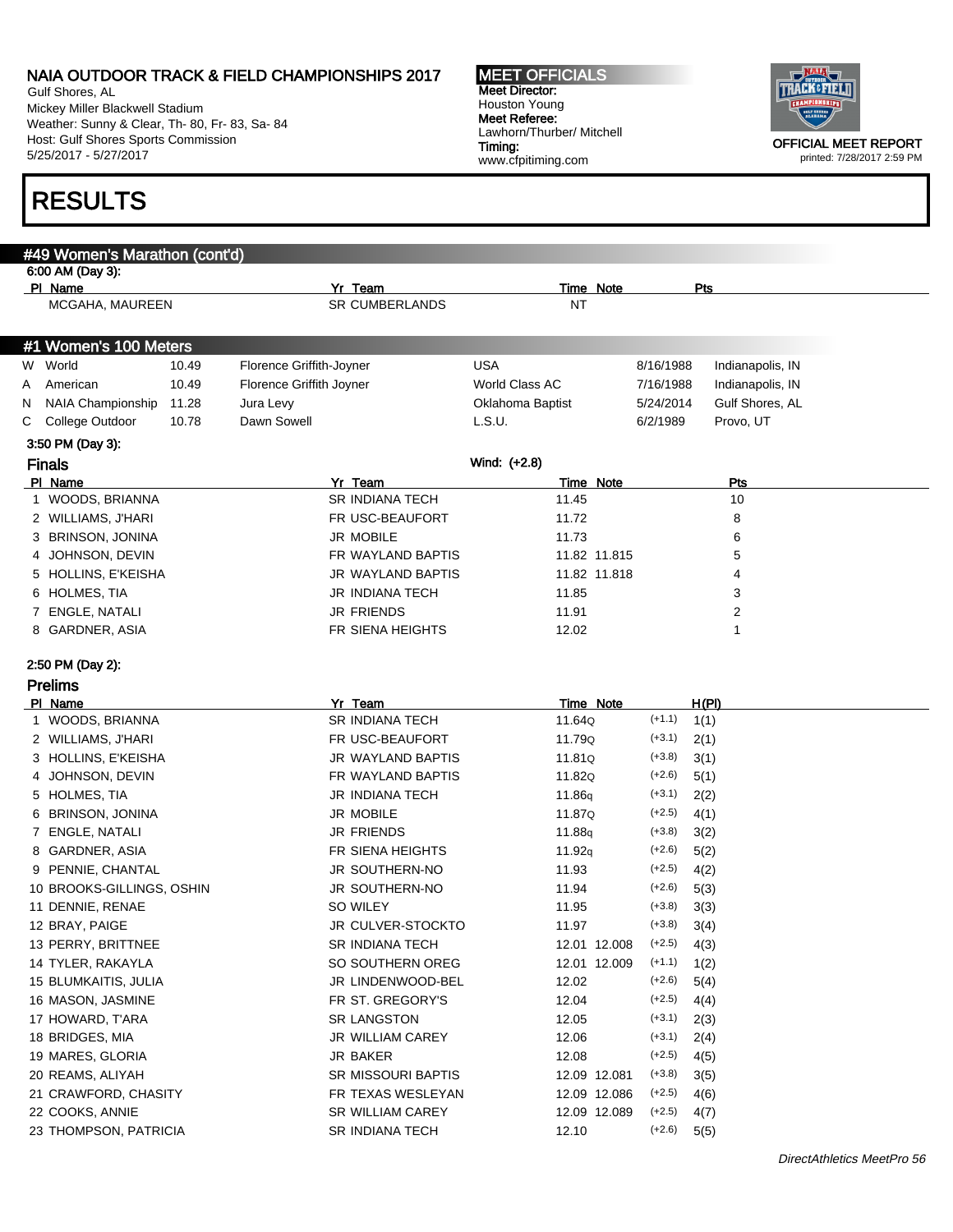# NAIA OUTDOOR TRACK & FIELD CHAMPIONSHIPS 2017

Gulf Shores, AL
Mickey Miller Blackwell Stadium
Weather: Sunny & Clear, Th- 80, Fr- 83, Sa- 84
Host: Gulf Shores Sports Commission
5/25/2017 - 5/27/2017

**MEET OFFICIALS**
Meet Director: Houston Young
Meet Referee: Lawhorn/Thurber/ Mitchell
Timing: www.cfpitiming.com

OFFICIAL MEET REPORT
printed: 7/28/2017 2:59 PM

# RESULTS

## #49 Women's Marathon (cont'd)

6:00 AM (Day 3):

| Pl | Name | Yr | Team | Time | Note | Pts |
|---|---|---|---|---|---|---|
| | MCGAHA, MAUREEN | SR | CUMBERLANDS | NT | | |

## #1 Women's 100 Meters

| | | | | | | |
|---|---|---|---|---|---|---|
| W | World | 10.49 | Florence Griffith-Joyner | USA | 8/16/1988 | Indianapolis, IN |
| A | American | 10.49 | Florence Griffith Joyner | World Class AC | 7/16/1988 | Indianapolis, IN |
| N | NAIA Championship | 11.28 | Jura Levy | Oklahoma Baptist | 5/24/2014 | Gulf Shores, AL |
| C | College Outdoor | 10.78 | Dawn Sowell | L.S.U. | 6/2/1989 | Provo, UT |

3:50 PM (Day 3):

### Finals

Wind: (+2.8)

| Pl | Name | Yr | Team | Time | Note | Pts |
|---|---|---|---|---|---|---|
| 1 | WOODS, BRIANNA | SR | INDIANA TECH | 11.45 | | 10 |
| 2 | WILLIAMS, J'HARI | FR | USC-BEAUFORT | 11.72 | | 8 |
| 3 | BRINSON, JONINA | JR | MOBILE | 11.73 | | 6 |
| 4 | JOHNSON, DEVIN | FR | WAYLAND BAPTIS | 11.82 | 11.815 | 5 |
| 5 | HOLLINS, E'KEISHA | JR | WAYLAND BAPTIS | 11.82 | 11.818 | 4 |
| 6 | HOLMES, TIA | JR | INDIANA TECH | 11.85 | | 3 |
| 7 | ENGLE, NATALI | JR | FRIENDS | 11.91 | | 2 |
| 8 | GARDNER, ASIA | FR | SIENA HEIGHTS | 12.02 | | 1 |

2:50 PM (Day 2):

### Prelims

| Pl | Name | Yr | Team | Time | Note | Wind | H(Pl) |
|---|---|---|---|---|---|---|---|
| 1 | WOODS, BRIANNA | SR | INDIANA TECH | 11.64Q | | (+1.1) | 1(1) |
| 2 | WILLIAMS, J'HARI | FR | USC-BEAUFORT | 11.79Q | | (+3.1) | 2(1) |
| 3 | HOLLINS, E'KEISHA | JR | WAYLAND BAPTIS | 11.81Q | | (+3.8) | 3(1) |
| 4 | JOHNSON, DEVIN | FR | WAYLAND BAPTIS | 11.82Q | | (+2.6) | 5(1) |
| 5 | HOLMES, TIA | JR | INDIANA TECH | 11.86q | | (+3.1) | 2(2) |
| 6 | BRINSON, JONINA | JR | MOBILE | 11.87Q | | (+2.5) | 4(1) |
| 7 | ENGLE, NATALI | JR | FRIENDS | 11.88q | | (+3.8) | 3(2) |
| 8 | GARDNER, ASIA | FR | SIENA HEIGHTS | 11.92q | | (+2.6) | 5(2) |
| 9 | PENNIE, CHANTAL | JR | SOUTHERN-NO | 11.93 | | (+2.5) | 4(2) |
| 10 | BROOKS-GILLINGS, OSHIN | JR | SOUTHERN-NO | 11.94 | | (+2.6) | 5(3) |
| 11 | DENNIE, RENAE | SO | WILEY | 11.95 | | (+3.8) | 3(3) |
| 12 | BRAY, PAIGE | JR | CULVER-STOCKTO | 11.97 | | (+3.8) | 3(4) |
| 13 | PERRY, BRITTNEE | SR | INDIANA TECH | 12.01 | 12.008 | (+2.5) | 4(3) |
| 14 | TYLER, RAKAYLA | SO | SOUTHERN OREG | 12.01 | 12.009 | (+1.1) | 1(2) |
| 15 | BLUMKAITIS, JULIA | JR | LINDENWOOD-BEL | 12.02 | | (+2.6) | 5(4) |
| 16 | MASON, JASMINE | FR | ST. GREGORY'S | 12.04 | | (+2.5) | 4(4) |
| 17 | HOWARD, T'ARA | SR | LANGSTON | 12.05 | | (+3.1) | 2(3) |
| 18 | BRIDGES, MIA | JR | WILLIAM CAREY | 12.06 | | (+3.1) | 2(4) |
| 19 | MARES, GLORIA | JR | BAKER | 12.08 | | (+2.5) | 4(5) |
| 20 | REAMS, ALIYAH | SR | MISSOURI BAPTIS | 12.09 | 12.081 | (+3.8) | 3(5) |
| 21 | CRAWFORD, CHASITY | FR | TEXAS WESLEYAN | 12.09 | 12.086 | (+2.5) | 4(6) |
| 22 | COOKS, ANNIE | SR | WILLIAM CAREY | 12.09 | 12.089 | (+2.5) | 4(7) |
| 23 | THOMPSON, PATRICIA | SR | INDIANA TECH | 12.10 | | (+2.6) | 5(5) |

DirectAthletics MeetPro 56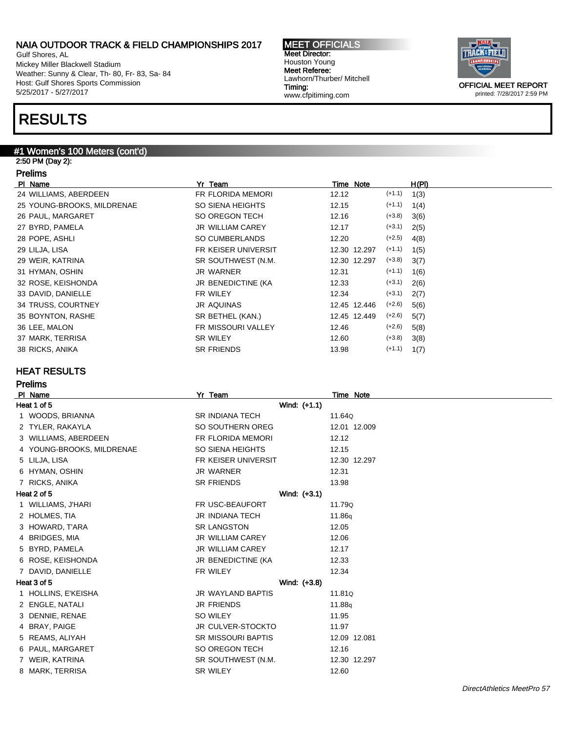# NAIA OUTDOOR TRACK & FIELD CHAMPIONSHIPS 2017

Gulf Shores, AL
Mickey Miller Blackwell Stadium
Weather: Sunny & Clear, Th- 80, Fr- 83, Sa- 84
Host: Gulf Shores Sports Commission
5/25/2017 - 5/27/2017

**MEET OFFICIALS**
**Meet Director:** Houston Young
**Meet Referee:** Lawhorn/Thurber/ Mitchell
**Timing:** www.cfpitiming.com

OFFICIAL MEET REPORT
printed: 7/28/2017 2:59 PM

# RESULTS

## #1 Women's 100 Meters (cont'd)

2:50 PM (Day 2):

### Prelims

| Pl | Name | Yr | Team | Time | Note | Wind | H(Pl) |
|---|---|---|---|---|---|---|---|
| 24 | WILLIAMS, ABERDEEN | FR | FLORIDA MEMORI | 12.12 | | (+1.1) | 1(3) |
| 25 | YOUNG-BROOKS, MILDRENAE | SO | SIENA HEIGHTS | 12.15 | | (+1.1) | 1(4) |
| 26 | PAUL, MARGARET | SO | OREGON TECH | 12.16 | | (+3.8) | 3(6) |
| 27 | BYRD, PAMELA | JR | WILLIAM CAREY | 12.17 | | (+3.1) | 2(5) |
| 28 | POPE, ASHLI | SO | CUMBERLANDS | 12.20 | | (+2.5) | 4(8) |
| 29 | LILJA, LISA | FR | KEISER UNIVERSIT | 12.30 | 12.297 | (+1.1) | 1(5) |
| 29 | WEIR, KATRINA | SR | SOUTHWEST (N.M. | 12.30 | 12.297 | (+3.8) | 3(7) |
| 31 | HYMAN, OSHIN | JR | WARNER | 12.31 | | (+1.1) | 1(6) |
| 32 | ROSE, KEISHONDA | JR | BENEDICTINE (KA | 12.33 | | (+3.1) | 2(6) |
| 33 | DAVID, DANIELLE | FR | WILEY | 12.34 | | (+3.1) | 2(7) |
| 34 | TRUSS, COURTNEY | JR | AQUINAS | 12.45 | 12.446 | (+2.6) | 5(6) |
| 35 | BOYNTON, RASHE | SR | BETHEL (KAN.) | 12.45 | 12.449 | (+2.6) | 5(7) |
| 36 | LEE, MALON | FR | MISSOURI VALLEY | 12.46 | | (+2.6) | 5(8) |
| 37 | MARK, TERRISA | SR | WILEY | 12.60 | | (+3.8) | 3(8) |
| 38 | RICKS, ANIKA | SR | FRIENDS | 13.98 | | (+1.1) | 1(7) |

## HEAT RESULTS

### Prelims

| Pl | Name | Yr | Team | Time | Note |
|---|---|---|---|---|---|
| **Heat 1 of 5** | | | Wind: (+1.1) | | |
| 1 | WOODS, BRIANNA | SR | INDIANA TECH | 11.64Q | |
| 2 | TYLER, RAKAYLA | SO | SOUTHERN OREG | 12.01 | 12.009 |
| 3 | WILLIAMS, ABERDEEN | FR | FLORIDA MEMORI | 12.12 | |
| 4 | YOUNG-BROOKS, MILDRENAE | SO | SIENA HEIGHTS | 12.15 | |
| 5 | LILJA, LISA | FR | KEISER UNIVERSIT | 12.30 | 12.297 |
| 6 | HYMAN, OSHIN | JR | WARNER | 12.31 | |
| 7 | RICKS, ANIKA | SR | FRIENDS | 13.98 | |
| **Heat 2 of 5** | | | Wind: (+3.1) | | |
| 1 | WILLIAMS, J'HARI | FR | USC-BEAUFORT | 11.79Q | |
| 2 | HOLMES, TIA | JR | INDIANA TECH | 11.86q | |
| 3 | HOWARD, T'ARA | SR | LANGSTON | 12.05 | |
| 4 | BRIDGES, MIA | JR | WILLIAM CAREY | 12.06 | |
| 5 | BYRD, PAMELA | JR | WILLIAM CAREY | 12.17 | |
| 6 | ROSE, KEISHONDA | JR | BENEDICTINE (KA | 12.33 | |
| 7 | DAVID, DANIELLE | FR | WILEY | 12.34 | |
| **Heat 3 of 5** | | | Wind: (+3.8) | | |
| 1 | HOLLINS, E'KEISHA | JR | WAYLAND BAPTIS | 11.81Q | |
| 2 | ENGLE, NATALI | JR | FRIENDS | 11.88q | |
| 3 | DENNIE, RENAE | SO | WILEY | 11.95 | |
| 4 | BRAY, PAIGE | JR | CULVER-STOCKTO | 11.97 | |
| 5 | REAMS, ALIYAH | SR | MISSOURI BAPTIS | 12.09 | 12.081 |
| 6 | PAUL, MARGARET | SO | OREGON TECH | 12.16 | |
| 7 | WEIR, KATRINA | SR | SOUTHWEST (N.M. | 12.30 | 12.297 |
| 8 | MARK, TERRISA | SR | WILEY | 12.60 | |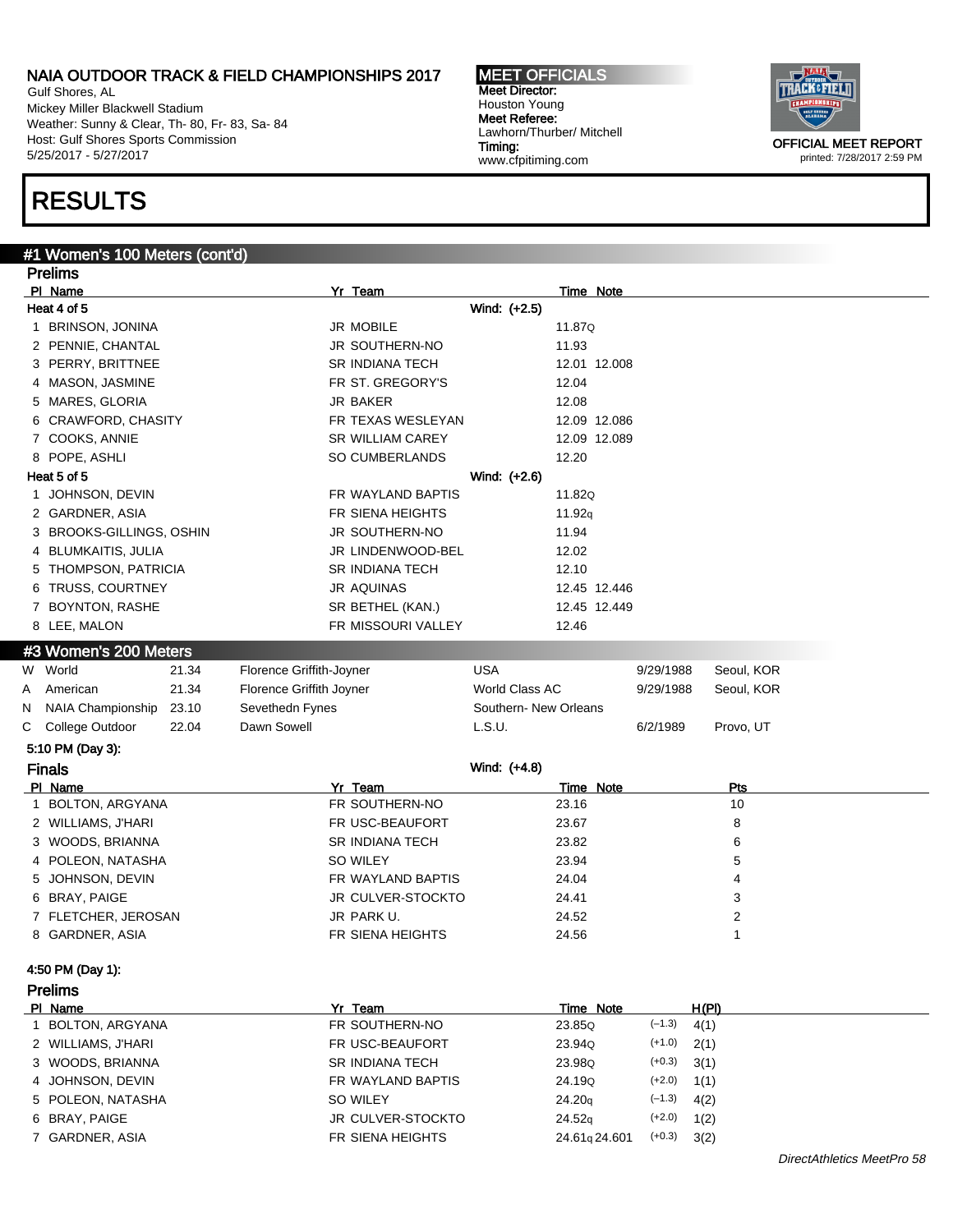# RESULTS

## #1 Women's 100 Meters (cont'd)

### Prelims

**Heat 4 of 5** — Wind: (+2.5)

| Pl | Name | Yr | Team | Time | Note |
|---|---|---|---|---|---|
| 1 | BRINSON, JONINA | JR | MOBILE | 11.87Q | |
| 2 | PENNIE, CHANTAL | JR | SOUTHERN-NO | 11.93 | |
| 3 | PERRY, BRITTNEE | SR | INDIANA TECH | 12.01 | 12.008 |
| 4 | MASON, JASMINE | FR | ST. GREGORY'S | 12.04 | |
| 5 | MARES, GLORIA | JR | BAKER | 12.08 | |
| 6 | CRAWFORD, CHASITY | FR | TEXAS WESLEYAN | 12.09 | 12.086 |
| 7 | COOKS, ANNIE | SR | WILLIAM CAREY | 12.09 | 12.089 |
| 8 | POPE, ASHLI | SO | CUMBERLANDS | 12.20 | |

**Heat 5 of 5** — Wind: (+2.6)

| Pl | Name | Yr | Team | Time | Note |
|---|---|---|---|---|---|
| 1 | JOHNSON, DEVIN | FR | WAYLAND BAPTIS | 11.82Q | |
| 2 | GARDNER, ASIA | FR | SIENA HEIGHTS | 11.92q | |
| 3 | BROOKS-GILLINGS, OSHIN | JR | SOUTHERN-NO | 11.94 | |
| 4 | BLUMKAITIS, JULIA | JR | LINDENWOOD-BEL | 12.02 | |
| 5 | THOMPSON, PATRICIA | SR | INDIANA TECH | 12.10 | |
| 6 | TRUSS, COURTNEY | JR | AQUINAS | 12.45 | 12.446 |
| 7 | BOYNTON, RASHE | SR | BETHEL (KAN.) | 12.45 | 12.449 |
| 8 | LEE, MALON | FR | MISSOURI VALLEY | 12.46 | |

## #3 Women's 200 Meters

| | Record | Mark | Name | Team | Date | Location |
|---|---|---|---|---|---|---|
| W | World | 21.34 | Florence Griffith-Joyner | USA | 9/29/1988 | Seoul, KOR |
| A | American | 21.34 | Florence Griffith Joyner | World Class AC | 9/29/1988 | Seoul, KOR |
| N | NAIA Championship | 23.10 | Sevethedn Fynes | Southern- New Orleans | | |
| C | College Outdoor | 22.04 | Dawn Sowell | L.S.U. | 6/2/1989 | Provo, UT |

5:10 PM (Day 3):

### Finals

Wind: (+4.8)

| Pl | Name | Yr | Team | Time | Note | Pts |
|---|---|---|---|---|---|---|
| 1 | BOLTON, ARGYANA | FR | SOUTHERN-NO | 23.16 | | 10 |
| 2 | WILLIAMS, J'HARI | FR | USC-BEAUFORT | 23.67 | | 8 |
| 3 | WOODS, BRIANNA | SR | INDIANA TECH | 23.82 | | 6 |
| 4 | POLEON, NATASHA | SO | WILEY | 23.94 | | 5 |
| 5 | JOHNSON, DEVIN | FR | WAYLAND BAPTIS | 24.04 | | 4 |
| 6 | BRAY, PAIGE | JR | CULVER-STOCKTO | 24.41 | | 3 |
| 7 | FLETCHER, JEROSAN | JR | PARK U. | 24.52 | | 2 |
| 8 | GARDNER, ASIA | FR | SIENA HEIGHTS | 24.56 | | 1 |

4:50 PM (Day 1):

### Prelims

| Pl | Name | Yr | Team | Time | Note | Wind | H(Pl) |
|---|---|---|---|---|---|---|---|
| 1 | BOLTON, ARGYANA | FR | SOUTHERN-NO | 23.85Q | | (–1.3) | 4(1) |
| 2 | WILLIAMS, J'HARI | FR | USC-BEAUFORT | 23.94Q | | (+1.0) | 2(1) |
| 3 | WOODS, BRIANNA | SR | INDIANA TECH | 23.98Q | | (+0.3) | 3(1) |
| 4 | JOHNSON, DEVIN | FR | WAYLAND BAPTIS | 24.19Q | | (+2.0) | 1(1) |
| 5 | POLEON, NATASHA | SO | WILEY | 24.20q | | (–1.3) | 4(2) |
| 6 | BRAY, PAIGE | JR | CULVER-STOCKTO | 24.52q | | (+2.0) | 1(2) |
| 7 | GARDNER, ASIA | FR | SIENA HEIGHTS | 24.61q | 24.601 | (+0.3) | 3(2) |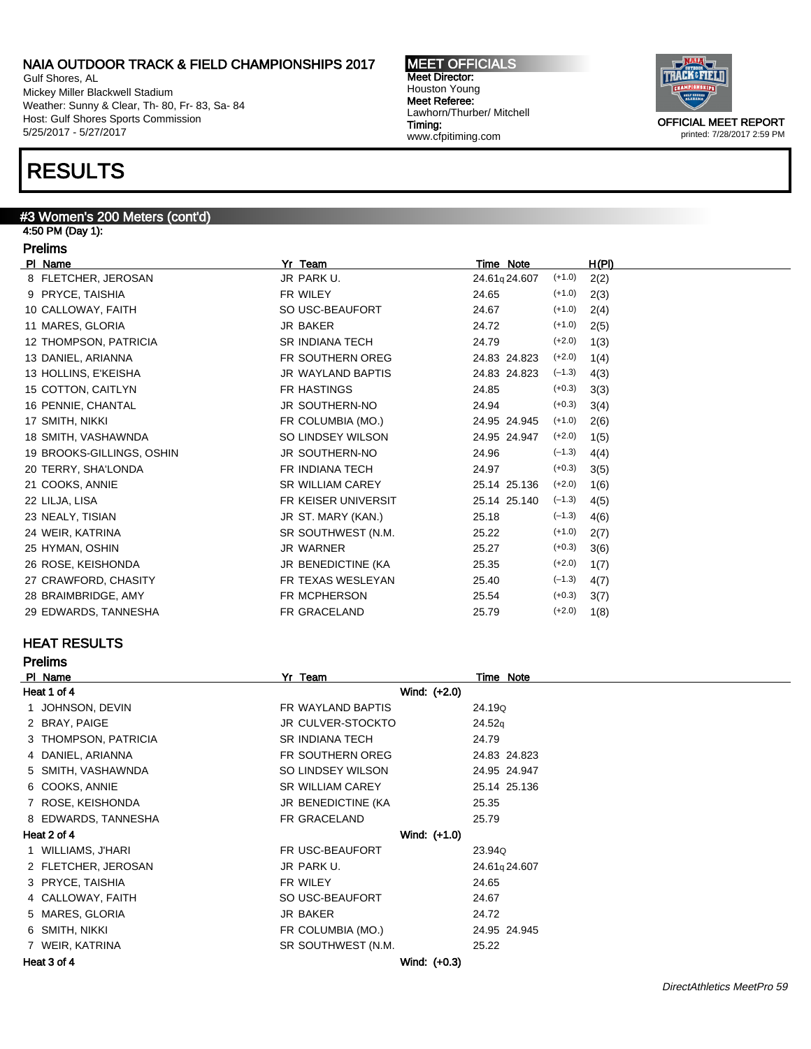## NAIA OUTDOOR TRACK & FIELD CHAMPIONSHIPS 2017

Gulf Shores, AL
Mickey Miller Blackwell Stadium
Weather: Sunny & Clear, Th- 80, Fr- 83, Sa- 84
Host: Gulf Shores Sports Commission
5/25/2017 - 5/27/2017

**MEET OFFICIALS**
**Meet Director:**
Houston Young
**Meet Referee:**
Lawhorn/Thurber/ Mitchell
**Timing:**
www.cfpitiming.com

**OFFICIAL MEET REPORT**
printed: 7/28/2017 2:59 PM

# RESULTS

### #3 Women's 200 Meters (cont'd)

4:50 PM (Day 1):

**Prelims**

| Pl | Name | Yr | Team | Time | Note | Wind | H(Pl) |
|---|---|---|---|---|---|---|---|
| 8 | FLETCHER, JEROSAN | JR | PARK U. | 24.61q | 24.607 | (+1.0) | 2(2) |
| 9 | PRYCE, TAISHIA | FR | WILEY | 24.65 | | (+1.0) | 2(3) |
| 10 | CALLOWAY, FAITH | SO | USC-BEAUFORT | 24.67 | | (+1.0) | 2(4) |
| 11 | MARES, GLORIA | JR | BAKER | 24.72 | | (+1.0) | 2(5) |
| 12 | THOMPSON, PATRICIA | SR | INDIANA TECH | 24.79 | | (+2.0) | 1(3) |
| 13 | DANIEL, ARIANNA | FR | SOUTHERN OREG | 24.83 | 24.823 | (+2.0) | 1(4) |
| 13 | HOLLINS, E'KEISHA | JR | WAYLAND BAPTIS | 24.83 | 24.823 | (–1.3) | 4(3) |
| 15 | COTTON, CAITLYN | FR | HASTINGS | 24.85 | | (+0.3) | 3(3) |
| 16 | PENNIE, CHANTAL | JR | SOUTHERN-NO | 24.94 | | (+0.3) | 3(4) |
| 17 | SMITH, NIKKI | FR | COLUMBIA (MO.) | 24.95 | 24.945 | (+1.0) | 2(6) |
| 18 | SMITH, VASHAWNDA | SO | LINDSEY WILSON | 24.95 | 24.947 | (+2.0) | 1(5) |
| 19 | BROOKS-GILLINGS, OSHIN | JR | SOUTHERN-NO | 24.96 | | (–1.3) | 4(4) |
| 20 | TERRY, SHA'LONDA | FR | INDIANA TECH | 24.97 | | (+0.3) | 3(5) |
| 21 | COOKS, ANNIE | SR | WILLIAM CAREY | 25.14 | 25.136 | (+2.0) | 1(6) |
| 22 | LILJA, LISA | FR | KEISER UNIVERSIT | 25.14 | 25.140 | (–1.3) | 4(5) |
| 23 | NEALY, TISIAN | JR | ST. MARY (KAN.) | 25.18 | | (–1.3) | 4(6) |
| 24 | WEIR, KATRINA | SR | SOUTHWEST (N.M. | 25.22 | | (+1.0) | 2(7) |
| 25 | HYMAN, OSHIN | JR | WARNER | 25.27 | | (+0.3) | 3(6) |
| 26 | ROSE, KEISHONDA | JR | BENEDICTINE (KA | 25.35 | | (+2.0) | 1(7) |
| 27 | CRAWFORD, CHASITY | FR | TEXAS WESLEYAN | 25.40 | | (–1.3) | 4(7) |
| 28 | BRAIMBRIDGE, AMY | FR | MCPHERSON | 25.54 | | (+0.3) | 3(7) |
| 29 | EDWARDS, TANNESHA | FR | GRACELAND | 25.79 | | (+2.0) | 1(8) |

### HEAT RESULTS

**Prelims**

| Pl | Name | Yr | Team | Time | Note |
|---|---|---|---|---|---|
| **Heat 1 of 4** | | | Wind: (+2.0) | | |
| 1 | JOHNSON, DEVIN | FR | WAYLAND BAPTIS | 24.19Q | |
| 2 | BRAY, PAIGE | JR | CULVER-STOCKTO | 24.52q | |
| 3 | THOMPSON, PATRICIA | SR | INDIANA TECH | 24.79 | |
| 4 | DANIEL, ARIANNA | FR | SOUTHERN OREG | 24.83 | 24.823 |
| 5 | SMITH, VASHAWNDA | SO | LINDSEY WILSON | 24.95 | 24.947 |
| 6 | COOKS, ANNIE | SR | WILLIAM CAREY | 25.14 | 25.136 |
| 7 | ROSE, KEISHONDA | JR | BENEDICTINE (KA | 25.35 | |
| 8 | EDWARDS, TANNESHA | FR | GRACELAND | 25.79 | |
| **Heat 2 of 4** | | | Wind: (+1.0) | | |
| 1 | WILLIAMS, J'HARI | FR | USC-BEAUFORT | 23.94Q | |
| 2 | FLETCHER, JEROSAN | JR | PARK U. | 24.61q | 24.607 |
| 3 | PRYCE, TAISHIA | FR | WILEY | 24.65 | |
| 4 | CALLOWAY, FAITH | SO | USC-BEAUFORT | 24.67 | |
| 5 | MARES, GLORIA | JR | BAKER | 24.72 | |
| 6 | SMITH, NIKKI | FR | COLUMBIA (MO.) | 24.95 | 24.945 |
| 7 | WEIR, KATRINA | SR | SOUTHWEST (N.M. | 25.22 | |
| **Heat 3 of 4** | | | Wind: (+0.3) | | |

DirectAthletics MeetPro 59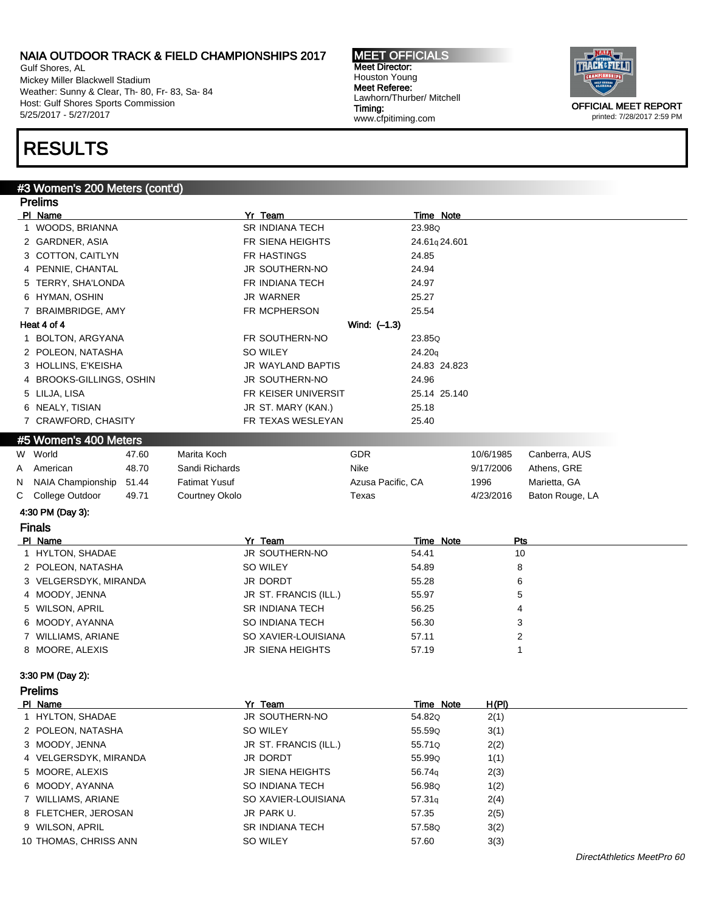# NAIA OUTDOOR TRACK & FIELD CHAMPIONSHIPS 2017

Gulf Shores, AL
Mickey Miller Blackwell Stadium
Weather: Sunny & Clear, Th- 80, Fr- 83, Sa- 84
Host: Gulf Shores Sports Commission
5/25/2017 - 5/27/2017

**MEET OFFICIALS**
Meet Director: Houston Young
Meet Referee: Lawhorn/Thurber/ Mitchell
Timing: www.cfpitiming.com

OFFICIAL MEET REPORT
printed: 7/28/2017 2:59 PM

# RESULTS

## #3 Women's 200 Meters (cont'd)

### Prelims

| Pl | Name | Yr | Team | Time | Note |
|---|---|---|---|---|---|
| 1 | WOODS, BRIANNA | SR | INDIANA TECH | 23.98Q | |
| 2 | GARDNER, ASIA | FR | SIENA HEIGHTS | 24.61q | 24.601 |
| 3 | COTTON, CAITLYN | FR | HASTINGS | 24.85 | |
| 4 | PENNIE, CHANTAL | JR | SOUTHERN-NO | 24.94 | |
| 5 | TERRY, SHA'LONDA | FR | INDIANA TECH | 24.97 | |
| 6 | HYMAN, OSHIN | JR | WARNER | 25.27 | |
| 7 | BRAIMBRIDGE, AMY | FR | MCPHERSON | 25.54 | |

Heat 4 of 4 — Wind: (–1.3)

| Pl | Name | Yr | Team | Time | Note |
|---|---|---|---|---|---|
| 1 | BOLTON, ARGYANA | FR | SOUTHERN-NO | 23.85Q | |
| 2 | POLEON, NATASHA | SO | WILEY | 24.20q | |
| 3 | HOLLINS, E'KEISHA | JR | WAYLAND BAPTIS | 24.83 | 24.823 |
| 4 | BROOKS-GILLINGS, OSHIN | JR | SOUTHERN-NO | 24.96 | |
| 5 | LILJA, LISA | FR | KEISER UNIVERSIT | 25.14 | 25.140 |
| 6 | NEALY, TISIAN | JR | ST. MARY (KAN.) | 25.18 | |
| 7 | CRAWFORD, CHASITY | FR | TEXAS WESLEYAN | 25.40 | |

## #5 Women's 400 Meters

| | Record | Mark | Name | Team | Date | Location |
|---|---|---|---|---|---|---|
| W | World | 47.60 | Marita Koch | GDR | 10/6/1985 | Canberra, AUS |
| A | American | 48.70 | Sandi Richards | Nike | 9/17/2006 | Athens, GRE |
| N | NAIA Championship | 51.44 | Fatimat Yusuf | Azusa Pacific, CA | 1996 | Marietta, GA |
| C | College Outdoor | 49.71 | Courtney Okolo | Texas | 4/23/2016 | Baton Rouge, LA |

4:30 PM (Day 3):

### Finals

| Pl | Name | Yr | Team | Time | Note | Pts |
|---|---|---|---|---|---|---|
| 1 | HYLTON, SHADAE | JR | SOUTHERN-NO | 54.41 | | 10 |
| 2 | POLEON, NATASHA | SO | WILEY | 54.89 | | 8 |
| 3 | VELGERSDYK, MIRANDA | JR | DORDT | 55.28 | | 6 |
| 4 | MOODY, JENNA | JR | ST. FRANCIS (ILL.) | 55.97 | | 5 |
| 5 | WILSON, APRIL | SR | INDIANA TECH | 56.25 | | 4 |
| 6 | MOODY, AYANNA | SO | INDIANA TECH | 56.30 | | 3 |
| 7 | WILLIAMS, ARIANE | SO | XAVIER-LOUISIANA | 57.11 | | 2 |
| 8 | MOORE, ALEXIS | JR | SIENA HEIGHTS | 57.19 | | 1 |

3:30 PM (Day 2):

### Prelims

| Pl | Name | Yr | Team | Time | Note | H(Pl) |
|---|---|---|---|---|---|---|
| 1 | HYLTON, SHADAE | JR | SOUTHERN-NO | 54.82Q | | 2(1) |
| 2 | POLEON, NATASHA | SO | WILEY | 55.59Q | | 3(1) |
| 3 | MOODY, JENNA | JR | ST. FRANCIS (ILL.) | 55.71Q | | 2(2) |
| 4 | VELGERSDYK, MIRANDA | JR | DORDT | 55.99Q | | 1(1) |
| 5 | MOORE, ALEXIS | JR | SIENA HEIGHTS | 56.74q | | 2(3) |
| 6 | MOODY, AYANNA | SO | INDIANA TECH | 56.98Q | | 1(2) |
| 7 | WILLIAMS, ARIANE | SO | XAVIER-LOUISIANA | 57.31q | | 2(4) |
| 8 | FLETCHER, JEROSAN | JR | PARK U. | 57.35 | | 2(5) |
| 9 | WILSON, APRIL | SR | INDIANA TECH | 57.58Q | | 3(2) |
| 10 | THOMAS, CHRISS ANN | SO | WILEY | 57.60 | | 3(3) |

DirectAthletics MeetPro 60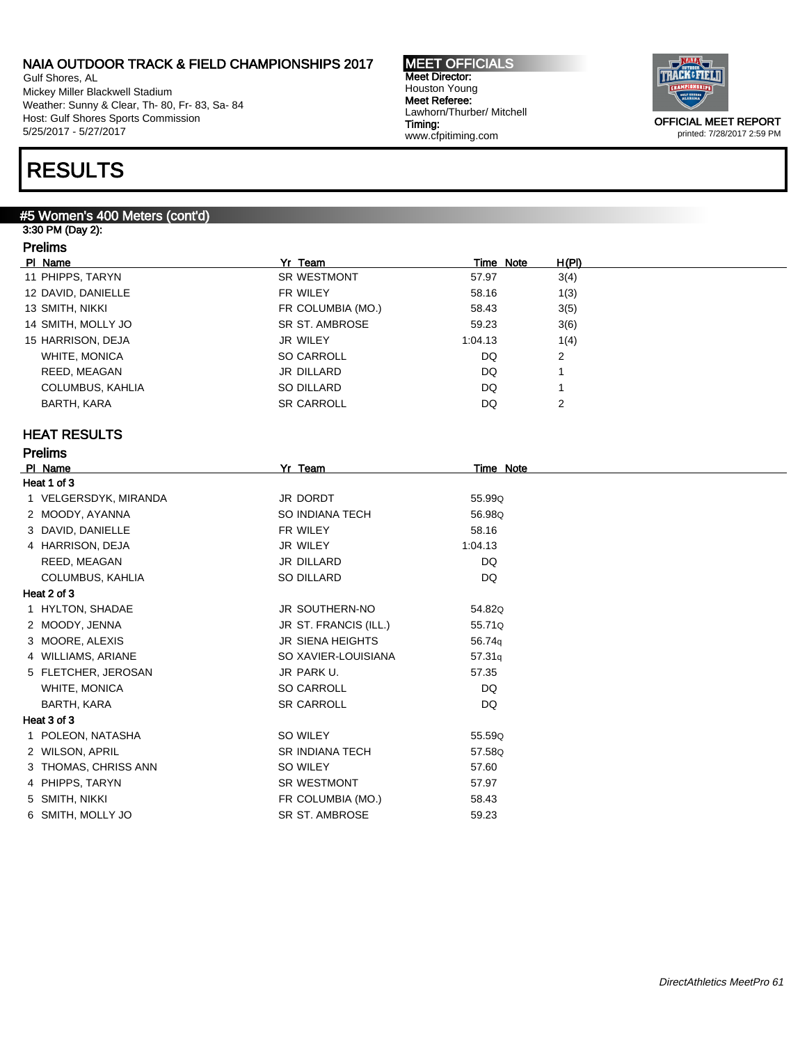# NAIA OUTDOOR TRACK & FIELD CHAMPIONSHIPS 2017

Gulf Shores, AL
Mickey Miller Blackwell Stadium
Weather: Sunny & Clear, Th- 80, Fr- 83, Sa- 84
Host: Gulf Shores Sports Commission
5/25/2017 - 5/27/2017

**MEET OFFICIALS**
**Meet Director:** Houston Young
**Meet Referee:** Lawhorn/Thurber/ Mitchell
**Timing:** www.cfpitiming.com

OFFICIAL MEET REPORT
printed: 7/28/2017 2:59 PM

# RESULTS

## #5 Women's 400 Meters (cont'd)

3:30 PM (Day 2):

### Prelims

| Pl | Name | Yr | Team | Time | Note | H(Pl) |
|---|---|---|---|---|---|---|
| 11 | PHIPPS, TARYN | SR | WESTMONT | 57.97 | | 3(4) |
| 12 | DAVID, DANIELLE | FR | WILEY | 58.16 | | 1(3) |
| 13 | SMITH, NIKKI | FR | COLUMBIA (MO.) | 58.43 | | 3(5) |
| 14 | SMITH, MOLLY JO | SR | ST. AMBROSE | 59.23 | | 3(6) |
| 15 | HARRISON, DEJA | JR | WILEY | 1:04.13 | | 1(4) |
| | WHITE, MONICA | SO | CARROLL | DQ | | 2 |
| | REED, MEAGAN | JR | DILLARD | DQ | | 1 |
| | COLUMBUS, KAHLIA | SO | DILLARD | DQ | | 1 |
| | BARTH, KARA | SR | CARROLL | DQ | | 2 |

### HEAT RESULTS

### Prelims

| Pl | Name | Yr | Team | Time | Note |
|---|---|---|---|---|---|
| **Heat 1 of 3** | | | | | |
| 1 | VELGERSDYK, MIRANDA | JR | DORDT | 55.99 | Q |
| 2 | MOODY, AYANNA | SO | INDIANA TECH | 56.98 | Q |
| 3 | DAVID, DANIELLE | FR | WILEY | 58.16 | |
| 4 | HARRISON, DEJA | JR | WILEY | 1:04.13 | |
| | REED, MEAGAN | JR | DILLARD | DQ | |
| | COLUMBUS, KAHLIA | SO | DILLARD | DQ | |
| **Heat 2 of 3** | | | | | |
| 1 | HYLTON, SHADAE | JR | SOUTHERN-NO | 54.82 | Q |
| 2 | MOODY, JENNA | JR | ST. FRANCIS (ILL.) | 55.71 | Q |
| 3 | MOORE, ALEXIS | JR | SIENA HEIGHTS | 56.74 | q |
| 4 | WILLIAMS, ARIANE | SO | XAVIER-LOUISIANA | 57.31 | q |
| 5 | FLETCHER, JEROSAN | JR | PARK U. | 57.35 | |
| | WHITE, MONICA | SO | CARROLL | DQ | |
| | BARTH, KARA | SR | CARROLL | DQ | |
| **Heat 3 of 3** | | | | | |
| 1 | POLEON, NATASHA | SO | WILEY | 55.59 | Q |
| 2 | WILSON, APRIL | SR | INDIANA TECH | 57.58 | Q |
| 3 | THOMAS, CHRISS ANN | SO | WILEY | 57.60 | |
| 4 | PHIPPS, TARYN | SR | WESTMONT | 57.97 | |
| 5 | SMITH, NIKKI | FR | COLUMBIA (MO.) | 58.43 | |
| 6 | SMITH, MOLLY JO | SR | ST. AMBROSE | 59.23 | |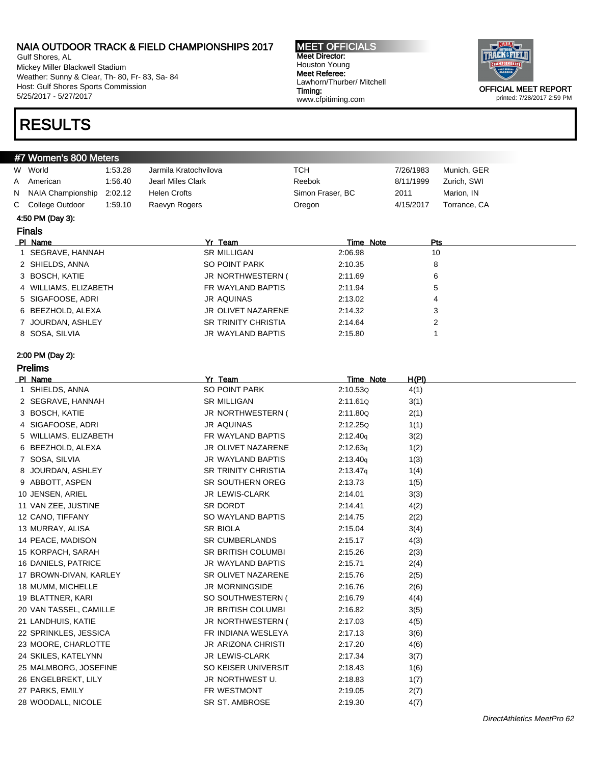NAIA OUTDOOR TRACK & FIELD CHAMPIONSHIPS 2017
Gulf Shores, AL
Mickey Miller Blackwell Stadium
Weather: Sunny & Clear, Th- 80, Fr- 83, Sa- 84
Host: Gulf Shores Sports Commission
5/25/2017 - 5/27/2017

MEET OFFICIALS
Meet Director:
Houston Young
Meet Referee:
Lawhorn/Thurber/ Mitchell
Timing:
www.cfpitiming.com

OFFICIAL MEET REPORT
printed: 7/28/2017 2:59 PM

# RESULTS

## #7 Women's 800 Meters

| | | | | | | |
|---|---|---|---|---|---|---|
| W | World | 1:53.28 | Jarmila Kratochvilova | TCH | 7/26/1983 | Munich, GER |
| A | American | 1:56.40 | Jearl Miles Clark | Reebok | 8/11/1999 | Zurich, SWI |
| N | NAIA Championship | 2:02.12 | Helen Crofts | Simon Fraser, BC | 2011 | Marion, IN |
| C | College Outdoor | 1:59.10 | Raevyn Rogers | Oregon | 4/15/2017 | Torrance, CA |

4:50 PM (Day 3):

### Finals

| Pl | Name | Yr | Team | Time | Note | Pts |
|---|---|---|---|---|---|---|
| 1 | SEGRAVE, HANNAH | SR | MILLIGAN | 2:06.98 | | 10 |
| 2 | SHIELDS, ANNA | SO | POINT PARK | 2:10.35 | | 8 |
| 3 | BOSCH, KATIE | JR | NORTHWESTERN ( | 2:11.69 | | 6 |
| 4 | WILLIAMS, ELIZABETH | FR | WAYLAND BAPTIS | 2:11.94 | | 5 |
| 5 | SIGAFOOSE, ADRI | JR | AQUINAS | 2:13.02 | | 4 |
| 6 | BEEZHOLD, ALEXA | JR | OLIVET NAZARENE | 2:14.32 | | 3 |
| 7 | JOURDAN, ASHLEY | SR | TRINITY CHRISTIA | 2:14.64 | | 2 |
| 8 | SOSA, SILVIA | JR | WAYLAND BAPTIS | 2:15.80 | | 1 |

2:00 PM (Day 2):

### Prelims

| Pl | Name | Yr | Team | Time | Note | H(Pl) |
|---|---|---|---|---|---|---|
| 1 | SHIELDS, ANNA | SO | POINT PARK | 2:10.53 | Q | 4(1) |
| 2 | SEGRAVE, HANNAH | SR | MILLIGAN | 2:11.61 | Q | 3(1) |
| 3 | BOSCH, KATIE | JR | NORTHWESTERN ( | 2:11.80 | Q | 2(1) |
| 4 | SIGAFOOSE, ADRI | JR | AQUINAS | 2:12.25 | Q | 1(1) |
| 5 | WILLIAMS, ELIZABETH | FR | WAYLAND BAPTIS | 2:12.40 | q | 3(2) |
| 6 | BEEZHOLD, ALEXA | JR | OLIVET NAZARENE | 2:12.63 | q | 1(2) |
| 7 | SOSA, SILVIA | JR | WAYLAND BAPTIS | 2:13.40 | q | 1(3) |
| 8 | JOURDAN, ASHLEY | SR | TRINITY CHRISTIA | 2:13.47 | q | 1(4) |
| 9 | ABBOTT, ASPEN | SR | SOUTHERN OREG | 2:13.73 | | 1(5) |
| 10 | JENSEN, ARIEL | JR | LEWIS-CLARK | 2:14.01 | | 3(3) |
| 11 | VAN ZEE, JUSTINE | SR | DORDT | 2:14.41 | | 4(2) |
| 12 | CANO, TIFFANY | SO | WAYLAND BAPTIS | 2:14.75 | | 2(2) |
| 13 | MURRAY, ALISA | SR | BIOLA | 2:15.04 | | 3(4) |
| 14 | PEACE, MADISON | SR | CUMBERLANDS | 2:15.17 | | 4(3) |
| 15 | KORPACH, SARAH | SR | BRITISH COLUMBI | 2:15.26 | | 2(3) |
| 16 | DANIELS, PATRICE | JR | WAYLAND BAPTIS | 2:15.71 | | 2(4) |
| 17 | BROWN-DIVAN, KARLEY | SR | OLIVET NAZARENE | 2:15.76 | | 2(5) |
| 18 | MUMM, MICHELLE | JR | MORNINGSIDE | 2:16.76 | | 2(6) |
| 19 | BLATTNER, KARI | SO | SOUTHWESTERN ( | 2:16.79 | | 4(4) |
| 20 | VAN TASSEL, CAMILLE | JR | BRITISH COLUMBI | 2:16.82 | | 3(5) |
| 21 | LANDHUIS, KATIE | JR | NORTHWESTERN ( | 2:17.03 | | 4(5) |
| 22 | SPRINKLES, JESSICA | FR | INDIANA WESLEYA | 2:17.13 | | 3(6) |
| 23 | MOORE, CHARLOTTE | JR | ARIZONA CHRISTI | 2:17.20 | | 4(6) |
| 24 | SKILES, KATELYNN | JR | LEWIS-CLARK | 2:17.34 | | 3(7) |
| 25 | MALMBORG, JOSEFINE | SO | KEISER UNIVERSIT | 2:18.43 | | 1(6) |
| 26 | ENGELBREKT, LILY | JR | NORTHWEST U. | 2:18.83 | | 1(7) |
| 27 | PARKS, EMILY | FR | WESTMONT | 2:19.05 | | 2(7) |
| 28 | WOODALL, NICOLE | SR | ST. AMBROSE | 2:19.30 | | 4(7) |

DirectAthletics MeetPro 62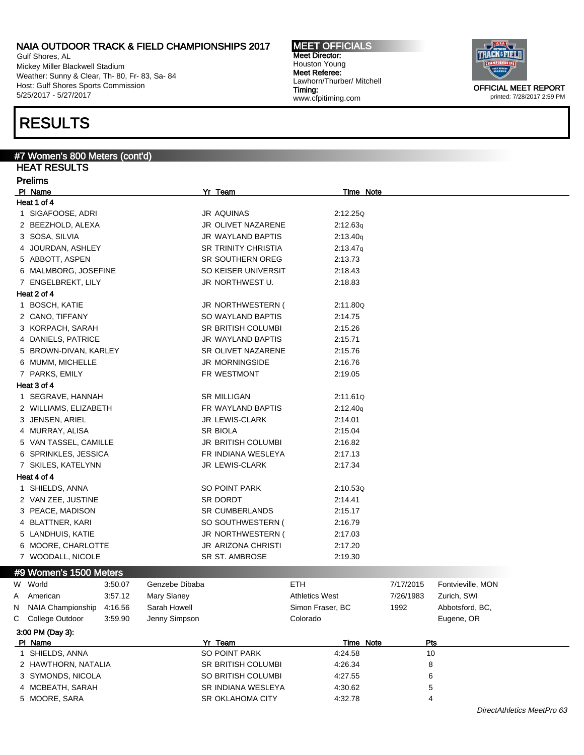# RESULTS

## #7 Women's 800 Meters (cont'd)

### HEAT RESULTS

#### Prelims

| Pl | Name | Yr | Team | Time | Note |
|---|---|---|---|---|---|
| **Heat 1 of 4** | | | | | |
| 1 | SIGAFOOSE, ADRI | JR | AQUINAS | 2:12.25 | Q |
| 2 | BEEZHOLD, ALEXA | JR | OLIVET NAZARENE | 2:12.63 | q |
| 3 | SOSA, SILVIA | JR | WAYLAND BAPTIS | 2:13.40 | q |
| 4 | JOURDAN, ASHLEY | SR | TRINITY CHRISTIA | 2:13.47 | q |
| 5 | ABBOTT, ASPEN | SR | SOUTHERN OREG | 2:13.73 | |
| 6 | MALMBORG, JOSEFINE | SO | KEISER UNIVERSIT | 2:18.43 | |
| 7 | ENGELBREKT, LILY | JR | NORTHWEST U. | 2:18.83 | |
| **Heat 2 of 4** | | | | | |
| 1 | BOSCH, KATIE | JR | NORTHWESTERN ( | 2:11.80 | Q |
| 2 | CANO, TIFFANY | SO | WAYLAND BAPTIS | 2:14.75 | |
| 3 | KORPACH, SARAH | SR | BRITISH COLUMBI | 2:15.26 | |
| 4 | DANIELS, PATRICE | JR | WAYLAND BAPTIS | 2:15.71 | |
| 5 | BROWN-DIVAN, KARLEY | SR | OLIVET NAZARENE | 2:15.76 | |
| 6 | MUMM, MICHELLE | JR | MORNINGSIDE | 2:16.76 | |
| 7 | PARKS, EMILY | FR | WESTMONT | 2:19.05 | |
| **Heat 3 of 4** | | | | | |
| 1 | SEGRAVE, HANNAH | SR | MILLIGAN | 2:11.61 | Q |
| 2 | WILLIAMS, ELIZABETH | FR | WAYLAND BAPTIS | 2:12.40 | q |
| 3 | JENSEN, ARIEL | JR | LEWIS-CLARK | 2:14.01 | |
| 4 | MURRAY, ALISA | SR | BIOLA | 2:15.04 | |
| 5 | VAN TASSEL, CAMILLE | JR | BRITISH COLUMBI | 2:16.82 | |
| 6 | SPRINKLES, JESSICA | FR | INDIANA WESLEYA | 2:17.13 | |
| 7 | SKILES, KATELYNN | JR | LEWIS-CLARK | 2:17.34 | |
| **Heat 4 of 4** | | | | | |
| 1 | SHIELDS, ANNA | SO | POINT PARK | 2:10.53 | Q |
| 2 | VAN ZEE, JUSTINE | SR | DORDT | 2:14.41 | |
| 3 | PEACE, MADISON | SR | CUMBERLANDS | 2:15.17 | |
| 4 | BLATTNER, KARI | SO | SOUTHWESTERN ( | 2:16.79 | |
| 5 | LANDHUIS, KATIE | JR | NORTHWESTERN ( | 2:17.03 | |
| 6 | MOORE, CHARLOTTE | JR | ARIZONA CHRISTI | 2:17.20 | |
| 7 | WOODALL, NICOLE | SR | ST. AMBROSE | 2:19.30 | |

## #9 Women's 1500 Meters

| | | | | | | |
|---|---|---|---|---|---|---|
| W | World | 3:50.07 | Genzebe Dibaba | ETH | 7/17/2015 | Fontvieville, MON |
| A | American | 3:57.12 | Mary Slaney | Athletics West | 7/26/1983 | Zurich, SWI |
| N | NAIA Championship | 4:16.56 | Sarah Howell | Simon Fraser, BC | 1992 | Abbotsford, BC, |
| C | College Outdoor | 3:59.90 | Jenny Simpson | Colorado | | Eugene, OR |

3:00 PM (Day 3):

| Pl | Name | Yr | Team | Time | Note | Pts |
|---|---|---|---|---|---|---|
| 1 | SHIELDS, ANNA | SO | POINT PARK | 4:24.58 | | 10 |
| 2 | HAWTHORN, NATALIA | SR | BRITISH COLUMBI | 4:26.34 | | 8 |
| 3 | SYMONDS, NICOLA | SO | BRITISH COLUMBI | 4:27.55 | | 6 |
| 4 | MCBEATH, SARAH | SR | INDIANA WESLEYA | 4:30.62 | | 5 |
| 5 | MOORE, SARA | SR | OKLAHOMA CITY | 4:32.78 | | 4 |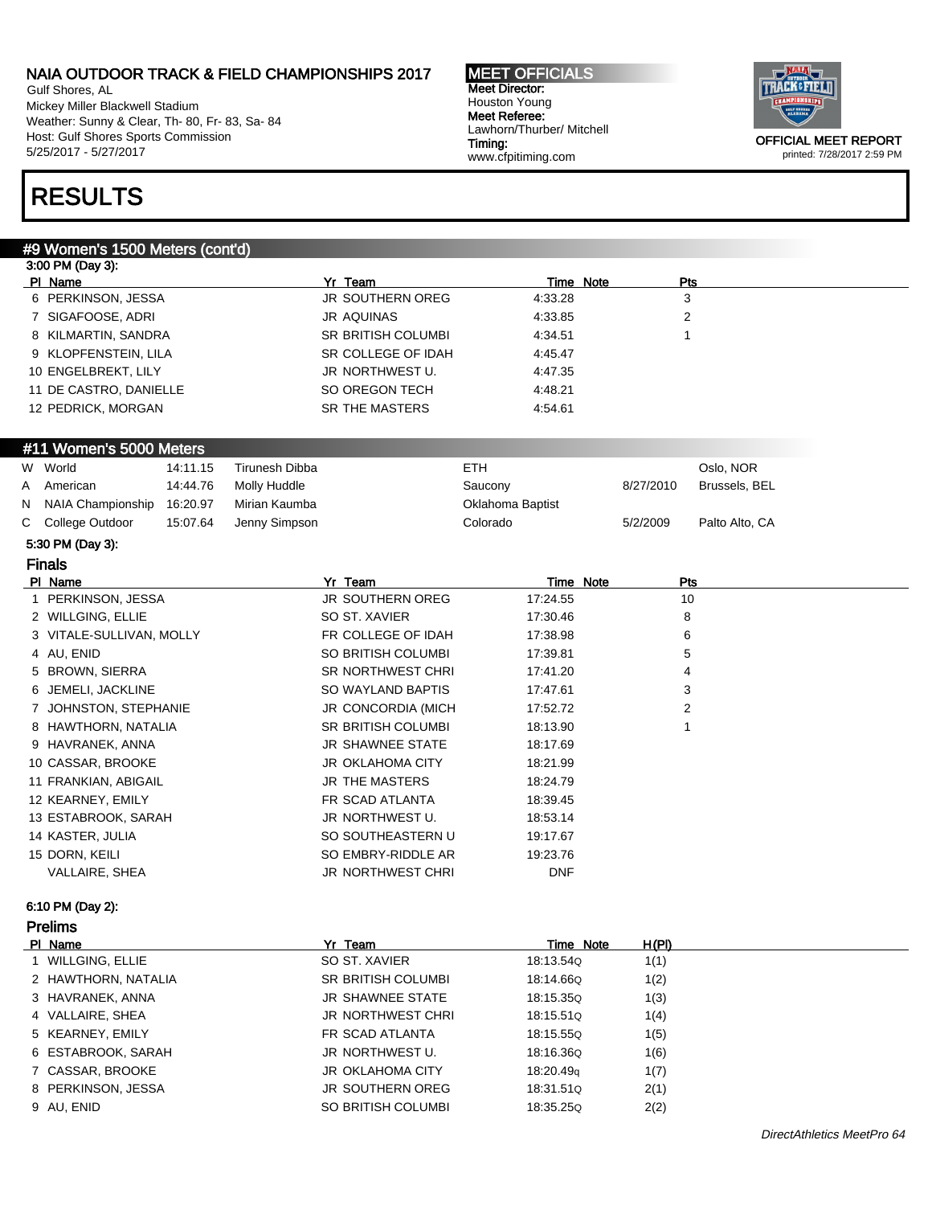# RESULTS

## #9 Women's 1500 Meters (cont'd)

3:00 PM (Day 3):

| Pl | Name | Yr | Team | Time | Note | Pts |
|---|---|---|---|---|---|---|
| 6 | PERKINSON, JESSA | JR | SOUTHERN OREG | 4:33.28 | | 3 |
| 7 | SIGAFOOSE, ADRI | JR | AQUINAS | 4:33.85 | | 2 |
| 8 | KILMARTIN, SANDRA | SR | BRITISH COLUMBI | 4:34.51 | | 1 |
| 9 | KLOPFENSTEIN, LILA | SR | COLLEGE OF IDAH | 4:45.47 | | |
| 10 | ENGELBREKT, LILY | JR | NORTHWEST U. | 4:47.35 | | |
| 11 | DE CASTRO, DANIELLE | SO | OREGON TECH | 4:48.21 | | |
| 12 | PEDRICK, MORGAN | SR | THE MASTERS | 4:54.61 | | |

## #11 Women's 5000 Meters

| | Record | Time | Name | Team | Date | Location |
|---|---|---|---|---|---|---|
| W | World | 14:11.15 | Tirunesh Dibba | ETH | | Oslo, NOR |
| A | American | 14:44.76 | Molly Huddle | Saucony | 8/27/2010 | Brussels, BEL |
| N | NAIA Championship | 16:20.97 | Mirian Kaumba | Oklahoma Baptist | | |
| C | College Outdoor | 15:07.64 | Jenny Simpson | Colorado | 5/2/2009 | Palto Alto, CA |

5:30 PM (Day 3):

### Finals

| Pl | Name | Yr | Team | Time | Note | Pts |
|---|---|---|---|---|---|---|
| 1 | PERKINSON, JESSA | JR | SOUTHERN OREG | 17:24.55 | | 10 |
| 2 | WILLGING, ELLIE | SO | ST. XAVIER | 17:30.46 | | 8 |
| 3 | VITALE-SULLIVAN, MOLLY | FR | COLLEGE OF IDAH | 17:38.98 | | 6 |
| 4 | AU, ENID | SO | BRITISH COLUMBI | 17:39.81 | | 5 |
| 5 | BROWN, SIERRA | SR | NORTHWEST CHRI | 17:41.20 | | 4 |
| 6 | JEMELI, JACKLINE | SO | WAYLAND BAPTIS | 17:47.61 | | 3 |
| 7 | JOHNSTON, STEPHANIE | JR | CONCORDIA (MICH | 17:52.72 | | 2 |
| 8 | HAWTHORN, NATALIA | SR | BRITISH COLUMBI | 18:13.90 | | 1 |
| 9 | HAVRANEK, ANNA | JR | SHAWNEE STATE | 18:17.69 | | |
| 10 | CASSAR, BROOKE | JR | OKLAHOMA CITY | 18:21.99 | | |
| 11 | FRANKIAN, ABIGAIL | JR | THE MASTERS | 18:24.79 | | |
| 12 | KEARNEY, EMILY | FR | SCAD ATLANTA | 18:39.45 | | |
| 13 | ESTABROOK, SARAH | JR | NORTHWEST U. | 18:53.14 | | |
| 14 | KASTER, JULIA | SO | SOUTHEASTERN U | 19:17.67 | | |
| 15 | DORN, KEILI | SO | EMBRY-RIDDLE AR | 19:23.76 | | |
| | VALLAIRE, SHEA | JR | NORTHWEST CHRI | DNF | | |

6:10 PM (Day 2):

### Prelims

| Pl | Name | Yr | Team | Time | Note | H(Pl) |
|---|---|---|---|---|---|---|
| 1 | WILLGING, ELLIE | SO | ST. XAVIER | 18:13.54 | Q | 1(1) |
| 2 | HAWTHORN, NATALIA | SR | BRITISH COLUMBI | 18:14.66 | Q | 1(2) |
| 3 | HAVRANEK, ANNA | JR | SHAWNEE STATE | 18:15.35 | Q | 1(3) |
| 4 | VALLAIRE, SHEA | JR | NORTHWEST CHRI | 18:15.51 | Q | 1(4) |
| 5 | KEARNEY, EMILY | FR | SCAD ATLANTA | 18:15.55 | Q | 1(5) |
| 6 | ESTABROOK, SARAH | JR | NORTHWEST U. | 18:16.36 | Q | 1(6) |
| 7 | CASSAR, BROOKE | JR | OKLAHOMA CITY | 18:20.49 | q | 1(7) |
| 8 | PERKINSON, JESSA | JR | SOUTHERN OREG | 18:31.51 | Q | 2(1) |
| 9 | AU, ENID | SO | BRITISH COLUMBI | 18:35.25 | Q | 2(2) |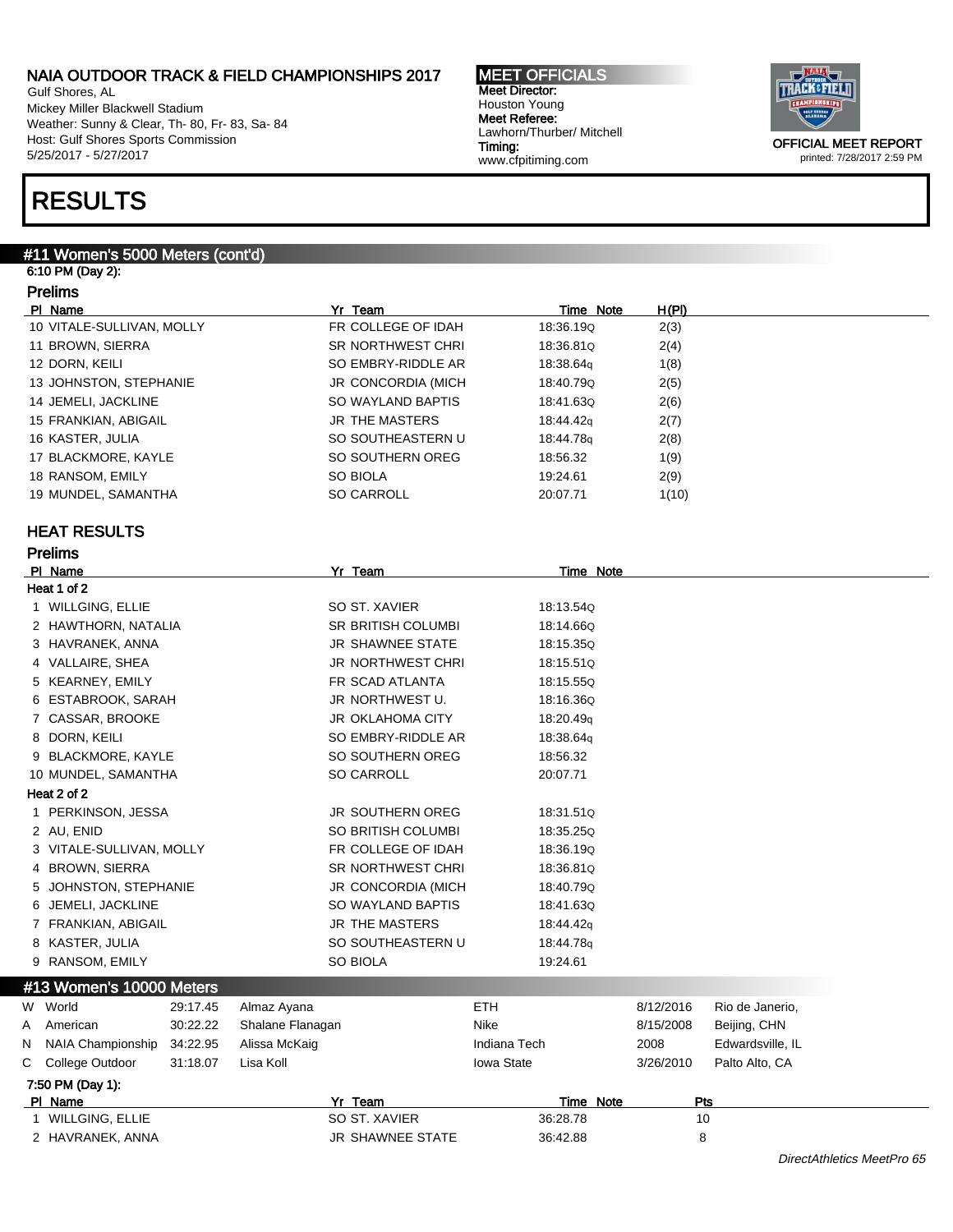# NAIA OUTDOOR TRACK & FIELD CHAMPIONSHIPS 2017

Gulf Shores, AL
Mickey Miller Blackwell Stadium
Weather: Sunny & Clear, Th- 80, Fr- 83, Sa- 84
Host: Gulf Shores Sports Commission
5/25/2017 - 5/27/2017

**MEET OFFICIALS**
**Meet Director:** Houston Young
**Meet Referee:** Lawhorn/Thurber/ Mitchell
**Timing:** www.cfpitiming.com

OFFICIAL MEET REPORT
printed: 7/28/2017 2:59 PM

# RESULTS

## #11 Women's 5000 Meters (cont'd)

6:10 PM (Day 2):

### Prelims

| Pl | Name | Yr | Team | Time | Note | H(Pl) |
|---|---|---|---|---|---|---|
| 10 | VITALE-SULLIVAN, MOLLY | FR | COLLEGE OF IDAH | 18:36.19 | Q | 2(3) |
| 11 | BROWN, SIERRA | SR | NORTHWEST CHRI | 18:36.81 | Q | 2(4) |
| 12 | DORN, KEILI | SO | EMBRY-RIDDLE AR | 18:38.64 | q | 1(8) |
| 13 | JOHNSTON, STEPHANIE | JR | CONCORDIA (MICH | 18:40.79 | Q | 2(5) |
| 14 | JEMELI, JACKLINE | SO | WAYLAND BAPTIS | 18:41.63 | Q | 2(6) |
| 15 | FRANKIAN, ABIGAIL | JR | THE MASTERS | 18:44.42 | q | 2(7) |
| 16 | KASTER, JULIA | SO | SOUTHEASTERN U | 18:44.78 | q | 2(8) |
| 17 | BLACKMORE, KAYLE | SO | SOUTHERN OREG | 18:56.32 | | 1(9) |
| 18 | RANSOM, EMILY | SO | BIOLA | 19:24.61 | | 2(9) |
| 19 | MUNDEL, SAMANTHA | SO | CARROLL | 20:07.71 | | 1(10) |

### HEAT RESULTS

### Prelims

| Pl | Name | Yr | Team | Time | Note |
|---|---|---|---|---|---|
| **Heat 1 of 2** | | | | | |
| 1 | WILLGING, ELLIE | SO | ST. XAVIER | 18:13.54 | Q |
| 2 | HAWTHORN, NATALIA | SR | BRITISH COLUMBI | 18:14.66 | Q |
| 3 | HAVRANEK, ANNA | JR | SHAWNEE STATE | 18:15.35 | Q |
| 4 | VALLAIRE, SHEA | JR | NORTHWEST CHRI | 18:15.51 | Q |
| 5 | KEARNEY, EMILY | FR | SCAD ATLANTA | 18:15.55 | Q |
| 6 | ESTABROOK, SARAH | JR | NORTHWEST U. | 18:16.36 | Q |
| 7 | CASSAR, BROOKE | JR | OKLAHOMA CITY | 18:20.49 | q |
| 8 | DORN, KEILI | SO | EMBRY-RIDDLE AR | 18:38.64 | q |
| 9 | BLACKMORE, KAYLE | SO | SOUTHERN OREG | 18:56.32 | |
| 10 | MUNDEL, SAMANTHA | SO | CARROLL | 20:07.71 | |
| **Heat 2 of 2** | | | | | |
| 1 | PERKINSON, JESSA | JR | SOUTHERN OREG | 18:31.51 | Q |
| 2 | AU, ENID | SO | BRITISH COLUMBI | 18:35.25 | Q |
| 3 | VITALE-SULLIVAN, MOLLY | FR | COLLEGE OF IDAH | 18:36.19 | Q |
| 4 | BROWN, SIERRA | SR | NORTHWEST CHRI | 18:36.81 | Q |
| 5 | JOHNSTON, STEPHANIE | JR | CONCORDIA (MICH | 18:40.79 | Q |
| 6 | JEMELI, JACKLINE | SO | WAYLAND BAPTIS | 18:41.63 | Q |
| 7 | FRANKIAN, ABIGAIL | JR | THE MASTERS | 18:44.42 | q |
| 8 | KASTER, JULIA | SO | SOUTHEASTERN U | 18:44.78 | q |
| 9 | RANSOM, EMILY | SO | BIOLA | 19:24.61 | |

## #13 Women's 10000 Meters

| | Record | Time | Name | Team | Date | Location |
|---|---|---|---|---|---|---|
| W | World | 29:17.45 | Almaz Ayana | ETH | 8/12/2016 | Rio de Janerio, |
| A | American | 30:22.22 | Shalane Flanagan | Nike | 8/15/2008 | Beijing, CHN |
| N | NAIA Championship | 34:22.95 | Alissa McKaig | Indiana Tech | 2008 | Edwardsville, IL |
| C | College Outdoor | 31:18.07 | Lisa Koll | Iowa State | 3/26/2010 | Palto Alto, CA |

7:50 PM (Day 1):

| Pl | Name | Yr | Team | Time | Note | Pts |
|---|---|---|---|---|---|---|
| 1 | WILLGING, ELLIE | SO | ST. XAVIER | 36:28.78 | | 10 |
| 2 | HAVRANEK, ANNA | JR | SHAWNEE STATE | 36:42.88 | | 8 |

DirectAthletics MeetPro 65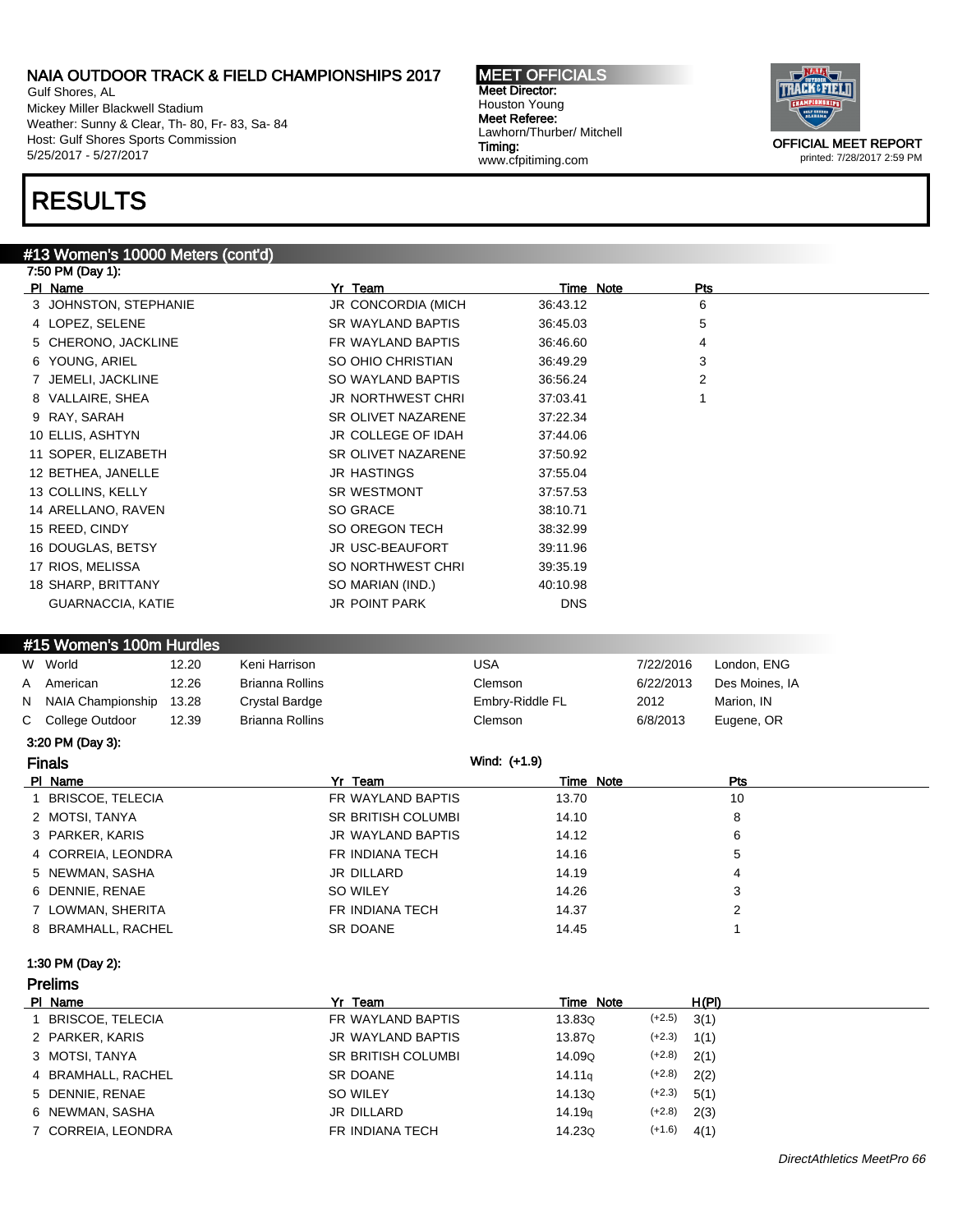# RESULTS

## #13 Women's 10000 Meters (cont'd)

7:50 PM (Day 1):

| Pl | Name | Yr | Team | Time | Note | Pts |
|---|---|---|---|---|---|---|
| 3 | JOHNSTON, STEPHANIE | JR | CONCORDIA (MICH | 36:43.12 | | 6 |
| 4 | LOPEZ, SELENE | SR | WAYLAND BAPTIS | 36:45.03 | | 5 |
| 5 | CHERONO, JACKLINE | FR | WAYLAND BAPTIS | 36:46.60 | | 4 |
| 6 | YOUNG, ARIEL | SO | OHIO CHRISTIAN | 36:49.29 | | 3 |
| 7 | JEMELI, JACKLINE | SO | WAYLAND BAPTIS | 36:56.24 | | 2 |
| 8 | VALLAIRE, SHEA | JR | NORTHWEST CHRI | 37:03.41 | | 1 |
| 9 | RAY, SARAH | SR | OLIVET NAZARENE | 37:22.34 | | |
| 10 | ELLIS, ASHTYN | JR | COLLEGE OF IDAH | 37:44.06 | | |
| 11 | SOPER, ELIZABETH | SR | OLIVET NAZARENE | 37:50.92 | | |
| 12 | BETHEA, JANELLE | JR | HASTINGS | 37:55.04 | | |
| 13 | COLLINS, KELLY | SR | WESTMONT | 37:57.53 | | |
| 14 | ARELLANO, RAVEN | SO | GRACE | 38:10.71 | | |
| 15 | REED, CINDY | SO | OREGON TECH | 38:32.99 | | |
| 16 | DOUGLAS, BETSY | JR | USC-BEAUFORT | 39:11.96 | | |
| 17 | RIOS, MELISSA | SO | NORTHWEST CHRI | 39:35.19 | | |
| 18 | SHARP, BRITTANY | SO | MARIAN (IND.) | 40:10.98 | | |
| | GUARNACCIA, KATIE | JR | POINT PARK | DNS | | |

## #15 Women's 100m Hurdles

| | Record | Mark | Holder | Team | Date | Location |
|---|---|---|---|---|---|---|
| W | World | 12.20 | Keni Harrison | USA | 7/22/2016 | London, ENG |
| A | American | 12.26 | Brianna Rollins | Clemson | 6/22/2013 | Des Moines, IA |
| N | NAIA Championship | 13.28 | Crystal Bardge | Embry-Riddle FL | 2012 | Marion, IN |
| C | College Outdoor | 12.39 | Brianna Rollins | Clemson | 6/8/2013 | Eugene, OR |

3:20 PM (Day 3):

### Finals

Wind: (+1.9)

| Pl | Name | Yr | Team | Time | Note | Pts |
|---|---|---|---|---|---|---|
| 1 | BRISCOE, TELECIA | FR | WAYLAND BAPTIS | 13.70 | | 10 |
| 2 | MOTSI, TANYA | SR | BRITISH COLUMBI | 14.10 | | 8 |
| 3 | PARKER, KARIS | JR | WAYLAND BAPTIS | 14.12 | | 6 |
| 4 | CORREIA, LEONDRA | FR | INDIANA TECH | 14.16 | | 5 |
| 5 | NEWMAN, SASHA | JR | DILLARD | 14.19 | | 4 |
| 6 | DENNIE, RENAE | SO | WILEY | 14.26 | | 3 |
| 7 | LOWMAN, SHERITA | FR | INDIANA TECH | 14.37 | | 2 |
| 8 | BRAMHALL, RACHEL | SR | DOANE | 14.45 | | 1 |

1:30 PM (Day 2):

### Prelims

| Pl | Name | Yr | Team | Time | Note | Wind | H(Pl) |
|---|---|---|---|---|---|---|---|
| 1 | BRISCOE, TELECIA | FR | WAYLAND BAPTIS | 13.83Q | | (+2.5) | 3(1) |
| 2 | PARKER, KARIS | JR | WAYLAND BAPTIS | 13.87Q | | (+2.3) | 1(1) |
| 3 | MOTSI, TANYA | SR | BRITISH COLUMBI | 14.09Q | | (+2.8) | 2(1) |
| 4 | BRAMHALL, RACHEL | SR | DOANE | 14.11q | | (+2.8) | 2(2) |
| 5 | DENNIE, RENAE | SO | WILEY | 14.13Q | | (+2.3) | 5(1) |
| 6 | NEWMAN, SASHA | JR | DILLARD | 14.19q | | (+2.8) | 2(3) |
| 7 | CORREIA, LEONDRA | FR | INDIANA TECH | 14.23Q | | (+1.6) | 4(1) |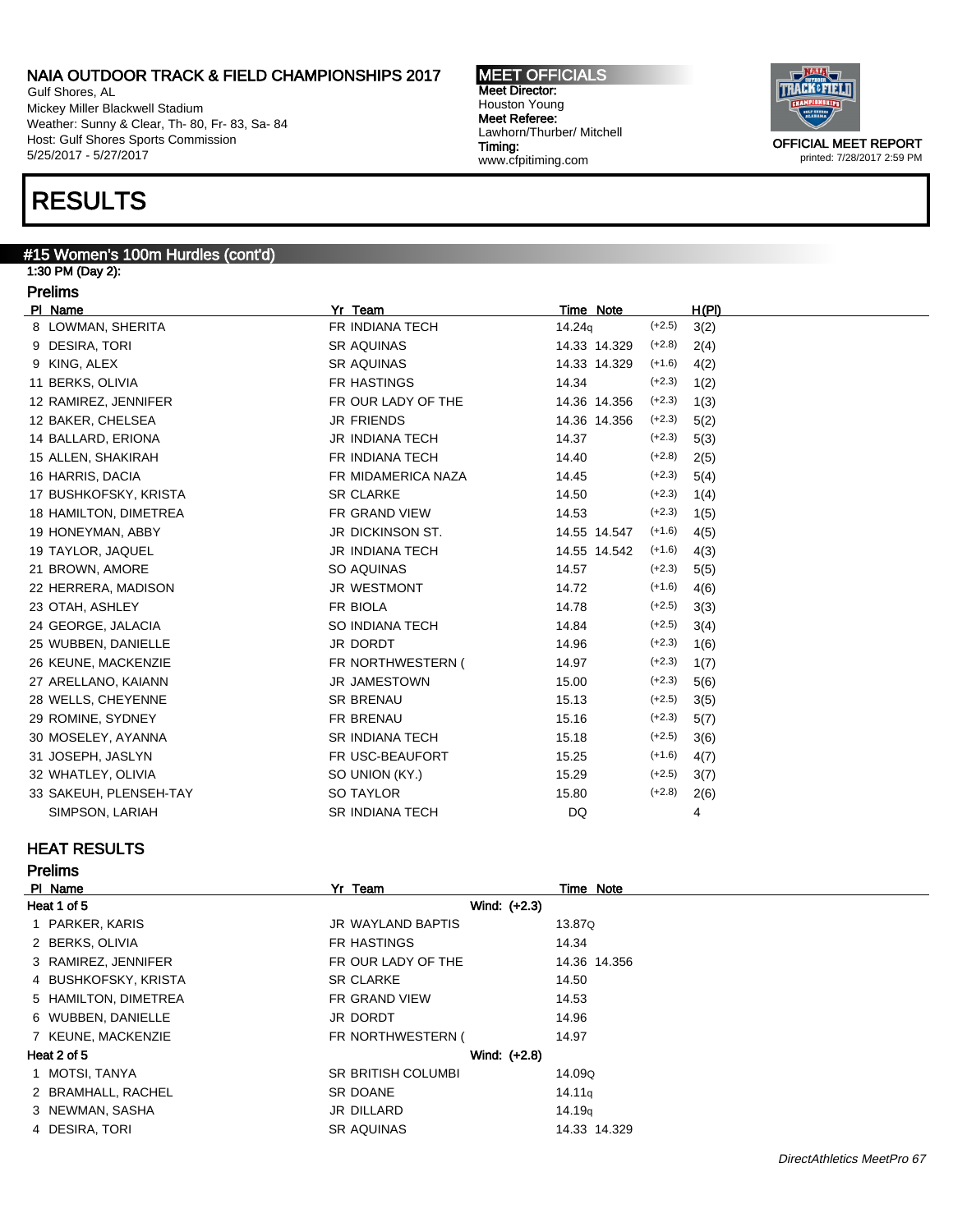# NAIA OUTDOOR TRACK & FIELD CHAMPIONSHIPS 2017

Gulf Shores, AL
Mickey Miller Blackwell Stadium
Weather: Sunny & Clear, Th- 80, Fr- 83, Sa- 84
Host: Gulf Shores Sports Commission
5/25/2017 - 5/27/2017

**MEET OFFICIALS**
**Meet Director:** Houston Young
**Meet Referee:** Lawhorn/Thurber/ Mitchell
**Timing:** www.cfpitiming.com

**OFFICIAL MEET REPORT**
printed: 7/28/2017 2:59 PM

# RESULTS

## #15 Women's 100m Hurdles (cont'd)

1:30 PM (Day 2):

### Prelims

| Pl | Name | Yr | Team | Time | Note | Wind | H(Pl) |
|---|---|---|---|---|---|---|---|
| 8 | LOWMAN, SHERITA | FR | INDIANA TECH | 14.24q | | (+2.5) | 3(2) |
| 9 | DESIRA, TORI | SR | AQUINAS | 14.33 | 14.329 | (+2.8) | 2(4) |
| 9 | KING, ALEX | SR | AQUINAS | 14.33 | 14.329 | (+1.6) | 4(2) |
| 11 | BERKS, OLIVIA | FR | HASTINGS | 14.34 | | (+2.3) | 1(2) |
| 12 | RAMIREZ, JENNIFER | FR | OUR LADY OF THE | 14.36 | 14.356 | (+2.3) | 1(3) |
| 12 | BAKER, CHELSEA | JR | FRIENDS | 14.36 | 14.356 | (+2.3) | 5(2) |
| 14 | BALLARD, ERIONA | JR | INDIANA TECH | 14.37 | | (+2.3) | 5(3) |
| 15 | ALLEN, SHAKIRAH | FR | INDIANA TECH | 14.40 | | (+2.8) | 2(5) |
| 16 | HARRIS, DACIA | FR | MIDAMERICA NAZA | 14.45 | | (+2.3) | 5(4) |
| 17 | BUSHKOFSKY, KRISTA | SR | CLARKE | 14.50 | | (+2.3) | 1(4) |
| 18 | HAMILTON, DIMETREA | FR | GRAND VIEW | 14.53 | | (+2.3) | 1(5) |
| 19 | HONEYMAN, ABBY | JR | DICKINSON ST. | 14.55 | 14.547 | (+1.6) | 4(5) |
| 19 | TAYLOR, JAQUEL | JR | INDIANA TECH | 14.55 | 14.542 | (+1.6) | 4(3) |
| 21 | BROWN, AMORE | SO | AQUINAS | 14.57 | | (+2.3) | 5(5) |
| 22 | HERRERA, MADISON | JR | WESTMONT | 14.72 | | (+1.6) | 4(6) |
| 23 | OTAH, ASHLEY | FR | BIOLA | 14.78 | | (+2.5) | 3(3) |
| 24 | GEORGE, JALACIA | SO | INDIANA TECH | 14.84 | | (+2.5) | 3(4) |
| 25 | WUBBEN, DANIELLE | JR | DORDT | 14.96 | | (+2.3) | 1(6) |
| 26 | KEUNE, MACKENZIE | FR | NORTHWESTERN ( | 14.97 | | (+2.3) | 1(7) |
| 27 | ARELLANO, KAIANN | JR | JAMESTOWN | 15.00 | | (+2.3) | 5(6) |
| 28 | WELLS, CHEYENNE | SR | BRENAU | 15.13 | | (+2.5) | 3(5) |
| 29 | ROMINE, SYDNEY | FR | BRENAU | 15.16 | | (+2.3) | 5(7) |
| 30 | MOSELEY, AYANNA | SR | INDIANA TECH | 15.18 | | (+2.5) | 3(6) |
| 31 | JOSEPH, JASLYN | FR | USC-BEAUFORT | 15.25 | | (+1.6) | 4(7) |
| 32 | WHATLEY, OLIVIA | SO | UNION (KY.) | 15.29 | | (+2.5) | 3(7) |
| 33 | SAKEUH, PLENSEH-TAY | SO | TAYLOR | 15.80 | | (+2.8) | 2(6) |
| | SIMPSON, LARIAH | SR | INDIANA TECH | DQ | | | 4 |

## HEAT RESULTS

### Prelims

| Pl | Name | Yr | Team | Time | Note |
|---|---|---|---|---|---|
| **Heat 1 of 5** | | | Wind: (+2.3) | | |
| 1 | PARKER, KARIS | JR | WAYLAND BAPTIS | 13.87Q | |
| 2 | BERKS, OLIVIA | FR | HASTINGS | 14.34 | |
| 3 | RAMIREZ, JENNIFER | FR | OUR LADY OF THE | 14.36 | 14.356 |
| 4 | BUSHKOFSKY, KRISTA | SR | CLARKE | 14.50 | |
| 5 | HAMILTON, DIMETREA | FR | GRAND VIEW | 14.53 | |
| 6 | WUBBEN, DANIELLE | JR | DORDT | 14.96 | |
| 7 | KEUNE, MACKENZIE | FR | NORTHWESTERN ( | 14.97 | |
| **Heat 2 of 5** | | | Wind: (+2.8) | | |
| 1 | MOTSI, TANYA | SR | BRITISH COLUMBI | 14.09Q | |
| 2 | BRAMHALL, RACHEL | SR | DOANE | 14.11q | |
| 3 | NEWMAN, SASHA | JR | DILLARD | 14.19q | |
| 4 | DESIRA, TORI | SR | AQUINAS | 14.33 | 14.329 |

DirectAthletics MeetPro 67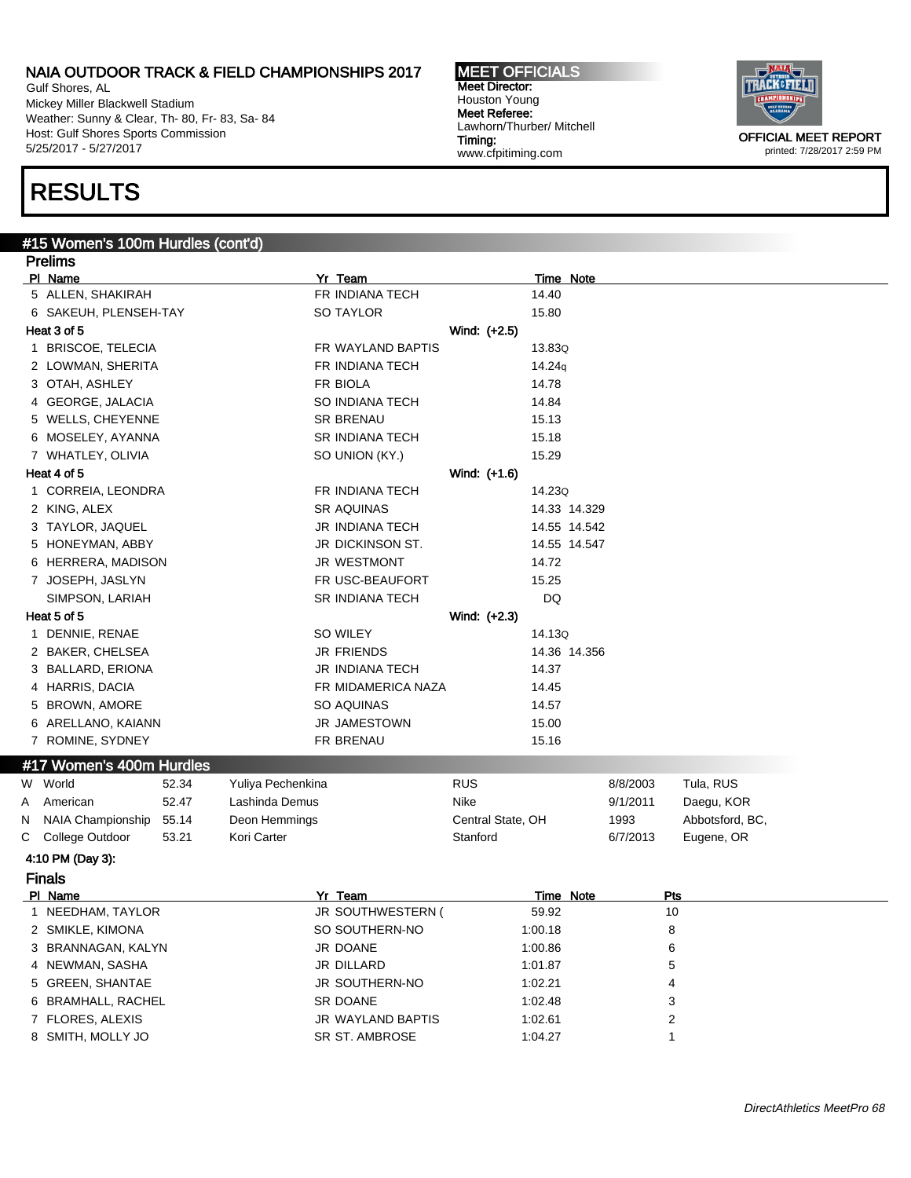# NAIA OUTDOOR TRACK & FIELD CHAMPIONSHIPS 2017

Gulf Shores, AL
Mickey Miller Blackwell Stadium
Weather: Sunny & Clear, Th- 80, Fr- 83, Sa- 84
Host: Gulf Shores Sports Commission
5/25/2017 - 5/27/2017

**MEET OFFICIALS**
**Meet Director:** Houston Young
**Meet Referee:** Lawhorn/Thurber/ Mitchell
**Timing:** www.cfpitiming.com

OFFICIAL MEET REPORT

# RESULTS

## #15 Women's 100m Hurdles (cont'd)

### Prelims

| Pl | Name | Yr | Team | Time | Note |
|---|---|---|---|---|---|
| 5 | ALLEN, SHAKIRAH | FR | INDIANA TECH | 14.40 | |
| 6 | SAKEUH, PLENSEH-TAY | SO | TAYLOR | 15.80 | |
| **Heat 3 of 5** | | | Wind: (+2.5) | | |
| 1 | BRISCOE, TELECIA | FR | WAYLAND BAPTIS | 13.83Q | |
| 2 | LOWMAN, SHERITA | FR | INDIANA TECH | 14.24q | |
| 3 | OTAH, ASHLEY | FR | BIOLA | 14.78 | |
| 4 | GEORGE, JALACIA | SO | INDIANA TECH | 14.84 | |
| 5 | WELLS, CHEYENNE | SR | BRENAU | 15.13 | |
| 6 | MOSELEY, AYANNA | SR | INDIANA TECH | 15.18 | |
| 7 | WHATLEY, OLIVIA | SO | UNION (KY.) | 15.29 | |
| **Heat 4 of 5** | | | Wind: (+1.6) | | |
| 1 | CORREIA, LEONDRA | FR | INDIANA TECH | 14.23Q | |
| 2 | KING, ALEX | SR | AQUINAS | 14.33 | 14.329 |
| 3 | TAYLOR, JAQUEL | JR | INDIANA TECH | 14.55 | 14.542 |
| 5 | HONEYMAN, ABBY | JR | DICKINSON ST. | 14.55 | 14.547 |
| 6 | HERRERA, MADISON | JR | WESTMONT | 14.72 | |
| 7 | JOSEPH, JASLYN | FR | USC-BEAUFORT | 15.25 | |
| | SIMPSON, LARIAH | SR | INDIANA TECH | DQ | |
| **Heat 5 of 5** | | | Wind: (+2.3) | | |
| 1 | DENNIE, RENAE | SO | WILEY | 14.13Q | |
| 2 | BAKER, CHELSEA | JR | FRIENDS | 14.36 | 14.356 |
| 3 | BALLARD, ERIONA | JR | INDIANA TECH | 14.37 | |
| 4 | HARRIS, DACIA | FR | MIDAMERICA NAZA | 14.45 | |
| 5 | BROWN, AMORE | SO | AQUINAS | 14.57 | |
| 6 | ARELLANO, KAIANN | JR | JAMESTOWN | 15.00 | |
| 7 | ROMINE, SYDNEY | FR | BRENAU | 15.16 | |

## #17 Women's 400m Hurdles

| | Record | Mark | Name | Team | Date | Location |
|---|---|---|---|---|---|---|
| W | World | 52.34 | Yuliya Pechenkina | RUS | 8/8/2003 | Tula, RUS |
| A | American | 52.47 | Lashinda Demus | Nike | 9/1/2011 | Daegu, KOR |
| N | NAIA Championship | 55.14 | Deon Hemmings | Central State, OH | 1993 | Abbotsford, BC, |
| C | College Outdoor | 53.21 | Kori Carter | Stanford | 6/7/2013 | Eugene, OR |

4:10 PM (Day 3):

### Finals

| Pl | Name | Yr | Team | Time | Note | Pts |
|---|---|---|---|---|---|---|
| 1 | NEEDHAM, TAYLOR | JR | SOUTHWESTERN ( | 59.92 | | 10 |
| 2 | SMIKLE, KIMONA | SO | SOUTHERN-NO | 1:00.18 | | 8 |
| 3 | BRANNAGAN, KALYN | JR | DOANE | 1:00.86 | | 6 |
| 4 | NEWMAN, SASHA | JR | DILLARD | 1:01.87 | | 5 |
| 5 | GREEN, SHANTAE | JR | SOUTHERN-NO | 1:02.21 | | 4 |
| 6 | BRAMHALL, RACHEL | SR | DOANE | 1:02.48 | | 3 |
| 7 | FLORES, ALEXIS | JR | WAYLAND BAPTIS | 1:02.61 | | 2 |
| 8 | SMITH, MOLLY JO | SR | ST. AMBROSE | 1:04.27 | | 1 |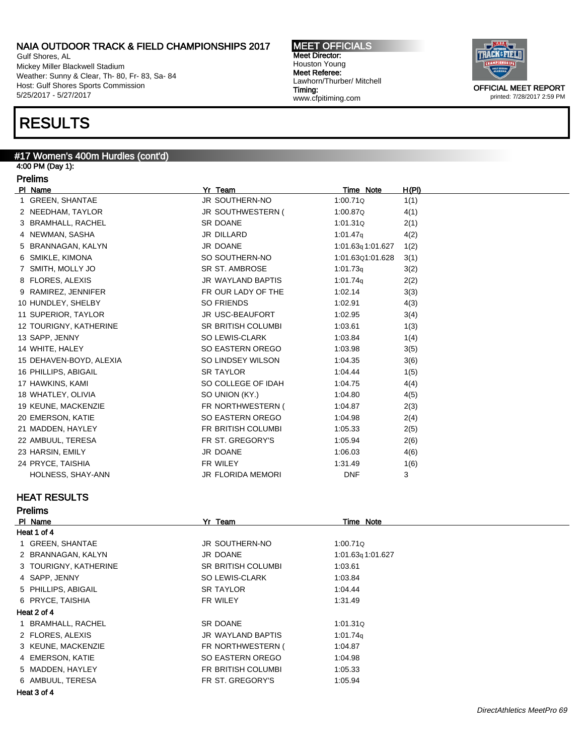# NAIA OUTDOOR TRACK & FIELD CHAMPIONSHIPS 2017

Gulf Shores, AL
Mickey Miller Blackwell Stadium
Weather: Sunny & Clear, Th- 80, Fr- 83, Sa- 84
Host: Gulf Shores Sports Commission
5/25/2017 - 5/27/2017

**MEET OFFICIALS**
**Meet Director:** Houston Young
**Meet Referee:** Lawhorn/Thurber/ Mitchell
**Timing:** www.cfpitiming.com

OFFICIAL MEET REPORT
printed: 7/28/2017 2:59 PM

# RESULTS

## #17 Women's 400m Hurdles (cont'd)

4:00 PM (Day 1):

### Prelims

| Pl | Name | Yr | Team | Time | Note | H(Pl) |
|---|---|---|---|---|---|---|
| 1 | GREEN, SHANTAE | JR | SOUTHERN-NO | 1:00.71Q | | 1(1) |
| 2 | NEEDHAM, TAYLOR | JR | SOUTHWESTERN ( | 1:00.87Q | | 4(1) |
| 3 | BRAMHALL, RACHEL | SR | DOANE | 1:01.31Q | | 2(1) |
| 4 | NEWMAN, SASHA | JR | DILLARD | 1:01.47q | | 4(2) |
| 5 | BRANNAGAN, KALYN | JR | DOANE | 1:01.63q | 1:01.627 | 1(2) |
| 6 | SMIKLE, KIMONA | SO | SOUTHERN-NO | 1:01.63Q | 1:01.628 | 3(1) |
| 7 | SMITH, MOLLY JO | SR | ST. AMBROSE | 1:01.73q | | 3(2) |
| 8 | FLORES, ALEXIS | JR | WAYLAND BAPTIS | 1:01.74q | | 2(2) |
| 9 | RAMIREZ, JENNIFER | FR | OUR LADY OF THE | 1:02.14 | | 3(3) |
| 10 | HUNDLEY, SHELBY | SO | FRIENDS | 1:02.91 | | 4(3) |
| 11 | SUPERIOR, TAYLOR | JR | USC-BEAUFORT | 1:02.95 | | 3(4) |
| 12 | TOURIGNY, KATHERINE | SR | BRITISH COLUMBI | 1:03.61 | | 1(3) |
| 13 | SAPP, JENNY | SO | LEWIS-CLARK | 1:03.84 | | 1(4) |
| 14 | WHITE, HALEY | SO | EASTERN OREGO | 1:03.98 | | 3(5) |
| 15 | DEHAVEN-BOYD, ALEXIA | SO | LINDSEY WILSON | 1:04.35 | | 3(6) |
| 16 | PHILLIPS, ABIGAIL | SR | TAYLOR | 1:04.44 | | 1(5) |
| 17 | HAWKINS, KAMI | SO | COLLEGE OF IDAH | 1:04.75 | | 4(4) |
| 18 | WHATLEY, OLIVIA | SO | UNION (KY.) | 1:04.80 | | 4(5) |
| 19 | KEUNE, MACKENZIE | FR | NORTHWESTERN ( | 1:04.87 | | 2(3) |
| 20 | EMERSON, KATIE | SO | EASTERN OREGO | 1:04.98 | | 2(4) |
| 21 | MADDEN, HAYLEY | FR | BRITISH COLUMBI | 1:05.33 | | 2(5) |
| 22 | AMBUUL, TERESA | FR | ST. GREGORY'S | 1:05.94 | | 2(6) |
| 23 | HARSIN, EMILY | JR | DOANE | 1:06.03 | | 4(6) |
| 24 | PRYCE, TAISHIA | FR | WILEY | 1:31.49 | | 1(6) |
| | HOLNESS, SHAY-ANN | JR | FLORIDA MEMORI | DNF | | 3 |

## HEAT RESULTS

### Prelims

| Pl | Name | Yr | Team | Time | Note |
|---|---|---|---|---|---|
| **Heat 1 of 4** | | | | | |
| 1 | GREEN, SHANTAE | JR | SOUTHERN-NO | 1:00.71Q | |
| 2 | BRANNAGAN, KALYN | JR | DOANE | 1:01.63q | 1:01.627 |
| 3 | TOURIGNY, KATHERINE | SR | BRITISH COLUMBI | 1:03.61 | |
| 4 | SAPP, JENNY | SO | LEWIS-CLARK | 1:03.84 | |
| 5 | PHILLIPS, ABIGAIL | SR | TAYLOR | 1:04.44 | |
| 6 | PRYCE, TAISHIA | FR | WILEY | 1:31.49 | |
| **Heat 2 of 4** | | | | | |
| 1 | BRAMHALL, RACHEL | SR | DOANE | 1:01.31Q | |
| 2 | FLORES, ALEXIS | JR | WAYLAND BAPTIS | 1:01.74q | |
| 3 | KEUNE, MACKENZIE | FR | NORTHWESTERN ( | 1:04.87 | |
| 4 | EMERSON, KATIE | SO | EASTERN OREGO | 1:04.98 | |
| 5 | MADDEN, HAYLEY | FR | BRITISH COLUMBI | 1:05.33 | |
| 6 | AMBUUL, TERESA | FR | ST. GREGORY'S | 1:05.94 | |

**Heat 3 of 4**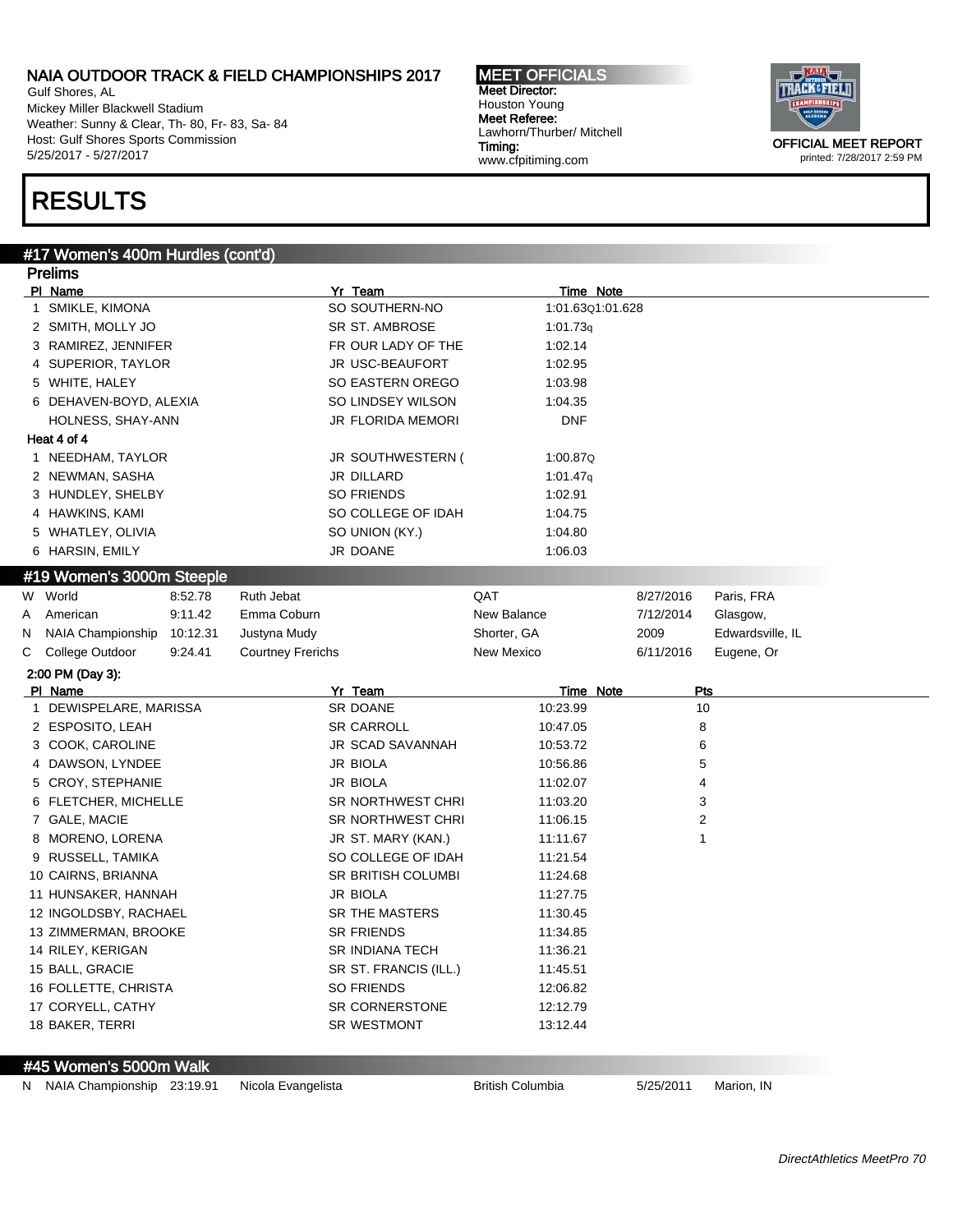# RESULTS

## #17 Women's 400m Hurdles (cont'd)

### Prelims

| Pl | Name | Yr | Team | Time | Note |
|---|---|---|---|---|---|
| 1 | SMIKLE, KIMONA | SO | SOUTHERN-NO | 1:01.63Q | 1:01.628 |
| 2 | SMITH, MOLLY JO | SR | ST. AMBROSE | 1:01.73q | |
| 3 | RAMIREZ, JENNIFER | FR | OUR LADY OF THE | 1:02.14 | |
| 4 | SUPERIOR, TAYLOR | JR | USC-BEAUFORT | 1:02.95 | |
| 5 | WHITE, HALEY | SO | EASTERN OREGO | 1:03.98 | |
| 6 | DEHAVEN-BOYD, ALEXIA | SO | LINDSEY WILSON | 1:04.35 | |
| | HOLNESS, SHAY-ANN | JR | FLORIDA MEMORI | DNF | |

**Heat 4 of 4**

| Pl | Name | Yr | Team | Time | Note |
|---|---|---|---|---|---|
| 1 | NEEDHAM, TAYLOR | JR | SOUTHWESTERN ( | 1:00.87Q | |
| 2 | NEWMAN, SASHA | JR | DILLARD | 1:01.47q | |
| 3 | HUNDLEY, SHELBY | SO | FRIENDS | 1:02.91 | |
| 4 | HAWKINS, KAMI | SO | COLLEGE OF IDAH | 1:04.75 | |
| 5 | WHATLEY, OLIVIA | SO | UNION (KY.) | 1:04.80 | |
| 6 | HARSIN, EMILY | JR | DOANE | 1:06.03 | |

## #19 Women's 3000m Steeple

| | Record | Time | Name | Team | Date | Location |
|---|---|---|---|---|---|---|
| W | World | 8:52.78 | Ruth Jebat | QAT | 8/27/2016 | Paris, FRA |
| A | American | 9:11.42 | Emma Coburn | New Balance | 7/12/2014 | Glasgow, |
| N | NAIA Championship | 10:12.31 | Justyna Mudy | Shorter, GA | 2009 | Edwardsville, IL |
| C | College Outdoor | 9:24.41 | Courtney Frerichs | New Mexico | 6/11/2016 | Eugene, Or |

**2:00 PM (Day 3):**

| Pl | Name | Yr | Team | Time | Note | Pts |
|---|---|---|---|---|---|---|
| 1 | DEWISPELARE, MARISSA | SR | DOANE | 10:23.99 | | 10 |
| 2 | ESPOSITO, LEAH | SR | CARROLL | 10:47.05 | | 8 |
| 3 | COOK, CAROLINE | JR | SCAD SAVANNAH | 10:53.72 | | 6 |
| 4 | DAWSON, LYNDEE | JR | BIOLA | 10:56.86 | | 5 |
| 5 | CROY, STEPHANIE | JR | BIOLA | 11:02.07 | | 4 |
| 6 | FLETCHER, MICHELLE | SR | NORTHWEST CHRI | 11:03.20 | | 3 |
| 7 | GALE, MACIE | SR | NORTHWEST CHRI | 11:06.15 | | 2 |
| 8 | MORENO, LORENA | JR | ST. MARY (KAN.) | 11:11.67 | | 1 |
| 9 | RUSSELL, TAMIKA | SO | COLLEGE OF IDAH | 11:21.54 | | |
| 10 | CAIRNS, BRIANNA | SR | BRITISH COLUMBI | 11:24.68 | | |
| 11 | HUNSAKER, HANNAH | JR | BIOLA | 11:27.75 | | |
| 12 | INGOLDSBY, RACHAEL | SR | THE MASTERS | 11:30.45 | | |
| 13 | ZIMMERMAN, BROOKE | SR | FRIENDS | 11:34.85 | | |
| 14 | RILEY, KERIGAN | SR | INDIANA TECH | 11:36.21 | | |
| 15 | BALL, GRACIE | SR | ST. FRANCIS (ILL.) | 11:45.51 | | |
| 16 | FOLLETTE, CHRISTA | SO | FRIENDS | 12:06.82 | | |
| 17 | CORYELL, CATHY | SR | CORNERSTONE | 12:12.79 | | |
| 18 | BAKER, TERRI | SR | WESTMONT | 13:12.44 | | |

## #45 Women's 5000m Walk

| | Record | Time | Name | Team | Date | Location |
|---|---|---|---|---|---|---|
| N | NAIA Championship | 23:19.91 | Nicola Evangelista | British Columbia | 5/25/2011 | Marion, IN |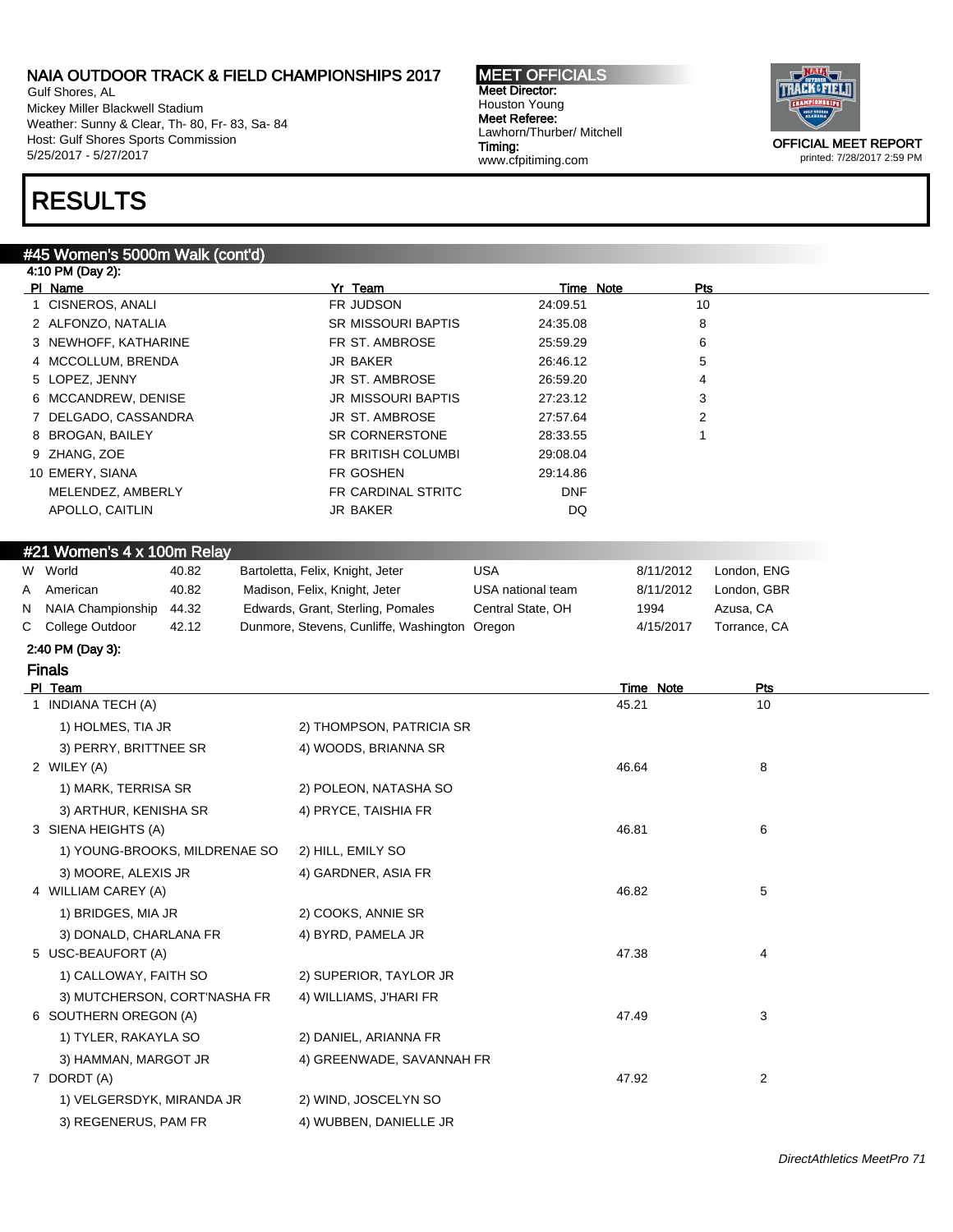# NAIA OUTDOOR TRACK & FIELD CHAMPIONSHIPS 2017

Gulf Shores, AL
Mickey Miller Blackwell Stadium
Weather: Sunny & Clear, Th- 80, Fr- 83, Sa- 84
Host: Gulf Shores Sports Commission
5/25/2017 - 5/27/2017

**MEET OFFICIALS**
**Meet Director:** Houston Young
**Meet Referee:** Lawhorn/Thurber/ Mitchell
**Timing:** www.cfpitiming.com

**OFFICIAL MEET REPORT**
printed: 7/28/2017 2:59 PM

# RESULTS

## #45 Women's 5000m Walk (cont'd)

4:10 PM (Day 2):

| Pl | Name | Yr | Team | Time | Note | Pts |
|---|---|---|---|---|---|---|
| 1 | CISNEROS, ANALI | FR | JUDSON | 24:09.51 | | 10 |
| 2 | ALFONZO, NATALIA | SR | MISSOURI BAPTIS | 24:35.08 | | 8 |
| 3 | NEWHOFF, KATHARINE | FR | ST. AMBROSE | 25:59.29 | | 6 |
| 4 | MCCOLLUM, BRENDA | JR | BAKER | 26:46.12 | | 5 |
| 5 | LOPEZ, JENNY | JR | ST. AMBROSE | 26:59.20 | | 4 |
| 6 | MCCANDREW, DENISE | JR | MISSOURI BAPTIS | 27:23.12 | | 3 |
| 7 | DELGADO, CASSANDRA | JR | ST. AMBROSE | 27:57.64 | | 2 |
| 8 | BROGAN, BAILEY | SR | CORNERSTONE | 28:33.55 | | 1 |
| 9 | ZHANG, ZOE | FR | BRITISH COLUMBI | 29:08.04 | | |
| 10 | EMERY, SIANA | FR | GOSHEN | 29:14.86 | | |
| | MELENDEZ, AMBERLY | FR | CARDINAL STRITC | DNF | | |
| | APOLLO, CAITLIN | JR | BAKER | DQ | | |

## #21 Women's 4 x 100m Relay

| | Record | Mark | Athletes | Team | Date | Location |
|---|---|---|---|---|---|---|
| W | World | 40.82 | Bartoletta, Felix, Knight, Jeter | USA | 8/11/2012 | London, ENG |
| A | American | 40.82 | Madison, Felix, Knight, Jeter | USA national team | 8/11/2012 | London, GBR |
| N | NAIA Championship | 44.32 | Edwards, Grant, Sterling, Pomales | Central State, OH | 1994 | Azusa, CA |
| C | College Outdoor | 42.12 | Dunmore, Stevens, Cunliffe, Washington | Oregon | 4/15/2017 | Torrance, CA |

2:40 PM (Day 3):

### Finals

| Pl | Team | | Time | Note | Pts |
|---|---|---|---|---|---|
| 1 | INDIANA TECH (A) | | 45.21 | | 10 |
| | 1) HOLMES, TIA JR | 2) THOMPSON, PATRICIA SR | | | |
| | 3) PERRY, BRITTNEE SR | 4) WOODS, BRIANNA SR | | | |
| 2 | WILEY (A) | | 46.64 | | 8 |
| | 1) MARK, TERRISA SR | 2) POLEON, NATASHA SO | | | |
| | 3) ARTHUR, KENISHA SR | 4) PRYCE, TAISHIA FR | | | |
| 3 | SIENA HEIGHTS (A) | | 46.81 | | 6 |
| | 1) YOUNG-BROOKS, MILDRENAE SO | 2) HILL, EMILY SO | | | |
| | 3) MOORE, ALEXIS JR | 4) GARDNER, ASIA FR | | | |
| 4 | WILLIAM CAREY (A) | | 46.82 | | 5 |
| | 1) BRIDGES, MIA JR | 2) COOKS, ANNIE SR | | | |
| | 3) DONALD, CHARLANA FR | 4) BYRD, PAMELA JR | | | |
| 5 | USC-BEAUFORT (A) | | 47.38 | | 4 |
| | 1) CALLOWAY, FAITH SO | 2) SUPERIOR, TAYLOR JR | | | |
| | 3) MUTCHERSON, CORT'NASHA FR | 4) WILLIAMS, J'HARI FR | | | |
| 6 | SOUTHERN OREGON (A) | | 47.49 | | 3 |
| | 1) TYLER, RAKAYLA SO | 2) DANIEL, ARIANNA FR | | | |
| | 3) HAMMAN, MARGOT JR | 4) GREENWADE, SAVANNAH FR | | | |
| 7 | DORDT (A) | | 47.92 | | 2 |
| | 1) VELGERSDYK, MIRANDA JR | 2) WIND, JOSCELYN SO | | | |
| | 3) REGENERUS, PAM FR | 4) WUBBEN, DANIELLE JR | | | |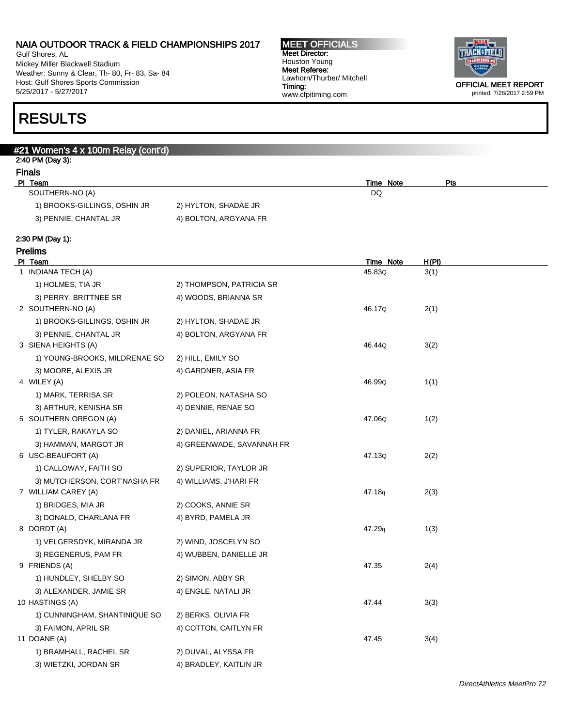# RESULTS

## #21 Women's 4 x 100m Relay (cont'd)

2:40 PM (Day 3):

### Finals

| Pl | Team | | Time | Note | Pts |
|---|---|---|---|---|---|
| | SOUTHERN-NO (A) | | DQ | | |
| | 1) BROOKS-GILLINGS, OSHIN JR | 2) HYLTON, SHADAE JR | | | |
| | 3) PENNIE, CHANTAL JR | 4) BOLTON, ARGYANA FR | | | |

2:30 PM (Day 1):

### Prelims

| Pl | Team | | Time | Note | H(Pl) |
|---|---|---|---|---|---|
| 1 | INDIANA TECH (A) | | 45.83 | Q | 3(1) |
| | 1) HOLMES, TIA JR | 2) THOMPSON, PATRICIA SR | | | |
| | 3) PERRY, BRITTNEE SR | 4) WOODS, BRIANNA SR | | | |
| 2 | SOUTHERN-NO (A) | | 46.17 | Q | 2(1) |
| | 1) BROOKS-GILLINGS, OSHIN JR | 2) HYLTON, SHADAE JR | | | |
| | 3) PENNIE, CHANTAL JR | 4) BOLTON, ARGYANA FR | | | |
| 3 | SIENA HEIGHTS (A) | | 46.44 | Q | 3(2) |
| | 1) YOUNG-BROOKS, MILDRENAE SO | 2) HILL, EMILY SO | | | |
| | 3) MOORE, ALEXIS JR | 4) GARDNER, ASIA FR | | | |
| 4 | WILEY (A) | | 46.99 | Q | 1(1) |
| | 1) MARK, TERRISA SR | 2) POLEON, NATASHA SO | | | |
| | 3) ARTHUR, KENISHA SR | 4) DENNIE, RENAE SO | | | |
| 5 | SOUTHERN OREGON (A) | | 47.06 | Q | 1(2) |
| | 1) TYLER, RAKAYLA SO | 2) DANIEL, ARIANNA FR | | | |
| | 3) HAMMAN, MARGOT JR | 4) GREENWADE, SAVANNAH FR | | | |
| 6 | USC-BEAUFORT (A) | | 47.13 | Q | 2(2) |
| | 1) CALLOWAY, FAITH SO | 2) SUPERIOR, TAYLOR JR | | | |
| | 3) MUTCHERSON, CORT'NASHA FR | 4) WILLIAMS, J'HARI FR | | | |
| 7 | WILLIAM CAREY (A) | | 47.18 | q | 2(3) |
| | 1) BRIDGES, MIA JR | 2) COOKS, ANNIE SR | | | |
| | 3) DONALD, CHARLANA FR | 4) BYRD, PAMELA JR | | | |
| 8 | DORDT (A) | | 47.29 | q | 1(3) |
| | 1) VELGERSDYK, MIRANDA JR | 2) WIND, JOSCELYN SO | | | |
| | 3) REGENERUS, PAM FR | 4) WUBBEN, DANIELLE JR | | | |
| 9 | FRIENDS (A) | | 47.35 | | 2(4) |
| | 1) HUNDLEY, SHELBY SO | 2) SIMON, ABBY SR | | | |
| | 3) ALEXANDER, JAMIE SR | 4) ENGLE, NATALI JR | | | |
| 10 | HASTINGS (A) | | 47.44 | | 3(3) |
| | 1) CUNNINGHAM, SHANTINIQUE SO | 2) BERKS, OLIVIA FR | | | |
| | 3) FAIMON, APRIL SR | 4) COTTON, CAITLYN FR | | | |
| 11 | DOANE (A) | | 47.45 | | 3(4) |
| | 1) BRAMHALL, RACHEL SR | 2) DUVAL, ALYSSA FR | | | |
| | 3) WIETZKI, JORDAN SR | 4) BRADLEY, KAITLIN JR | | | |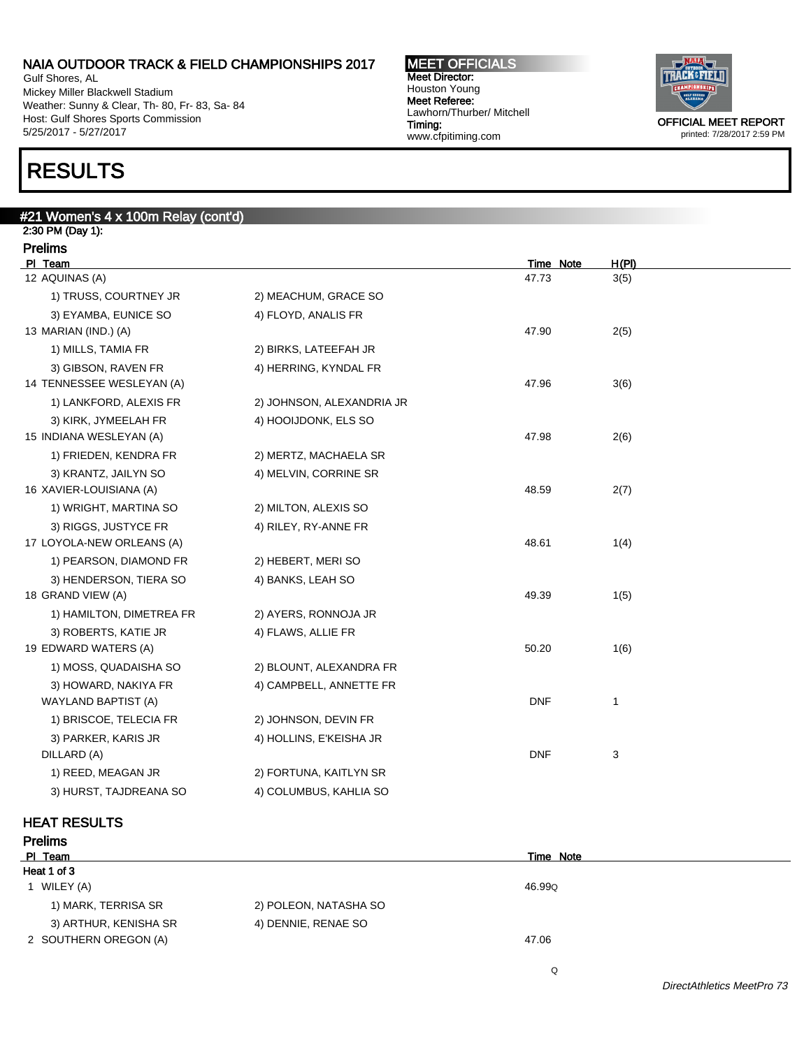# RESULTS

## #21 Women's 4 x 100m Relay (cont'd)

2:30 PM (Day 1):

### Prelims

| Pl | Team | | Time | Note | H(Pl) |
|---|---|---|---|---|---|
| 12 | AQUINAS (A) | | 47.73 | | 3(5) |
| | 1) TRUSS, COURTNEY JR | 2) MEACHUM, GRACE SO | | | |
| | 3) EYAMBA, EUNICE SO | 4) FLOYD, ANALIS FR | | | |
| 13 | MARIAN (IND.) (A) | | 47.90 | | 2(5) |
| | 1) MILLS, TAMIA FR | 2) BIRKS, LATEEFAH JR | | | |
| | 3) GIBSON, RAVEN FR | 4) HERRING, KYNDAL FR | | | |
| 14 | TENNESSEE WESLEYAN (A) | | 47.96 | | 3(6) |
| | 1) LANKFORD, ALEXIS FR | 2) JOHNSON, ALEXANDRIA JR | | | |
| | 3) KIRK, JYMEELAH FR | 4) HOOIJDONK, ELS SO | | | |
| 15 | INDIANA WESLEYAN (A) | | 47.98 | | 2(6) |
| | 1) FRIEDEN, KENDRA FR | 2) MERTZ, MACHAELA SR | | | |
| | 3) KRANTZ, JAILYN SO | 4) MELVIN, CORRINE SR | | | |
| 16 | XAVIER-LOUISIANA (A) | | 48.59 | | 2(7) |
| | 1) WRIGHT, MARTINA SO | 2) MILTON, ALEXIS SO | | | |
| | 3) RIGGS, JUSTYCE FR | 4) RILEY, RY-ANNE FR | | | |
| 17 | LOYOLA-NEW ORLEANS (A) | | 48.61 | | 1(4) |
| | 1) PEARSON, DIAMOND FR | 2) HEBERT, MERI SO | | | |
| | 3) HENDERSON, TIERA SO | 4) BANKS, LEAH SO | | | |
| 18 | GRAND VIEW (A) | | 49.39 | | 1(5) |
| | 1) HAMILTON, DIMETREA FR | 2) AYERS, RONNOJA JR | | | |
| | 3) ROBERTS, KATIE JR | 4) FLAWS, ALLIE FR | | | |
| 19 | EDWARD WATERS (A) | | 50.20 | | 1(6) |
| | 1) MOSS, QUADAISHA SO | 2) BLOUNT, ALEXANDRA FR | | | |
| | 3) HOWARD, NAKIYA FR | 4) CAMPBELL, ANNETTE FR | | | |
| | WAYLAND BAPTIST (A) | | DNF | | 1 |
| | 1) BRISCOE, TELECIA FR | 2) JOHNSON, DEVIN FR | | | |
| | 3) PARKER, KARIS JR | 4) HOLLINS, E'KEISHA JR | | | |
| | DILLARD (A) | | DNF | | 3 |
| | 1) REED, MEAGAN JR | 2) FORTUNA, KAITLYN SR | | | |
| | 3) HURST, TAJDREANA SO | 4) COLUMBUS, KAHLIA SO | | | |

## HEAT RESULTS

### Prelims

| Pl | Team | | Time | Note |
|---|---|---|---|---|
| **Heat 1 of 3** | | | | |
| 1 | WILEY (A) | | 46.99 | Q |
| | 1) MARK, TERRISA SR | 2) POLEON, NATASHA SO | | |
| | 3) ARTHUR, KENISHA SR | 4) DENNIE, RENAE SO | | |
| 2 | SOUTHERN OREGON (A) | | 47.06 | Q |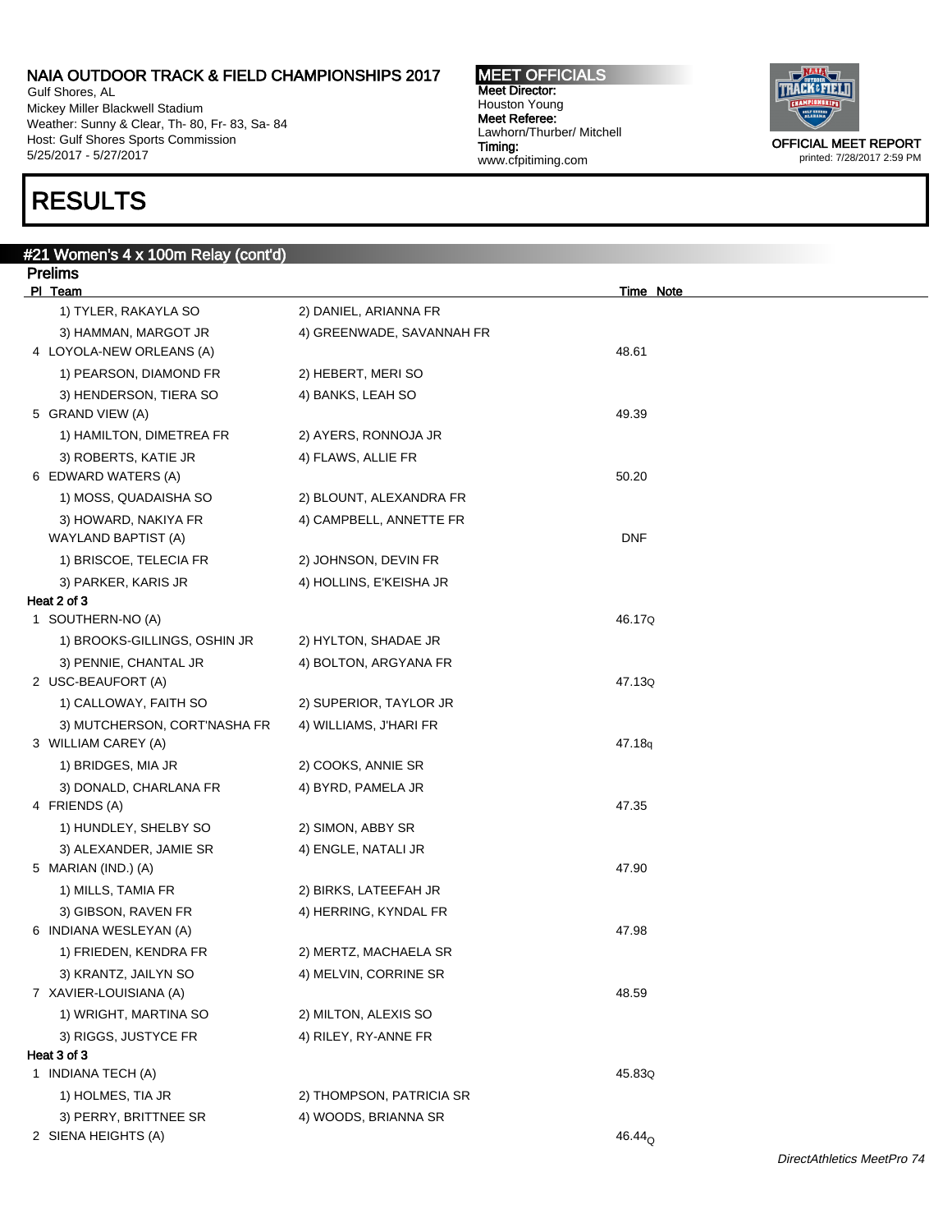# RESULTS

## #21 Women's 4 x 100m Relay (cont'd)

### Prelims

| Pl | Team | | Time | Note |
|---|---|---|---|---|
| | 1) TYLER, RAKAYLA SO | 2) DANIEL, ARIANNA FR | | |
| | 3) HAMMAN, MARGOT JR | 4) GREENWADE, SAVANNAH FR | | |
| 4 | LOYOLA-NEW ORLEANS (A) | | 48.61 | |
| | 1) PEARSON, DIAMOND FR | 2) HEBERT, MERI SO | | |
| | 3) HENDERSON, TIERA SO | 4) BANKS, LEAH SO | | |
| 5 | GRAND VIEW (A) | | 49.39 | |
| | 1) HAMILTON, DIMETREA FR | 2) AYERS, RONNOJA JR | | |
| | 3) ROBERTS, KATIE JR | 4) FLAWS, ALLIE FR | | |
| 6 | EDWARD WATERS (A) | | 50.20 | |
| | 1) MOSS, QUADAISHA SO | 2) BLOUNT, ALEXANDRA FR | | |
| | 3) HOWARD, NAKIYA FR | 4) CAMPBELL, ANNETTE FR | | |
| | WAYLAND BAPTIST (A) | | DNF | |
| | 1) BRISCOE, TELECIA FR | 2) JOHNSON, DEVIN FR | | |
| | 3) PARKER, KARIS JR | 4) HOLLINS, E'KEISHA JR | | |

**Heat 2 of 3**

| Pl | Team | | Time | Note |
|---|---|---|---|---|
| 1 | SOUTHERN-NO (A) | | 46.17Q | |
| | 1) BROOKS-GILLINGS, OSHIN JR | 2) HYLTON, SHADAE JR | | |
| | 3) PENNIE, CHANTAL JR | 4) BOLTON, ARGYANA FR | | |
| 2 | USC-BEAUFORT (A) | | 47.13Q | |
| | 1) CALLOWAY, FAITH SO | 2) SUPERIOR, TAYLOR JR | | |
| | 3) MUTCHERSON, CORT'NASHA FR | 4) WILLIAMS, J'HARI FR | | |
| 3 | WILLIAM CAREY (A) | | 47.18q | |
| | 1) BRIDGES, MIA JR | 2) COOKS, ANNIE SR | | |
| | 3) DONALD, CHARLANA FR | 4) BYRD, PAMELA JR | | |
| 4 | FRIENDS (A) | | 47.35 | |
| | 1) HUNDLEY, SHELBY SO | 2) SIMON, ABBY SR | | |
| | 3) ALEXANDER, JAMIE SR | 4) ENGLE, NATALI JR | | |
| 5 | MARIAN (IND.) (A) | | 47.90 | |
| | 1) MILLS, TAMIA FR | 2) BIRKS, LATEEFAH JR | | |
| | 3) GIBSON, RAVEN FR | 4) HERRING, KYNDAL FR | | |
| 6 | INDIANA WESLEYAN (A) | | 47.98 | |
| | 1) FRIEDEN, KENDRA FR | 2) MERTZ, MACHAELA SR | | |
| | 3) KRANTZ, JAILYN SO | 4) MELVIN, CORRINE SR | | |
| 7 | XAVIER-LOUISIANA (A) | | 48.59 | |
| | 1) WRIGHT, MARTINA SO | 2) MILTON, ALEXIS SO | | |
| | 3) RIGGS, JUSTYCE FR | 4) RILEY, RY-ANNE FR | | |

**Heat 3 of 3**

| Pl | Team | | Time | Note |
|---|---|---|---|---|
| 1 | INDIANA TECH (A) | | 45.83Q | |
| | 1) HOLMES, TIA JR | 2) THOMPSON, PATRICIA SR | | |
| | 3) PERRY, BRITTNEE SR | 4) WOODS, BRIANNA SR | | |
| 2 | SIENA HEIGHTS (A) | | 46.44Q | |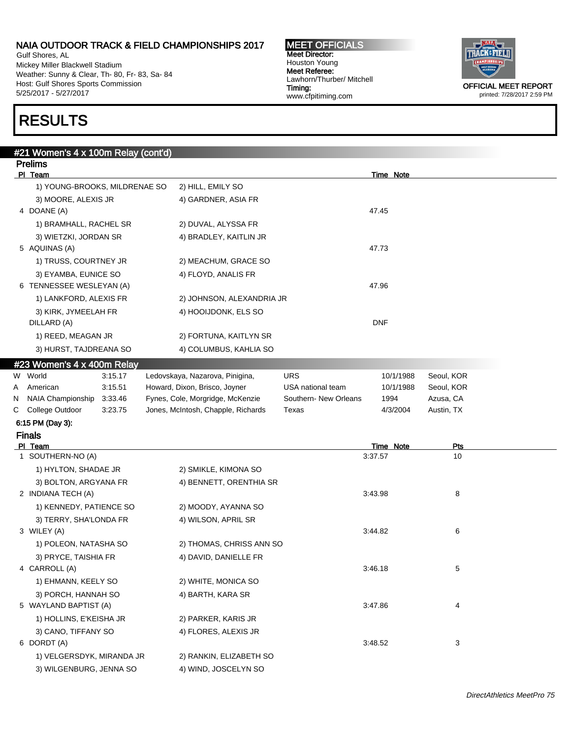# RESULTS

## #21 Women's 4 x 100m Relay (cont'd)

### Prelims

| Pl | Team | | Time | Note |
|---|---|---|---|---|
| | 1) YOUNG-BROOKS, MILDRENAE SO | 2) HILL, EMILY SO | | |
| | 3) MOORE, ALEXIS JR | 4) GARDNER, ASIA FR | | |
| 4 | DOANE (A) | | 47.45 | |
| | 1) BRAMHALL, RACHEL SR | 2) DUVAL, ALYSSA FR | | |
| | 3) WIETZKI, JORDAN SR | 4) BRADLEY, KAITLIN JR | | |
| 5 | AQUINAS (A) | | 47.73 | |
| | 1) TRUSS, COURTNEY JR | 2) MEACHUM, GRACE SO | | |
| | 3) EYAMBA, EUNICE SO | 4) FLOYD, ANALIS FR | | |
| 6 | TENNESSEE WESLEYAN (A) | | 47.96 | |
| | 1) LANKFORD, ALEXIS FR | 2) JOHNSON, ALEXANDRIA JR | | |
| | 3) KIRK, JYMEELAH FR | 4) HOOIJDONK, ELS SO | | |
| | DILLARD (A) | | DNF | |
| | 1) REED, MEAGAN JR | 2) FORTUNA, KAITLYN SR | | |
| | 3) HURST, TAJDREANA SO | 4) COLUMBUS, KAHLIA SO | | |

## #23 Women's 4 x 400m Relay

| | | | | | | |
|---|---|---|---|---|---|---|
| W | World | 3:15.17 | Ledovskaya, Nazarova, Pinigina, | URS | 10/1/1988 | Seoul, KOR |
| A | American | 3:15.51 | Howard, Dixon, Brisco, Joyner | USA national team | 10/1/1988 | Seoul, KOR |
| N | NAIA Championship | 3:33.46 | Fynes, Cole, Morgridge, McKenzie | Southern- New Orleans | 1994 | Azusa, CA |
| C | College Outdoor | 3:23.75 | Jones, McIntosh, Chapple, Richards | Texas | 4/3/2004 | Austin, TX |

6:15 PM (Day 3):

### Finals

| Pl | Team | | Time | Note | Pts |
|---|---|---|---|---|---|
| 1 | SOUTHERN-NO (A) | | 3:37.57 | | 10 |
| | 1) HYLTON, SHADAE JR | 2) SMIKLE, KIMONA SO | | | |
| | 3) BOLTON, ARGYANA FR | 4) BENNETT, ORENTHIA SR | | | |
| 2 | INDIANA TECH (A) | | 3:43.98 | | 8 |
| | 1) KENNEDY, PATIENCE SO | 2) MOODY, AYANNA SO | | | |
| | 3) TERRY, SHA'LONDA FR | 4) WILSON, APRIL SR | | | |
| 3 | WILEY (A) | | 3:44.82 | | 6 |
| | 1) POLEON, NATASHA SO | 2) THOMAS, CHRISS ANN SO | | | |
| | 3) PRYCE, TAISHIA FR | 4) DAVID, DANIELLE FR | | | |
| 4 | CARROLL (A) | | 3:46.18 | | 5 |
| | 1) EHMANN, KEELY SO | 2) WHITE, MONICA SO | | | |
| | 3) PORCH, HANNAH SO | 4) BARTH, KARA SR | | | |
| 5 | WAYLAND BAPTIST (A) | | 3:47.86 | | 4 |
| | 1) HOLLINS, E'KEISHA JR | 2) PARKER, KARIS JR | | | |
| | 3) CANO, TIFFANY SO | 4) FLORES, ALEXIS JR | | | |
| 6 | DORDT (A) | | 3:48.52 | | 3 |
| | 1) VELGERSDYK, MIRANDA JR | 2) RANKIN, ELIZABETH SO | | | |
| | 3) WILGENBURG, JENNA SO | 4) WIND, JOSCELYN SO | | | |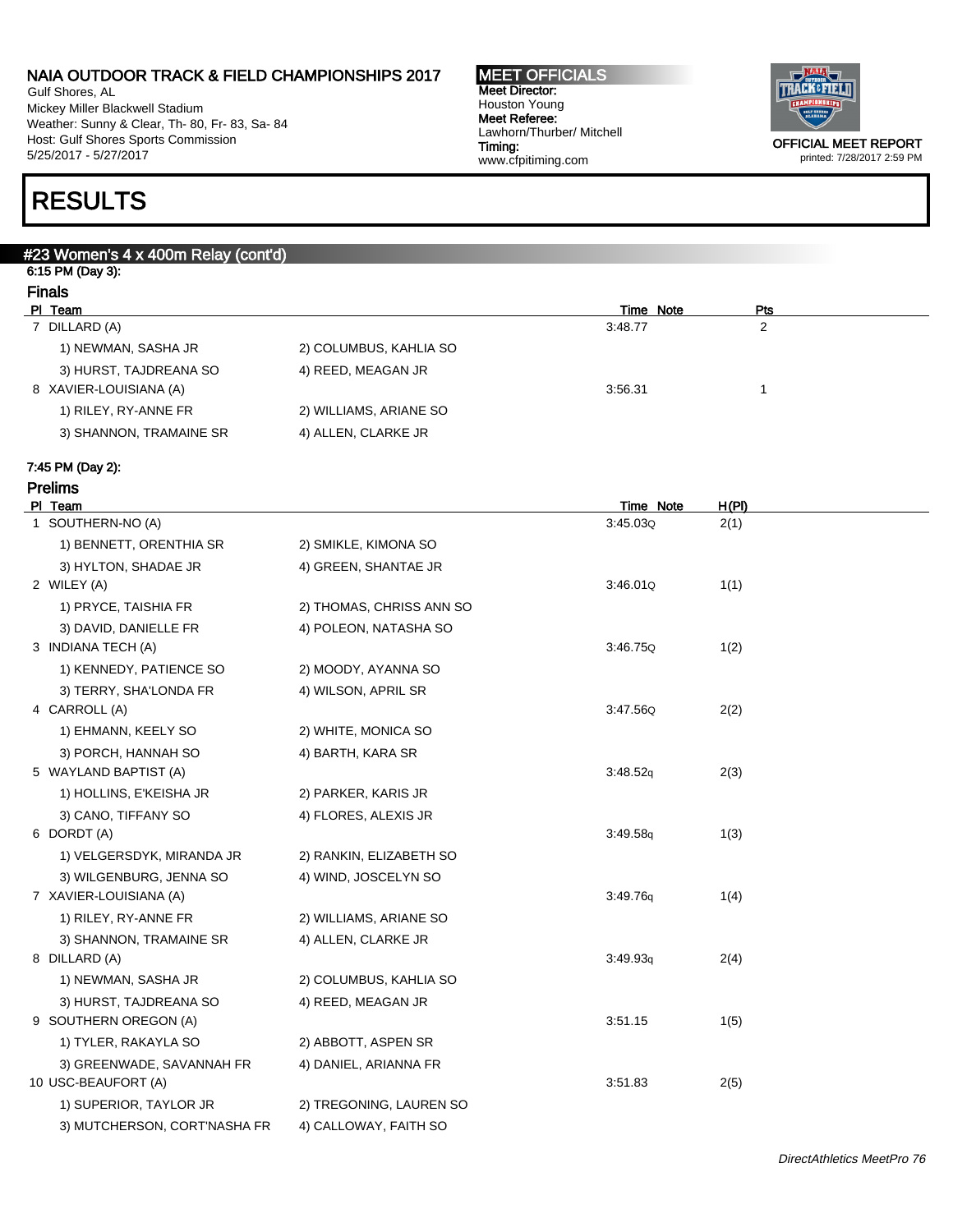# RESULTS

## #23 Women's 4 x 400m Relay (cont'd)

6:15 PM (Day 3):

### Finals

| Pl | Team | | Time | Note | Pts |
|---|---|---|---|---|---|
| 7 | DILLARD (A) | | 3:48.77 | | 2 |
| | 1) NEWMAN, SASHA JR | 2) COLUMBUS, KAHLIA SO | | | |
| | 3) HURST, TAJDREANA SO | 4) REED, MEAGAN JR | | | |
| 8 | XAVIER-LOUISIANA (A) | | 3:56.31 | | 1 |
| | 1) RILEY, RY-ANNE FR | 2) WILLIAMS, ARIANE SO | | | |
| | 3) SHANNON, TRAMAINE SR | 4) ALLEN, CLARKE JR | | | |

7:45 PM (Day 2):

### Prelims

| Pl | Team | | Time | Note | H(Pl) |
|---|---|---|---|---|---|
| 1 | SOUTHERN-NO (A) | | 3:45.03 | Q | 2(1) |
| | 1) BENNETT, ORENTHIA SR | 2) SMIKLE, KIMONA SO | | | |
| | 3) HYLTON, SHADAE JR | 4) GREEN, SHANTAE JR | | | |
| 2 | WILEY (A) | | 3:46.01 | Q | 1(1) |
| | 1) PRYCE, TAISHIA FR | 2) THOMAS, CHRISS ANN SO | | | |
| | 3) DAVID, DANIELLE FR | 4) POLEON, NATASHA SO | | | |
| 3 | INDIANA TECH (A) | | 3:46.75 | Q | 1(2) |
| | 1) KENNEDY, PATIENCE SO | 2) MOODY, AYANNA SO | | | |
| | 3) TERRY, SHA'LONDA FR | 4) WILSON, APRIL SR | | | |
| 4 | CARROLL (A) | | 3:47.56 | Q | 2(2) |
| | 1) EHMANN, KEELY SO | 2) WHITE, MONICA SO | | | |
| | 3) PORCH, HANNAH SO | 4) BARTH, KARA SR | | | |
| 5 | WAYLAND BAPTIST (A) | | 3:48.52 | q | 2(3) |
| | 1) HOLLINS, E'KEISHA JR | 2) PARKER, KARIS JR | | | |
| | 3) CANO, TIFFANY SO | 4) FLORES, ALEXIS JR | | | |
| 6 | DORDT (A) | | 3:49.58 | q | 1(3) |
| | 1) VELGERSDYK, MIRANDA JR | 2) RANKIN, ELIZABETH SO | | | |
| | 3) WILGENBURG, JENNA SO | 4) WIND, JOSCELYN SO | | | |
| 7 | XAVIER-LOUISIANA (A) | | 3:49.76 | q | 1(4) |
| | 1) RILEY, RY-ANNE FR | 2) WILLIAMS, ARIANE SO | | | |
| | 3) SHANNON, TRAMAINE SR | 4) ALLEN, CLARKE JR | | | |
| 8 | DILLARD (A) | | 3:49.93 | q | 2(4) |
| | 1) NEWMAN, SASHA JR | 2) COLUMBUS, KAHLIA SO | | | |
| | 3) HURST, TAJDREANA SO | 4) REED, MEAGAN JR | | | |
| 9 | SOUTHERN OREGON (A) | | 3:51.15 | | 1(5) |
| | 1) TYLER, RAKAYLA SO | 2) ABBOTT, ASPEN SR | | | |
| | 3) GREENWADE, SAVANNAH FR | 4) DANIEL, ARIANNA FR | | | |
| 10 | USC-BEAUFORT (A) | | 3:51.83 | | 2(5) |
| | 1) SUPERIOR, TAYLOR JR | 2) TREGONING, LAUREN SO | | | |
| | 3) MUTCHERSON, CORT'NASHA FR | 4) CALLOWAY, FAITH SO | | | |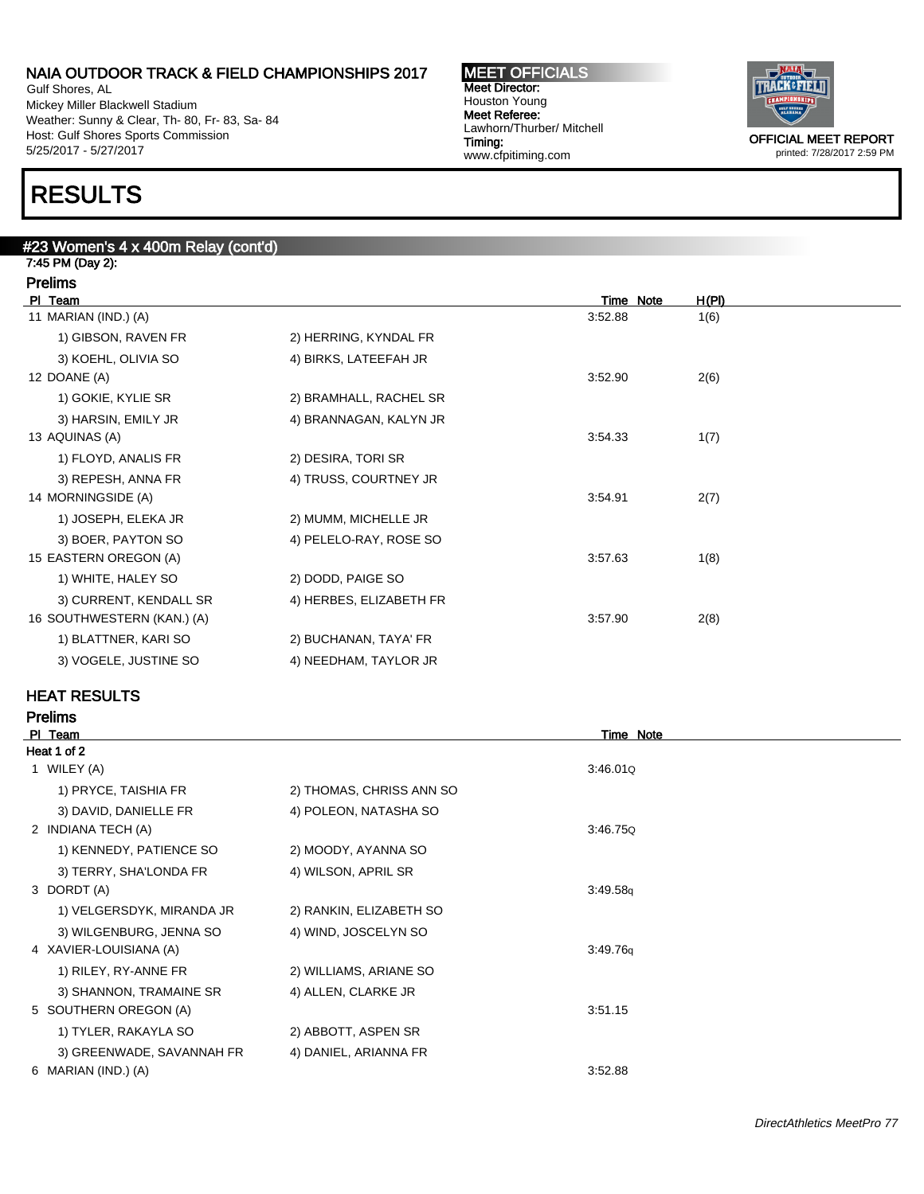# RESULTS

## #23 Women's 4 x 400m Relay (cont'd)

7:45 PM (Day 2):

### Prelims

| Pl | Team | | Time | Note | H(Pl) |
|---|---|---|---|---|---|
| 11 | MARIAN (IND.) (A) | | 3:52.88 | | 1(6) |
| | 1) GIBSON, RAVEN FR | 2) HERRING, KYNDAL FR | | | |
| | 3) KOEHL, OLIVIA SO | 4) BIRKS, LATEEFAH JR | | | |
| 12 | DOANE (A) | | 3:52.90 | | 2(6) |
| | 1) GOKIE, KYLIE SR | 2) BRAMHALL, RACHEL SR | | | |
| | 3) HARSIN, EMILY JR | 4) BRANNAGAN, KALYN JR | | | |
| 13 | AQUINAS (A) | | 3:54.33 | | 1(7) |
| | 1) FLOYD, ANALIS FR | 2) DESIRA, TORI SR | | | |
| | 3) REPESH, ANNA FR | 4) TRUSS, COURTNEY JR | | | |
| 14 | MORNINGSIDE (A) | | 3:54.91 | | 2(7) |
| | 1) JOSEPH, ELEKA JR | 2) MUMM, MICHELLE JR | | | |
| | 3) BOER, PAYTON SO | 4) PELELO-RAY, ROSE SO | | | |
| 15 | EASTERN OREGON (A) | | 3:57.63 | | 1(8) |
| | 1) WHITE, HALEY SO | 2) DODD, PAIGE SO | | | |
| | 3) CURRENT, KENDALL SR | 4) HERBES, ELIZABETH FR | | | |
| 16 | SOUTHWESTERN (KAN.) (A) | | 3:57.90 | | 2(8) |
| | 1) BLATTNER, KARI SO | 2) BUCHANAN, TAYA' FR | | | |
| | 3) VOGELE, JUSTINE SO | 4) NEEDHAM, TAYLOR JR | | | |

## HEAT RESULTS

### Prelims

Heat 1 of 2

| Pl | Team | | Time | Note |
|---|---|---|---|---|
| 1 | WILEY (A) | | 3:46.01 | Q |
| | 1) PRYCE, TAISHIA FR | 2) THOMAS, CHRISS ANN SO | | |
| | 3) DAVID, DANIELLE FR | 4) POLEON, NATASHA SO | | |
| 2 | INDIANA TECH (A) | | 3:46.75 | Q |
| | 1) KENNEDY, PATIENCE SO | 2) MOODY, AYANNA SO | | |
| | 3) TERRY, SHA'LONDA FR | 4) WILSON, APRIL SR | | |
| 3 | DORDT (A) | | 3:49.58 | q |
| | 1) VELGERSDYK, MIRANDA JR | 2) RANKIN, ELIZABETH SO | | |
| | 3) WILGENBURG, JENNA SO | 4) WIND, JOSCELYN SO | | |
| 4 | XAVIER-LOUISIANA (A) | | 3:49.76 | q |
| | 1) RILEY, RY-ANNE FR | 2) WILLIAMS, ARIANE SO | | |
| | 3) SHANNON, TRAMAINE SR | 4) ALLEN, CLARKE JR | | |
| 5 | SOUTHERN OREGON (A) | | 3:51.15 | |
| | 1) TYLER, RAKAYLA SO | 2) ABBOTT, ASPEN SR | | |
| | 3) GREENWADE, SAVANNAH FR | 4) DANIEL, ARIANNA FR | | |
| 6 | MARIAN (IND.) (A) | | 3:52.88 | |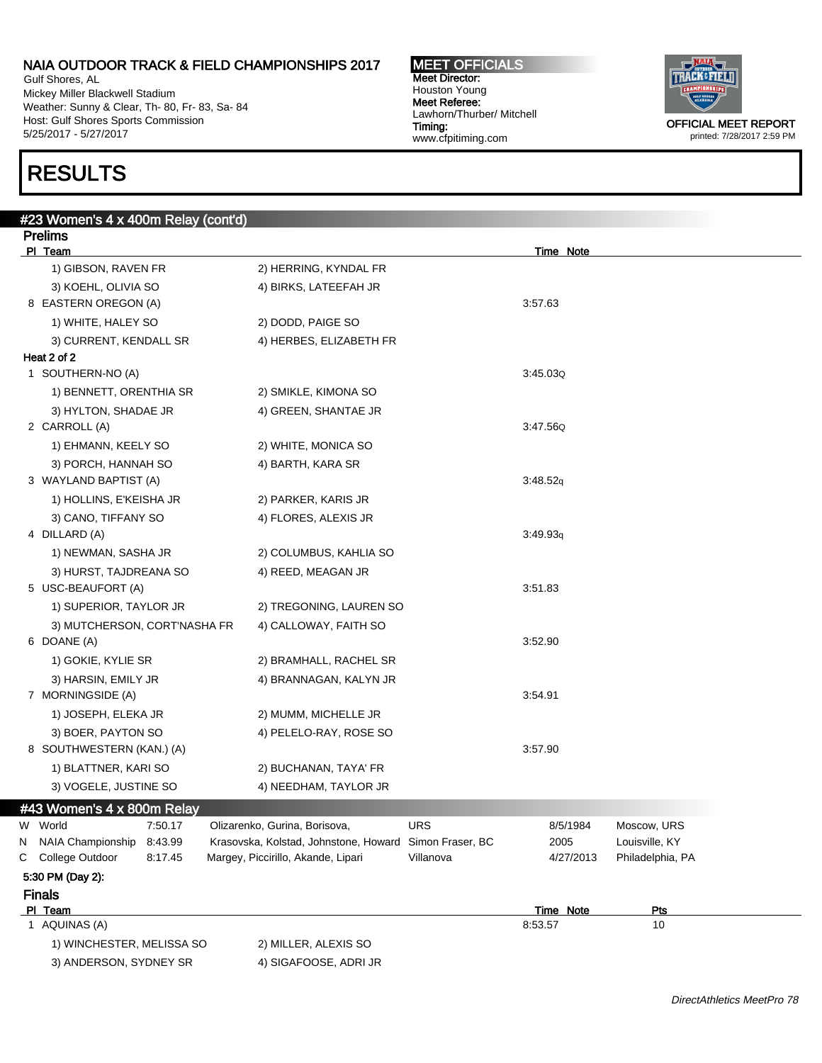# RESULTS

## #23 Women's 4 x 400m Relay (cont'd)

### Prelims

| Pl | Team | Time | Note |
|---|---|---|---|
| | 1) GIBSON, RAVEN FR 2) HERRING, KYNDAL FR 3) KOEHL, OLIVIA SO 4) BIRKS, LATEEFAH JR | | |
| 8 | EASTERN OREGON (A) | 3:57.63 | |
| | 1) WHITE, HALEY SO 2) DODD, PAIGE SO 3) CURRENT, KENDALL SR 4) HERBES, ELIZABETH FR | | |

**Heat 2 of 2**

| Pl | Team | Time | Note |
|---|---|---|---|
| 1 | SOUTHERN-NO (A) | 3:45.03 | Q |
| | 1) BENNETT, ORENTHIA SR 2) SMIKLE, KIMONA SO 3) HYLTON, SHADAE JR 4) GREEN, SHANTAE JR | | |
| 2 | CARROLL (A) | 3:47.56 | Q |
| | 1) EHMANN, KEELY SO 2) WHITE, MONICA SO 3) PORCH, HANNAH SO 4) BARTH, KARA SR | | |
| 3 | WAYLAND BAPTIST (A) | 3:48.52 | q |
| | 1) HOLLINS, E'KEISHA JR 2) PARKER, KARIS JR 3) CANO, TIFFANY SO 4) FLORES, ALEXIS JR | | |
| 4 | DILLARD (A) | 3:49.93 | q |
| | 1) NEWMAN, SASHA JR 2) COLUMBUS, KAHLIA SO 3) HURST, TAJDREANA SO 4) REED, MEAGAN JR | | |
| 5 | USC-BEAUFORT (A) | 3:51.83 | |
| | 1) SUPERIOR, TAYLOR JR 2) TREGONING, LAUREN SO 3) MUTCHERSON, CORT'NASHA FR 4) CALLOWAY, FAITH SO | | |
| 6 | DOANE (A) | 3:52.90 | |
| | 1) GOKIE, KYLIE SR 2) BRAMHALL, RACHEL SR 3) HARSIN, EMILY JR 4) BRANNAGAN, KALYN JR | | |
| 7 | MORNINGSIDE (A) | 3:54.91 | |
| | 1) JOSEPH, ELEKA JR 2) MUMM, MICHELLE JR 3) BOER, PAYTON SO 4) PELELO-RAY, ROSE SO | | |
| 8 | SOUTHWESTERN (KAN.) (A) | 3:57.90 | |
| | 1) BLATTNER, KARI SO 2) BUCHANAN, TAYA' FR 3) VOGELE, JUSTINE SO 4) NEEDHAM, TAYLOR JR | | |

## #43 Women's 4 x 800m Relay

| | Record | Time | Athletes | Team | Date | Location |
|---|---|---|---|---|---|---|
| W | World | 7:50.17 | Olizarenko, Gurina, Borisova, | URS | 8/5/1984 | Moscow, URS |
| N | NAIA Championship | 8:43.99 | Krasovska, Kolstad, Johnstone, Howard | Simon Fraser, BC | 2005 | Louisville, KY |
| C | College Outdoor | 8:17.45 | Margey, Piccirillo, Akande, Lipari | Villanova | 4/27/2013 | Philadelphia, PA |

5:30 PM (Day 2):

### Finals

| Pl | Team | Time | Note | Pts |
|---|---|---|---|---|
| 1 | AQUINAS (A) | 8:53.57 | | 10 |
| | 1) WINCHESTER, MELISSA SO 2) MILLER, ALEXIS SO 3) ANDERSON, SYDNEY SR 4) SIGAFOOSE, ADRI JR | | | |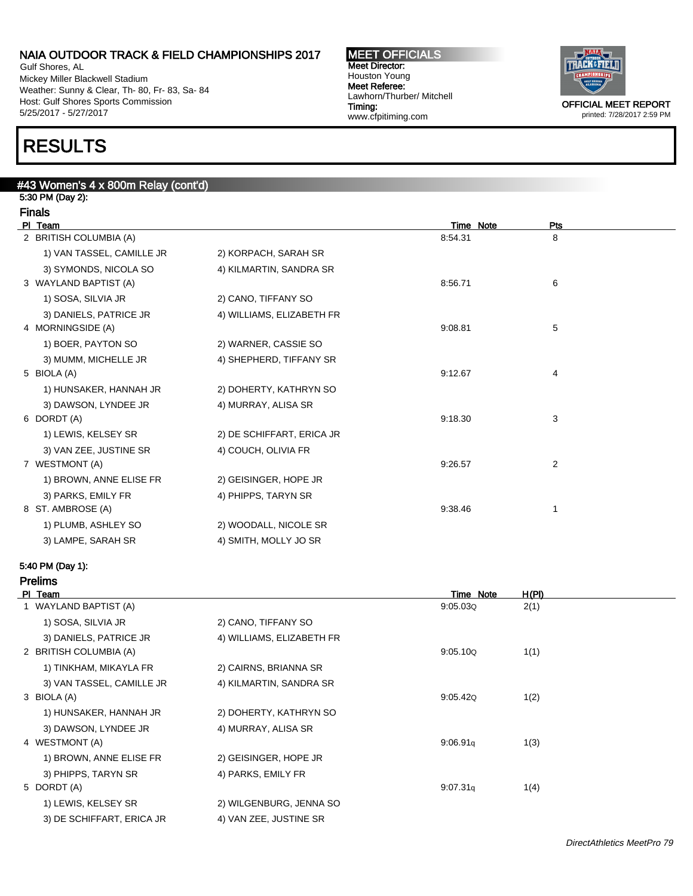# RESULTS

## #43 Women's 4 x 800m Relay (cont'd)

5:30 PM (Day 2):

### Finals

| Pl | Team | | Time | Note | Pts |
|---|---|---|---|---|---|
| 2 | BRITISH COLUMBIA (A) | | 8:54.31 | | 8 |
| | 1) VAN TASSEL, CAMILLE JR | 2) KORPACH, SARAH SR | | | |
| | 3) SYMONDS, NICOLA SO | 4) KILMARTIN, SANDRA SR | | | |
| 3 | WAYLAND BAPTIST (A) | | 8:56.71 | | 6 |
| | 1) SOSA, SILVIA JR | 2) CANO, TIFFANY SO | | | |
| | 3) DANIELS, PATRICE JR | 4) WILLIAMS, ELIZABETH FR | | | |
| 4 | MORNINGSIDE (A) | | 9:08.81 | | 5 |
| | 1) BOER, PAYTON SO | 2) WARNER, CASSIE SO | | | |
| | 3) MUMM, MICHELLE JR | 4) SHEPHERD, TIFFANY SR | | | |
| 5 | BIOLA (A) | | 9:12.67 | | 4 |
| | 1) HUNSAKER, HANNAH JR | 2) DOHERTY, KATHRYN SO | | | |
| | 3) DAWSON, LYNDEE JR | 4) MURRAY, ALISA SR | | | |
| 6 | DORDT (A) | | 9:18.30 | | 3 |
| | 1) LEWIS, KELSEY SR | 2) DE SCHIFFART, ERICA JR | | | |
| | 3) VAN ZEE, JUSTINE SR | 4) COUCH, OLIVIA FR | | | |
| 7 | WESTMONT (A) | | 9:26.57 | | 2 |
| | 1) BROWN, ANNE ELISE FR | 2) GEISINGER, HOPE JR | | | |
| | 3) PARKS, EMILY FR | 4) PHIPPS, TARYN SR | | | |
| 8 | ST. AMBROSE (A) | | 9:38.46 | | 1 |
| | 1) PLUMB, ASHLEY SO | 2) WOODALL, NICOLE SR | | | |
| | 3) LAMPE, SARAH SR | 4) SMITH, MOLLY JO SR | | | |

5:40 PM (Day 1):

### Prelims

| Pl | Team | | Time | Note | H(Pl) |
|---|---|---|---|---|---|
| 1 | WAYLAND BAPTIST (A) | | 9:05.03 | Q | 2(1) |
| | 1) SOSA, SILVIA JR | 2) CANO, TIFFANY SO | | | |
| | 3) DANIELS, PATRICE JR | 4) WILLIAMS, ELIZABETH FR | | | |
| 2 | BRITISH COLUMBIA (A) | | 9:05.10 | Q | 1(1) |
| | 1) TINKHAM, MIKAYLA FR | 2) CAIRNS, BRIANNA SR | | | |
| | 3) VAN TASSEL, CAMILLE JR | 4) KILMARTIN, SANDRA SR | | | |
| 3 | BIOLA (A) | | 9:05.42 | Q | 1(2) |
| | 1) HUNSAKER, HANNAH JR | 2) DOHERTY, KATHRYN SO | | | |
| | 3) DAWSON, LYNDEE JR | 4) MURRAY, ALISA SR | | | |
| 4 | WESTMONT (A) | | 9:06.91 | q | 1(3) |
| | 1) BROWN, ANNE ELISE FR | 2) GEISINGER, HOPE JR | | | |
| | 3) PHIPPS, TARYN SR | 4) PARKS, EMILY FR | | | |
| 5 | DORDT (A) | | 9:07.31 | q | 1(4) |
| | 1) LEWIS, KELSEY SR | 2) WILGENBURG, JENNA SO | | | |
| | 3) DE SCHIFFART, ERICA JR | 4) VAN ZEE, JUSTINE SR | | | |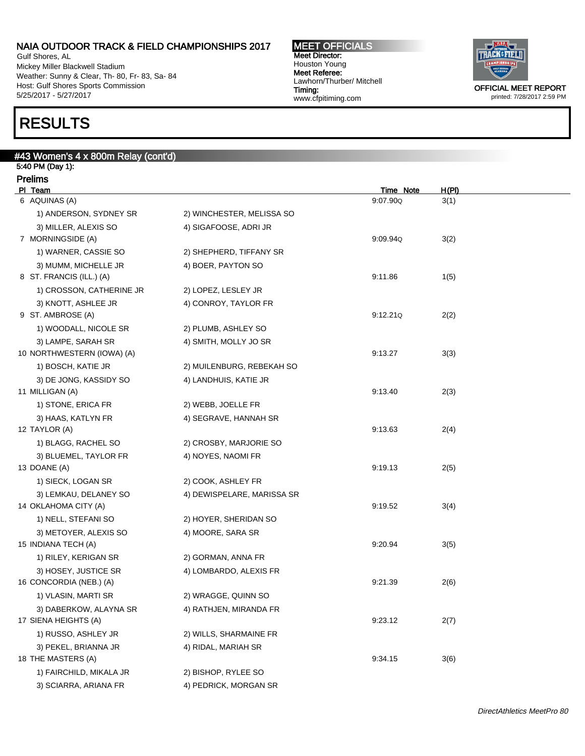# RESULTS

## #43 Women's 4 x 800m Relay (cont'd)

5:40 PM (Day 1):

### Prelims

| Pl | Team | | Time | Note | H(Pl) |
|---|---|---|---|---|---|
| 6 | AQUINAS (A) | | 9:07.90 | Q | 3(1) |
| | 1) ANDERSON, SYDNEY SR | 2) WINCHESTER, MELISSA SO | | | |
| | 3) MILLER, ALEXIS SO | 4) SIGAFOOSE, ADRI JR | | | |
| 7 | MORNINGSIDE (A) | | 9:09.94 | Q | 3(2) |
| | 1) WARNER, CASSIE SO | 2) SHEPHERD, TIFFANY SR | | | |
| | 3) MUMM, MICHELLE JR | 4) BOER, PAYTON SO | | | |
| 8 | ST. FRANCIS (ILL.) (A) | | 9:11.86 | | 1(5) |
| | 1) CROSSON, CATHERINE JR | 2) LOPEZ, LESLEY JR | | | |
| | 3) KNOTT, ASHLEE JR | 4) CONROY, TAYLOR FR | | | |
| 9 | ST. AMBROSE (A) | | 9:12.21 | Q | 2(2) |
| | 1) WOODALL, NICOLE SR | 2) PLUMB, ASHLEY SO | | | |
| | 3) LAMPE, SARAH SR | 4) SMITH, MOLLY JO SR | | | |
| 10 | NORTHWESTERN (IOWA) (A) | | 9:13.27 | | 3(3) |
| | 1) BOSCH, KATIE JR | 2) MUILENBURG, REBEKAH SO | | | |
| | 3) DE JONG, KASSIDY SO | 4) LANDHUIS, KATIE JR | | | |
| 11 | MILLIGAN (A) | | 9:13.40 | | 2(3) |
| | 1) STONE, ERICA FR | 2) WEBB, JOELLE FR | | | |
| | 3) HAAS, KATLYN FR | 4) SEGRAVE, HANNAH SR | | | |
| 12 | TAYLOR (A) | | 9:13.63 | | 2(4) |
| | 1) BLAGG, RACHEL SO | 2) CROSBY, MARJORIE SO | | | |
| | 3) BLUEMEL, TAYLOR FR | 4) NOYES, NAOMI FR | | | |
| 13 | DOANE (A) | | 9:19.13 | | 2(5) |
| | 1) SIECK, LOGAN SR | 2) COOK, ASHLEY FR | | | |
| | 3) LEMKAU, DELANEY SO | 4) DEWISPELARE, MARISSA SR | | | |
| 14 | OKLAHOMA CITY (A) | | 9:19.52 | | 3(4) |
| | 1) NELL, STEFANI SO | 2) HOYER, SHERIDAN SO | | | |
| | 3) METOYER, ALEXIS SO | 4) MOORE, SARA SR | | | |
| 15 | INDIANA TECH (A) | | 9:20.94 | | 3(5) |
| | 1) RILEY, KERIGAN SR | 2) GORMAN, ANNA FR | | | |
| | 3) HOSEY, JUSTICE SR | 4) LOMBARDO, ALEXIS FR | | | |
| 16 | CONCORDIA (NEB.) (A) | | 9:21.39 | | 2(6) |
| | 1) VLASIN, MARTI SR | 2) WRAGGE, QUINN SO | | | |
| | 3) DABERKOW, ALAYNA SR | 4) RATHJEN, MIRANDA FR | | | |
| 17 | SIENA HEIGHTS (A) | | 9:23.12 | | 2(7) |
| | 1) RUSSO, ASHLEY JR | 2) WILLS, SHARMAINE FR | | | |
| | 3) PEKEL, BRIANNA JR | 4) RIDAL, MARIAH SR | | | |
| 18 | THE MASTERS (A) | | 9:34.15 | | 3(6) |
| | 1) FAIRCHILD, MIKALA JR | 2) BISHOP, RYLEE SO | | | |
| | 3) SCIARRA, ARIANA FR | 4) PEDRICK, MORGAN SR | | | |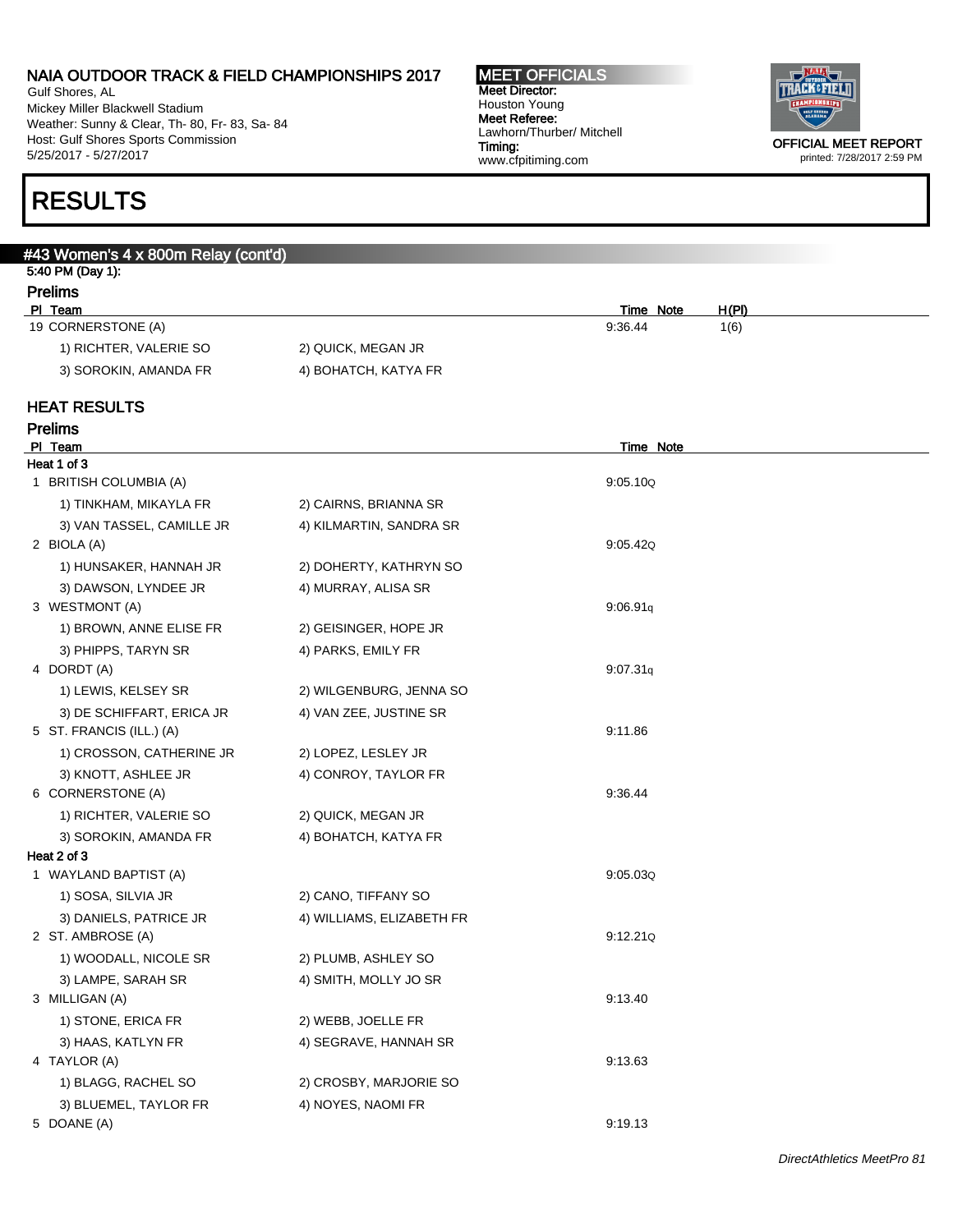# RESULTS

## #43 Women's 4 x 800m Relay (cont'd)

5:40 PM (Day 1):

### Prelims

| Pl | Team | | Time | Note | H(Pl) |
|---|---|---|---|---|---|
| 19 | CORNERSTONE (A) | | 9:36.44 | | 1(6) |
| | 1) RICHTER, VALERIE SO | 2) QUICK, MEGAN JR | | | |
| | 3) SOROKIN, AMANDA FR | 4) BOHATCH, KATYA FR | | | |

### HEAT RESULTS

### Prelims

| Pl | Team | | Time | Note |
|---|---|---|---|---|
| **Heat 1 of 3** | | | | |
| 1 | BRITISH COLUMBIA (A) | | 9:05.10 | Q |
| | 1) TINKHAM, MIKAYLA FR | 2) CAIRNS, BRIANNA SR | | |
| | 3) VAN TASSEL, CAMILLE JR | 4) KILMARTIN, SANDRA SR | | |
| 2 | BIOLA (A) | | 9:05.42 | Q |
| | 1) HUNSAKER, HANNAH JR | 2) DOHERTY, KATHRYN SO | | |
| | 3) DAWSON, LYNDEE JR | 4) MURRAY, ALISA SR | | |
| 3 | WESTMONT (A) | | 9:06.91 | q |
| | 1) BROWN, ANNE ELISE FR | 2) GEISINGER, HOPE JR | | |
| | 3) PHIPPS, TARYN SR | 4) PARKS, EMILY FR | | |
| 4 | DORDT (A) | | 9:07.31 | q |
| | 1) LEWIS, KELSEY SR | 2) WILGENBURG, JENNA SO | | |
| | 3) DE SCHIFFART, ERICA JR | 4) VAN ZEE, JUSTINE SR | | |
| 5 | ST. FRANCIS (ILL.) (A) | | 9:11.86 | |
| | 1) CROSSON, CATHERINE JR | 2) LOPEZ, LESLEY JR | | |
| | 3) KNOTT, ASHLEE JR | 4) CONROY, TAYLOR FR | | |
| 6 | CORNERSTONE (A) | | 9:36.44 | |
| | 1) RICHTER, VALERIE SO | 2) QUICK, MEGAN JR | | |
| | 3) SOROKIN, AMANDA FR | 4) BOHATCH, KATYA FR | | |
| **Heat 2 of 3** | | | | |
| 1 | WAYLAND BAPTIST (A) | | 9:05.03 | Q |
| | 1) SOSA, SILVIA JR | 2) CANO, TIFFANY SO | | |
| | 3) DANIELS, PATRICE JR | 4) WILLIAMS, ELIZABETH FR | | |
| 2 | ST. AMBROSE (A) | | 9:12.21 | Q |
| | 1) WOODALL, NICOLE SR | 2) PLUMB, ASHLEY SO | | |
| | 3) LAMPE, SARAH SR | 4) SMITH, MOLLY JO SR | | |
| 3 | MILLIGAN (A) | | 9:13.40 | |
| | 1) STONE, ERICA FR | 2) WEBB, JOELLE FR | | |
| | 3) HAAS, KATLYN FR | 4) SEGRAVE, HANNAH SR | | |
| 4 | TAYLOR (A) | | 9:13.63 | |
| | 1) BLAGG, RACHEL SO | 2) CROSBY, MARJORIE SO | | |
| | 3) BLUEMEL, TAYLOR FR | 4) NOYES, NAOMI FR | | |
| 5 | DOANE (A) | | 9:19.13 | |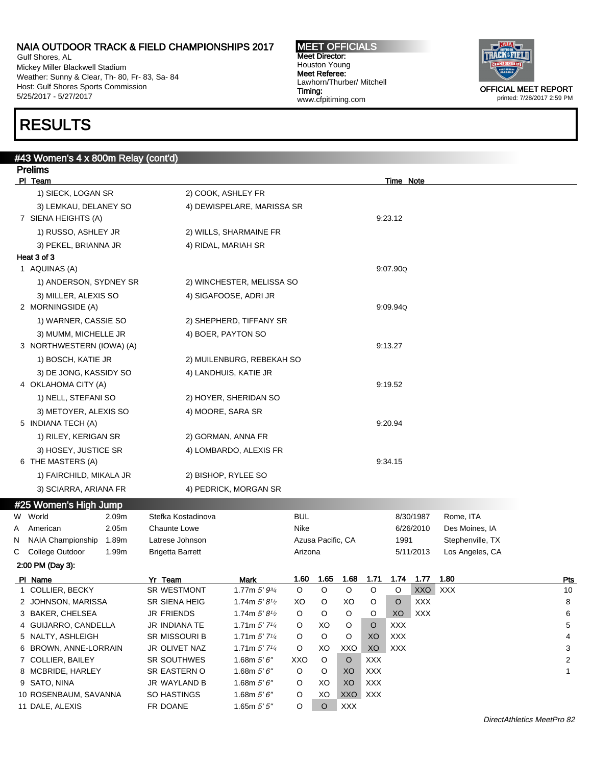# NAIA OUTDOOR TRACK & FIELD CHAMPIONSHIPS 2017

Gulf Shores, AL
Mickey Miller Blackwell Stadium
Weather: Sunny & Clear, Th- 80, Fr- 83, Sa- 84
Host: Gulf Shores Sports Commission
5/25/2017 - 5/27/2017

**MEET OFFICIALS**
**Meet Director:** Houston Young
**Meet Referee:** Lawhorn/Thurber/ Mitchell
**Timing:** www.cfpitiming.com

OFFICIAL MEET REPORT
printed: 7/28/2017 2:59 PM

# RESULTS

## #43 Women's 4 x 800m Relay (cont'd)

### Prelims

| Pl | Team | | Time | Note |
|---|---|---|---|---|
| | 1) SIECK, LOGAN SR | 2) COOK, ASHLEY FR | | |
| | 3) LEMKAU, DELANEY SO | 4) DEWISPELARE, MARISSA SR | | |
| 7 | SIENA HEIGHTS (A) | | 9:23.12 | |
| | 1) RUSSO, ASHLEY JR | 2) WILLS, SHARMAINE FR | | |
| | 3) PEKEL, BRIANNA JR | 4) RIDAL, MARIAH SR | | |

**Heat 3 of 3**

| Pl | Team | | Time | Note |
|---|---|---|---|---|
| 1 | AQUINAS (A) | | 9:07.90 | Q |
| | 1) ANDERSON, SYDNEY SR | 2) WINCHESTER, MELISSA SO | | |
| | 3) MILLER, ALEXIS SO | 4) SIGAFOOSE, ADRI JR | | |
| 2 | MORNINGSIDE (A) | | 9:09.94 | Q |
| | 1) WARNER, CASSIE SO | 2) SHEPHERD, TIFFANY SR | | |
| | 3) MUMM, MICHELLE JR | 4) BOER, PAYTON SO | | |
| 3 | NORTHWESTERN (IOWA) (A) | | 9:13.27 | |
| | 1) BOSCH, KATIE JR | 2) MUILENBURG, REBEKAH SO | | |
| | 3) DE JONG, KASSIDY SO | 4) LANDHUIS, KATIE JR | | |
| 4 | OKLAHOMA CITY (A) | | 9:19.52 | |
| | 1) NELL, STEFANI SO | 2) HOYER, SHERIDAN SO | | |
| | 3) METOYER, ALEXIS SO | 4) MOORE, SARA SR | | |
| 5 | INDIANA TECH (A) | | 9:20.94 | |
| | 1) RILEY, KERIGAN SR | 2) GORMAN, ANNA FR | | |
| | 3) HOSEY, JUSTICE SR | 4) LOMBARDO, ALEXIS FR | | |
| 6 | THE MASTERS (A) | | 9:34.15 | |
| | 1) FAIRCHILD, MIKALA JR | 2) BISHOP, RYLEE SO | | |
| | 3) SCIARRA, ARIANA FR | 4) PEDRICK, MORGAN SR | | |

## #25 Women's High Jump

| | | | | | | |
|---|---|---|---|---|---|---|
| W | World | 2.09m | Stefka Kostadinova | BUL | 8/30/1987 | Rome, ITA |
| A | American | 2.05m | Chaunte Lowe | Nike | 6/26/2010 | Des Moines, IA |
| N | NAIA Championship | 1.89m | Latrese Johnson | Azusa Pacific, CA | 1991 | Stephenville, TX |
| C | College Outdoor | 1.99m | Brigetta Barrett | Arizona | 5/11/2013 | Los Angeles, CA |

**2:00 PM (Day 3):**

| Pl | Name | Yr | Team | Mark | 1.60 | 1.65 | 1.68 | 1.71 | 1.74 | 1.77 | 1.80 | Pts |
|---|---|---|---|---|---|---|---|---|---|---|---|---|
| 1 | COLLIER, BECKY | SR | WESTMONT | 1.77m 5' 9¾ | O | O | O | O | O | XXO | XXX | 10 |
| 2 | JOHNSON, MARISSA | SR | SIENA HEIG | 1.74m 5' 8½ | XO | O | XO | O | O | XXX | | 8 |
| 3 | BAKER, CHELSEA | JR | FRIENDS | 1.74m 5' 8½ | O | O | O | O | XO | XXX | | 6 |
| 4 | GUIJARRO, CANDELLA | JR | INDIANA TE | 1.71m 5' 7¼ | O | XO | O | O | XXX | | | 5 |
| 5 | NALTY, ASHLEIGH | SR | MISSOURI B | 1.71m 5' 7¼ | O | O | O | XO | XXX | | | 4 |
| 6 | BROWN, ANNE-LORRAIN | JR | OLIVET NAZ | 1.71m 5' 7¼ | O | XO | XXO | XO | XXX | | | 3 |
| 7 | COLLIER, BAILEY | SR | SOUTHWES | 1.68m 5' 6" | XXO | O | O | XXX | | | | 2 |
| 8 | MCBRIDE, HARLEY | SR | EASTERN O | 1.68m 5' 6" | O | O | XO | XXX | | | | 1 |
| 9 | SATO, NINA | JR | WAYLAND B | 1.68m 5' 6" | O | XO | XO | XXX | | | | |
| 10 | ROSENBAUM, SAVANNA | SO | HASTINGS | 1.68m 5' 6" | O | XO | XXO | XXX | | | | |
| 11 | DALE, ALEXIS | FR | DOANE | 1.65m 5' 5" | O | O | XXX | | | | | |

DirectAthletics MeetPro 82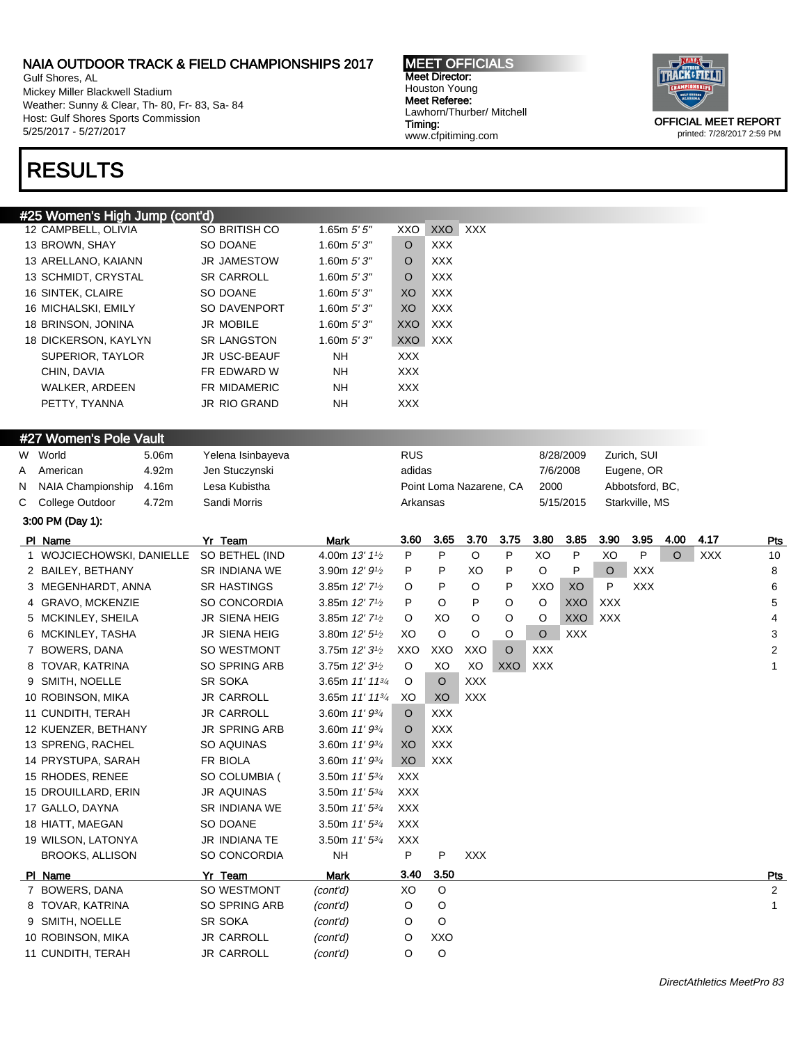# NAIA OUTDOOR TRACK & FIELD CHAMPIONSHIPS 2017

Gulf Shores, AL
Mickey Miller Blackwell Stadium
Weather: Sunny & Clear, Th- 80, Fr- 83, Sa- 84
Host: Gulf Shores Sports Commission
5/25/2017 - 5/27/2017

**MEET OFFICIALS**
Meet Director:
Houston Young
Meet Referee:
Lawhorn/Thurber/ Mitchell
Timing:
www.cfpitiming.com

OFFICIAL MEET REPORT
printed: 7/28/2017 2:59 PM

# RESULTS

## #25 Women's High Jump (cont'd)

| Pl | Name | Yr | Team | Mark | | | |
|---|---|---|---|---|---|---|---|
| 12 | CAMPBELL, OLIVIA | SO | BRITISH CO | 1.65m *5' 5"* | XXO | XXO | XXX |
| 13 | BROWN, SHAY | SO | DOANE | 1.60m *5' 3"* | O | XXX | |
| 13 | ARELLANO, KAIANN | JR | JAMESTOW | 1.60m *5' 3"* | O | XXX | |
| 13 | SCHMIDT, CRYSTAL | SR | CARROLL | 1.60m *5' 3"* | O | XXX | |
| 16 | SINTEK, CLAIRE | SO | DOANE | 1.60m *5' 3"* | XO | XXX | |
| 16 | MICHALSKI, EMILY | SO | DAVENPORT | 1.60m *5' 3"* | XO | XXX | |
| 18 | BRINSON, JONINA | JR | MOBILE | 1.60m *5' 3"* | XXO | XXX | |
| 18 | DICKERSON, KAYLYN | SR | LANGSTON | 1.60m *5' 3"* | XXO | XXX | |
| | SUPERIOR, TAYLOR | JR | USC-BEAUF | NH | XXX | | |
| | CHIN, DAVIA | FR | EDWARD W | NH | XXX | | |
| | WALKER, ARDEEN | FR | MIDAMERIC | NH | XXX | | |
| | PETTY, TYANNA | JR | RIO GRAND | NH | XXX | | |

## #27 Women's Pole Vault

| | Record | Mark | Name | Team | Date | Location |
|---|---|---|---|---|---|---|
| W | World | 5.06m | Yelena Isinbayeva | RUS | 8/28/2009 | Zurich, SUI |
| A | American | 4.92m | Jen Stuczynski | adidas | 7/6/2008 | Eugene, OR |
| N | NAIA Championship | 4.16m | Lesa Kubistha | Point Loma Nazarene, CA | 2000 | Abbotsford, BC, |
| C | College Outdoor | 4.72m | Sandi Morris | Arkansas | 5/15/2015 | Starkville, MS |

3:00 PM (Day 1):

| Pl | Name | Yr | Team | Mark | 3.60 | 3.65 | 3.70 | 3.75 | 3.80 | 3.85 | 3.90 | 3.95 | 4.00 | 4.17 | Pts |
|---|---|---|---|---|---|---|---|---|---|---|---|---|---|---|---|
| 1 | WOJCIECHOWSKI, DANIELLE | SO | BETHEL (IND | 4.00m *13' 1½* | P | P | O | P | XO | P | XO | P | O | XXX | 10 |
| 2 | BAILEY, BETHANY | SR | INDIANA WE | 3.90m *12' 9½* | P | P | XO | P | O | P | O | XXX | | | 8 |
| 3 | MEGENHARDT, ANNA | SR | HASTINGS | 3.85m *12' 7½* | O | P | O | P | XXO | XO | P | XXX | | | 6 |
| 4 | GRAVO, MCKENZIE | SO | CONCORDIA | 3.85m *12' 7½* | P | O | P | O | O | XXO | XXX | | | | 5 |
| 5 | MCKINLEY, SHEILA | JR | SIENA HEIG | 3.85m *12' 7½* | O | XO | O | O | O | XXO | XXX | | | | 4 |
| 6 | MCKINLEY, TASHA | JR | SIENA HEIG | 3.80m *12' 5½* | XO | O | O | O | O | XXX | | | | | 3 |
| 7 | BOWERS, DANA | SO | WESTMONT | 3.75m *12' 3½* | XXO | XXO | XXO | O | XXX | | | | | | 2 |
| 8 | TOVAR, KATRINA | SO | SPRING ARB | 3.75m *12' 3½* | O | XO | XO | XXO | XXX | | | | | | 1 |
| 9 | SMITH, NOELLE | SR | SOKA | 3.65m *11' 11¾* | O | O | XXX | | | | | | | | |
| 10 | ROBINSON, MIKA | JR | CARROLL | 3.65m *11' 11¾* | XO | XO | XXX | | | | | | | | |
| 11 | CUNDITH, TERAH | JR | CARROLL | 3.60m *11' 9¾* | O | XXX | | | | | | | | | |
| 12 | KUENZER, BETHANY | JR | SPRING ARB | 3.60m *11' 9¾* | O | XXX | | | | | | | | | |
| 13 | SPRENG, RACHEL | SO | AQUINAS | 3.60m *11' 9¾* | XO | XXX | | | | | | | | | |
| 14 | PRYSTUPA, SARAH | FR | BIOLA | 3.60m *11' 9¾* | XO | XXX | | | | | | | | | |
| 15 | RHODES, RENEE | SO | COLUMBIA ( | 3.50m *11' 5¾* | XXX | | | | | | | | | | |
| 15 | DROUILLARD, ERIN | JR | AQUINAS | 3.50m *11' 5¾* | XXX | | | | | | | | | | |
| 17 | GALLO, DAYNA | SR | INDIANA WE | 3.50m *11' 5¾* | XXX | | | | | | | | | | |
| 18 | HIATT, MAEGAN | SO | DOANE | 3.50m *11' 5¾* | XXX | | | | | | | | | | |
| 19 | WILSON, LATONYA | JR | INDIANA TE | 3.50m *11' 5¾* | XXX | | | | | | | | | | |
| | BROOKS, ALLISON | SO | CONCORDIA | NH | P | P | XXX | | | | | | | | |

| Pl | Name | Yr | Team | Mark | 3.40 | 3.50 | Pts |
|---|---|---|---|---|---|---|---|
| 7 | BOWERS, DANA | SO | WESTMONT | *(cont'd)* | XO | O | 2 |
| 8 | TOVAR, KATRINA | SO | SPRING ARB | *(cont'd)* | O | O | 1 |
| 9 | SMITH, NOELLE | SR | SOKA | *(cont'd)* | O | O | |
| 10 | ROBINSON, MIKA | JR | CARROLL | *(cont'd)* | O | XXO | |
| 11 | CUNDITH, TERAH | JR | CARROLL | *(cont'd)* | O | O | |

*DirectAthletics MeetPro 83*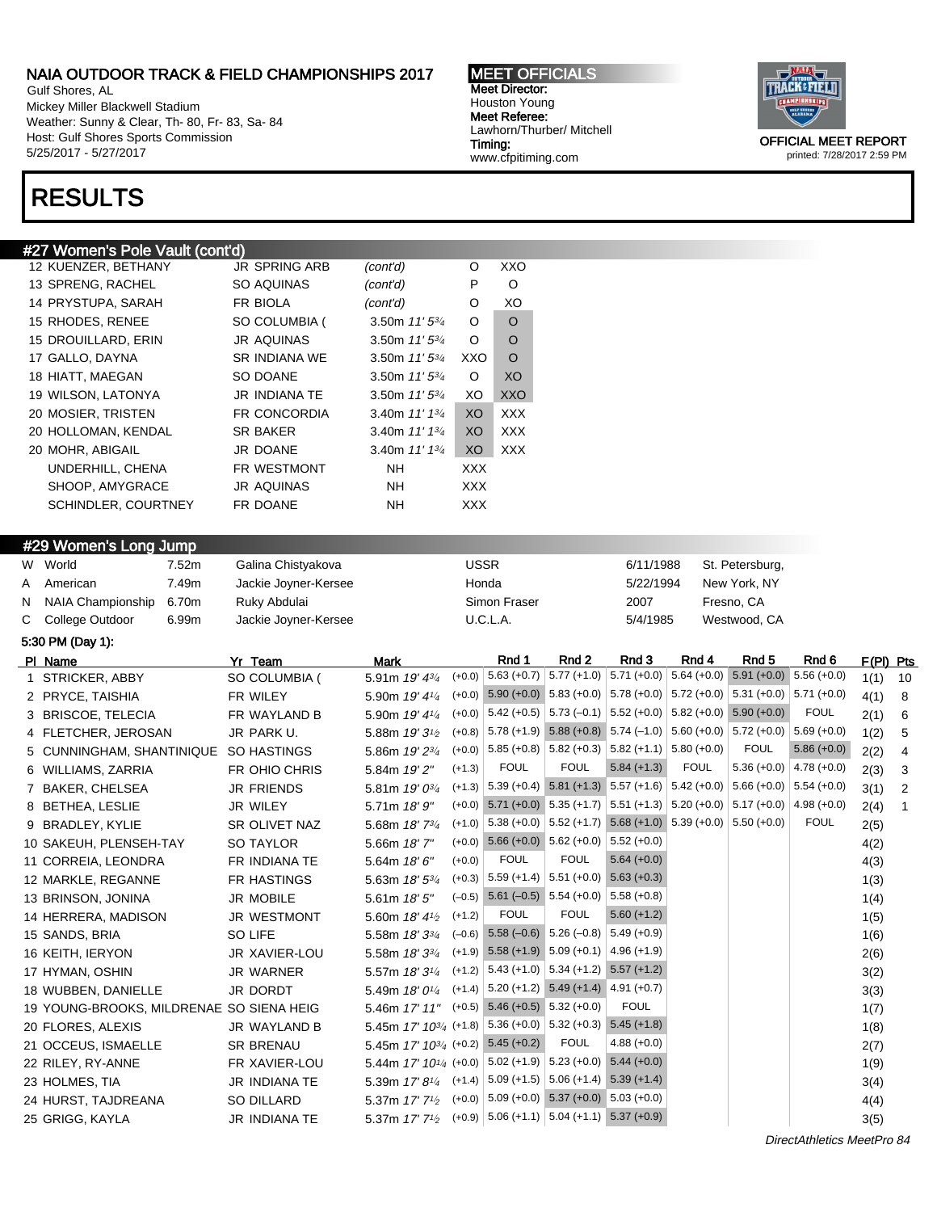# RESULTS

## #27 Women's Pole Vault (cont'd)

| | | | | | |
|---|---|---|---|---|---|
| 12 | KUENZER, BETHANY | JR SPRING ARB | (cont'd) | O | XXO |
| 13 | SPRENG, RACHEL | SO AQUINAS | (cont'd) | P | O |
| 14 | PRYSTUPA, SARAH | FR BIOLA | (cont'd) | O | XO |
| 15 | RHODES, RENEE | SO COLUMBIA ( | 3.50m *11' 5¾* | O | O |
| 15 | DROUILLARD, ERIN | JR AQUINAS | 3.50m *11' 5¾* | O | O |
| 17 | GALLO, DAYNA | SR INDIANA WE | 3.50m *11' 5¾* | XXO | O |
| 18 | HIATT, MAEGAN | SO DOANE | 3.50m *11' 5¾* | O | XO |
| 19 | WILSON, LATONYA | JR INDIANA TE | 3.50m *11' 5¾* | XO | XXO |
| 20 | MOSIER, TRISTEN | FR CONCORDIA | 3.40m *11' 1¾* | XO | XXX |
| 20 | HOLLOMAN, KENDAL | SR BAKER | 3.40m *11' 1¾* | XO | XXX |
| 20 | MOHR, ABIGAIL | JR DOANE | 3.40m *11' 1¾* | XO | XXX |
| | UNDERHILL, CHENA | FR WESTMONT | NH | XXX | |
| | SHOOP, AMYGRACE | JR AQUINAS | NH | XXX | |
| | SCHINDLER, COURTNEY | FR DOANE | NH | XXX | |

## #29 Women's Long Jump

| | | | | | | |
|---|---|---|---|---|---|---|
| W | World | 7.52m | Galina Chistyakova | USSR | 6/11/1988 | St. Petersburg, |
| A | American | 7.49m | Jackie Joyner-Kersee | Honda | 5/22/1994 | New York, NY |
| N | NAIA Championship | 6.70m | Ruky Abdulai | Simon Fraser | 2007 | Fresno, CA |
| C | College Outdoor | 6.99m | Jackie Joyner-Kersee | U.C.L.A. | 5/4/1985 | Westwood, CA |

**5:30 PM (Day 1):**

| Pl | Name | Yr | Team | Mark | Wind | Rnd 1 | Rnd 2 | Rnd 3 | Rnd 4 | Rnd 5 | Rnd 6 | F(Pl) | Pts |
|---|---|---|---|---|---|---|---|---|---|---|---|---|---|
| 1 | STRICKER, ABBY | SO | COLUMBIA ( | 5.91m *19' 4¾* | (+0.0) | 5.63 (+0.7) | 5.77 (+1.0) | 5.71 (+0.0) | 5.64 (+0.0) | 5.91 (+0.0) | 5.56 (+0.0) | 1(1) | 10 |
| 2 | PRYCE, TAISHIA | FR | WILEY | 5.90m *19' 4¼* | (+0.0) | 5.90 (+0.0) | 5.83 (+0.0) | 5.78 (+0.0) | 5.72 (+0.0) | 5.31 (+0.0) | 5.71 (+0.0) | 4(1) | 8 |
| 3 | BRISCOE, TELECIA | FR | WAYLAND B | 5.90m *19' 4¼* | (+0.0) | 5.42 (+0.5) | 5.73 (–0.1) | 5.52 (+0.0) | 5.82 (+0.0) | 5.90 (+0.0) | FOUL | 2(1) | 6 |
| 4 | FLETCHER, JEROSAN | JR | PARK U. | 5.88m *19' 3½* | (+0.8) | 5.78 (+1.9) | 5.88 (+0.8) | 5.74 (–1.0) | 5.60 (+0.0) | 5.72 (+0.0) | 5.69 (+0.0) | 1(2) | 5 |
| 5 | CUNNINGHAM, SHANTINIQUE | SO | HASTINGS | 5.86m *19' 2¾* | (+0.0) | 5.85 (+0.8) | 5.82 (+0.3) | 5.82 (+1.1) | 5.80 (+0.0) | FOUL | 5.86 (+0.0) | 2(2) | 4 |
| 6 | WILLIAMS, ZARRIA | FR | OHIO CHRIS | 5.84m *19' 2"* | (+1.3) | FOUL | FOUL | 5.84 (+1.3) | FOUL | 5.36 (+0.0) | 4.78 (+0.0) | 2(3) | 3 |
| 7 | BAKER, CHELSEA | JR | FRIENDS | 5.81m *19' 0¾* | (+1.3) | 5.39 (+0.4) | 5.81 (+1.3) | 5.57 (+1.6) | 5.42 (+0.0) | 5.66 (+0.0) | 5.54 (+0.0) | 3(1) | 2 |
| 8 | BETHEA, LESLIE | JR | WILEY | 5.71m *18' 9"* | (+0.0) | 5.71 (+0.0) | 5.35 (+1.7) | 5.51 (+1.3) | 5.20 (+0.0) | 5.17 (+0.0) | 4.98 (+0.0) | 2(4) | 1 |
| 9 | BRADLEY, KYLIE | SR | OLIVET NAZ | 5.68m *18' 7¾* | (+1.0) | 5.38 (+0.0) | 5.52 (+1.7) | 5.68 (+1.0) | 5.39 (+0.0) | 5.50 (+0.0) | FOUL | 2(5) | |
| 10 | SAKEUH, PLENSEH-TAY | SO | TAYLOR | 5.66m *18' 7"* | (+0.0) | 5.66 (+0.0) | 5.62 (+0.0) | 5.52 (+0.0) | | | | 4(2) | |
| 11 | CORREIA, LEONDRA | FR | INDIANA TE | 5.64m *18' 6"* | (+0.0) | FOUL | FOUL | 5.64 (+0.0) | | | | 4(3) | |
| 12 | MARKLE, REGANNE | FR | HASTINGS | 5.63m *18' 5¾* | (+0.3) | 5.59 (+1.4) | 5.51 (+0.0) | 5.63 (+0.3) | | | | 1(3) | |
| 13 | BRINSON, JONINA | JR | MOBILE | 5.61m *18' 5"* | (–0.5) | 5.61 (–0.5) | 5.54 (+0.0) | 5.58 (+0.8) | | | | 1(4) | |
| 14 | HERRERA, MADISON | JR | WESTMONT | 5.60m *18' 4½* | (+1.2) | FOUL | FOUL | 5.60 (+1.2) | | | | 1(5) | |
| 15 | SANDS, BRIA | SO | LIFE | 5.58m *18' 3¾* | (–0.6) | 5.58 (–0.6) | 5.26 (–0.8) | 5.49 (+0.9) | | | | 1(6) | |
| 16 | KEITH, IERYON | JR | XAVIER-LOU | 5.58m *18' 3¾* | (+1.9) | 5.58 (+1.9) | 5.09 (+0.1) | 4.96 (+1.9) | | | | 2(6) | |
| 17 | HYMAN, OSHIN | JR | WARNER | 5.57m *18' 3¼* | (+1.2) | 5.43 (+1.0) | 5.34 (+1.2) | 5.57 (+1.2) | | | | 3(2) | |
| 18 | WUBBEN, DANIELLE | JR | DORDT | 5.49m *18' 0¼* | (+1.4) | 5.20 (+1.2) | 5.49 (+1.4) | 4.91 (+0.7) | | | | 3(3) | |
| 19 | YOUNG-BROOKS, MILDRENAE | SO | SIENA HEIG | 5.46m *17' 11"* | (+0.5) | 5.46 (+0.5) | 5.32 (+0.0) | FOUL | | | | 1(7) | |
| 20 | FLORES, ALEXIS | JR | WAYLAND B | 5.45m *17' 10¾* | (+1.8) | 5.36 (+0.0) | 5.32 (+0.3) | 5.45 (+1.8) | | | | 1(8) | |
| 21 | OCCEUS, ISMAELLE | SR | BRENAU | 5.45m *17' 10¾* | (+0.2) | 5.45 (+0.2) | FOUL | 4.88 (+0.0) | | | | 2(7) | |
| 22 | RILEY, RY-ANNE | FR | XAVIER-LOU | 5.44m *17' 10¼* | (+0.0) | 5.02 (+1.9) | 5.23 (+0.0) | 5.44 (+0.0) | | | | 1(9) | |
| 23 | HOLMES, TIA | JR | INDIANA TE | 5.39m *17' 8¼* | (+1.4) | 5.09 (+1.5) | 5.06 (+1.4) | 5.39 (+1.4) | | | | 3(4) | |
| 24 | HURST, TAJDREANA | SO | DILLARD | 5.37m *17' 7½* | (+0.0) | 5.09 (+0.0) | 5.37 (+0.0) | 5.03 (+0.0) | | | | 4(4) | |
| 25 | GRIGG, KAYLA | JR | INDIANA TE | 5.37m *17' 7½* | (+0.9) | 5.06 (+1.1) | 5.04 (+1.1) | 5.37 (+0.9) | | | | 3(5) | |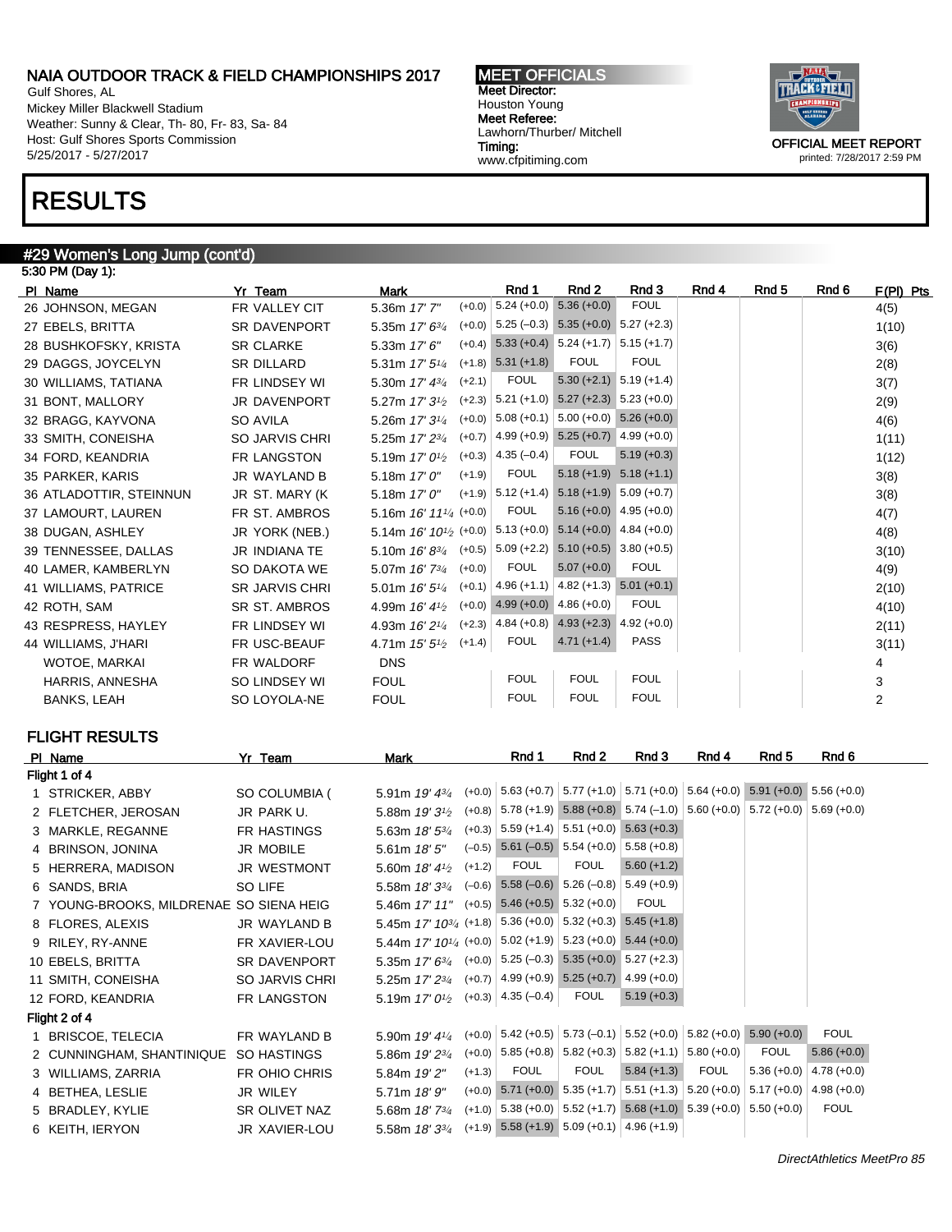# NAIA OUTDOOR TRACK & FIELD CHAMPIONSHIPS 2017

Gulf Shores, AL
Mickey Miller Blackwell Stadium
Weather: Sunny & Clear, Th- 80, Fr- 83, Sa- 84
Host: Gulf Shores Sports Commission
5/25/2017 - 5/27/2017

**MEET OFFICIALS**
Meet Director: Houston Young
Meet Referee: Lawhorn/Thurber/ Mitchell
Timing: www.cfpitiming.com

OFFICIAL MEET REPORT
printed: 7/28/2017 2:59 PM

# RESULTS

## #29 Women's Long Jump (cont'd)

5:30 PM (Day 1):

| Pl | Name | Yr | Team | Mark | | Rnd 1 | Rnd 2 | Rnd 3 | Rnd 4 | Rnd 5 | Rnd 6 | F(Pl) Pts |
|---|---|---|---|---|---|---|---|---|---|---|---|---|
| 26 | JOHNSON, MEGAN | FR | VALLEY CIT | 5.36m 17' 7" | (+0.0) | 5.24 (+0.0) | 5.36 (+0.0) | FOUL | | | | 4(5) |
| 27 | EBELS, BRITTA | SR | DAVENPORT | 5.35m 17' 6¾ | (+0.0) | 5.25 (–0.3) | 5.35 (+0.0) | 5.27 (+2.3) | | | | 1(10) |
| 28 | BUSHKOFSKY, KRISTA | SR | CLARKE | 5.33m 17' 6" | (+0.4) | 5.33 (+0.4) | 5.24 (+1.7) | 5.15 (+1.7) | | | | 3(6) |
| 29 | DAGGS, JOYCELYN | SR | DILLARD | 5.31m 17' 5¼ | (+1.8) | 5.31 (+1.8) | FOUL | FOUL | | | | 2(8) |
| 30 | WILLIAMS, TATIANA | FR | LINDSEY WI | 5.30m 17' 4¾ | (+2.1) | FOUL | 5.30 (+2.1) | 5.19 (+1.4) | | | | 3(7) |
| 31 | BONT, MALLORY | JR | DAVENPORT | 5.27m 17' 3½ | (+2.3) | 5.21 (+1.0) | 5.27 (+2.3) | 5.23 (+0.0) | | | | 2(9) |
| 32 | BRAGG, KAYVONA | SO | AVILA | 5.26m 17' 3¼ | (+0.0) | 5.08 (+0.1) | 5.00 (+0.0) | 5.26 (+0.0) | | | | 4(6) |
| 33 | SMITH, CONEISHA | SO | JARVIS CHRI | 5.25m 17' 2¾ | (+0.7) | 4.99 (+0.9) | 5.25 (+0.7) | 4.99 (+0.0) | | | | 1(11) |
| 34 | FORD, KEANDRIA | FR | LANGSTON | 5.19m 17' 0½ | (+0.3) | 4.35 (–0.4) | FOUL | 5.19 (+0.3) | | | | 1(12) |
| 35 | PARKER, KARIS | JR | WAYLAND B | 5.18m 17' 0" | (+1.9) | FOUL | 5.18 (+1.9) | 5.18 (+1.1) | | | | 3(8) |
| 36 | ATLADOTTIR, STEINNUN | JR | ST. MARY (K | 5.18m 17' 0" | (+1.9) | 5.12 (+1.4) | 5.18 (+1.9) | 5.09 (+0.7) | | | | 3(8) |
| 37 | LAMOURT, LAUREN | FR | ST. AMBROS | 5.16m 16' 11¼ | (+0.0) | FOUL | 5.16 (+0.0) | 4.95 (+0.0) | | | | 4(7) |
| 38 | DUGAN, ASHLEY | JR | YORK (NEB.) | 5.14m 16' 10½ | (+0.0) | 5.13 (+0.0) | 5.14 (+0.0) | 4.84 (+0.0) | | | | 4(8) |
| 39 | TENNESSEE, DALLAS | JR | INDIANA TE | 5.10m 16' 8¾ | (+0.5) | 5.09 (+2.2) | 5.10 (+0.5) | 3.80 (+0.5) | | | | 3(10) |
| 40 | LAMER, KAMBERLYN | SO | DAKOTA WE | 5.07m 16' 7¾ | (+0.0) | FOUL | 5.07 (+0.0) | FOUL | | | | 4(9) |
| 41 | WILLIAMS, PATRICE | SR | JARVIS CHRI | 5.01m 16' 5¼ | (+0.1) | 4.96 (+1.1) | 4.82 (+1.3) | 5.01 (+0.1) | | | | 2(10) |
| 42 | ROTH, SAM | SR | ST. AMBROS | 4.99m 16' 4½ | (+0.0) | 4.99 (+0.0) | 4.86 (+0.0) | FOUL | | | | 4(10) |
| 43 | RESPRESS, HAYLEY | FR | LINDSEY WI | 4.93m 16' 2¼ | (+2.3) | 4.84 (+0.8) | 4.93 (+2.3) | 4.92 (+0.0) | | | | 2(11) |
| 44 | WILLIAMS, J'HARI | FR | USC-BEAUF | 4.71m 15' 5½ | (+1.4) | FOUL | 4.71 (+1.4) | PASS | | | | 3(11) |
| | WOTOE, MARKAI | FR | WALDORF | DNS | | | | | | | | 4 |
| | HARRIS, ANNESHA | SO | LINDSEY WI | FOUL | | FOUL | FOUL | FOUL | | | | 3 |
| | BANKS, LEAH | SO | LOYOLA-NE | FOUL | | FOUL | FOUL | FOUL | | | | 2 |

## FLIGHT RESULTS

| Pl | Name | Yr | Team | Mark | | Rnd 1 | Rnd 2 | Rnd 3 | Rnd 4 | Rnd 5 | Rnd 6 |
|---|---|---|---|---|---|---|---|---|---|---|---|
| **Flight 1 of 4** | | | | | | | | | | | |
| 1 | STRICKER, ABBY | SO | COLUMBIA ( | 5.91m 19' 4¾ | (+0.0) | 5.63 (+0.7) | 5.77 (+1.0) | 5.71 (+0.0) | 5.64 (+0.0) | 5.91 (+0.0) | 5.56 (+0.0) |
| 2 | FLETCHER, JEROSAN | JR | PARK U. | 5.88m 19' 3½ | (+0.8) | 5.78 (+1.9) | 5.88 (+0.8) | 5.74 (–1.0) | 5.60 (+0.0) | 5.72 (+0.0) | 5.69 (+0.0) |
| 3 | MARKLE, REGANNE | FR | HASTINGS | 5.63m 18' 5¾ | (+0.3) | 5.59 (+1.4) | 5.51 (+0.0) | 5.63 (+0.3) | | | |
| 4 | BRINSON, JONINA | JR | MOBILE | 5.61m 18' 5" | (–0.5) | 5.61 (–0.5) | 5.54 (+0.0) | 5.58 (+0.8) | | | |
| 5 | HERRERA, MADISON | JR | WESTMONT | 5.60m 18' 4½ | (+1.2) | FOUL | FOUL | 5.60 (+1.2) | | | |
| 6 | SANDS, BRIA | SO | LIFE | 5.58m 18' 3¾ | (–0.6) | 5.58 (–0.6) | 5.26 (–0.8) | 5.49 (+0.9) | | | |
| 7 | YOUNG-BROOKS, MILDRENAE | SO | SIENA HEIG | 5.46m 17' 11" | (+0.5) | 5.46 (+0.5) | 5.32 (+0.0) | FOUL | | | |
| 8 | FLORES, ALEXIS | JR | WAYLAND B | 5.45m 17' 10¾ | (+1.8) | 5.36 (+0.0) | 5.32 (+0.3) | 5.45 (+1.8) | | | |
| 9 | RILEY, RY-ANNE | FR | XAVIER-LOU | 5.44m 17' 10¼ | (+0.0) | 5.02 (+1.9) | 5.23 (+0.0) | 5.44 (+0.0) | | | |
| 10 | EBELS, BRITTA | SR | DAVENPORT | 5.35m 17' 6¾ | (+0.0) | 5.25 (–0.3) | 5.35 (+0.0) | 5.27 (+2.3) | | | |
| 11 | SMITH, CONEISHA | SO | JARVIS CHRI | 5.25m 17' 2¾ | (+0.7) | 4.99 (+0.9) | 5.25 (+0.7) | 4.99 (+0.0) | | | |
| 12 | FORD, KEANDRIA | FR | LANGSTON | 5.19m 17' 0½ | (+0.3) | 4.35 (–0.4) | FOUL | 5.19 (+0.3) | | | |
| **Flight 2 of 4** | | | | | | | | | | | |
| 1 | BRISCOE, TELECIA | FR | WAYLAND B | 5.90m 19' 4¼ | (+0.0) | 5.42 (+0.5) | 5.73 (–0.1) | 5.52 (+0.0) | 5.82 (+0.0) | 5.90 (+0.0) | FOUL |
| 2 | CUNNINGHAM, SHANTINIQUE | SO | HASTINGS | 5.86m 19' 2¾ | (+0.0) | 5.85 (+0.8) | 5.82 (+0.3) | 5.82 (+1.1) | 5.80 (+0.0) | FOUL | 5.86 (+0.0) |
| 3 | WILLIAMS, ZARRIA | FR | OHIO CHRIS | 5.84m 19' 2" | (+1.3) | FOUL | FOUL | 5.84 (+1.3) | FOUL | 5.36 (+0.0) | 4.78 (+0.0) |
| 4 | BETHEA, LESLIE | JR | WILEY | 5.71m 18' 9" | (+0.0) | 5.71 (+0.0) | 5.35 (+1.7) | 5.51 (+1.3) | 5.20 (+0.0) | 5.17 (+0.0) | 4.98 (+0.0) |
| 5 | BRADLEY, KYLIE | SR | OLIVET NAZ | 5.68m 18' 7¾ | (+1.0) | 5.38 (+0.0) | 5.52 (+1.7) | 5.68 (+1.0) | 5.39 (+0.0) | 5.50 (+0.0) | FOUL |
| 6 | KEITH, IERYON | JR | XAVIER-LOU | 5.58m 18' 3¾ | (+1.9) | 5.58 (+1.9) | 5.09 (+0.1) | 4.96 (+1.9) | | | |

DirectAthletics MeetPro 85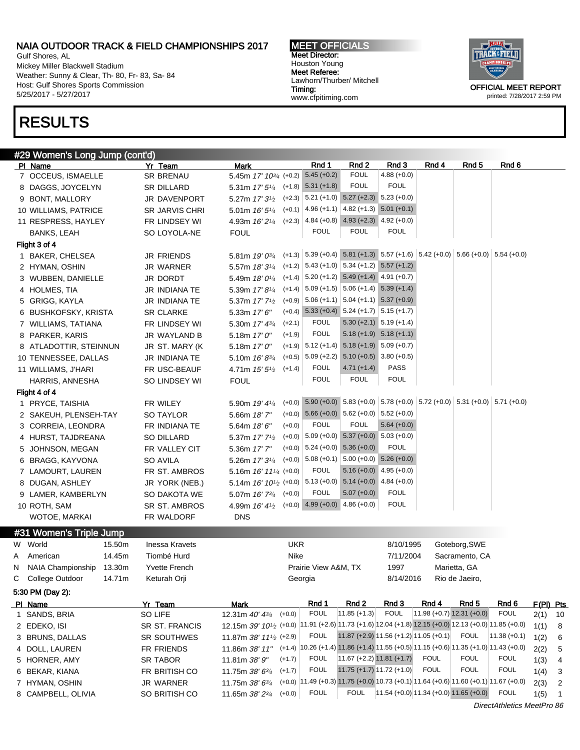NAIA OUTDOOR TRACK & FIELD CHAMPIONSHIPS 2017
Gulf Shores, AL
Mickey Miller Blackwell Stadium
Weather: Sunny & Clear, Th- 80, Fr- 83, Sa- 84
Host: Gulf Shores Sports Commission
5/25/2017 - 5/27/2017

MEET OFFICIALS
Meet Director: Houston Young
Meet Referee: Lawhorn/Thurber/ Mitchell
Timing: www.cfpitiming.com

OFFICIAL MEET REPORT
printed: 7/28/2017 2:59 PM

# RESULTS

## #29 Women's Long Jump (cont'd)

| Pl | Name | Yr | Team | Mark | | Rnd 1 | Rnd 2 | Rnd 3 | Rnd 4 | Rnd 5 | Rnd 6 |
|---|---|---|---|---|---|---|---|---|---|---|---|
| 7 | OCCEUS, ISMAELLE | SR | BRENAU | 5.45m 17' 10¾ | (+0.2) | 5.45 (+0.2) | FOUL | 4.88 (+0.0) | | | |
| 8 | DAGGS, JOYCELYN | SR | DILLARD | 5.31m 17' 5¼ | (+1.8) | 5.31 (+1.8) | FOUL | FOUL | | | |
| 9 | BONT, MALLORY | JR | DAVENPORT | 5.27m 17' 3½ | (+2.3) | 5.21 (+1.0) | 5.27 (+2.3) | 5.23 (+0.0) | | | |
| 10 | WILLIAMS, PATRICE | SR | JARVIS CHRI | 5.01m 16' 5¼ | (+0.1) | 4.96 (+1.1) | 4.82 (+1.3) | 5.01 (+0.1) | | | |
| 11 | RESPRESS, HAYLEY | FR | LINDSEY WI | 4.93m 16' 2¼ | (+2.3) | 4.84 (+0.8) | 4.93 (+2.3) | 4.92 (+0.0) | | | |
| | BANKS, LEAH | SO | LOYOLA-NE | FOUL | | FOUL | FOUL | FOUL | | | |
| **Flight 3 of 4** | | | | | | | | | | | |
| 1 | BAKER, CHELSEA | JR | FRIENDS | 5.81m 19' 0¾ | (+1.3) | 5.39 (+0.4) | 5.81 (+1.3) | 5.57 (+1.6) | 5.42 (+0.0) | 5.66 (+0.0) | 5.54 (+0.0) |
| 2 | HYMAN, OSHIN | JR | WARNER | 5.57m 18' 3¼ | (+1.2) | 5.43 (+1.0) | 5.34 (+1.2) | 5.57 (+1.2) | | | |
| 3 | WUBBEN, DANIELLE | JR | DORDT | 5.49m 18' 0¼ | (+1.4) | 5.20 (+1.2) | 5.49 (+1.4) | 4.91 (+0.7) | | | |
| 4 | HOLMES, TIA | JR | INDIANA TE | 5.39m 17' 8¼ | (+1.4) | 5.09 (+1.5) | 5.06 (+1.4) | 5.39 (+1.4) | | | |
| 5 | GRIGG, KAYLA | JR | INDIANA TE | 5.37m 17' 7½ | (+0.9) | 5.06 (+1.1) | 5.04 (+1.1) | 5.37 (+0.9) | | | |
| 6 | BUSHKOFSKY, KRISTA | SR | CLARKE | 5.33m 17' 6" | (+0.4) | 5.33 (+0.4) | 5.24 (+1.7) | 5.15 (+1.7) | | | |
| 7 | WILLIAMS, TATIANA | FR | LINDSEY WI | 5.30m 17' 4¾ | (+2.1) | FOUL | 5.30 (+2.1) | 5.19 (+1.4) | | | |
| 8 | PARKER, KARIS | JR | WAYLAND B | 5.18m 17' 0" | (+1.9) | FOUL | 5.18 (+1.9) | 5.18 (+1.1) | | | |
| 8 | ATLADOTTIR, STEINNUN | JR | ST. MARY (K | 5.18m 17' 0" | (+1.9) | 5.12 (+1.4) | 5.18 (+1.9) | 5.09 (+0.7) | | | |
| 10 | TENNESSEE, DALLAS | JR | INDIANA TE | 5.10m 16' 8¾ | (+0.5) | 5.09 (+2.2) | 5.10 (+0.5) | 3.80 (+0.5) | | | |
| 11 | WILLIAMS, J'HARI | FR | USC-BEAUF | 4.71m 15' 5½ | (+1.4) | FOUL | 4.71 (+1.4) | PASS | | | |
| | HARRIS, ANNESHA | SO | LINDSEY WI | FOUL | | FOUL | FOUL | FOUL | | | |
| **Flight 4 of 4** | | | | | | | | | | | |
| 1 | PRYCE, TAISHIA | FR | WILEY | 5.90m 19' 4¼ | (+0.0) | 5.90 (+0.0) | 5.83 (+0.0) | 5.78 (+0.0) | 5.72 (+0.0) | 5.31 (+0.0) | 5.71 (+0.0) |
| 2 | SAKEUH, PLENSEH-TAY | SO | TAYLOR | 5.66m 18' 7" | (+0.0) | 5.66 (+0.0) | 5.62 (+0.0) | 5.52 (+0.0) | | | |
| 3 | CORREIA, LEONDRA | FR | INDIANA TE | 5.64m 18' 6" | (+0.0) | FOUL | FOUL | 5.64 (+0.0) | | | |
| 4 | HURST, TAJDREANA | SO | DILLARD | 5.37m 17' 7½ | (+0.0) | 5.09 (+0.0) | 5.37 (+0.0) | 5.03 (+0.0) | | | |
| 5 | JOHNSON, MEGAN | FR | VALLEY CIT | 5.36m 17' 7" | (+0.0) | 5.24 (+0.0) | 5.36 (+0.0) | FOUL | | | |
| 6 | BRAGG, KAYVONA | SO | AVILA | 5.26m 17' 3¼ | (+0.0) | 5.08 (+0.1) | 5.00 (+0.0) | 5.26 (+0.0) | | | |
| 7 | LAMOURT, LAUREN | FR | ST. AMBROS | 5.16m 16' 11¼ | (+0.0) | FOUL | 5.16 (+0.0) | 4.95 (+0.0) | | | |
| 8 | DUGAN, ASHLEY | JR | YORK (NEB.) | 5.14m 16' 10½ | (+0.0) | 5.13 (+0.0) | 5.14 (+0.0) | 4.84 (+0.0) | | | |
| 9 | LAMER, KAMBERLYN | SO | DAKOTA WE | 5.07m 16' 7¾ | (+0.0) | FOUL | 5.07 (+0.0) | FOUL | | | |
| 10 | ROTH, SAM | SR | ST. AMBROS | 4.99m 16' 4½ | (+0.0) | 4.99 (+0.0) | 4.86 (+0.0) | FOUL | | | |
| | WOTOE, MARKAI | FR | WALDORF | DNS | | | | | | | |

## #31 Women's Triple Jump

| | | | | | | |
|---|---|---|---|---|---|---|
| W | World | 15.50m | Inessa Kravets | UKR | 8/10/1995 | Goteborg,SWE |
| A | American | 14.45m | Tiombé Hurd | Nike | 7/11/2004 | Sacramento, CA |
| N | NAIA Championship | 13.30m | Yvette French | Prairie View A&M, TX | 1997 | Marietta, GA |
| C | College Outdoor | 14.71m | Keturah Orji | Georgia | 8/14/2016 | Rio de Jaeiro, |

5:30 PM (Day 2):

| Pl | Name | Yr | Team | Mark | | Rnd 1 | Rnd 2 | Rnd 3 | Rnd 4 | Rnd 5 | Rnd 6 | F(Pl) | Pts |
|---|---|---|---|---|---|---|---|---|---|---|---|---|---|
| 1 | SANDS, BRIA | SO | LIFE | 12.31m 40' 4¾ | (+0.0) | FOUL | 11.85 (+1.3) | FOUL | 11.98 (+0.7) | 12.31 (+0.0) | FOUL | 2(1) | 10 |
| 2 | EDEKO, ISI | SR | ST. FRANCIS | 12.15m 39' 10½ | (+0.0) | 11.91 (+2.6) | 11.73 (+1.6) | 12.04 (+1.8) | 12.15 (+0.0) | 12.13 (+0.0) | 11.85 (+0.0) | 1(1) | 8 |
| 3 | BRUNS, DALLAS | SR | SOUTHWES | 11.87m 38' 11½ | (+2.9) | FOUL | 11.87 (+2.9) | 11.56 (+1.2) | 11.05 (+0.1) | FOUL | 11.38 (+0.1) | 1(2) | 6 |
| 4 | DOLL, LAUREN | FR | FRIENDS | 11.86m 38' 11" | (+1.4) | 10.26 (+1.4) | 11.86 (+1.4) | 11.55 (+0.5) | 11.15 (+0.6) | 11.35 (+1.0) | 11.43 (+0.0) | 2(2) | 5 |
| 5 | HORNER, AMY | SR | TABOR | 11.81m 38' 9" | (+1.7) | FOUL | 11.67 (+2.2) | 11.81 (+1.7) | FOUL | FOUL | FOUL | 1(3) | 4 |
| 6 | BEKAR, KIANA | FR | BRITISH CO | 11.75m 38' 6¾ | (+1.7) | FOUL | 11.75 (+1.7) | 11.72 (+1.0) | FOUL | FOUL | FOUL | 1(4) | 3 |
| 7 | HYMAN, OSHIN | JR | WARNER | 11.75m 38' 6¾ | (+0.0) | 11.49 (+0.3) | 11.75 (+0.0) | 10.73 (+0.1) | 11.64 (+0.6) | 11.60 (+0.1) | 11.67 (+0.0) | 2(3) | 2 |
| 8 | CAMPBELL, OLIVIA | SO | BRITISH CO | 11.65m 38' 2¾ | (+0.0) | FOUL | FOUL | 11.54 (+0.0) | 11.34 (+0.0) | 11.65 (+0.0) | FOUL | 1(5) | 1 |

DirectAthletics MeetPro 86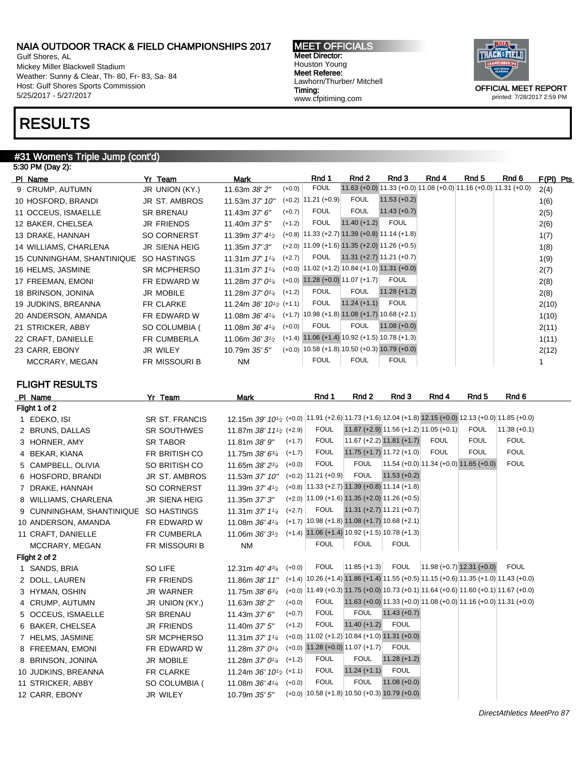# NAIA OUTDOOR TRACK & FIELD CHAMPIONSHIPS 2017

Gulf Shores, AL
Mickey Miller Blackwell Stadium
Weather: Sunny & Clear, Th- 80, Fr- 83, Sa- 84
Host: Gulf Shores Sports Commission
5/25/2017 - 5/27/2017

**MEET OFFICIALS**
Meet Director:
Houston Young
Meet Referee:
Lawhorn/Thurber/ Mitchell
Timing:
www.cfpitiming.com

OFFICIAL MEET REPORT
printed: 7/28/2017 2:59 PM

# RESULTS

## #31 Women's Triple Jump (cont'd)

5:30 PM (Day 2):

| Pl | Name | Yr | Team | Mark | | Rnd 1 | Rnd 2 | Rnd 3 | Rnd 4 | Rnd 5 | Rnd 6 | F(Pl) | Pts |
|---|---|---|---|---|---|---|---|---|---|---|---|---|---|
| 9 | CRUMP, AUTUMN | JR | UNION (KY.) | 11.63m *38' 2"* | (+0.0) | FOUL | 11.63 (+0.0) | 11.33 (+0.0) | 11.08 (+0.0) | 11.16 (+0.0) | 11.31 (+0.0) | 2(4) | |
| 10 | HOSFORD, BRANDI | JR | ST. AMBROS | 11.53m *37' 10"* | (+0.2) | 11.21 (+0.9) | FOUL | 11.53 (+0.2) | | | | 1(6) | |
| 11 | OCCEUS, ISMAELLE | SR | BRENAU | 11.43m *37' 6"* | (+0.7) | FOUL | FOUL | 11.43 (+0.7) | | | | 2(5) | |
| 12 | BAKER, CHELSEA | JR | FRIENDS | 11.40m *37' 5"* | (+1.2) | FOUL | 11.40 (+1.2) | FOUL | | | | 2(6) | |
| 13 | DRAKE, HANNAH | SO | CORNERST | 11.39m *37' 4½* | (+0.8) | 11.33 (+2.7) | 11.39 (+0.8) | 11.14 (+1.8) | | | | 1(7) | |
| 14 | WILLIAMS, CHARLENA | JR | SIENA HEIG | 11.35m *37' 3"* | (+2.0) | 11.09 (+1.6) | 11.35 (+2.0) | 11.26 (+0.5) | | | | 1(8) | |
| 15 | CUNNINGHAM, SHANTINIQUE | SO | HASTINGS | 11.31m *37' 1¼* | (+2.7) | FOUL | 11.31 (+2.7) | 11.21 (+0.7) | | | | 1(9) | |
| 16 | HELMS, JASMINE | SR | MCPHERSO | 11.31m *37' 1¼* | (+0.0) | 11.02 (+1.2) | 10.84 (+1.0) | 11.31 (+0.0) | | | | 2(7) | |
| 17 | FREEMAN, EMONI | FR | EDWARD W | 11.28m *37' 0¼* | (+0.0) | 11.28 (+0.0) | 11.07 (+1.7) | FOUL | | | | 2(8) | |
| 18 | BRINSON, JONINA | JR | MOBILE | 11.28m *37' 0¼* | (+1.2) | FOUL | FOUL | 11.28 (+1.2) | | | | 2(8) | |
| 19 | JUDKINS, BREANNA | FR | CLARKE | 11.24m *36' 10½* | (+1.1) | FOUL | 11.24 (+1.1) | FOUL | | | | 2(10) | |
| 20 | ANDERSON, AMANDA | FR | EDWARD W | 11.08m *36' 4¼* | (+1.7) | 10.98 (+1.8) | 11.08 (+1.7) | 10.68 (+2.1) | | | | 1(10) | |
| 21 | STRICKER, ABBY | SO | COLUMBIA ( | 11.08m *36' 4¼* | (+0.0) | FOUL | FOUL | 11.08 (+0.0) | | | | 2(11) | |
| 22 | CRAFT, DANIELLE | FR | CUMBERLA | 11.06m *36' 3½* | (+1.4) | 11.06 (+1.4) | 10.92 (+1.5) | 10.78 (+1.3) | | | | 1(11) | |
| 23 | CARR, EBONY | JR | WILEY | 10.79m *35' 5"* | (+0.0) | 10.58 (+1.8) | 10.50 (+0.3) | 10.79 (+0.0) | | | | 2(12) | |
| | MCCRARY, MEGAN | FR | MISSOURI B | NM | | FOUL | FOUL | FOUL | | | | 1 | |

### FLIGHT RESULTS

| Pl | Name | Yr | Team | Mark | | Rnd 1 | Rnd 2 | Rnd 3 | Rnd 4 | Rnd 5 | Rnd 6 |
|---|---|---|---|---|---|---|---|---|---|---|---|
| **Flight 1 of 2** | | | | | | | | | | | |
| 1 | EDEKO, ISI | SR | ST. FRANCIS | 12.15m *39' 10½* | (+0.0) | 11.91 (+2.6) | 11.73 (+1.6) | 12.04 (+1.8) | 12.15 (+0.0) | 12.13 (+0.0) | 11.85 (+0.0) |
| 2 | BRUNS, DALLAS | SR | SOUTHWES | 11.87m *38' 11½* | (+2.9) | FOUL | 11.87 (+2.9) | 11.56 (+1.2) | 11.05 (+0.1) | FOUL | 11.38 (+0.1) |
| 3 | HORNER, AMY | SR | TABOR | 11.81m *38' 9"* | (+1.7) | FOUL | 11.67 (+2.2) | 11.81 (+1.7) | FOUL | FOUL | FOUL |
| 4 | BEKAR, KIANA | FR | BRITISH CO | 11.75m *38' 6¾* | (+1.7) | FOUL | 11.75 (+1.7) | 11.72 (+1.0) | FOUL | FOUL | FOUL |
| 5 | CAMPBELL, OLIVIA | SO | BRITISH CO | 11.65m *38' 2¾* | (+0.0) | FOUL | FOUL | 11.54 (+0.0) | 11.34 (+0.0) | 11.65 (+0.0) | FOUL |
| 6 | HOSFORD, BRANDI | JR | ST. AMBROS | 11.53m *37' 10"* | (+0.2) | 11.21 (+0.9) | FOUL | 11.53 (+0.2) | | | |
| 7 | DRAKE, HANNAH | SO | CORNERST | 11.39m *37' 4½* | (+0.8) | 11.33 (+2.7) | 11.39 (+0.8) | 11.14 (+1.8) | | | |
| 8 | WILLIAMS, CHARLENA | JR | SIENA HEIG | 11.35m *37' 3"* | (+2.0) | 11.09 (+1.6) | 11.35 (+2.0) | 11.26 (+0.5) | | | |
| 9 | CUNNINGHAM, SHANTINIQUE | SO | HASTINGS | 11.31m *37' 1¼* | (+2.7) | FOUL | 11.31 (+2.7) | 11.21 (+0.7) | | | |
| 10 | ANDERSON, AMANDA | FR | EDWARD W | 11.08m *36' 4¼* | (+1.7) | 10.98 (+1.8) | 11.08 (+1.7) | 10.68 (+2.1) | | | |
| 11 | CRAFT, DANIELLE | FR | CUMBERLA | 11.06m *36' 3½* | (+1.4) | 11.06 (+1.4) | 10.92 (+1.5) | 10.78 (+1.3) | | | |
| | MCCRARY, MEGAN | FR | MISSOURI B | NM | | FOUL | FOUL | FOUL | | | |
| **Flight 2 of 2** | | | | | | | | | | | |
| 1 | SANDS, BRIA | SO | LIFE | 12.31m *40' 4¾* | (+0.0) | FOUL | 11.85 (+1.3) | FOUL | 11.98 (+0.7) | 12.31 (+0.0) | FOUL |
| 2 | DOLL, LAUREN | FR | FRIENDS | 11.86m *38' 11"* | (+1.4) | 10.26 (+1.4) | 11.86 (+1.4) | 11.55 (+0.5) | 11.15 (+0.6) | 11.35 (+1.0) | 11.43 (+0.0) |
| 3 | HYMAN, OSHIN | JR | WARNER | 11.75m *38' 6¾* | (+0.0) | 11.49 (+0.3) | 11.75 (+0.0) | 10.73 (+0.1) | 11.64 (+0.6) | 11.60 (+0.1) | 11.67 (+0.0) |
| 4 | CRUMP, AUTUMN | JR | UNION (KY.) | 11.63m *38' 2"* | (+0.0) | FOUL | 11.63 (+0.0) | 11.33 (+0.0) | 11.08 (+0.0) | 11.16 (+0.0) | 11.31 (+0.0) |
| 5 | OCCEUS, ISMAELLE | SR | BRENAU | 11.43m *37' 6"* | (+0.7) | FOUL | FOUL | 11.43 (+0.7) | | | |
| 6 | BAKER, CHELSEA | JR | FRIENDS | 11.40m *37' 5"* | (+1.2) | FOUL | 11.40 (+1.2) | FOUL | | | |
| 7 | HELMS, JASMINE | SR | MCPHERSO | 11.31m *37' 1¼* | (+0.0) | 11.02 (+1.2) | 10.84 (+1.0) | 11.31 (+0.0) | | | |
| 8 | FREEMAN, EMONI | FR | EDWARD W | 11.28m *37' 0¼* | (+0.0) | 11.28 (+0.0) | 11.07 (+1.7) | FOUL | | | |
| 8 | BRINSON, JONINA | JR | MOBILE | 11.28m *37' 0¼* | (+1.2) | FOUL | FOUL | 11.28 (+1.2) | | | |
| 10 | JUDKINS, BREANNA | FR | CLARKE | 11.24m *36' 10½* | (+1.1) | FOUL | 11.24 (+1.1) | FOUL | | | |
| 11 | STRICKER, ABBY | SO | COLUMBIA ( | 11.08m *36' 4¼* | (+0.0) | FOUL | FOUL | 11.08 (+0.0) | | | |
| 12 | CARR, EBONY | JR | WILEY | 10.79m *35' 5"* | (+0.0) | 10.58 (+1.8) | 10.50 (+0.3) | 10.79 (+0.0) | | | |

*DirectAthletics MeetPro 87*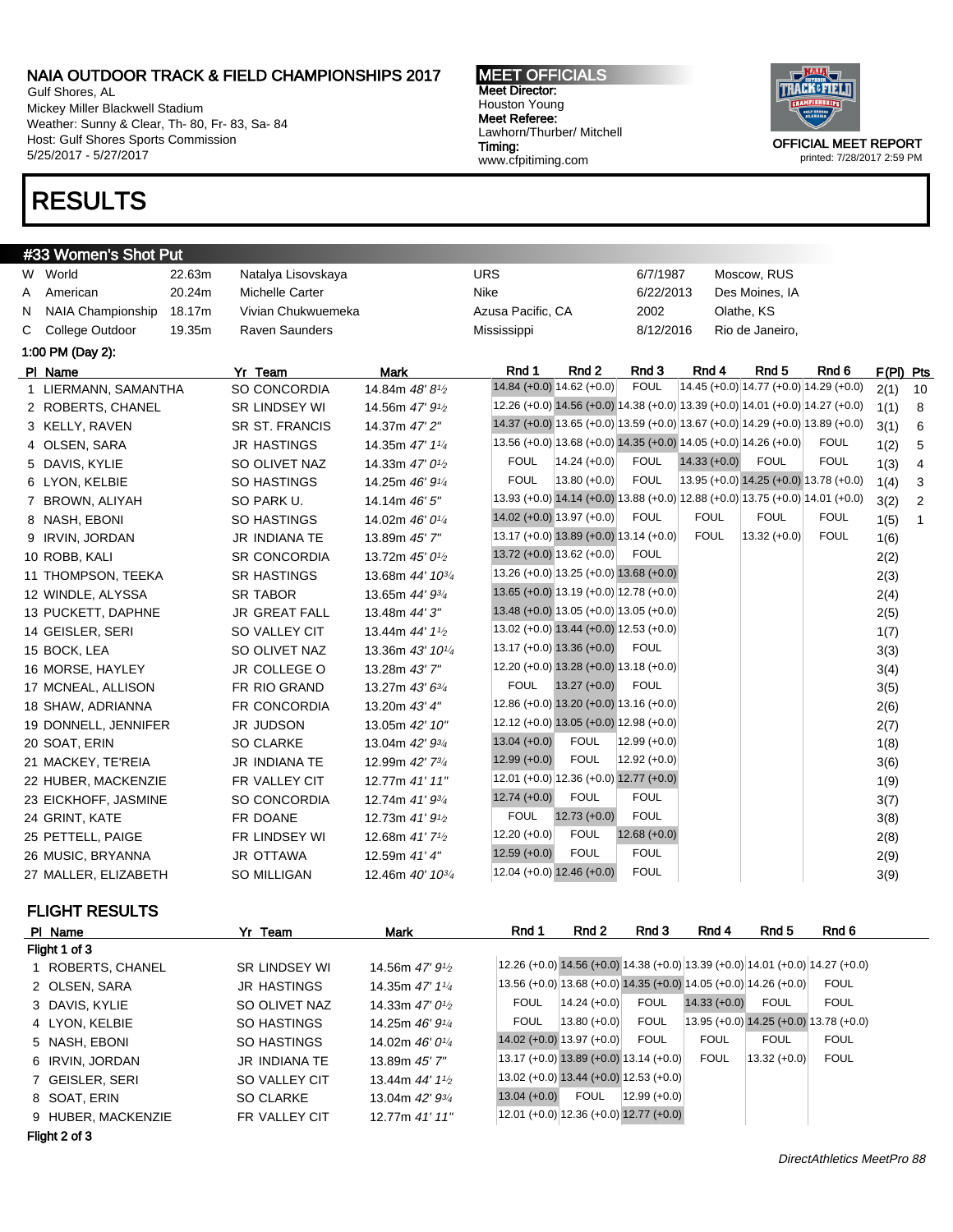NAIA OUTDOOR TRACK & FIELD CHAMPIONSHIPS 2017
Gulf Shores, AL
Mickey Miller Blackwell Stadium
Weather: Sunny & Clear, Th- 80, Fr- 83, Sa- 84
Host: Gulf Shores Sports Commission
5/25/2017 - 5/27/2017

MEET OFFICIALS
Meet Director:
Houston Young
Meet Referee:
Lawhorn/Thurber/ Mitchell
Timing:
www.cfpitiming.com

OFFICIAL MEET REPORT
printed: 7/28/2017 2:59 PM

# RESULTS

## #33 Women's Shot Put

| | | | | | | |
|---|---|---|---|---|---|---|
| W | World | 22.63m | Natalya Lisovskaya | URS | 6/7/1987 | Moscow, RUS |
| A | American | 20.24m | Michelle Carter | Nike | 6/22/2013 | Des Moines, IA |
| N | NAIA Championship | 18.17m | Vivian Chukwuemeka | Azusa Pacific, CA | 2002 | Olathe, KS |
| C | College Outdoor | 19.35m | Raven Saunders | Mississippi | 8/12/2016 | Rio de Janeiro, |

1:00 PM (Day 2):

| Pl | Name | Yr | Team | Mark | Rnd 1 | Rnd 2 | Rnd 3 | Rnd 4 | Rnd 5 | Rnd 6 | F(Pl) | Pts |
|---|---|---|---|---|---|---|---|---|---|---|---|---|
| 1 | LIERMANN, SAMANTHA | SO | CONCORDIA | 14.84m 48' 8½ | 14.84 (+0.0) | 14.62 (+0.0) | FOUL | 14.45 (+0.0) | 14.77 (+0.0) | 14.29 (+0.0) | 2(1) | 10 |
| 2 | ROBERTS, CHANEL | SR | LINDSEY WI | 14.56m 47' 9½ | 12.26 (+0.0) | 14.56 (+0.0) | 14.38 (+0.0) | 13.39 (+0.0) | 14.01 (+0.0) | 14.27 (+0.0) | 1(1) | 8 |
| 3 | KELLY, RAVEN | SR | ST. FRANCIS | 14.37m 47' 2" | 14.37 (+0.0) | 13.65 (+0.0) | 13.59 (+0.0) | 13.67 (+0.0) | 14.29 (+0.0) | 13.89 (+0.0) | 3(1) | 6 |
| 4 | OLSEN, SARA | JR | HASTINGS | 14.35m 47' 1¼ | 13.56 (+0.0) | 13.68 (+0.0) | 14.35 (+0.0) | 14.05 (+0.0) | 14.26 (+0.0) | FOUL | 1(2) | 5 |
| 5 | DAVIS, KYLIE | SO | OLIVET NAZ | 14.33m 47' 0½ | FOUL | 14.24 (+0.0) | FOUL | 14.33 (+0.0) | FOUL | FOUL | 1(3) | 4 |
| 6 | LYON, KELBIE | SO | HASTINGS | 14.25m 46' 9¼ | FOUL | 13.80 (+0.0) | FOUL | 13.95 (+0.0) | 14.25 (+0.0) | 13.78 (+0.0) | 1(4) | 3 |
| 7 | BROWN, ALIYAH | SO | PARK U. | 14.14m 46' 5" | 13.93 (+0.0) | 14.14 (+0.0) | 13.88 (+0.0) | 12.88 (+0.0) | 13.75 (+0.0) | 14.01 (+0.0) | 3(2) | 2 |
| 8 | NASH, EBONI | SO | HASTINGS | 14.02m 46' 0¼ | 14.02 (+0.0) | 13.97 (+0.0) | FOUL | FOUL | FOUL | FOUL | 1(5) | 1 |
| 9 | IRVIN, JORDAN | JR | INDIANA TE | 13.89m 45' 7" | 13.17 (+0.0) | 13.89 (+0.0) | 13.14 (+0.0) | FOUL | 13.32 (+0.0) | FOUL | 1(6) | |
| 10 | ROBB, KALI | SR | CONCORDIA | 13.72m 45' 0½ | 13.72 (+0.0) | 13.62 (+0.0) | FOUL | | | | 2(2) | |
| 11 | THOMPSON, TEEKA | SR | HASTINGS | 13.68m 44' 10¾ | 13.26 (+0.0) | 13.25 (+0.0) | 13.68 (+0.0) | | | | 2(3) | |
| 12 | WINDLE, ALYSSA | SR | TABOR | 13.65m 44' 9¾ | 13.65 (+0.0) | 13.19 (+0.0) | 12.78 (+0.0) | | | | 2(4) | |
| 13 | PUCKETT, DAPHNE | JR | GREAT FALL | 13.48m 44' 3" | 13.48 (+0.0) | 13.05 (+0.0) | 13.05 (+0.0) | | | | 2(5) | |
| 14 | GEISLER, SERI | SO | VALLEY CIT | 13.44m 44' 1½ | 13.02 (+0.0) | 13.44 (+0.0) | 12.53 (+0.0) | | | | 1(7) | |
| 15 | BOCK, LEA | SO | OLIVET NAZ | 13.36m 43' 10¼ | 13.17 (+0.0) | 13.36 (+0.0) | FOUL | | | | 3(3) | |
| 16 | MORSE, HAYLEY | JR | COLLEGE O | 13.28m 43' 7" | 12.20 (+0.0) | 13.28 (+0.0) | 13.18 (+0.0) | | | | 3(4) | |
| 17 | MCNEAL, ALLISON | FR | RIO GRAND | 13.27m 43' 6¾ | FOUL | 13.27 (+0.0) | FOUL | | | | 3(5) | |
| 18 | SHAW, ADRIANNA | FR | CONCORDIA | 13.20m 43' 4" | 12.86 (+0.0) | 13.20 (+0.0) | 13.16 (+0.0) | | | | 2(6) | |
| 19 | DONNELL, JENNIFER | JR | JUDSON | 13.05m 42' 10" | 12.12 (+0.0) | 13.05 (+0.0) | 12.98 (+0.0) | | | | 2(7) | |
| 20 | SOAT, ERIN | SO | CLARKE | 13.04m 42' 9¾ | 13.04 (+0.0) | FOUL | 12.99 (+0.0) | | | | 1(8) | |
| 21 | MACKEY, TE'REIA | JR | INDIANA TE | 12.99m 42' 7¾ | 12.99 (+0.0) | FOUL | 12.92 (+0.0) | | | | 3(6) | |
| 22 | HUBER, MACKENZIE | FR | VALLEY CIT | 12.77m 41' 11" | 12.01 (+0.0) | 12.36 (+0.0) | 12.77 (+0.0) | | | | 1(9) | |
| 23 | EICKHOFF, JASMINE | SO | CONCORDIA | 12.74m 41' 9¾ | 12.74 (+0.0) | FOUL | FOUL | | | | 3(7) | |
| 24 | GRINT, KATE | FR | DOANE | 12.73m 41' 9½ | FOUL | 12.73 (+0.0) | FOUL | | | | 3(8) | |
| 25 | PETTELL, PAIGE | FR | LINDSEY WI | 12.68m 41' 7½ | 12.20 (+0.0) | FOUL | 12.68 (+0.0) | | | | 2(8) | |
| 26 | MUSIC, BRYANNA | JR | OTTAWA | 12.59m 41' 4" | 12.59 (+0.0) | FOUL | FOUL | | | | 2(9) | |
| 27 | MALLER, ELIZABETH | SO | MILLIGAN | 12.46m 40' 10¾ | 12.04 (+0.0) | 12.46 (+0.0) | FOUL | | | | 3(9) | |

### FLIGHT RESULTS

| Pl | Name | Yr | Team | Mark | Rnd 1 | Rnd 2 | Rnd 3 | Rnd 4 | Rnd 5 | Rnd 6 |
|---|---|---|---|---|---|---|---|---|---|---|
| Flight 1 of 3 | | | | | | | | | | |
| 1 | ROBERTS, CHANEL | SR | LINDSEY WI | 14.56m 47' 9½ | 12.26 (+0.0) | 14.56 (+0.0) | 14.38 (+0.0) | 13.39 (+0.0) | 14.01 (+0.0) | 14.27 (+0.0) |
| 2 | OLSEN, SARA | JR | HASTINGS | 14.35m 47' 1¼ | 13.56 (+0.0) | 13.68 (+0.0) | 14.35 (+0.0) | 14.05 (+0.0) | 14.26 (+0.0) | FOUL |
| 3 | DAVIS, KYLIE | SO | OLIVET NAZ | 14.33m 47' 0½ | FOUL | 14.24 (+0.0) | FOUL | 14.33 (+0.0) | FOUL | FOUL |
| 4 | LYON, KELBIE | SO | HASTINGS | 14.25m 46' 9¼ | FOUL | 13.80 (+0.0) | FOUL | 13.95 (+0.0) | 14.25 (+0.0) | 13.78 (+0.0) |
| 5 | NASH, EBONI | SO | HASTINGS | 14.02m 46' 0¼ | 14.02 (+0.0) | 13.97 (+0.0) | FOUL | FOUL | FOUL | FOUL |
| 6 | IRVIN, JORDAN | JR | INDIANA TE | 13.89m 45' 7" | 13.17 (+0.0) | 13.89 (+0.0) | 13.14 (+0.0) | FOUL | 13.32 (+0.0) | FOUL |
| 7 | GEISLER, SERI | SO | VALLEY CIT | 13.44m 44' 1½ | 13.02 (+0.0) | 13.44 (+0.0) | 12.53 (+0.0) | | | |
| 8 | SOAT, ERIN | SO | CLARKE | 13.04m 42' 9¾ | 13.04 (+0.0) | FOUL | 12.99 (+0.0) | | | |
| 9 | HUBER, MACKENZIE | FR | VALLEY CIT | 12.77m 41' 11" | 12.01 (+0.0) | 12.36 (+0.0) | 12.77 (+0.0) | | | |
| Flight 2 of 3 | | | | | | | | | | |

DirectAthletics MeetPro 88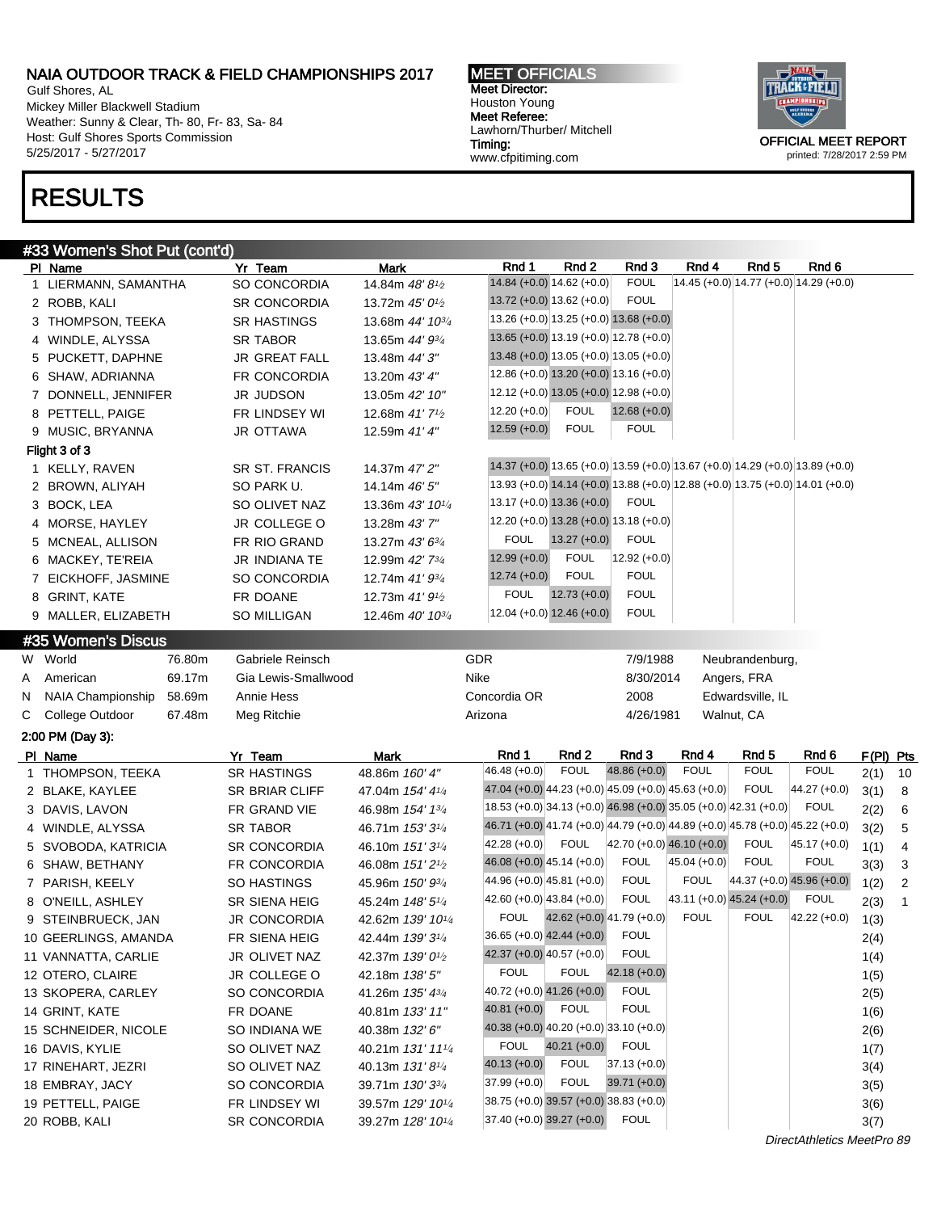NAIA OUTDOOR TRACK & FIELD CHAMPIONSHIPS 2017
Gulf Shores, AL
Mickey Miller Blackwell Stadium
Weather: Sunny & Clear, Th- 80, Fr- 83, Sa- 84
Host: Gulf Shores Sports Commission
5/25/2017 - 5/27/2017

MEET OFFICIALS
Meet Director: Houston Young
Meet Referee: Lawhorn/Thurber/ Mitchell
Timing: www.cfpitiming.com

OFFICIAL MEET REPORT
printed: 7/28/2017 2:59 PM

# RESULTS

## #33 Women's Shot Put (cont'd)

| Pl | Name | Yr | Team | Mark | Rnd 1 | Rnd 2 | Rnd 3 | Rnd 4 | Rnd 5 | Rnd 6 |
|---|---|---|---|---|---|---|---|---|---|---|
| 1 | LIERMANN, SAMANTHA | SO | CONCORDIA | 14.84m *48' 8½* | 14.84 (+0.0) | 14.62 (+0.0) | FOUL | 14.45 (+0.0) | 14.77 (+0.0) | 14.29 (+0.0) |
| 2 | ROBB, KALI | SR | CONCORDIA | 13.72m *45' 0½* | 13.72 (+0.0) | 13.62 (+0.0) | FOUL | | | |
| 3 | THOMPSON, TEEKA | SR | HASTINGS | 13.68m *44' 10¾* | 13.26 (+0.0) | 13.25 (+0.0) | 13.68 (+0.0) | | | |
| 4 | WINDLE, ALYSSA | SR | TABOR | 13.65m *44' 9¾* | 13.65 (+0.0) | 13.19 (+0.0) | 12.78 (+0.0) | | | |
| 5 | PUCKETT, DAPHNE | JR | GREAT FALL | 13.48m *44' 3"* | 13.48 (+0.0) | 13.05 (+0.0) | 13.05 (+0.0) | | | |
| 6 | SHAW, ADRIANNA | FR | CONCORDIA | 13.20m *43' 4"* | 12.86 (+0.0) | 13.20 (+0.0) | 13.16 (+0.0) | | | |
| 7 | DONNELL, JENNIFER | JR | JUDSON | 13.05m *42' 10"* | 12.12 (+0.0) | 13.05 (+0.0) | 12.98 (+0.0) | | | |
| 8 | PETTELL, PAIGE | FR | LINDSEY WI | 12.68m *41' 7½* | 12.20 (+0.0) | FOUL | 12.68 (+0.0) | | | |
| 9 | MUSIC, BRYANNA | JR | OTTAWA | 12.59m *41' 4"* | 12.59 (+0.0) | FOUL | FOUL | | | |

**Flight 3 of 3**

| Pl | Name | Yr | Team | Mark | Rnd 1 | Rnd 2 | Rnd 3 | Rnd 4 | Rnd 5 | Rnd 6 |
|---|---|---|---|---|---|---|---|---|---|---|
| 1 | KELLY, RAVEN | SR | ST. FRANCIS | 14.37m *47' 2"* | 14.37 (+0.0) | 13.65 (+0.0) | 13.59 (+0.0) | 13.67 (+0.0) | 14.29 (+0.0) | 13.89 (+0.0) |
| 2 | BROWN, ALIYAH | SO | PARK U. | 14.14m *46' 5"* | 13.93 (+0.0) | 14.14 (+0.0) | 13.88 (+0.0) | 12.88 (+0.0) | 13.75 (+0.0) | 14.01 (+0.0) |
| 3 | BOCK, LEA | SO | OLIVET NAZ | 13.36m *43' 10¼* | 13.17 (+0.0) | 13.36 (+0.0) | FOUL | | | |
| 4 | MORSE, HAYLEY | JR | COLLEGE O | 13.28m *43' 7"* | 12.20 (+0.0) | 13.28 (+0.0) | 13.18 (+0.0) | | | |
| 5 | MCNEAL, ALLISON | FR | RIO GRAND | 13.27m *43' 6¾* | FOUL | 13.27 (+0.0) | FOUL | | | |
| 6 | MACKEY, TE'REIA | JR | INDIANA TE | 12.99m *42' 7¾* | 12.99 (+0.0) | FOUL | 12.92 (+0.0) | | | |
| 7 | EICKHOFF, JASMINE | SO | CONCORDIA | 12.74m *41' 9¾* | 12.74 (+0.0) | FOUL | FOUL | | | |
| 8 | GRINT, KATE | FR | DOANE | 12.73m *41' 9½* | FOUL | 12.73 (+0.0) | FOUL | | | |
| 9 | MALLER, ELIZABETH | SO | MILLIGAN | 12.46m *40' 10¾* | 12.04 (+0.0) | 12.46 (+0.0) | FOUL | | | |

## #35 Women's Discus

| | | | | | | |
|---|---|---|---|---|---|---|
| W | World | 76.80m | Gabriele Reinsch | GDR | 7/9/1988 | Neubrandenburg, |
| A | American | 69.17m | Gia Lewis-Smallwood | Nike | 8/30/2014 | Angers, FRA |
| N | NAIA Championship | 58.69m | Annie Hess | Concordia OR | 2008 | Edwardsville, IL |
| C | College Outdoor | 67.48m | Meg Ritchie | Arizona | 4/26/1981 | Walnut, CA |

**2:00 PM (Day 3):**

| Pl | Name | Yr | Team | Mark | Rnd 1 | Rnd 2 | Rnd 3 | Rnd 4 | Rnd 5 | Rnd 6 | F(Pl) | Pts |
|---|---|---|---|---|---|---|---|---|---|---|---|---|
| 1 | THOMPSON, TEEKA | SR | HASTINGS | 48.86m *160' 4"* | 46.48 (+0.0) | FOUL | 48.86 (+0.0) | FOUL | FOUL | FOUL | 2(1) | 10 |
| 2 | BLAKE, KAYLEE | SR | BRIAR CLIFF | 47.04m *154' 4¼* | 47.04 (+0.0) | 44.23 (+0.0) | 45.09 (+0.0) | 45.63 (+0.0) | FOUL | 44.27 (+0.0) | 3(1) | 8 |
| 3 | DAVIS, LAVON | FR | GRAND VIE | 46.98m *154' 1¾* | 18.53 (+0.0) | 34.13 (+0.0) | 46.98 (+0.0) | 35.05 (+0.0) | 42.31 (+0.0) | FOUL | 2(2) | 6 |
| 4 | WINDLE, ALYSSA | SR | TABOR | 46.71m *153' 3¼* | 46.71 (+0.0) | 41.74 (+0.0) | 44.79 (+0.0) | 44.89 (+0.0) | 45.78 (+0.0) | 45.22 (+0.0) | 3(2) | 5 |
| 5 | SVOBODA, KATRICIA | SR | CONCORDIA | 46.10m *151' 3¼* | 42.28 (+0.0) | FOUL | 42.70 (+0.0) | 46.10 (+0.0) | FOUL | 45.17 (+0.0) | 1(1) | 4 |
| 6 | SHAW, BETHANY | FR | CONCORDIA | 46.08m *151' 2½* | 46.08 (+0.0) | 45.14 (+0.0) | FOUL | 45.04 (+0.0) | FOUL | FOUL | 3(3) | 3 |
| 7 | PARISH, KEELY | SO | HASTINGS | 45.96m *150' 9¾* | 44.96 (+0.0) | 45.81 (+0.0) | FOUL | FOUL | 44.37 (+0.0) | 45.96 (+0.0) | 1(2) | 2 |
| 8 | O'NEILL, ASHLEY | SR | SIENA HEIG | 45.24m *148' 5¼* | 42.60 (+0.0) | 43.84 (+0.0) | FOUL | 43.11 (+0.0) | 45.24 (+0.0) | FOUL | 2(3) | 1 |
| 9 | STEINBRUECK, JAN | JR | CONCORDIA | 42.62m *139' 10¼* | FOUL | 42.62 (+0.0) | 41.79 (+0.0) | FOUL | FOUL | 42.22 (+0.0) | 1(3) | |
| 10 | GEERLINGS, AMANDA | FR | SIENA HEIG | 42.44m *139' 3¼* | 36.65 (+0.0) | 42.44 (+0.0) | FOUL | | | | 2(4) | |
| 11 | VANNATTA, CARLIE | JR | OLIVET NAZ | 42.37m *139' 0½* | 42.37 (+0.0) | 40.57 (+0.0) | FOUL | | | | 1(4) | |
| 12 | OTERO, CLAIRE | JR | COLLEGE O | 42.18m *138' 5"* | FOUL | FOUL | 42.18 (+0.0) | | | | 1(5) | |
| 13 | SKOPERA, CARLEY | SO | CONCORDIA | 41.26m *135' 4¾* | 40.72 (+0.0) | 41.26 (+0.0) | FOUL | | | | 2(5) | |
| 14 | GRINT, KATE | FR | DOANE | 40.81m *133' 11"* | 40.81 (+0.0) | FOUL | FOUL | | | | 1(6) | |
| 15 | SCHNEIDER, NICOLE | SO | INDIANA WE | 40.38m *132' 6"* | 40.38 (+0.0) | 40.20 (+0.0) | 33.10 (+0.0) | | | | 2(6) | |
| 16 | DAVIS, KYLIE | SO | OLIVET NAZ | 40.21m *131' 11¼* | FOUL | 40.21 (+0.0) | FOUL | | | | 1(7) | |
| 17 | RINEHART, JEZRI | SO | OLIVET NAZ | 40.13m *131' 8¼* | 40.13 (+0.0) | FOUL | 37.13 (+0.0) | | | | 3(4) | |
| 18 | EMBRAY, JACY | SO | CONCORDIA | 39.71m *130' 3¾* | 37.99 (+0.0) | FOUL | 39.71 (+0.0) | | | | 3(5) | |
| 19 | PETTELL, PAIGE | FR | LINDSEY WI | 39.57m *129' 10¼* | 38.75 (+0.0) | 39.57 (+0.0) | 38.83 (+0.0) | | | | 3(6) | |
| 20 | ROBB, KALI | SR | CONCORDIA | 39.27m *128' 10¼* | 37.40 (+0.0) | 39.27 (+0.0) | FOUL | | | | 3(7) | |

DirectAthletics MeetPro 89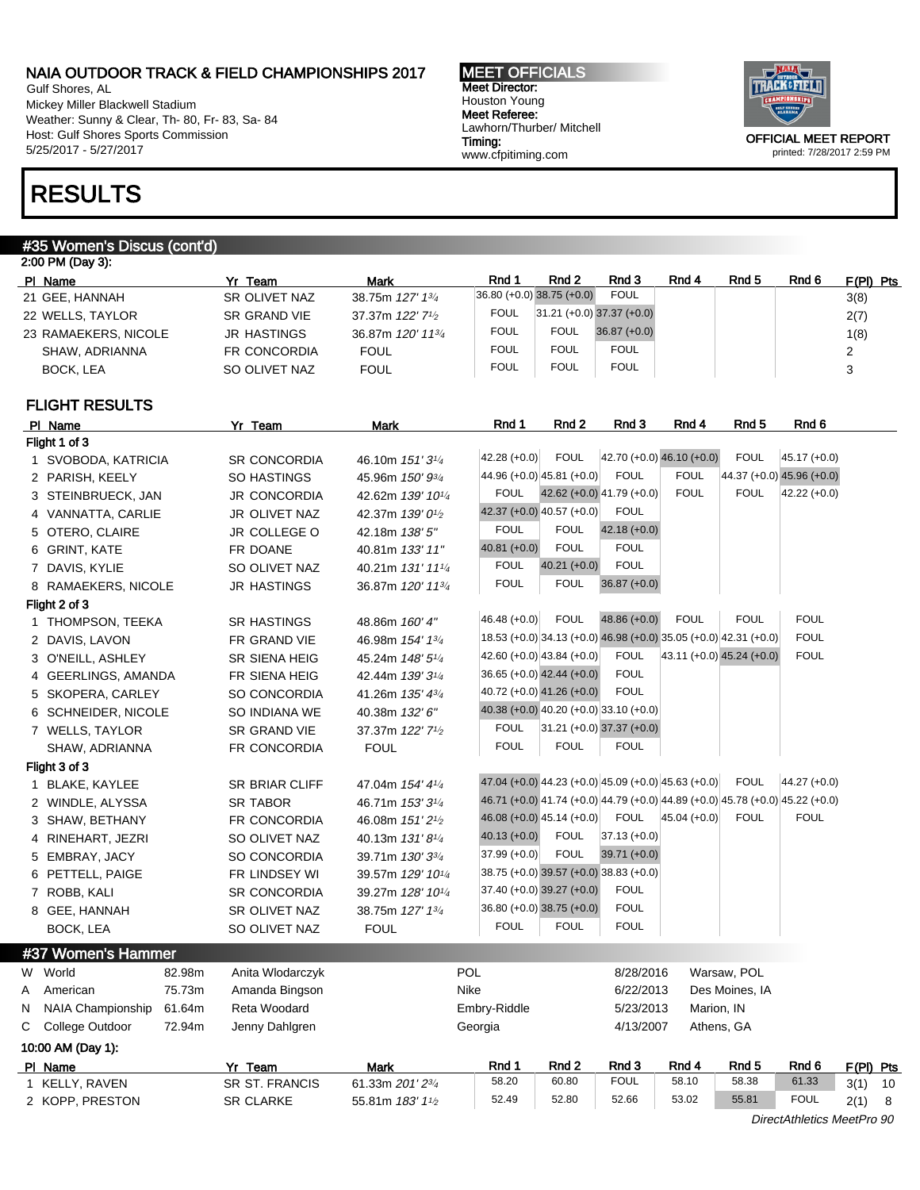# NAIA OUTDOOR TRACK & FIELD CHAMPIONSHIPS 2017

Gulf Shores, AL
Mickey Miller Blackwell Stadium
Weather: Sunny & Clear, Th- 80, Fr- 83, Sa- 84
Host: Gulf Shores Sports Commission
5/25/2017 - 5/27/2017

**MEET OFFICIALS**
Meet Director: Houston Young
Meet Referee: Lawhorn/Thurber/ Mitchell
Timing: www.cfpitiming.com

OFFICIAL MEET REPORT
printed: 7/28/2017 2:59 PM

# RESULTS

## #35 Women's Discus (cont'd)

2:00 PM (Day 3):

| Pl | Name | Yr | Team | Mark | Rnd 1 | Rnd 2 | Rnd 3 | Rnd 4 | Rnd 5 | Rnd 6 | F(Pl) | Pts |
|---|---|---|---|---|---|---|---|---|---|---|---|---|
| 21 | GEE, HANNAH | SR | OLIVET NAZ | 38.75m 127' 1¾ | 36.80 (+0.0) | 38.75 (+0.0) | FOUL | | | | 3(8) | |
| 22 | WELLS, TAYLOR | SR | GRAND VIE | 37.37m 122' 7½ | FOUL | 31.21 (+0.0) | 37.37 (+0.0) | | | | 2(7) | |
| 23 | RAMAEKERS, NICOLE | JR | HASTINGS | 36.87m 120' 11¾ | FOUL | FOUL | 36.87 (+0.0) | | | | 1(8) | |
| | SHAW, ADRIANNA | FR | CONCORDIA | FOUL | FOUL | FOUL | FOUL | | | | 2 | |
| | BOCK, LEA | SO | OLIVET NAZ | FOUL | FOUL | FOUL | FOUL | | | | 3 | |

### FLIGHT RESULTS

| Pl | Name | Yr | Team | Mark | Rnd 1 | Rnd 2 | Rnd 3 | Rnd 4 | Rnd 5 | Rnd 6 |
|---|---|---|---|---|---|---|---|---|---|---|
| Flight 1 of 3 | | | | | | | | | | |
| 1 | SVOBODA, KATRICIA | SR | CONCORDIA | 46.10m 151' 3¼ | 42.28 (+0.0) | FOUL | 42.70 (+0.0) | 46.10 (+0.0) | FOUL | 45.17 (+0.0) |
| 2 | PARISH, KEELY | SO | HASTINGS | 45.96m 150' 9¾ | 44.96 (+0.0) | 45.81 (+0.0) | FOUL | FOUL | 44.37 (+0.0) | 45.96 (+0.0) |
| 3 | STEINBRUECK, JAN | JR | CONCORDIA | 42.62m 139' 10¼ | FOUL | 42.62 (+0.0) | 41.79 (+0.0) | FOUL | FOUL | 42.22 (+0.0) |
| 4 | VANNATTA, CARLIE | JR | OLIVET NAZ | 42.37m 139' 0½ | 42.37 (+0.0) | 40.57 (+0.0) | FOUL | | | |
| 5 | OTERO, CLAIRE | JR | COLLEGE O | 42.18m 138' 5" | FOUL | FOUL | 42.18 (+0.0) | | | |
| 6 | GRINT, KATE | FR | DOANE | 40.81m 133' 11" | 40.81 (+0.0) | FOUL | FOUL | | | |
| 7 | DAVIS, KYLIE | SO | OLIVET NAZ | 40.21m 131' 11¼ | FOUL | 40.21 (+0.0) | FOUL | | | |
| 8 | RAMAEKERS, NICOLE | JR | HASTINGS | 36.87m 120' 11¾ | FOUL | FOUL | 36.87 (+0.0) | | | |
| Flight 2 of 3 | | | | | | | | | | |
| 1 | THOMPSON, TEEKA | SR | HASTINGS | 48.86m 160' 4" | 46.48 (+0.0) | FOUL | 48.86 (+0.0) | FOUL | FOUL | FOUL |
| 2 | DAVIS, LAVON | FR | GRAND VIE | 46.98m 154' 1¾ | 18.53 (+0.0) | 34.13 (+0.0) | 46.98 (+0.0) | 35.05 (+0.0) | 42.31 (+0.0) | FOUL |
| 3 | O'NEILL, ASHLEY | SR | SIENA HEIG | 45.24m 148' 5¼ | 42.60 (+0.0) | 43.84 (+0.0) | FOUL | 43.11 (+0.0) | 45.24 (+0.0) | FOUL |
| 4 | GEERLINGS, AMANDA | FR | SIENA HEIG | 42.44m 139' 3¼ | 36.65 (+0.0) | 42.44 (+0.0) | FOUL | | | |
| 5 | SKOPERA, CARLEY | SO | CONCORDIA | 41.26m 135' 4¾ | 40.72 (+0.0) | 41.26 (+0.0) | FOUL | | | |
| 6 | SCHNEIDER, NICOLE | SO | INDIANA WE | 40.38m 132' 6" | 40.38 (+0.0) | 40.20 (+0.0) | 33.10 (+0.0) | | | |
| 7 | WELLS, TAYLOR | SR | GRAND VIE | 37.37m 122' 7½ | FOUL | 31.21 (+0.0) | 37.37 (+0.0) | | | |
| | SHAW, ADRIANNA | FR | CONCORDIA | FOUL | FOUL | FOUL | FOUL | | | |
| Flight 3 of 3 | | | | | | | | | | |
| 1 | BLAKE, KAYLEE | SR | BRIAR CLIFF | 47.04m 154' 4¼ | 47.04 (+0.0) | 44.23 (+0.0) | 45.09 (+0.0) | 45.63 (+0.0) | FOUL | 44.27 (+0.0) |
| 2 | WINDLE, ALYSSA | SR | TABOR | 46.71m 153' 3¼ | 46.71 (+0.0) | 41.74 (+0.0) | 44.79 (+0.0) | 44.89 (+0.0) | 45.78 (+0.0) | 45.22 (+0.0) |
| 3 | SHAW, BETHANY | FR | CONCORDIA | 46.08m 151' 2½ | 46.08 (+0.0) | 45.14 (+0.0) | FOUL | 45.04 (+0.0) | FOUL | FOUL |
| 4 | RINEHART, JEZRI | SO | OLIVET NAZ | 40.13m 131' 8¼ | 40.13 (+0.0) | FOUL | 37.13 (+0.0) | | | |
| 5 | EMBRAY, JACY | SO | CONCORDIA | 39.71m 130' 3¾ | 37.99 (+0.0) | FOUL | 39.71 (+0.0) | | | |
| 6 | PETTELL, PAIGE | FR | LINDSEY WI | 39.57m 129' 10¼ | 38.75 (+0.0) | 39.57 (+0.0) | 38.83 (+0.0) | | | |
| 7 | ROBB, KALI | SR | CONCORDIA | 39.27m 128' 10¼ | 37.40 (+0.0) | 39.27 (+0.0) | FOUL | | | |
| 8 | GEE, HANNAH | SR | OLIVET NAZ | 38.75m 127' 1¾ | 36.80 (+0.0) | 38.75 (+0.0) | FOUL | | | |
| | BOCK, LEA | SO | OLIVET NAZ | FOUL | FOUL | FOUL | FOUL | | | |

## #37 Women's Hammer

| | Record | Mark | Name | Team | Date | Location |
|---|---|---|---|---|---|---|
| W | World | 82.98m | Anita Wlodarczyk | POL | 8/28/2016 | Warsaw, POL |
| A | American | 75.73m | Amanda Bingson | Nike | 6/22/2013 | Des Moines, IA |
| N | NAIA Championship | 61.64m | Reta Woodard | Embry-Riddle | 5/23/2013 | Marion, IN |
| C | College Outdoor | 72.94m | Jenny Dahlgren | Georgia | 4/13/2007 | Athens, GA |

10:00 AM (Day 1):

| Pl | Name | Yr | Team | Mark | Rnd 1 | Rnd 2 | Rnd 3 | Rnd 4 | Rnd 5 | Rnd 6 | F(Pl) | Pts |
|---|---|---|---|---|---|---|---|---|---|---|---|---|
| 1 | KELLY, RAVEN | SR | ST. FRANCIS | 61.33m 201' 2¾ | 58.20 | 60.80 | FOUL | 58.10 | 58.38 | 61.33 | 3(1) | 10 |
| 2 | KOPP, PRESTON | SR | CLARKE | 55.81m 183' 1½ | 52.49 | 52.80 | 52.66 | 53.02 | 55.81 | FOUL | 2(1) | 8 |

DirectAthletics MeetPro 90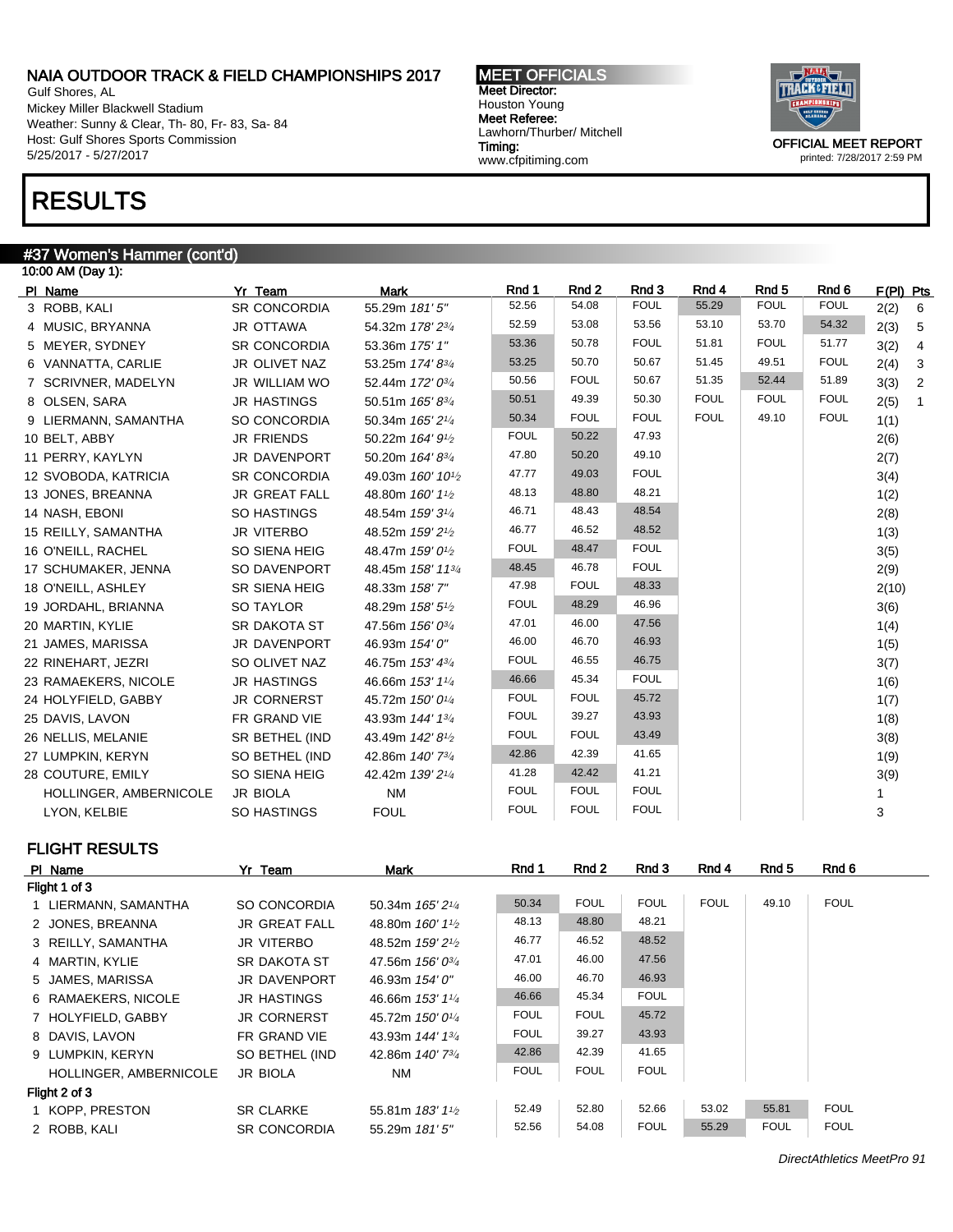NAIA OUTDOOR TRACK & FIELD CHAMPIONSHIPS 2017
Gulf Shores, AL
Mickey Miller Blackwell Stadium
Weather: Sunny & Clear, Th- 80, Fr- 83, Sa- 84
Host: Gulf Shores Sports Commission
5/25/2017 - 5/27/2017

MEET OFFICIALS
Meet Director:
Houston Young
Meet Referee:
Lawhorn/Thurber/ Mitchell
Timing:
www.cfpitiming.com

OFFICIAL MEET REPORT
printed: 7/28/2017 2:59 PM

# RESULTS

## #37 Women's Hammer (cont'd)

10:00 AM (Day 1):

| Pl | Name | Yr | Team | Mark | Rnd 1 | Rnd 2 | Rnd 3 | Rnd 4 | Rnd 5 | Rnd 6 | F(Pl) | Pts |
|---|---|---|---|---|---|---|---|---|---|---|---|---|
| 3 | ROBB, KALI | SR | CONCORDIA | 55.29m *181' 5"* | 52.56 | 54.08 | FOUL | 55.29 | FOUL | FOUL | 2(2) | 6 |
| 4 | MUSIC, BRYANNA | JR | OTTAWA | 54.32m *178' 2¾* | 52.59 | 53.08 | 53.56 | 53.10 | 53.70 | 54.32 | 2(3) | 5 |
| 5 | MEYER, SYDNEY | SR | CONCORDIA | 53.36m *175' 1"* | 53.36 | 50.78 | FOUL | 51.81 | FOUL | 51.77 | 3(2) | 4 |
| 6 | VANNATTA, CARLIE | JR | OLIVET NAZ | 53.25m *174' 8¾* | 53.25 | 50.70 | 50.67 | 51.45 | 49.51 | FOUL | 2(4) | 3 |
| 7 | SCRIVNER, MADELYN | JR | WILLIAM WO | 52.44m *172' 0¾* | 50.56 | FOUL | 50.67 | 51.35 | 52.44 | 51.89 | 3(3) | 2 |
| 8 | OLSEN, SARA | JR | HASTINGS | 50.51m *165' 8¾* | 50.51 | 49.39 | 50.30 | FOUL | FOUL | FOUL | 2(5) | 1 |
| 9 | LIERMANN, SAMANTHA | SO | CONCORDIA | 50.34m *165' 2¼* | 50.34 | FOUL | FOUL | FOUL | 49.10 | FOUL | 1(1) | |
| 10 | BELT, ABBY | JR | FRIENDS | 50.22m *164' 9½* | FOUL | 50.22 | 47.93 | | | | 2(6) | |
| 11 | PERRY, KAYLYN | JR | DAVENPORT | 50.20m *164' 8¾* | 47.80 | 50.20 | 49.10 | | | | 2(7) | |
| 12 | SVOBODA, KATRICIA | SR | CONCORDIA | 49.03m *160' 10½* | 47.77 | 49.03 | FOUL | | | | 3(4) | |
| 13 | JONES, BREANNA | JR | GREAT FALL | 48.80m *160' 1½* | 48.13 | 48.80 | 48.21 | | | | 1(2) | |
| 14 | NASH, EBONI | SO | HASTINGS | 48.54m *159' 3¼* | 46.71 | 48.43 | 48.54 | | | | 2(8) | |
| 15 | REILLY, SAMANTHA | JR | VITERBO | 48.52m *159' 2½* | 46.77 | 46.52 | 48.52 | | | | 1(3) | |
| 16 | O'NEILL, RACHEL | SO | SIENA HEIG | 48.47m *159' 0½* | FOUL | 48.47 | FOUL | | | | 3(5) | |
| 17 | SCHUMAKER, JENNA | SO | DAVENPORT | 48.45m *158' 11¾* | 48.45 | 46.78 | FOUL | | | | 2(9) | |
| 18 | O'NEILL, ASHLEY | SR | SIENA HEIG | 48.33m *158' 7"* | 47.98 | FOUL | 48.33 | | | | 2(10) | |
| 19 | JORDAHL, BRIANNA | SO | TAYLOR | 48.29m *158' 5½* | FOUL | 48.29 | 46.96 | | | | 3(6) | |
| 20 | MARTIN, KYLIE | SR | DAKOTA ST | 47.56m *156' 0¾* | 47.01 | 46.00 | 47.56 | | | | 1(4) | |
| 21 | JAMES, MARISSA | JR | DAVENPORT | 46.93m *154' 0"* | 46.00 | 46.70 | 46.93 | | | | 1(5) | |
| 22 | RINEHART, JEZRI | SO | OLIVET NAZ | 46.75m *153' 4¾* | FOUL | 46.55 | 46.75 | | | | 3(7) | |
| 23 | RAMAEKERS, NICOLE | JR | HASTINGS | 46.66m *153' 1¼* | 46.66 | 45.34 | FOUL | | | | 1(6) | |
| 24 | HOLYFIELD, GABBY | JR | CORNERST | 45.72m *150' 0¼* | FOUL | FOUL | 45.72 | | | | 1(7) | |
| 25 | DAVIS, LAVON | FR | GRAND VIE | 43.93m *144' 1¾* | FOUL | 39.27 | 43.93 | | | | 1(8) | |
| 26 | NELLIS, MELANIE | SR | BETHEL (IND | 43.49m *142' 8½* | FOUL | FOUL | 43.49 | | | | 3(8) | |
| 27 | LUMPKIN, KERYN | SO | BETHEL (IND | 42.86m *140' 7¾* | 42.86 | 42.39 | 41.65 | | | | 1(9) | |
| 28 | COUTURE, EMILY | SO | SIENA HEIG | 42.42m *139' 2¼* | 41.28 | 42.42 | 41.21 | | | | 3(9) | |
| | HOLLINGER, AMBERNICOLE | JR | BIOLA | NM | FOUL | FOUL | FOUL | | | | 1 | |
| | LYON, KELBIE | SO | HASTINGS | FOUL | FOUL | FOUL | FOUL | | | | 3 | |

### FLIGHT RESULTS

| Pl | Name | Yr | Team | Mark | Rnd 1 | Rnd 2 | Rnd 3 | Rnd 4 | Rnd 5 | Rnd 6 |
|---|---|---|---|---|---|---|---|---|---|---|
| Flight 1 of 3 | | | | | | | | | | |
| 1 | LIERMANN, SAMANTHA | SO | CONCORDIA | 50.34m *165' 2¼* | 50.34 | FOUL | FOUL | FOUL | 49.10 | FOUL |
| 2 | JONES, BREANNA | JR | GREAT FALL | 48.80m *160' 1½* | 48.13 | 48.80 | 48.21 | | | |
| 3 | REILLY, SAMANTHA | JR | VITERBO | 48.52m *159' 2½* | 46.77 | 46.52 | 48.52 | | | |
| 4 | MARTIN, KYLIE | SR | DAKOTA ST | 47.56m *156' 0¾* | 47.01 | 46.00 | 47.56 | | | |
| 5 | JAMES, MARISSA | JR | DAVENPORT | 46.93m *154' 0"* | 46.00 | 46.70 | 46.93 | | | |
| 6 | RAMAEKERS, NICOLE | JR | HASTINGS | 46.66m *153' 1¼* | 46.66 | 45.34 | FOUL | | | |
| 7 | HOLYFIELD, GABBY | JR | CORNERST | 45.72m *150' 0¼* | FOUL | FOUL | 45.72 | | | |
| 8 | DAVIS, LAVON | FR | GRAND VIE | 43.93m *144' 1¾* | FOUL | 39.27 | 43.93 | | | |
| 9 | LUMPKIN, KERYN | SO | BETHEL (IND | 42.86m *140' 7¾* | 42.86 | 42.39 | 41.65 | | | |
| | HOLLINGER, AMBERNICOLE | JR | BIOLA | NM | FOUL | FOUL | FOUL | | | |
| Flight 2 of 3 | | | | | | | | | | |
| 1 | KOPP, PRESTON | SR | CLARKE | 55.81m *183' 1½* | 52.49 | 52.80 | 52.66 | 53.02 | 55.81 | FOUL |
| 2 | ROBB, KALI | SR | CONCORDIA | 55.29m *181' 5"* | 52.56 | 54.08 | FOUL | 55.29 | FOUL | FOUL |

DirectAthletics MeetPro 91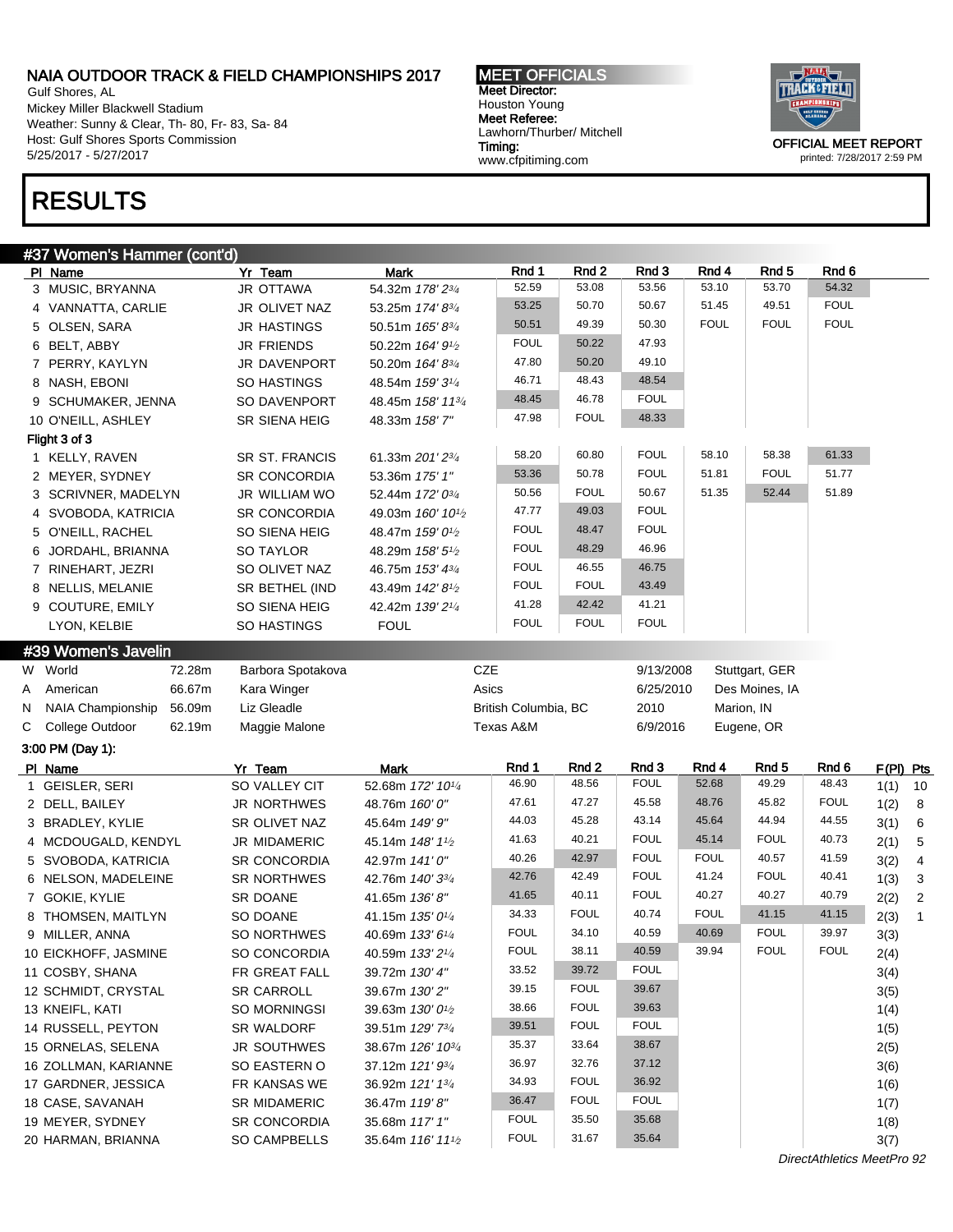# NAIA OUTDOOR TRACK & FIELD CHAMPIONSHIPS 2017

Gulf Shores, AL
Mickey Miller Blackwell Stadium
Weather: Sunny & Clear, Th- 80, Fr- 83, Sa- 84
Host: Gulf Shores Sports Commission
5/25/2017 - 5/27/2017

**MEET OFFICIALS**
Meet Director:
Houston Young
Meet Referee:
Lawhorn/Thurber/ Mitchell
Timing:
www.cfpitiming.com

OFFICIAL MEET REPORT
printed: 7/28/2017 2:59 PM

# RESULTS

## #37 Women's Hammer (cont'd)

| Pl | Name | Yr | Team | Mark | Rnd 1 | Rnd 2 | Rnd 3 | Rnd 4 | Rnd 5 | Rnd 6 |
|---|---|---|---|---|---|---|---|---|---|---|
| 3 | MUSIC, BRYANNA | JR | OTTAWA | 54.32m 178' 2¾ | 52.59 | 53.08 | 53.56 | 53.10 | 53.70 | 54.32 |
| 4 | VANNATTA, CARLIE | JR | OLIVET NAZ | 53.25m 174' 8¾ | 53.25 | 50.70 | 50.67 | 51.45 | 49.51 | FOUL |
| 5 | OLSEN, SARA | JR | HASTINGS | 50.51m 165' 8¾ | 50.51 | 49.39 | 50.30 | FOUL | FOUL | FOUL |
| 6 | BELT, ABBY | JR | FRIENDS | 50.22m 164' 9½ | FOUL | 50.22 | 47.93 | | | |
| 7 | PERRY, KAYLYN | JR | DAVENPORT | 50.20m 164' 8¾ | 47.80 | 50.20 | 49.10 | | | |
| 8 | NASH, EBONI | SO | HASTINGS | 48.54m 159' 3¼ | 46.71 | 48.43 | 48.54 | | | |
| 9 | SCHUMAKER, JENNA | SO | DAVENPORT | 48.45m 158' 11¾ | 48.45 | 46.78 | FOUL | | | |
| 10 | O'NEILL, ASHLEY | SR | SIENA HEIG | 48.33m 158' 7" | 47.98 | FOUL | 48.33 | | | |

**Flight 3 of 3**

| Pl | Name | Yr | Team | Mark | Rnd 1 | Rnd 2 | Rnd 3 | Rnd 4 | Rnd 5 | Rnd 6 |
|---|---|---|---|---|---|---|---|---|---|---|
| 1 | KELLY, RAVEN | SR | ST. FRANCIS | 61.33m 201' 2¾ | 58.20 | 60.80 | FOUL | 58.10 | 58.38 | 61.33 |
| 2 | MEYER, SYDNEY | SR | CONCORDIA | 53.36m 175' 1" | 53.36 | 50.78 | FOUL | 51.81 | FOUL | 51.77 |
| 3 | SCRIVNER, MADELYN | JR | WILLIAM WO | 52.44m 172' 0¾ | 50.56 | FOUL | 50.67 | 51.35 | 52.44 | 51.89 |
| 4 | SVOBODA, KATRICIA | SR | CONCORDIA | 49.03m 160' 10½ | 47.77 | 49.03 | FOUL | | | |
| 5 | O'NEILL, RACHEL | SO | SIENA HEIG | 48.47m 159' 0½ | FOUL | 48.47 | FOUL | | | |
| 6 | JORDAHL, BRIANNA | SO | TAYLOR | 48.29m 158' 5½ | FOUL | 48.29 | 46.96 | | | |
| 7 | RINEHART, JEZRI | SO | OLIVET NAZ | 46.75m 153' 4¾ | FOUL | 46.55 | 46.75 | | | |
| 8 | NELLIS, MELANIE | SR | BETHEL (IND | 43.49m 142' 8½ | FOUL | FOUL | 43.49 | | | |
| 9 | COUTURE, EMILY | SO | SIENA HEIG | 42.42m 139' 2¼ | 41.28 | 42.42 | 41.21 | | | |
| | LYON, KELBIE | SO | HASTINGS | FOUL | FOUL | FOUL | FOUL | | | |

## #39 Women's Javelin

| | Record | Mark | Holder | Team | Date | Location |
|---|---|---|---|---|---|---|
| W | World | 72.28m | Barbora Spotakova | CZE | 9/13/2008 | Stuttgart, GER |
| A | American | 66.67m | Kara Winger | Asics | 6/25/2010 | Des Moines, IA |
| N | NAIA Championship | 56.09m | Liz Gleadle | British Columbia, BC | 2010 | Marion, IN |
| C | College Outdoor | 62.19m | Maggie Malone | Texas A&M | 6/9/2016 | Eugene, OR |

**3:00 PM (Day 1):**

| Pl | Name | Yr | Team | Mark | Rnd 1 | Rnd 2 | Rnd 3 | Rnd 4 | Rnd 5 | Rnd 6 | F(Pl) | Pts |
|---|---|---|---|---|---|---|---|---|---|---|---|---|
| 1 | GEISLER, SERI | SO | VALLEY CIT | 52.68m 172' 10¼ | 46.90 | 48.56 | FOUL | 52.68 | 49.29 | 48.43 | 1(1) | 10 |
| 2 | DELL, BAILEY | JR | NORTHWES | 48.76m 160' 0" | 47.61 | 47.27 | 45.58 | 48.76 | 45.82 | FOUL | 1(2) | 8 |
| 3 | BRADLEY, KYLIE | SR | OLIVET NAZ | 45.64m 149' 9" | 44.03 | 45.28 | 43.14 | 45.64 | 44.94 | 44.55 | 3(1) | 6 |
| 4 | MCDOUGALD, KENDYL | JR | MIDAMERIC | 45.14m 148' 1½ | 41.63 | 40.21 | FOUL | 45.14 | FOUL | 40.73 | 2(1) | 5 |
| 5 | SVOBODA, KATRICIA | SR | CONCORDIA | 42.97m 141' 0" | 40.26 | 42.97 | FOUL | FOUL | 40.57 | 41.59 | 3(2) | 4 |
| 6 | NELSON, MADELEINE | SR | NORTHWES | 42.76m 140' 3¾ | 42.76 | 42.49 | FOUL | 41.24 | FOUL | 40.41 | 1(3) | 3 |
| 7 | GOKIE, KYLIE | SR | DOANE | 41.65m 136' 8" | 41.65 | 40.11 | FOUL | 40.27 | 40.27 | 40.79 | 2(2) | 2 |
| 8 | THOMSEN, MAITLYN | SO | DOANE | 41.15m 135' 0¼ | 34.33 | FOUL | 40.74 | FOUL | 41.15 | 41.15 | 2(3) | 1 |
| 9 | MILLER, ANNA | SO | NORTHWES | 40.69m 133' 6¼ | FOUL | 34.10 | 40.59 | 40.69 | FOUL | 39.97 | 3(3) | |
| 10 | EICKHOFF, JASMINE | SO | CONCORDIA | 40.59m 133' 2¼ | FOUL | 38.11 | 40.59 | 39.94 | FOUL | FOUL | 2(4) | |
| 11 | COSBY, SHANA | FR | GREAT FALL | 39.72m 130' 4" | 33.52 | 39.72 | FOUL | | | | 3(4) | |
| 12 | SCHMIDT, CRYSTAL | SR | CARROLL | 39.67m 130' 2" | 39.15 | FOUL | 39.67 | | | | 3(5) | |
| 13 | KNEIFL, KATI | SO | MORNINGSI | 39.63m 130' 0½ | 38.66 | FOUL | 39.63 | | | | 1(4) | |
| 14 | RUSSELL, PEYTON | SR | WALDORF | 39.51m 129' 7¾ | 39.51 | FOUL | FOUL | | | | 1(5) | |
| 15 | ORNELAS, SELENA | JR | SOUTHWES | 38.67m 126' 10¾ | 35.37 | 33.64 | 38.67 | | | | 2(5) | |
| 16 | ZOLLMAN, KARIANNE | SO | EASTERN O | 37.12m 121' 9¾ | 36.97 | 32.76 | 37.12 | | | | 3(6) | |
| 17 | GARDNER, JESSICA | FR | KANSAS WE | 36.92m 121' 1¾ | 34.93 | FOUL | 36.92 | | | | 1(6) | |
| 18 | CASE, SAVANAH | SR | MIDAMERIC | 36.47m 119' 8" | 36.47 | FOUL | FOUL | | | | 1(7) | |
| 19 | MEYER, SYDNEY | SR | CONCORDIA | 35.68m 117' 1" | FOUL | 35.50 | 35.68 | | | | 1(8) | |
| 20 | HARMAN, BRIANNA | SO | CAMPBELLS | 35.64m 116' 11½ | FOUL | 31.67 | 35.64 | | | | 3(7) | |

DirectAthletics MeetPro 92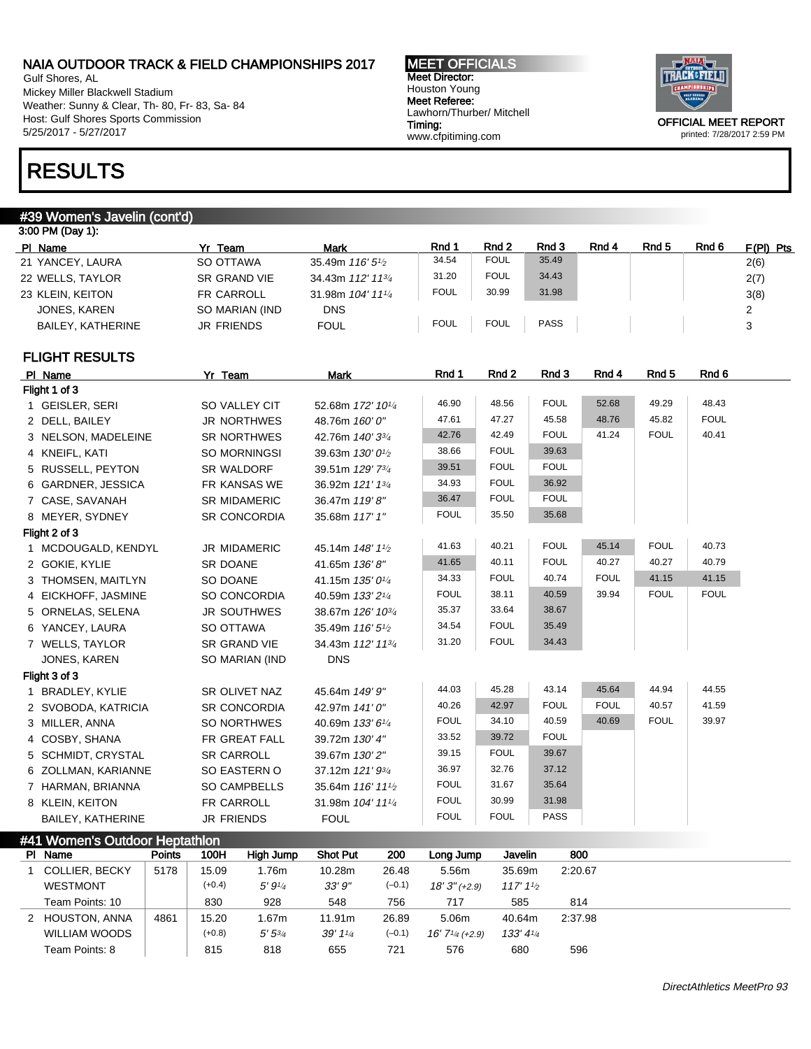NAIA OUTDOOR TRACK & FIELD CHAMPIONSHIPS 2017
Gulf Shores, AL
Mickey Miller Blackwell Stadium
Weather: Sunny & Clear, Th- 80, Fr- 83, Sa- 84
Host: Gulf Shores Sports Commission
5/25/2017 - 5/27/2017

MEET OFFICIALS
Meet Director: Houston Young
Meet Referee: Lawhorn/Thurber/ Mitchell
Timing: www.cfpitiming.com

OFFICIAL MEET REPORT
printed: 7/28/2017 2:59 PM

# RESULTS

## #39 Women's Javelin (cont'd)

3:00 PM (Day 1):

| Pl | Name | Yr | Team | Mark | Rnd 1 | Rnd 2 | Rnd 3 | Rnd 4 | Rnd 5 | Rnd 6 | F(Pl) Pts |
|---|---|---|---|---|---|---|---|---|---|---|---|
| 21 | YANCEY, LAURA | SO | OTTAWA | 35.49m *116' 5½* | 34.54 | FOUL | 35.49 | | | | 2(6) |
| 22 | WELLS, TAYLOR | SR | GRAND VIE | 34.43m *112' 11¾* | 31.20 | FOUL | 34.43 | | | | 2(7) |
| 23 | KLEIN, KEITON | FR | CARROLL | 31.98m *104' 11¼* | FOUL | 30.99 | 31.98 | | | | 3(8) |
| | JONES, KAREN | SO | MARIAN (IND | DNS | | | | | | | 2 |
| | BAILEY, KATHERINE | JR | FRIENDS | FOUL | FOUL | FOUL | PASS | | | | 3 |

### FLIGHT RESULTS

| Pl | Name | Yr | Team | Mark | Rnd 1 | Rnd 2 | Rnd 3 | Rnd 4 | Rnd 5 | Rnd 6 |
|---|---|---|---|---|---|---|---|---|---|---|
| **Flight 1 of 3** | | | | | | | | | | |
| 1 | GEISLER, SERI | SO | VALLEY CIT | 52.68m *172' 10¼* | 46.90 | 48.56 | FOUL | 52.68 | 49.29 | 48.43 |
| 2 | DELL, BAILEY | JR | NORTHWES | 48.76m *160' 0"* | 47.61 | 47.27 | 45.58 | 48.76 | 45.82 | FOUL |
| 3 | NELSON, MADELEINE | SR | NORTHWES | 42.76m *140' 3¾* | 42.76 | 42.49 | FOUL | 41.24 | FOUL | 40.41 |
| 4 | KNEIFL, KATI | SO | MORNINGSI | 39.63m *130' 0½* | 38.66 | FOUL | 39.63 | | | |
| 5 | RUSSELL, PEYTON | SR | WALDORF | 39.51m *129' 7¾* | 39.51 | FOUL | FOUL | | | |
| 6 | GARDNER, JESSICA | FR | KANSAS WE | 36.92m *121' 1¾* | 34.93 | FOUL | 36.92 | | | |
| 7 | CASE, SAVANAH | SR | MIDAMERIC | 36.47m *119' 8"* | 36.47 | FOUL | FOUL | | | |
| 8 | MEYER, SYDNEY | SR | CONCORDIA | 35.68m *117' 1"* | FOUL | 35.50 | 35.68 | | | |
| **Flight 2 of 3** | | | | | | | | | | |
| 1 | MCDOUGALD, KENDYL | JR | MIDAMERIC | 45.14m *148' 1½* | 41.63 | 40.21 | FOUL | 45.14 | FOUL | 40.73 |
| 2 | GOKIE, KYLIE | SR | DOANE | 41.65m *136' 8"* | 41.65 | 40.11 | FOUL | 40.27 | 40.27 | 40.79 |
| 3 | THOMSEN, MAITLYN | SO | DOANE | 41.15m *135' 0¼* | 34.33 | FOUL | 40.74 | FOUL | 41.15 | 41.15 |
| 4 | EICKHOFF, JASMINE | SO | CONCORDIA | 40.59m *133' 2¼* | FOUL | 38.11 | 40.59 | 39.94 | FOUL | FOUL |
| 5 | ORNELAS, SELENA | JR | SOUTHWES | 38.67m *126' 10¾* | 35.37 | 33.64 | 38.67 | | | |
| 6 | YANCEY, LAURA | SO | OTTAWA | 35.49m *116' 5½* | 34.54 | FOUL | 35.49 | | | |
| 7 | WELLS, TAYLOR | SR | GRAND VIE | 34.43m *112' 11¾* | 31.20 | FOUL | 34.43 | | | |
| | JONES, KAREN | SO | MARIAN (IND | DNS | | | | | | |
| **Flight 3 of 3** | | | | | | | | | | |
| 1 | BRADLEY, KYLIE | SR | OLIVET NAZ | 45.64m *149' 9"* | 44.03 | 45.28 | 43.14 | 45.64 | 44.94 | 44.55 |
| 2 | SVOBODA, KATRICIA | SR | CONCORDIA | 42.97m *141' 0"* | 40.26 | 42.97 | FOUL | FOUL | 40.57 | 41.59 |
| 3 | MILLER, ANNA | SO | NORTHWES | 40.69m *133' 6¼* | FOUL | 34.10 | 40.59 | 40.69 | FOUL | 39.97 |
| 4 | COSBY, SHANA | FR | GREAT FALL | 39.72m *130' 4"* | 33.52 | 39.72 | FOUL | | | |
| 5 | SCHMIDT, CRYSTAL | SR | CARROLL | 39.67m *130' 2"* | 39.15 | FOUL | 39.67 | | | |
| 6 | ZOLLMAN, KARIANNE | SO | EASTERN O | 37.12m *121' 9¾* | 36.97 | 32.76 | 37.12 | | | |
| 7 | HARMAN, BRIANNA | SO | CAMPBELLS | 35.64m *116' 11½* | FOUL | 31.67 | 35.64 | | | |
| 8 | KLEIN, KEITON | FR | CARROLL | 31.98m *104' 11¼* | FOUL | 30.99 | 31.98 | | | |
| | BAILEY, KATHERINE | JR | FRIENDS | FOUL | FOUL | FOUL | PASS | | | |

## #41 Women's Outdoor Heptathlon

| Pl | Name | Points | 100H | High Jump | Shot Put | 200 | Long Jump | Javelin | 800 |
|---|---|---|---|---|---|---|---|---|---|
| 1 | COLLIER, BECKY | 5178 | 15.09 | 1.76m | 10.28m | 26.48 | 5.56m | 35.69m | 2:20.67 |
| | WESTMONT | | (+0.4) | *5' 9¼* | *33' 9"* | (−0.1) | *18' 3" (+2.9)* | *117' 1½* | |
| | Team Points: 10 | | 830 | 928 | 548 | 756 | 717 | 585 | 814 |
| 2 | HOUSTON, ANNA | 4861 | 15.20 | 1.67m | 11.91m | 26.89 | 5.06m | 40.64m | 2:37.98 |
| | WILLIAM WOODS | | (+0.8) | *5' 5¾* | *39' 1¼* | (−0.1) | *16' 7¼ (+2.9)* | *133' 4¼* | |
| | Team Points: 8 | | 815 | 818 | 655 | 721 | 576 | 680 | 596 |

DirectAthletics MeetPro 93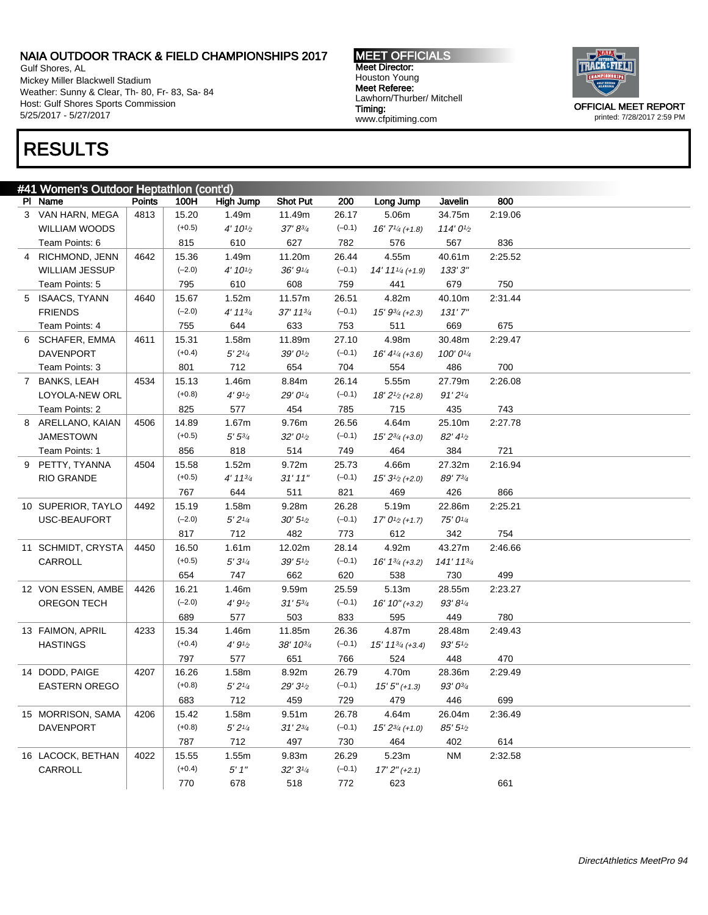NAIA OUTDOOR TRACK & FIELD CHAMPIONSHIPS 2017
Gulf Shores, AL
Mickey Miller Blackwell Stadium
Weather: Sunny & Clear, Th- 80, Fr- 83, Sa- 84
Host: Gulf Shores Sports Commission
5/25/2017 - 5/27/2017

MEET OFFICIALS
Meet Director:
Houston Young
Meet Referee:
Lawhorn/Thurber/ Mitchell
Timing:
www.cfpitiming.com

OFFICIAL MEET REPORT
printed: 7/28/2017 2:59 PM

# RESULTS

## #41 Women's Outdoor Heptathlon (cont'd)

| Pl | Name | Points | 100H | High Jump | Shot Put | 200 | Long Jump | Javelin | 800 |
|---|---|---|---|---|---|---|---|---|---|
| 3 | VAN HARN, MEGA | 4813 | 15.20 | 1.49m | 11.49m | 26.17 | 5.06m | 34.75m | 2:19.06 |
| | WILLIAM WOODS | | (+0.5) | 4' 10½ | 37' 8¾ | (−0.1) | 16' 7¼ (+1.8) | 114' 0½ | |
| | Team Points: 6 | | 815 | 610 | 627 | 782 | 576 | 567 | 836 |
| 4 | RICHMOND, JENN | 4642 | 15.36 | 1.49m | 11.20m | 26.44 | 4.55m | 40.61m | 2:25.52 |
| | WILLIAM JESSUP | | (−2.0) | 4' 10½ | 36' 9¼ | (−0.1) | 14' 11¼ (+1.9) | 133' 3" | |
| | Team Points: 5 | | 795 | 610 | 608 | 759 | 441 | 679 | 750 |
| 5 | ISAACS, TYANN | 4640 | 15.67 | 1.52m | 11.57m | 26.51 | 4.82m | 40.10m | 2:31.44 |
| | FRIENDS | | (−2.0) | 4' 11¾ | 37' 11¾ | (−0.1) | 15' 9¾ (+2.3) | 131' 7" | |
| | Team Points: 4 | | 755 | 644 | 633 | 753 | 511 | 669 | 675 |
| 6 | SCHAFER, EMMA | 4611 | 15.31 | 1.58m | 11.89m | 27.10 | 4.98m | 30.48m | 2:29.47 |
| | DAVENPORT | | (+0.4) | 5' 2¼ | 39' 0½ | (−0.1) | 16' 4¼ (+3.6) | 100' 0¼ | |
| | Team Points: 3 | | 801 | 712 | 654 | 704 | 554 | 486 | 700 |
| 7 | BANKS, LEAH | 4534 | 15.13 | 1.46m | 8.84m | 26.14 | 5.55m | 27.79m | 2:26.08 |
| | LOYOLA-NEW ORL | | (+0.8) | 4' 9½ | 29' 0¼ | (−0.1) | 18' 2½ (+2.8) | 91' 2¼ | |
| | Team Points: 2 | | 825 | 577 | 454 | 785 | 715 | 435 | 743 |
| 8 | ARELLANO, KAIAN | 4506 | 14.89 | 1.67m | 9.76m | 26.56 | 4.64m | 25.10m | 2:27.78 |
| | JAMESTOWN | | (+0.5) | 5' 5¾ | 32' 0½ | (−0.1) | 15' 2¾ (+3.0) | 82' 4½ | |
| | Team Points: 1 | | 856 | 818 | 514 | 749 | 464 | 384 | 721 |
| 9 | PETTY, TYANNA | 4504 | 15.58 | 1.52m | 9.72m | 25.73 | 4.66m | 27.32m | 2:16.94 |
| | RIO GRANDE | | (+0.5) | 4' 11¾ | 31' 11" | (−0.1) | 15' 3½ (+2.0) | 89' 7¾ | |
| | | | 767 | 644 | 511 | 821 | 469 | 426 | 866 |
| 10 | SUPERIOR, TAYLO | 4492 | 15.19 | 1.58m | 9.28m | 26.28 | 5.19m | 22.86m | 2:25.21 |
| | USC-BEAUFORT | | (−2.0) | 5' 2¼ | 30' 5½ | (−0.1) | 17' 0½ (+1.7) | 75' 0¼ | |
| | | | 817 | 712 | 482 | 773 | 612 | 342 | 754 |
| 11 | SCHMIDT, CRYSTA | 4450 | 16.50 | 1.61m | 12.02m | 28.14 | 4.92m | 43.27m | 2:46.66 |
| | CARROLL | | (+0.5) | 5' 3¼ | 39' 5½ | (−0.1) | 16' 1¾ (+3.2) | 141' 11¾ | |
| | | | 654 | 747 | 662 | 620 | 538 | 730 | 499 |
| 12 | VON ESSEN, AMBE | 4426 | 16.21 | 1.46m | 9.59m | 25.59 | 5.13m | 28.55m | 2:23.27 |
| | OREGON TECH | | (−2.0) | 4' 9½ | 31' 5¾ | (−0.1) | 16' 10" (+3.2) | 93' 8¼ | |
| | | | 689 | 577 | 503 | 833 | 595 | 449 | 780 |
| 13 | FAIMON, APRIL | 4233 | 15.34 | 1.46m | 11.85m | 26.36 | 4.87m | 28.48m | 2:49.43 |
| | HASTINGS | | (+0.4) | 4' 9½ | 38' 10¾ | (−0.1) | 15' 11¾ (+3.4) | 93' 5½ | |
| | | | 797 | 577 | 651 | 766 | 524 | 448 | 470 |
| 14 | DODD, PAIGE | 4207 | 16.26 | 1.58m | 8.92m | 26.79 | 4.70m | 28.36m | 2:29.49 |
| | EASTERN OREGO | | (+0.8) | 5' 2¼ | 29' 3½ | (−0.1) | 15' 5" (+1.3) | 93' 0¾ | |
| | | | 683 | 712 | 459 | 729 | 479 | 446 | 699 |
| 15 | MORRISON, SAMA | 4206 | 15.42 | 1.58m | 9.51m | 26.78 | 4.64m | 26.04m | 2:36.49 |
| | DAVENPORT | | (+0.8) | 5' 2¼ | 31' 2¾ | (−0.1) | 15' 2¾ (+1.0) | 85' 5½ | |
| | | | 787 | 712 | 497 | 730 | 464 | 402 | 614 |
| 16 | LACOCK, BETHAN | 4022 | 15.55 | 1.55m | 9.83m | 26.29 | 5.23m | NM | 2:32.58 |
| | CARROLL | | (+0.4) | 5' 1" | 32' 3¼ | (−0.1) | 17' 2" (+2.1) | | |
| | | | 770 | 678 | 518 | 772 | 623 | | 661 |

DirectAthletics MeetPro 94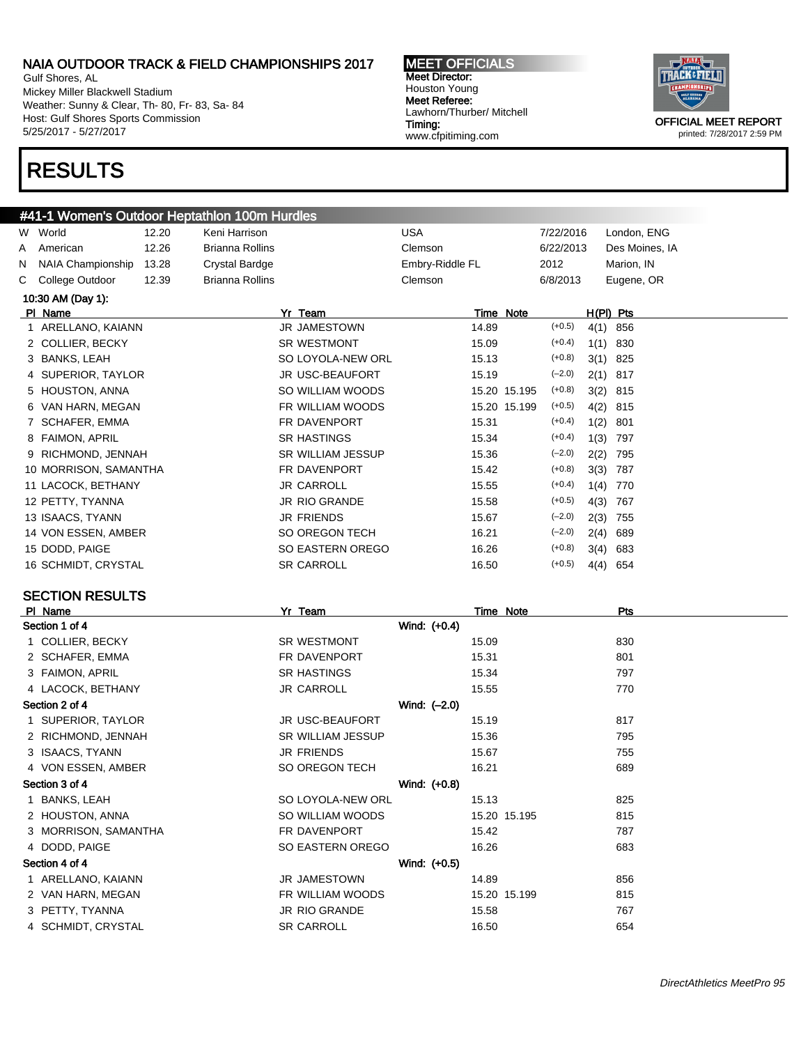## NAIA OUTDOOR TRACK & FIELD CHAMPIONSHIPS 2017

Gulf Shores, AL
Mickey Miller Blackwell Stadium
Weather: Sunny & Clear, Th- 80, Fr- 83, Sa- 84
Host: Gulf Shores Sports Commission
5/25/2017 - 5/27/2017

**MEET OFFICIALS**
**Meet Director:** Houston Young
**Meet Referee:** Lawhorn/Thurber/ Mitchell
**Timing:** www.cfpitiming.com

OFFICIAL MEET REPORT
printed: 7/28/2017 2:59 PM

# RESULTS

### #41-1 Women's Outdoor Heptathlon 100m Hurdles

| | | | | | | |
|---|---|---|---|---|---|---|
| W | World | 12.20 | Keni Harrison | USA | 7/22/2016 | London, ENG |
| A | American | 12.26 | Brianna Rollins | Clemson | 6/22/2013 | Des Moines, IA |
| N | NAIA Championship | 13.28 | Crystal Bardge | Embry-Riddle FL | 2012 | Marion, IN |
| C | College Outdoor | 12.39 | Brianna Rollins | Clemson | 6/8/2013 | Eugene, OR |

10:30 AM (Day 1):

| Pl | Name | Yr | Team | Time | Note | Wind | H(Pl) | Pts |
|---|---|---|---|---|---|---|---|---|
| 1 | ARELLANO, KAIANN | JR | JAMESTOWN | 14.89 | | (+0.5) | 4(1) | 856 |
| 2 | COLLIER, BECKY | SR | WESTMONT | 15.09 | | (+0.4) | 1(1) | 830 |
| 3 | BANKS, LEAH | SO | LOYOLA-NEW ORL | 15.13 | | (+0.8) | 3(1) | 825 |
| 4 | SUPERIOR, TAYLOR | JR | USC-BEAUFORT | 15.19 | | (–2.0) | 2(1) | 817 |
| 5 | HOUSTON, ANNA | SO | WILLIAM WOODS | 15.20 | 15.195 | (+0.8) | 3(2) | 815 |
| 6 | VAN HARN, MEGAN | FR | WILLIAM WOODS | 15.20 | 15.199 | (+0.5) | 4(2) | 815 |
| 7 | SCHAFER, EMMA | FR | DAVENPORT | 15.31 | | (+0.4) | 1(2) | 801 |
| 8 | FAIMON, APRIL | SR | HASTINGS | 15.34 | | (+0.4) | 1(3) | 797 |
| 9 | RICHMOND, JENNAH | SR | WILLIAM JESSUP | 15.36 | | (–2.0) | 2(2) | 795 |
| 10 | MORRISON, SAMANTHA | FR | DAVENPORT | 15.42 | | (+0.8) | 3(3) | 787 |
| 11 | LACOCK, BETHANY | JR | CARROLL | 15.55 | | (+0.4) | 1(4) | 770 |
| 12 | PETTY, TYANNA | JR | RIO GRANDE | 15.58 | | (+0.5) | 4(3) | 767 |
| 13 | ISAACS, TYANN | JR | FRIENDS | 15.67 | | (–2.0) | 2(3) | 755 |
| 14 | VON ESSEN, AMBER | SO | OREGON TECH | 16.21 | | (–2.0) | 2(4) | 689 |
| 15 | DODD, PAIGE | SO | EASTERN OREGO | 16.26 | | (+0.8) | 3(4) | 683 |
| 16 | SCHMIDT, CRYSTAL | SR | CARROLL | 16.50 | | (+0.5) | 4(4) | 654 |

### SECTION RESULTS

| Pl | Name | Yr | Team | Time | Note | Pts |
|---|---|---|---|---|---|---|
| **Section 1 of 4** | | | Wind: (+0.4) | | | |
| 1 | COLLIER, BECKY | SR | WESTMONT | 15.09 | | 830 |
| 2 | SCHAFER, EMMA | FR | DAVENPORT | 15.31 | | 801 |
| 3 | FAIMON, APRIL | SR | HASTINGS | 15.34 | | 797 |
| 4 | LACOCK, BETHANY | JR | CARROLL | 15.55 | | 770 |
| **Section 2 of 4** | | | Wind: (–2.0) | | | |
| 1 | SUPERIOR, TAYLOR | JR | USC-BEAUFORT | 15.19 | | 817 |
| 2 | RICHMOND, JENNAH | SR | WILLIAM JESSUP | 15.36 | | 795 |
| 3 | ISAACS, TYANN | JR | FRIENDS | 15.67 | | 755 |
| 4 | VON ESSEN, AMBER | SO | OREGON TECH | 16.21 | | 689 |
| **Section 3 of 4** | | | Wind: (+0.8) | | | |
| 1 | BANKS, LEAH | SO | LOYOLA-NEW ORL | 15.13 | | 825 |
| 2 | HOUSTON, ANNA | SO | WILLIAM WOODS | 15.20 | 15.195 | 815 |
| 3 | MORRISON, SAMANTHA | FR | DAVENPORT | 15.42 | | 787 |
| 4 | DODD, PAIGE | SO | EASTERN OREGO | 16.26 | | 683 |
| **Section 4 of 4** | | | Wind: (+0.5) | | | |
| 1 | ARELLANO, KAIANN | JR | JAMESTOWN | 14.89 | | 856 |
| 2 | VAN HARN, MEGAN | FR | WILLIAM WOODS | 15.20 | 15.199 | 815 |
| 3 | PETTY, TYANNA | JR | RIO GRANDE | 15.58 | | 767 |
| 4 | SCHMIDT, CRYSTAL | SR | CARROLL | 16.50 | | 654 |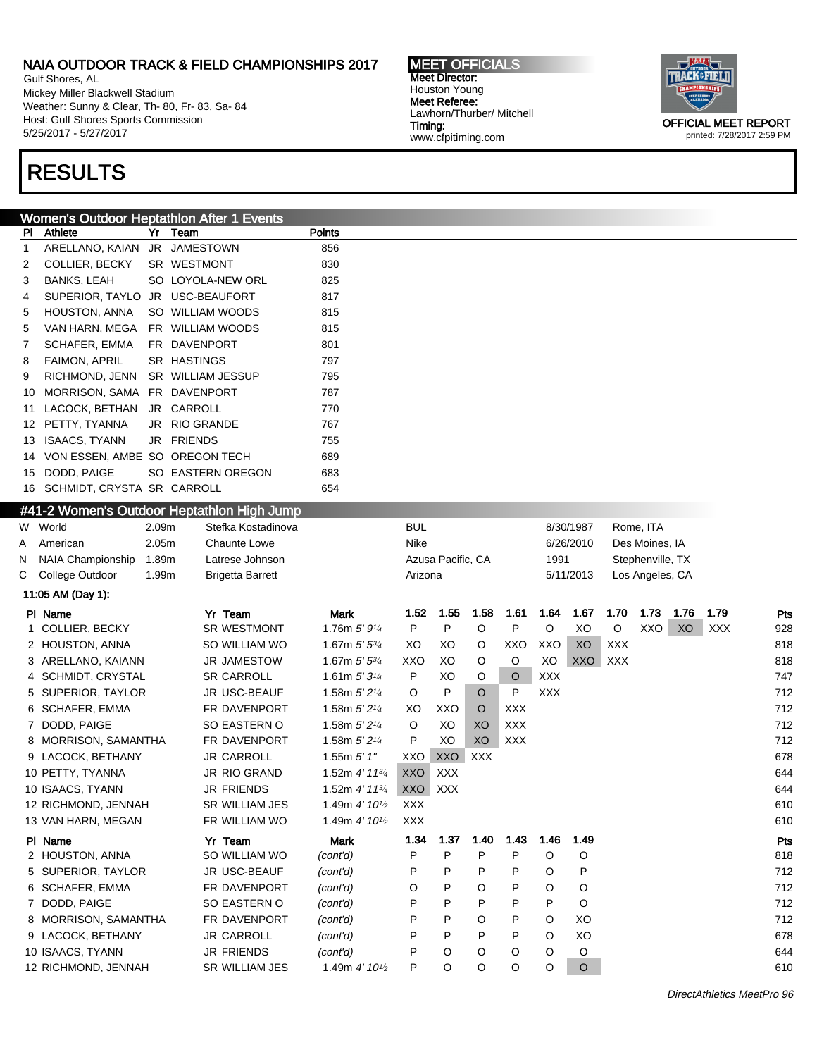# NAIA OUTDOOR TRACK & FIELD CHAMPIONSHIPS 2017

Gulf Shores, AL
Mickey Miller Blackwell Stadium
Weather: Sunny & Clear, Th- 80, Fr- 83, Sa- 84
Host: Gulf Shores Sports Commission
5/25/2017 - 5/27/2017

**MEET OFFICIALS**
Meet Director:
Houston Young
Meet Referee:
Lawhorn/Thurber/ Mitchell
Timing:
www.cfpitiming.com

OFFICIAL MEET REPORT
printed: 7/28/2017 2:59 PM

# RESULTS

## Women's Outdoor Heptathlon After 1 Events

| Pl | Athlete | Yr | Team | Points |
|---|---|---|---|---|
| 1 | ARELLANO, KAIAN | JR | JAMESTOWN | 856 |
| 2 | COLLIER, BECKY | SR | WESTMONT | 830 |
| 3 | BANKS, LEAH | SO | LOYOLA-NEW ORL | 825 |
| 4 | SUPERIOR, TAYLO | JR | USC-BEAUFORT | 817 |
| 5 | HOUSTON, ANNA | SO | WILLIAM WOODS | 815 |
| 5 | VAN HARN, MEGA | FR | WILLIAM WOODS | 815 |
| 7 | SCHAFER, EMMA | FR | DAVENPORT | 801 |
| 8 | FAIMON, APRIL | SR | HASTINGS | 797 |
| 9 | RICHMOND, JENN | SR | WILLIAM JESSUP | 795 |
| 10 | MORRISON, SAMA | FR | DAVENPORT | 787 |
| 11 | LACOCK, BETHAN | JR | CARROLL | 770 |
| 12 | PETTY, TYANNA | JR | RIO GRANDE | 767 |
| 13 | ISAACS, TYANN | JR | FRIENDS | 755 |
| 14 | VON ESSEN, AMBE | SO | OREGON TECH | 689 |
| 15 | DODD, PAIGE | SO | EASTERN OREGON | 683 |
| 16 | SCHMIDT, CRYSTA | SR | CARROLL | 654 |

## #41-2 Women's Outdoor Heptathlon High Jump

| | | | | | | |
|---|---|---|---|---|---|---|
| W | World | 2.09m | Stefka Kostadinova | BUL | 8/30/1987 | Rome, ITA |
| A | American | 2.05m | Chaunte Lowe | Nike | 6/26/2010 | Des Moines, IA |
| N | NAIA Championship | 1.89m | Latrese Johnson | Azusa Pacific, CA | 1991 | Stephenville, TX |
| C | College Outdoor | 1.99m | Brigetta Barrett | Arizona | 5/11/2013 | Los Angeles, CA |

11:05 AM (Day 1):

| Pl | Name | Yr | Team | Mark | 1.52 | 1.55 | 1.58 | 1.61 | 1.64 | 1.67 | 1.70 | 1.73 | 1.76 | 1.79 | Pts |
|---|---|---|---|---|---|---|---|---|---|---|---|---|---|---|---|
| 1 | COLLIER, BECKY | SR | WESTMONT | 1.76m *5' 9¼* | P | P | O | P | O | XO | O | XXO | XO | XXX | 928 |
| 2 | HOUSTON, ANNA | SO | WILLIAM WO | 1.67m *5' 5¾* | XO | XO | O | XXO | XXO | XO | XXX | | | | 818 |
| 3 | ARELLANO, KAIANN | JR | JAMESTOW | 1.67m *5' 5¾* | XXO | XO | O | O | XO | XXO | XXX | | | | 818 |
| 4 | SCHMIDT, CRYSTAL | SR | CARROLL | 1.61m *5' 3¼* | P | XO | O | O | XXX | | | | | | 747 |
| 5 | SUPERIOR, TAYLOR | JR | USC-BEAUF | 1.58m *5' 2¼* | O | P | O | P | XXX | | | | | | 712 |
| 6 | SCHAFER, EMMA | FR | DAVENPORT | 1.58m *5' 2¼* | XO | XXO | O | XXX | | | | | | | 712 |
| 7 | DODD, PAIGE | SO | EASTERN O | 1.58m *5' 2¼* | O | XO | XO | XXX | | | | | | | 712 |
| 8 | MORRISON, SAMANTHA | FR | DAVENPORT | 1.58m *5' 2¼* | P | XO | XO | XXX | | | | | | | 712 |
| 9 | LACOCK, BETHANY | JR | CARROLL | 1.55m *5' 1"* | XXO | XXO | XXX | | | | | | | | 678 |
| 10 | PETTY, TYANNA | JR | RIO GRAND | 1.52m *4' 11¾* | XXO | XXX | | | | | | | | | 644 |
| 10 | ISAACS, TYANN | JR | FRIENDS | 1.52m *4' 11¾* | XXO | XXX | | | | | | | | | 644 |
| 12 | RICHMOND, JENNAH | SR | WILLIAM JES | 1.49m *4' 10½* | XXX | | | | | | | | | | 610 |
| 13 | VAN HARN, MEGAN | FR | WILLIAM WO | 1.49m *4' 10½* | XXX | | | | | | | | | | 610 |

| Pl | Name | Yr | Team | Mark | 1.34 | 1.37 | 1.40 | 1.43 | 1.46 | 1.49 | Pts |
|---|---|---|---|---|---|---|---|---|---|---|---|
| 2 | HOUSTON, ANNA | SO | WILLIAM WO | *(cont'd)* | P | P | P | P | O | O | 818 |
| 5 | SUPERIOR, TAYLOR | JR | USC-BEAUF | *(cont'd)* | P | P | P | P | O | P | 712 |
| 6 | SCHAFER, EMMA | FR | DAVENPORT | *(cont'd)* | O | P | O | P | O | O | 712 |
| 7 | DODD, PAIGE | SO | EASTERN O | *(cont'd)* | P | P | P | P | P | O | 712 |
| 8 | MORRISON, SAMANTHA | FR | DAVENPORT | *(cont'd)* | P | P | O | P | O | XO | 712 |
| 9 | LACOCK, BETHANY | JR | CARROLL | *(cont'd)* | P | P | P | P | O | XO | 678 |
| 10 | ISAACS, TYANN | JR | FRIENDS | *(cont'd)* | P | O | O | O | O | O | 644 |
| 12 | RICHMOND, JENNAH | SR | WILLIAM JES | 1.49m *4' 10½* | P | O | O | O | O | O | 610 |

*DirectAthletics MeetPro 96*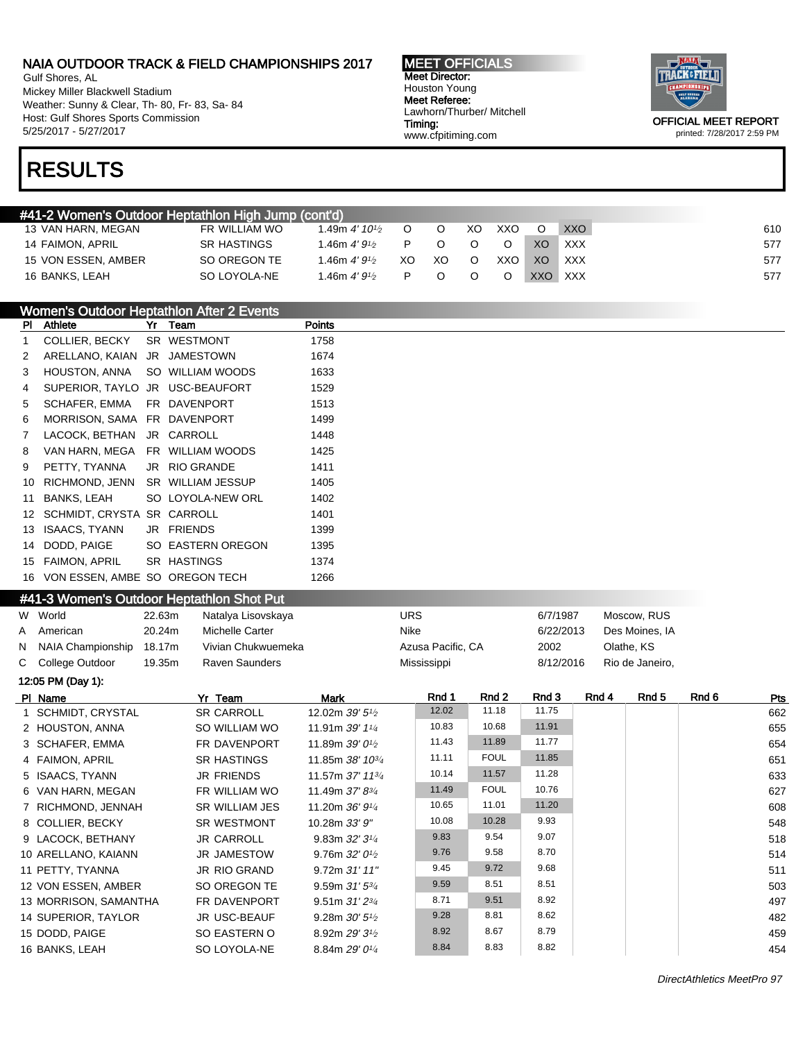# NAIA OUTDOOR TRACK & FIELD CHAMPIONSHIPS 2017

Gulf Shores, AL
Mickey Miller Blackwell Stadium
Weather: Sunny & Clear, Th- 80, Fr- 83, Sa- 84
Host: Gulf Shores Sports Commission
5/25/2017 - 5/27/2017

**MEET OFFICIALS**
**Meet Director:** Houston Young
**Meet Referee:** Lawhorn/Thurber/ Mitchell
**Timing:** www.cfpitiming.com

OFFICIAL MEET REPORT
printed: 7/28/2017 2:59 PM

# RESULTS

## #41-2 Women's Outdoor Heptathlon High Jump (cont'd)

| | | | | | | | | | | |
|---|---|---|---|---|---|---|---|---|---|---|
| 13 VAN HARN, MEGAN | FR WILLIAM WO | 1.49m 4' 10½ | O | O | XO | XXO | O | XXO | | 610 |
| 14 FAIMON, APRIL | SR HASTINGS | 1.46m 4' 9½ | P | O | O | O | XO | XXX | | 577 |
| 15 VON ESSEN, AMBER | SO OREGON TE | 1.46m 4' 9½ | XO | XO | O | XXO | XO | XXX | | 577 |
| 16 BANKS, LEAH | SO LOYOLA-NE | 1.46m 4' 9½ | P | O | O | O | XXO | XXX | | 577 |

## Women's Outdoor Heptathlon After 2 Events

| Pl | Athlete | Yr | Team | Points |
|---|---|---|---|---|
| 1 | COLLIER, BECKY | SR | WESTMONT | 1758 |
| 2 | ARELLANO, KAIAN | JR | JAMESTOWN | 1674 |
| 3 | HOUSTON, ANNA | SO | WILLIAM WOODS | 1633 |
| 4 | SUPERIOR, TAYLO | JR | USC-BEAUFORT | 1529 |
| 5 | SCHAFER, EMMA | FR | DAVENPORT | 1513 |
| 6 | MORRISON, SAMA | FR | DAVENPORT | 1499 |
| 7 | LACOCK, BETHAN | JR | CARROLL | 1448 |
| 8 | VAN HARN, MEGA | FR | WILLIAM WOODS | 1425 |
| 9 | PETTY, TYANNA | JR | RIO GRANDE | 1411 |
| 10 | RICHMOND, JENN | SR | WILLIAM JESSUP | 1405 |
| 11 | BANKS, LEAH | SO | LOYOLA-NEW ORL | 1402 |
| 12 | SCHMIDT, CRYSTA | SR | CARROLL | 1401 |
| 13 | ISAACS, TYANN | JR | FRIENDS | 1399 |
| 14 | DODD, PAIGE | SO | EASTERN OREGON | 1395 |
| 15 | FAIMON, APRIL | SR | HASTINGS | 1374 |
| 16 | VON ESSEN, AMBE | SO | OREGON TECH | 1266 |

## #41-3 Women's Outdoor Heptathlon Shot Put

| | | | | | | |
|---|---|---|---|---|---|---|
| W | World | 22.63m | Natalya Lisovskaya | URS | 6/7/1987 | Moscow, RUS |
| A | American | 20.24m | Michelle Carter | Nike | 6/22/2013 | Des Moines, IA |
| N | NAIA Championship | 18.17m | Vivian Chukwuemeka | Azusa Pacific, CA | 2002 | Olathe, KS |
| C | College Outdoor | 19.35m | Raven Saunders | Mississippi | 8/12/2016 | Rio de Janeiro, |

12:05 PM (Day 1):

| Pl | Name | Yr | Team | Mark | Rnd 1 | Rnd 2 | Rnd 3 | Rnd 4 | Rnd 5 | Rnd 6 | Pts |
|---|---|---|---|---|---|---|---|---|---|---|---|
| 1 | SCHMIDT, CRYSTAL | SR | CARROLL | 12.02m 39' 5½ | 12.02 | 11.18 | 11.75 | | | | 662 |
| 2 | HOUSTON, ANNA | SO | WILLIAM WO | 11.91m 39' 1¼ | 10.83 | 10.68 | 11.91 | | | | 655 |
| 3 | SCHAFER, EMMA | FR | DAVENPORT | 11.89m 39' 0½ | 11.43 | 11.89 | 11.77 | | | | 654 |
| 4 | FAIMON, APRIL | SR | HASTINGS | 11.85m 38' 10¾ | 11.11 | FOUL | 11.85 | | | | 651 |
| 5 | ISAACS, TYANN | JR | FRIENDS | 11.57m 37' 11¾ | 10.14 | 11.57 | 11.28 | | | | 633 |
| 6 | VAN HARN, MEGAN | FR | WILLIAM WO | 11.49m 37' 8¾ | 11.49 | FOUL | 10.76 | | | | 627 |
| 7 | RICHMOND, JENNAH | SR | WILLIAM JES | 11.20m 36' 9¼ | 10.65 | 11.01 | 11.20 | | | | 608 |
| 8 | COLLIER, BECKY | SR | WESTMONT | 10.28m 33' 9" | 10.08 | 10.28 | 9.93 | | | | 548 |
| 9 | LACOCK, BETHANY | JR | CARROLL | 9.83m 32' 3¼ | 9.83 | 9.54 | 9.07 | | | | 518 |
| 10 | ARELLANO, KAIANN | JR | JAMESTOW | 9.76m 32' 0½ | 9.76 | 9.58 | 8.70 | | | | 514 |
| 11 | PETTY, TYANNA | JR | RIO GRAND | 9.72m 31' 11" | 9.45 | 9.72 | 9.68 | | | | 511 |
| 12 | VON ESSEN, AMBER | SO | OREGON TE | 9.59m 31' 5¾ | 9.59 | 8.51 | 8.51 | | | | 503 |
| 13 | MORRISON, SAMANTHA | FR | DAVENPORT | 9.51m 31' 2¾ | 8.71 | 9.51 | 8.92 | | | | 497 |
| 14 | SUPERIOR, TAYLOR | JR | USC-BEAUF | 9.28m 30' 5½ | 9.28 | 8.81 | 8.62 | | | | 482 |
| 15 | DODD, PAIGE | SO | EASTERN O | 8.92m 29' 3½ | 8.92 | 8.67 | 8.79 | | | | 459 |
| 16 | BANKS, LEAH | SO | LOYOLA-NE | 8.84m 29' 0¼ | 8.84 | 8.83 | 8.82 | | | | 454 |

DirectAthletics MeetPro 97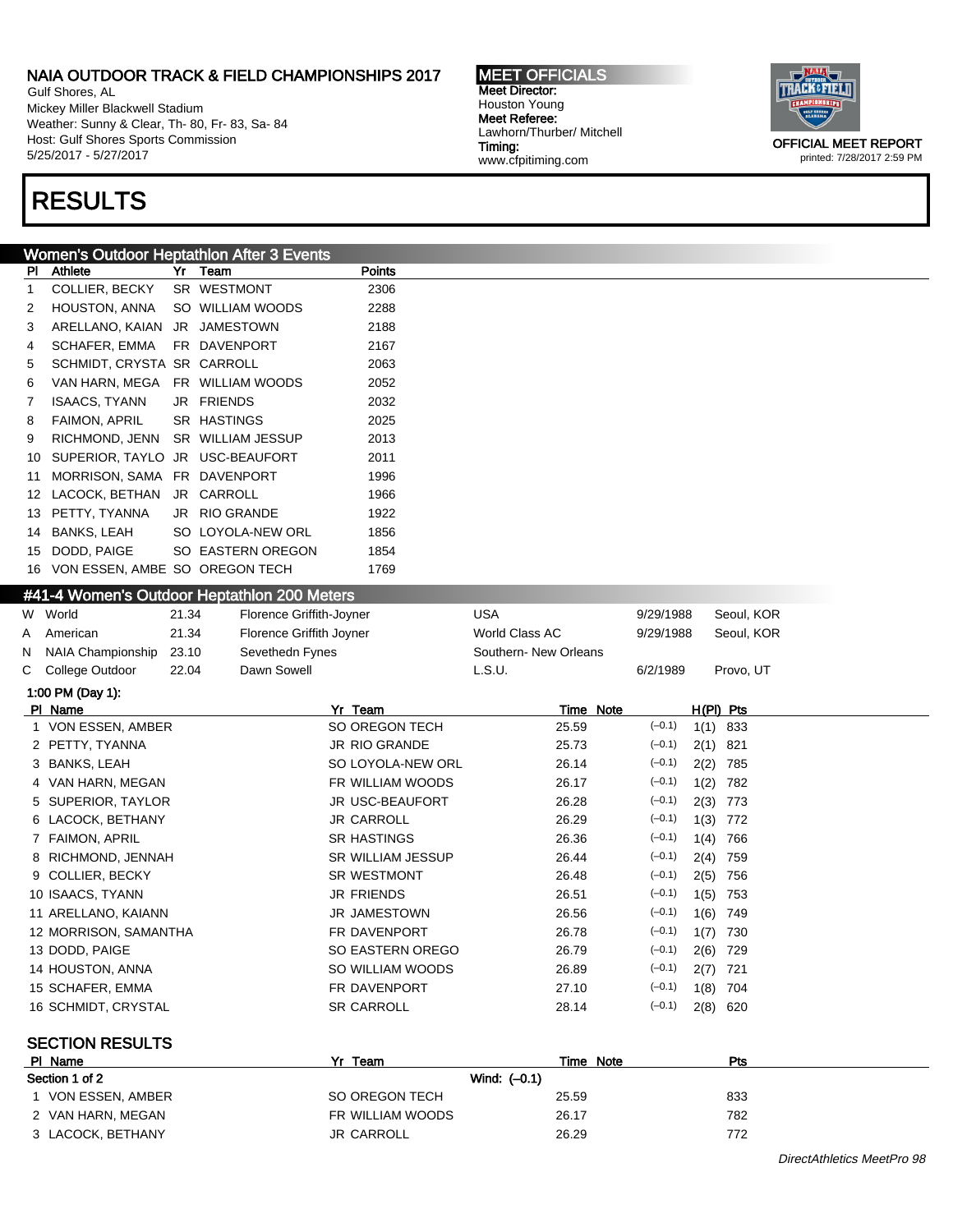# NAIA OUTDOOR TRACK & FIELD CHAMPIONSHIPS 2017

Gulf Shores, AL
Mickey Miller Blackwell Stadium
Weather: Sunny & Clear, Th- 80, Fr- 83, Sa- 84
Host: Gulf Shores Sports Commission
5/25/2017 - 5/27/2017

**MEET OFFICIALS**
**Meet Director:** Houston Young
**Meet Referee:** Lawhorn/Thurber/ Mitchell
**Timing:** www.cfpitiming.com

OFFICIAL MEET REPORT
printed: 7/28/2017 2:59 PM

# RESULTS

## Women's Outdoor Heptathlon After 3 Events

| Pl | Athlete | Yr | Team | Points |
|---|---|---|---|---|
| 1 | COLLIER, BECKY | SR | WESTMONT | 2306 |
| 2 | HOUSTON, ANNA | SO | WILLIAM WOODS | 2288 |
| 3 | ARELLANO, KAIAN | JR | JAMESTOWN | 2188 |
| 4 | SCHAFER, EMMA | FR | DAVENPORT | 2167 |
| 5 | SCHMIDT, CRYSTA | SR | CARROLL | 2063 |
| 6 | VAN HARN, MEGA | FR | WILLIAM WOODS | 2052 |
| 7 | ISAACS, TYANN | JR | FRIENDS | 2032 |
| 8 | FAIMON, APRIL | SR | HASTINGS | 2025 |
| 9 | RICHMOND, JENN | SR | WILLIAM JESSUP | 2013 |
| 10 | SUPERIOR, TAYLO | JR | USC-BEAUFORT | 2011 |
| 11 | MORRISON, SAMA | FR | DAVENPORT | 1996 |
| 12 | LACOCK, BETHAN | JR | CARROLL | 1966 |
| 13 | PETTY, TYANNA | JR | RIO GRANDE | 1922 |
| 14 | BANKS, LEAH | SO | LOYOLA-NEW ORL | 1856 |
| 15 | DODD, PAIGE | SO | EASTERN OREGON | 1854 |
| 16 | VON ESSEN, AMBE | SO | OREGON TECH | 1769 |

## #41-4 Women's Outdoor Heptathlon 200 Meters

| | | | | | | |
|---|---|---|---|---|---|---|
| W | World | 21.34 | Florence Griffith-Joyner | USA | 9/29/1988 | Seoul, KOR |
| A | American | 21.34 | Florence Griffith Joyner | World Class AC | 9/29/1988 | Seoul, KOR |
| N | NAIA Championship | 23.10 | Sevethedn Fynes | Southern- New Orleans | | |
| C | College Outdoor | 22.04 | Dawn Sowell | L.S.U. | 6/2/1989 | Provo, UT |

1:00 PM (Day 1):

| Pl | Name | Yr | Team | Time | Note | Wind | H(Pl) | Pts |
|---|---|---|---|---|---|---|---|---|
| 1 | VON ESSEN, AMBER | SO | OREGON TECH | 25.59 | | (–0.1) | 1(1) | 833 |
| 2 | PETTY, TYANNA | JR | RIO GRANDE | 25.73 | | (–0.1) | 2(1) | 821 |
| 3 | BANKS, LEAH | SO | LOYOLA-NEW ORL | 26.14 | | (–0.1) | 2(2) | 785 |
| 4 | VAN HARN, MEGAN | FR | WILLIAM WOODS | 26.17 | | (–0.1) | 1(2) | 782 |
| 5 | SUPERIOR, TAYLOR | JR | USC-BEAUFORT | 26.28 | | (–0.1) | 2(3) | 773 |
| 6 | LACOCK, BETHANY | JR | CARROLL | 26.29 | | (–0.1) | 1(3) | 772 |
| 7 | FAIMON, APRIL | SR | HASTINGS | 26.36 | | (–0.1) | 1(4) | 766 |
| 8 | RICHMOND, JENNAH | SR | WILLIAM JESSUP | 26.44 | | (–0.1) | 2(4) | 759 |
| 9 | COLLIER, BECKY | SR | WESTMONT | 26.48 | | (–0.1) | 2(5) | 756 |
| 10 | ISAACS, TYANN | JR | FRIENDS | 26.51 | | (–0.1) | 1(5) | 753 |
| 11 | ARELLANO, KAIANN | JR | JAMESTOWN | 26.56 | | (–0.1) | 1(6) | 749 |
| 12 | MORRISON, SAMANTHA | FR | DAVENPORT | 26.78 | | (–0.1) | 1(7) | 730 |
| 13 | DODD, PAIGE | SO | EASTERN OREGO | 26.79 | | (–0.1) | 2(6) | 729 |
| 14 | HOUSTON, ANNA | SO | WILLIAM WOODS | 26.89 | | (–0.1) | 2(7) | 721 |
| 15 | SCHAFER, EMMA | FR | DAVENPORT | 27.10 | | (–0.1) | 1(8) | 704 |
| 16 | SCHMIDT, CRYSTAL | SR | CARROLL | 28.14 | | (–0.1) | 2(8) | 620 |

### SECTION RESULTS

Section 1 of 2 — Wind: (–0.1)

| Pl | Name | Yr | Team | Time | Note | Pts |
|---|---|---|---|---|---|---|
| 1 | VON ESSEN, AMBER | SO | OREGON TECH | 25.59 | | 833 |
| 2 | VAN HARN, MEGAN | FR | WILLIAM WOODS | 26.17 | | 782 |
| 3 | LACOCK, BETHANY | JR | CARROLL | 26.29 | | 772 |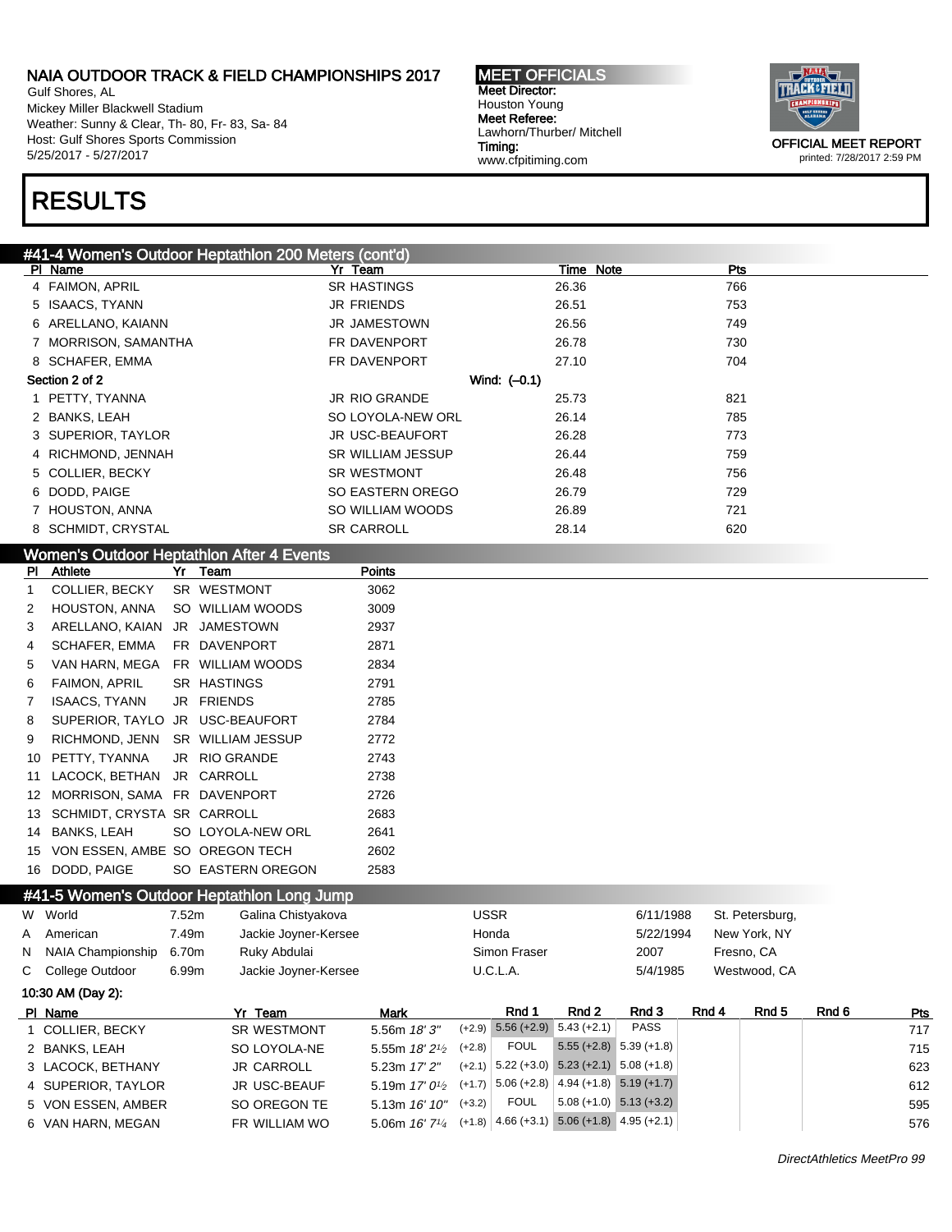# NAIA OUTDOOR TRACK & FIELD CHAMPIONSHIPS 2017

Gulf Shores, AL
Mickey Miller Blackwell Stadium
Weather: Sunny & Clear, Th- 80, Fr- 83, Sa- 84
Host: Gulf Shores Sports Commission
5/25/2017 - 5/27/2017

**MEET OFFICIALS**
Meet Director: Houston Young
Meet Referee: Lawhorn/Thurber/ Mitchell
Timing: www.cfpitiming.com

OFFICIAL MEET REPORT
printed: 7/28/2017 2:59 PM

# RESULTS

## #41-4 Women's Outdoor Heptathlon 200 Meters (cont'd)

| Pl | Name | Yr | Team | Time | Note | Pts |
|---|---|---|---|---|---|---|
| 4 | FAIMON, APRIL | SR | HASTINGS | 26.36 | | 766 |
| 5 | ISAACS, TYANN | JR | FRIENDS | 26.51 | | 753 |
| 6 | ARELLANO, KAIANN | JR | JAMESTOWN | 26.56 | | 749 |
| 7 | MORRISON, SAMANTHA | FR | DAVENPORT | 26.78 | | 730 |
| 8 | SCHAFER, EMMA | FR | DAVENPORT | 27.10 | | 704 |

Section 2 of 2 — Wind: (–0.1)

| Pl | Name | Yr | Team | Time | Note | Pts |
|---|---|---|---|---|---|---|
| 1 | PETTY, TYANNA | JR | RIO GRANDE | 25.73 | | 821 |
| 2 | BANKS, LEAH | SO | LOYOLA-NEW ORL | 26.14 | | 785 |
| 3 | SUPERIOR, TAYLOR | JR | USC-BEAUFORT | 26.28 | | 773 |
| 4 | RICHMOND, JENNAH | SR | WILLIAM JESSUP | 26.44 | | 759 |
| 5 | COLLIER, BECKY | SR | WESTMONT | 26.48 | | 756 |
| 6 | DODD, PAIGE | SO | EASTERN OREGO | 26.79 | | 729 |
| 7 | HOUSTON, ANNA | SO | WILLIAM WOODS | 26.89 | | 721 |
| 8 | SCHMIDT, CRYSTAL | SR | CARROLL | 28.14 | | 620 |

## Women's Outdoor Heptathlon After 4 Events

| Pl | Athlete | Yr | Team | Points |
|---|---|---|---|---|
| 1 | COLLIER, BECKY | SR | WESTMONT | 3062 |
| 2 | HOUSTON, ANNA | SO | WILLIAM WOODS | 3009 |
| 3 | ARELLANO, KAIAN | JR | JAMESTOWN | 2937 |
| 4 | SCHAFER, EMMA | FR | DAVENPORT | 2871 |
| 5 | VAN HARN, MEGA | FR | WILLIAM WOODS | 2834 |
| 6 | FAIMON, APRIL | SR | HASTINGS | 2791 |
| 7 | ISAACS, TYANN | JR | FRIENDS | 2785 |
| 8 | SUPERIOR, TAYLO | JR | USC-BEAUFORT | 2784 |
| 9 | RICHMOND, JENN | SR | WILLIAM JESSUP | 2772 |
| 10 | PETTY, TYANNA | JR | RIO GRANDE | 2743 |
| 11 | LACOCK, BETHAN | JR | CARROLL | 2738 |
| 12 | MORRISON, SAMA | FR | DAVENPORT | 2726 |
| 13 | SCHMIDT, CRYSTA | SR | CARROLL | 2683 |
| 14 | BANKS, LEAH | SO | LOYOLA-NEW ORL | 2641 |
| 15 | VON ESSEN, AMBE | SO | OREGON TECH | 2602 |
| 16 | DODD, PAIGE | SO | EASTERN OREGON | 2583 |

## #41-5 Women's Outdoor Heptathlon Long Jump

| | Record | Mark | Holder | Team | Date | Location |
|---|---|---|---|---|---|---|
| W | World | 7.52m | Galina Chistyakova | USSR | 6/11/1988 | St. Petersburg, |
| A | American | 7.49m | Jackie Joyner-Kersee | Honda | 5/22/1994 | New York, NY |
| N | NAIA Championship | 6.70m | Ruky Abdulai | Simon Fraser | 2007 | Fresno, CA |
| C | College Outdoor | 6.99m | Jackie Joyner-Kersee | U.C.L.A. | 5/4/1985 | Westwood, CA |

10:30 AM (Day 2):

| Pl | Name | Yr | Team | Mark | | Rnd 1 | Rnd 2 | Rnd 3 | Rnd 4 | Rnd 5 | Rnd 6 | Pts |
|---|---|---|---|---|---|---|---|---|---|---|---|---|
| 1 | COLLIER, BECKY | SR | WESTMONT | 5.56m 18' 3" | (+2.9) | 5.56 (+2.9) | 5.43 (+2.1) | PASS | | | | 717 |
| 2 | BANKS, LEAH | SO | LOYOLA-NE | 5.55m 18' 2½ | (+2.8) | FOUL | 5.55 (+2.8) | 5.39 (+1.8) | | | | 715 |
| 3 | LACOCK, BETHANY | JR | CARROLL | 5.23m 17' 2" | (+2.1) | 5.22 (+3.0) | 5.23 (+2.1) | 5.08 (+1.8) | | | | 623 |
| 4 | SUPERIOR, TAYLOR | JR | USC-BEAUF | 5.19m 17' 0½ | (+1.7) | 5.06 (+2.8) | 4.94 (+1.8) | 5.19 (+1.7) | | | | 612 |
| 5 | VON ESSEN, AMBER | SO | OREGON TE | 5.13m 16' 10" | (+3.2) | FOUL | 5.08 (+1.0) | 5.13 (+3.2) | | | | 595 |
| 6 | VAN HARN, MEGAN | FR | WILLIAM WO | 5.06m 16' 7¼ | (+1.8) | 4.66 (+3.1) | 5.06 (+1.8) | 4.95 (+2.1) | | | | 576 |

DirectAthletics MeetPro 99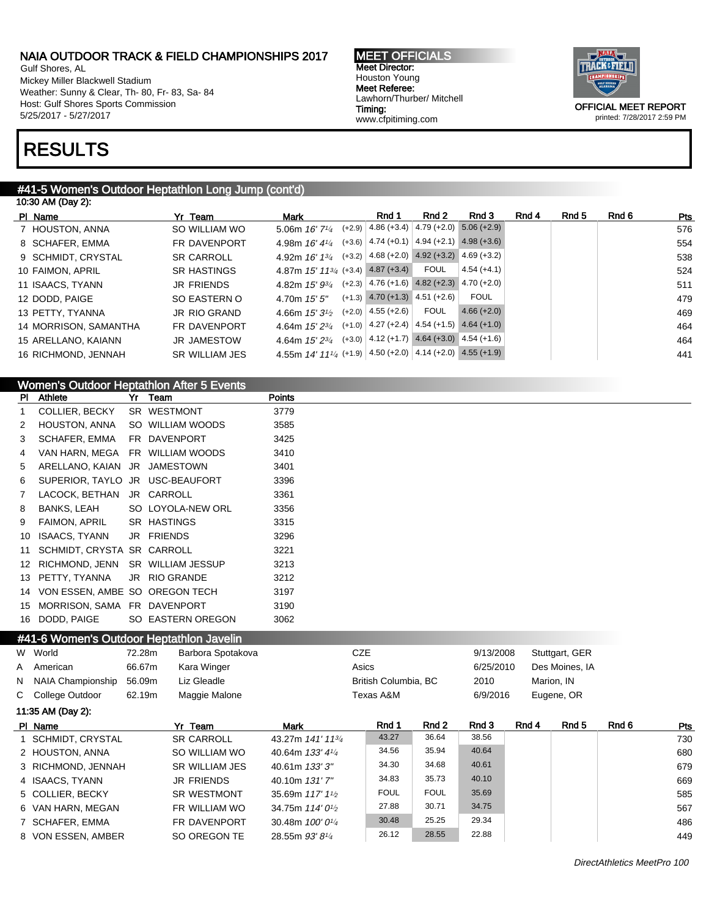# NAIA OUTDOOR TRACK & FIELD CHAMPIONSHIPS 2017

Gulf Shores, AL
Mickey Miller Blackwell Stadium
Weather: Sunny & Clear, Th- 80, Fr- 83, Sa- 84
Host: Gulf Shores Sports Commission
5/25/2017 - 5/27/2017

**MEET OFFICIALS**
Meet Director:
Houston Young
Meet Referee:
Lawhorn/Thurber/ Mitchell
Timing:
www.cfpitiming.com

OFFICIAL MEET REPORT
printed: 7/28/2017 2:59 PM

# RESULTS

## #41-5 Women's Outdoor Heptathlon Long Jump (cont'd)

10:30 AM (Day 2):

| Pl | Name | Yr | Team | Mark | | Rnd 1 | Rnd 2 | Rnd 3 | Rnd 4 | Rnd 5 | Rnd 6 | Pts |
|---|---|---|---|---|---|---|---|---|---|---|---|---|
| 7 | HOUSTON, ANNA | SO | WILLIAM WO | 5.06m *16' 7¼* | (+2.9) | 4.86 (+3.4) | 4.79 (+2.0) | 5.06 (+2.9) | | | | 576 |
| 8 | SCHAFER, EMMA | FR | DAVENPORT | 4.98m *16' 4¼* | (+3.6) | 4.74 (+0.1) | 4.94 (+2.1) | 4.98 (+3.6) | | | | 554 |
| 9 | SCHMIDT, CRYSTAL | SR | CARROLL | 4.92m *16' 1¾* | (+3.2) | 4.68 (+2.0) | 4.92 (+3.2) | 4.69 (+3.2) | | | | 538 |
| 10 | FAIMON, APRIL | SR | HASTINGS | 4.87m *15' 11¾* | (+3.4) | 4.87 (+3.4) | FOUL | 4.54 (+4.1) | | | | 524 |
| 11 | ISAACS, TYANN | JR | FRIENDS | 4.82m *15' 9¾* | (+2.3) | 4.76 (+1.6) | 4.82 (+2.3) | 4.70 (+2.0) | | | | 511 |
| 12 | DODD, PAIGE | SO | EASTERN O | 4.70m *15' 5"* | (+1.3) | 4.70 (+1.3) | 4.51 (+2.6) | FOUL | | | | 479 |
| 13 | PETTY, TYANNA | JR | RIO GRAND | 4.66m *15' 3½* | (+2.0) | 4.55 (+2.6) | FOUL | 4.66 (+2.0) | | | | 469 |
| 14 | MORRISON, SAMANTHA | FR | DAVENPORT | 4.64m *15' 2¾* | (+1.0) | 4.27 (+2.4) | 4.54 (+1.5) | 4.64 (+1.0) | | | | 464 |
| 15 | ARELLANO, KAIANN | JR | JAMESTOW | 4.64m *15' 2¾* | (+3.0) | 4.12 (+1.7) | 4.64 (+3.0) | 4.54 (+1.6) | | | | 464 |
| 16 | RICHMOND, JENNAH | SR | WILLIAM JES | 4.55m *14' 11¼* | (+1.9) | 4.50 (+2.0) | 4.14 (+2.0) | 4.55 (+1.9) | | | | 441 |

## Women's Outdoor Heptathlon After 5 Events

| Pl | Athlete | Yr | Team | Points |
|---|---|---|---|---|
| 1 | COLLIER, BECKY | SR | WESTMONT | 3779 |
| 2 | HOUSTON, ANNA | SO | WILLIAM WOODS | 3585 |
| 3 | SCHAFER, EMMA | FR | DAVENPORT | 3425 |
| 4 | VAN HARN, MEGA | FR | WILLIAM WOODS | 3410 |
| 5 | ARELLANO, KAIAN | JR | JAMESTOWN | 3401 |
| 6 | SUPERIOR, TAYLO | JR | USC-BEAUFORT | 3396 |
| 7 | LACOCK, BETHAN | JR | CARROLL | 3361 |
| 8 | BANKS, LEAH | SO | LOYOLA-NEW ORL | 3356 |
| 9 | FAIMON, APRIL | SR | HASTINGS | 3315 |
| 10 | ISAACS, TYANN | JR | FRIENDS | 3296 |
| 11 | SCHMIDT, CRYSTA | SR | CARROLL | 3221 |
| 12 | RICHMOND, JENN | SR | WILLIAM JESSUP | 3213 |
| 13 | PETTY, TYANNA | JR | RIO GRANDE | 3212 |
| 14 | VON ESSEN, AMBE | SO | OREGON TECH | 3197 |
| 15 | MORRISON, SAMA | FR | DAVENPORT | 3190 |
| 16 | DODD, PAIGE | SO | EASTERN OREGON | 3062 |

## #41-6 Women's Outdoor Heptathlon Javelin

| | | | | | | |
|---|---|---|---|---|---|---|
| W | World | 72.28m | Barbora Spotakova | CZE | 9/13/2008 | Stuttgart, GER |
| A | American | 66.67m | Kara Winger | Asics | 6/25/2010 | Des Moines, IA |
| N | NAIA Championship | 56.09m | Liz Gleadle | British Columbia, BC | 2010 | Marion, IN |
| C | College Outdoor | 62.19m | Maggie Malone | Texas A&M | 6/9/2016 | Eugene, OR |

11:35 AM (Day 2):

| Pl | Name | Yr | Team | Mark | Rnd 1 | Rnd 2 | Rnd 3 | Rnd 4 | Rnd 5 | Rnd 6 | Pts |
|---|---|---|---|---|---|---|---|---|---|---|---|
| 1 | SCHMIDT, CRYSTAL | SR | CARROLL | 43.27m *141' 11¾* | 43.27 | 36.64 | 38.56 | | | | 730 |
| 2 | HOUSTON, ANNA | SO | WILLIAM WO | 40.64m *133' 4¼* | 34.56 | 35.94 | 40.64 | | | | 680 |
| 3 | RICHMOND, JENNAH | SR | WILLIAM JES | 40.61m *133' 3"* | 34.30 | 34.68 | 40.61 | | | | 679 |
| 4 | ISAACS, TYANN | JR | FRIENDS | 40.10m *131' 7"* | 34.83 | 35.73 | 40.10 | | | | 669 |
| 5 | COLLIER, BECKY | SR | WESTMONT | 35.69m *117' 1½* | FOUL | FOUL | 35.69 | | | | 585 |
| 6 | VAN HARN, MEGAN | FR | WILLIAM WO | 34.75m *114' 0½* | 27.88 | 30.71 | 34.75 | | | | 567 |
| 7 | SCHAFER, EMMA | FR | DAVENPORT | 30.48m *100' 0¼* | 30.48 | 25.25 | 29.34 | | | | 486 |
| 8 | VON ESSEN, AMBER | SO | OREGON TE | 28.55m *93' 8¼* | 26.12 | 28.55 | 22.88 | | | | 449 |

*DirectAthletics MeetPro 100*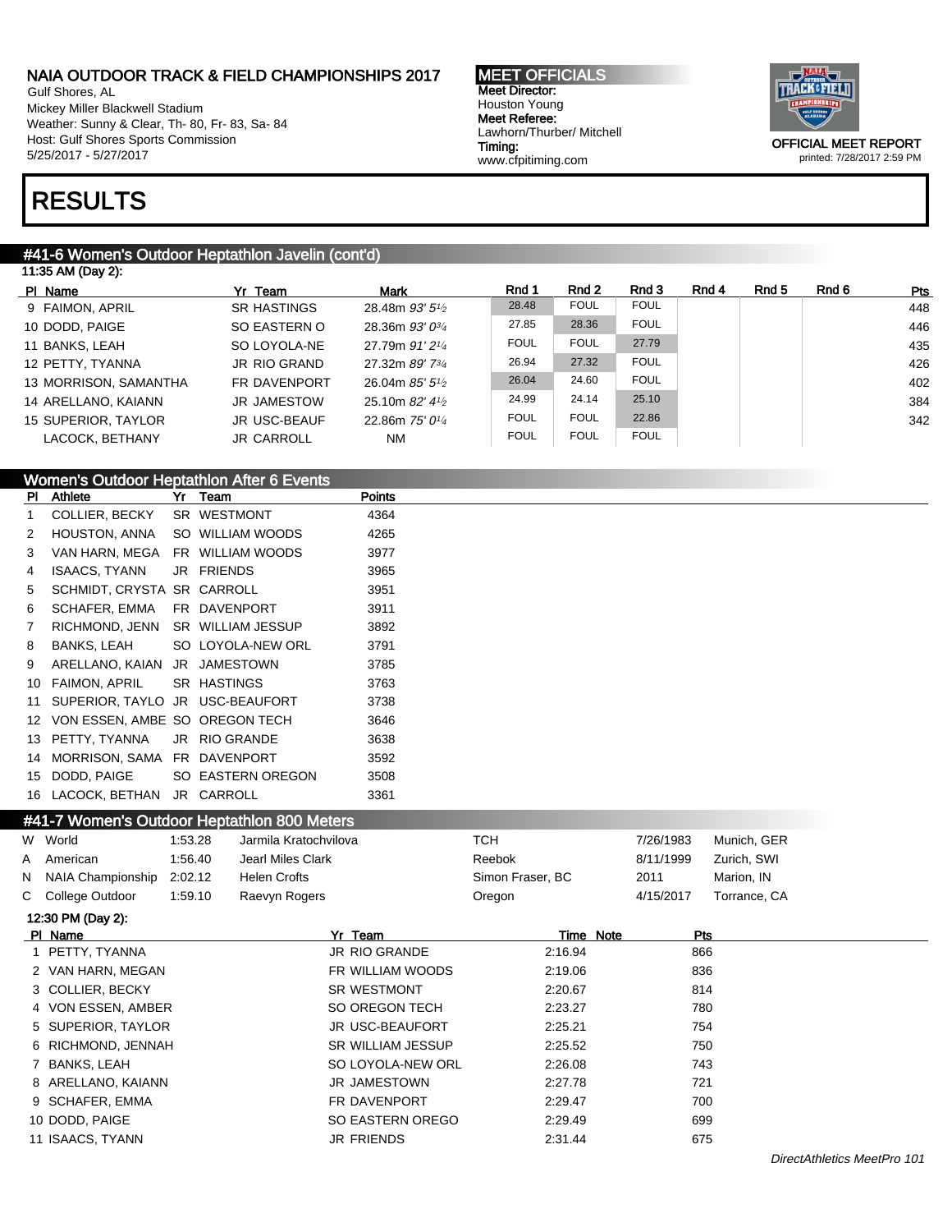# NAIA OUTDOOR TRACK & FIELD CHAMPIONSHIPS 2017

Gulf Shores, AL
Mickey Miller Blackwell Stadium
Weather: Sunny & Clear, Th- 80, Fr- 83, Sa- 84
Host: Gulf Shores Sports Commission
5/25/2017 - 5/27/2017

**MEET OFFICIALS**
**Meet Director:** Houston Young
**Meet Referee:** Lawhorn/Thurber/ Mitchell
**Timing:** www.cfpitiming.com

OFFICIAL MEET REPORT
printed: 7/28/2017 2:59 PM

# RESULTS

## #41-6 Women's Outdoor Heptathlon Javelin (cont'd)

11:35 AM (Day 2):

| Pl | Name | Yr | Team | Mark | Rnd 1 | Rnd 2 | Rnd 3 | Rnd 4 | Rnd 5 | Rnd 6 | Pts |
|---|---|---|---|---|---|---|---|---|---|---|---|
| 9 | FAIMON, APRIL | SR | HASTINGS | 28.48m 93' 5½ | 28.48 | FOUL | FOUL | | | | 448 |
| 10 | DODD, PAIGE | SO | EASTERN O | 28.36m 93' 0¾ | 27.85 | 28.36 | FOUL | | | | 446 |
| 11 | BANKS, LEAH | SO | LOYOLA-NE | 27.79m 91' 2¼ | FOUL | FOUL | 27.79 | | | | 435 |
| 12 | PETTY, TYANNA | JR | RIO GRAND | 27.32m 89' 7¾ | 26.94 | 27.32 | FOUL | | | | 426 |
| 13 | MORRISON, SAMANTHA | FR | DAVENPORT | 26.04m 85' 5½ | 26.04 | 24.60 | FOUL | | | | 402 |
| 14 | ARELLANO, KAIANN | JR | JAMESTOW | 25.10m 82' 4½ | 24.99 | 24.14 | 25.10 | | | | 384 |
| 15 | SUPERIOR, TAYLOR | JR | USC-BEAUF | 22.86m 75' 0¼ | FOUL | FOUL | 22.86 | | | | 342 |
| | LACOCK, BETHANY | JR | CARROLL | NM | FOUL | FOUL | FOUL | | | | |

## Women's Outdoor Heptathlon After 6 Events

| Pl | Athlete | Yr | Team | Points |
|---|---|---|---|---|
| 1 | COLLIER, BECKY | SR | WESTMONT | 4364 |
| 2 | HOUSTON, ANNA | SO | WILLIAM WOODS | 4265 |
| 3 | VAN HARN, MEGA | FR | WILLIAM WOODS | 3977 |
| 4 | ISAACS, TYANN | JR | FRIENDS | 3965 |
| 5 | SCHMIDT, CRYSTA | SR | CARROLL | 3951 |
| 6 | SCHAFER, EMMA | FR | DAVENPORT | 3911 |
| 7 | RICHMOND, JENN | SR | WILLIAM JESSUP | 3892 |
| 8 | BANKS, LEAH | SO | LOYOLA-NEW ORL | 3791 |
| 9 | ARELLANO, KAIAN | JR | JAMESTOWN | 3785 |
| 10 | FAIMON, APRIL | SR | HASTINGS | 3763 |
| 11 | SUPERIOR, TAYLO | JR | USC-BEAUFORT | 3738 |
| 12 | VON ESSEN, AMBE | SO | OREGON TECH | 3646 |
| 13 | PETTY, TYANNA | JR | RIO GRANDE | 3638 |
| 14 | MORRISON, SAMA | FR | DAVENPORT | 3592 |
| 15 | DODD, PAIGE | SO | EASTERN OREGON | 3508 |
| 16 | LACOCK, BETHAN | JR | CARROLL | 3361 |

## #41-7 Women's Outdoor Heptathlon 800 Meters

| | | | | | | |
|---|---|---|---|---|---|---|
| W | World | 1:53.28 | Jarmila Kratochvilova | TCH | 7/26/1983 | Munich, GER |
| A | American | 1:56.40 | Jearl Miles Clark | Reebok | 8/11/1999 | Zurich, SWI |
| N | NAIA Championship | 2:02.12 | Helen Crofts | Simon Fraser, BC | 2011 | Marion, IN |
| C | College Outdoor | 1:59.10 | Raevyn Rogers | Oregon | 4/15/2017 | Torrance, CA |

12:30 PM (Day 2):

| Pl | Name | Yr | Team | Time | Note | Pts |
|---|---|---|---|---|---|---|
| 1 | PETTY, TYANNA | JR | RIO GRANDE | 2:16.94 | | 866 |
| 2 | VAN HARN, MEGAN | FR | WILLIAM WOODS | 2:19.06 | | 836 |
| 3 | COLLIER, BECKY | SR | WESTMONT | 2:20.67 | | 814 |
| 4 | VON ESSEN, AMBER | SO | OREGON TECH | 2:23.27 | | 780 |
| 5 | SUPERIOR, TAYLOR | JR | USC-BEAUFORT | 2:25.21 | | 754 |
| 6 | RICHMOND, JENNAH | SR | WILLIAM JESSUP | 2:25.52 | | 750 |
| 7 | BANKS, LEAH | SO | LOYOLA-NEW ORL | 2:26.08 | | 743 |
| 8 | ARELLANO, KAIANN | JR | JAMESTOWN | 2:27.78 | | 721 |
| 9 | SCHAFER, EMMA | FR | DAVENPORT | 2:29.47 | | 700 |
| 10 | DODD, PAIGE | SO | EASTERN OREGO | 2:29.49 | | 699 |
| 11 | ISAACS, TYANN | JR | FRIENDS | 2:31.44 | | 675 |

DirectAthletics MeetPro 101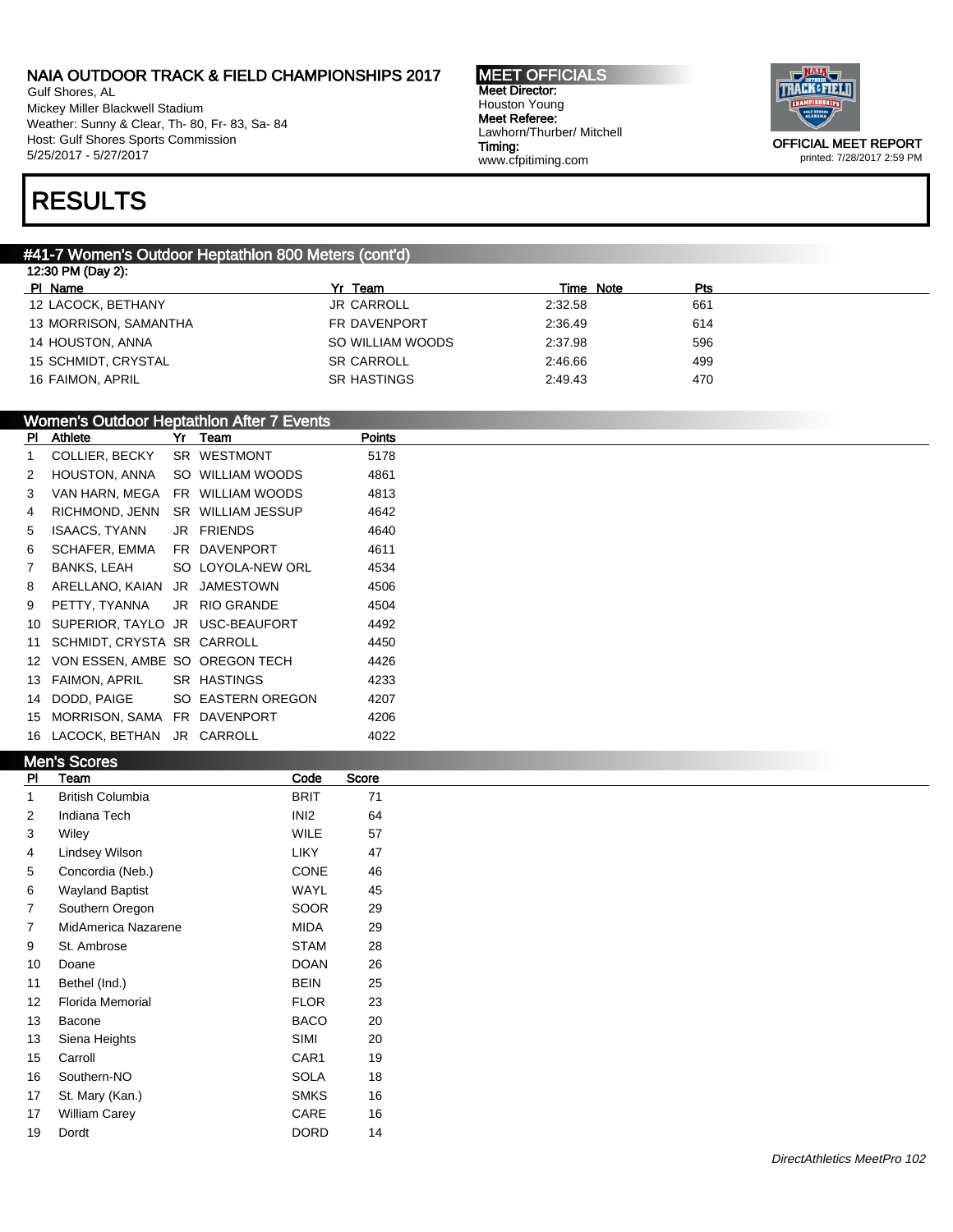# RESULTS

## #41-7 Women's Outdoor Heptathlon 800 Meters (cont'd)

12:30 PM (Day 2):

| Pl | Name | Yr | Team | Time | Note | Pts |
|---|---|---|---|---|---|---|
| 12 | LACOCK, BETHANY | JR | CARROLL | 2:32.58 | | 661 |
| 13 | MORRISON, SAMANTHA | FR | DAVENPORT | 2:36.49 | | 614 |
| 14 | HOUSTON, ANNA | SO | WILLIAM WOODS | 2:37.98 | | 596 |
| 15 | SCHMIDT, CRYSTAL | SR | CARROLL | 2:46.66 | | 499 |
| 16 | FAIMON, APRIL | SR | HASTINGS | 2:49.43 | | 470 |

## Women's Outdoor Heptathlon After 7 Events

| Pl | Athlete | Yr | Team | Points |
|---|---|---|---|---|
| 1 | COLLIER, BECKY | SR | WESTMONT | 5178 |
| 2 | HOUSTON, ANNA | SO | WILLIAM WOODS | 4861 |
| 3 | VAN HARN, MEGA | FR | WILLIAM WOODS | 4813 |
| 4 | RICHMOND, JENN | SR | WILLIAM JESSUP | 4642 |
| 5 | ISAACS, TYANN | JR | FRIENDS | 4640 |
| 6 | SCHAFER, EMMA | FR | DAVENPORT | 4611 |
| 7 | BANKS, LEAH | SO | LOYOLA-NEW ORL | 4534 |
| 8 | ARELLANO, KAIAN | JR | JAMESTOWN | 4506 |
| 9 | PETTY, TYANNA | JR | RIO GRANDE | 4504 |
| 10 | SUPERIOR, TAYLO | JR | USC-BEAUFORT | 4492 |
| 11 | SCHMIDT, CRYSTA | SR | CARROLL | 4450 |
| 12 | VON ESSEN, AMBE | SO | OREGON TECH | 4426 |
| 13 | FAIMON, APRIL | SR | HASTINGS | 4233 |
| 14 | DODD, PAIGE | SO | EASTERN OREGON | 4207 |
| 15 | MORRISON, SAMA | FR | DAVENPORT | 4206 |
| 16 | LACOCK, BETHAN | JR | CARROLL | 4022 |

## Men's Scores

| Pl | Team | Code | Score |
|---|---|---|---|
| 1 | British Columbia | BRIT | 71 |
| 2 | Indiana Tech | INI2 | 64 |
| 3 | Wiley | WILE | 57 |
| 4 | Lindsey Wilson | LIKY | 47 |
| 5 | Concordia (Neb.) | CONE | 46 |
| 6 | Wayland Baptist | WAYL | 45 |
| 7 | Southern Oregon | SOOR | 29 |
| 7 | MidAmerica Nazarene | MIDA | 29 |
| 9 | St. Ambrose | STAM | 28 |
| 10 | Doane | DOAN | 26 |
| 11 | Bethel (Ind.) | BEIN | 25 |
| 12 | Florida Memorial | FLOR | 23 |
| 13 | Bacone | BACO | 20 |
| 13 | Siena Heights | SIMI | 20 |
| 15 | Carroll | CAR1 | 19 |
| 16 | Southern-NO | SOLA | 18 |
| 17 | St. Mary (Kan.) | SMKS | 16 |
| 17 | William Carey | CARE | 16 |
| 19 | Dordt | DORD | 14 |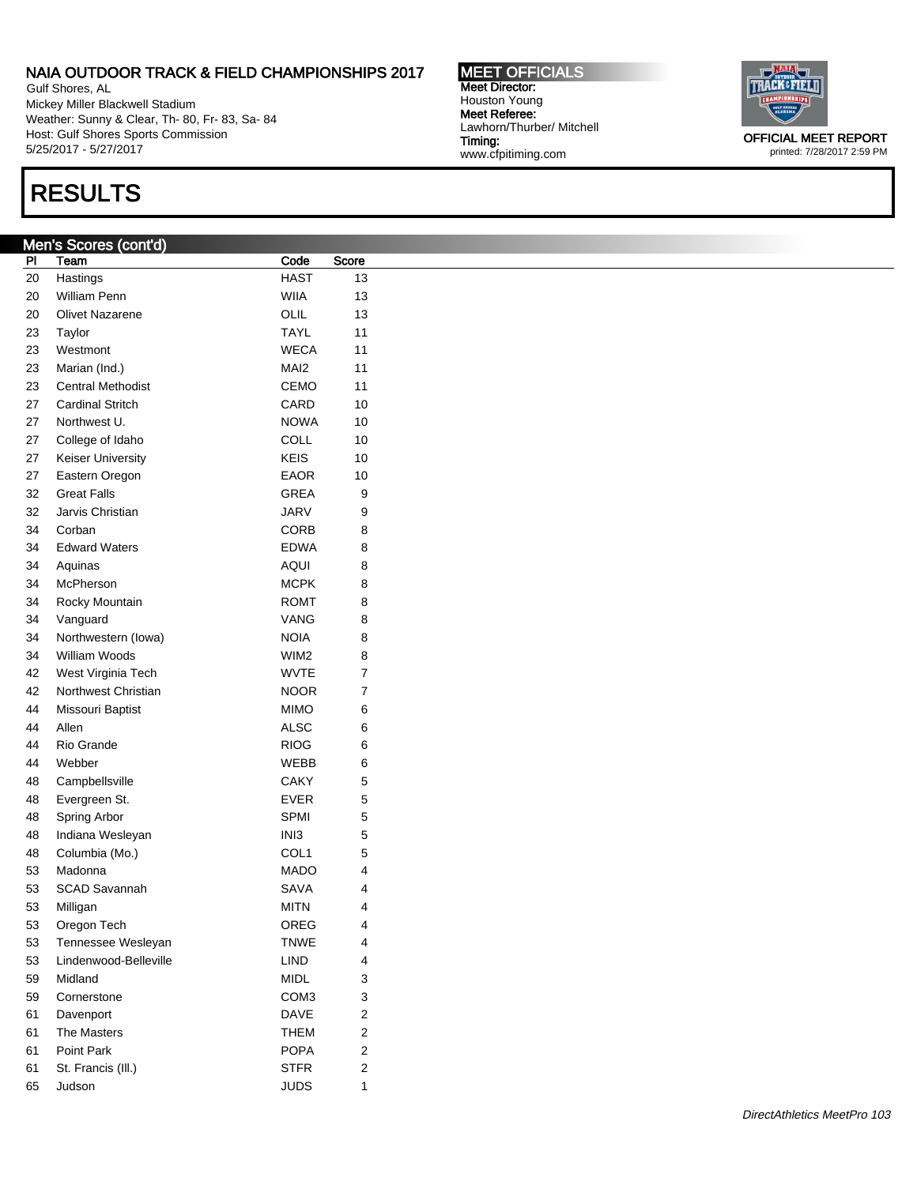# NAIA OUTDOOR TRACK & FIELD CHAMPIONSHIPS 2017

Gulf Shores, AL
Mickey Miller Blackwell Stadium
Weather: Sunny & Clear, Th- 80, Fr- 83, Sa- 84
Host: Gulf Shores Sports Commission
5/25/2017 - 5/27/2017

**MEET OFFICIALS**
**Meet Director:**
Houston Young
**Meet Referee:**
Lawhorn/Thurber/ Mitchell
**Timing:**
www.cfpitiming.com

**OFFICIAL MEET REPORT**
printed: 7/28/2017 2:59 PM

# RESULTS

## Men's Scores (cont'd)

| Pl | Team | Code | Score |
|---|---|---|---|
| 20 | Hastings | HAST | 13 |
| 20 | William Penn | WIIA | 13 |
| 20 | Olivet Nazarene | OLIL | 13 |
| 23 | Taylor | TAYL | 11 |
| 23 | Westmont | WECA | 11 |
| 23 | Marian (Ind.) | MAI2 | 11 |
| 23 | Central Methodist | CEMO | 11 |
| 27 | Cardinal Stritch | CARD | 10 |
| 27 | Northwest U. | NOWA | 10 |
| 27 | College of Idaho | COLL | 10 |
| 27 | Keiser University | KEIS | 10 |
| 27 | Eastern Oregon | EAOR | 10 |
| 32 | Great Falls | GREA | 9 |
| 32 | Jarvis Christian | JARV | 9 |
| 34 | Corban | CORB | 8 |
| 34 | Edward Waters | EDWA | 8 |
| 34 | Aquinas | AQUI | 8 |
| 34 | McPherson | MCPK | 8 |
| 34 | Rocky Mountain | ROMT | 8 |
| 34 | Vanguard | VANG | 8 |
| 34 | Northwestern (Iowa) | NOIA | 8 |
| 34 | William Woods | WIM2 | 8 |
| 42 | West Virginia Tech | WVTE | 7 |
| 42 | Northwest Christian | NOOR | 7 |
| 44 | Missouri Baptist | MIMO | 6 |
| 44 | Allen | ALSC | 6 |
| 44 | Rio Grande | RIOG | 6 |
| 44 | Webber | WEBB | 6 |
| 48 | Campbellsville | CAKY | 5 |
| 48 | Evergreen St. | EVER | 5 |
| 48 | Spring Arbor | SPMI | 5 |
| 48 | Indiana Wesleyan | INI3 | 5 |
| 48 | Columbia (Mo.) | COL1 | 5 |
| 53 | Madonna | MADO | 4 |
| 53 | SCAD Savannah | SAVA | 4 |
| 53 | Milligan | MITN | 4 |
| 53 | Oregon Tech | OREG | 4 |
| 53 | Tennessee Wesleyan | TNWE | 4 |
| 53 | Lindenwood-Belleville | LIND | 4 |
| 59 | Midland | MIDL | 3 |
| 59 | Cornerstone | COM3 | 3 |
| 61 | Davenport | DAVE | 2 |
| 61 | The Masters | THEM | 2 |
| 61 | Point Park | POPA | 2 |
| 61 | St. Francis (Ill.) | STFR | 2 |
| 65 | Judson | JUDS | 1 |

*DirectAthletics MeetPro 103*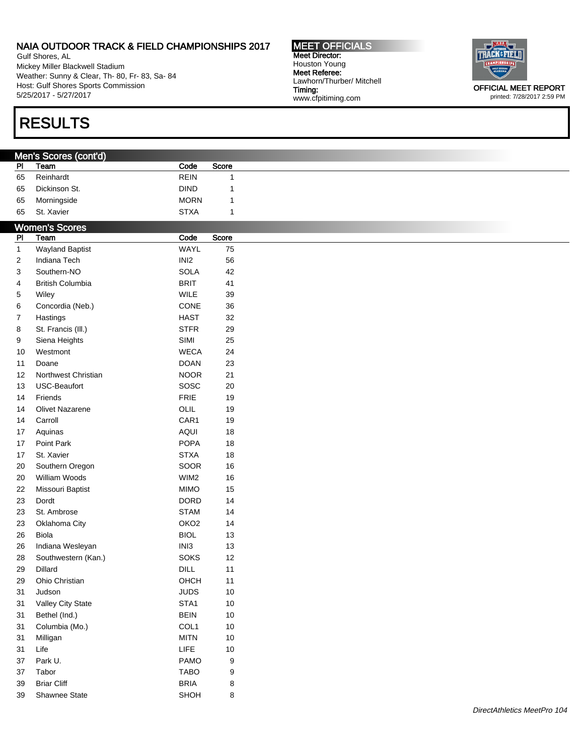# RESULTS

## Men's Scores (cont'd)

| Pl | Team | Code | Score |
|---|---|---|---|
| 65 | Reinhardt | REIN | 1 |
| 65 | Dickinson St. | DIND | 1 |
| 65 | Morningside | MORN | 1 |
| 65 | St. Xavier | STXA | 1 |

## Women's Scores

| Pl | Team | Code | Score |
|---|---|---|---|
| 1 | Wayland Baptist | WAYL | 75 |
| 2 | Indiana Tech | INI2 | 56 |
| 3 | Southern-NO | SOLA | 42 |
| 4 | British Columbia | BRIT | 41 |
| 5 | Wiley | WILE | 39 |
| 6 | Concordia (Neb.) | CONE | 36 |
| 7 | Hastings | HAST | 32 |
| 8 | St. Francis (Ill.) | STFR | 29 |
| 9 | Siena Heights | SIMI | 25 |
| 10 | Westmont | WECA | 24 |
| 11 | Doane | DOAN | 23 |
| 12 | Northwest Christian | NOOR | 21 |
| 13 | USC-Beaufort | SOSC | 20 |
| 14 | Friends | FRIE | 19 |
| 14 | Olivet Nazarene | OLIL | 19 |
| 14 | Carroll | CAR1 | 19 |
| 17 | Aquinas | AQUI | 18 |
| 17 | Point Park | POPA | 18 |
| 17 | St. Xavier | STXA | 18 |
| 20 | Southern Oregon | SOOR | 16 |
| 20 | William Woods | WIM2 | 16 |
| 22 | Missouri Baptist | MIMO | 15 |
| 23 | Dordt | DORD | 14 |
| 23 | St. Ambrose | STAM | 14 |
| 23 | Oklahoma City | OKO2 | 14 |
| 26 | Biola | BIOL | 13 |
| 26 | Indiana Wesleyan | INI3 | 13 |
| 28 | Southwestern (Kan.) | SOKS | 12 |
| 29 | Dillard | DILL | 11 |
| 29 | Ohio Christian | OHCH | 11 |
| 31 | Judson | JUDS | 10 |
| 31 | Valley City State | STA1 | 10 |
| 31 | Bethel (Ind.) | BEIN | 10 |
| 31 | Columbia (Mo.) | COL1 | 10 |
| 31 | Milligan | MITN | 10 |
| 31 | Life | LIFE | 10 |
| 37 | Park U. | PAMO | 9 |
| 37 | Tabor | TABO | 9 |
| 39 | Briar Cliff | BRIA | 8 |
| 39 | Shawnee State | SHOH | 8 |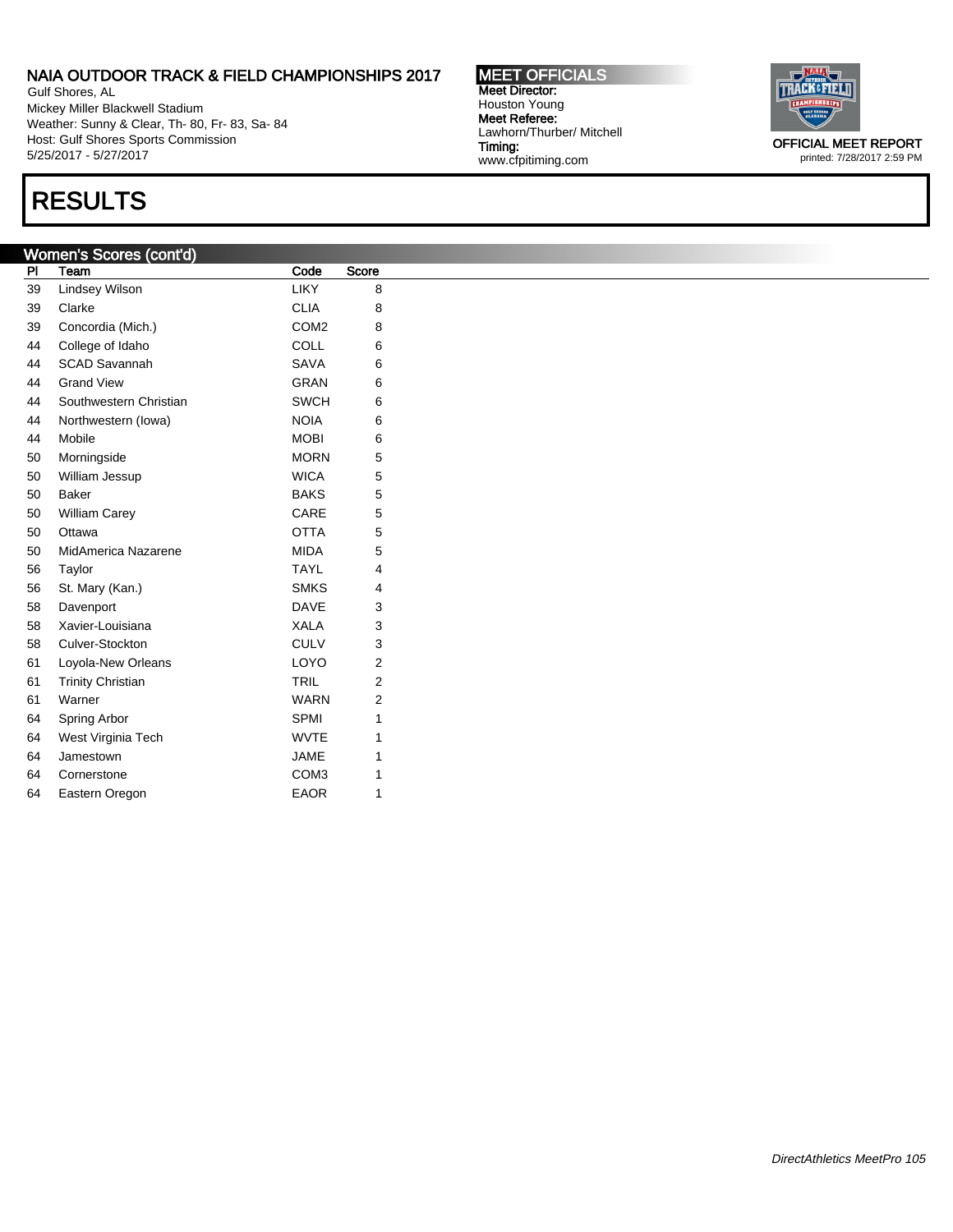# RESULTS

## Women's Scores (cont'd)

| Pl | Team | Code | Score |
|---|---|---|---|
| 39 | Lindsey Wilson | LIKY | 8 |
| 39 | Clarke | CLIA | 8 |
| 39 | Concordia (Mich.) | COM2 | 8 |
| 44 | College of Idaho | COLL | 6 |
| 44 | SCAD Savannah | SAVA | 6 |
| 44 | Grand View | GRAN | 6 |
| 44 | Southwestern Christian | SWCH | 6 |
| 44 | Northwestern (Iowa) | NOIA | 6 |
| 44 | Mobile | MOBI | 6 |
| 50 | Morningside | MORN | 5 |
| 50 | William Jessup | WICA | 5 |
| 50 | Baker | BAKS | 5 |
| 50 | William Carey | CARE | 5 |
| 50 | Ottawa | OTTA | 5 |
| 50 | MidAmerica Nazarene | MIDA | 5 |
| 56 | Taylor | TAYL | 4 |
| 56 | St. Mary (Kan.) | SMKS | 4 |
| 58 | Davenport | DAVE | 3 |
| 58 | Xavier-Louisiana | XALA | 3 |
| 58 | Culver-Stockton | CULV | 3 |
| 61 | Loyola-New Orleans | LOYO | 2 |
| 61 | Trinity Christian | TRIL | 2 |
| 61 | Warner | WARN | 2 |
| 64 | Spring Arbor | SPMI | 1 |
| 64 | West Virginia Tech | WVTE | 1 |
| 64 | Jamestown | JAME | 1 |
| 64 | Cornerstone | COM3 | 1 |
| 64 | Eastern Oregon | EAOR | 1 |